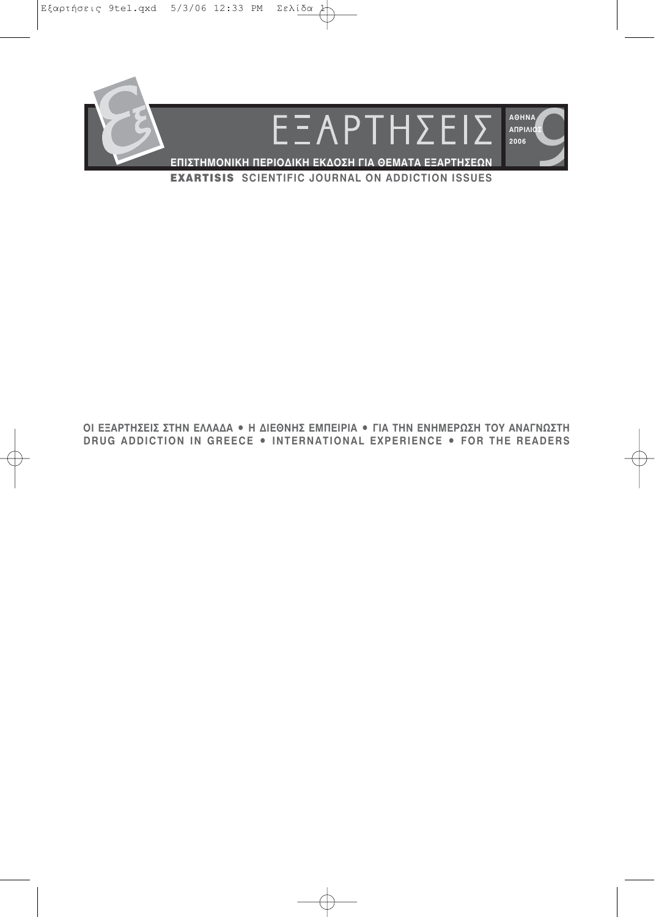# ΕΞΑΡΤΗΣΕΙΣ

ΑΘΗΝΑ
ΑΠΡΙΛΙΟΣ
2006

9

**ΕΠΙΣΤΗΜΟΝΙΚΗ ΠΕΡΙΟΔΙΚΗ ΕΚΔΟΣΗ ΓΙΑ ΘΕΜΑΤΑ ΕΞΑΡΤΗΣΕΩΝ**

**EXARTISIS SCIENTIFIC JOURNAL ON ADDICTION ISSUES**

**ΟΙ ΕΞΑΡΤΗΣΕΙΣ ΣΤΗΝ ΕΛΛΑΔΑ • Η ΔΙΕΘΝΗΣ ΕΜΠΕΙΡΙΑ • ΓΙΑ ΤΗΝ ΕΝΗΜΕΡΩΣΗ ΤΟΥ ΑΝΑΓΝΩΣΤΗ**

**DRUG ADDICTION IN GREECE • INTERNATIONAL EXPERIENCE • FOR THE READERS**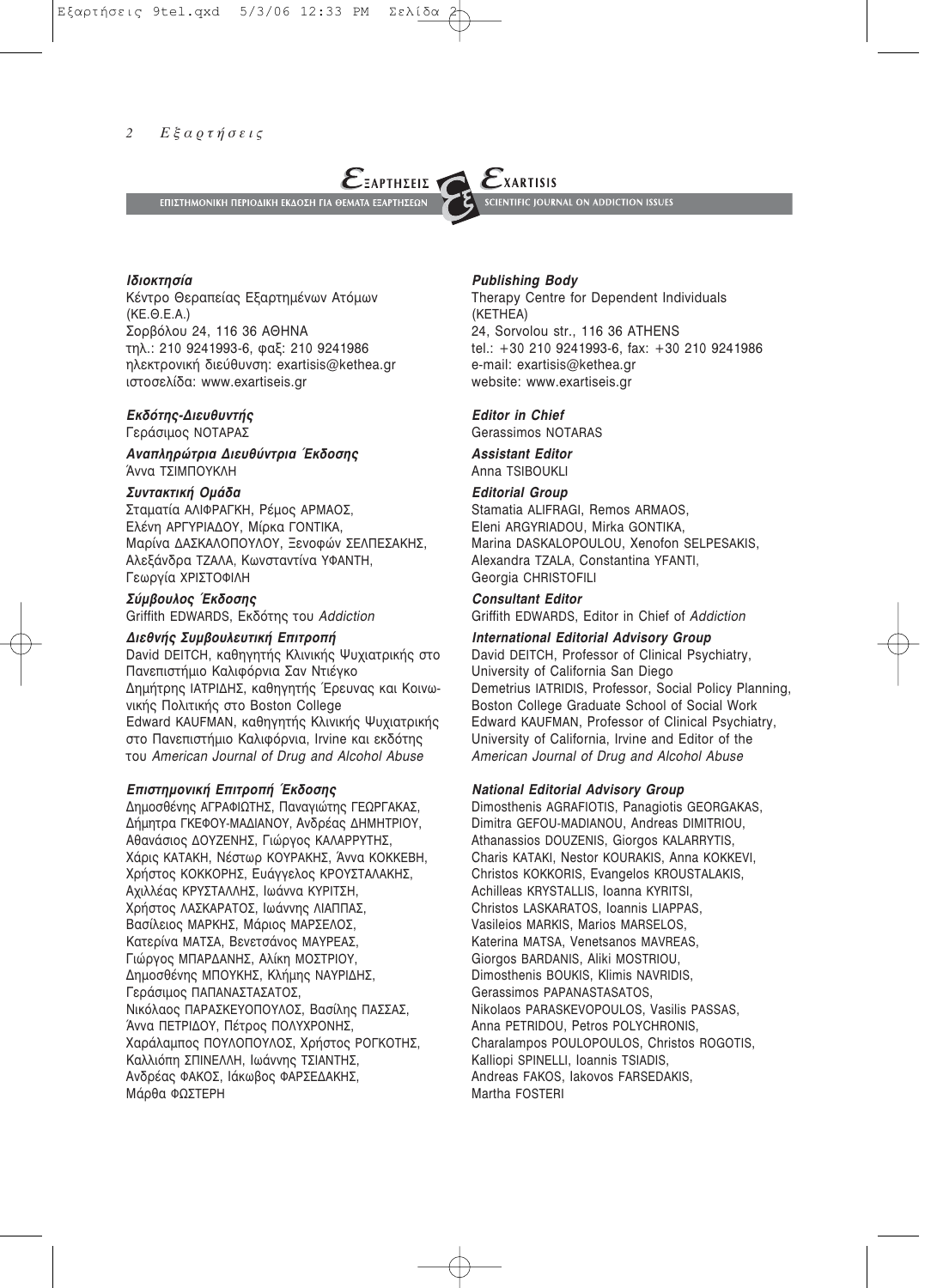**ΕΞΑΡΤΗΣΕΙΣ** — ΕΠΙΣΤΗΜΟΝΙΚΗ ΠΕΡΙΟΔΙΚΗ ΕΚΔΟΣΗ ΓΙΑ ΘΕΜΑΤΑ ΕΞΑΡΤΗΣΕΩΝ

**EXARTISIS** — SCIENTIFIC JOURNAL ON ADDICTION ISSUES

***Ιδιοκτησία***
Κέντρο Θεραπείας Εξαρτημένων Ατόμων (ΚΕ.Θ.Ε.Α.)
Σορβόλου 24, 116 36 ΑΘΗΝΑ
τηλ.: 210 9241993-6, φαξ: 210 9241986
ηλεκτρονική διεύθυνση: exartisis@kethea.gr
ιστοσελίδα: www.exartiseis.gr

***Εκδότης-Διευθυντής***
Γεράσιμος ΝΟΤΑΡΑΣ

***Αναπληρώτρια Διευθύντρια Έκδοσης***
Άννα ΤΣΙΜΠΟΥΚΛΗ

***Συντακτική Ομάδα***
Σταματία ΑΛΙΦΡΑΓΚΗ, Ρέμος ΑΡΜΑΟΣ, Ελένη ΑΡΓΥΡΙΑΔΟΥ, Μίρκα ΓΟΝΤΙΚΑ, Μαρίνα ΔΑΣΚΑΛΟΠΟΥΛΟΥ, Ξενοφών ΣΕΛΠΕΣΑΚΗΣ, Αλεξάνδρα ΤΖΑΛΑ, Κωνσταντίνα ΥΦΑΝΤΗ, Γεωργία ΧΡΙΣΤΟΦΙΛΗ

***Σύμβουλος Έκδοσης***
Griffith EDWARDS, Εκδότης του *Addiction*

***Διεθνής Συμβουλευτική Επιτροπή***
David DEITCH, καθηγητής Κλινικής Ψυχιατρικής στο Πανεπιστήμιο Καλιφόρνια Σαν Ντιέγκο
Δημήτρης ΙΑΤΡΙΔΗΣ, καθηγητής Έρευνας και Κοινωνικής Πολιτικής στο Boston College
Edward KAUFMAN, καθηγητής Κλινικής Ψυχιατρικής στο Πανεπιστήμιο Καλιφόρνια, Irvine και εκδότης του *American Journal of Drug and Alcohol Abuse*

***Επιστημονική Επιτροπή Έκδοσης***
Δημοσθένης ΑΓΡΑΦΙΩΤΗΣ, Παναγιώτης ΓΕΩΡΓΑΚΑΣ, Δήμητρα ΓΚΕΦΟΥ-ΜΑΔΙΑΝΟΥ, Ανδρέας ΔΗΜΗΤΡΙΟΥ, Αθανάσιος ΔΟΥΖΕΝΗΣ, Γιώργος ΚΑΛΑΡΡΥΤΗΣ, Χάρις ΚΑΤΑΚΗ, Νέστωρ ΚΟΥΡΑΚΗΣ, Άννα ΚΟΚΚΕΒΗ, Χρήστος ΚΟΚΚΟΡΗΣ, Ευάγγελος ΚΡΟΥΣΤΑΛΑΚΗΣ, Αχιλλέας ΚΡΥΣΤΑΛΛΗΣ, Ιωάννα ΚΥΡΙΤΣΗ, Χρήστος ΛΑΣΚΑΡΑΤΟΣ, Ιωάννης ΛΙΑΠΠΑΣ, Βασίλειος ΜΑΡΚΗΣ, Μάριος ΜΑΡΣΕΛΟΣ, Κατερίνα ΜΑΤΣΑ, Βενετσάνος ΜΑΥΡΕΑΣ, Γιώργος ΜΠΑΡΔΑΝΗΣ, Αλίκη ΜΟΣΤΡΙΟΥ, Δημοσθένης ΜΠΟΥΚΗΣ, Κλήμης ΝΑΥΡΙΔΗΣ, Γεράσιμος ΠΑΠΑΝΑΣΤΑΣΑΤΟΣ, Νικόλαος ΠΑΡΑΣΚΕΥΟΠΟΥΛΟΣ, Βασίλης ΠΑΣΣΑΣ, Άννα ΠΕΤΡΙΔΟΥ, Πέτρος ΠΟΛΥΧΡΟΝΗΣ, Χαράλαμπος ΠΟΥΛΟΠΟΥΛΟΣ, Χρήστος ΡΟΓΚΟΤΗΣ, Καλλιόπη ΣΠΙΝΕΛΛΗ, Ιωάννης ΤΣΙΑΝΤΗΣ, Ανδρέας ΦΑΚΟΣ, Ιάκωβος ΦΑΡΣΕΔΑΚΗΣ, Μάρθα ΦΩΣΤΕΡΗ

***Publishing Body***
Therapy Centre for Dependent Individuals (KETHEA)
24, Sorvolou str., 116 36 ATHENS
tel.: +30 210 9241993-6, fax: +30 210 9241986
e-mail: exartisis@kethea.gr
website: www.exartiseis.gr

***Editor in Chief***
Gerassimos NOTARAS

***Assistant Editor***
Anna TSIBOUKLI

***Editorial Group***
Stamatia ALIFRAGI, Remos ARMAOS, Eleni ARGYRIADOU, Mirka GONTIKA, Marina DASKALOPOULOU, Xenofon SELPESAKIS, Alexandra TZALA, Constantina YFANTI, Georgia CHRISTOFILI

***Consultant Editor***
Griffith EDWARDS, Editor in Chief of *Addiction*

***International Editorial Advisory Group***
David DEITCH, Professor of Clinical Psychiatry, University of California San Diego
Demetrius IATRIDIS, Professor, Social Policy Planning, Boston College Graduate School of Social Work
Edward KAUFMAN, Professor of Clinical Psychiatry, University of California, Irvine and Editor of the *American Journal of Drug and Alcohol Abuse*

***National Editorial Advisory Group***
Dimosthenis AGRAFIOTIS, Panagiotis GEORGAKAS, Dimitra GEFOU-MADIANOU, Andreas DIMITRIOU, Athanassios DOUZENIS, Giorgos KALARRYTIS, Charis KATAKI, Nestor KOURAKIS, Anna KOKKEVI, Christos KOKKORIS, Evangelos KROUSTALAKIS, Achilleas KRYSTALLIS, Ioanna KYRITSI, Christos LASKARATOS, Ioannis LIAPPAS, Vasileios MARKIS, Marios MARSELOS, Katerina MATSA, Venetsanos MAVREAS, Giorgos BARDANIS, Aliki MOSTRIOU, Dimosthenis BOUKIS, Klimis NAVRIDIS, Gerassimos PAPANASTASATOS, Nikolaos PARASKEVOPOULOS, Vasilis PASSAS, Anna PETRIDOU, Petros POLYCHRONIS, Charalampos POULOPOULOS, Christos ROGOTIS, Kalliopi SPINELLI, Ioannis TSIADIS, Andreas FAKOS, Iakovos FARSEDAKIS, Martha FOSTERI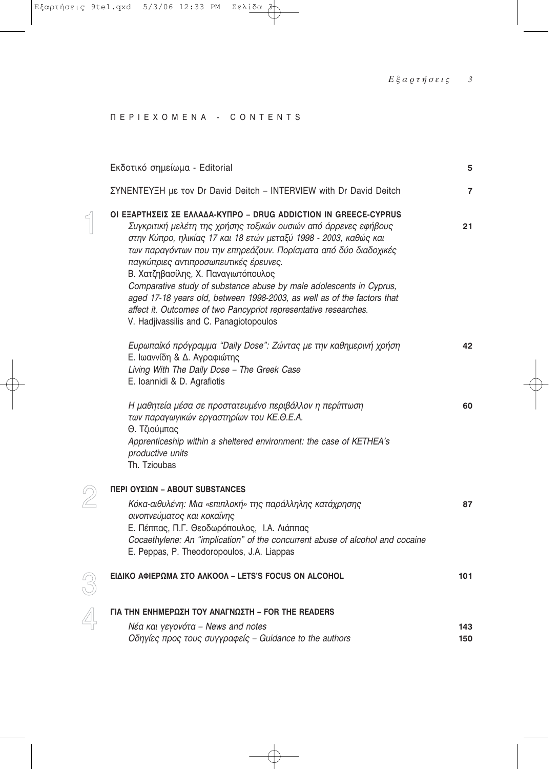# ΠΕΡΙΕΧΟΜΕΝΑ - CONTENTS

| | |
|---|---|
| Εκδοτικό σημείωμα - Editorial | 5 |
| ΣΥΝΕΝΤΕΥΞΗ με τον Dr David Deitch – INTERVIEW with Dr David Deitch | 7 |

## 1 ΟΙ ΕΞΑΡΤΗΣΕΙΣ ΣΕ ΕΛΛΑΔΑ-ΚΥΠΡΟ – DRUG ADDICTION IN GREECE-CYPRUS

*Συγκριτική μελέτη της χρήσης τοξικών ουσιών από άρρενες εφήβους στην Κύπρο, ηλικίας 17 και 18 ετών μεταξύ 1998 - 2003, καθώς και των παραγόντων που την επηρεάζουν. Πορίσματα από δύο διαδοχικές παγκύπριες αντιπροσωπευτικές έρευνες.* — 21
Β. Χατζηβασίλης, Χ. Παναγιωτόπουλος
*Comparative study of substance abuse by male adolescents in Cyprus, aged 17-18 years old, between 1998-2003, as well as of the factors that affect it. Outcomes of two Pancypriot representative researches.*
V. Hadjivassilis and C. Panagiotopoulos

*Ευρωπαϊκό πρόγραμμα "Daily Dose": Ζώντας με την καθημερινή χρήση* — 42
Ε. Ιωαννίδη & Δ. Αγραφιώτης
*Living With The Daily Dose – The Greek Case*
E. Ioannidi & D. Agrafiotis

*Η μαθητεία μέσα σε προστατευμένο περιβάλλον η περίπτωση των παραγωγικών εργαστηρίων του ΚΕ.Θ.Ε.Α.* — 60
Θ. Τζιούμπας
*Apprenticeship within a sheltered environment: the case of KETHEA's productive units*
Th. Tzioubas

## 2 ΠΕΡΙ ΟΥΣΙΩΝ – ABOUT SUBSTANCES

*Κόκα-αιθυλένη: Μια «επιπλοκή» της παράλληλης κατάχρησης οινοπνεύματος και κοκαΐνης* — 87
Ε. Πέππας, Π.Γ. Θεοδωρόπουλος, Ι.Α. Λιάππας
*Cocaethylene: An "implication" of the concurrent abuse of alcohol and cocaine*
E. Peppas, P. Theodoropoulos, J.A. Liappas

## 3 ΕΙΔΙΚΟ ΑΦΙΕΡΩΜΑ ΣΤΟ ΑΛΚΟΟΛ – LETS'S FOCUS ON ALCOHOL — 101

## 4 ΓΙΑ ΤΗΝ ΕΝΗΜΕΡΩΣΗ ΤΟΥ ΑΝΑΓΝΩΣΤΗ – FOR THE READERS

*Νέα και γεγονότα – News and notes* — 143
*Οδηγίες προς τους συγγραφείς – Guidance to the authors* — 150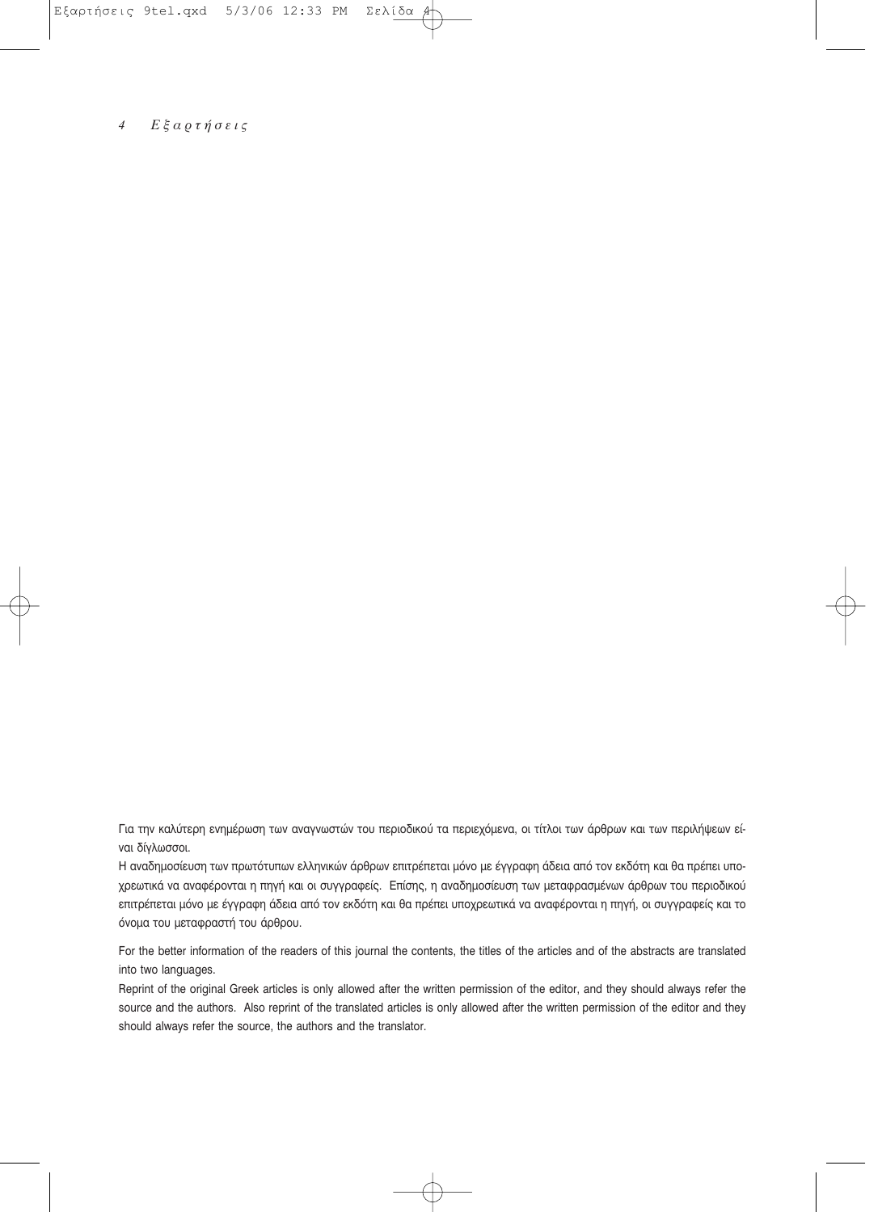Για την καλύτερη ενημέρωση των αναγνωστών του περιοδικού τα περιεχόμενα, οι τίτλοι των άρθρων και των περιλήψεων είναι δίγλωσσοι.

Η αναδημοσίευση των πρωτότυπων ελληνικών άρθρων επιτρέπεται μόνο με έγγραφη άδεια από τον εκδότη και θα πρέπει υποχρεωτικά να αναφέρονται η πηγή και οι συγγραφείς. Επίσης, η αναδημοσίευση των μεταφρασμένων άρθρων του περιοδικού επιτρέπεται μόνο με έγγραφη άδεια από τον εκδότη και θα πρέπει υποχρεωτικά να αναφέρονται η πηγή, οι συγγραφείς και το όνομα του μεταφραστή του άρθρου.

For the better information of the readers of this journal the contents, the titles of the articles and of the abstracts are translated into two languages.

Reprint of the original Greek articles is only allowed after the written permission of the editor, and they should always refer the source and the authors. Also reprint of the translated articles is only allowed after the written permission of the editor and they should always refer the source, the authors and the translator.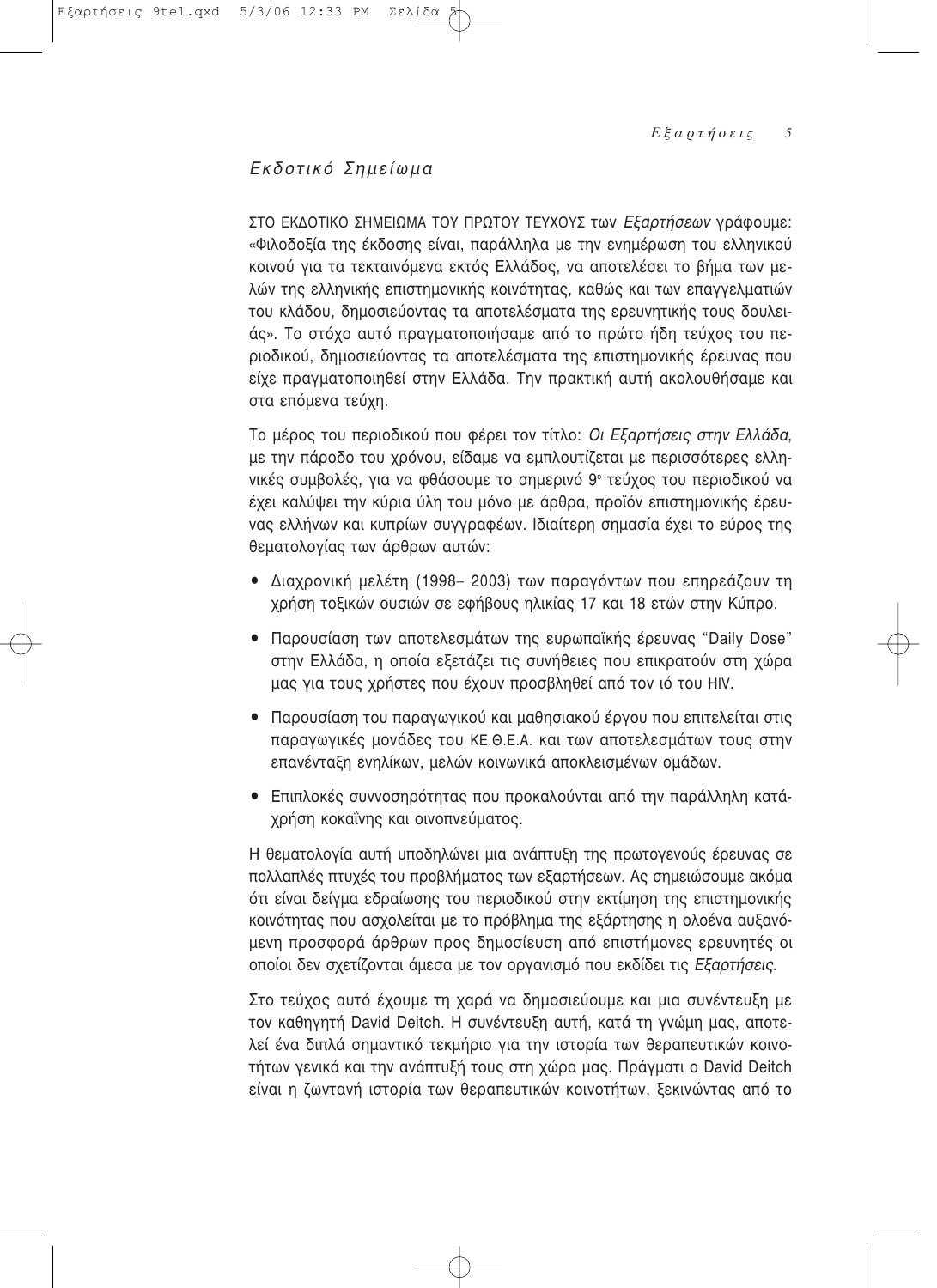## *Εκδοτικό Σημείωμα*

ΣΤΟ ΕΚΔΟΤΙΚΟ ΣΗΜΕΙΩΜΑ ΤΟΥ ΠΡΩΤΟΥ ΤΕΥΧΟΥΣ των *Εξαρτήσεων* γράφουμε: «Φιλοδοξία της έκδοσης είναι, παράλληλα με την ενημέρωση του ελληνικού κοινού για τα τεκταινόμενα εκτός Ελλάδος, να αποτελέσει το βήμα των μελών της ελληνικής επιστημονικής κοινότητας, καθώς και των επαγγελματιών του κλάδου, δημοσιεύοντας τα αποτελέσματα της ερευνητικής τους δουλειάς». Το στόχο αυτό πραγματοποιήσαμε από το πρώτο ήδη τεύχος του περιοδικού, δημοσιεύοντας τα αποτελέσματα της επιστημονικής έρευνας που είχε πραγματοποιηθεί στην Ελλάδα. Την πρακτική αυτή ακολουθήσαμε και στα επόμενα τεύχη.

Το μέρος του περιοδικού που φέρει τον τίτλο: *Οι Εξαρτήσεις στην Ελλάδα*, με την πάροδο του χρόνου, είδαμε να εμπλουτίζεται με περισσότερες ελληνικές συμβολές, για να φθάσουμε το σημερινό 9ο τεύχος του περιοδικού να έχει καλύψει την κύρια ύλη του μόνο με άρθρα, προϊόν επιστημονικής έρευνας ελλήνων και κυπρίων συγγραφέων. Ιδιαίτερη σημασία έχει το εύρος της θεματολογίας των άρθρων αυτών:

- Διαχρονική μελέτη (1998– 2003) των παραγόντων που επηρεάζουν τη χρήση τοξικών ουσιών σε εφήβους ηλικίας 17 και 18 ετών στην Κύπρο.
- Παρουσίαση των αποτελεσμάτων της ευρωπαϊκής έρευνας "Daily Dose" στην Ελλάδα, η οποία εξετάζει τις συνήθειες που επικρατούν στη χώρα μας για τους χρήστες που έχουν προσβληθεί από τον ιό του HIV.
- Παρουσίαση του παραγωγικού και μαθησιακού έργου που επιτελείται στις παραγωγικές μονάδες του ΚΕ.Θ.Ε.Α. και των αποτελεσμάτων τους στην επανένταξη ενηλίκων, μελών κοινωνικά αποκλεισμένων ομάδων.
- Επιπλοκές συννοσηρότητας που προκαλούνται από την παράλληλη κατάχρηση κοκαΐνης και οινοπνεύματος.

Η θεματολογία αυτή υποδηλώνει μια ανάπτυξη της πρωτογενούς έρευνας σε πολλαπλές πτυχές του προβλήματος των εξαρτήσεων. Ας σημειώσουμε ακόμα ότι είναι δείγμα εδραίωσης του περιοδικού στην εκτίμηση της επιστημονικής κοινότητας που ασχολείται με το πρόβλημα της εξάρτησης η ολοένα αυξανόμενη προσφορά άρθρων προς δημοσίευση από επιστήμονες ερευνητές οι οποίοι δεν σχετίζονται άμεσα με τον οργανισμό που εκδίδει τις *Εξαρτήσεις*.

Στο τεύχος αυτό έχουμε τη χαρά να δημοσιεύουμε και μια συνέντευξη με τον καθηγητή David Deitch. Η συνέντευξη αυτή, κατά τη γνώμη μας, αποτελεί ένα διπλά σημαντικό τεκμήριο για την ιστορία των θεραπευτικών κοινοτήτων γενικά και την ανάπτυξή τους στη χώρα μας. Πράγματι ο David Deitch είναι η ζωντανή ιστορία των θεραπευτικών κοινοτήτων, ξεκινώντας από το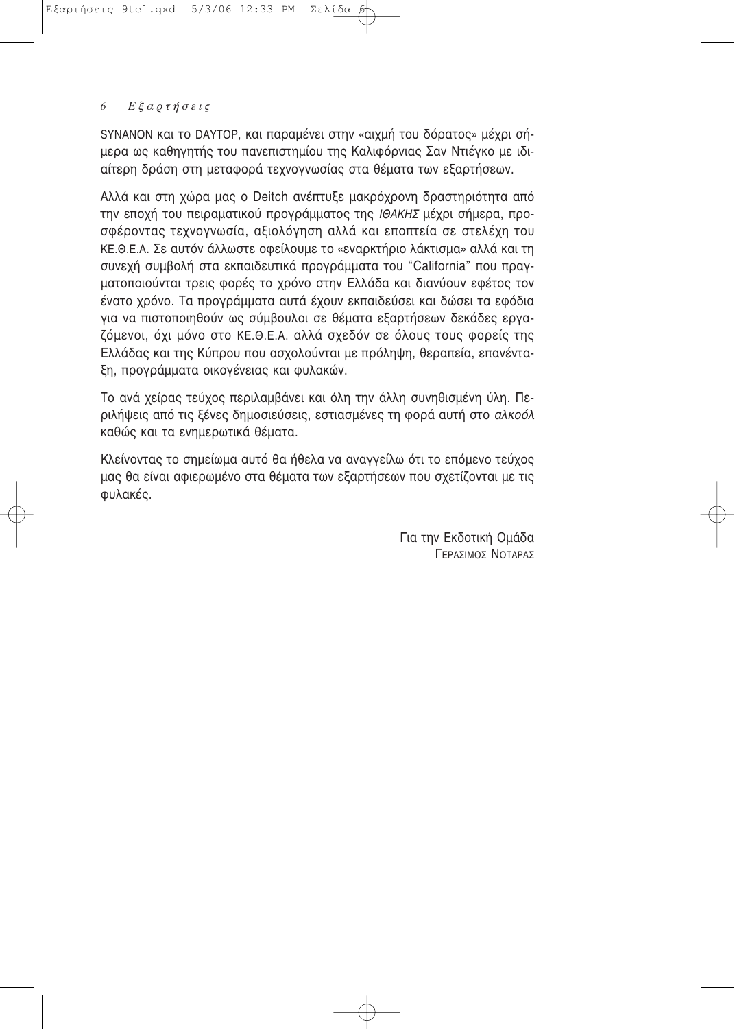SYNANON και το DAYTOP, και παραμένει στην «αιχμή του δόρατος» μέχρι σήμερα ως καθηγητής του πανεπιστημίου της Καλιφόρνιας Σαν Ντιέγκο με ιδιαίτερη δράση στη μεταφορά τεχνογνωσίας στα θέματα των εξαρτήσεων.

Αλλά και στη χώρα μας ο Deitch ανέπτυξε μακρόχρονη δραστηριότητα από την εποχή του πειραματικού προγράμματος της *ΙΘΑΚΗΣ* μέχρι σήμερα, προσφέροντας τεχνογνωσία, αξιολόγηση αλλά και εποπτεία σε στελέχη του ΚΕ.Θ.Ε.Α. Σε αυτόν άλλωστε οφείλουμε το «εναρκτήριο λάκτισμα» αλλά και τη συνεχή συμβολή στα εκπαιδευτικά προγράμματα του "California" που πραγματοποιούνται τρεις φορές το χρόνο στην Ελλάδα και διανύουν εφέτος τον ένατο χρόνο. Τα προγράμματα αυτά έχουν εκπαιδεύσει και δώσει τα εφόδια για να πιστοποιηθούν ως σύμβουλοι σε θέματα εξαρτήσεων δεκάδες εργαζόμενοι, όχι μόνο στο ΚΕ.Θ.Ε.Α. αλλά σχεδόν σε όλους τους φορείς της Ελλάδας και της Κύπρου που ασχολούνται με πρόληψη, θεραπεία, επανένταξη, προγράμματα οικογένειας και φυλακών.

Το ανά χείρας τεύχος περιλαμβάνει και όλη την άλλη συνηθισμένη ύλη. Περιλήψεις από τις ξένες δημοσιεύσεις, εστιασμένες τη φορά αυτή στο *αλκοόλ* καθώς και τα ενημερωτικά θέματα.

Κλείνοντας το σημείωμα αυτό θα ήθελα να αναγγείλω ότι το επόμενο τεύχος μας θα είναι αφιερωμένο στα θέματα των εξαρτήσεων που σχετίζονται με τις φυλακές.

Για την Εκδοτική Ομάδα
ΓΕΡΑΣΙΜΟΣ ΝΟΤΑΡΑΣ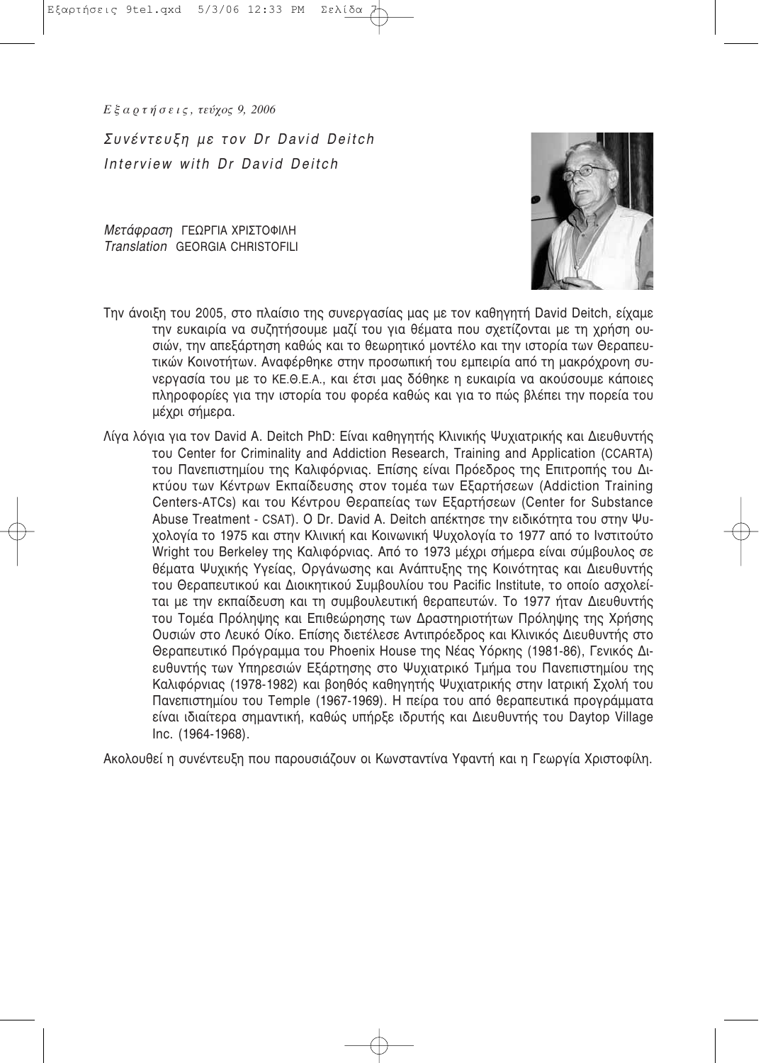# Συνέντευξη με τον Dr David Deitch

# Interview with Dr David Deitch

*Μετάφραση* ΓΕΩΡΓΙΑ ΧΡΙΣΤΟΦΙΛΗ
*Translation* GEORGIA CHRISTOFILI

Την άνοιξη του 2005, στο πλαίσιο της συνεργασίας μας με τον καθηγητή David Deitch, είχαμε την ευκαιρία να συζητήσουμε μαζί του για θέματα που σχετίζονται με τη χρήση ουσιών, την απεξάρτηση καθώς και το θεωρητικό μοντέλο και την ιστορία των Θεραπευτικών Κοινοτήτων. Αναφέρθηκε στην προσωπική του εμπειρία από τη μακρόχρονη συνεργασία του με το ΚΕ.Θ.Ε.Α., και έτσι μας δόθηκε η ευκαιρία να ακούσουμε κάποιες πληροφορίες για την ιστορία του φορέα καθώς και για το πώς βλέπει την πορεία του μέχρι σήμερα.

Λίγα λόγια για τον David A. Deitch PhD: Είναι καθηγητής Κλινικής Ψυχιατρικής και Διευθυντής του Center for Criminality and Addiction Research, Training and Application (CCARTA) του Πανεπιστημίου της Καλιφόρνιας. Επίσης είναι Πρόεδρος της Επιτροπής του Δικτύου των Κέντρων Εκπαίδευσης στον τομέα των Εξαρτήσεων (Addiction Training Centers-ATCs) και του Κέντρου Θεραπείας των Εξαρτήσεων (Center for Substance Abuse Treatment - CSAT). Ο Dr. David A. Deitch απέκτησε την ειδικότητα του στην Ψυχολογία το 1975 και στην Κλινική και Κοινωνική Ψυχολογία το 1977 από το Ινστιτούτο Wright του Berkeley της Καλιφόρνιας. Από το 1973 μέχρι σήμερα είναι σύμβουλος σε θέματα Ψυχικής Υγείας, Οργάνωσης και Ανάπτυξης της Κοινότητας και Διευθυντής του Θεραπευτικού και Διοικητικού Συμβουλίου του Pacific Institute, το οποίο ασχολείται με την εκπαίδευση και τη συμβουλευτική θεραπευτών. Το 1977 ήταν Διευθυντής του Τομέα Πρόληψης και Επιθεώρησης των Δραστηριοτήτων Πρόληψης της Χρήσης Ουσιών στο Λευκό Οίκο. Επίσης διετέλεσε Αντιπρόεδρος και Κλινικός Διευθυντής στο Θεραπευτικό Πρόγραμμα του Phoenix House της Νέας Υόρκης (1981-86), Γενικός Διευθυντής των Υπηρεσιών Εξάρτησης στο Ψυχιατρικό Τμήμα του Πανεπιστημίου της Καλιφόρνιας (1978-1982) και βοηθός καθηγητής Ψυχιατρικής στην Ιατρική Σχολή του Πανεπιστημίου του Temple (1967-1969). Η πείρα του από θεραπευτικά προγράμματα είναι ιδιαίτερα σημαντική, καθώς υπήρξε ιδρυτής και Διευθυντής του Daytop Village Inc. (1964-1968).

Ακολουθεί η συνέντευξη που παρουσιάζουν οι Κωνσταντίνα Υφαντή και η Γεωργία Χριστοφίλη.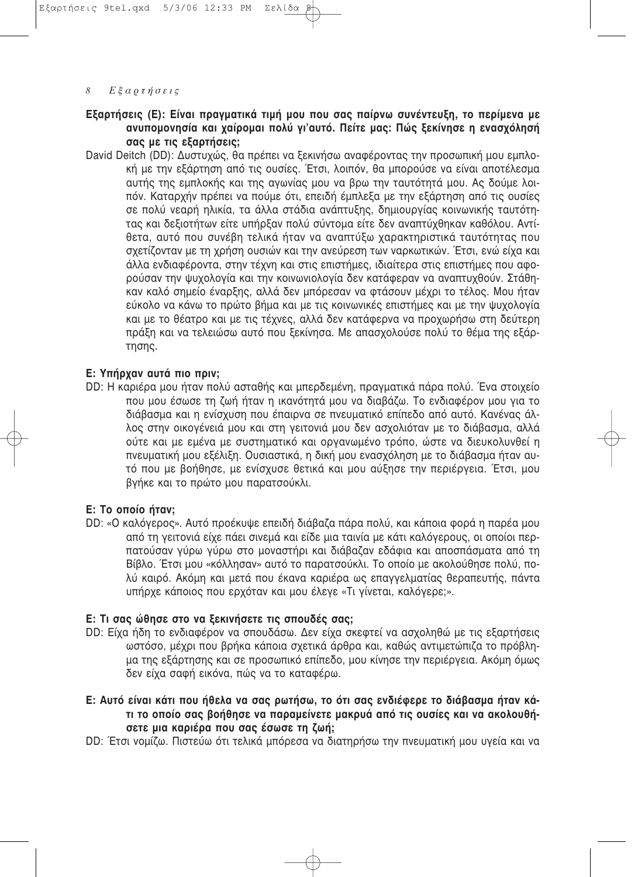**Εξαρτήσεις (Ε): Είναι πραγματικά τιμή μου που σας παίρνω συνέντευξη, το περίμενα με ανυπομονησία και χαίρομαι πολύ γι'αυτό. Πείτε μας: Πώς ξεκίνησε η ενασχόλησή σας με τις εξαρτήσεις;**

David Deitch (DD): Δυστυχώς, θα πρέπει να ξεκινήσω αναφέροντας την προσωπική μου εμπλοκή με την εξάρτηση από τις ουσίες. Έτσι, λοιπόν, θα μπορούσε να είναι αποτέλεσμα αυτής της εμπλοκής και της αγωνίας μου να βρω την ταυτότητά μου. Ας δούμε λοιπόν. Καταρχήν πρέπει να πούμε ότι, επειδή έμπλεξα με την εξάρτηση από τις ουσίες σε πολύ νεαρή ηλικία, τα άλλα στάδια ανάπτυξης, δημιουργίας κοινωνικής ταυτότητας και δεξιοτήτων είτε υπήρξαν πολύ σύντομα είτε δεν αναπτύχθηκαν καθόλου. Αντίθετα, αυτό που συνέβη τελικά ήταν να αναπτύξω χαρακτηριστικά ταυτότητας που σχετίζονταν με τη χρήση ουσιών και την ανεύρεση των ναρκωτικών. Έτσι, ενώ είχα και άλλα ενδιαφέροντα, στην τέχνη και στις επιστήμες, ιδιαίτερα στις επιστήμες που αφορούσαν την ψυχολογία και την κοινωνιολογία δεν κατάφεραν να αναπτυχθούν. Στάθηκαν καλό σημείο έναρξης, αλλά δεν μπόρεσαν να φτάσουν μέχρι το τέλος. Μου ήταν εύκολο να κάνω το πρώτο βήμα και με τις κοινωνικές επιστήμες και με την ψυχολογία και με το θέατρο και με τις τέχνες, αλλά δεν κατάφερνα να προχωρήσω στη δεύτερη πράξη και να τελειώσω αυτό που ξεκίνησα. Με απασχολούσε πολύ το θέμα της εξάρτησης.

**Ε: Υπήρχαν αυτά πιο πριν;**

DD: Η καριέρα μου ήταν πολύ ασταθής και μπερδεμένη, πραγματικά πάρα πολύ. Ένα στοιχείο που μου έσωσε τη ζωή ήταν η ικανότητά μου να διαβάζω. Το ενδιαφέρον μου για το διάβασμα και η ενίσχυση που έπαιρνα σε πνευματικό επίπεδο από αυτό. Κανένας άλλος στην οικογένειά μου και στη γειτονιά μου δεν ασχολιόταν με το διάβασμα, αλλά ούτε και με εμένα με συστηματικό και οργανωμένο τρόπο, ώστε να διευκολυνθεί η πνευματική μου εξέλιξη. Ουσιαστικά, η δική μου ενασχόληση με το διάβασμα ήταν αυτό που με βοήθησε, με ενίσχυσε θετικά και μου αύξησε την περιέργεια. Έτσι, μου βγήκε και το πρώτο μου παρατσούκλι.

**Ε: Το οποίο ήταν;**

DD: «Ο καλόγερος». Αυτό προέκυψε επειδή διάβαζα πάρα πολύ, και κάποια φορά η παρέα μου από τη γειτονιά είχε πάει σινεμά και είδε μια ταινία με κάτι καλόγερους, οι οποίοι περπατούσαν γύρω γύρω στο μοναστήρι και διάβαζαν εδάφια και αποσπάσματα από τη Βίβλο. Έτσι μου «κόλλησαν» αυτό το παρατσούκλι. Το οποίο με ακολούθησε πολύ, πολύ καιρό. Ακόμη και μετά που έκανα καριέρα ως επαγγελματίας θεραπευτής, πάντα υπήρχε κάποιος που ερχόταν και μου έλεγε «Τι γίνεται, καλόγερε;».

**Ε: Τι σας ώθησε στο να ξεκινήσετε τις σπουδές σας;**

DD: Είχα ήδη το ενδιαφέρον να σπουδάσω. Δεν είχα σκεφτεί να ασχοληθώ με τις εξαρτήσεις ωστόσο, μέχρι που βρήκα κάποια σχετικά άρθρα και, καθώς αντιμετώπιζα το πρόβλημα της εξάρτησης και σε προσωπικό επίπεδο, μου κίνησε την περιέργεια. Ακόμη όμως δεν είχα σαφή εικόνα, πώς να το καταφέρω.

**Ε: Αυτό είναι κάτι που ήθελα να σας ρωτήσω, το ότι σας ενδιέφερε το διάβασμα ήταν κάτι το οποίο σας βοήθησε να παραμείνετε μακρυά από τις ουσίες και να ακολουθήσετε μια καριέρα που σας έσωσε τη ζωή;**

DD: Έτσι νομίζω. Πιστεύω ότι τελικά μπόρεσα να διατηρήσω την πνευματική μου υγεία και να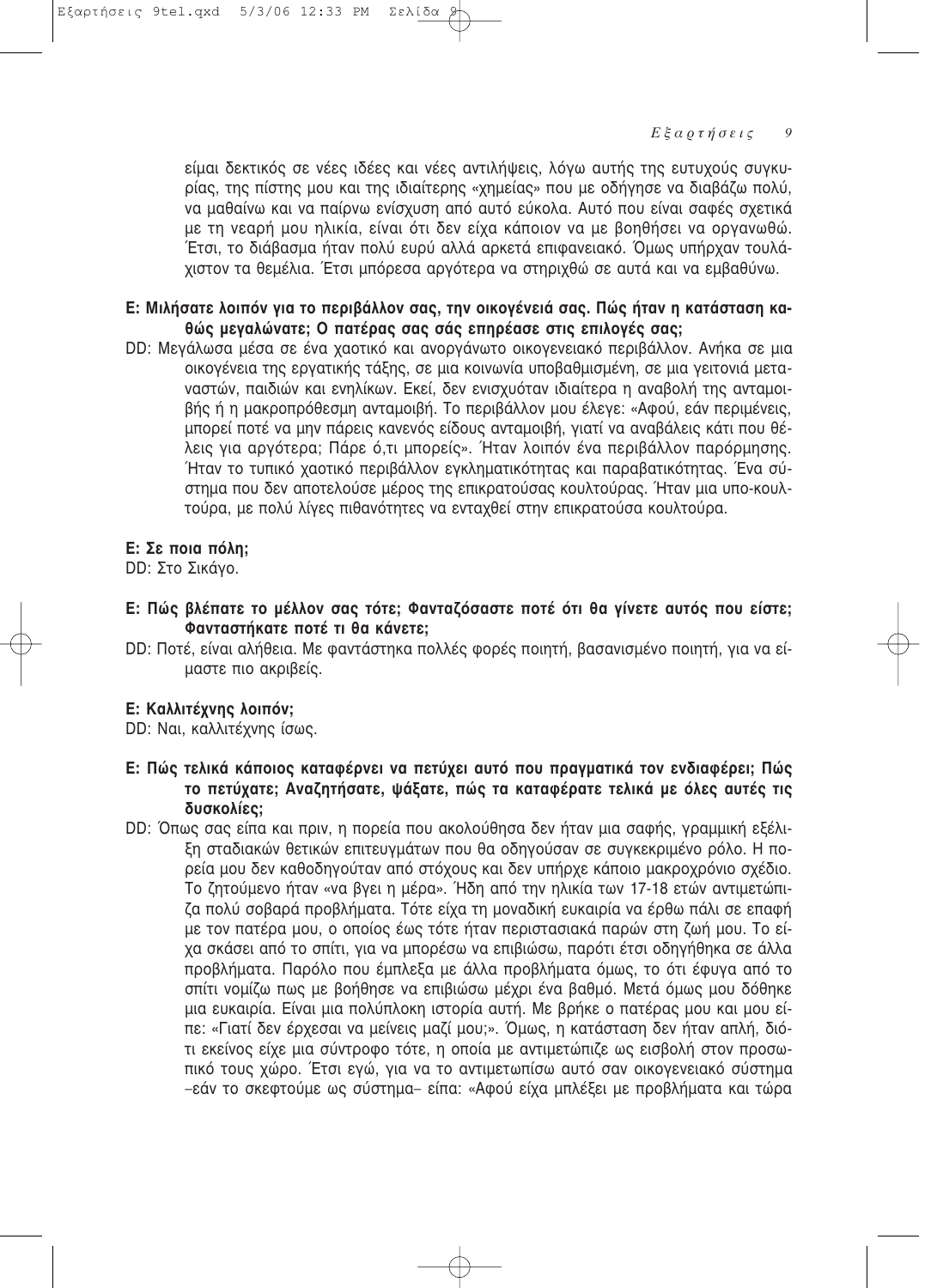είμαι δεκτικός σε νέες ιδέες και νέες αντιλήψεις, λόγω αυτής της ευτυχούς συγκυρίας, της πίστης μου και της ιδιαίτερης «χημείας» που με οδήγησε να διαβάζω πολύ, να μαθαίνω και να παίρνω ενίσχυση από αυτό εύκολα. Αυτό που είναι σαφές σχετικά με τη νεαρή μου ηλικία, είναι ότι δεν είχα κάποιον να με βοηθήσει να οργανωθώ. Έτσι, το διάβασμα ήταν πολύ ευρύ αλλά αρκετά επιφανειακό. Όμως υπήρχαν τουλάχιστον τα θεμέλια. Έτσι μπόρεσα αργότερα να στηριχθώ σε αυτά και να εμβαθύνω.

**Ε: Μιλήσατε λοιπόν για το περιβάλλον σας, την οικογένειά σας. Πώς ήταν η κατάσταση καθώς μεγαλώνατε; Ο πατέρας σας σάς επηρέασε στις επιλογές σας;**

DD: Μεγάλωσα μέσα σε ένα χαοτικό και ανοργάνωτο οικογενειακό περιβάλλον. Ανήκα σε μια οικογένεια της εργατικής τάξης, σε μια κοινωνία υποβαθμισμένη, σε μια γειτονιά μεταναστών, παιδιών και ενηλίκων. Εκεί, δεν ενισχυόταν ιδιαίτερα η αναβολή της ανταμοιβής ή η μακροπρόθεσμη ανταμοιβή. Το περιβάλλον μου έλεγε: «Αφού, εάν περιμένεις, μπορεί ποτέ να μην πάρεις κανενός είδους ανταμοιβή, γιατί να αναβάλεις κάτι που θέλεις για αργότερα; Πάρε ό,τι μπορείς». Ήταν λοιπόν ένα περιβάλλον παρόρμησης. Ήταν το τυπικό χαοτικό περιβάλλον εγκληματικότητας και παραβατικότητας. Ένα σύστημα που δεν αποτελούσε μέρος της επικρατούσας κουλτούρας. Ήταν μια υπο-κουλτούρα, με πολύ λίγες πιθανότητες να ενταχθεί στην επικρατούσα κουλτούρα.

**Ε: Σε ποια πόλη;**

DD: Στο Σικάγο.

**Ε: Πώς βλέπατε το μέλλον σας τότε; Φανταζόσαστε ποτέ ότι θα γίνετε αυτός που είστε; Φανταστήκατε ποτέ τι θα κάνετε;**

DD: Ποτέ, είναι αλήθεια. Με φαντάστηκα πολλές φορές ποιητή, βασανισμένο ποιητή, για να είμαστε πιο ακριβείς.

**Ε: Καλλιτέχνης λοιπόν;**

DD: Ναι, καλλιτέχνης ίσως.

**Ε: Πώς τελικά κάποιος καταφέρνει να πετύχει αυτό που πραγματικά τον ενδιαφέρει; Πώς το πετύχατε; Αναζητήσατε, ψάξατε, πώς τα καταφέρατε τελικά με όλες αυτές τις δυσκολίες;**

DD: Όπως σας είπα και πριν, η πορεία που ακολούθησα δεν ήταν μια σαφής, γραμμική εξέλιξη σταδιακών θετικών επιτευγμάτων που θα οδηγούσαν σε συγκεκριμένο ρόλο. Η πορεία μου δεν καθοδηγούταν από στόχους και δεν υπήρχε κάποιο μακροχρόνιο σχέδιο. Το ζητούμενο ήταν «να βγει η μέρα». Ήδη από την ηλικία των 17-18 ετών αντιμετώπιζα πολύ σοβαρά προβλήματα. Τότε είχα τη μοναδική ευκαιρία να έρθω πάλι σε επαφή με τον πατέρα μου, ο οποίος έως τότε ήταν περιστασιακά παρών στη ζωή μου. Το είχα σκάσει από το σπίτι, για να μπορέσω να επιβιώσω, παρότι έτσι οδηγήθηκα σε άλλα προβλήματα. Παρόλο που έμπλεξα με άλλα προβλήματα όμως, το ότι έφυγα από το σπίτι νομίζω πως με βοήθησε να επιβιώσω μέχρι ένα βαθμό. Μετά όμως μου δόθηκε μια ευκαιρία. Είναι μια πολύπλοκη ιστορία αυτή. Με βρήκε ο πατέρας μου και μου είπε: «Γιατί δεν έρχεσαι να μείνεις μαζί μου;». Όμως, η κατάσταση δεν ήταν απλή, διότι εκείνος είχε μια σύντροφο τότε, η οποία με αντιμετώπιζε ως εισβολή στον προσωπικό τους χώρο. Έτσι εγώ, για να το αντιμετωπίσω αυτό σαν οικογενειακό σύστημα –εάν το σκεφτούμε ως σύστημα– είπα: «Αφού είχα μπλέξει με προβλήματα και τώρα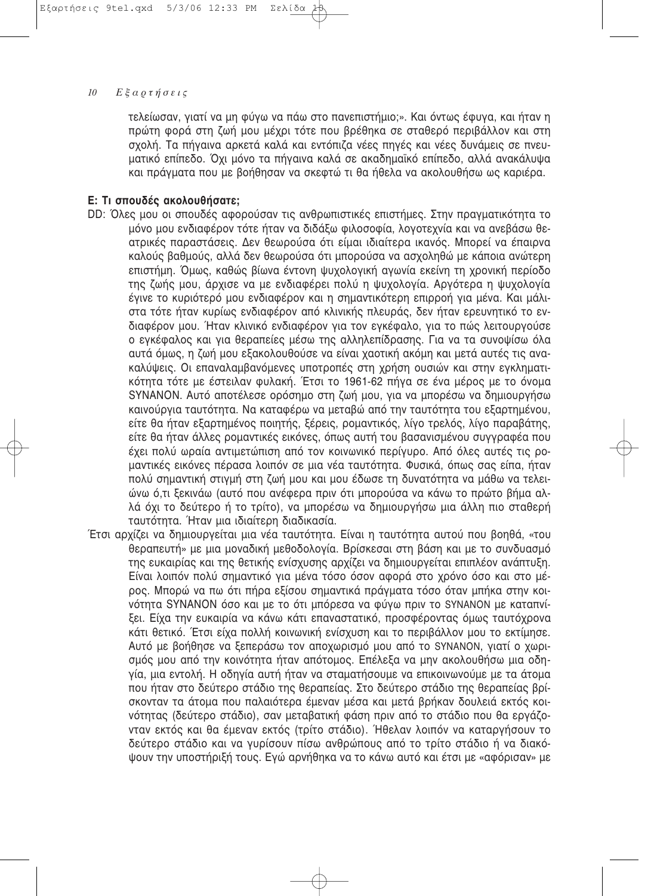τελείωσαν, γιατί να μη φύγω να πάω στο πανεπιστήμιο;». Και όντως έφυγα, και ήταν η πρώτη φορά στη ζωή μου μέχρι τότε που βρέθηκα σε σταθερό περιβάλλον και στη σχολή. Τα πήγαινα αρκετά καλά και εντόπιζα νέες πηγές και νέες δυνάμεις σε πνευματικό επίπεδο. Όχι μόνο τα πήγαινα καλά σε ακαδημαϊκό επίπεδο, αλλά ανακάλυψα και πράγματα που με βοήθησαν να σκεφτώ τι θα ήθελα να ακολουθήσω ως καριέρα.

**Ε: Τι σπουδές ακολουθήσατε;**

DD: Όλες μου οι σπουδές αφορούσαν τις ανθρωπιστικές επιστήμες. Στην πραγματικότητα το μόνο μου ενδιαφέρον τότε ήταν να διδάξω φιλοσοφία, λογοτεχνία και να ανεβάσω θεατρικές παραστάσεις. Δεν θεωρούσα ότι είμαι ιδιαίτερα ικανός. Μπορεί να έπαιρνα καλούς βαθμούς, αλλά δεν θεωρούσα ότι μπορούσα να ασχοληθώ με κάποια ανώτερη επιστήμη. Όμως, καθώς βίωνα έντονη ψυχολογική αγωνία εκείνη τη χρονική περίοδο της ζωής μου, άρχισε να με ενδιαφέρει πολύ η ψυχολογία. Αργότερα η ψυχολογία έγινε το κυριότερό μου ενδιαφέρον και η σημαντικότερη επιρροή για μένα. Και μάλιστα τότε ήταν κυρίως ενδιαφέρον από κλινικής πλευράς, δεν ήταν ερευνητικό το ενδιαφέρον μου. Ήταν κλινικό ενδιαφέρον για τον εγκέφαλο, για το πώς λειτουργούσε ο εγκέφαλος και για θεραπείες μέσω της αλληλεπίδρασης. Για να τα συνοψίσω όλα αυτά όμως, η ζωή μου εξακολουθούσε να είναι χαοτική ακόμη και μετά αυτές τις ανακαλύψεις. Οι επαναλαμβανόμενες υποτροπές στη χρήση ουσιών και στην εγκληματικότητα τότε με έστειλαν φυλακή. Έτσι το 1961-62 πήγα σε ένα μέρος με το όνομα SYNANON. Αυτό αποτέλεσε ορόσημο στη ζωή μου, για να μπορέσω να δημιουργήσω καινούργια ταυτότητα. Να καταφέρω να μεταβώ από την ταυτότητα του εξαρτημένου, είτε θα ήταν εξαρτημένος ποιητής, ξέρεις, ρομαντικός, λίγο τρελός, λίγο παραβάτης, είτε θα ήταν άλλες ρομαντικές εικόνες, όπως αυτή του βασανισμένου συγγραφέα που έχει πολύ ωραία αντιμετώπιση από τον κοινωνικό περίγυρο. Από όλες αυτές τις ρομαντικές εικόνες πέρασα λοιπόν σε μια νέα ταυτότητα. Φυσικά, όπως σας είπα, ήταν πολύ σημαντική στιγμή στη ζωή μου και μου έδωσε τη δυνατότητα να μάθω να τελειώνω ό,τι ξεκινάω (αυτό που ανέφερα πριν ότι μπορούσα να κάνω το πρώτο βήμα αλλά όχι το δεύτερο ή το τρίτο), να μπορέσω να δημιουργήσω μια άλλη πιο σταθερή ταυτότητα. Ήταν μια ιδιαίτερη διαδικασία.

Έτσι αρχίζει να δημιουργείται μια νέα ταυτότητα. Είναι η ταυτότητα αυτού που βοηθά, «του θεραπευτή» με μια μοναδική μεθοδολογία. Βρίσκεσαι στη βάση και με το συνδυασμό της ευκαιρίας και της θετικής ενίσχυσης αρχίζει να δημιουργείται επιπλέον ανάπτυξη. Είναι λοιπόν πολύ σημαντικό για μένα τόσο όσον αφορά στο χρόνο όσο και στο μέρος. Μπορώ να πω ότι πήρα εξίσου σημαντικά πράγματα τόσο όταν μπήκα στην κοινότητα SYNANON όσο και με το ότι μπόρεσα να φύγω πριν το SYNANON με καταπνίξει. Είχα την ευκαιρία να κάνω κάτι επαναστατικό, προσφέροντας όμως ταυτόχρονα κάτι θετικό. Έτσι είχα πολλή κοινωνική ενίσχυση και το περιβάλλον μου το εκτίμησε. Αυτό με βοήθησε να ξεπεράσω τον αποχωρισμό μου από το SYNANON, γιατί ο χωρισμός μου από την κοινότητα ήταν απότομος. Επέλεξα να μην ακολουθήσω μια οδηγία, μια εντολή. Η οδηγία αυτή ήταν να σταματήσουμε να επικοινωνούμε με τα άτομα που ήταν στο δεύτερο στάδιο της θεραπείας. Στο δεύτερο στάδιο της θεραπείας βρίσκονταν τα άτομα που παλαιότερα έμεναν μέσα και μετά βρήκαν δουλειά εκτός κοινότητας (δεύτερο στάδιο), σαν μεταβατική φάση πριν από το στάδιο που θα εργάζονταν εκτός και θα έμεναν εκτός (τρίτο στάδιο). Ήθελαν λοιπόν να καταργήσουν το δεύτερο στάδιο και να γυρίσουν πίσω ανθρώπους από το τρίτο στάδιο ή να διακόψουν την υποστήριξή τους. Εγώ αρνήθηκα να το κάνω αυτό και έτσι με «αφόρισαν» με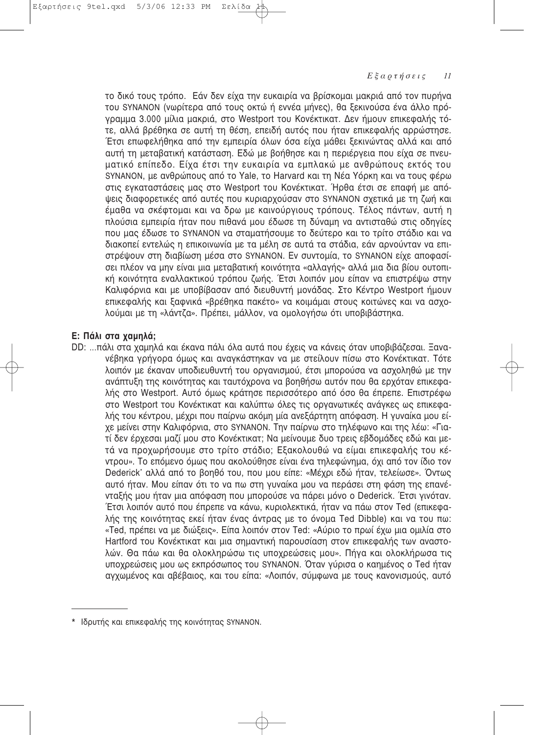το δικό τους τρόπο. Εάν δεν είχα την ευκαιρία να βρίσκομαι μακριά από τον πυρήνα του SYNANON (νωρίτερα από τους οκτώ ή εννέα μήνες), θα ξεκινούσα ένα άλλο πρόγραμμα 3.000 μίλια μακριά, στο Westport του Κονέκτικατ. Δεν ήμουν επικεφαλής τότε, αλλά βρέθηκα σε αυτή τη θέση, επειδή αυτός που ήταν επικεφαλής αρρώστησε. Έτσι επωφελήθηκα από την εμπειρία όλων όσα είχα μάθει ξεκινώντας αλλά και από αυτή τη μεταβατική κατάσταση. Εδώ με βοήθησε και η περιέργεια που είχα σε πνευματικό επίπεδο. Είχα έτσι την ευκαιρία να εμπλακώ με ανθρώπους εκτός του SYNANON, με ανθρώπους από το Yale, το Harvard και τη Νέα Υόρκη και να τους φέρω στις εγκαταστάσεις μας στο Westport του Κονέκτικατ. Ήρθα έτσι σε επαφή με απόψεις διαφορετικές από αυτές που κυριαρχούσαν στο SYNANON σχετικά με τη ζωή και έμαθα να σκέφτομαι και να δρω με καινούργιους τρόπους. Τέλος πάντων, αυτή η πλούσια εμπειρία ήταν που πιθανά μου έδωσε τη δύναμη να αντισταθώ στις οδηγίες που μας έδωσε το SYNANON να σταματήσουμε το δεύτερο και το τρίτο στάδιο και να διακοπεί εντελώς η επικοινωνία με τα μέλη σε αυτά τα στάδια, εάν αρνούνταν να επιστρέψουν στη διαβίωση μέσα στο SYNANON. Εν συντομία, το SYNANON είχε αποφασίσει πλέον να μην είναι μια μεταβατική κοινότητα «αλλαγής» αλλά μια δια βίου ουτοπική κοινότητα εναλλακτικού τρόπου ζωής. Έτσι λοιπόν μου είπαν να επιστρέψω στην Καλιφόρνια και με υποβίβασαν από διευθυντή μονάδας. Στο Κέντρο Westport ήμουν επικεφαλής και ξαφνικά «βρέθηκα πακέτο» να κοιμάμαι στους κοιτώνες και να ασχολούμαι με τη «λάντζα». Πρέπει, μάλλον, να ομολογήσω ότι υποβιβάστηκα.

**Ε: Πάλι στα χαμηλά;**

DD: ...πάλι στα χαμηλά και έκανα πάλι όλα αυτά που έχεις να κάνεις όταν υποβιβάζεσαι. Ξανανέβηκα γρήγορα όμως και αναγκάστηκαν να με στείλουν πίσω στο Κονέκτικατ. Τότε λοιπόν με έκαναν υποδιευθυντή του οργανισμού, έτσι μπορούσα να ασχοληθώ με την ανάπτυξη της κοινότητας και ταυτόχρονα να βοηθήσω αυτόν που θα ερχόταν επικεφαλής στο Westport. Αυτό όμως κράτησε περισσότερο από όσο θα έπρεπε. Επιστρέφω στο Westport του Κονέκτικατ και καλύπτω όλες τις οργανωτικές ανάγκες ως επικεφαλής του κέντρου, μέχρι που παίρνω ακόμη μία ανεξάρτητη απόφαση. Η γυναίκα μου είχε μείνει στην Καλιφόρνια, στο SYNANON. Την παίρνω στο τηλέφωνο και της λέω: «Γιατί δεν έρχεσαι μαζί μου στο Κονέκτικατ; Να μείνουμε δυο τρεις εβδομάδες εδώ και μετά να προχωρήσουμε στο τρίτο στάδιο; Εξακολουθώ να είμαι επικεφαλής του κέντρου». Το επόμενο όμως που ακολούθησε είναι ένα τηλεφώνημα, όχι από τον ίδιο τον Dederick* αλλά από το βοηθό του, που μου είπε: «Μέχρι εδώ ήταν, τελείωσε». Όντως αυτό ήταν. Μου είπαν ότι το να πω στη γυναίκα μου να περάσει στη φάση της επανένταξής μου ήταν μια απόφαση που μπορούσε να πάρει μόνο ο Dederick. Έτσι γινόταν. Έτσι λοιπόν αυτό που έπρεπε να κάνω, κυριολεκτικά, ήταν να πάω στον Ted (επικεφαλής της κοινότητας εκεί ήταν ένας άντρας με το όνομα Ted Dibble) και να του πω: «Ted, πρέπει να με διώξεις». Είπα λοιπόν στον Ted: «Αύριο το πρωί έχω μια ομιλία στο Hartford του Κονέκτικατ και μια σημαντική παρουσίαση στον επικεφαλής των αναστολών. Θα πάω και θα ολοκληρώσω τις υποχρεώσεις μου». Πήγα και ολοκλήρωσα τις υποχρεώσεις μου ως εκπρόσωπος του SYNANON. Όταν γύρισα ο καημένος ο Ted ήταν αγχωμένος και αβέβαιος, και του είπα: «Λοιπόν, σύμφωνα με τους κανονισμούς, αυτό

---

\* Ιδρυτής και επικεφαλής της κοινότητας SYNANON.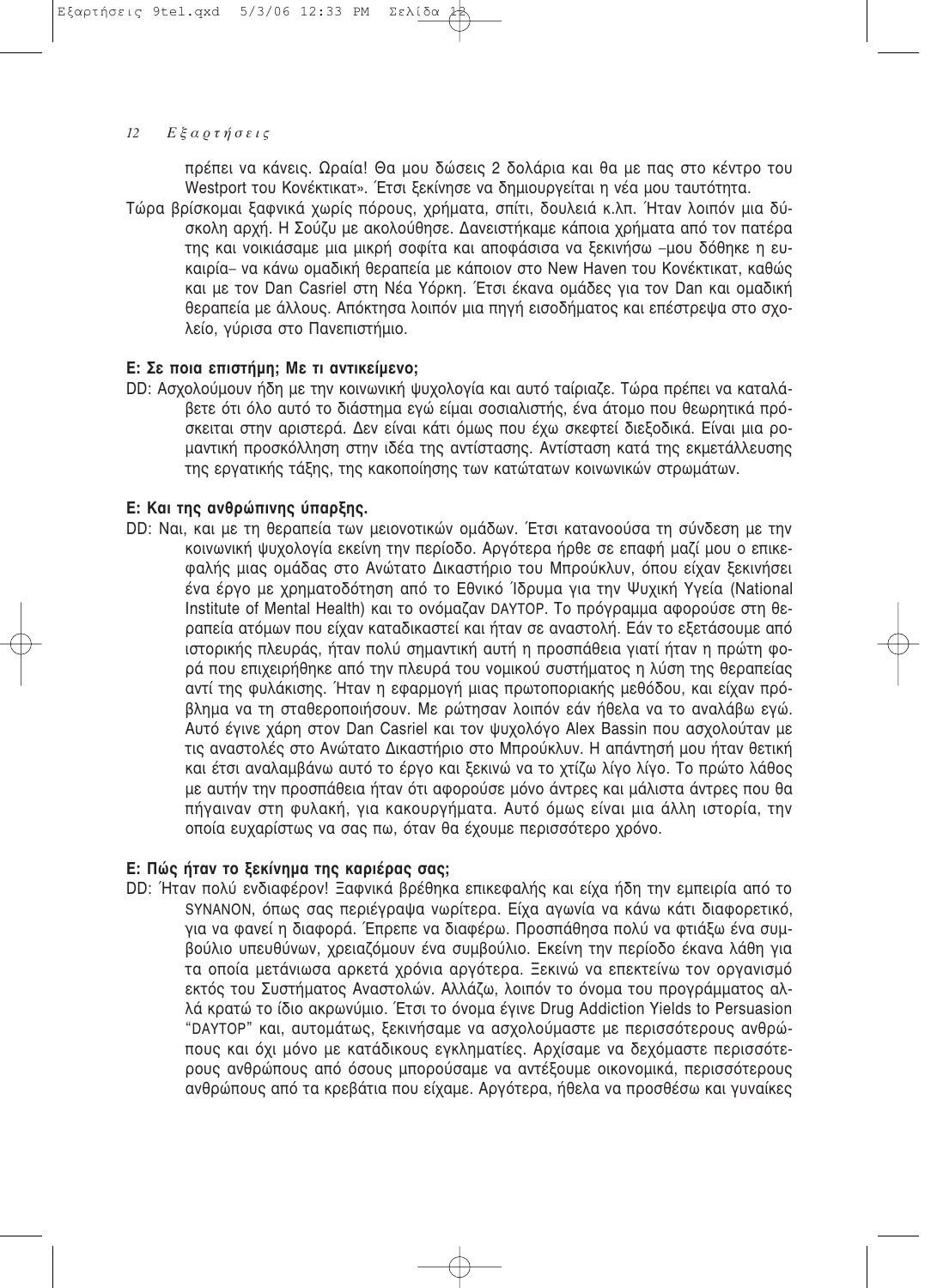πρέπει να κάνεις. Ωραία! Θα μου δώσεις 2 δολάρια και θα με πας στο κέντρο του Westport του Κονέκτικατ». Έτσι ξεκίνησε να δημιουργείται η νέα μου ταυτότητα.

Τώρα βρίσκομαι ξαφνικά χωρίς πόρους, χρήματα, σπίτι, δουλειά κ.λπ. Ήταν λοιπόν μια δύσκολη αρχή. Η Σούζυ με ακολούθησε. Δανειστήκαμε κάποια χρήματα από τον πατέρα της και νοικιάσαμε μια μικρή σοφίτα και αποφάσισα να ξεκινήσω –μου δόθηκε η ευκαιρία– να κάνω ομαδική θεραπεία με κάποιον στο New Haven του Κονέκτικατ, καθώς και με τον Dan Casriel στη Νέα Υόρκη. Έτσι έκανα ομάδες για τον Dan και ομαδική θεραπεία με άλλους. Απόκτησα λοιπόν μια πηγή εισοδήματος και επέστρεψα στο σχολείο, γύρισα στο Πανεπιστήμιο.

**Ε: Σε ποια επιστήμη; Με τι αντικείμενο;**

DD: Ασχολούμουν ήδη με την κοινωνική ψυχολογία και αυτό ταίριαζε. Τώρα πρέπει να καταλάβετε ότι όλο αυτό το διάστημα εγώ είμαι σοσιαλιστής, ένα άτομο που θεωρητικά πρόσκειται στην αριστερά. Δεν είναι κάτι όμως που έχω σκεφτεί διεξοδικά. Είναι μια ρομαντική προσκόλληση στην ιδέα της αντίστασης. Αντίσταση κατά της εκμετάλλευσης της εργατικής τάξης, της κακοποίησης των κατώτατων κοινωνικών στρωμάτων.

**Ε: Και της ανθρώπινης ύπαρξης.**

DD: Ναι, και με τη θεραπεία των μειονοτικών ομάδων. Έτσι κατανοούσα τη σύνδεση με την κοινωνική ψυχολογία εκείνη την περίοδο. Αργότερα ήρθε σε επαφή μαζί μου ο επικεφαλής μιας ομάδας στο Ανώτατο Δικαστήριο του Μπρούκλυν, όπου είχαν ξεκινήσει ένα έργο με χρηματοδότηση από το Εθνικό Ίδρυμα για την Ψυχική Υγεία (National Institute of Mental Health) και το ονόμαζαν DAYTOP. Το πρόγραμμα αφορούσε στη θεραπεία ατόμων που είχαν καταδικαστεί και ήταν σε αναστολή. Εάν το εξετάσουμε από ιστορικής πλευράς, ήταν πολύ σημαντική αυτή η προσπάθεια γιατί ήταν η πρώτη φορά που επιχειρήθηκε από την πλευρά του νομικού συστήματος η λύση της θεραπείας αντί της φυλάκισης. Ήταν η εφαρμογή μιας πρωτοποριακής μεθόδου, και είχαν πρόβλημα να τη σταθεροποιήσουν. Με ρώτησαν λοιπόν εάν ήθελα να το αναλάβω εγώ. Αυτό έγινε χάρη στον Dan Casriel και τον ψυχολόγο Alex Bassin που ασχολούταν με τις αναστολές στο Ανώτατο Δικαστήριο στο Μπρούκλυν. Η απάντησή μου ήταν θετική και έτσι αναλαμβάνω αυτό το έργο και ξεκινώ να το χτίζω λίγο λίγο. Το πρώτο λάθος με αυτήν την προσπάθεια ήταν ότι αφορούσε μόνο άντρες και μάλιστα άντρες που θα πήγαιναν στη φυλακή, για κακουργήματα. Αυτό όμως είναι μια άλλη ιστορία, την οποία ευχαρίστως να σας πω, όταν θα έχουμε περισσότερο χρόνο.

**Ε: Πώς ήταν το ξεκίνημα της καριέρας σας;**

DD: Ήταν πολύ ενδιαφέρον! Ξαφνικά βρέθηκα επικεφαλής και είχα ήδη την εμπειρία από το SYNANON, όπως σας περιέγραψα νωρίτερα. Είχα αγωνία να κάνω κάτι διαφορετικό, για να φανεί η διαφορά. Έπρεπε να διαφέρω. Προσπάθησα πολύ να φτιάξω ένα συμβούλιο υπευθύνων, χρειαζόμουν ένα συμβούλιο. Εκείνη την περίοδο έκανα λάθη για τα οποία μετάνιωσα αρκετά χρόνια αργότερα. Ξεκινώ να επεκτείνω τον οργανισμό εκτός του Συστήματος Αναστολών. Αλλάζω, λοιπόν το όνομα του προγράμματος αλλά κρατώ το ίδιο ακρωνύμιο. Έτσι το όνομα έγινε Drug Addiction Yields to Persuasion "DAYTOP" και, αυτομάτως, ξεκινήσαμε να ασχολούμαστε με περισσότερους ανθρώπους και όχι μόνο με κατάδικους εγκληματίες. Αρχίσαμε να δεχόμαστε περισσότερους ανθρώπους από όσους μπορούσαμε να αντέξουμε οικονομικά, περισσότερους ανθρώπους από τα κρεβάτια που είχαμε. Αργότερα, ήθελα να προσθέσω και γυναίκες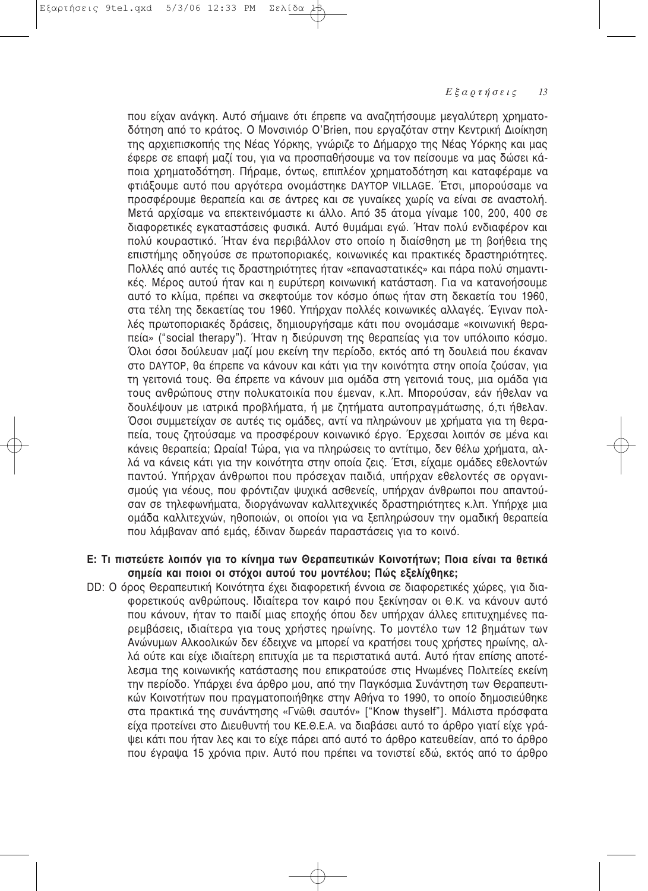που είχαν ανάγκη. Αυτό σήμαινε ότι έπρεπε να αναζητήσουμε μεγαλύτερη χρηματοδότηση από το κράτος. Ο Μονσινιόρ O'Brien, που εργαζόταν στην Κεντρική Διοίκηση της αρχιεπισκοπής της Νέας Υόρκης, γνώριζε το Δήμαρχο της Νέας Υόρκης και μας έφερε σε επαφή μαζί του, για να προσπαθήσουμε να τον πείσουμε να μας δώσει κάποια χρηματοδότηση. Πήραμε, όντως, επιπλέον χρηματοδότηση και καταφέραμε να φτιάξουμε αυτό που αργότερα ονομάστηκε DAYTOP VILLAGE. Έτσι, μπορούσαμε να προσφέρουμε θεραπεία και σε άντρες και σε γυναίκες χωρίς να είναι σε αναστολή. Μετά αρχίσαμε να επεκτεινόμαστε κι άλλο. Από 35 άτομα γίναμε 100, 200, 400 σε διαφορετικές εγκαταστάσεις φυσικά. Αυτό θυμάμαι εγώ. Ήταν πολύ ενδιαφέρον και πολύ κουραστικό. Ήταν ένα περιβάλλον στο οποίο η διαίσθηση με τη βοήθεια της επιστήμης οδηγούσε σε πρωτοποριακές, κοινωνικές και πρακτικές δραστηριότητες. Πολλές από αυτές τις δραστηριότητες ήταν «επαναστατικές» και πάρα πολύ σημαντικές. Μέρος αυτού ήταν και η ευρύτερη κοινωνική κατάσταση. Για να κατανοήσουμε αυτό το κλίμα, πρέπει να σκεφτούμε τον κόσμο όπως ήταν στη δεκαετία του 1960, στα τέλη της δεκαετίας του 1960. Υπήρχαν πολλές κοινωνικές αλλαγές. Έγιναν πολλές πρωτοποριακές δράσεις, δημιουργήσαμε κάτι που ονομάσαμε «κοινωνική θεραπεία» ("social therapy"). Ήταν η διεύρυνση της θεραπείας για τον υπόλοιπο κόσμο. Όλοι όσοι δούλευαν μαζί μου εκείνη την περίοδο, εκτός από τη δουλειά που έκαναν στο DAYTOP, θα έπρεπε να κάνουν και κάτι για την κοινότητα στην οποία ζούσαν, για τη γειτονιά τους. Θα έπρεπε να κάνουν μια ομάδα στη γειτονιά τους, μια ομάδα για τους ανθρώπους στην πολυκατοικία που έμεναν, κ.λπ. Μπορούσαν, εάν ήθελαν να δουλέψουν με ιατρικά προβλήματα, ή με ζητήματα αυτοπραγμάτωσης, ό,τι ήθελαν. Όσοι συμμετείχαν σε αυτές τις ομάδες, αντί να πληρώνουν με χρήματα για τη θεραπεία, τους ζητούσαμε να προσφέρουν κοινωνικό έργο. Έρχεσαι λοιπόν σε μένα και κάνεις θεραπεία; Ωραία! Τώρα, για να πληρώσεις το αντίτιμο, δεν θέλω χρήματα, αλλά να κάνεις κάτι για την κοινότητα στην οποία ζεις. Έτσι, είχαμε ομάδες εθελοντών παντού. Υπήρχαν άνθρωποι που πρόσεχαν παιδιά, υπήρχαν εθελοντές σε οργανισμούς για νέους, που φρόντιζαν ψυχικά ασθενείς, υπήρχαν άνθρωποι που απαντούσαν σε τηλεφωνήματα, διοργάνωναν καλλιτεχνικές δραστηριότητες κ.λπ. Υπήρχε μια ομάδα καλλιτεχνών, ηθοποιών, οι οποίοι για να ξεπληρώσουν την ομαδική θεραπεία που λάμβαναν από εμάς, έδιναν δωρεάν παραστάσεις για το κοινό.

**Ε: Τι πιστεύετε λοιπόν για το κίνημα των Θεραπευτικών Κοινοτήτων; Ποια είναι τα θετικά σημεία και ποιοι οι στόχοι αυτού του μοντέλου; Πώς εξελίχθηκε;**

DD: Ο όρος Θεραπευτική Κοινότητα έχει διαφορετική έννοια σε διαφορετικές χώρες, για διαφορετικούς ανθρώπους. Ιδιαίτερα τον καιρό που ξεκίνησαν οι Θ.Κ. να κάνουν αυτό που κάνουν, ήταν το παιδί μιας εποχής όπου δεν υπήρχαν άλλες επιτυχημένες παρεμβάσεις, ιδιαίτερα για τους χρήστες ηρωίνης. Το μοντέλο των 12 βημάτων των Ανώνυμων Αλκοολικών δεν έδειχνε να μπορεί να κρατήσει τους χρήστες ηρωίνης, αλλά ούτε και είχε ιδιαίτερη επιτυχία με τα περιστατικά αυτά. Αυτό ήταν επίσης αποτέλεσμα της κοινωνικής κατάστασης που επικρατούσε στις Ηνωμένες Πολιτείες εκείνη την περίοδο. Υπάρχει ένα άρθρο μου, από την Παγκόσμια Συνάντηση των Θεραπευτικών Κοινοτήτων που πραγματοποιήθηκε στην Αθήνα το 1990, το οποίο δημοσιεύθηκε στα πρακτικά της συνάντησης «Γνῶθι σαυτόν» ["Know thyself"]. Μάλιστα πρόσφατα είχα προτείνει στο Διευθυντή του ΚΕ.Θ.Ε.Α. να διαβάσει αυτό το άρθρο γιατί είχε γράψει κάτι που ήταν λες και το είχε πάρει από αυτό το άρθρο κατευθείαν, από το άρθρο που έγραψα 15 χρόνια πριν. Αυτό που πρέπει να τονιστεί εδώ, εκτός από το άρθρο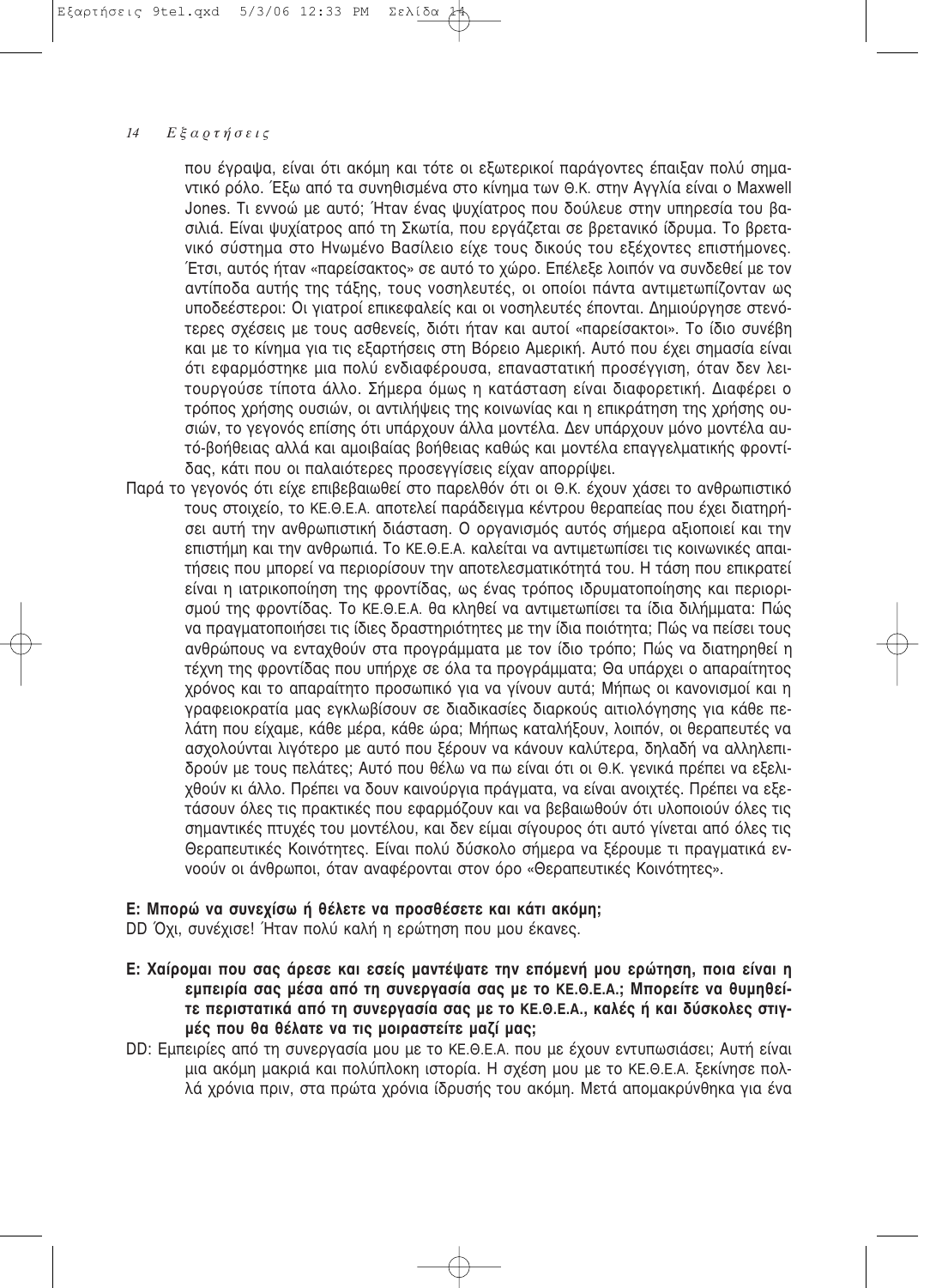που έγραψα, είναι ότι ακόμη και τότε οι εξωτερικοί παράγοντες έπαιξαν πολύ σημαντικό ρόλο. Έξω από τα συνηθισμένα στο κίνημα των Θ.Κ. στην Αγγλία είναι ο Maxwell Jones. Τι εννοώ με αυτό; Ήταν ένας ψυχίατρος που δούλευε στην υπηρεσία του βασιλιά. Είναι ψυχίατρος από τη Σκωτία, που εργάζεται σε βρετανικό ίδρυμα. Το βρετανικό σύστημα στο Ηνωμένο Βασίλειο είχε τους δικούς του εξέχοντες επιστήμονες. Έτσι, αυτός ήταν «παρείσακτος» σε αυτό το χώρο. Επέλεξε λοιπόν να συνδεθεί με τον αντίποδα αυτής της τάξης, τους νοσηλευτές, οι οποίοι πάντα αντιμετωπίζονταν ως υποδεέστεροι: Οι γιατροί επικεφαλείς και οι νοσηλευτές έπονται. Δημιούργησε στενότερες σχέσεις με τους ασθενείς, διότι ήταν και αυτοί «παρείσακτοι». Το ίδιο συνέβη και με το κίνημα για τις εξαρτήσεις στη Βόρειο Αμερική. Αυτό που έχει σημασία είναι ότι εφαρμόστηκε μια πολύ ενδιαφέρουσα, επαναστατική προσέγγιση, όταν δεν λειτουργούσε τίποτα άλλο. Σήμερα όμως η κατάσταση είναι διαφορετική. Διαφέρει ο τρόπος χρήσης ουσιών, οι αντιλήψεις της κοινωνίας και η επικράτηση της χρήσης ουσιών, το γεγονός επίσης ότι υπάρχουν άλλα μοντέλα. Δεν υπάρχουν μόνο μοντέλα αυτό-βοήθειας αλλά και αμοιβαίας βοήθειας καθώς και μοντέλα επαγγελματικής φροντίδας, κάτι που οι παλαιότερες προσεγγίσεις είχαν απορρίψει.

Παρά το γεγονός ότι είχε επιβεβαιωθεί στο παρελθόν ότι οι Θ.Κ. έχουν χάσει το ανθρωπιστικό τους στοιχείο, το ΚΕ.Θ.Ε.Α. αποτελεί παράδειγμα κέντρου θεραπείας που έχει διατηρήσει αυτή την ανθρωπιστική διάσταση. Ο οργανισμός αυτός σήμερα αξιοποιεί και την επιστήμη και την ανθρωπιά. Το ΚΕ.Θ.Ε.Α. καλείται να αντιμετωπίσει τις κοινωνικές απαιτήσεις που μπορεί να περιορίσουν την αποτελεσματικότητά του. Η τάση που επικρατεί είναι η ιατρικοποίηση της φροντίδας, ως ένας τρόπος ιδρυματοποίησης και περιορισμού της φροντίδας. Το ΚΕ.Θ.Ε.Α. θα κληθεί να αντιμετωπίσει τα ίδια διλήμματα: Πώς να πραγματοποιήσει τις ίδιες δραστηριότητες με την ίδια ποιότητα; Πώς να πείσει τους ανθρώπους να ενταχθούν στα προγράμματα με τον ίδιο τρόπο; Πώς να διατηρηθεί η τέχνη της φροντίδας που υπήρχε σε όλα τα προγράμματα; Θα υπάρχει ο απαραίτητος χρόνος και το απαραίτητο προσωπικό για να γίνουν αυτά; Μήπως οι κανονισμοί και η γραφειοκρατία μας εγκλωβίσουν σε διαδικασίες διαρκούς αιτιολόγησης για κάθε πελάτη που είχαμε, κάθε μέρα, κάθε ώρα; Μήπως καταλήξουν, λοιπόν, οι θεραπευτές να ασχολούνται λιγότερο με αυτό που ξέρουν να κάνουν καλύτερα, δηλαδή να αλληλεπιδρούν με τους πελάτες; Αυτό που θέλω να πω είναι ότι οι Θ.Κ. γενικά πρέπει να εξελιχθούν κι άλλο. Πρέπει να δουν καινούργια πράγματα, να είναι ανοιχτές. Πρέπει να εξετάσουν όλες τις πρακτικές που εφαρμόζουν και να βεβαιωθούν ότι υλοποιούν όλες τις σημαντικές πτυχές του μοντέλου, και δεν είμαι σίγουρος ότι αυτό γίνεται από όλες τις Θεραπευτικές Κοινότητες. Είναι πολύ δύσκολο σήμερα να ξέρουμε τι πραγματικά εννοούν οι άνθρωποι, όταν αναφέρονται στον όρο «Θεραπευτικές Κοινότητες».

**Ε: Μπορώ να συνεχίσω ή θέλετε να προσθέσετε και κάτι ακόμη;**

DD Όχι, συνέχισε! Ήταν πολύ καλή η ερώτηση που μου έκανες.

**Ε: Χαίρομαι που σας άρεσε και εσείς μαντέψατε την επόμενή μου ερώτηση, ποια είναι η εμπειρία σας μέσα από τη συνεργασία σας με το ΚΕ.Θ.Ε.Α.; Μπορείτε να θυμηθείτε περιστατικά από τη συνεργασία σας με το ΚΕ.Θ.Ε.Α., καλές ή και δύσκολες στιγμές που θα θέλατε να τις μοιραστείτε μαζί μας;**

DD: Εμπειρίες από τη συνεργασία μου με το ΚΕ.Θ.Ε.Α. που με έχουν εντυπωσιάσει; Αυτή είναι μια ακόμη μακριά και πολύπλοκη ιστορία. Η σχέση μου με το ΚΕ.Θ.Ε.Α. ξεκίνησε πολλά χρόνια πριν, στα πρώτα χρόνια ίδρυσής του ακόμη. Μετά απομακρύνθηκα για ένα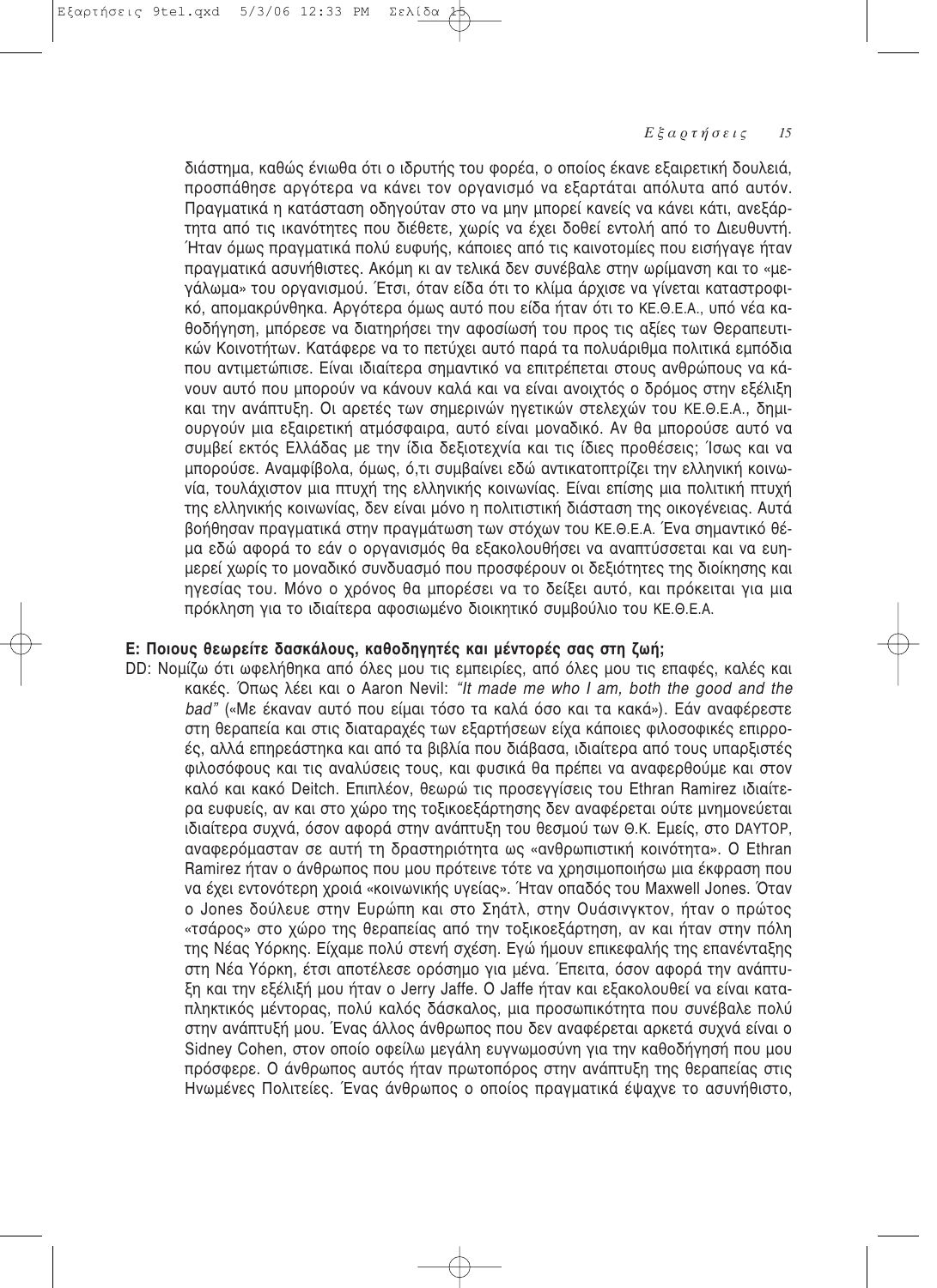διάστημα, καθώς ένιωθα ότι ο ιδρυτής του φορέα, ο οποίος έκανε εξαιρετική δουλειά, προσπάθησε αργότερα να κάνει τον οργανισμό να εξαρτάται απόλυτα από αυτόν. Πραγματικά η κατάσταση οδηγούταν στο να μην μπορεί κανείς να κάνει κάτι, ανεξάρτητα από τις ικανότητες που διέθετε, χωρίς να έχει δοθεί εντολή από το Διευθυντή. Ήταν όμως πραγματικά πολύ ευφυής, κάποιες από τις καινοτομίες που εισήγαγε ήταν πραγματικά ασυνήθιστες. Ακόμη κι αν τελικά δεν συνέβαλε στην ωρίμανση και το «μεγάλωμα» του οργανισμού. Έτσι, όταν είδα ότι το κλίμα άρχισε να γίνεται καταστροφικό, απομακρύνθηκα. Αργότερα όμως αυτό που είδα ήταν ότι το ΚΕ.Θ.Ε.Α., υπό νέα καθοδήγηση, μπόρεσε να διατηρήσει την αφοσίωσή του προς τις αξίες των Θεραπευτικών Κοινοτήτων. Κατάφερε να το πετύχει αυτό παρά τα πολυάριθμα πολιτικά εμπόδια που αντιμετώπισε. Είναι ιδιαίτερα σημαντικό να επιτρέπεται στους ανθρώπους να κάνουν αυτό που μπορούν να κάνουν καλά και να είναι ανοιχτός ο δρόμος στην εξέλιξη και την ανάπτυξη. Οι αρετές των σημερινών ηγετικών στελεχών του ΚΕ.Θ.Ε.Α., δημιουργούν μια εξαιρετική ατμόσφαιρα, αυτό είναι μοναδικό. Αν θα μπορούσε αυτό να συμβεί εκτός Ελλάδας με την ίδια δεξιοτεχνία και τις ίδιες προθέσεις; Ίσως και να μπορούσε. Αναμφίβολα, όμως, ό,τι συμβαίνει εδώ αντικατοπτρίζει την ελληνική κοινωνία, τουλάχιστον μια πτυχή της ελληνικής κοινωνίας. Είναι επίσης μια πολιτική πτυχή της ελληνικής κοινωνίας, δεν είναι μόνο η πολιτιστική διάσταση της οικογένειας. Αυτά βοήθησαν πραγματικά στην πραγμάτωση των στόχων του ΚΕ.Θ.Ε.Α. Ένα σημαντικό θέμα εδώ αφορά το εάν ο οργανισμός θα εξακολουθήσει να αναπτύσσεται και να ευημερεί χωρίς το μοναδικό συνδυασμό που προσφέρουν οι δεξιότητες της διοίκησης και ηγεσίας του. Μόνο ο χρόνος θα μπορέσει να το δείξει αυτό, και πρόκειται για μια πρόκληση για το ιδιαίτερα αφοσιωμένο διοικητικό συμβούλιο του ΚΕ.Θ.Ε.Α.

**Ε: Ποιους θεωρείτε δασκάλους, καθοδηγητές και μέντορές σας στη ζωή;**

DD: Νομίζω ότι ωφελήθηκα από όλες μου τις εμπειρίες, από όλες μου τις επαφές, καλές και κακές. Όπως λέει και ο Aaron Nevil: *"It made me who I am, both the good and the bad"* («Με έκαναν αυτό που είμαι τόσο τα καλά όσο και τα κακά»). Εάν αναφέρεστε στη θεραπεία και στις διαταραχές των εξαρτήσεων είχα κάποιες φιλοσοφικές επιρροές, αλλά επηρεάστηκα και από τα βιβλία που διάβασα, ιδιαίτερα από τους υπαρξιστές φιλοσόφους και τις αναλύσεις τους, και φυσικά θα πρέπει να αναφερθούμε και στον καλό και κακό Deitch. Επιπλέον, θεωρώ τις προσεγγίσεις του Ethran Ramirez ιδιαίτερα ευφυείς, αν και στο χώρο της τοξικοεξάρτησης δεν αναφέρεται ούτε μνημονεύεται ιδιαίτερα συχνά, όσον αφορά στην ανάπτυξη του θεσμού των Θ.Κ. Εμείς, στο DAYTOP, αναφερόμασταν σε αυτή τη δραστηριότητα ως «ανθρωπιστική κοινότητα». Ο Ethran Ramirez ήταν ο άνθρωπος που μου πρότεινε τότε να χρησιμοποιήσω μια έκφραση που να έχει εντονότερη χροιά «κοινωνικής υγείας». Ήταν οπαδός του Maxwell Jones. Όταν ο Jones δούλευε στην Ευρώπη και στο Σηάτλ, στην Ουάσινγκτον, ήταν ο πρώτος «τσάρος» στο χώρο της θεραπείας από την τοξικοεξάρτηση, αν και ήταν στην πόλη της Νέας Υόρκης. Είχαμε πολύ στενή σχέση. Εγώ ήμουν επικεφαλής της επανένταξης στη Νέα Υόρκη, έτσι αποτέλεσε ορόσημο για μένα. Έπειτα, όσον αφορά την ανάπτυξη και την εξέλιξή μου ήταν ο Jerry Jaffe. Ο Jaffe ήταν και εξακολουθεί να είναι καταπληκτικός μέντορας, πολύ καλός δάσκαλος, μια προσωπικότητα που συνέβαλε πολύ στην ανάπτυξή μου. Ένας άλλος άνθρωπος που δεν αναφέρεται αρκετά συχνά είναι ο Sidney Cohen, στον οποίο οφείλω μεγάλη ευγνωμοσύνη για την καθοδήγησή που μου πρόσφερε. Ο άνθρωπος αυτός ήταν πρωτοπόρος στην ανάπτυξη της θεραπείας στις Ηνωμένες Πολιτείες. Ένας άνθρωπος ο οποίος πραγματικά έψαχνε το ασυνήθιστο,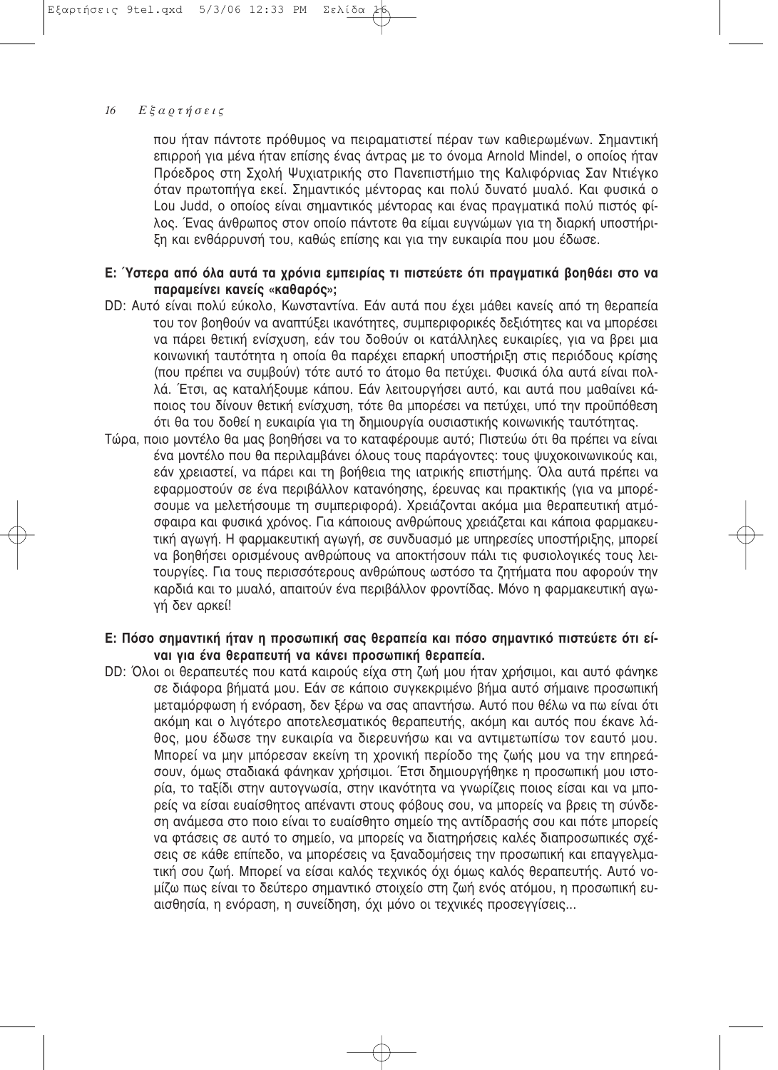που ήταν πάντοτε πρόθυμος να πειραματιστεί πέραν των καθιερωμένων. Σημαντική επιρροή για μένα ήταν επίσης ένας άντρας με το όνομα Arnold Mindel, ο οποίος ήταν Πρόεδρος στη Σχολή Ψυχιατρικής στο Πανεπιστήμιο της Καλιφόρνιας Σαν Ντιέγκο όταν πρωτοπήγα εκεί. Σημαντικός μέντορας και πολύ δυνατό μυαλό. Και φυσικά ο Lou Judd, ο οποίος είναι σημαντικός μέντορας και ένας πραγματικά πολύ πιστός φίλος. Ένας άνθρωπος στον οποίο πάντοτε θα είμαι ευγνώμων για τη διαρκή υποστήριξη και ενθάρρυνσή του, καθώς επίσης και για την ευκαιρία που μου έδωσε.

**Ε: Ύστερα από όλα αυτά τα χρόνια εμπειρίας τι πιστεύετε ότι πραγματικά βοηθάει στο να παραμείνει κανείς «καθαρός»;**

DD: Αυτό είναι πολύ εύκολο, Κωνσταντίνα. Εάν αυτά που έχει μάθει κανείς από τη θεραπεία του τον βοηθούν να αναπτύξει ικανότητες, συμπεριφορικές δεξιότητες και να μπορέσει να πάρει θετική ενίσχυση, εάν του δοθούν οι κατάλληλες ευκαιρίες, για να βρει μια κοινωνική ταυτότητα η οποία θα παρέχει επαρκή υποστήριξη στις περιόδους κρίσης (που πρέπει να συμβούν) τότε αυτό το άτομο θα πετύχει. Φυσικά όλα αυτά είναι πολλά. Έτσι, ας καταλήξουμε κάπου. Εάν λειτουργήσει αυτό, και αυτά που μαθαίνει κάποιος του δίνουν θετική ενίσχυση, τότε θα μπορέσει να πετύχει, υπό την προϋπόθεση ότι θα του δοθεί η ευκαιρία για τη δημιουργία ουσιαστικής κοινωνικής ταυτότητας.

Τώρα, ποιο μοντέλο θα μας βοηθήσει να το καταφέρουμε αυτό; Πιστεύω ότι θα πρέπει να είναι ένα μοντέλο που θα περιλαμβάνει όλους τους παράγοντες: τους ψυχοκοινωνικούς και, εάν χρειαστεί, να πάρει και τη βοήθεια της ιατρικής επιστήμης. Όλα αυτά πρέπει να εφαρμοστούν σε ένα περιβάλλον κατανόησης, έρευνας και πρακτικής (για να μπορέσουμε να μελετήσουμε τη συμπεριφορά). Χρειάζονται ακόμα μια θεραπευτική ατμόσφαιρα και φυσικά χρόνος. Για κάποιους ανθρώπους χρειάζεται και κάποια φαρμακευτική αγωγή. Η φαρμακευτική αγωγή, σε συνδυασμό με υπηρεσίες υποστήριξης, μπορεί να βοηθήσει ορισμένους ανθρώπους να αποκτήσουν πάλι τις φυσιολογικές τους λειτουργίες. Για τους περισσότερους ανθρώπους ωστόσο τα ζητήματα που αφορούν την καρδιά και το μυαλό, απαιτούν ένα περιβάλλον φροντίδας. Μόνο η φαρμακευτική αγωγή δεν αρκεί!

**Ε: Πόσο σημαντική ήταν η προσωπική σας θεραπεία και πόσο σημαντικό πιστεύετε ότι είναι για ένα θεραπευτή να κάνει προσωπική θεραπεία.**

DD: Όλοι οι θεραπευτές που κατά καιρούς είχα στη ζωή μου ήταν χρήσιμοι, και αυτό φάνηκε σε διάφορα βήματά μου. Εάν σε κάποιο συγκεκριμένο βήμα αυτό σήμαινε προσωπική μεταμόρφωση ή ενόραση, δεν ξέρω να σας απαντήσω. Αυτό που θέλω να πω είναι ότι ακόμη και ο λιγότερο αποτελεσματικός θεραπευτής, ακόμη και αυτός που έκανε λάθος, μου έδωσε την ευκαιρία να διερευνήσω και να αντιμετωπίσω τον εαυτό μου. Μπορεί να μην μπόρεσαν εκείνη τη χρονική περίοδο της ζωής μου να την επηρεάσουν, όμως σταδιακά φάνηκαν χρήσιμοι. Έτσι δημιουργήθηκε η προσωπική μου ιστορία, το ταξίδι στην αυτογνωσία, στην ικανότητα να γνωρίζεις ποιος είσαι και να μπορείς να είσαι ευαίσθητος απέναντι στους φόβους σου, να μπορείς να βρεις τη σύνδεση ανάμεσα στο ποιο είναι το ευαίσθητο σημείο της αντίδρασής σου και πότε μπορείς να φτάσεις σε αυτό το σημείο, να μπορείς να διατηρήσεις καλές διαπροσωπικές σχέσεις σε κάθε επίπεδο, να μπορέσεις να ξαναδομήσεις την προσωπική και επαγγελματική σου ζωή. Μπορεί να είσαι καλός τεχνικός όχι όμως καλός θεραπευτής. Αυτό νομίζω πως είναι το δεύτερο σημαντικό στοιχείο στη ζωή ενός ατόμου, η προσωπική ευαισθησία, η ενόραση, η συνείδηση, όχι μόνο οι τεχνικές προσεγγίσεις...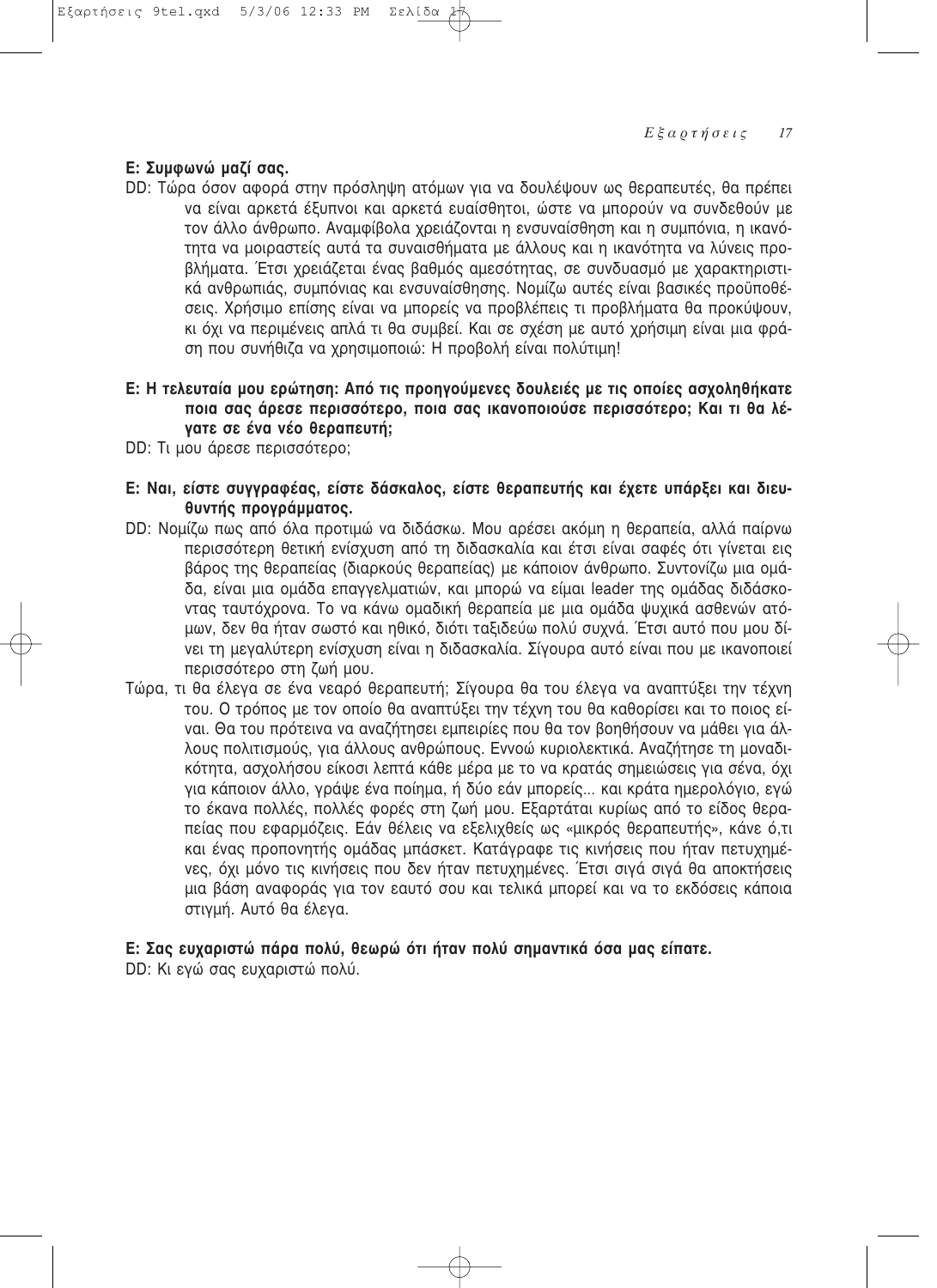**Ε: Συμφωνώ μαζί σας.**

DD: Τώρα όσον αφορά στην πρόσληψη ατόμων για να δουλέψουν ως θεραπευτές, θα πρέπει να είναι αρκετά έξυπνοι και αρκετά ευαίσθητοι, ώστε να μπορούν να συνδεθούν με τον άλλο άνθρωπο. Αναμφίβολα χρειάζονται η ενσυναίσθηση και η συμπόνια, η ικανότητα να μοιραστείς αυτά τα συναισθήματα με άλλους και η ικανότητα να λύνεις προβλήματα. Έτσι χρειάζεται ένας βαθμός αμεσότητας, σε συνδυασμό με χαρακτηριστικά ανθρωπιάς, συμπόνιας και ενσυναίσθησης. Νομίζω αυτές είναι βασικές προϋποθέσεις. Χρήσιμο επίσης είναι να μπορείς να προβλέπεις τι προβλήματα θα προκύψουν, κι όχι να περιμένεις απλά τι θα συμβεί. Και σε σχέση με αυτό χρήσιμη είναι μια φράση που συνήθιζα να χρησιμοποιώ: Η προβολή είναι πολύτιμη!

**Ε: Η τελευταία μου ερώτηση: Από τις προηγούμενες δουλειές με τις οποίες ασχοληθήκατε ποια σας άρεσε περισσότερο, ποια σας ικανοποιούσε περισσότερο; Και τι θα λέγατε σε ένα νέο θεραπευτή;**

DD: Τι μου άρεσε περισσότερο;

**Ε: Ναι, είστε συγγραφέας, είστε δάσκαλος, είστε θεραπευτής και έχετε υπάρξει και διευθυντής προγράμματος.**

DD: Νομίζω πως από όλα προτιμώ να διδάσκω. Μου αρέσει ακόμη η θεραπεία, αλλά παίρνω περισσότερη θετική ενίσχυση από τη διδασκαλία και έτσι είναι σαφές ότι γίνεται εις βάρος της θεραπείας (διαρκούς θεραπείας) με κάποιον άνθρωπο. Συντονίζω μια ομάδα, είναι μια ομάδα επαγγελματιών, και μπορώ να είμαι leader της ομάδας διδάσκοντας ταυτόχρονα. Το να κάνω ομαδική θεραπεία με μια ομάδα ψυχικά ασθενών ατόμων, δεν θα ήταν σωστό και ηθικό, διότι ταξιδεύω πολύ συχνά. Έτσι αυτό που μου δίνει τη μεγαλύτερη ενίσχυση είναι η διδασκαλία. Σίγουρα αυτό είναι που με ικανοποιεί περισσότερο στη ζωή μου.

Τώρα, τι θα έλεγα σε ένα νεαρό θεραπευτή; Σίγουρα θα του έλεγα να αναπτύξει την τέχνη του. Ο τρόπος με τον οποίο θα αναπτύξει την τέχνη του θα καθορίσει και το ποιος είναι. Θα του πρότεινα να αναζητήσει εμπειρίες που θα τον βοηθήσουν να μάθει για άλλους πολιτισμούς, για άλλους ανθρώπους. Εννοώ κυριολεκτικά. Αναζήτησε τη μοναδικότητα, ασχολήσου είκοσι λεπτά κάθε μέρα με το να κρατάς σημειώσεις για σένα, όχι για κάποιον άλλο, γράψε ένα ποίημα, ή δύο εάν μπορείς... και κράτα ημερολόγιο, εγώ το έκανα πολλές, πολλές φορές στη ζωή μου. Εξαρτάται κυρίως από το είδος θεραπείας που εφαρμόζεις. Εάν θέλεις να εξελιχθείς ως «μικρός θεραπευτής», κάνε ό,τι και ένας προπονητής ομάδας μπάσκετ. Κατάγραφε τις κινήσεις που ήταν πετυχημένες, όχι μόνο τις κινήσεις που δεν ήταν πετυχημένες. Έτσι σιγά σιγά θα αποκτήσεις μια βάση αναφοράς για τον εαυτό σου και τελικά μπορεί και να το εκδόσεις κάποια στιγμή. Αυτό θα έλεγα.

**Ε: Σας ευχαριστώ πάρα πολύ, θεωρώ ότι ήταν πολύ σημαντικά όσα μας είπατε.**

DD: Κι εγώ σας ευχαριστώ πολύ.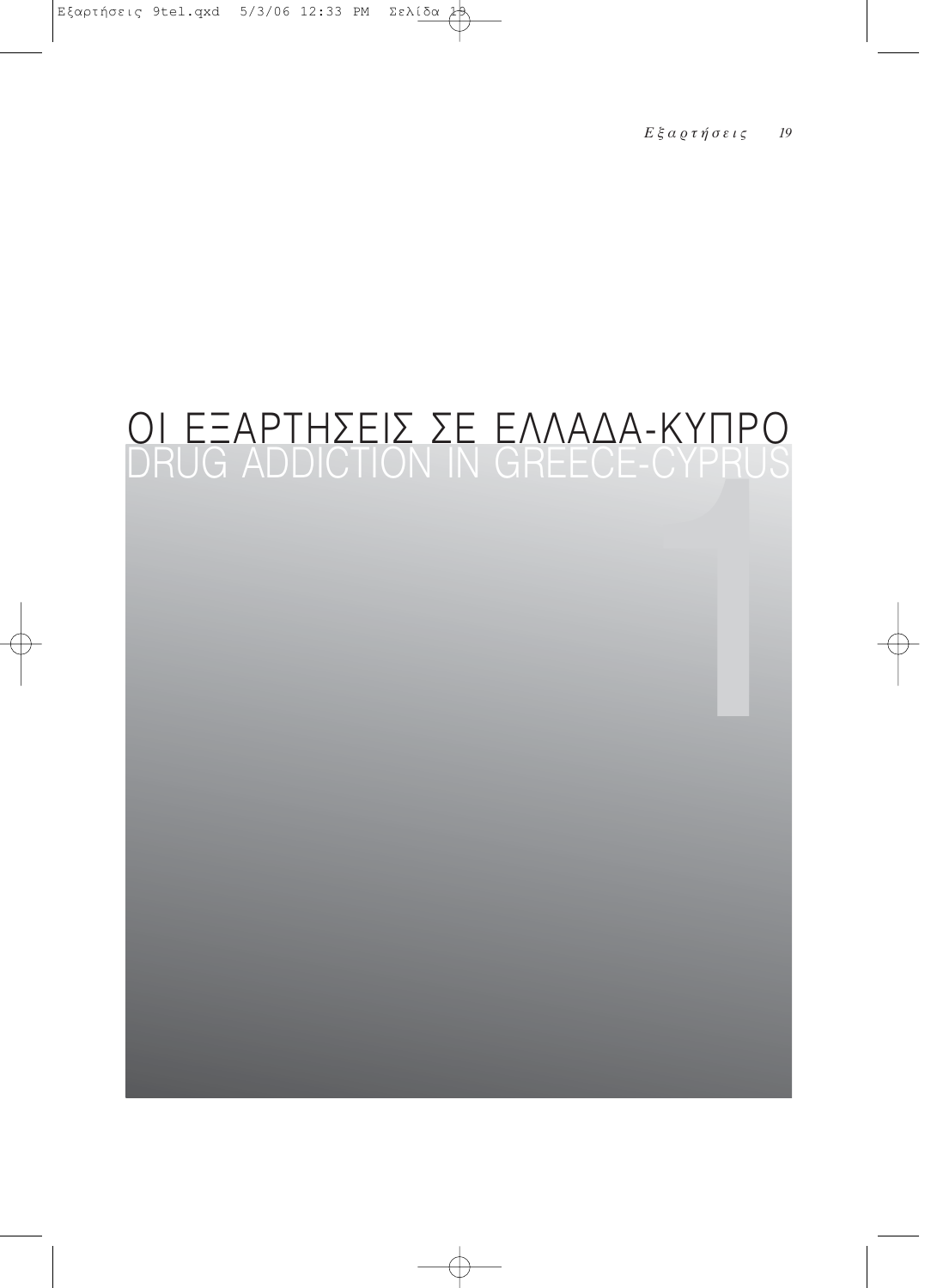# ΟΙ ΕΞΑΡΤΗΣΕΙΣ ΣΕ ΕΛΛΑΔΑ-ΚΥΠΡΟ
## DRUG ADDICTION IN GREECE-CYPRUS

1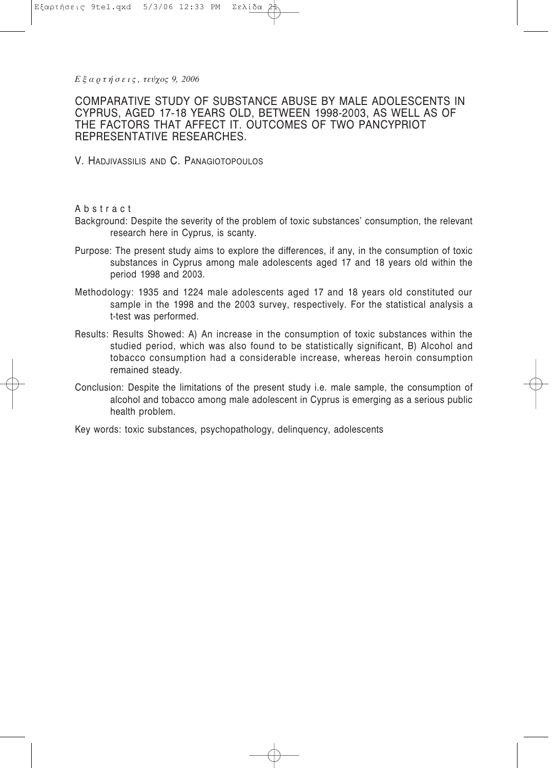# COMPARATIVE STUDY OF SUBSTANCE ABUSE BY MALE ADOLESCENTS IN CYPRUS, AGED 17-18 YEARS OLD, BETWEEN 1998-2003, AS WELL AS OF THE FACTORS THAT AFFECT IT. OUTCOMES OF TWO PANCYPRIOT REPRESENTATIVE RESEARCHES.

V. HADJIVASSILIS AND C. PANAGIOTOPOULOS

Abstract

Background: Despite the severity of the problem of toxic substances' consumption, the relevant research here in Cyprus, is scanty.

Purpose: The present study aims to explore the differences, if any, in the consumption of toxic substances in Cyprus among male adolescents aged 17 and 18 years old within the period 1998 and 2003.

Methodology: 1935 and 1224 male adolescents aged 17 and 18 years old constituted our sample in the 1998 and the 2003 survey, respectively. For the statistical analysis a t-test was performed.

Results: Results Showed: A) An increase in the consumption of toxic substances within the studied period, which was also found to be statistically significant, B) Alcohol and tobacco consumption had a considerable increase, whereas heroin consumption remained steady.

Conclusion: Despite the limitations of the present study i.e. male sample, the consumption of alcohol and tobacco among male adolescent in Cyprus is emerging as a serious public health problem.

Key words: toxic substances, psychopathology, delinquency, adolescents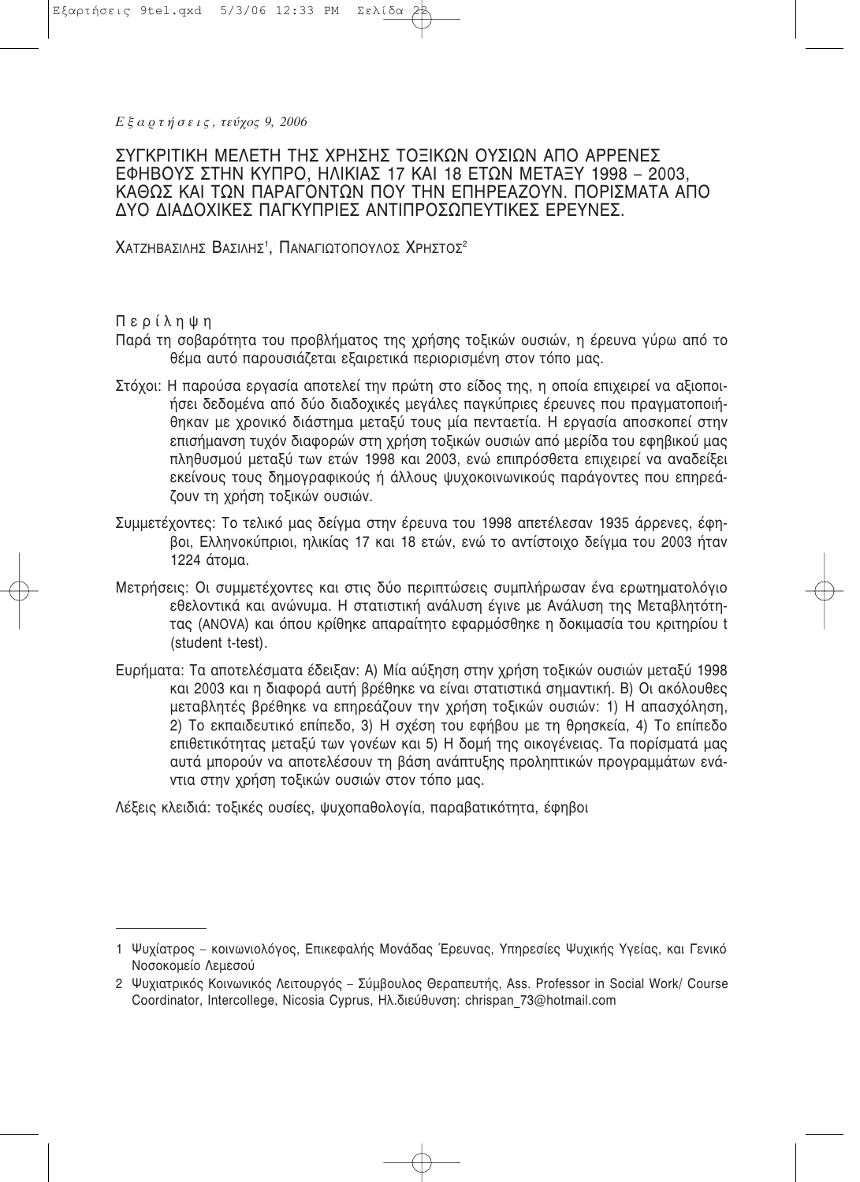# ΣΥΓΚΡΙΤΙΚΗ ΜΕΛΕΤΗ ΤΗΣ ΧΡΗΣΗΣ ΤΟΞΙΚΩΝ ΟΥΣΙΩΝ ΑΠΟ ΑΡΡΕΝΕΣ ΕΦΗΒΟΥΣ ΣΤΗΝ ΚΥΠΡΟ, ΗΛΙΚΙΑΣ 17 ΚΑΙ 18 ΕΤΩΝ ΜΕΤΑΞΥ 1998 – 2003, ΚΑΘΩΣ ΚΑΙ ΤΩΝ ΠΑΡΑΓΟΝΤΩΝ ΠΟΥ ΤΗΝ ΕΠΗΡΕΑΖΟΥΝ. ΠΟΡΙΣΜΑΤΑ ΑΠΟ ΔΥΟ ΔΙΑΔΟΧΙΚΕΣ ΠΑΓΚΥΠΡΙΕΣ ΑΝΤΙΠΡΟΣΩΠΕΥΤΙΚΕΣ ΕΡΕΥΝΕΣ.

ΧΑΤΖΗΒΑΣΙΛΗΣ ΒΑΣΙΛΗΣ[1], ΠΑΝΑΓΙΩΤΟΠΟΥΛΟΣ ΧΡΗΣΤΟΣ[2]

## Περίληψη

Παρά τη σοβαρότητα του προβλήματος της χρήσης τοξικών ουσιών, η έρευνα γύρω από το θέμα αυτό παρουσιάζεται εξαιρετικά περιορισμένη στον τόπο μας.

Στόχοι: Η παρούσα εργασία αποτελεί την πρώτη στο είδος της, η οποία επιχειρεί να αξιοποιήσει δεδομένα από δύο διαδοχικές μεγάλες παγκύπριες έρευνες που πραγματοποιήθηκαν με χρονικό διάστημα μεταξύ τους μία πενταετία. Η εργασία αποσκοπεί στην επισήμανση τυχόν διαφορών στη χρήση τοξικών ουσιών από μερίδα του εφηβικού μας πληθυσμού μεταξύ των ετών 1998 και 2003, ενώ επιπρόσθετα επιχειρεί να αναδείξει εκείνους τους δημογραφικούς ή άλλους ψυχοκοινωνικούς παράγοντες που επηρεάζουν τη χρήση τοξικών ουσιών.

Συμμετέχοντες: Το τελικό μας δείγμα στην έρευνα του 1998 απετέλεσαν 1935 άρρενες, έφηβοι, Ελληνοκύπριοι, ηλικίας 17 και 18 ετών, ενώ το αντίστοιχο δείγμα του 2003 ήταν 1224 άτομα.

Μετρήσεις: Οι συμμετέχοντες και στις δύο περιπτώσεις συμπλήρωσαν ένα ερωτηματολόγιο εθελοντικά και ανώνυμα. Η στατιστική ανάλυση έγινε με Ανάλυση της Μεταβλητότητας (ANOVA) και όπου κρίθηκε απαραίτητο εφαρμόσθηκε η δοκιμασία του κριτηρίου t (student t-test).

Ευρήματα: Τα αποτελέσματα έδειξαν: Α) Μία αύξηση στην χρήση τοξικών ουσιών μεταξύ 1998 και 2003 και η διαφορά αυτή βρέθηκε να είναι στατιστικά σημαντική. Β) Οι ακόλουθες μεταβλητές βρέθηκε να επηρεάζουν την χρήση τοξικών ουσιών: 1) Η απασχόληση, 2) Το εκπαιδευτικό επίπεδο, 3) Η σχέση του εφήβου με τη θρησκεία, 4) Το επίπεδο επιθετικότητας μεταξύ των γονέων και 5) Η δομή της οικογένειας. Τα πορίσματά μας αυτά μπορούν να αποτελέσουν τη βάση ανάπτυξης προληπτικών προγραμμάτων ενάντια στην χρήση τοξικών ουσιών στον τόπο μας.

Λέξεις κλειδιά: τοξικές ουσίες, ψυχοπαθολογία, παραβατικότητα, έφηβοι

---

1 Ψυχίατρος – κοινωνιολόγος, Επικεφαλής Μονάδας Έρευνας, Υπηρεσίες Ψυχικής Υγείας, και Γενικό Νοσοκομείο Λεμεσού

2 Ψυχιατρικός Κοινωνικός Λειτουργός – Σύμβουλος Θεραπευτής, Ass. Professor in Social Work/ Course Coordinator, Intercollege, Nicosia Cyprus, Ηλ.διεύθυνση: chrispan_73@hotmail.com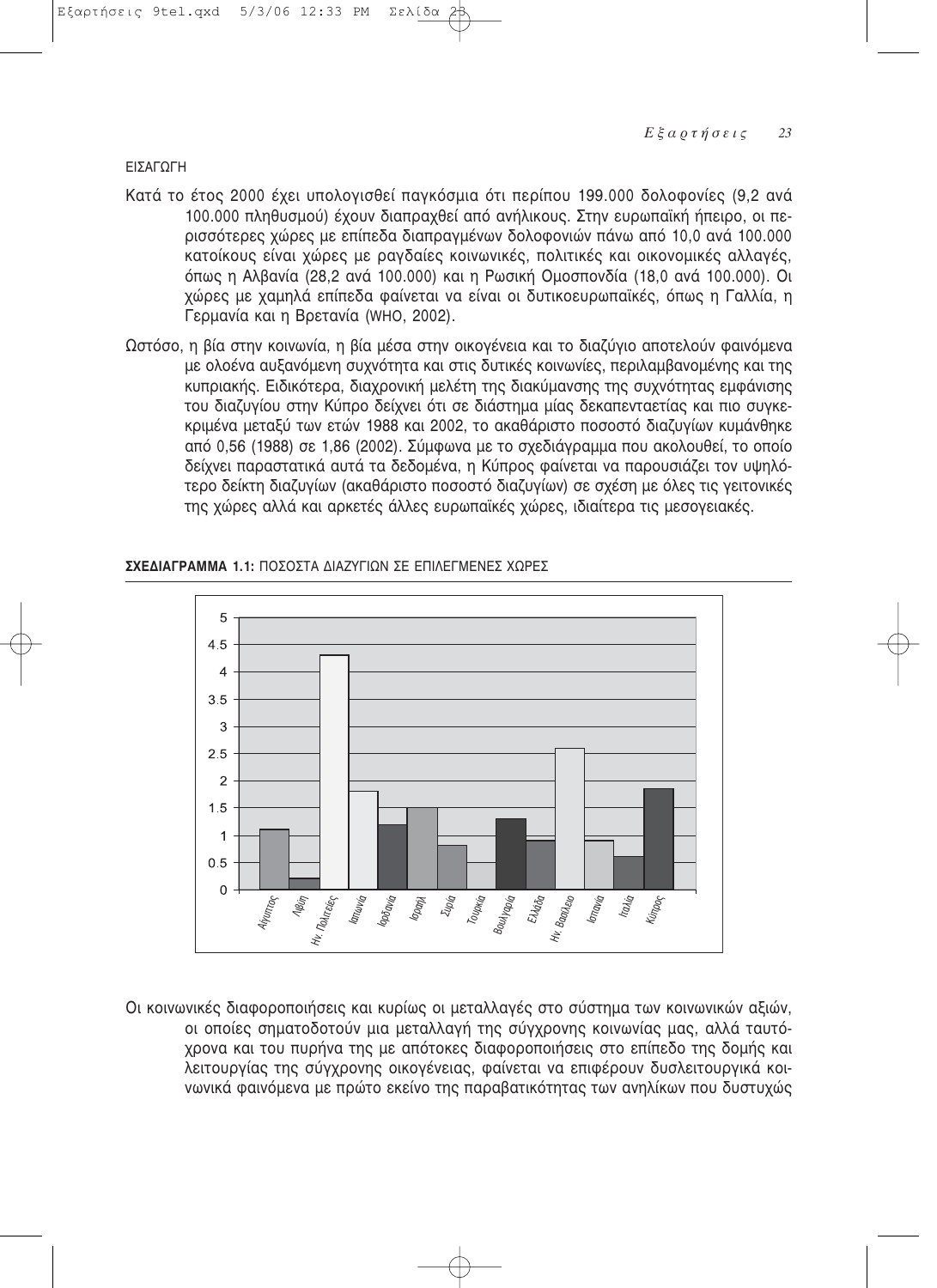ΕΙΣΑΓΩΓΗ

Κατά το έτος 2000 έχει υπολογισθεί παγκόσμια ότι περίπου 199.000 δολοφονίες (9,2 ανά 100.000 πληθυσμού) έχουν διαπραχθεί από ανήλικους. Στην ευρωπαϊκή ήπειρο, οι περισσότερες χώρες με επίπεδα διαπραγμένων δολοφονιών πάνω από 10,0 ανά 100.000 κατοίκους είναι χώρες με ραγδαίες κοινωνικές, πολιτικές και οικονομικές αλλαγές, όπως η Αλβανία (28,2 ανά 100.000) και η Ρωσική Ομοσπονδία (18,0 ανά 100.000). Οι χώρες με χαμηλά επίπεδα φαίνεται να είναι οι δυτικοευρωπαϊκές, όπως η Γαλλία, η Γερμανία και η Βρετανία (WHO, 2002).

Ωστόσο, η βία στην κοινωνία, η βία μέσα στην οικογένεια και το διαζύγιο αποτελούν φαινόμενα με ολοένα αυξανόμενη συχνότητα και στις δυτικές κοινωνίες, περιλαμβανομένης και της κυπριακής. Ειδικότερα, διαχρονική μελέτη της διακύμανσης της συχνότητας εμφάνισης του διαζυγίου στην Κύπρο δείχνει ότι σε διάστημα μίας δεκαπενταετίας και πιο συγκεκριμένα μεταξύ των ετών 1988 και 2002, το ακαθάριστο ποσοστό διαζυγίων κυμάνθηκε από 0,56 (1988) σε 1,86 (2002). Σύμφωνα με το σχεδιάγραμμα που ακολουθεί, το οποίο δείχνει παραστατικά αυτά τα δεδομένα, η Κύπρος φαίνεται να παρουσιάζει τον υψηλότερο δείκτη διαζυγίων (ακαθάριστο ποσοστό διαζυγίων) σε σχέση με όλες τις γειτονικές της χώρες αλλά και αρκετές άλλες ευρωπαϊκές χώρες, ιδιαίτερα τις μεσογειακές.

**ΣΧΕΔΙΑΓΡΑΜΜΑ 1.1:** ΠΟΣΟΣΤΑ ΔΙΑΖΥΓΙΩΝ ΣΕ ΕΠΙΛΕΓΜΕΝΕΣ ΧΩΡΕΣ

| Χώρα | Ποσοστό |
|---|---|
| Αίγυπτος | 1.1 |
| Λιβύη | 0.2 |
| Ην. Πολιτείες | 4.3 |
| Ιαπωνία | 1.8 |
| Ιορδανία | 1.2 |
| Ισραήλ | 1.5 |
| Συρία | 0.8 |
| Τουρκία | 0 |
| Βουλγαρία | 1.3 |
| Ελλάδα | 0.9 |
| Ην. Βασίλειο | 2.6 |
| Ισπανία | 0.9 |
| Ιταλία | 0.6 |
| Κύπρος | 1.85 |

Οι κοινωνικές διαφοροποιήσεις και κυρίως οι μεταλλαγές στο σύστημα των κοινωνικών αξιών, οι οποίες σηματοδοτούν μια μεταλλαγή της σύγχρονης κοινωνίας μας, αλλά ταυτόχρονα και του πυρήνα της με απότοκες διαφοροποιήσεις στο επίπεδο της δομής και λειτουργίας της σύγχρονης οικογένειας, φαίνεται να επιφέρουν δυσλειτουργικά κοινωνικά φαινόμενα με πρώτο εκείνο της παραβατικότητας των ανηλίκων που δυστυχώς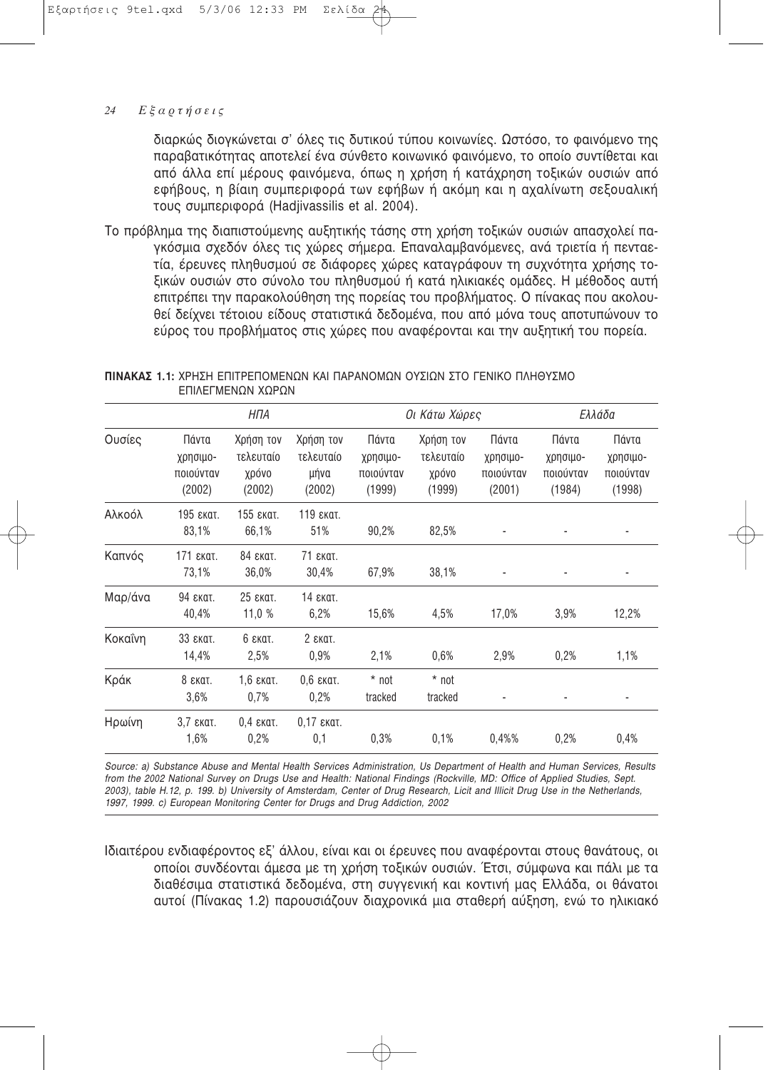διαρκώς διογκώνεται σ' όλες τις δυτικού τύπου κοινωνίες. Ωστόσο, το φαινόμενο της παραβατικότητας αποτελεί ένα σύνθετο κοινωνικό φαινόμενο, το οποίο συντίθεται και από άλλα επί μέρους φαινόμενα, όπως η χρήση ή κατάχρηση τοξικών ουσιών από εφήβους, η βίαιη συμπεριφορά των εφήβων ή ακόμη και η αχαλίνωτη σεξουαλική τους συμπεριφορά (Hadjivassilis et al. 2004).

Το πρόβλημα της διαπιστούμενης αυξητικής τάσης στη χρήση τοξικών ουσιών απασχολεί παγκόσμια σχεδόν όλες τις χώρες σήμερα. Επαναλαμβανόμενες, ανά τριετία ή πενταετία, έρευνες πληθυσμού σε διάφορες χώρες καταγράφουν τη συχνότητα χρήσης τοξικών ουσιών στο σύνολο του πληθυσμού ή κατά ηλικιακές ομάδες. Η μέθοδος αυτή επιτρέπει την παρακολούθηση της πορείας του προβλήματος. Ο πίνακας που ακολουθεί δείχνει τέτοιου είδους στατιστικά δεδομένα, που από μόνα τους αποτυπώνουν το εύρος του προβλήματος στις χώρες που αναφέρονται και την αυξητική του πορεία.

**ΠΙΝΑΚΑΣ 1.1:** ΧΡΗΣΗ ΕΠΙΤΡΕΠΟΜΕΝΩΝ ΚΑΙ ΠΑΡΑΝΟΜΩΝ ΟΥΣΙΩΝ ΣΤΟ ΓΕΝΙΚΟ ΠΛΗΘΥΣΜΟ ΕΠΙΛΕΓΜΕΝΩΝ ΧΩΡΩΝ

| | *ΗΠΑ* | | | *Οι Κάτω Χώρες* | | | *Ελλάδα* | |
|---|---|---|---|---|---|---|---|---|
| Ουσίες | Πάντα χρησιμοποιούνταν (2002) | Χρήση τον τελευταίο χρόνο (2002) | Χρήση τον τελευταίο μήνα (2002) | Πάντα χρησιμοποιούνταν (1999) | Χρήση τον τελευταίο χρόνο (1999) | Πάντα χρησιμοποιούνταν (2001) | Πάντα χρησιμοποιούνταν (1984) | Πάντα χρησιμοποιούνταν (1998) |
| Αλκοόλ | 195 εκατ. 83,1% | 155 εκατ. 66,1% | 119 εκατ. 51% | 90,2% | 82,5% | - | - | - |
| Καπνός | 171 εκατ. 73,1% | 84 εκατ. 36,0% | 71 εκατ. 30,4% | 67,9% | 38,1% | - | - | - |
| Μαρ/άνα | 94 εκατ. 40,4% | 25 εκατ. 11,0 % | 14 εκατ. 6,2% | 15,6% | 4,5% | 17,0% | 3,9% | 12,2% |
| Κοκαΐνη | 33 εκατ. 14,4% | 6 εκατ. 2,5% | 2 εκατ. 0,9% | 2,1% | 0,6% | 2,9% | 0,2% | 1,1% |
| Κράκ | 8 εκατ. 3,6% | 1,6 εκατ. 0,7% | 0,6 εκατ. 0,2% | * not tracked | * not tracked | - | - | - |
| Ηρωίνη | 3,7 εκατ. 1,6% | 0,4 εκατ. 0,2% | 0,17 εκατ. 0,1 | 0,3% | 0,1% | 0,4%% | 0,2% | 0,4% |

*Source: a) Substance Abuse and Mental Health Services Administration, Us Department of Health and Human Services, Results from the 2002 National Survey on Drugs Use and Health: National Findings (Rockville, MD: Office of Applied Studies, Sept. 2003), table H.12, p. 199. b) University of Amsterdam, Center of Drug Research, Licit and Illicit Drug Use in the Netherlands, 1997, 1999. c) European Monitoring Center for Drugs and Drug Addiction, 2002*

Ιδιαιτέρου ενδιαφέροντος εξ' άλλου, είναι και οι έρευνες που αναφέρονται στους θανάτους, οι οποίοι συνδέονται άμεσα με τη χρήση τοξικών ουσιών. Έτσι, σύμφωνα και πάλι με τα διαθέσιμα στατιστικά δεδομένα, στη συγγενική και κοντινή μας Ελλάδα, οι θάνατοι αυτοί (Πίνακας 1.2) παρουσιάζουν διαχρονικά μια σταθερή αύξηση, ενώ το ηλικιακό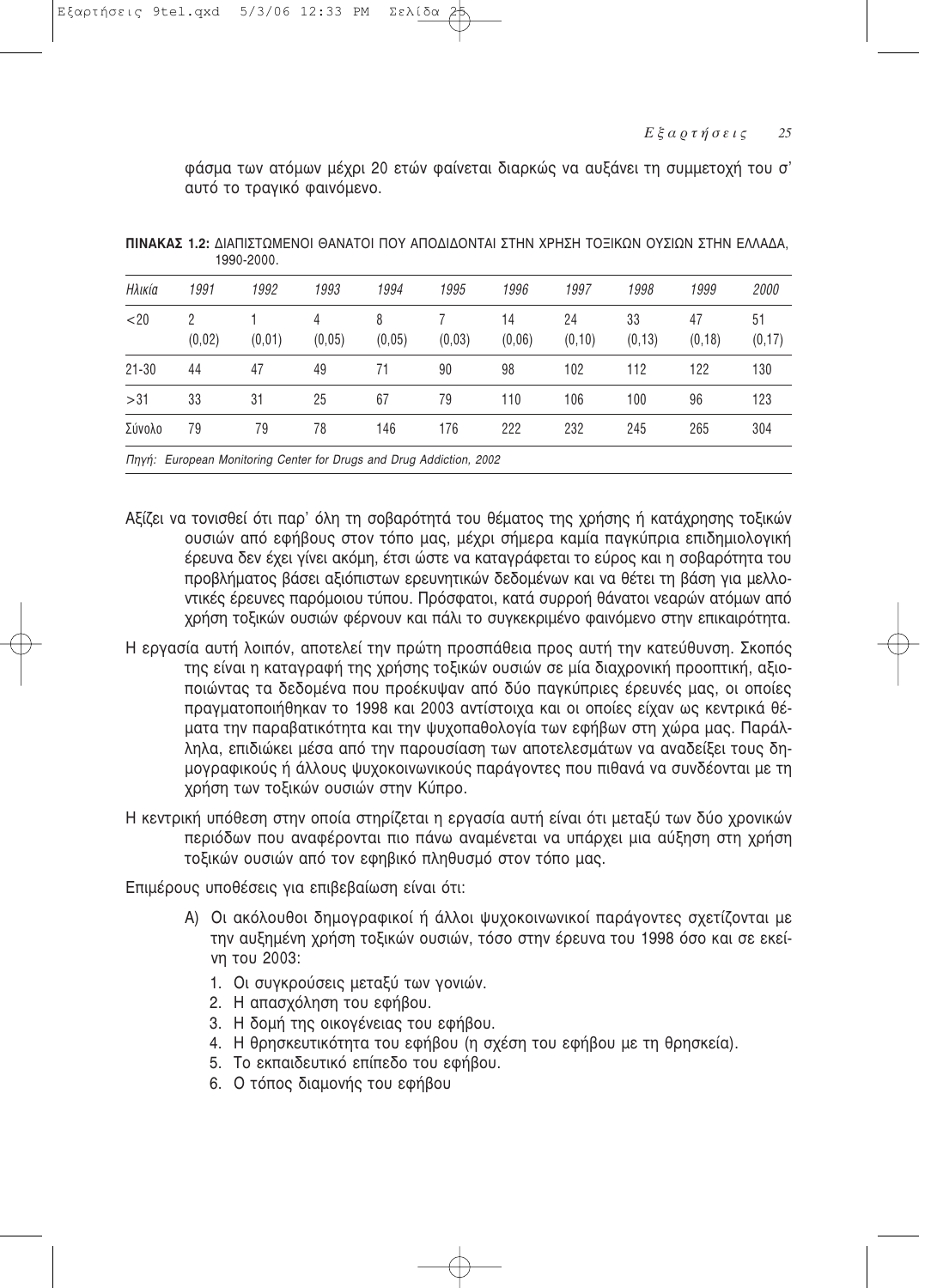φάσμα των ατόμων μέχρι 20 ετών φαίνεται διαρκώς να αυξάνει τη συμμετοχή του σ' αυτό το τραγικό φαινόμενο.

**ΠΙΝΑΚΑΣ 1.2:** ΔΙΑΠΙΣΤΩΜΕΝΟΙ ΘΑΝΑΤΟΙ ΠΟΥ ΑΠΟΔΙΔΟΝΤΑΙ ΣΤΗΝ ΧΡΗΣΗ ΤΟΞΙΚΩΝ ΟΥΣΙΩΝ ΣΤΗΝ ΕΛΛΑΔΑ, 1990-2000.

| *Ηλικία* | *1991* | *1992* | *1993* | *1994* | *1995* | *1996* | *1997* | *1998* | *1999* | *2000* |
|---|---|---|---|---|---|---|---|---|---|---|
| <20 | 2 (0,02) | 1 (0,01) | 4 (0,05) | 8 (0,05) | 7 (0,03) | 14 (0,06) | 24 (0,10) | 33 (0,13) | 47 (0,18) | 51 (0,17) |
| 21-30 | 44 | 47 | 49 | 71 | 90 | 98 | 102 | 112 | 122 | 130 |
| >31 | 33 | 31 | 25 | 67 | 79 | 110 | 106 | 100 | 96 | 123 |
| Σύνολο | 79 | 79 | 78 | 146 | 176 | 222 | 232 | 245 | 265 | 304 |

*Πηγή: European Monitoring Center for Drugs and Drug Addiction, 2002*

Αξίζει να τονισθεί ότι παρ' όλη τη σοβαρότητά του θέματος της χρήσης ή κατάχρησης τοξικών ουσιών από εφήβους στον τόπο μας, μέχρι σήμερα καμία παγκύπρια επιδημιολογική έρευνα δεν έχει γίνει ακόμη, έτσι ώστε να καταγράφεται το εύρος και η σοβαρότητα του προβλήματος βάσει αξιόπιστων ερευνητικών δεδομένων και να θέτει τη βάση για μελλοντικές έρευνες παρόμοιου τύπου. Πρόσφατοι, κατά συρροή θάνατοι νεαρών ατόμων από χρήση τοξικών ουσιών φέρνουν και πάλι το συγκεκριμένο φαινόμενο στην επικαιρότητα.

Η εργασία αυτή λοιπόν, αποτελεί την πρώτη προσπάθεια προς αυτή την κατεύθυνση. Σκοπός της είναι η καταγραφή της χρήσης τοξικών ουσιών σε μία διαχρονική προοπτική, αξιοποιώντας τα δεδομένα που προέκυψαν από δύο παγκύπριες έρευνές μας, οι οποίες πραγματοποιήθηκαν το 1998 και 2003 αντίστοιχα και οι οποίες είχαν ως κεντρικά θέματα την παραβατικότητα και την ψυχοπαθολογία των εφήβων στη χώρα μας. Παράλληλα, επιδιώκει μέσα από την παρουσίαση των αποτελεσμάτων να αναδείξει τους δημογραφικούς ή άλλους ψυχοκοινωνικούς παράγοντες που πιθανά να συνδέονται με τη χρήση των τοξικών ουσιών στην Κύπρο.

Η κεντρική υπόθεση στην οποία στηρίζεται η εργασία αυτή είναι ότι μεταξύ των δύο χρονικών περιόδων που αναφέρονται πιο πάνω αναμένεται να υπάρχει μια αύξηση στη χρήση τοξικών ουσιών από τον εφηβικό πληθυσμό στον τόπο μας.

Επιμέρους υποθέσεις για επιβεβαίωση είναι ότι:

Α) Οι ακόλουθοι δημογραφικοί ή άλλοι ψυχοκοινωνικοί παράγοντες σχετίζονται με την αυξημένη χρήση τοξικών ουσιών, τόσο στην έρευνα του 1998 όσο και σε εκείνη του 2003:

1. Οι συγκρούσεις μεταξύ των γονιών.
2. Η απασχόληση του εφήβου.
3. Η δομή της οικογένειας του εφήβου.
4. Η θρησκευτικότητα του εφήβου (η σχέση του εφήβου με τη θρησκεία).
5. Το εκπαιδευτικό επίπεδο του εφήβου.
6. Ο τόπος διαμονής του εφήβου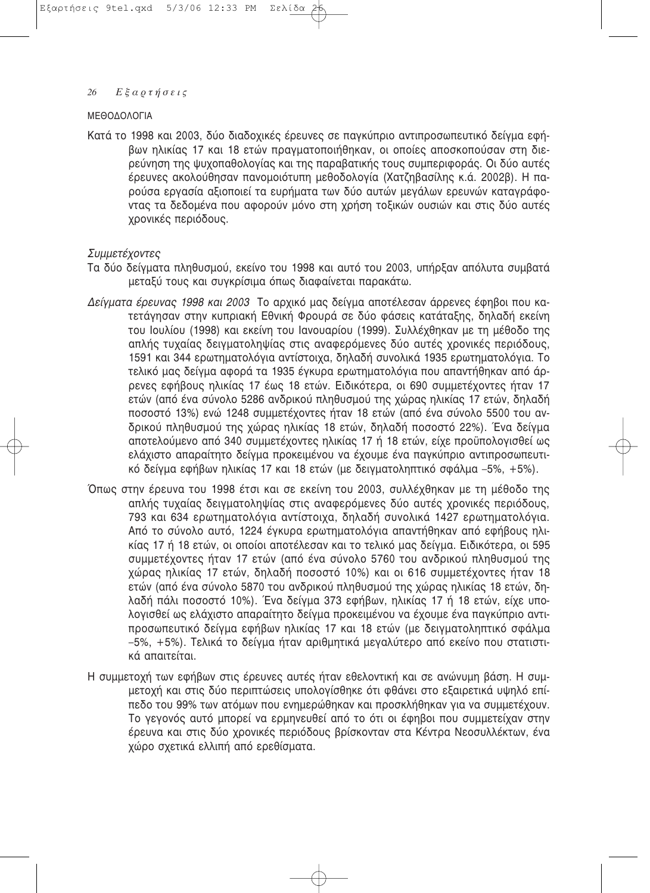ΜΕΘΟΔΟΛΟΓΙΑ

Κατά το 1998 και 2003, δύο διαδοχικές έρευνες σε παγκύπριο αντιπροσωπευτικό δείγμα εφήβων ηλικίας 17 και 18 ετών πραγματοποιήθηκαν, οι οποίες αποσκοπούσαν στη διερεύνηση της ψυχοπαθολογίας και της παραβατικής τους συμπεριφοράς. Οι δύο αυτές έρευνες ακολούθησαν πανομοιότυπη μεθοδολογία (Χατζηβασίλης κ.ά. 2002β). Η παρούσα εργασία αξιοποιεί τα ευρήματα των δύο αυτών μεγάλων ερευνών καταγράφοντας τα δεδομένα που αφορούν μόνο στη χρήση τοξικών ουσιών και στις δύο αυτές χρονικές περιόδους.

*Συμμετέχοντες*

Τα δύο δείγματα πληθυσμού, εκείνο του 1998 και αυτό του 2003, υπήρξαν απόλυτα συμβατά μεταξύ τους και συγκρίσιμα όπως διαφαίνεται παρακάτω.

*Δείγματα έρευνας 1998 και 2003* Το αρχικό μας δείγμα αποτέλεσαν άρρενες έφηβοι που κατετάγησαν στην κυπριακή Εθνική Φρουρά σε δύο φάσεις κατάταξης, δηλαδή εκείνη του Ιουλίου (1998) και εκείνη του Ιανουαρίου (1999). Συλλέχθηκαν με τη μέθοδο της απλής τυχαίας δειγματοληψίας στις αναφερόμενες δύο αυτές χρονικές περιόδους, 1591 και 344 ερωτηματολόγια αντίστοιχα, δηλαδή συνολικά 1935 ερωτηματολόγια. Το τελικό μας δείγμα αφορά τα 1935 έγκυρα ερωτηματολόγια που απαντήθηκαν από άρρενες εφήβους ηλικίας 17 έως 18 ετών. Ειδικότερα, οι 690 συμμετέχοντες ήταν 17 ετών (από ένα σύνολο 5286 ανδρικού πληθυσμού της χώρας ηλικίας 17 ετών, δηλαδή ποσοστό 13%) ενώ 1248 συμμετέχοντες ήταν 18 ετών (από ένα σύνολο 5500 του ανδρικού πληθυσμού της χώρας ηλικίας 18 ετών, δηλαδή ποσοστό 22%). Ένα δείγμα αποτελούμενο από 340 συμμετέχοντες ηλικίας 17 ή 18 ετών, είχε προϋπολογισθεί ως ελάχιστο απαραίτητο δείγμα προκειμένου να έχουμε ένα παγκύπριο αντιπροσωπευτικό δείγμα εφήβων ηλικίας 17 και 18 ετών (με δειγματοληπτικό σφάλμα −5%, +5%).

Όπως στην έρευνα του 1998 έτσι και σε εκείνη του 2003, συλλέχθηκαν με τη μέθοδο της απλής τυχαίας δειγματοληψίας στις αναφερόμενες δύο αυτές χρονικές περιόδους, 793 και 634 ερωτηματολόγια αντίστοιχα, δηλαδή συνολικά 1427 ερωτηματολόγια. Από το σύνολο αυτό, 1224 έγκυρα ερωτηματολόγια απαντήθηκαν από εφήβους ηλικίας 17 ή 18 ετών, οι οποίοι αποτέλεσαν και το τελικό μας δείγμα. Ειδικότερα, οι 595 συμμετέχοντες ήταν 17 ετών (από ένα σύνολο 5760 του ανδρικού πληθυσμού της χώρας ηλικίας 17 ετών, δηλαδή ποσοστό 10%) και οι 616 συμμετέχοντες ήταν 18 ετών (από ένα σύνολο 5870 του ανδρικού πληθυσμού της χώρας ηλικίας 18 ετών, δηλαδή πάλι ποσοστό 10%). Ένα δείγμα 373 εφήβων, ηλικίας 17 ή 18 ετών, είχε υπολογισθεί ως ελάχιστο απαραίτητο δείγμα προκειμένου να έχουμε ένα παγκύπριο αντιπροσωπευτικό δείγμα εφήβων ηλικίας 17 και 18 ετών (με δειγματοληπτικό σφάλμα −5%, +5%). Τελικά το δείγμα ήταν αριθμητικά μεγαλύτερο από εκείνο που στατιστικά απαιτείται.

Η συμμετοχή των εφήβων στις έρευνες αυτές ήταν εθελοντική και σε ανώνυμη βάση. Η συμμετοχή και στις δύο περιπτώσεις υπολογίσθηκε ότι φθάνει στο εξαιρετικά υψηλό επίπεδο του 99% των ατόμων που ενημερώθηκαν και προσκλήθηκαν για να συμμετέχουν. Το γεγονός αυτό μπορεί να ερμηνευθεί από το ότι οι έφηβοι που συμμετείχαν στην έρευνα και στις δύο χρονικές περιόδους βρίσκονταν στα Κέντρα Νεοσυλλέκτων, ένα χώρο σχετικά ελλιπή από ερεθίσματα.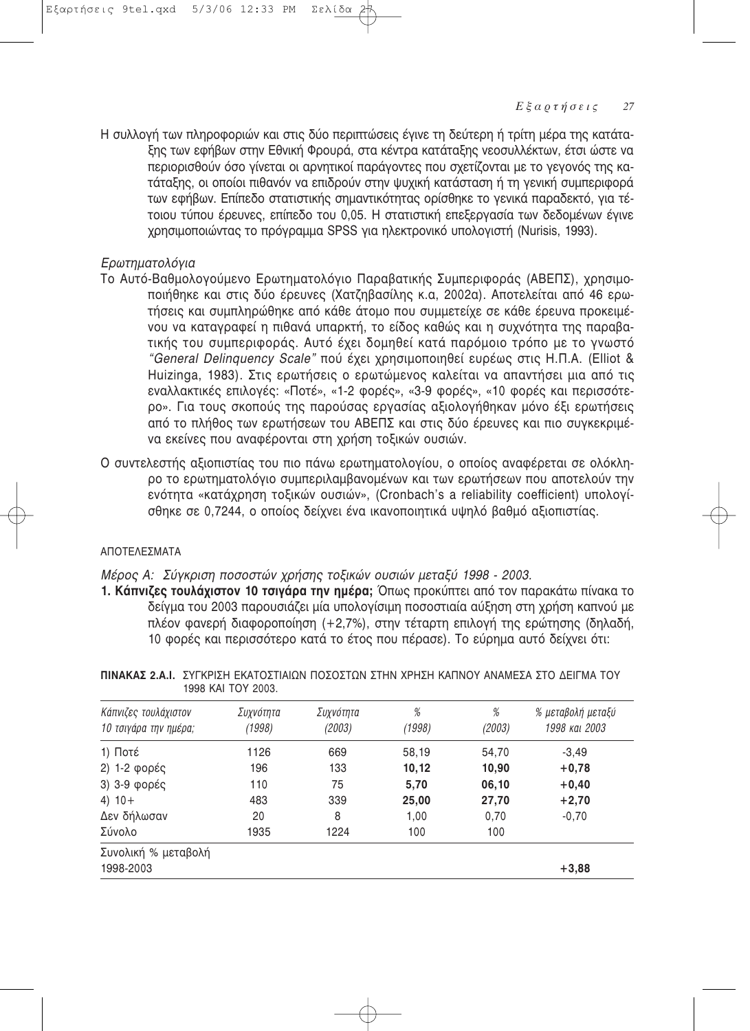Η συλλογή των πληροφοριών και στις δύο περιπτώσεις έγινε τη δεύτερη ή τρίτη μέρα της κατάταξης των εφήβων στην Εθνική Φρουρά, στα κέντρα κατάταξης νεοσυλλέκτων, έτσι ώστε να περιορισθούν όσο γίνεται οι αρνητικοί παράγοντες που σχετίζονται με το γεγονός της κατάταξης, οι οποίοι πιθανόν να επιδρούν στην ψυχική κατάσταση ή τη γενική συμπεριφορά των εφήβων. Επίπεδο στατιστικής σημαντικότητας ορίσθηκε το γενικά παραδεκτό, για τέτοιου τύπου έρευνες, επίπεδο του 0,05. Η στατιστική επεξεργασία των δεδομένων έγινε χρησιμοποιώντας το πρόγραμμα SPSS για ηλεκτρονικό υπολογιστή (Nurisis, 1993).

*Ερωτηματολόγια*

Το Αυτό-Βαθμολογούμενο Ερωτηματολόγιο Παραβατικής Συμπεριφοράς (ΑΒΕΠΣ), χρησιμοποιήθηκε και στις δύο έρευνες (Χατζηβασίλης κ.α, 2002α). Αποτελείται από 46 ερωτήσεις και συμπληρώθηκε από κάθε άτομο που συμμετείχε σε κάθε έρευνα προκειμένου να καταγραφεί η πιθανά υπαρκτή, το είδος καθώς και η συχνότητα της παραβατικής του συμπεριφοράς. Αυτό έχει δομηθεί κατά παρόμοιο τρόπο με το γνωστό *"General Delinquency Scale"* πού έχει χρησιμοποιηθεί ευρέως στις Η.Π.Α. (Elliot & Huizinga, 1983). Στις ερωτήσεις ο ερωτώμενος καλείται να απαντήσει μια από τις εναλλακτικές επιλογές: «Ποτέ», «1-2 φορές», «3-9 φορές», «10 φορές και περισσότερο». Για τους σκοπούς της παρούσας εργασίας αξιολογήθηκαν μόνο έξι ερωτήσεις από το πλήθος των ερωτήσεων του ΑΒΕΠΣ και στις δύο έρευνες και πιο συγκεκριμένα εκείνες που αναφέρονται στη χρήση τοξικών ουσιών.

Ο συντελεστής αξιοπιστίας του πιο πάνω ερωτηματολογίου, ο οποίος αναφέρεται σε ολόκληρο το ερωτηματολόγιο συμπεριλαμβανομένων και των ερωτήσεων που αποτελούν την ενότητα «κατάχρηση τοξικών ουσιών», (Cronbach's a reliability coefficient) υπολογίσθηκε σε 0,7244, ο οποίος δείχνει ένα ικανοποιητικά υψηλό βαθμό αξιοπιστίας.

## ΑΠΟΤΕΛΕΣΜΑΤΑ

*Μέρος Α: Σύγκριση ποσοστών χρήσης τοξικών ουσιών μεταξύ 1998 - 2003.*

**1. Κάπνιζες τουλάχιστον 10 τσιγάρα την ημέρα;** Όπως προκύπτει από τον παρακάτω πίνακα το δείγμα του 2003 παρουσιάζει μία υπολογίσιμη ποσοστιαία αύξηση στη χρήση καπνού με πλέον φανερή διαφοροποίηση (+2,7%), στην τέταρτη επιλογή της ερώτησης (δηλαδή, 10 φορές και περισσότερο κατά το έτος που πέρασε). Το εύρημα αυτό δείχνει ότι:

**ΠΙΝΑΚΑΣ 2.Α.Ι.** ΣΥΓΚΡΙΣΗ ΕΚΑΤΟΣΤΙΑΙΩΝ ΠΟΣΟΣΤΩΝ ΣΤΗΝ ΧΡΗΣΗ ΚΑΠΝΟΥ ΑΝΑΜΕΣΑ ΣΤΟ ΔΕΙΓΜΑ ΤΟΥ 1998 ΚΑΙ ΤΟΥ 2003.

| *Κάπνιζες τουλάχιστον 10 τσιγάρα την ημέρα;* | *Συχνότητα (1998)* | *Συχνότητα (2003)* | *% (1998)* | *% (2003)* | *% μεταβολή μεταξύ 1998 και 2003* |
|---|---|---|---|---|---|
| 1) Ποτέ | 1126 | 669 | 58,19 | 54,70 | -3,49 |
| 2) 1-2 φορές | 196 | 133 | **10,12** | **10,90** | **+0,78** |
| 3) 3-9 φορές | 110 | 75 | **5,70** | **06,10** | **+0,40** |
| 4) 10+ | 483 | 339 | **25,00** | **27,70** | **+2,70** |
| Δεν δήλωσαν | 20 | 8 | 1,00 | 0,70 | -0,70 |
| Σύνολο | 1935 | 1224 | 100 | 100 | |
| Συνολική % μεταβολή 1998-2003 | | | | | **+3,88** |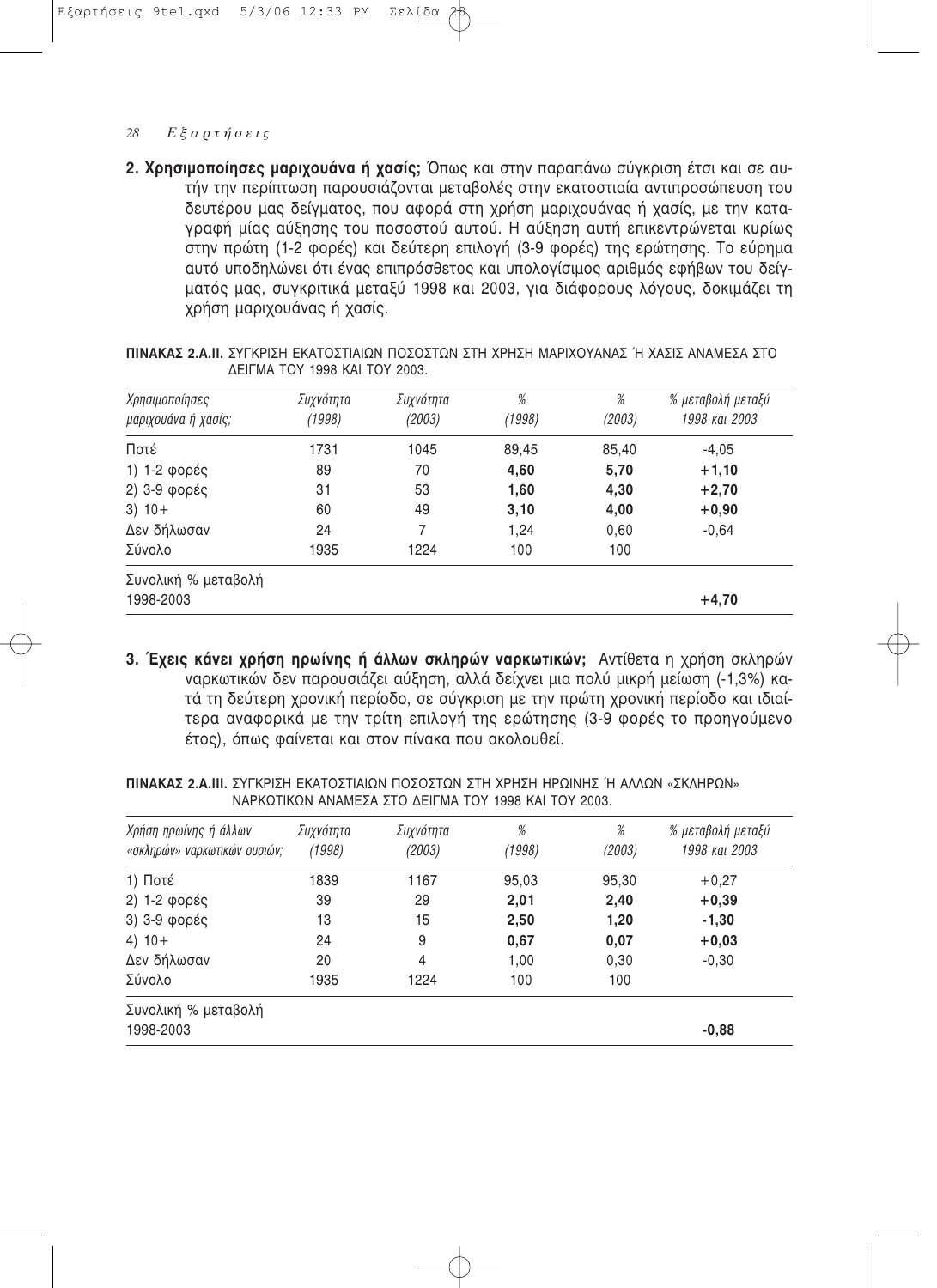**2. Χρησιμοποίησες μαριχουάνα ή χασίς;** Όπως και στην παραπάνω σύγκριση έτσι και σε αυτήν την περίπτωση παρουσιάζονται μεταβολές στην εκατοστιαία αντιπροσώπευση του δευτέρου μας δείγματος, που αφορά στη χρήση μαριχουάνας ή χασίς, με την καταγραφή μίας αύξησης του ποσοστού αυτού. Η αύξηση αυτή επικεντρώνεται κυρίως στην πρώτη (1-2 φορές) και δεύτερη επιλογή (3-9 φορές) της ερώτησης. Το εύρημα αυτό υποδηλώνει ότι ένας επιπρόσθετος και υπολογίσιμος αριθμός εφήβων του δείγματός μας, συγκριτικά μεταξύ 1998 και 2003, για διάφορους λόγους, δοκιμάζει τη χρήση μαριχουάνας ή χασίς.

**ΠΙΝΑΚΑΣ 2.Α.ΙΙ.** ΣΥΓΚΡΙΣΗ ΕΚΑΤΟΣΤΙΑΙΩΝ ΠΟΣΟΣΤΩΝ ΣΤΗ ΧΡΗΣΗ ΜΑΡΙΧΟΥΑΝΑΣ Ή ΧΑΣΙΣ ΑΝΑΜΕΣΑ ΣΤΟ ΔΕΙΓΜΑ ΤΟΥ 1998 ΚΑΙ ΤΟΥ 2003.

| *Χρησιμοποίησες μαριχουάνα ή χασίς;* | *Συχνότητα (1998)* | *Συχνότητα (2003)* | *% (1998)* | *% (2003)* | *% μεταβολή μεταξύ 1998 και 2003* |
|---|---|---|---|---|---|
| Ποτέ | 1731 | 1045 | 89,45 | 85,40 | -4,05 |
| 1) 1-2 φορές | 89 | 70 | **4,60** | **5,70** | **+1,10** |
| 2) 3-9 φορές | 31 | 53 | **1,60** | **4,30** | **+2,70** |
| 3) 10+ | 60 | 49 | **3,10** | **4,00** | **+0,90** |
| Δεν δήλωσαν | 24 | 7 | 1,24 | 0,60 | -0,64 |
| Σύνολο | 1935 | 1224 | 100 | 100 | |
| Συνολική % μεταβολή 1998-2003 | | | | | **+4,70** |

**3. Έχεις κάνει χρήση ηρωίνης ή άλλων σκληρών ναρκωτικών;** Αντίθετα η χρήση σκληρών ναρκωτικών δεν παρουσιάζει αύξηση, αλλά δείχνει μια πολύ μικρή μείωση (-1,3%) κατά τη δεύτερη χρονική περίοδο, σε σύγκριση με την πρώτη χρονική περίοδο και ιδιαίτερα αναφορικά με την τρίτη επιλογή της ερώτησης (3-9 φορές το προηγούμενο έτος), όπως φαίνεται και στον πίνακα που ακολουθεί.

**ΠΙΝΑΚΑΣ 2.Α.ΙΙΙ.** ΣΥΓΚΡΙΣΗ ΕΚΑΤΟΣΤΙΑΙΩΝ ΠΟΣΟΣΤΩΝ ΣΤΗ ΧΡΗΣΗ ΗΡΩΙΝΗΣ Ή ΑΛΛΩΝ «ΣΚΛΗΡΩΝ» ΝΑΡΚΩΤΙΚΩΝ ΑΝΑΜΕΣΑ ΣΤΟ ΔΕΙΓΜΑ ΤΟΥ 1998 ΚΑΙ ΤΟΥ 2003.

| *Χρήση ηρωίνης ή άλλων «σκληρών» ναρκωτικών ουσιών;* | *Συχνότητα (1998)* | *Συχνότητα (2003)* | *% (1998)* | *% (2003)* | *% μεταβολή μεταξύ 1998 και 2003* |
|---|---|---|---|---|---|
| 1) Ποτέ | 1839 | 1167 | 95,03 | 95,30 | +0,27 |
| 2) 1-2 φορές | 39 | 29 | **2,01** | **2,40** | **+0,39** |
| 3) 3-9 φορές | 13 | 15 | **2,50** | **1,20** | **-1,30** |
| 4) 10+ | 24 | 9 | **0,67** | **0,07** | **+0,03** |
| Δεν δήλωσαν | 20 | 4 | 1,00 | 0,30 | -0,30 |
| Σύνολο | 1935 | 1224 | 100 | 100 | |
| Συνολική % μεταβολή 1998-2003 | | | | | **-0,88** |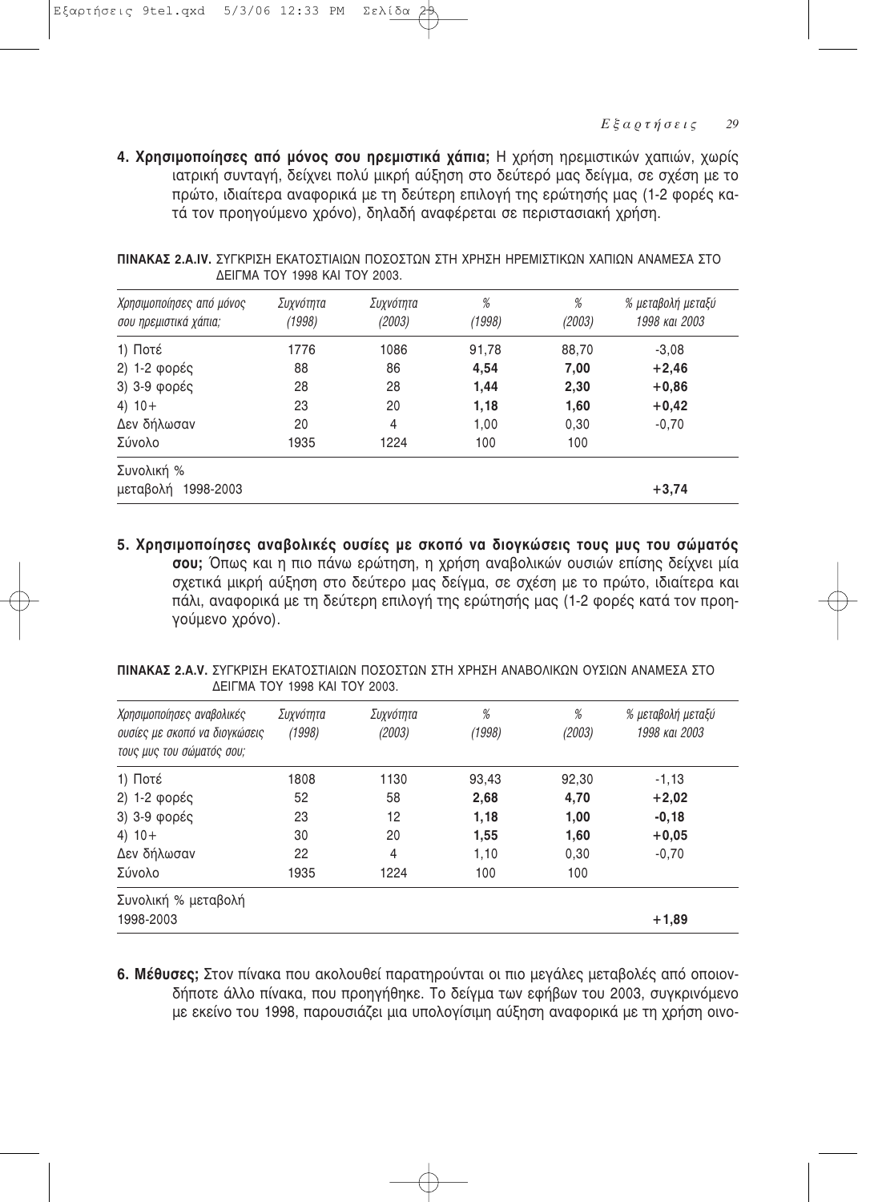**4. Χρησιμοποίησες από μόνος σου ηρεμιστικά χάπια;** Η χρήση ηρεμιστικών χαπιών, χωρίς ιατρική συνταγή, δείχνει πολύ μικρή αύξηση στο δεύτερό μας δείγμα, σε σχέση με το πρώτο, ιδιαίτερα αναφορικά με τη δεύτερη επιλογή της ερώτησής μας (1-2 φορές κατά τον προηγούμενο χρόνο), δηλαδή αναφέρεται σε περιστασιακή χρήση.

**ΠΙΝΑΚΑΣ 2.Α.IV.** ΣΥΓΚΡΙΣΗ ΕΚΑΤΟΣΤΙΑΙΩΝ ΠΟΣΟΣΤΩΝ ΣΤΗ ΧΡΗΣΗ ΗΡΕΜΙΣΤΙΚΩΝ ΧΑΠΙΩΝ ΑΝΑΜΕΣΑ ΣΤΟ ΔΕΙΓΜΑ ΤΟΥ 1998 ΚΑΙ ΤΟΥ 2003.

| *Χρησιμοποίησες από μόνος σου ηρεμιστικά χάπια;* | *Συχνότητα (1998)* | *Συχνότητα (2003)* | *% (1998)* | *% (2003)* | *% μεταβολή μεταξύ 1998 και 2003* |
|---|---|---|---|---|---|
| 1) Ποτέ | 1776 | 1086 | 91,78 | 88,70 | -3,08 |
| 2) 1-2 φορές | 88 | 86 | **4,54** | **7,00** | **+2,46** |
| 3) 3-9 φορές | 28 | 28 | **1,44** | **2,30** | **+0,86** |
| 4) 10+ | 23 | 20 | **1,18** | **1,60** | **+0,42** |
| Δεν δήλωσαν | 20 | 4 | 1,00 | 0,30 | -0,70 |
| Σύνολο | 1935 | 1224 | 100 | 100 | |
| Συνολική % μεταβολή 1998-2003 | | | | | **+3,74** |

**5. Χρησιμοποίησες αναβολικές ουσίες με σκοπό να διογκώσεις τους μυς του σώματός σου;** Όπως και η πιο πάνω ερώτηση, η χρήση αναβολικών ουσιών επίσης δείχνει μία σχετικά μικρή αύξηση στο δεύτερο μας δείγμα, σε σχέση με το πρώτο, ιδιαίτερα και πάλι, αναφορικά με τη δεύτερη επιλογή της ερώτησής μας (1-2 φορές κατά τον προηγούμενο χρόνο).

**ΠΙΝΑΚΑΣ 2.Α.V.** ΣΥΓΚΡΙΣΗ ΕΚΑΤΟΣΤΙΑΙΩΝ ΠΟΣΟΣΤΩΝ ΣΤΗ ΧΡΗΣΗ ΑΝΑΒΟΛΙΚΩΝ ΟΥΣΙΩΝ ΑΝΑΜΕΣΑ ΣΤΟ ΔΕΙΓΜΑ ΤΟΥ 1998 ΚΑΙ ΤΟΥ 2003.

| *Χρησιμοποίησες αναβολικές ουσίες με σκοπό να διογκώσεις τους μυς του σώματός σου;* | *Συχνότητα (1998)* | *Συχνότητα (2003)* | *% (1998)* | *% (2003)* | *% μεταβολή μεταξύ 1998 και 2003* |
|---|---|---|---|---|---|
| 1) Ποτέ | 1808 | 1130 | 93,43 | 92,30 | -1,13 |
| 2) 1-2 φορές | 52 | 58 | **2,68** | **4,70** | **+2,02** |
| 3) 3-9 φορές | 23 | 12 | **1,18** | **1,00** | **-0,18** |
| 4) 10+ | 30 | 20 | **1,55** | **1,60** | **+0,05** |
| Δεν δήλωσαν | 22 | 4 | 1,10 | 0,30 | -0,70 |
| Σύνολο | 1935 | 1224 | 100 | 100 | |
| Συνολική % μεταβολή 1998-2003 | | | | | **+1,89** |

**6. Μέθυσες;** Στον πίνακα που ακολουθεί παρατηρούνται οι πιο μεγάλες μεταβολές από οποιονδήποτε άλλο πίνακα, που προηγήθηκε. Το δείγμα των εφήβων του 2003, συγκρινόμενο με εκείνο του 1998, παρουσιάζει μια υπολογίσιμη αύξηση αναφορικά με τη χρήση οινο-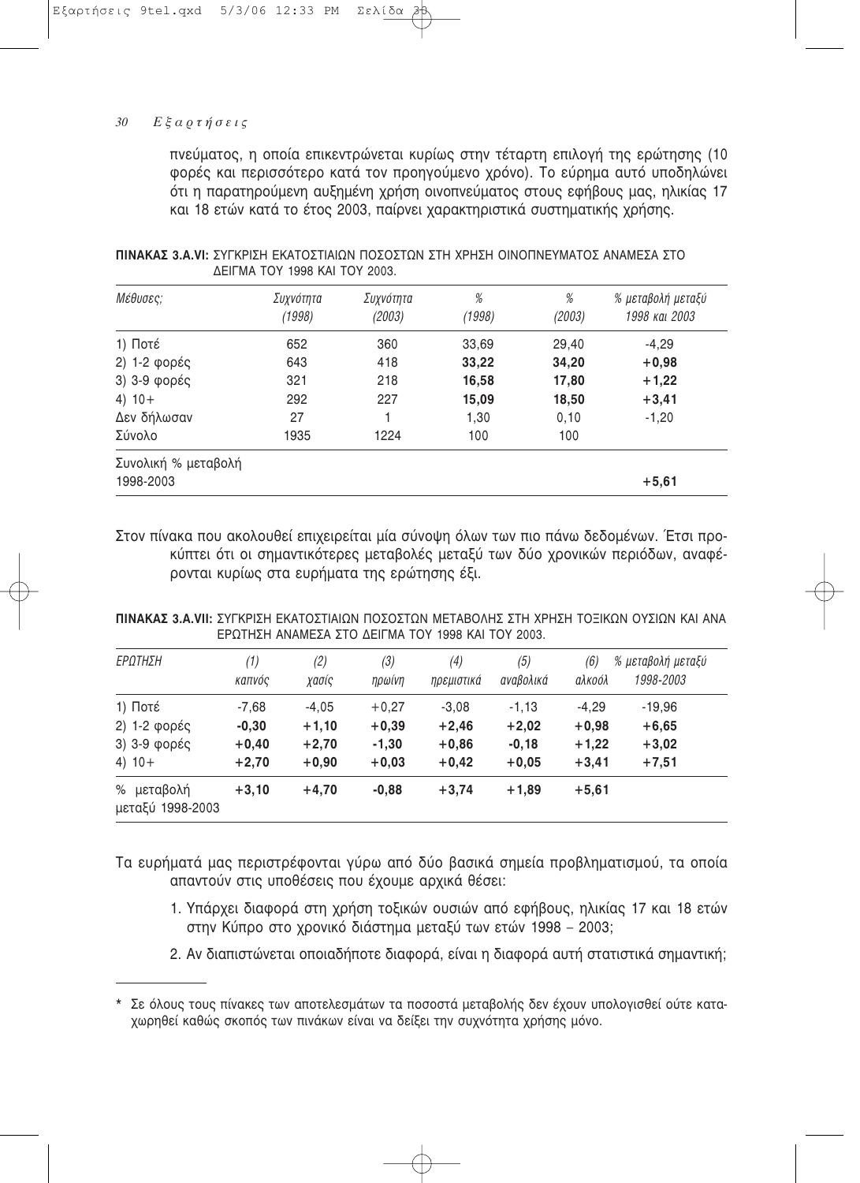πνεύματος, η οποία επικεντρώνεται κυρίως στην τέταρτη επιλογή της ερώτησης (10 φορές και περισσότερο κατά τον προηγούμενο χρόνο). Το εύρημα αυτό υποδηλώνει ότι η παρατηρούμενη αυξημένη χρήση οινοπνεύματος στους εφήβους μας, ηλικίας 17 και 18 ετών κατά το έτος 2003, παίρνει χαρακτηριστικά συστηματικής χρήσης.

**ΠΙΝΑΚΑΣ 3.Α.VI:** ΣΥΓΚΡΙΣΗ ΕΚΑΤΟΣΤΙΑΙΩΝ ΠΟΣΟΣΤΩΝ ΣΤΗ ΧΡΗΣΗ ΟΙΝΟΠΝΕΥΜΑΤΟΣ ΑΝΑΜΕΣΑ ΣΤΟ ΔΕΙΓΜΑ ΤΟΥ 1998 ΚΑΙ ΤΟΥ 2003.

| *Μέθυσες;* | *Συχνότητα (1998)* | *Συχνότητα (2003)* | *% (1998)* | *% (2003)* | *% μεταβολή μεταξύ 1998 και 2003* |
|---|---|---|---|---|---|
| 1) Ποτέ | 652 | 360 | 33,69 | 29,40 | -4,29 |
| 2) 1-2 φορές | 643 | 418 | **33,22** | **34,20** | **+0,98** |
| 3) 3-9 φορές | 321 | 218 | **16,58** | **17,80** | **+1,22** |
| 4) 10+ | 292 | 227 | **15,09** | **18,50** | **+3,41** |
| Δεν δήλωσαν | 27 | 1 | 1,30 | 0,10 | -1,20 |
| Σύνολο | 1935 | 1224 | 100 | 100 | |
| Συνολική % μεταβολή 1998-2003 | | | | | **+5,61** |

Στον πίνακα που ακολουθεί επιχειρείται μία σύνοψη όλων των πιο πάνω δεδομένων. Έτσι προκύπτει ότι οι σημαντικότερες μεταβολές μεταξύ των δύο χρονικών περιόδων, αναφέρονται κυρίως στα ευρήματα της ερώτησης έξι.

**ΠΙΝΑΚΑΣ 3.Α.VII:** ΣΥΓΚΡΙΣΗ ΕΚΑΤΟΣΤΙΑΙΩΝ ΠΟΣΟΣΤΩΝ ΜΕΤΑΒΟΛΗΣ ΣΤΗ ΧΡΗΣΗ ΤΟΞΙΚΩΝ ΟΥΣΙΩΝ ΚΑΙ ΑΝΑ ΕΡΩΤΗΣΗ ΑΝΑΜΕΣΑ ΣΤΟ ΔΕΙΓΜΑ ΤΟΥ 1998 ΚΑΙ ΤΟΥ 2003.

| *ΕΡΩΤΗΣΗ* | *(1) καπνός* | *(2) χασίς* | *(3) ηρωίνη* | *(4) ηρεμιστικά* | *(5) αναβολικά* | *(6) αλκοόλ* | *% μεταβολή μεταξύ 1998-2003* |
|---|---|---|---|---|---|---|---|
| 1) Ποτέ | -7,68 | -4,05 | +0,27 | -3,08 | -1,13 | -4,29 | -19,96 |
| 2) 1-2 φορές | **-0,30** | **+1,10** | **+0,39** | **+2,46** | **+2,02** | **+0,98** | **+6,65** |
| 3) 3-9 φορές | **+0,40** | **+2,70** | **-1,30** | **+0,86** | **-0,18** | **+1,22** | **+3,02** |
| 4) 10+ | **+2,70** | **+0,90** | **+0,03** | **+0,42** | **+0,05** | **+3,41** | **+7,51** |
| % μεταβολή μεταξύ 1998-2003 | **+3,10** | **+4,70** | **-0,88** | **+3,74** | **+1,89** | **+5,61** | |

Τα ευρήματά μας περιστρέφονται γύρω από δύο βασικά σημεία προβληματισμού, τα οποία απαντούν στις υποθέσεις που έχουμε αρχικά θέσει:

1. Υπάρχει διαφορά στη χρήση τοξικών ουσιών από εφήβους, ηλικίας 17 και 18 ετών στην Κύπρο στο χρονικό διάστημα μεταξύ των ετών 1998 – 2003;
2. Αν διαπιστώνεται οποιαδήποτε διαφορά, είναι η διαφορά αυτή στατιστικά σημαντική;

---

\* Σε όλους τους πίνακες των αποτελεσμάτων τα ποσοστά μεταβολής δεν έχουν υπολογισθεί ούτε καταχωρηθεί καθώς σκοπός των πινάκων είναι να δείξει την συχνότητα χρήσης μόνο.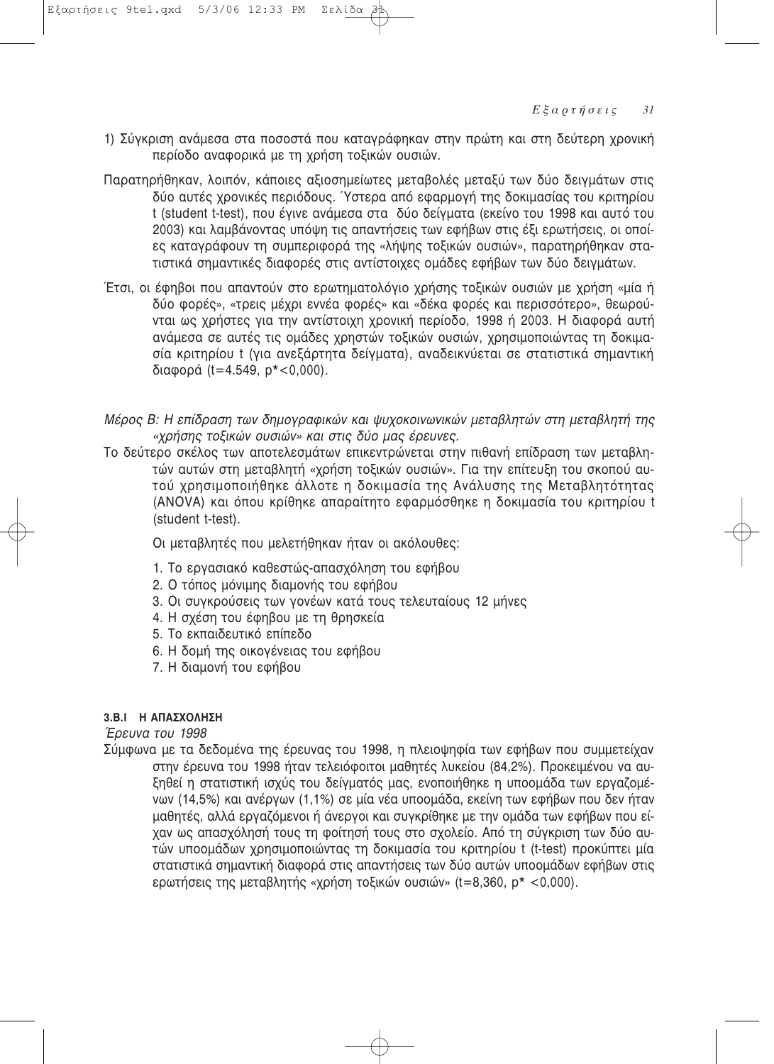1) Σύγκριση ανάμεσα στα ποσοστά που καταγράφηκαν στην πρώτη και στη δεύτερη χρονική περίοδο αναφορικά με τη χρήση τοξικών ουσιών.

Παρατηρήθηκαν, λοιπόν, κάποιες αξιοσημείωτες μεταβολές μεταξύ των δύο δειγμάτων στις δύο αυτές χρονικές περιόδους. Ύστερα από εφαρμογή της δοκιμασίας του κριτηρίου t (student t-test), που έγινε ανάμεσα στα δύο δείγματα (εκείνο του 1998 και αυτό του 2003) και λαμβάνοντας υπόψη τις απαντήσεις των εφήβων στις έξι ερωτήσεις, οι οποίες καταγράφουν τη συμπεριφορά της «λήψης τοξικών ουσιών», παρατηρήθηκαν στατιστικά σημαντικές διαφορές στις αντίστοιχες ομάδες εφήβων των δύο δειγμάτων.

Έτσι, οι έφηβοι που απαντούν στο ερωτηματολόγιο χρήσης τοξικών ουσιών με χρήση «μία ή δύο φορές», «τρεις μέχρι εννέα φορές» και «δέκα φορές και περισσότερο», θεωρούνται ως χρήστες για την αντίστοιχη χρονική περίοδο, 1998 ή 2003. Η διαφορά αυτή ανάμεσα σε αυτές τις ομάδες χρηστών τοξικών ουσιών, χρησιμοποιώντας τη δοκιμασία κριτηρίου t (για ανεξάρτητα δείγματα), αναδεικνύεται σε στατιστικά σημαντική διαφορά ($t=4.549$, $p^*<0{,}000$).

*Μέρος Β: Η επίδραση των δημογραφικών και ψυχοκοινωνικών μεταβλητών στη μεταβλητή της «χρήσης τοξικών ουσιών» και στις δύο μας έρευνες.*

Το δεύτερο σκέλος των αποτελεσμάτων επικεντρώνεται στην πιθανή επίδραση των μεταβλητών αυτών στη μεταβλητή «χρήση τοξικών ουσιών». Για την επίτευξη του σκοπού αυτού χρησιμοποιήθηκε άλλοτε η δοκιμασία της Ανάλυσης της Μεταβλητότητας (ANOVA) και όπου κρίθηκε απαραίτητο εφαρμόσθηκε η δοκιμασία του κριτηρίου t (student t-test).

Οι μεταβλητές που μελετήθηκαν ήταν οι ακόλουθες:

1. Το εργασιακό καθεστώς-απασχόληση του εφήβου
2. Ο τόπος μόνιμης διαμονής του εφήβου
3. Οι συγκρούσεις των γονέων κατά τους τελευταίους 12 μήνες
4. Η σχέση του έφηβου με τη θρησκεία
5. Το εκπαιδευτικό επίπεδο
6. Η δομή της οικογένειας του εφήβου
7. Η διαμονή του εφήβου

### 3.B.I Η ΑΠΑΣΧΟΛΗΣΗ

*Έρευνα του 1998*

Σύμφωνα με τα δεδομένα της έρευνας του 1998, η πλειοψηφία των εφήβων που συμμετείχαν στην έρευνα του 1998 ήταν τελειόφοιτοι μαθητές λυκείου (84,2%). Προκειμένου να αυξηθεί η στατιστική ισχύς του δείγματός μας, ενοποιήθηκε η υποομάδα των εργαζομένων (14,5%) και ανέργων (1,1%) σε μία νέα υποομάδα, εκείνη των εφήβων που δεν ήταν μαθητές, αλλά εργαζόμενοι ή άνεργοι και συγκρίθηκε με την ομάδα των εφήβων που είχαν ως απασχόλησή τους τη φοίτησή τους στο σχολείο. Από τη σύγκριση των δύο αυτών υποομάδων χρησιμοποιώντας τη δοκιμασία του κριτηρίου t (t-test) προκύπτει μία στατιστικά σημαντική διαφορά στις απαντήσεις των δύο αυτών υποομάδων εφήβων στις ερωτήσεις της μεταβλητής «χρήση τοξικών ουσιών» ($t=8{,}360$, $p^* <0{,}000$).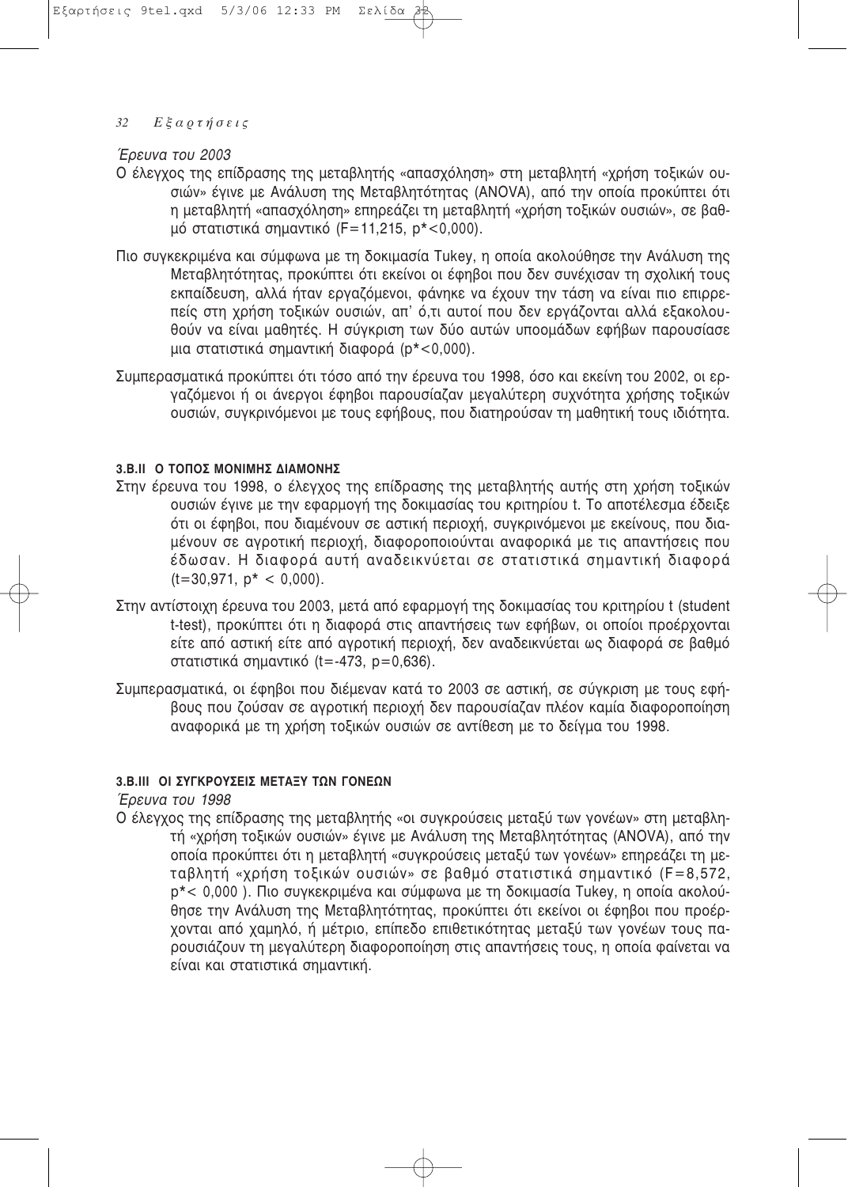*Έρευνα του 2003*

Ο έλεγχος της επίδρασης της μεταβλητής «απασχόληση» στη μεταβλητή «χρήση τοξικών ουσιών» έγινε με Ανάλυση της Μεταβλητότητας (ANOVA), από την οποία προκύπτει ότι η μεταβλητή «απασχόληση» επηρεάζει τη μεταβλητή «χρήση τοξικών ουσιών», σε βαθμό στατιστικά σημαντικό ($F=11{,}215$, $p^*<0{,}000$).

Πιο συγκεκριμένα και σύμφωνα με τη δοκιμασία Tukey, η οποία ακολούθησε την Ανάλυση της Μεταβλητότητας, προκύπτει ότι εκείνοι οι έφηβοι που δεν συνέχισαν τη σχολική τους εκπαίδευση, αλλά ήταν εργαζόμενοι, φάνηκε να έχουν την τάση να είναι πιο επιρρεπείς στη χρήση τοξικών ουσιών, απ' ό,τι αυτοί που δεν εργάζονται αλλά εξακολουθούν να είναι μαθητές. Η σύγκριση των δύο αυτών υποομάδων εφήβων παρουσίασε μια στατιστικά σημαντική διαφορά ($p^*<0{,}000$).

Συμπερασματικά προκύπτει ότι τόσο από την έρευνα του 1998, όσο και εκείνη του 2002, οι εργαζόμενοι ή οι άνεργοι έφηβοι παρουσίαζαν μεγαλύτερη συχνότητα χρήσης τοξικών ουσιών, συγκρινόμενοι με τους εφήβους, που διατηρούσαν τη μαθητική τους ιδιότητα.

#### 3.B.II Ο ΤΟΠΟΣ ΜΟΝΙΜΗΣ ΔΙΑΜΟΝΗΣ

Στην έρευνα του 1998, ο έλεγχος της επίδρασης της μεταβλητής αυτής στη χρήση τοξικών ουσιών έγινε με την εφαρμογή της δοκιμασίας του κριτηρίου t. Το αποτέλεσμα έδειξε ότι οι έφηβοι, που διαμένουν σε αστική περιοχή, συγκρινόμενοι με εκείνους, που διαμένουν σε αγροτική περιοχή, διαφοροποιούνται αναφορικά με τις απαντήσεις που έδωσαν. Η διαφορά αυτή αναδεικνύεται σε στατιστικά σημαντική διαφορά ($t=30{,}971$, $p^* < 0{,}000$).

Στην αντίστοιχη έρευνα του 2003, μετά από εφαρμογή της δοκιμασίας του κριτηρίου t (student t-test), προκύπτει ότι η διαφορά στις απαντήσεις των εφήβων, οι οποίοι προέρχονται είτε από αστική είτε από αγροτική περιοχή, δεν αναδεικνύεται ως διαφορά σε βαθμό στατιστικά σημαντικό ($t=-473$, $p=0{,}636$).

Συμπερασματικά, οι έφηβοι που διέμεναν κατά το 2003 σε αστική, σε σύγκριση με τους εφήβους που ζούσαν σε αγροτική περιοχή δεν παρουσίαζαν πλέον καμία διαφοροποίηση αναφορικά με τη χρήση τοξικών ουσιών σε αντίθεση με το δείγμα του 1998.

#### 3.B.III ΟΙ ΣΥΓΚΡΟΥΣΕΙΣ ΜΕΤΑΞΥ ΤΩΝ ΓΟΝΕΩΝ

*Έρευνα του 1998*

Ο έλεγχος της επίδρασης της μεταβλητής «οι συγκρούσεις μεταξύ των γονέων» στη μεταβλητή «χρήση τοξικών ουσιών» έγινε με Ανάλυση της Μεταβλητότητας (ANOVA), από την οποία προκύπτει ότι η μεταβλητή «συγκρούσεις μεταξύ των γονέων» επηρεάζει τη μεταβλητή «χρήση τοξικών ουσιών» σε βαθμό στατιστικά σημαντικό ($F=8{,}572$, $p^*< 0{,}000$ ). Πιο συγκεκριμένα και σύμφωνα με τη δοκιμασία Tukey, η οποία ακολούθησε την Ανάλυση της Μεταβλητότητας, προκύπτει ότι εκείνοι οι έφηβοι που προέρχονται από χαμηλό, ή μέτριο, επίπεδο επιθετικότητας μεταξύ των γονέων τους παρουσιάζουν τη μεγαλύτερη διαφοροποίηση στις απαντήσεις τους, η οποία φαίνεται να είναι και στατιστικά σημαντική.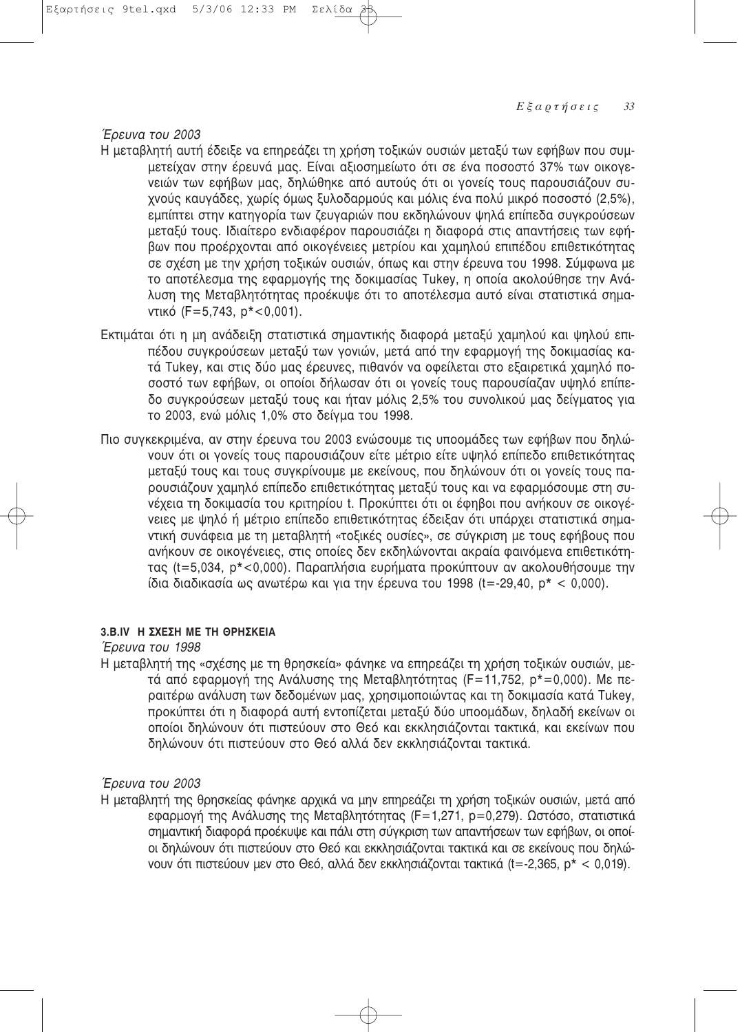*Έρευνα του 2003*

Η μεταβλητή αυτή έδειξε να επηρεάζει τη χρήση τοξικών ουσιών μεταξύ των εφήβων που συμμετείχαν στην έρευνά μας. Είναι αξιοσημείωτο ότι σε ένα ποσοστό 37% των οικογενειών των εφήβων μας, δηλώθηκε από αυτούς ότι οι γονείς τους παρουσιάζουν συχνούς καυγάδες, χωρίς όμως ξυλοδαρμούς και μόλις ένα πολύ μικρό ποσοστό (2,5%), εμπίπτει στην κατηγορία των ζευγαριών που εκδηλώνουν ψηλά επίπεδα συγκρούσεων μεταξύ τους. Ιδιαίτερο ενδιαφέρον παρουσιάζει η διαφορά στις απαντήσεις των εφήβων που προέρχονται από οικογένειες μετρίου και χαμηλού επιπέδου επιθετικότητας σε σχέση με την χρήση τοξικών ουσιών, όπως και στην έρευνα του 1998. Σύμφωνα με το αποτέλεσμα της εφαρμογής της δοκιμασίας Tukey, η οποία ακολούθησε την Ανάλυση της Μεταβλητότητας προέκυψε ότι το αποτέλεσμα αυτό είναι στατιστικά σημαντικό ($F=5{,}743$, $p^{*}<0{,}001$).

Εκτιμάται ότι η μη ανάδειξη στατιστικά σημαντικής διαφορά μεταξύ χαμηλού και ψηλού επιπέδου συγκρούσεων μεταξύ των γονιών, μετά από την εφαρμογή της δοκιμασίας κατά Tukey, και στις δύο μας έρευνες, πιθανόν να οφείλεται στο εξαιρετικά χαμηλό ποσοστό των εφήβων, οι οποίοι δήλωσαν ότι οι γονείς τους παρουσίαζαν υψηλό επίπεδο συγκρούσεων μεταξύ τους και ήταν μόλις 2,5% του συνολικού μας δείγματος για το 2003, ενώ μόλις 1,0% στο δείγμα του 1998.

Πιο συγκεκριμένα, αν στην έρευνα του 2003 ενώσουμε τις υποομάδες των εφήβων που δηλώνουν ότι οι γονείς τους παρουσιάζουν είτε μέτριο είτε υψηλό επίπεδο επιθετικότητας μεταξύ τους και τους συγκρίνουμε με εκείνους, που δηλώνουν ότι οι γονείς τους παρουσιάζουν χαμηλό επίπεδο επιθετικότητας μεταξύ τους και να εφαρμόσουμε στη συνέχεια τη δοκιμασία του κριτηρίου t. Προκύπτει ότι οι έφηβοι που ανήκουν σε οικογένειες με ψηλό ή μέτριο επίπεδο επιθετικότητας έδειξαν ότι υπάρχει στατιστικά σημαντική συνάφεια με τη μεταβλητή «τοξικές ουσίες», σε σύγκριση με τους εφήβους που ανήκουν σε οικογένειες, στις οποίες δεν εκδηλώνονται ακραία φαινόμενα επιθετικότητας ($t=5{,}034$, $p^{*}<0{,}000$). Παραπλήσια ευρήματα προκύπτουν αν ακολουθήσουμε την ίδια διαδικασία ως ανωτέρω και για την έρευνα του 1998 ($t=-29{,}40$, $p^{*} < 0{,}000$).

#### 3.B.IV Η ΣΧΕΣΗ ΜΕ ΤΗ ΘΡΗΣΚΕΙΑ

*Έρευνα του 1998*

Η μεταβλητή της «σχέσης με τη θρησκεία» φάνηκε να επηρεάζει τη χρήση τοξικών ουσιών, μετά από εφαρμογή της Ανάλυσης της Μεταβλητότητας ($F=11{,}752$, $p^{*}=0{,}000$). Με περαιτέρω ανάλυση των δεδομένων μας, χρησιμοποιώντας και τη δοκιμασία κατά Tukey, προκύπτει ότι η διαφορά αυτή εντοπίζεται μεταξύ δύο υποομάδων, δηλαδή εκείνων οι οποίοι δηλώνουν ότι πιστεύουν στο Θεό και εκκλησιάζονται τακτικά, και εκείνων που δηλώνουν ότι πιστεύουν στο Θεό αλλά δεν εκκλησιάζονται τακτικά.

*Έρευνα του 2003*

Η μεταβλητή της θρησκείας φάνηκε αρχικά να μην επηρεάζει τη χρήση τοξικών ουσιών, μετά από εφαρμογή της Ανάλυσης της Μεταβλητότητας ($F=1{,}271$, $p=0{,}279$). Ωστόσο, στατιστικά σημαντική διαφορά προέκυψε και πάλι στη σύγκριση των απαντήσεων των εφήβων, οι οποίοι δηλώνουν ότι πιστεύουν στο Θεό και εκκλησιάζονται τακτικά και σε εκείνους που δηλώνουν ότι πιστεύουν μεν στο Θεό, αλλά δεν εκκλησιάζονται τακτικά ($t=-2{,}365$, $p^{*} < 0{,}019$).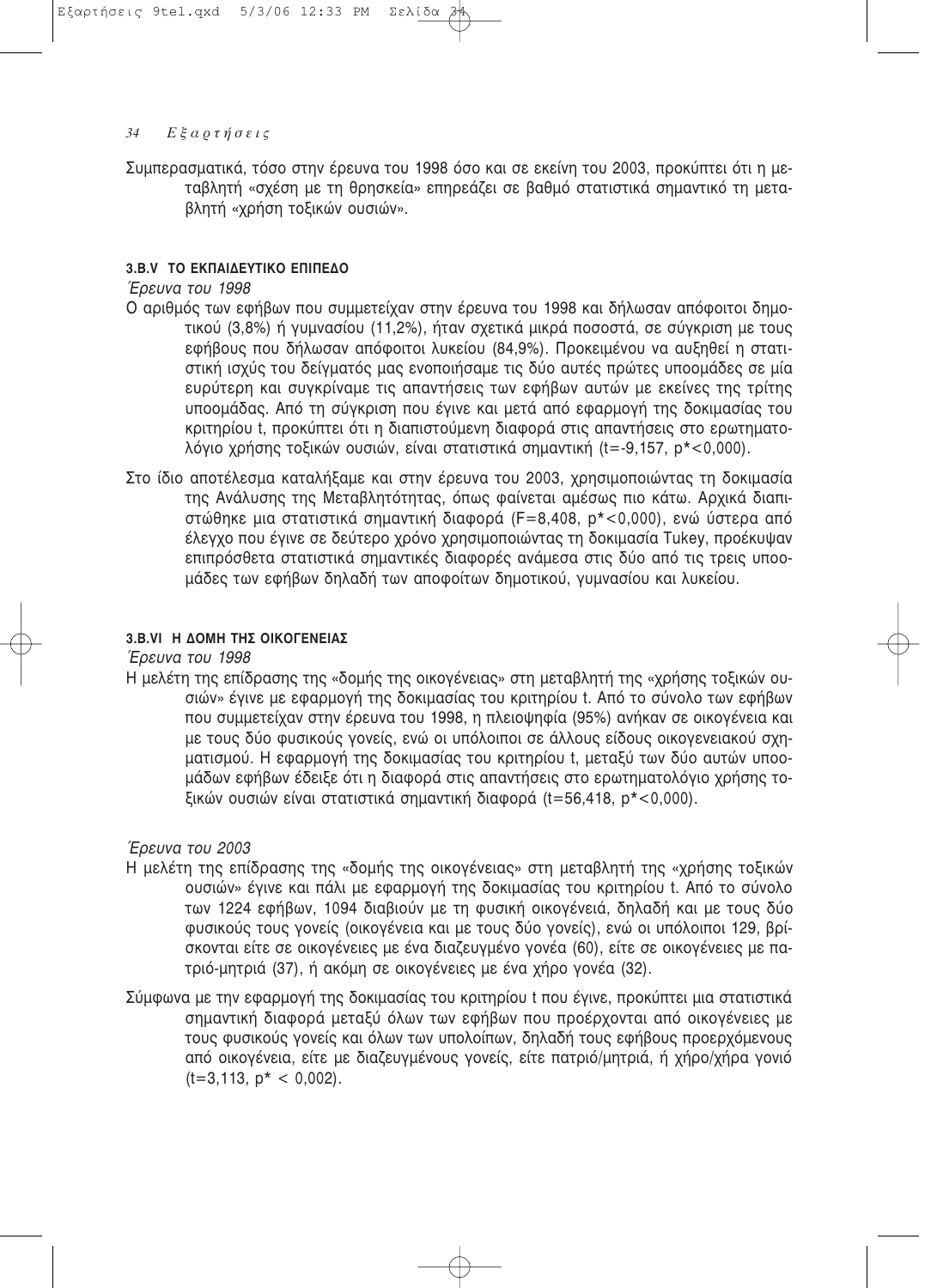Συμπερασματικά, τόσο στην έρευνα του 1998 όσο και σε εκείνη του 2003, προκύπτει ότι η μεταβλητή «σχέση με τη θρησκεία» επηρεάζει σε βαθμό στατιστικά σημαντικό τη μεταβλητή «χρήση τοξικών ουσιών».

#### 3.B.V ΤΟ ΕΚΠΑΙΔΕΥΤΙΚΟ ΕΠΙΠΕΔΟ

*Έρευνα του 1998*

Ο αριθμός των εφήβων που συμμετείχαν στην έρευνα του 1998 και δήλωσαν απόφοιτοι δημοτικού (3,8%) ή γυμνασίου (11,2%), ήταν σχετικά μικρά ποσοστά, σε σύγκριση με τους εφήβους που δήλωσαν απόφοιτοι λυκείου (84,9%). Προκειμένου να αυξηθεί η στατιστική ισχύς του δείγματός μας ενοποιήσαμε τις δύο αυτές πρώτες υποομάδες σε μία ευρύτερη και συγκρίναμε τις απαντήσεις των εφήβων αυτών με εκείνες της τρίτης υποομάδας. Από τη σύγκριση που έγινε και μετά από εφαρμογή της δοκιμασίας του κριτηρίου t, προκύπτει ότι η διαπιστούμενη διαφορά στις απαντήσεις στο ερωτηματολόγιο χρήσης τοξικών ουσιών, είναι στατιστικά σημαντική ($t=-9{,}157$, $p^{*}<0{,}000$).

Στο ίδιο αποτέλεσμα καταλήξαμε και στην έρευνα του 2003, χρησιμοποιώντας τη δοκιμασία της Ανάλυσης της Μεταβλητότητας, όπως φαίνεται αμέσως πιο κάτω. Αρχικά διαπιστώθηκε μια στατιστικά σημαντική διαφορά ($F=8{,}408$, $p^{*}<0{,}000$), ενώ ύστερα από έλεγχο που έγινε σε δεύτερο χρόνο χρησιμοποιώντας τη δοκιμασία Tukey, προέκυψαν επιπρόσθετα στατιστικά σημαντικές διαφορές ανάμεσα στις δύο από τις τρεις υποομάδες των εφήβων δηλαδή των αποφοίτων δημοτικού, γυμνασίου και λυκείου.

#### 3.B.VI Η ΔΟΜΗ ΤΗΣ ΟΙΚΟΓΕΝΕΙΑΣ

*Έρευνα του 1998*

Η μελέτη της επίδρασης της «δομής της οικογένειας» στη μεταβλητή της «χρήσης τοξικών ουσιών» έγινε με εφαρμογή της δοκιμασίας του κριτηρίου t. Από το σύνολο των εφήβων που συμμετείχαν στην έρευνα του 1998, η πλειοψηφία (95%) ανήκαν σε οικογένεια και με τους δύο φυσικούς γονείς, ενώ οι υπόλοιποι σε άλλους είδους οικογενειακού σχηματισμού. Η εφαρμογή της δοκιμασίας του κριτηρίου t, μεταξύ των δύο αυτών υποομάδων εφήβων έδειξε ότι η διαφορά στις απαντήσεις στο ερωτηματολόγιο χρήσης τοξικών ουσιών είναι στατιστικά σημαντική διαφορά ($t=56{,}418$, $p^{*}<0{,}000$).

*Έρευνα του 2003*

Η μελέτη της επίδρασης της «δομής της οικογένειας» στη μεταβλητή της «χρήσης τοξικών ουσιών» έγινε και πάλι με εφαρμογή της δοκιμασίας του κριτηρίου t. Από το σύνολο των 1224 εφήβων, 1094 διαβιούν με τη φυσική οικογένειά, δηλαδή και με τους δύο φυσικούς τους γονείς (οικογένεια και με τους δύο γονείς), ενώ οι υπόλοιποι 129, βρίσκονται είτε σε οικογένειες με ένα διαζευγμένο γονέα (60), είτε σε οικογένειες με πατριό-μητριά (37), ή ακόμη σε οικογένειες με ένα χήρο γονέα (32).

Σύμφωνα με την εφαρμογή της δοκιμασίας του κριτηρίου t που έγινε, προκύπτει μια στατιστικά σημαντική διαφορά μεταξύ όλων των εφήβων που προέρχονται από οικογένειες με τους φυσικούς γονείς και όλων των υπολοίπων, δηλαδή τους εφήβους προερχόμενους από οικογένεια, είτε με διαζευγμένους γονείς, είτε πατριό/μητριά, ή χήρο/χήρα γονιό ($t=3{,}113$, $p^{*} < 0{,}002$).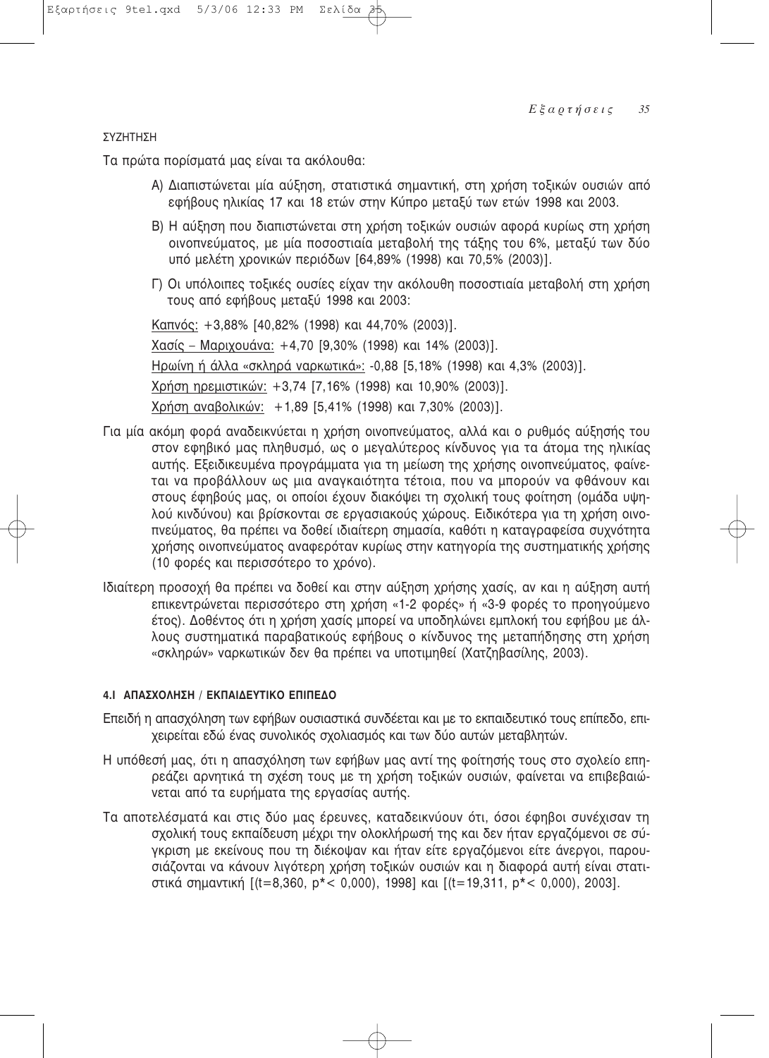ΣΥΖΗΤΗΣΗ

Τα πρώτα πορίσματά μας είναι τα ακόλουθα:

Α) Διαπιστώνεται μία αύξηση, στατιστικά σημαντική, στη χρήση τοξικών ουσιών από εφήβους ηλικίας 17 και 18 ετών στην Κύπρο μεταξύ των ετών 1998 και 2003.

Β) Η αύξηση που διαπιστώνεται στη χρήση τοξικών ουσιών αφορά κυρίως στη χρήση οινοπνεύματος, με μία ποσοστιαία μεταβολή της τάξης του 6%, μεταξύ των δύο υπό μελέτη χρονικών περιόδων [64,89% (1998) και 70,5% (2003)].

Γ) Οι υπόλοιπες τοξικές ουσίες είχαν την ακόλουθη ποσοστιαία μεταβολή στη χρήση τους από εφήβους μεταξύ 1998 και 2003:

Καπνός: +3,88% [40,82% (1998) και 44,70% (2003)].

Χασίς – Μαριχουάνα: +4,70 [9,30% (1998) και 14% (2003)].

Ηρωίνη ή άλλα «σκληρά ναρκωτικά»: -0,88 [5,18% (1998) και 4,3% (2003)].

Χρήση ηρεμιστικών: +3,74 [7,16% (1998) και 10,90% (2003)].

Χρήση αναβολικών: +1,89 [5,41% (1998) και 7,30% (2003)].

Για μία ακόμη φορά αναδεικνύεται η χρήση οινοπνεύματος, αλλά και ο ρυθμός αύξησής του στον εφηβικό μας πληθυσμό, ως ο μεγαλύτερος κίνδυνος για τα άτομα της ηλικίας αυτής. Εξειδικευμένα προγράμματα για τη μείωση της χρήσης οινοπνεύματος, φαίνεται να προβάλλουν ως μια αναγκαιότητα τέτοια, που να μπορούν να φθάνουν και στους έφηβούς μας, οι οποίοι έχουν διακόψει τη σχολική τους φοίτηση (ομάδα υψηλού κινδύνου) και βρίσκονται σε εργασιακούς χώρους. Ειδικότερα για τη χρήση οινοπνεύματος, θα πρέπει να δοθεί ιδιαίτερη σημασία, καθότι η καταγραφείσα συχνότητα χρήσης οινοπνεύματος αναφερόταν κυρίως στην κατηγορία της συστηματικής χρήσης (10 φορές και περισσότερο το χρόνο).

Ιδιαίτερη προσοχή θα πρέπει να δοθεί και στην αύξηση χρήσης χασίς, αν και η αύξηση αυτή επικεντρώνεται περισσότερο στη χρήση «1-2 φορές» ή «3-9 φορές το προηγούμενο έτος). Δοθέντος ότι η χρήση χασίς μπορεί να υποδηλώνει εμπλοκή του εφήβου με άλλους συστηματικά παραβατικούς εφήβους ο κίνδυνος της μεταπήδησης στη χρήση «σκληρών» ναρκωτικών δεν θα πρέπει να υποτιμηθεί (Χατζηβασίλης, 2003).

#### 4.Ι ΑΠΑΣΧΟΛΗΣΗ / ΕΚΠΑΙΔΕΥΤΙΚΟ ΕΠΙΠΕΔΟ

Επειδή η απασχόληση των εφήβων ουσιαστικά συνδέεται και με το εκπαιδευτικό τους επίπεδο, επιχειρείται εδώ ένας συνολικός σχολιασμός και των δύο αυτών μεταβλητών.

Η υπόθεσή μας, ότι η απασχόληση των εφήβων μας αντί της φοίτησής τους στο σχολείο επηρεάζει αρνητικά τη σχέση τους με τη χρήση τοξικών ουσιών, φαίνεται να επιβεβαιώνεται από τα ευρήματα της εργασίας αυτής.

Τα αποτελέσματά και στις δύο μας έρευνες, καταδεικνύουν ότι, όσοι έφηβοι συνέχισαν τη σχολική τους εκπαίδευση μέχρι την ολοκλήρωσή της και δεν ήταν εργαζόμενοι σε σύγκριση με εκείνους που τη διέκοψαν και ήταν είτε εργαζόμενοι είτε άνεργοι, παρουσιάζονται να κάνουν λιγότερη χρήση τοξικών ουσιών και η διαφορά αυτή είναι στατιστικά σημαντική [($t=8,360$, $p^* < 0,000$), 1998] και [($t=19,311$, $p^* < 0,000$), 2003].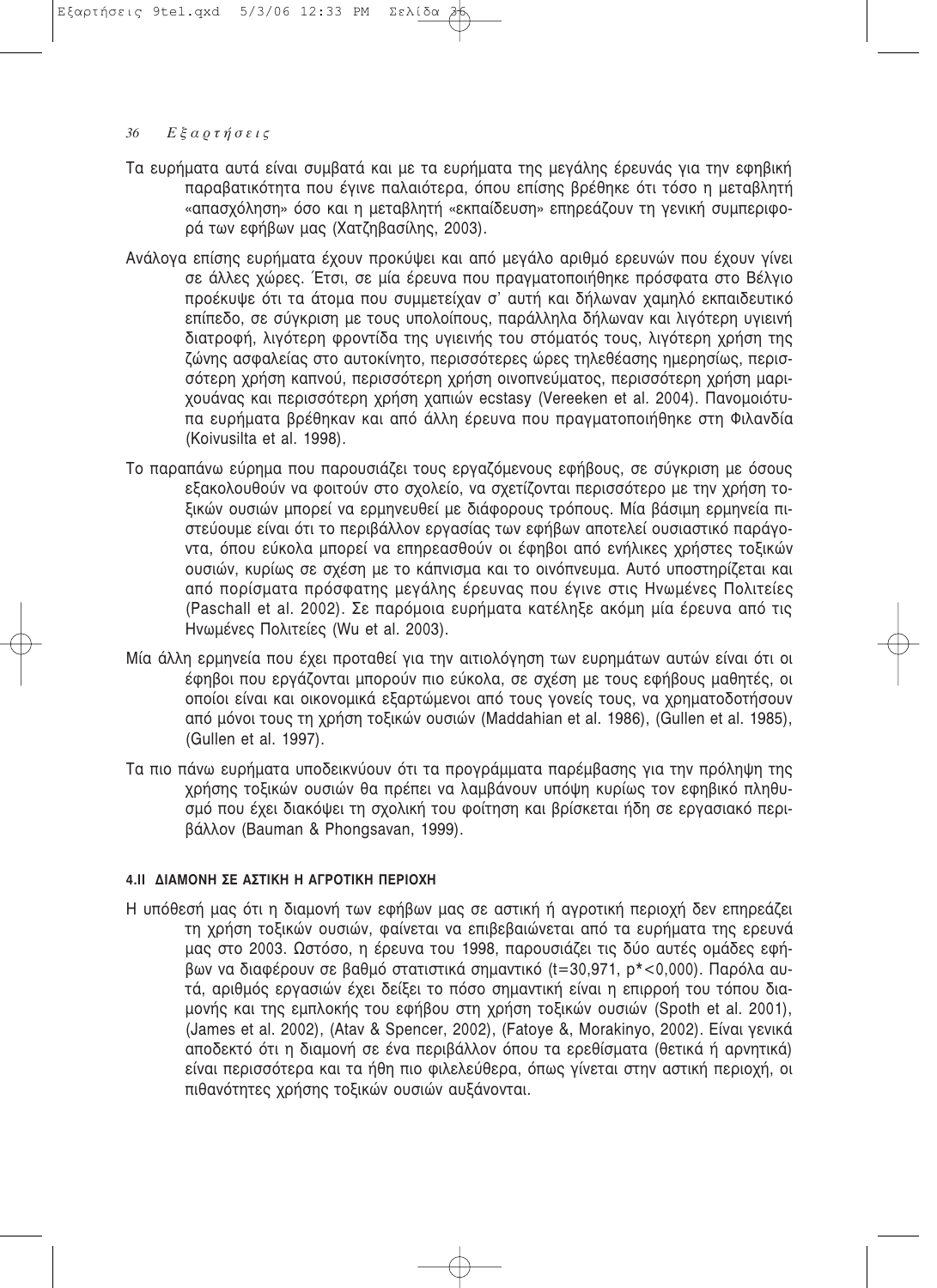Τα ευρήματα αυτά είναι συμβατά και με τα ευρήματα της μεγάλης έρευνάς για την εφηβική παραβατικότητα που έγινε παλαιότερα, όπου επίσης βρέθηκε ότι τόσο η μεταβλητή «απασχόληση» όσο και η μεταβλητή «εκπαίδευση» επηρεάζουν τη γενική συμπεριφορά των εφήβων μας (Χατζηβασίλης, 2003).

Ανάλογα επίσης ευρήματα έχουν προκύψει και από μεγάλο αριθμό ερευνών που έχουν γίνει σε άλλες χώρες. Έτσι, σε μία έρευνα που πραγματοποιήθηκε πρόσφατα στο Βέλγιο προέκυψε ότι τα άτομα που συμμετείχαν σ' αυτή και δήλωναν χαμηλό εκπαιδευτικό επίπεδο, σε σύγκριση με τους υπολοίπους, παράλληλα δήλωναν και λιγότερη υγιεινή διατροφή, λιγότερη φροντίδα της υγιεινής του στόματός τους, λιγότερη χρήση της ζώνης ασφαλείας στο αυτοκίνητο, περισσότερες ώρες τηλεθέασης ημερησίως, περισσότερη χρήση καπνού, περισσότερη χρήση οινοπνεύματος, περισσότερη χρήση μαριχουάνας και περισσότερη χρήση χαπιών ecstasy (Vereeken et al. 2004). Πανομοιότυπα ευρήματα βρέθηκαν και από άλλη έρευνα που πραγματοποιήθηκε στη Φιλανδία (Koivusilta et al. 1998).

Το παραπάνω εύρημα που παρουσιάζει τους εργαζόμενους εφήβους, σε σύγκριση με όσους εξακολουθούν να φοιτούν στο σχολείο, να σχετίζονται περισσότερο με την χρήση τοξικών ουσιών μπορεί να ερμηνευθεί με διάφορους τρόπους. Μία βάσιμη ερμηνεία πιστεύουμε είναι ότι το περιβάλλον εργασίας των εφήβων αποτελεί ουσιαστικό παράγοντα, όπου εύκολα μπορεί να επηρεασθούν οι έφηβοι από ενήλικες χρήστες τοξικών ουσιών, κυρίως σε σχέση με το κάπνισμα και το οινόπνευμα. Αυτό υποστηρίζεται και από πορίσματα πρόσφατης μεγάλης έρευνας που έγινε στις Ηνωμένες Πολιτείες (Paschall et al. 2002). Σε παρόμοια ευρήματα κατέληξε ακόμη μία έρευνα από τις Ηνωμένες Πολιτείες (Wu et al. 2003).

Μία άλλη ερμηνεία που έχει προταθεί για την αιτιολόγηση των ευρημάτων αυτών είναι ότι οι έφηβοι που εργάζονται μπορούν πιο εύκολα, σε σχέση με τους εφήβους μαθητές, οι οποίοι είναι και οικονομικά εξαρτώμενοι από τους γονείς τους, να χρηματοδοτήσουν από μόνοι τους τη χρήση τοξικών ουσιών (Maddahian et al. 1986), (Gullen et al. 1985), (Gullen et al. 1997).

Τα πιο πάνω ευρήματα υποδεικνύουν ότι τα προγράμματα παρέμβασης για την πρόληψη της χρήσης τοξικών ουσιών θα πρέπει να λαμβάνουν υπόψη κυρίως τον εφηβικό πληθυσμό που έχει διακόψει τη σχολική του φοίτηση και βρίσκεται ήδη σε εργασιακό περιβάλλον (Bauman & Phongsavan, 1999).

#### 4.ΙΙ ΔΙΑΜΟΝΗ ΣΕ ΑΣΤΙΚΗ Η ΑΓΡΟΤΙΚΗ ΠΕΡΙΟΧΗ

Η υπόθεσή μας ότι η διαμονή των εφήβων μας σε αστική ή αγροτική περιοχή δεν επηρεάζει τη χρήση τοξικών ουσιών, φαίνεται να επιβεβαιώνεται από τα ευρήματα της ερευνά μας στο 2003. Ωστόσο, η έρευνα του 1998, παρουσιάζει τις δύο αυτές ομάδες εφήβων να διαφέρουν σε βαθμό στατιστικά σημαντικό ($t=30{,}971$, $p^*<0{,}000$). Παρόλα αυτά, αριθμός εργασιών έχει δείξει το πόσο σημαντική είναι η επιρροή του τόπου διαμονής και της εμπλοκής του εφήβου στη χρήση τοξικών ουσιών (Spoth et al. 2001), (James et al. 2002), (Atav & Spencer, 2002), (Fatoye &, Morakinyo, 2002). Είναι γενικά αποδεκτό ότι η διαμονή σε ένα περιβάλλον όπου τα ερεθίσματα (θετικά ή αρνητικά) είναι περισσότερα και τα ήθη πιο φιλελεύθερα, όπως γίνεται στην αστική περιοχή, οι πιθανότητες χρήσης τοξικών ουσιών αυξάνονται.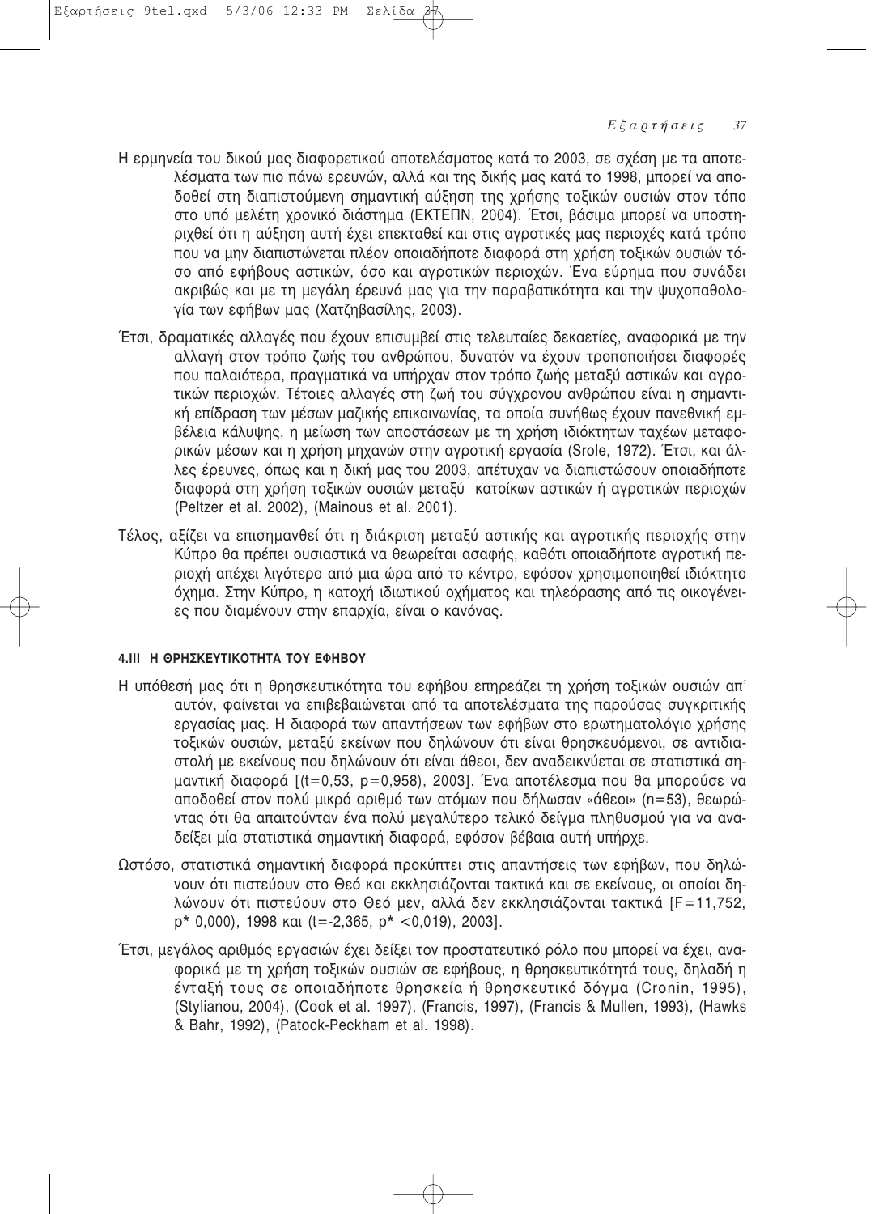Η ερμηνεία του δικού μας διαφορετικού αποτελέσματος κατά το 2003, σε σχέση με τα αποτελέσματα των πιο πάνω ερευνών, αλλά και της δικής μας κατά το 1998, μπορεί να αποδοθεί στη διαπιστούμενη σημαντική αύξηση της χρήσης τοξικών ουσιών στον τόπο στο υπό μελέτη χρονικό διάστημα (ΕΚΤΕΠΝ, 2004). Έτσι, βάσιμα μπορεί να υποστηριχθεί ότι η αύξηση αυτή έχει επεκταθεί και στις αγροτικές μας περιοχές κατά τρόπο που να μην διαπιστώνεται πλέον οποιαδήποτε διαφορά στη χρήση τοξικών ουσιών τόσο από εφήβους αστικών, όσο και αγροτικών περιοχών. Ένα εύρημα που συνάδει ακριβώς και με τη μεγάλη έρευνά μας για την παραβατικότητα και την ψυχοπαθολογία των εφήβων μας (Χατζηβασίλης, 2003).

Έτσι, δραματικές αλλαγές που έχουν επισυμβεί στις τελευταίες δεκαετίες, αναφορικά με την αλλαγή στον τρόπο ζωής του ανθρώπου, δυνατόν να έχουν τροποποιήσει διαφορές που παλαιότερα, πραγματικά να υπήρχαν στον τρόπο ζωής μεταξύ αστικών και αγροτικών περιοχών. Τέτοιες αλλαγές στη ζωή του σύγχρονου ανθρώπου είναι η σημαντική επίδραση των μέσων μαζικής επικοινωνίας, τα οποία συνήθως έχουν πανεθνική εμβέλεια κάλυψης, η μείωση των αποστάσεων με τη χρήση ιδιόκτητων ταχέων μεταφορικών μέσων και η χρήση μηχανών στην αγροτική εργασία (Srole, 1972). Έτσι, και άλλες έρευνες, όπως και η δική μας του 2003, απέτυχαν να διαπιστώσουν οποιαδήποτε διαφορά στη χρήση τοξικών ουσιών μεταξύ κατοίκων αστικών ή αγροτικών περιοχών (Peltzer et al. 2002), (Mainous et al. 2001).

Τέλος, αξίζει να επισημανθεί ότι η διάκριση μεταξύ αστικής και αγροτικής περιοχής στην Κύπρο θα πρέπει ουσιαστικά να θεωρείται ασαφής, καθότι οποιαδήποτε αγροτική περιοχή απέχει λιγότερο από μια ώρα από το κέντρο, εφόσον χρησιμοποιηθεί ιδιόκτητο όχημα. Στην Κύπρο, η κατοχή ιδιωτικού οχήματος και τηλεόρασης από τις οικογένειες που διαμένουν στην επαρχία, είναι ο κανόνας.

#### 4.III Η ΘΡΗΣΚΕΥΤΙΚΟΤΗΤΑ ΤΟΥ ΕΦΗΒΟΥ

Η υπόθεσή μας ότι η θρησκευτικότητα του εφήβου επηρεάζει τη χρήση τοξικών ουσιών απ' αυτόν, φαίνεται να επιβεβαιώνεται από τα αποτελέσματα της παρούσας συγκριτικής εργασίας μας. Η διαφορά των απαντήσεων των εφήβων στο ερωτηματολόγιο χρήσης τοξικών ουσιών, μεταξύ εκείνων που δηλώνουν ότι είναι θρησκευόμενοι, σε αντιδιαστολή με εκείνους που δηλώνουν ότι είναι άθεοι, δεν αναδεικνύεται σε στατιστικά σημαντική διαφορά [($t=0{,}53$, $p=0{,}958$), 2003]. Ένα αποτέλεσμα που θα μπορούσε να αποδοθεί στον πολύ μικρό αριθμό των ατόμων που δήλωσαν «άθεοι» ($n=53$), θεωρώντας ότι θα απαιτούνταν ένα πολύ μεγαλύτερο τελικό δείγμα πληθυσμού για να αναδείξει μία στατιστικά σημαντική διαφορά, εφόσον βέβαια αυτή υπήρχε.

Ωστόσο, στατιστικά σημαντική διαφορά προκύπτει στις απαντήσεις των εφήβων, που δηλώνουν ότι πιστεύουν στο Θεό και εκκλησιάζονται τακτικά και σε εκείνους, οι οποίοι δηλώνουν ότι πιστεύουν στο Θεό μεν, αλλά δεν εκκλησιάζονται τακτικά [$F=11{,}752$, $p^*$ 0,000), 1998 και ($t=-2{,}365$, $p^* <0{,}019$), 2003].

Έτσι, μεγάλος αριθμός εργασιών έχει δείξει τον προστατευτικό ρόλο που μπορεί να έχει, αναφορικά με τη χρήση τοξικών ουσιών σε εφήβους, η θρησκευτικότητά τους, δηλαδή η ένταξή τους σε οποιαδήποτε θρησκεία ή θρησκευτικό δόγμα (Cronin, 1995), (Stylianou, 2004), (Cook et al. 1997), (Francis, 1997), (Francis & Mullen, 1993), (Hawks & Bahr, 1992), (Patock-Peckham et al. 1998).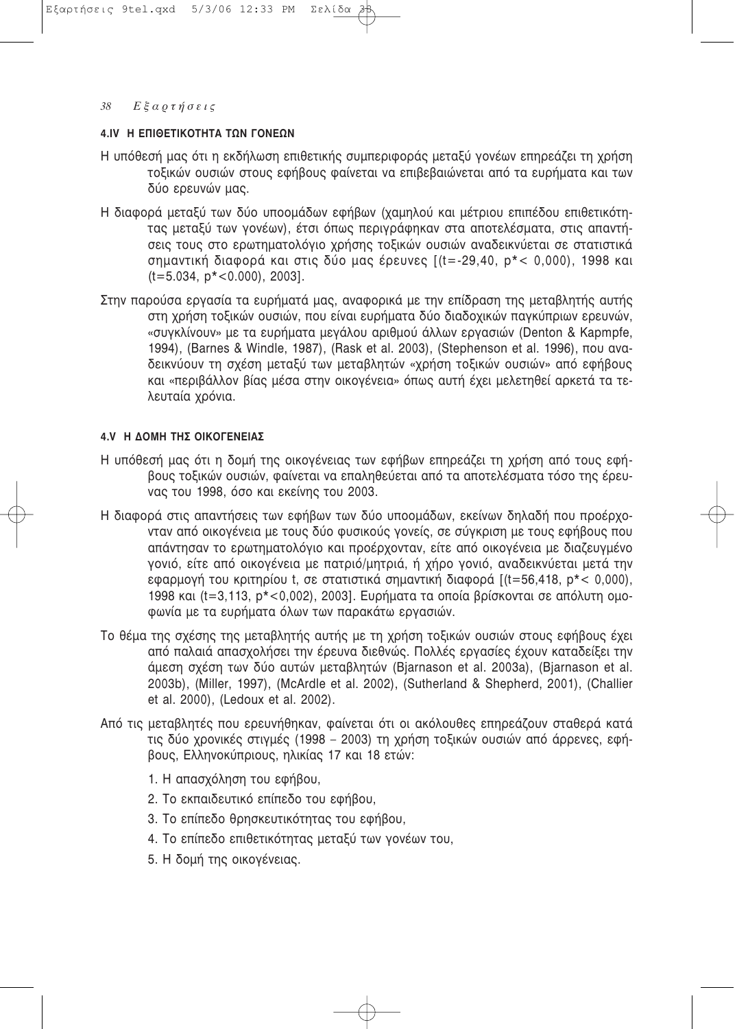### 4.IV Η ΕΠΙΘΕΤΙΚΟΤΗΤΑ ΤΩΝ ΓΟΝΕΩΝ

Η υπόθεσή μας ότι η εκδήλωση επιθετικής συμπεριφοράς μεταξύ γονέων επηρεάζει τη χρήση τοξικών ουσιών στους εφήβους φαίνεται να επιβεβαιώνεται από τα ευρήματα και των δύο ερευνών μας.

Η διαφορά μεταξύ των δύο υποομάδων εφήβων (χαμηλού και μέτριου επιπέδου επιθετικότητας μεταξύ των γονέων), έτσι όπως περιγράφηκαν στα αποτελέσματα, στις απαντήσεις τους στο ερωτηματολόγιο χρήσης τοξικών ουσιών αναδεικνύεται σε στατιστικά σημαντική διαφορά και στις δύο μας έρευνες [($t=-29{,}40$, $p^* < 0{,}000$), 1998 και ($t=5.034$, $p^*<0.000$), 2003].

Στην παρούσα εργασία τα ευρήματά μας, αναφορικά με την επίδραση της μεταβλητής αυτής στη χρήση τοξικών ουσιών, που είναι ευρήματα δύο διαδοχικών παγκύπριων ερευνών, «συγκλίνουν» με τα ευρήματα μεγάλου αριθμού άλλων εργασιών (Denton & Kapmpfe, 1994), (Barnes & Windle, 1987), (Rask et al. 2003), (Stephenson et al. 1996), που αναδεικνύουν τη σχέση μεταξύ των μεταβλητών «χρήση τοξικών ουσιών» από εφήβους και «περιβάλλον βίας μέσα στην οικογένεια» όπως αυτή έχει μελετηθεί αρκετά τα τελευταία χρόνια.

### 4.V Η ΔΟΜΗ ΤΗΣ ΟΙΚΟΓΕΝΕΙΑΣ

Η υπόθεσή μας ότι η δομή της οικογένειας των εφήβων επηρεάζει τη χρήση από τους εφήβους τοξικών ουσιών, φαίνεται να επαληθεύεται από τα αποτελέσματα τόσο της έρευνας του 1998, όσο και εκείνης του 2003.

Η διαφορά στις απαντήσεις των εφήβων των δύο υποομάδων, εκείνων δηλαδή που προέρχονταν από οικογένεια με τους δύο φυσικούς γονείς, σε σύγκριση με τους εφήβους που απάντησαν το ερωτηματολόγιο και προέρχονταν, είτε από οικογένεια με διαζευγμένο γονιό, είτε από οικογένεια με πατριό/μητριά, ή χήρο γονιό, αναδεικνύεται μετά την εφαρμογή του κριτηρίου t, σε στατιστικά σημαντική διαφορά [($t=56{,}418$, $p^* < 0{,}000$), 1998 και ($t=3{,}113$, $p^*<0{,}002$), 2003]. Ευρήματα τα οποία βρίσκονται σε απόλυτη ομοφωνία με τα ευρήματα όλων των παρακάτω εργασιών.

Το θέμα της σχέσης της μεταβλητής αυτής με τη χρήση τοξικών ουσιών στους εφήβους έχει από παλαιά απασχολήσει την έρευνα διεθνώς. Πολλές εργασίες έχουν καταδείξει την άμεση σχέση των δύο αυτών μεταβλητών (Bjarnason et al. 2003a), (Bjarnason et al. 2003b), (Miller, 1997), (McArdle et al. 2002), (Sutherland & Shepherd, 2001), (Challier et al. 2000), (Ledoux et al. 2002).

Από τις μεταβλητές που ερευνήθηκαν, φαίνεται ότι οι ακόλουθες επηρεάζουν σταθερά κατά τις δύο χρονικές στιγμές (1998 – 2003) τη χρήση τοξικών ουσιών από άρρενες, εφήβους, Ελληνοκύπριους, ηλικίας 17 και 18 ετών:

1. Η απασχόληση του εφήβου,
2. Το εκπαιδευτικό επίπεδο του εφήβου,
3. Το επίπεδο θρησκευτικότητας του εφήβου,
4. Το επίπεδο επιθετικότητας μεταξύ των γονέων του,
5. Η δομή της οικογένειας.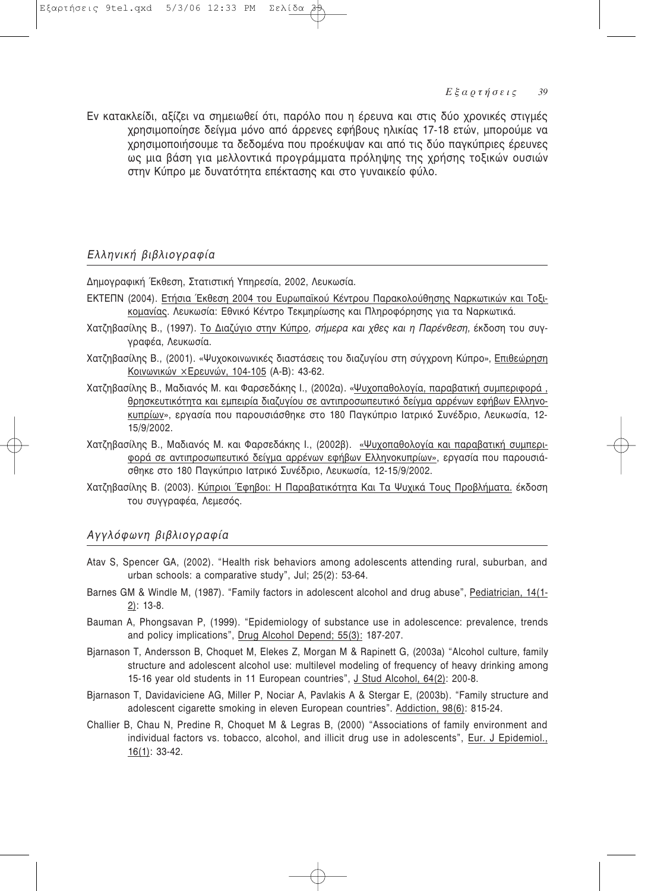Εν κατακλείδι, αξίζει να σημειωθεί ότι, παρόλο που η έρευνα και στις δύο χρονικές στιγμές χρησιμοποίησε δείγμα μόνο από άρρενες εφήβους ηλικίας 17-18 ετών, μπορούμε να χρησιμοποιήσουμε τα δεδομένα που προέκυψαν και από τις δύο παγκύπριες έρευνες ως μια βάση για μελλοντικά προγράμματα πρόληψης της χρήσης τοξικών ουσιών στην Κύπρο με δυνατότητα επέκτασης και στο γυναικείο φύλο.

## *Ελληνική βιβλιογραφία*

Δημογραφική Έκθεση, Στατιστική Υπηρεσία, 2002, Λευκωσία.

ΕΚΤΕΠΝ (2004). Ετήσια Έκθεση 2004 του Ευρωπαϊκού Κέντρου Παρακολούθησης Ναρκωτικών και Τοξικομανίας. Λευκωσία: Εθνικό Κέντρο Τεκμηρίωσης και Πληροφόρησης για τα Ναρκωτικά.

Χατζηβασίλης Β., (1997). Το Διαζύγιο στην Κύπρο*, σήμερα και χθες και η Παρένθεση,* έκδοση του συγγραφέα, Λευκωσία.

Χατζηβασίλης Β., (2001). «Ψυχοκοινωνικές διαστάσεις του διαζυγίου στη σύγχρονη Κύπρο», Επιθεώρηση Κοινωνικών ×Ερευνών, 104-105 (A-B): 43-62.

Χατζηβασίλης Β., Μαδιανός Μ. και Φαρσεδάκης Ι., (2002α). «Ψυχοπαθολογία, παραβατική συμπεριφορά , θρησκευτικότητα και εμπειρία διαζυγίου σε αντιπροσωπευτικό δείγμα αρρένων εφήβων Ελληνοκυπρίων», εργασία που παρουσιάσθηκε στο 18ο Παγκύπριο Ιατρικό Συνέδριο, Λευκωσία, 12-15/9/2002.

Χατζηβασίλης Β., Μαδιανός Μ. και Φαρσεδάκης Ι., (2002β). «Ψυχοπαθολογία και παραβατική συμπεριφορά σε αντιπροσωπευτικό δείγμα αρρένων εφήβων Ελληνοκυπρίων», εργασία που παρουσιάσθηκε στο 18ο Παγκύπριο Ιατρικό Συνέδριο, Λευκωσία, 12-15/9/2002.

Χατζηβασίλης Β. (2003). Κύπριοι Έφηβοι: Η Παραβατικότητα Και Τα Ψυχικά Τους Προβλήματα. έκδοση του συγγραφέα, Λεμεσός.

## *Αγγλόφωνη βιβλιογραφία*

Atav S, Spencer GA, (2002). "Health risk behaviors among adolescents attending rural, suburban, and urban schools: a comparative study", Jul; 25(2): 53-64.

Barnes GM & Windle M, (1987). "Family factors in adolescent alcohol and drug abuse", Pediatrician, 14(1-2): 13-8.

Bauman A, Phongsavan P, (1999). "Epidemiology of substance use in adolescence: prevalence, trends and policy implications", Drug Alcohol Depend; 55(3): 187-207.

Bjarnason T, Andersson B, Choquet M, Elekes Z, Morgan M & Rapinett G, (2003a) "Alcohol culture, family structure and adolescent alcohol use: multilevel modeling of frequency of heavy drinking among 15-16 year old students in 11 European countries", J Stud Alcohol, 64(2): 200-8.

Bjarnason T, Davidaviciene AG, Miller P, Nociar A, Pavlakis A & Stergar E, (2003b). "Family structure and adolescent cigarette smoking in eleven European countries". Addiction, 98(6): 815-24.

Challier B, Chau N, Predine R, Choquet M & Legras B, (2000) "Associations of family environment and individual factors vs. tobacco, alcohol, and illicit drug use in adolescents", Eur. J Epidemiol., 16(1): 33-42.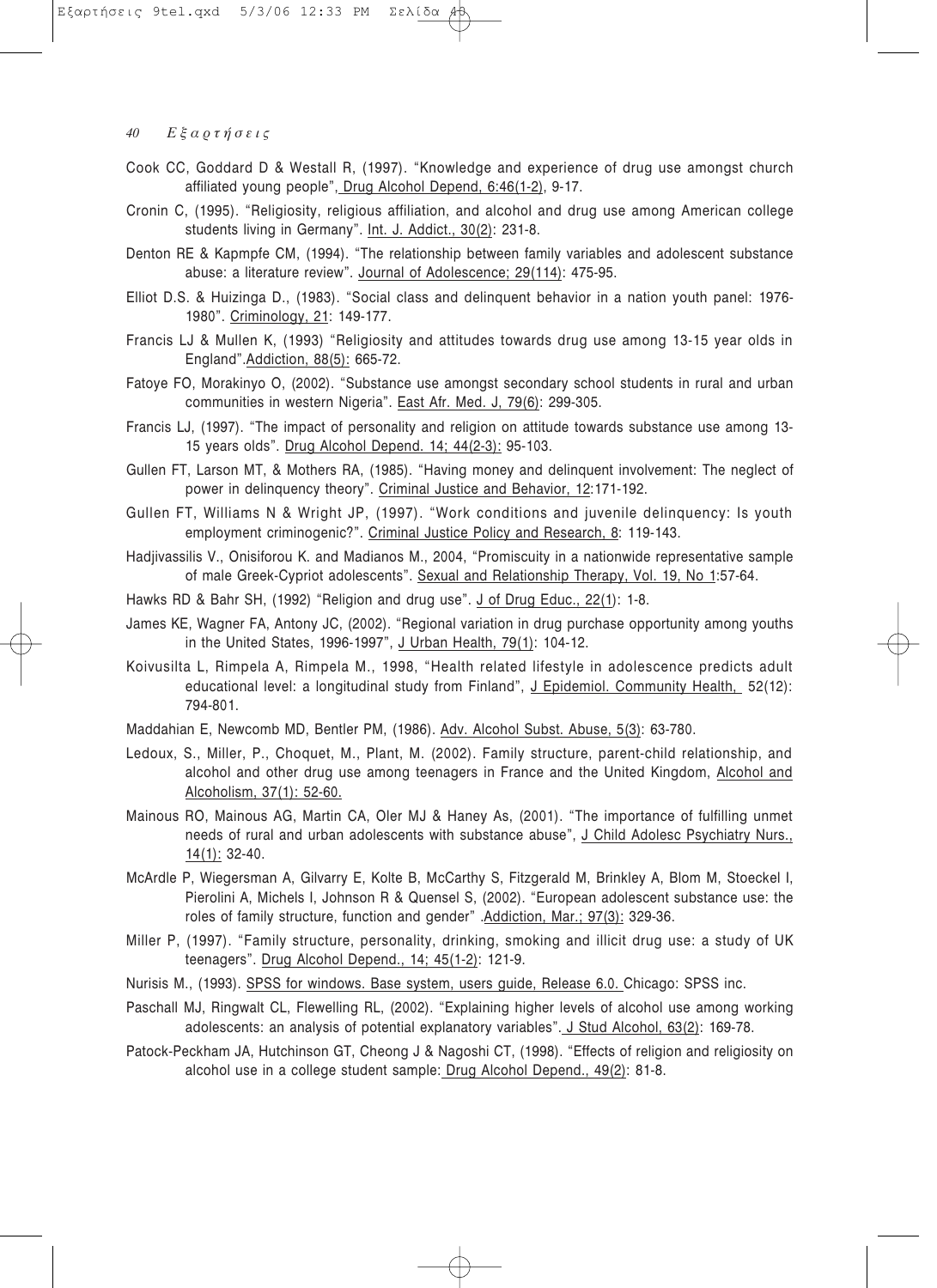Cook CC, Goddard D & Westall R, (1997). "Knowledge and experience of drug use amongst church affiliated young people", Drug Alcohol Depend, 6:46(1-2), 9-17.

Cronin C, (1995). "Religiosity, religious affiliation, and alcohol and drug use among American college students living in Germany". Int. J. Addict., 30(2): 231-8.

Denton RE & Kapmpfe CM, (1994). "The relationship between family variables and adolescent substance abuse: a literature review". Journal of Adolescence; 29(114): 475-95.

Elliot D.S. & Huizinga D., (1983). "Social class and delinquent behavior in a nation youth panel: 1976-1980". Criminology, 21: 149-177.

Francis LJ & Mullen K, (1993) "Religiosity and attitudes towards drug use among 13-15 year olds in England".Addiction, 88(5): 665-72.

Fatoye FO, Morakinyo O, (2002). "Substance use amongst secondary school students in rural and urban communities in western Nigeria". East Afr. Med. J, 79(6): 299-305.

Francis LJ, (1997). "The impact of personality and religion on attitude towards substance use among 13-15 years olds". Drug Alcohol Depend. 14; 44(2-3): 95-103.

Gullen FT, Larson MT, & Mothers RA, (1985). "Having money and delinquent involvement: The neglect of power in delinquency theory". Criminal Justice and Behavior, 12:171-192.

Gullen FT, Williams N & Wright JP, (1997). "Work conditions and juvenile delinquency: Is youth employment criminogenic?". Criminal Justice Policy and Research, 8: 119-143.

Hadjivassilis V., Onisiforou K. and Madianos M., 2004, "Promiscuity in a nationwide representative sample of male Greek-Cypriot adolescents". Sexual and Relationship Therapy, Vol. 19, No 1:57-64.

Hawks RD & Bahr SH, (1992) "Religion and drug use". J of Drug Educ., 22(1): 1-8.

James KE, Wagner FA, Antony JC, (2002). "Regional variation in drug purchase opportunity among youths in the United States, 1996-1997", J Urban Health, 79(1): 104-12.

Koivusilta L, Rimpela A, Rimpela M., 1998, "Health related lifestyle in adolescence predicts adult educational level: a longitudinal study from Finland", J Epidemiol. Community Health, 52(12): 794-801.

Maddahian E, Newcomb MD, Bentler PM, (1986). Adv. Alcohol Subst. Abuse, 5(3): 63-780.

Ledoux, S., Miller, P., Choquet, M., Plant, M. (2002). Family structure, parent-child relationship, and alcohol and other drug use among teenagers in France and the United Kingdom, Alcohol and Alcoholism, 37(1): 52-60.

Mainous RO, Mainous AG, Martin CA, Oler MJ & Haney As, (2001). "The importance of fulfilling unmet needs of rural and urban adolescents with substance abuse", J Child Adolesc Psychiatry Nurs., 14(1): 32-40.

McArdle P, Wiegersman A, Gilvarry E, Kolte B, McCarthy S, Fitzgerald M, Brinkley A, Blom M, Stoeckel I, Pierolini A, Michels I, Johnson R & Quensel S, (2002). "European adolescent substance use: the roles of family structure, function and gender" .Addiction, Mar.; 97(3): 329-36.

Miller P, (1997). "Family structure, personality, drinking, smoking and illicit drug use: a study of UK teenagers". Drug Alcohol Depend., 14; 45(1-2): 121-9.

Nurisis M., (1993). SPSS for windows. Base system, users guide, Release 6.0. Chicago: SPSS inc.

Paschall MJ, Ringwalt CL, Flewelling RL, (2002). "Explaining higher levels of alcohol use among working adolescents: an analysis of potential explanatory variables". J Stud Alcohol, 63(2): 169-78.

Patock-Peckham JA, Hutchinson GT, Cheong J & Nagoshi CT, (1998). "Effects of religion and religiosity on alcohol use in a college student sample: Drug Alcohol Depend., 49(2): 81-8.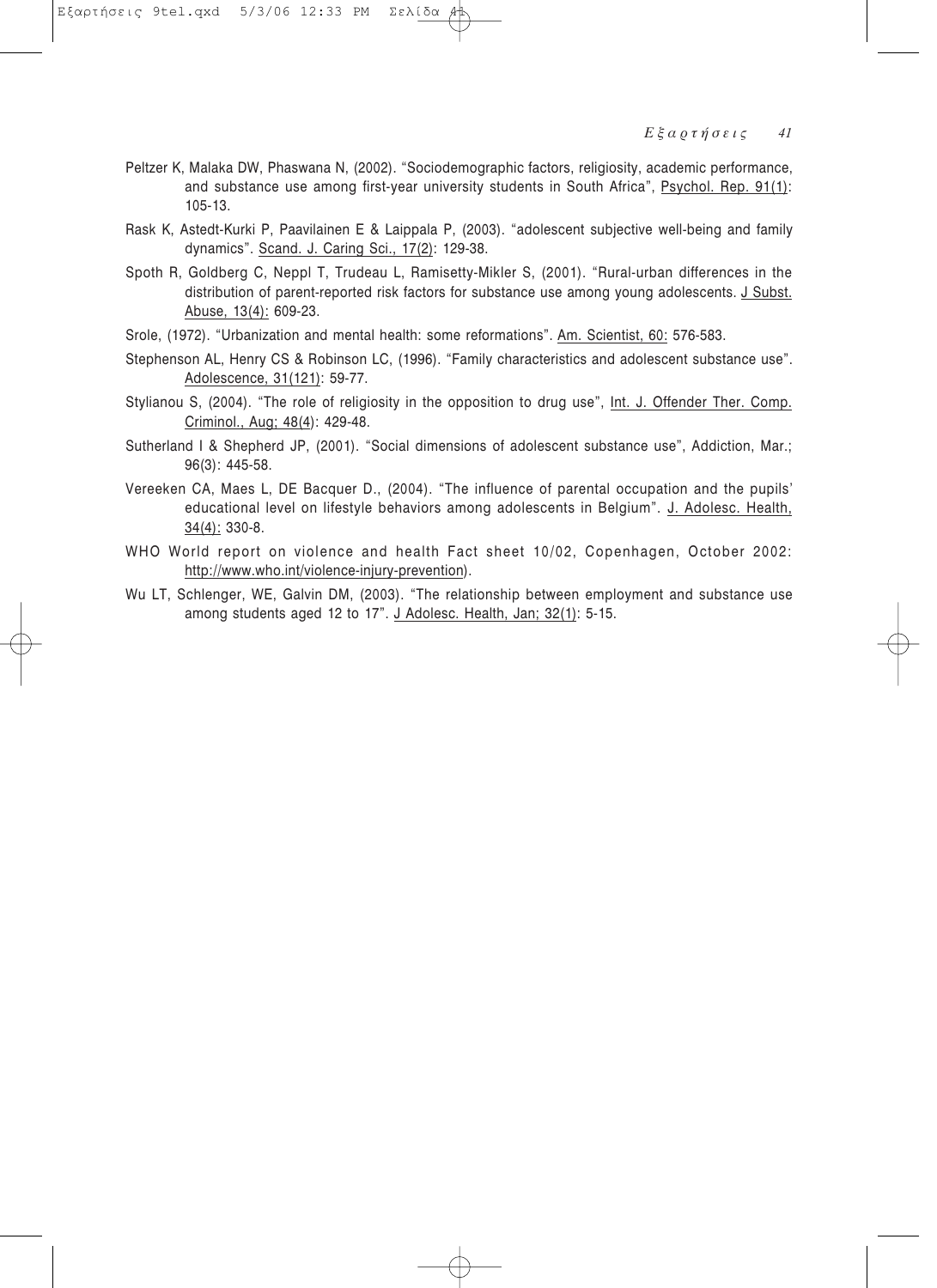Peltzer K, Malaka DW, Phaswana N, (2002). "Sociodemographic factors, religiosity, academic performance, and substance use among first-year university students in South Africa", Psychol. Rep. 91(1): 105-13.

Rask K, Astedt-Kurki P, Paavilainen E & Laippala P, (2003). "adolescent subjective well-being and family dynamics". Scand. J. Caring Sci., 17(2): 129-38.

Spoth R, Goldberg C, Neppl T, Trudeau L, Ramisetty-Mikler S, (2001). "Rural-urban differences in the distribution of parent-reported risk factors for substance use among young adolescents. J Subst. Abuse, 13(4): 609-23.

Srole, (1972). "Urbanization and mental health: some reformations". Am. Scientist, 60: 576-583.

Stephenson AL, Henry CS & Robinson LC, (1996). "Family characteristics and adolescent substance use". Adolescence, 31(121): 59-77.

Stylianou S, (2004). "The role of religiosity in the opposition to drug use", Int. J. Offender Ther. Comp. Criminol., Aug; 48(4): 429-48.

Sutherland I & Shepherd JP, (2001). "Social dimensions of adolescent substance use", Addiction, Mar.; 96(3): 445-58.

Vereeken CA, Maes L, DE Bacquer D., (2004). "The influence of parental occupation and the pupils' educational level on lifestyle behaviors among adolescents in Belgium". J. Adolesc. Health, 34(4): 330-8.

WHO World report on violence and health Fact sheet 10/02, Copenhagen, October 2002: http://www.who.int/violence-injury-prevention).

Wu LT, Schlenger, WE, Galvin DM, (2003). "The relationship between employment and substance use among students aged 12 to 17". J Adolesc. Health, Jan; 32(1): 5-15.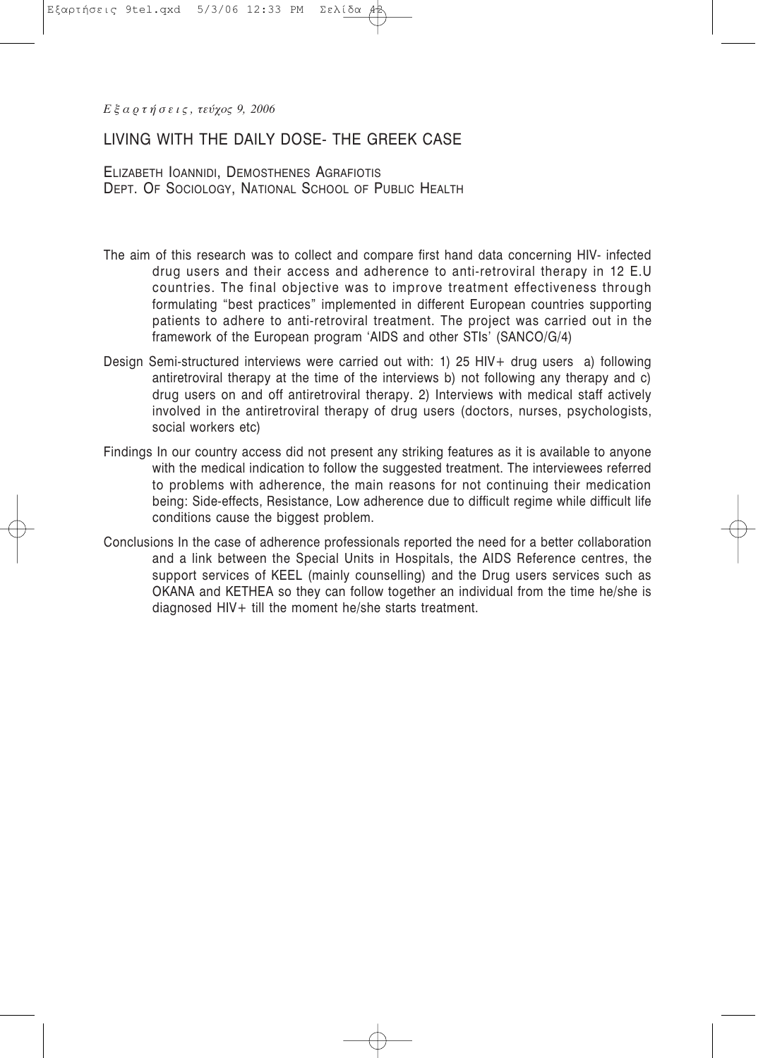# LIVING WITH THE DAILY DOSE- THE GREEK CASE

ELIZABETH IOANNIDI, DEMOSTHENES AGRAFIOTIS
DEPT. OF SOCIOLOGY, NATIONAL SCHOOL OF PUBLIC HEALTH

The aim of this research was to collect and compare first hand data concerning HIV- infected drug users and their access and adherence to anti-retroviral therapy in 12 E.U countries. The final objective was to improve treatment effectiveness through formulating "best practices" implemented in different European countries supporting patients to adhere to anti-retroviral treatment. The project was carried out in the framework of the European program 'AIDS and other STIs' (SANCO/G/4)

Design Semi-structured interviews were carried out with: 1) 25 HIV+ drug users a) following antiretroviral therapy at the time of the interviews b) not following any therapy and c) drug users on and off antiretroviral therapy. 2) Interviews with medical staff actively involved in the antiretroviral therapy of drug users (doctors, nurses, psychologists, social workers etc)

Findings In our country access did not present any striking features as it is available to anyone with the medical indication to follow the suggested treatment. The interviewees referred to problems with adherence, the main reasons for not continuing their medication being: Side-effects, Resistance, Low adherence due to difficult regime while difficult life conditions cause the biggest problem.

Conclusions In the case of adherence professionals reported the need for a better collaboration and a link between the Special Units in Hospitals, the AIDS Reference centres, the support services of KEEL (mainly counselling) and the Drug users services such as OKANA and KETHEA so they can follow together an individual from the time he/she is diagnosed HIV+ till the moment he/she starts treatment.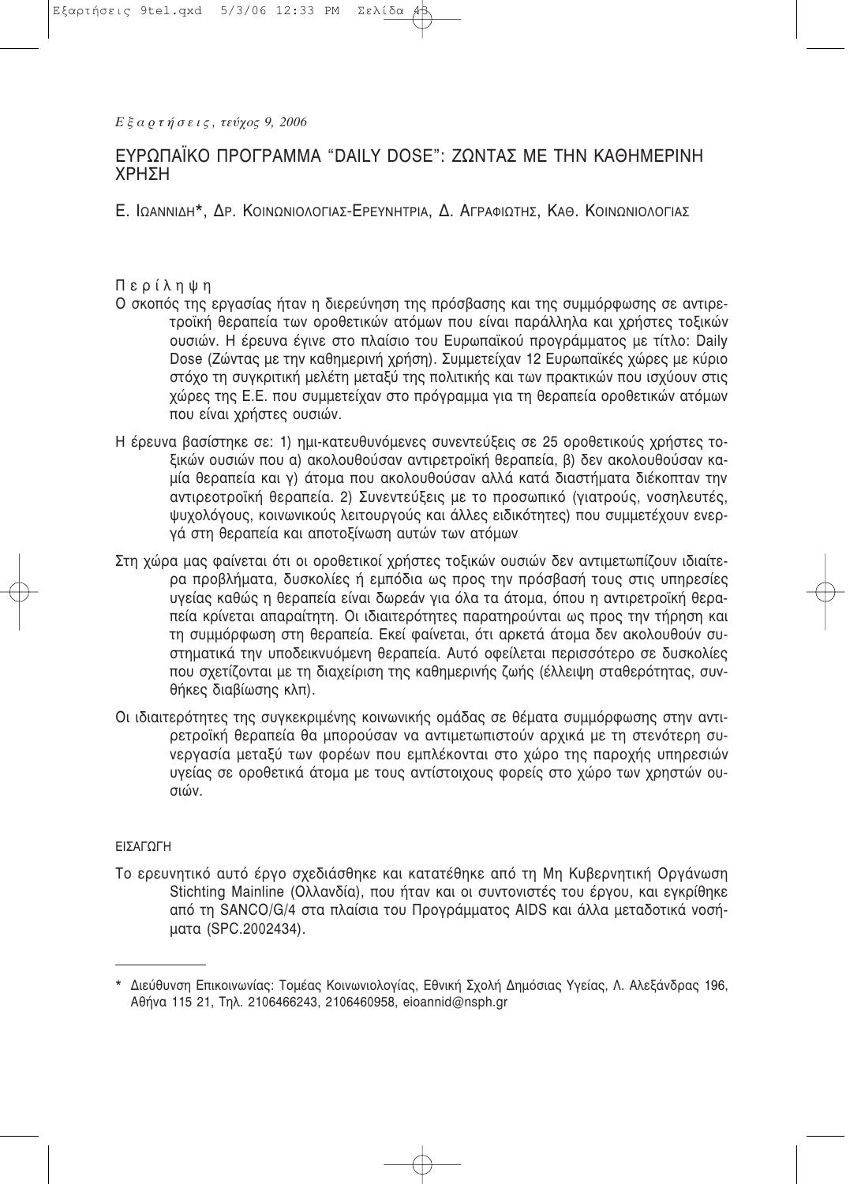# ΕΥΡΩΠΑΪΚΟ ΠΡΟΓΡΑΜΜΑ "DAILY DOSE": ΖΩΝΤΑΣ ΜΕ ΤΗΝ ΚΑΘΗΜΕΡΙΝΗ ΧΡΗΣΗ

Ε. Ιωαννιδη*, Δρ. Κοινωνιολογιας-Ερευνητρια, Δ. Αγραφιωτης, Καθ. Κοινωνιολογιας

## Περίληψη

Ο σκοπός της εργασίας ήταν η διερεύνηση της πρόσβασης και της συμμόρφωσης σε αντιρετροϊκή θεραπεία των οροθετικών ατόμων που είναι παράλληλα και χρήστες τοξικών ουσιών. Η έρευνα έγινε στο πλαίσιο του Ευρωπαϊκού προγράμματος με τίτλο: Daily Dose (Ζώντας με την καθημερινή χρήση). Συμμετείχαν 12 Ευρωπαϊκές χώρες με κύριο στόχο τη συγκριτική μελέτη μεταξύ της πολιτικής και των πρακτικών που ισχύουν στις χώρες της Ε.Ε. που συμμετείχαν στο πρόγραμμα για τη θεραπεία οροθετικών ατόμων που είναι χρήστες ουσιών.

Η έρευνα βασίστηκε σε: 1) ημι-κατευθυνόμενες συνεντεύξεις σε 25 οροθετικούς χρήστες τοξικών ουσιών που α) ακολουθούσαν αντιρετροϊκή θεραπεία, β) δεν ακολουθούσαν καμία θεραπεία και γ) άτομα που ακολουθούσαν αλλά κατά διαστήματα διέκοπταν την αντιρεοτροϊκή θεραπεία. 2) Συνεντεύξεις με το προσωπικό (γιατρούς, νοσηλευτές, ψυχολόγους, κοινωνικούς λειτουργούς και άλλες ειδικότητες) που συμμετέχουν ενεργά στη θεραπεία και αποτοξίνωση αυτών των ατόμων

Στη χώρα μας φαίνεται ότι οι οροθετικοί χρήστες τοξικών ουσιών δεν αντιμετωπίζουν ιδιαίτερα προβλήματα, δυσκολίες ή εμπόδια ως προς την πρόσβασή τους στις υπηρεσίες υγείας καθώς η θεραπεία είναι δωρεάν για όλα τα άτομα, όπου η αντιρετροϊκή θεραπεία κρίνεται απαραίτητη. Οι ιδιαιτερότητες παρατηρούνται ως προς την τήρηση και τη συμμόρφωση στη θεραπεία. Εκεί φαίνεται, ότι αρκετά άτομα δεν ακολουθούν συστηματικά την υποδεικνυόμενη θεραπεία. Αυτό οφείλεται περισσότερο σε δυσκολίες που σχετίζονται με τη διαχείριση της καθημερινής ζωής (έλλειψη σταθερότητας, συνθήκες διαβίωσης κλπ).

Οι ιδιαιτερότητες της συγκεκριμένης κοινωνικής ομάδας σε θέματα συμμόρφωσης στην αντιρετροϊκή θεραπεία θα μπορούσαν να αντιμετωπιστούν αρχικά με τη στενότερη συνεργασία μεταξύ των φορέων που εμπλέκονται στο χώρο της παροχής υπηρεσιών υγείας σε οροθετικά άτομα με τους αντίστοιχους φορείς στο χώρο των χρηστών ουσιών.

## ΕΙΣΑΓΩΓΗ

Το ερευνητικό αυτό έργο σχεδιάσθηκε και κατατέθηκε από τη Μη Κυβερνητική Οργάνωση Stichting Mainline (Ολλανδία), που ήταν και οι συντονιστές του έργου, και εγκρίθηκε από τη SANCO/G/4 στα πλαίσια του Προγράμματος AIDS και άλλα μεταδοτικά νοσήματα (SPC.2002434).

---

* Διεύθυνση Επικοινωνίας: Τομέας Κοινωνιολογίας, Εθνική Σχολή Δημόσιας Υγείας, Λ. Αλεξάνδρας 196, Αθήνα 115 21, Τηλ. 2106466243, 2106460958, eioannid@nsph.gr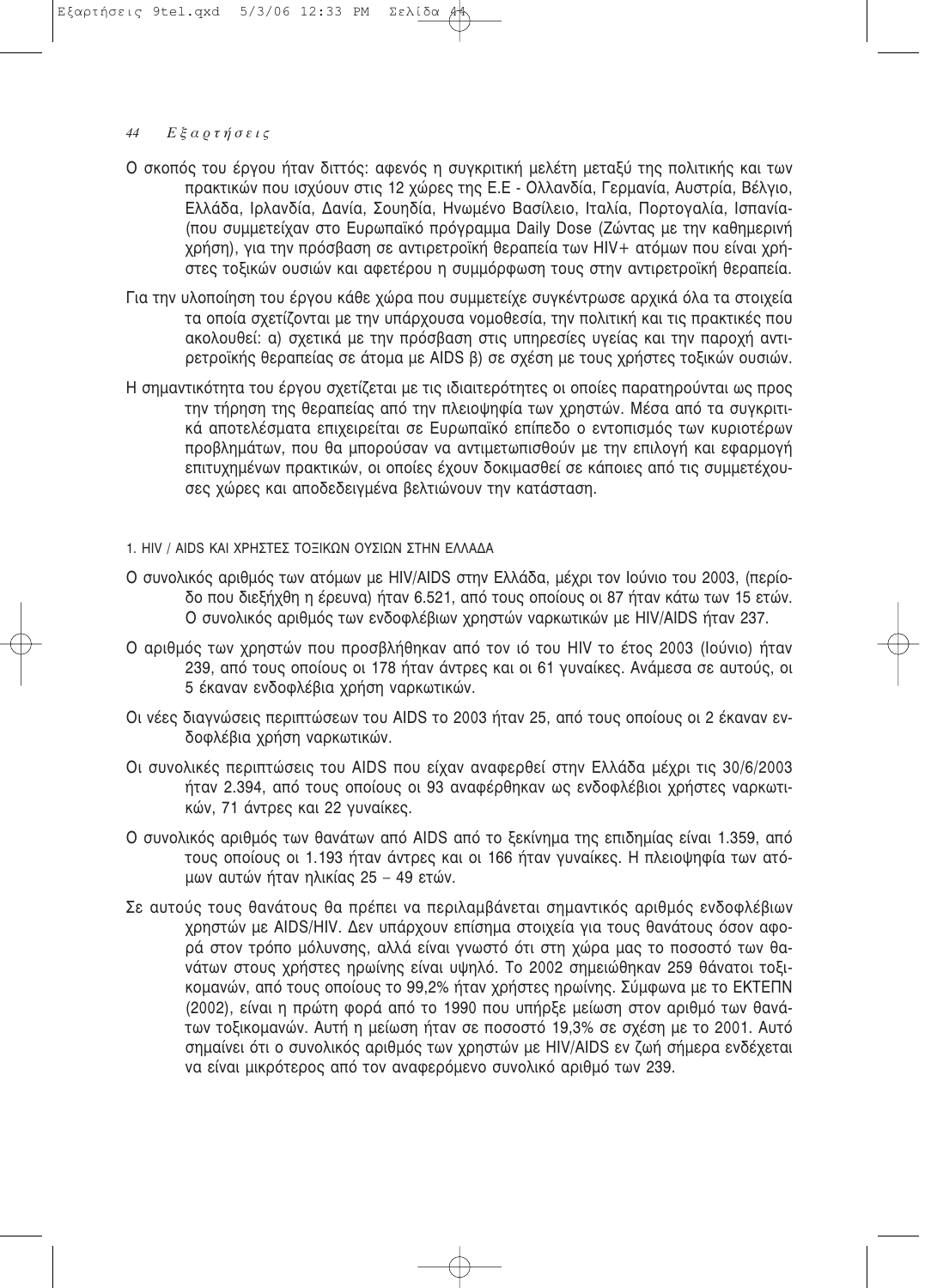Ο σκοπός του έργου ήταν διττός: αφενός η συγκριτική μελέτη μεταξύ της πολιτικής και των πρακτικών που ισχύουν στις 12 χώρες της Ε.Ε - Ολλανδία, Γερμανία, Αυστρία, Βέλγιο, Ελλάδα, Ιρλανδία, Δανία, Σουηδία, Ηνωμένο Βασίλειο, Ιταλία, Πορτογαλία, Ισπανία- (που συμμετείχαν στο Ευρωπαϊκό πρόγραμμα Daily Dose (Ζώντας με την καθημερινή χρήση), για την πρόσβαση σε αντιρετροϊκή θεραπεία των HIV+ ατόμων που είναι χρήστες τοξικών ουσιών και αφετέρου η συμμόρφωση τους στην αντιρετροϊκή θεραπεία.

Για την υλοποίηση του έργου κάθε χώρα που συμμετείχε συγκέντρωσε αρχικά όλα τα στοιχεία τα οποία σχετίζονται με την υπάρχουσα νομοθεσία, την πολιτική και τις πρακτικές που ακολουθεί: α) σχετικά με την πρόσβαση στις υπηρεσίες υγείας και την παροχή αντιρετροϊκής θεραπείας σε άτομα με AIDS β) σε σχέση με τους χρήστες τοξικών ουσιών.

Η σημαντικότητα του έργου σχετίζεται με τις ιδιαιτερότητες οι οποίες παρατηρούνται ως προς την τήρηση της θεραπείας από την πλειοψηφία των χρηστών. Μέσα από τα συγκριτικά αποτελέσματα επιχειρείται σε Ευρωπαϊκό επίπεδο ο εντοπισμός των κυριοτέρων προβλημάτων, που θα μπορούσαν να αντιμετωπισθούν με την επιλογή και εφαρμογή επιτυχημένων πρακτικών, οι οποίες έχουν δοκιμασθεί σε κάποιες από τις συμμετέχουσες χώρες και αποδεδειγμένα βελτιώνουν την κατάσταση.

## 1. HIV / AIDS ΚΑΙ ΧΡΗΣΤΕΣ ΤΟΞΙΚΩΝ ΟΥΣΙΩΝ ΣΤΗΝ ΕΛΛΑΔΑ

Ο συνολικός αριθμός των ατόμων με HIV/AIDS στην Ελλάδα, μέχρι τον Ιούνιο του 2003, (περίοδο που διεξήχθη η έρευνα) ήταν 6.521, από τους οποίους οι 87 ήταν κάτω των 15 ετών. Ο συνολικός αριθμός των ενδοφλέβιων χρηστών ναρκωτικών με HIV/AIDS ήταν 237.

Ο αριθμός των χρηστών που προσβλήθηκαν από τον ιό του HIV το έτος 2003 (Ιούνιο) ήταν 239, από τους οποίους οι 178 ήταν άντρες και οι 61 γυναίκες. Ανάμεσα σε αυτούς, οι 5 έκαναν ενδοφλέβια χρήση ναρκωτικών.

Οι νέες διαγνώσεις περιπτώσεων του AIDS το 2003 ήταν 25, από τους οποίους οι 2 έκαναν ενδοφλέβια χρήση ναρκωτικών.

Οι συνολικές περιπτώσεις του AIDS που είχαν αναφερθεί στην Ελλάδα μέχρι τις 30/6/2003 ήταν 2.394, από τους οποίους οι 93 αναφέρθηκαν ως ενδοφλέβιοι χρήστες ναρκωτικών, 71 άντρες και 22 γυναίκες.

Ο συνολικός αριθμός των θανάτων από AIDS από το ξεκίνημα της επιδημίας είναι 1.359, από τους οποίους οι 1.193 ήταν άντρες και οι 166 ήταν γυναίκες. Η πλειοψηφία των ατόμων αυτών ήταν ηλικίας 25 – 49 ετών.

Σε αυτούς τους θανάτους θα πρέπει να περιλαμβάνεται σημαντικός αριθμός ενδοφλέβιων χρηστών με AIDS/HIV. Δεν υπάρχουν επίσημα στοιχεία για τους θανάτους όσον αφορά στον τρόπο μόλυνσης, αλλά είναι γνωστό ότι στη χώρα μας το ποσοστό των θανάτων στους χρήστες ηρωίνης είναι υψηλό. Το 2002 σημειώθηκαν 259 θάνατοι τοξικομανών, από τους οποίους το 99,2% ήταν χρήστες ηρωίνης. Σύμφωνα με το ΕΚΤΕΠΝ (2002), είναι η πρώτη φορά από το 1990 που υπήρξε μείωση στον αριθμό των θανάτων τοξικομανών. Αυτή η μείωση ήταν σε ποσοστό 19,3% σε σχέση με το 2001. Αυτό σημαίνει ότι ο συνολικός αριθμός των χρηστών με HIV/AIDS εν ζωή σήμερα ενδέχεται να είναι μικρότερος από τον αναφερόμενο συνολικό αριθμό των 239.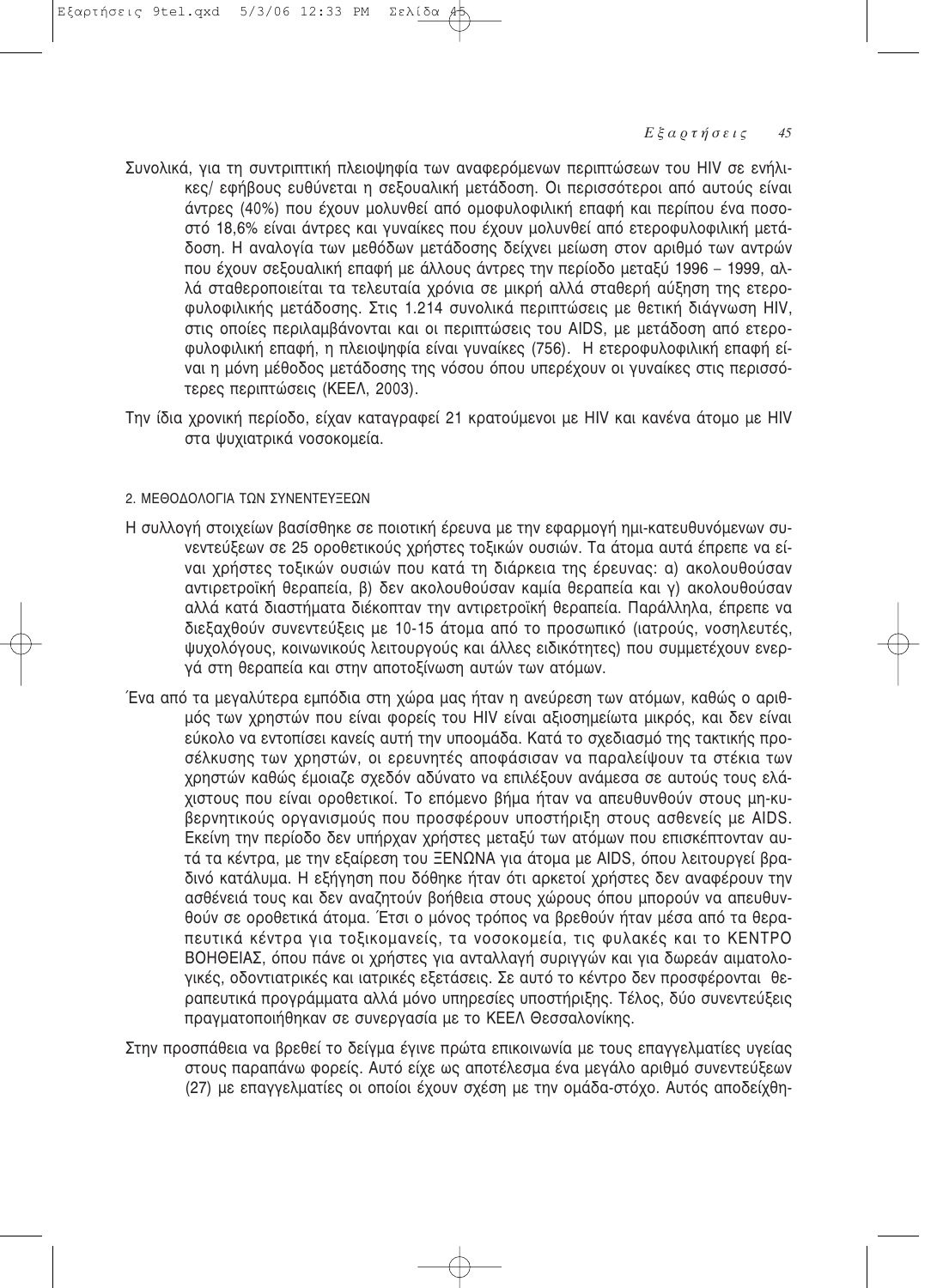Συνολικά, για τη συντριπτική πλειοψηφία των αναφερόμενων περιπτώσεων του HIV σε ενήλικες/ εφήβους ευθύνεται η σεξουαλική μετάδοση. Οι περισσότεροι από αυτούς είναι άντρες (40%) που έχουν μολυνθεί από ομοφυλοφιλική επαφή και περίπου ένα ποσοστό 18,6% είναι άντρες και γυναίκες που έχουν μολυνθεί από ετεροφυλοφιλική μετάδοση. Η αναλογία των μεθόδων μετάδοσης δείχνει μείωση στον αριθμό των αντρών που έχουν σεξουαλική επαφή με άλλους άντρες την περίοδο μεταξύ 1996 – 1999, αλλά σταθεροποιείται τα τελευταία χρόνια σε μικρή αλλά σταθερή αύξηση της ετεροφυλοφιλικής μετάδοσης. Στις 1.214 συνολικά περιπτώσεις με θετική διάγνωση HIV, στις οποίες περιλαμβάνονται και οι περιπτώσεις του AIDS, με μετάδοση από ετεροφυλοφιλική επαφή, η πλειοψηφία είναι γυναίκες (756). Η ετεροφυλοφιλική επαφή είναι η μόνη μέθοδος μετάδοσης της νόσου όπου υπερέχουν οι γυναίκες στις περισσότερες περιπτώσεις (ΚΕΕΛ, 2003).

Την ίδια χρονική περίοδο, είχαν καταγραφεί 21 κρατούμενοι με HIV και κανένα άτομο με HIV στα ψυχιατρικά νοσοκομεία.

## 2. ΜΕΘΟΔΟΛΟΓΙΑ ΤΩΝ ΣΥΝΕΝΤΕΥΞΕΩΝ

Η συλλογή στοιχείων βασίσθηκε σε ποιοτική έρευνα με την εφαρμογή ημι-κατευθυνόμενων συνεντεύξεων σε 25 οροθετικούς χρήστες τοξικών ουσιών. Τα άτομα αυτά έπρεπε να είναι χρήστες τοξικών ουσιών που κατά τη διάρκεια της έρευνας: α) ακολουθούσαν αντιρετροϊκή θεραπεία, β) δεν ακολουθούσαν καμία θεραπεία και γ) ακολουθούσαν αλλά κατά διαστήματα διέκοπταν την αντιρετροϊκή θεραπεία. Παράλληλα, έπρεπε να διεξαχθούν συνεντεύξεις με 10-15 άτομα από το προσωπικό (ιατρούς, νοσηλευτές, ψυχολόγους, κοινωνικούς λειτουργούς και άλλες ειδικότητες) που συμμετέχουν ενεργά στη θεραπεία και στην αποτοξίνωση αυτών των ατόμων.

Ένα από τα μεγαλύτερα εμπόδια στη χώρα μας ήταν η ανεύρεση των ατόμων, καθώς ο αριθμός των χρηστών που είναι φορείς του HIV είναι αξιοσημείωτα μικρός, και δεν είναι εύκολο να εντοπίσει κανείς αυτή την υποομάδα. Κατά το σχεδιασμό της τακτικής προσέλκυσης των χρηστών, οι ερευνητές αποφάσισαν να παραλείψουν τα στέκια των χρηστών καθώς έμοιαζε σχεδόν αδύνατο να επιλέξουν ανάμεσα σε αυτούς τους ελάχιστους που είναι οροθετικοί. Το επόμενο βήμα ήταν να απευθυνθούν στους μη-κυβερνητικούς οργανισμούς που προσφέρουν υποστήριξη στους ασθενείς με AIDS. Εκείνη την περίοδο δεν υπήρχαν χρήστες μεταξύ των ατόμων που επισκέπτονταν αυτά τα κέντρα, με την εξαίρεση του ΞΕΝΩΝΑ για άτομα με AIDS, όπου λειτουργεί βραδινό κατάλυμα. Η εξήγηση που δόθηκε ήταν ότι αρκετοί χρήστες δεν αναφέρουν την ασθένειά τους και δεν αναζητούν βοήθεια στους χώρους όπου μπορούν να απευθυνθούν σε οροθετικά άτομα. Έτσι ο μόνος τρόπος να βρεθούν ήταν μέσα από τα θεραπευτικά κέντρα για τοξικομανείς, τα νοσοκομεία, τις φυλακές και το ΚΕΝΤΡΟ ΒΟΗΘΕΙΑΣ, όπου πάνε οι χρήστες για ανταλλαγή συριγγών και για δωρεάν αιματολογικές, οδοντιατρικές και ιατρικές εξετάσεις. Σε αυτό το κέντρο δεν προσφέρονται θεραπευτικά προγράμματα αλλά μόνο υπηρεσίες υποστήριξης. Τέλος, δύο συνεντεύξεις πραγματοποιήθηκαν σε συνεργασία με το ΚΕΕΛ Θεσσαλονίκης.

Στην προσπάθεια να βρεθεί το δείγμα έγινε πρώτα επικοινωνία με τους επαγγελματίες υγείας στους παραπάνω φορείς. Αυτό είχε ως αποτέλεσμα ένα μεγάλο αριθμό συνεντεύξεων (27) με επαγγελματίες οι οποίοι έχουν σχέση με την ομάδα-στόχο. Αυτός αποδείχθη-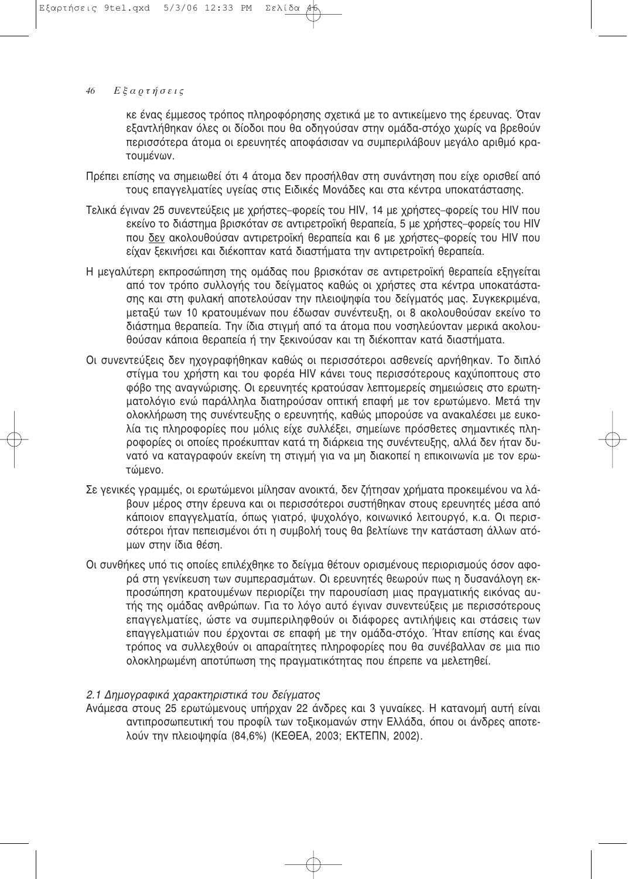κε ένας έμμεσος τρόπος πληροφόρησης σχετικά με το αντικείμενο της έρευνας. Όταν εξαντλήθηκαν όλες οι δίοδοι που θα οδηγούσαν στην ομάδα-στόχο χωρίς να βρεθούν περισσότερα άτομα οι ερευνητές αποφάσισαν να συμπεριλάβουν μεγάλο αριθμό κρατουμένων.

Πρέπει επίσης να σημειωθεί ότι 4 άτομα δεν προσήλθαν στη συνάντηση που είχε ορισθεί από τους επαγγελματίες υγείας στις Ειδικές Μονάδες και στα κέντρα υποκατάστασης.

Τελικά έγιναν 25 συνεντεύξεις με χρήστες–φορείς του HIV, 14 με χρήστες–φορείς του HIV που εκείνο το διάστημα βρισκόταν σε αντιρετροϊκή θεραπεία, 5 με χρήστες–φορείς του HIV που <u>δεν</u> ακολουθούσαν αντιρετροϊκή θεραπεία και 6 με χρήστες–φορείς του HIV που είχαν ξεκινήσει και διέκοπταν κατά διαστήματα την αντιρετροϊκή θεραπεία.

Η μεγαλύτερη εκπροσώπηση της ομάδας που βρισκόταν σε αντιρετροϊκή θεραπεία εξηγείται από τον τρόπο συλλογής του δείγματος καθώς οι χρήστες στα κέντρα υποκατάστασης και στη φυλακή αποτελούσαν την πλειοψηφία του δείγματός μας. Συγκεκριμένα, μεταξύ των 10 κρατουμένων που έδωσαν συνέντευξη, οι 8 ακολουθούσαν εκείνο το διάστημα θεραπεία. Την ίδια στιγμή από τα άτομα που νοσηλεύονταν μερικά ακολουθούσαν κάποια θεραπεία ή την ξεκινούσαν και τη διέκοπταν κατά διαστήματα.

Οι συνεντεύξεις δεν ηχογραφήθηκαν καθώς οι περισσότεροι ασθενείς αρνήθηκαν. Το διπλό στίγμα του χρήστη και του φορέα HIV κάνει τους περισσότερους καχύποπτους στο φόβο της αναγνώρισης. Οι ερευνητές κρατούσαν λεπτομερείς σημειώσεις στο ερωτηματολόγιο ενώ παράλληλα διατηρούσαν οπτική επαφή με τον ερωτώμενο. Μετά την ολοκλήρωση της συνέντευξης ο ερευνητής, καθώς μπορούσε να ανακαλέσει με ευκολία τις πληροφορίες που μόλις είχε συλλέξει, σημείωνε πρόσθετες σημαντικές πληροφορίες οι οποίες προέκυπταν κατά τη διάρκεια της συνέντευξης, αλλά δεν ήταν δυνατό να καταγραφούν εκείνη τη στιγμή για να μη διακοπεί η επικοινωνία με τον ερωτώμενο.

Σε γενικές γραμμές, οι ερωτώμενοι μίλησαν ανοικτά, δεν ζήτησαν χρήματα προκειμένου να λάβουν μέρος στην έρευνα και οι περισσότεροι συστήθηκαν στους ερευνητές μέσα από κάποιον επαγγελματία, όπως γιατρό, ψυχολόγο, κοινωνικό λειτουργό, κ.α. Οι περισσότεροι ήταν πεπεισμένοι ότι η συμβολή τους θα βελτίωνε την κατάσταση άλλων ατόμων στην ίδια θέση.

Οι συνθήκες υπό τις οποίες επιλέχθηκε το δείγμα θέτουν ορισμένους περιορισμούς όσον αφορά στη γενίκευση των συμπερασμάτων. Οι ερευνητές θεωρούν πως η δυσανάλογη εκπροσώπηση κρατουμένων περιορίζει την παρουσίαση μιας πραγματικής εικόνας αυτής της ομάδας ανθρώπων. Για το λόγο αυτό έγιναν συνεντεύξεις με περισσότερους επαγγελματίες, ώστε να συμπεριληφθούν οι διάφορες αντιλήψεις και στάσεις των επαγγελματιών που έρχονται σε επαφή με την ομάδα-στόχο. Ήταν επίσης και ένας τρόπος να συλλεχθούν οι απαραίτητες πληροφορίες που θα συνέβαλλαν σε μια πιο ολοκληρωμένη αποτύπωση της πραγματικότητας που έπρεπε να μελετηθεί.

### *2.1 Δημογραφικά χαρακτηριστικά του δείγματος*

Ανάμεσα στους 25 ερωτώμενους υπήρχαν 22 άνδρες και 3 γυναίκες. Η κατανομή αυτή είναι αντιπροσωπευτική του προφίλ των τοξικομανών στην Ελλάδα, όπου οι άνδρες αποτελούν την πλειοψηφία (84,6%) (ΚΕΘΕΑ, 2003; ΕΚΤΕΠΝ, 2002).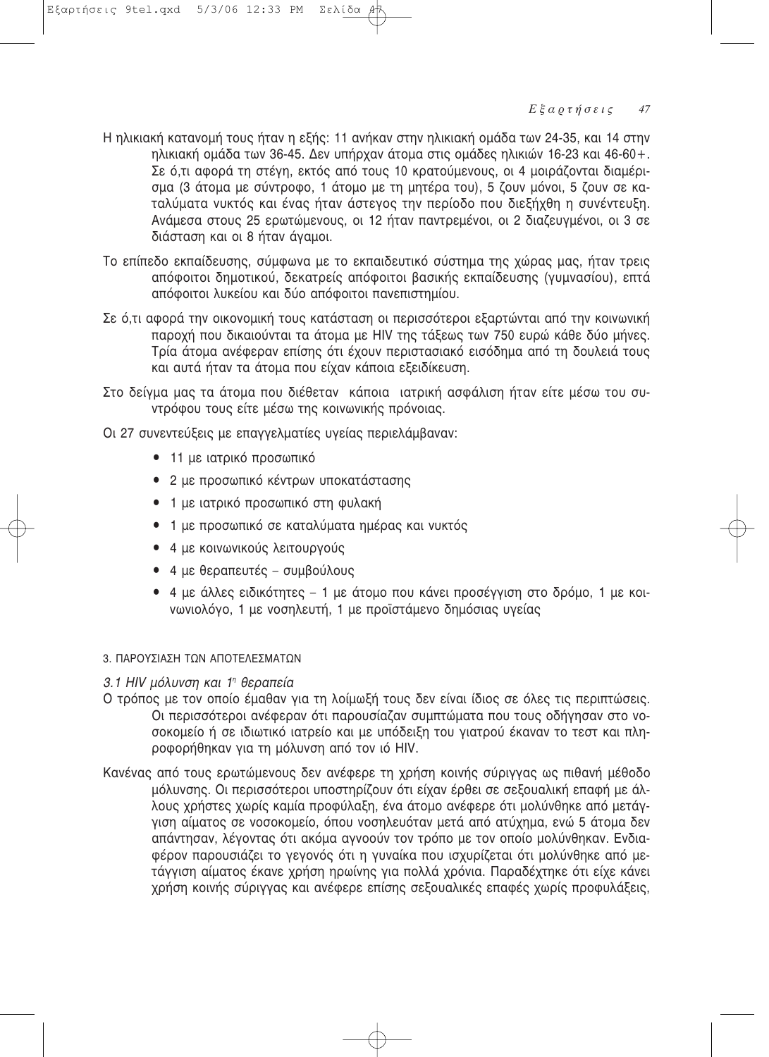Η ηλικιακή κατανομή τους ήταν η εξής: 11 ανήκαν στην ηλικιακή ομάδα των 24-35, και 14 στην ηλικιακή ομάδα των 36-45. Δεν υπήρχαν άτομα στις ομάδες ηλικιών 16-23 και 46-60+. Σε ό,τι αφορά τη στέγη, εκτός από τους 10 κρατούμενους, οι 4 μοιράζονται διαμέρισμα (3 άτομα με σύντροφο, 1 άτομο με τη μητέρα του), 5 ζουν μόνοι, 5 ζουν σε καταλύματα νυκτός και ένας ήταν άστεγος την περίοδο που διεξήχθη η συνέντευξη. Ανάμεσα στους 25 ερωτώμενους, οι 12 ήταν παντρεμένοι, οι 2 διαζευγμένοι, οι 3 σε διάσταση και οι 8 ήταν άγαμοι.

Το επίπεδο εκπαίδευσης, σύμφωνα με το εκπαιδευτικό σύστημα της χώρας μας, ήταν τρεις απόφοιτοι δημοτικού, δεκατρείς απόφοιτοι βασικής εκπαίδευσης (γυμνασίου), επτά απόφοιτοι λυκείου και δύο απόφοιτοι πανεπιστημίου.

Σε ό,τι αφορά την οικονομική τους κατάσταση οι περισσότεροι εξαρτώνται από την κοινωνική παροχή που δικαιούνται τα άτομα με HIV της τάξεως των 750 ευρώ κάθε δύο μήνες. Τρία άτομα ανέφεραν επίσης ότι έχουν περιστασιακό εισόδημα από τη δουλειά τους και αυτά ήταν τα άτομα που είχαν κάποια εξειδίκευση.

Στο δείγμα μας τα άτομα που διέθεταν κάποια ιατρική ασφάλιση ήταν είτε μέσω του συντρόφου τους είτε μέσω της κοινωνικής πρόνοιας.

Οι 27 συνεντεύξεις με επαγγελματίες υγείας περιελάμβαναν:

- 11 με ιατρικό προσωπικό
- 2 με προσωπικό κέντρων υποκατάστασης
- 1 με ιατρικό προσωπικό στη φυλακή
- 1 με προσωπικό σε καταλύματα ημέρας και νυκτός
- 4 με κοινωνικούς λειτουργούς
- 4 με θεραπευτές – συμβούλους
- 4 με άλλες ειδικότητες – 1 με άτομο που κάνει προσέγγιση στο δρόμο, 1 με κοινωνιολόγο, 1 με νοσηλευτή, 1 με προϊστάμενο δημόσιας υγείας

## 3. ΠΑΡΟΥΣΙΑΣΗ ΤΩΝ ΑΠΟΤΕΛΕΣΜΑΤΩΝ

### *3.1 HIV μόλυνση και 1η θεραπεία*

Ο τρόπος με τον οποίο έμαθαν για τη λοίμωξή τους δεν είναι ίδιος σε όλες τις περιπτώσεις. Οι περισσότεροι ανέφεραν ότι παρουσίαζαν συμπτώματα που τους οδήγησαν στο νοσοκομείο ή σε ιδιωτικό ιατρείο και με υπόδειξη του γιατρού έκαναν το τεστ και πληροφορήθηκαν για τη μόλυνση από τον ιό HIV.

Κανένας από τους ερωτώμενους δεν ανέφερε τη χρήση κοινής σύριγγας ως πιθανή μέθοδο μόλυνσης. Οι περισσότεροι υποστηρίζουν ότι είχαν έρθει σε σεξουαλική επαφή με άλλους χρήστες χωρίς καμία προφύλαξη, ένα άτομο ανέφερε ότι μολύνθηκε από μετάγγιση αίματος σε νοσοκομείο, όπου νοσηλευόταν μετά από ατύχημα, ενώ 5 άτομα δεν απάντησαν, λέγοντας ότι ακόμα αγνοούν τον τρόπο με τον οποίο μολύνθηκαν. Ενδιαφέρον παρουσιάζει το γεγονός ότι η γυναίκα που ισχυρίζεται ότι μολύνθηκε από μετάγγιση αίματος έκανε χρήση ηρωίνης για πολλά χρόνια. Παραδέχτηκε ότι είχε κάνει χρήση κοινής σύριγγας και ανέφερε επίσης σεξουαλικές επαφές χωρίς προφυλάξεις,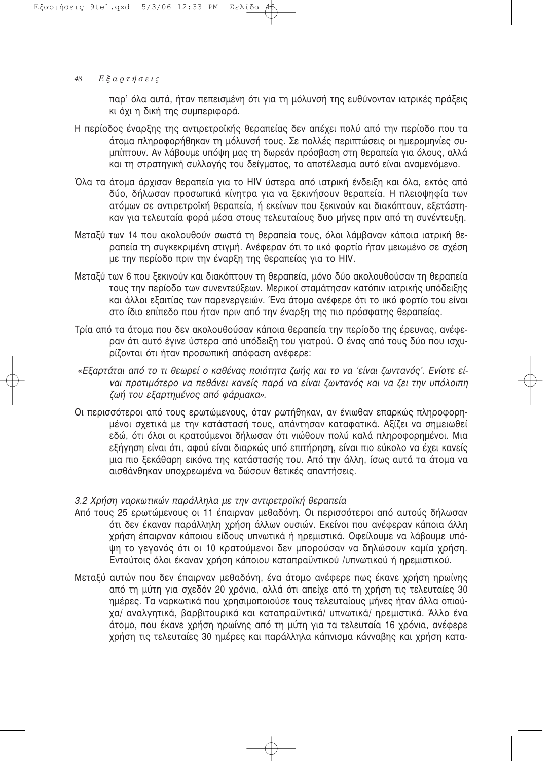παρ' όλα αυτά, ήταν πεπεισμένη ότι για τη μόλυνσή της ευθύνονταν ιατρικές πράξεις κι όχι η δική της συμπεριφορά.

Η περίοδος έναρξης της αντιρετροϊκής θεραπείας δεν απέχει πολύ από την περίοδο που τα άτομα πληροφορήθηκαν τη μόλυνσή τους. Σε πολλές περιπτώσεις οι ημερομηνίες συμπίπτουν. Αν λάβουμε υπόψη μας τη δωρεάν πρόσβαση στη θεραπεία για όλους, αλλά και τη στρατηγική συλλογής του δείγματος, το αποτέλεσμα αυτό είναι αναμενόμενο.

Όλα τα άτομα άρχισαν θεραπεία για το HIV ύστερα από ιατρική ένδειξη και όλα, εκτός από δύο, δήλωσαν προσωπικά κίνητρα για να ξεκινήσουν θεραπεία. Η πλειοψηφία των ατόμων σε αντιρετροϊκή θεραπεία, ή εκείνων που ξεκινούν και διακόπτουν, εξετάστηκαν για τελευταία φορά μέσα στους τελευταίους δυο μήνες πριν από τη συνέντευξη.

Μεταξύ των 14 που ακολουθούν σωστά τη θεραπεία τους, όλοι λάμβαναν κάποια ιατρική θεραπεία τη συγκεκριμένη στιγμή. Ανέφεραν ότι το ιικό φορτίο ήταν μειωμένο σε σχέση με την περίοδο πριν την έναρξη της θεραπείας για το HIV.

Μεταξύ των 6 που ξεκινούν και διακόπτουν τη θεραπεία, μόνο δύο ακολουθούσαν τη θεραπεία τους την περίοδο των συνεντεύξεων. Μερικοί σταμάτησαν κατόπιν ιατρικής υπόδειξης και άλλοι εξαιτίας των παρενεργειών. Ένα άτομο ανέφερε ότι το ιικό φορτίο του είναι στο ίδιο επίπεδο που ήταν πριν από την έναρξη της πιο πρόσφατης θεραπείας.

Τρία από τα άτομα που δεν ακολουθούσαν κάποια θεραπεία την περίοδο της έρευνας, ανέφεραν ότι αυτό έγινε ύστερα από υπόδειξη του γιατρού. Ο ένας από τους δύο που ισχυρίζονται ότι ήταν προσωπική απόφαση ανέφερε:

*«Εξαρτάται από το τι θεωρεί ο καθένας ποιότητα ζωής και το να 'είναι ζωντανός'. Ενίοτε είναι προτιμότερο να πεθάνει κανείς παρά να είναι ζωντανός και να ζει την υπόλοιπη ζωή του εξαρτημένος από φάρμακα».*

Οι περισσότεροι από τους ερωτώμενους, όταν ρωτήθηκαν, αν ένιωθαν επαρκώς πληροφορημένοι σχετικά με την κατάστασή τους, απάντησαν καταφατικά. Αξίζει να σημειωθεί εδώ, ότι όλοι οι κρατούμενοι δήλωσαν ότι νιώθουν πολύ καλά πληροφορημένοι. Μια εξήγηση είναι ότι, αφού είναι διαρκώς υπό επιτήρηση, είναι πιο εύκολο να έχει κανείς μια πιο ξεκάθαρη εικόνα της κατάστασής του. Από την άλλη, ίσως αυτά τα άτομα να αισθάνθηκαν υποχρεωμένα να δώσουν θετικές απαντήσεις.

### *3.2 Χρήση ναρκωτικών παράλληλα με την αντιρετροϊκή θεραπεία*

Από τους 25 ερωτώμενους οι 11 έπαιρναν μεθαδόνη. Οι περισσότεροι από αυτούς δήλωσαν ότι δεν έκαναν παράλληλη χρήση άλλων ουσιών. Εκείνοι που ανέφεραν κάποια άλλη χρήση έπαιρναν κάποιου είδους υπνωτικά ή ηρεμιστικά. Οφείλουμε να λάβουμε υπόψη το γεγονός ότι οι 10 κρατούμενοι δεν μπορούσαν να δηλώσουν καμία χρήση. Εντούτοις όλοι έκαναν χρήση κάποιου καταπραϋντικού /υπνωτικού ή ηρεμιστικού.

Μεταξύ αυτών που δεν έπαιρναν μεθαδόνη, ένα άτομο ανέφερε πως έκανε χρήση ηρωίνης από τη μύτη για σχεδόν 20 χρόνια, αλλά ότι απείχε από τη χρήση τις τελευταίες 30 ημέρες. Τα ναρκωτικά που χρησιμοποιούσε τους τελευταίους μήνες ήταν άλλα οπιούχα/ αναλγητικά, βαρβιτουρικά και καταπραϋντικά/ υπνωτικά/ ηρεμιστικά. Άλλο ένα άτομο, που έκανε χρήση ηρωίνης από τη μύτη για τα τελευταία 16 χρόνια, ανέφερε χρήση τις τελευταίες 30 ημέρες και παράλληλα κάπνισμα κάνναβης και χρήση κατα-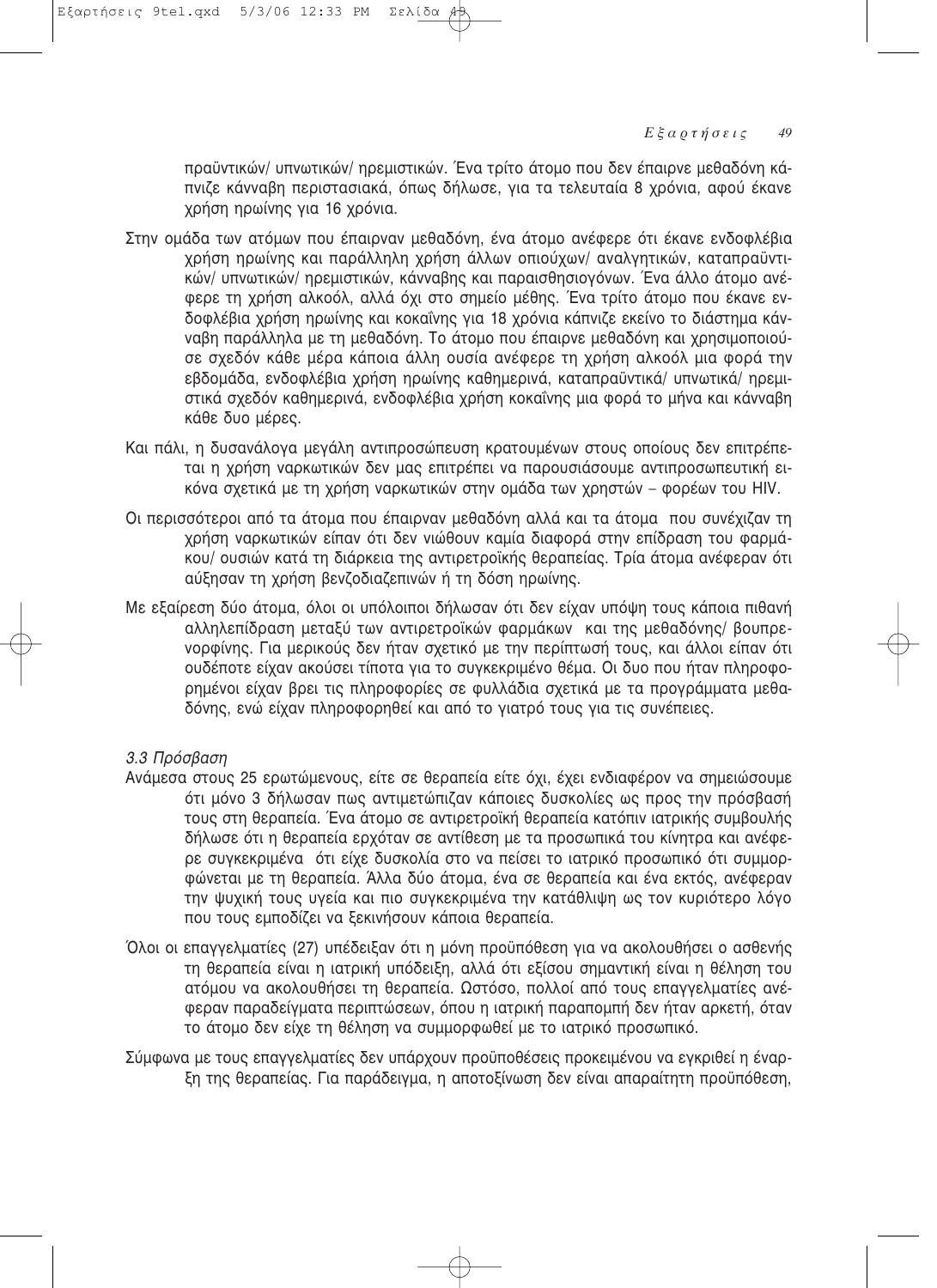πραϋντικών/ υπνωτικών/ ηρεμιστικών. Ένα τρίτο άτομο που δεν έπαιρνε μεθαδόνη κάπνιζε κάνναβη περιστασιακά, όπως δήλωσε, για τα τελευταία 8 χρόνια, αφού έκανε χρήση ηρωίνης για 16 χρόνια.

Στην ομάδα των ατόμων που έπαιρναν μεθαδόνη, ένα άτομο ανέφερε ότι έκανε ενδοφλέβια χρήση ηρωίνης και παράλληλη χρήση άλλων οπιούχων/ αναλγητικών, καταπραϋντικών/ υπνωτικών/ ηρεμιστικών, κάνναβης και παραισθησιογόνων. Ένα άλλο άτομο ανέφερε τη χρήση αλκοόλ, αλλά όχι στο σημείο μέθης. Ένα τρίτο άτομο που έκανε ενδοφλέβια χρήση ηρωίνης και κοκαΐνης για 18 χρόνια κάπνιζε εκείνο το διάστημα κάνναβη παράλληλα με τη μεθαδόνη. Το άτομο που έπαιρνε μεθαδόνη και χρησιμοποιούσε σχεδόν κάθε μέρα κάποια άλλη ουσία ανέφερε τη χρήση αλκοόλ μια φορά την εβδομάδα, ενδοφλέβια χρήση ηρωίνης καθημερινά, καταπραϋντικά/ υπνωτικά/ ηρεμιστικά σχεδόν καθημερινά, ενδοφλέβια χρήση κοκαΐνης μια φορά το μήνα και κάνναβη κάθε δυο μέρες.

Και πάλι, η δυσανάλογα μεγάλη αντιπροσώπευση κρατουμένων στους οποίους δεν επιτρέπεται η χρήση ναρκωτικών δεν μας επιτρέπει να παρουσιάσουμε αντιπροσωπευτική εικόνα σχετικά με τη χρήση ναρκωτικών στην ομάδα των χρηστών – φορέων του HIV.

Οι περισσότεροι από τα άτομα που έπαιρναν μεθαδόνη αλλά και τα άτομα που συνέχιζαν τη χρήση ναρκωτικών είπαν ότι δεν νιώθουν καμία διαφορά στην επίδραση του φαρμάκου/ ουσιών κατά τη διάρκεια της αντιρετροϊκής θεραπείας. Τρία άτομα ανέφεραν ότι αύξησαν τη χρήση βενζοδιαζεπινών ή τη δόση ηρωίνης.

Με εξαίρεση δύο άτομα, όλοι οι υπόλοιποι δήλωσαν ότι δεν είχαν υπόψη τους κάποια πιθανή αλληλεπίδραση μεταξύ των αντιρετροϊκών φαρμάκων και της μεθαδόνης/ βουπρενορφίνης. Για μερικούς δεν ήταν σχετικό με την περίπτωσή τους, και άλλοι είπαν ότι ουδέποτε είχαν ακούσει τίποτα για το συγκεκριμένο θέμα. Οι δυο που ήταν πληροφορημένοι είχαν βρει τις πληροφορίες σε φυλλάδια σχετικά με τα προγράμματα μεθαδόνης, ενώ είχαν πληροφορηθεί και από το γιατρό τους για τις συνέπειες.

### *3.3 Πρόσβαση*

Ανάμεσα στους 25 ερωτώμενους, είτε σε θεραπεία είτε όχι, έχει ενδιαφέρον να σημειώσουμε ότι μόνο 3 δήλωσαν πως αντιμετώπιζαν κάποιες δυσκολίες ως προς την πρόσβασή τους στη θεραπεία. Ένα άτομο σε αντιρετροϊκή θεραπεία κατόπιν ιατρικής συμβουλής δήλωσε ότι η θεραπεία ερχόταν σε αντίθεση με τα προσωπικά του κίνητρα και ανέφερε συγκεκριμένα ότι είχε δυσκολία στο να πείσει το ιατρικό προσωπικό ότι συμμορφώνεται με τη θεραπεία. Άλλα δύο άτομα, ένα σε θεραπεία και ένα εκτός, ανέφεραν την ψυχική τους υγεία και πιο συγκεκριμένα την κατάθλιψη ως τον κυριότερο λόγο που τους εμποδίζει να ξεκινήσουν κάποια θεραπεία.

Όλοι οι επαγγελματίες (27) υπέδειξαν ότι η μόνη προϋπόθεση για να ακολουθήσει ο ασθενής τη θεραπεία είναι η ιατρική υπόδειξη, αλλά ότι εξίσου σημαντική είναι η θέληση του ατόμου να ακολουθήσει τη θεραπεία. Ωστόσο, πολλοί από τους επαγγελματίες ανέφεραν παραδείγματα περιπτώσεων, όπου η ιατρική παραπομπή δεν ήταν αρκετή, όταν το άτομο δεν είχε τη θέληση να συμμορφωθεί με το ιατρικό προσωπικό.

Σύμφωνα με τους επαγγελματίες δεν υπάρχουν προϋποθέσεις προκειμένου να εγκριθεί η έναρξη της θεραπείας. Για παράδειγμα, η αποτοξίνωση δεν είναι απαραίτητη προϋπόθεση,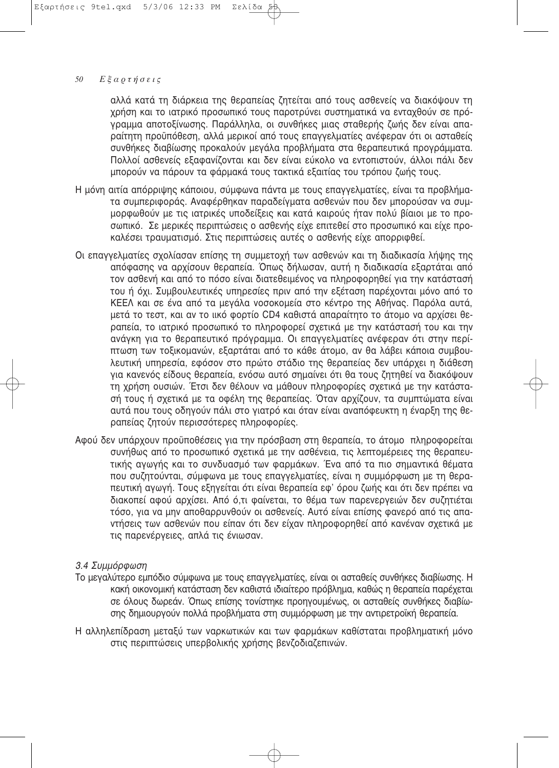αλλά κατά τη διάρκεια της θεραπείας ζητείται από τους ασθενείς να διακόψουν τη χρήση και το ιατρικό προσωπικό τους παροτρύνει συστηματικά να ενταχθούν σε πρόγραμμα αποτοξίνωσης. Παράλληλα, οι συνθήκες μιας σταθερής ζωής δεν είναι απαραίτητη προϋπόθεση, αλλά μερικοί από τους επαγγελματίες ανέφεραν ότι οι ασταθείς συνθήκες διαβίωσης προκαλούν μεγάλα προβλήματα στα θεραπευτικά προγράμματα. Πολλοί ασθενείς εξαφανίζονται και δεν είναι εύκολο να εντοπιστούν, άλλοι πάλι δεν μπορούν να πάρουν τα φάρμακά τους τακτικά εξαιτίας του τρόπου ζωής τους.

Η μόνη αιτία απόρριψης κάποιου, σύμφωνα πάντα με τους επαγγελματίες, είναι τα προβλήματα συμπεριφοράς. Αναφέρθηκαν παραδείγματα ασθενών που δεν μπορούσαν να συμμορφωθούν με τις ιατρικές υποδείξεις και κατά καιρούς ήταν πολύ βίαιοι με το προσωπικό. Σε μερικές περιπτώσεις ο ασθενής είχε επιτεθεί στο προσωπικό και είχε προκαλέσει τραυματισμό. Στις περιπτώσεις αυτές ο ασθενής είχε απορριφθεί.

Οι επαγγελματίες σχολίασαν επίσης τη συμμετοχή των ασθενών και τη διαδικασία λήψης της απόφασης να αρχίσουν θεραπεία. Όπως δήλωσαν, αυτή η διαδικασία εξαρτάται από τον ασθενή και από το πόσο είναι διατεθειμένος να πληροφορηθεί για την κατάστασή του ή όχι. Συμβουλευτικές υπηρεσίες πριν από την εξέταση παρέχονται μόνο από το ΚΕΕΛ και σε ένα από τα μεγάλα νοσοκομεία στο κέντρο της Αθήνας. Παρόλα αυτά, μετά το τεστ, και αν το ιικό φορτίο CD4 καθιστά απαραίτητο το άτομο να αρχίσει θεραπεία, το ιατρικό προσωπικό το πληροφορεί σχετικά με την κατάστασή του και την ανάγκη για το θεραπευτικό πρόγραμμα. Οι επαγγελματίες ανέφεραν ότι στην περίπτωση των τοξικομανών, εξαρτάται από το κάθε άτομο, αν θα λάβει κάποια συμβουλευτική υπηρεσία, εφόσον στο πρώτο στάδιο της θεραπείας δεν υπάρχει η διάθεση για κανενός είδους θεραπεία, ενόσω αυτό σημαίνει ότι θα τους ζητηθεί να διακόψουν τη χρήση ουσιών. Έτσι δεν θέλουν να μάθουν πληροφορίες σχετικά με την κατάστασή τους ή σχετικά με τα οφέλη της θεραπείας. Όταν αρχίζουν, τα συμπτώματα είναι αυτά που τους οδηγούν πάλι στο γιατρό και όταν είναι αναπόφευκτη η έναρξη της θεραπείας ζητούν περισσότερες πληροφορίες.

Αφού δεν υπάρχουν προϋποθέσεις για την πρόσβαση στη θεραπεία, το άτομο πληροφορείται συνήθως από το προσωπικό σχετικά με την ασθένεια, τις λεπτομέρειες της θεραπευτικής αγωγής και το συνδυασμό των φαρμάκων. Ένα από τα πιο σημαντικά θέματα που συζητούνται, σύμφωνα με τους επαγγελματίες, είναι η συμμόρφωση με τη θεραπευτική αγωγή. Τους εξηγείται ότι είναι θεραπεία εφ' όρου ζωής και ότι δεν πρέπει να διακοπεί αφού αρχίσει. Από ό,τι φαίνεται, το θέμα των παρενεργειών δεν συζητιέται τόσο, για να μην αποθαρρυνθούν οι ασθενείς. Αυτό είναι επίσης φανερό από τις απαντήσεις των ασθενών που είπαν ότι δεν είχαν πληροφορηθεί από κανέναν σχετικά με τις παρενέργειες, απλά τις ένιωσαν.

### *3.4 Συμμόρφωση*

Το μεγαλύτερο εμπόδιο σύμφωνα με τους επαγγελματίες, είναι οι ασταθείς συνθήκες διαβίωσης. Η κακή οικονομική κατάσταση δεν καθιστά ιδιαίτερο πρόβλημα, καθώς η θεραπεία παρέχεται σε όλους δωρεάν. Όπως επίσης τονίστηκε προηγουμένως, οι ασταθείς συνθήκες διαβίωσης δημιουργούν πολλά προβλήματα στη συμμόρφωση με την αντιρετροϊκή θεραπεία.

Η αλληλεπίδραση μεταξύ των ναρκωτικών και των φαρμάκων καθίσταται προβληματική μόνο στις περιπτώσεις υπερβολικής χρήσης βενζοδιαζεπινών.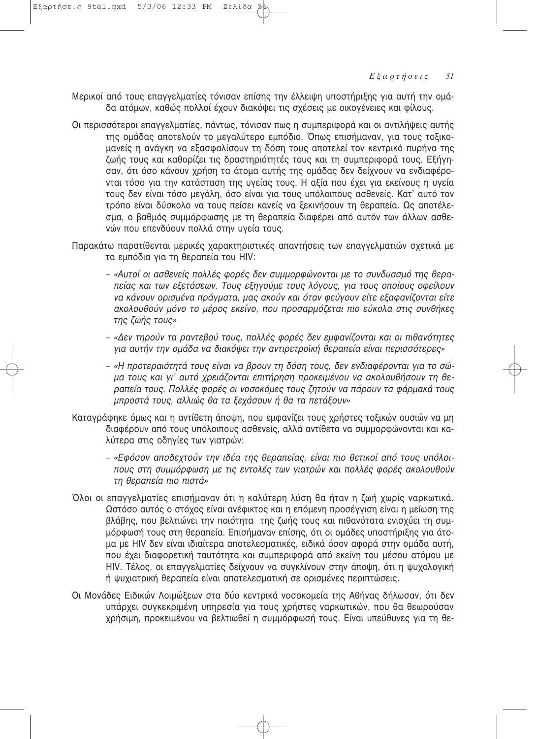Μερικοί από τους επαγγελματίες τόνισαν επίσης την έλλειψη υποστήριξης για αυτή την ομάδα ατόμων, καθώς πολλοί έχουν διακόψει τις σχέσεις με οικογένειες και φίλους.

Οι περισσότεροι επαγγελματίες, πάντως, τόνισαν πως η συμπεριφορά και οι αντιλήψεις αυτής της ομάδας αποτελούν το μεγαλύτερο εμπόδιο. Όπως επισήμαναν, για τους τοξικομανείς η ανάγκη να εξασφαλίσουν τη δόση τους αποτελεί τον κεντρικό πυρήνα της ζωής τους και καθορίζει τις δραστηριότητές τους και τη συμπεριφορά τους. Εξήγησαν, ότι όσο κάνουν χρήση τα άτομα αυτής της ομάδας δεν δείχνουν να ενδιαφέρονται τόσο για την κατάσταση της υγείας τους. Η αξία που έχει για εκείνους η υγεία τους δεν είναι τόσο μεγάλη, όσο είναι για τους υπόλοιπους ασθενείς. Κατ' αυτό τον τρόπο είναι δύσκολο να τους πείσει κανείς να ξεκινήσουν τη θεραπεία. Ως αποτέλεσμα, ο βαθμός συμμόρφωσης με τη θεραπεία διαφέρει από αυτόν των άλλων ασθενών που επενδύουν πολλά στην υγεία τους.

Παρακάτω παρατίθενται μερικές χαρακτηριστικές απαντήσεις των επαγγελματιών σχετικά με τα εμπόδια για τη θεραπεία του HIV:

– *«Αυτοί οι ασθενείς πολλές φορές δεν συμμορφώνονται με το συνδυασμό της θεραπείας και των εξετάσεων. Τους εξηγούμε τους λόγους, για τους οποίους οφείλουν να κάνουν ορισμένα πράγματα, μας ακούν και όταν φεύγουν είτε εξαφανίζονται είτε ακολουθούν μόνο το μέρος εκείνο, που προσαρμόζεται πιο εύκολα στις συνθήκες της ζωής τους»*

– *«Δεν τηρούν τα ραντεβού τους, πολλές φορές δεν εμφανίζονται και οι πιθανότητες για αυτήν την ομάδα να διακόψει την αντιρετροϊκή θεραπεία είναι περισσότερες»*

– *«Η προτεραιότητά τους είναι να βρουν τη δόση τους, δεν ενδιαφέρονται για το σώμα τους και γι' αυτό χρειάζονται επιτήρηση προκειμένου να ακολουθήσουν τη θεραπεία τους. Πολλές φορές οι νοσοκόμες τους ζητούν να πάρουν τα φάρμακά τους μπροστά τους, αλλιώς θα τα ξεχάσουν ή θα τα πετάξουν»*

Καταγράφηκε όμως και η αντίθετη άποψη, που εμφανίζει τους χρήστες τοξικών ουσιών να μη διαφέρουν από τους υπόλοιπους ασθενείς, αλλά αντίθετα να συμμορφώνονται και καλύτερα στις οδηγίες των γιατρών:

– *«Εφόσον αποδεχτούν την ιδέα της θεραπείας, είναι πιο θετικοί από τους υπόλοιπους στη συμμόρφωση με τις εντολές των γιατρών και πολλές φορές ακολουθούν τη θεραπεία πιο πιστά»*

Όλοι οι επαγγελματίες επισήμαναν ότι η καλύτερη λύση θα ήταν η ζωή χωρίς ναρκωτικά. Ωστόσο αυτός ο στόχος είναι ανέφικτος και η επόμενη προσέγγιση είναι η μείωση της βλάβης, που βελτιώνει την ποιότητα της ζωής τους και πιθανότατα ενισχύει τη συμμόρφωσή τους στη θεραπεία. Επισήμαναν επίσης, ότι οι ομάδες υποστήριξης για άτομα με HIV δεν είναι ιδιαίτερα αποτελεσματικές, ειδικά όσον αφορά στην ομάδα αυτή, που έχει διαφορετική ταυτότητα και συμπεριφορά από εκείνη του μέσου ατόμου με HIV. Τέλος, οι επαγγελματίες δείχνουν να συγκλίνουν στην άποψη, ότι η ψυχολογική ή ψυχιατρική θεραπεία είναι αποτελεσματική σε ορισμένες περιπτώσεις.

Οι Μονάδες Ειδικών Λοιμώξεων στα δύο κεντρικά νοσοκομεία της Αθήνας δήλωσαν, ότι δεν υπάρχει συγκεκριμένη υπηρεσία για τους χρήστες ναρκωτικών, που θα θεωρούσαν χρήσιμη, προκειμένου να βελτιωθεί η συμμόρφωσή τους. Είναι υπεύθυνες για τη θε-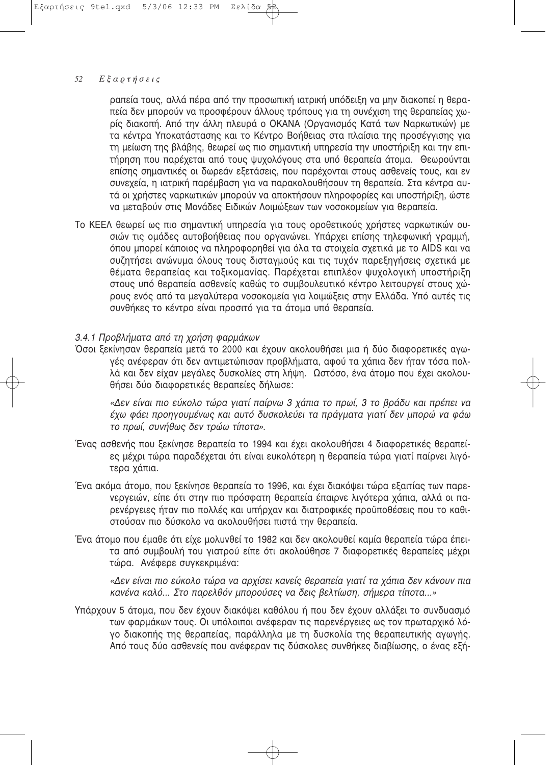ραπεία τους, αλλά πέρα από την προσωπική ιατρική υπόδειξη να μην διακοπεί η θεραπεία δεν μπορούν να προσφέρουν άλλους τρόπους για τη συνέχιση της θεραπείας χωρίς διακοπή. Από την άλλη πλευρά ο ΟΚΑΝΑ (Οργανισμός Κατά των Ναρκωτικών) με τα κέντρα Υποκατάστασης και το Κέντρο Βοήθειας στα πλαίσια της προσέγγισης για τη μείωση της βλάβης, θεωρεί ως πιο σημαντική υπηρεσία την υποστήριξη και την επιτήρηση που παρέχεται από τους ψυχολόγους στα υπό θεραπεία άτομα. Θεωρούνται επίσης σημαντικές οι δωρεάν εξετάσεις, που παρέχονται στους ασθενείς τους, και εν συνεχεία, η ιατρική παρέμβαση για να παρακολουθήσουν τη θεραπεία. Στα κέντρα αυτά οι χρήστες ναρκωτικών μπορούν να αποκτήσουν πληροφορίες και υποστήριξη, ώστε να μεταβούν στις Μονάδες Ειδικών Λοιμώξεων των νοσοκομείων για θεραπεία.

Το ΚΕΕΛ θεωρεί ως πιο σημαντική υπηρεσία για τους οροθετικούς χρήστες ναρκωτικών ουσιών τις ομάδες αυτοβοήθειας που οργανώνει. Υπάρχει επίσης τηλεφωνική γραμμή, όπου μπορεί κάποιος να πληροφορηθεί για όλα τα στοιχεία σχετικά με το AIDS και να συζητήσει ανώνυμα όλους τους δισταγμούς και τις τυχόν παρεξηγήσεις σχετικά με θέματα θεραπείας και τοξικομανίας. Παρέχεται επιπλέον ψυχολογική υποστήριξη στους υπό θεραπεία ασθενείς καθώς το συμβουλευτικό κέντρο λειτουργεί στους χώρους ενός από τα μεγαλύτερα νοσοκομεία για λοιμώξεις στην Ελλάδα. Υπό αυτές τις συνθήκες το κέντρο είναι προσιτό για τα άτομα υπό θεραπεία.

*3.4.1 Προβλήματα από τη χρήση φαρμάκων*

Όσοι ξεκίνησαν θεραπεία μετά το 2000 και έχουν ακολουθήσει μια ή δύο διαφορετικές αγωγές ανέφεραν ότι δεν αντιμετώπισαν προβλήματα, αφού τα χάπια δεν ήταν τόσα πολλά και δεν είχαν μεγάλες δυσκολίες στη λήψη. Ωστόσο, ένα άτομο που έχει ακολουθήσει δύο διαφορετικές θεραπείες δήλωσε:

> *«Δεν είναι πιο εύκολο τώρα γιατί παίρνω 3 χάπια το πρωί, 3 το βράδυ και πρέπει να έχω φάει προηγουμένως και αυτό δυσκολεύει τα πράγματα γιατί δεν μπορώ να φάω το πρωί, συνήθως δεν τρώω τίποτα».*

Ένας ασθενής που ξεκίνησε θεραπεία το 1994 και έχει ακολουθήσει 4 διαφορετικές θεραπείες μέχρι τώρα παραδέχεται ότι είναι ευκολότερη η θεραπεία τώρα γιατί παίρνει λιγότερα χάπια.

Ένα ακόμα άτομο, που ξεκίνησε θεραπεία το 1996, και έχει διακόψει τώρα εξαιτίας των παρενεργειών, είπε ότι στην πιο πρόσφατη θεραπεία έπαιρνε λιγότερα χάπια, αλλά οι παρενέργειες ήταν πιο πολλές και υπήρχαν και διατροφικές προϋποθέσεις που το καθιστούσαν πιο δύσκολο να ακολουθήσει πιστά την θεραπεία.

Ένα άτομο που έμαθε ότι είχε μολυνθεί το 1982 και δεν ακολουθεί καμία θεραπεία τώρα έπειτα από συμβουλή του γιατρού είπε ότι ακολούθησε 7 διαφορετικές θεραπείες μέχρι τώρα. Ανέφερε συγκεκριμένα:

> *«Δεν είναι πιο εύκολο τώρα να αρχίσει κανείς θεραπεία γιατί τα χάπια δεν κάνουν πια κανένα καλό... Στο παρελθόν μπορούσες να δεις βελτίωση, σήμερα τίποτα...»*

Υπάρχουν 5 άτομα, που δεν έχουν διακόψει καθόλου ή που δεν έχουν αλλάξει το συνδυασμό των φαρμάκων τους. Οι υπόλοιποι ανέφεραν τις παρενέργειες ως τον πρωταρχικό λόγο διακοπής της θεραπείας, παράλληλα με τη δυσκολία της θεραπευτικής αγωγής. Από τους δύο ασθενείς που ανέφεραν τις δύσκολες συνθήκες διαβίωσης, ο ένας εξή-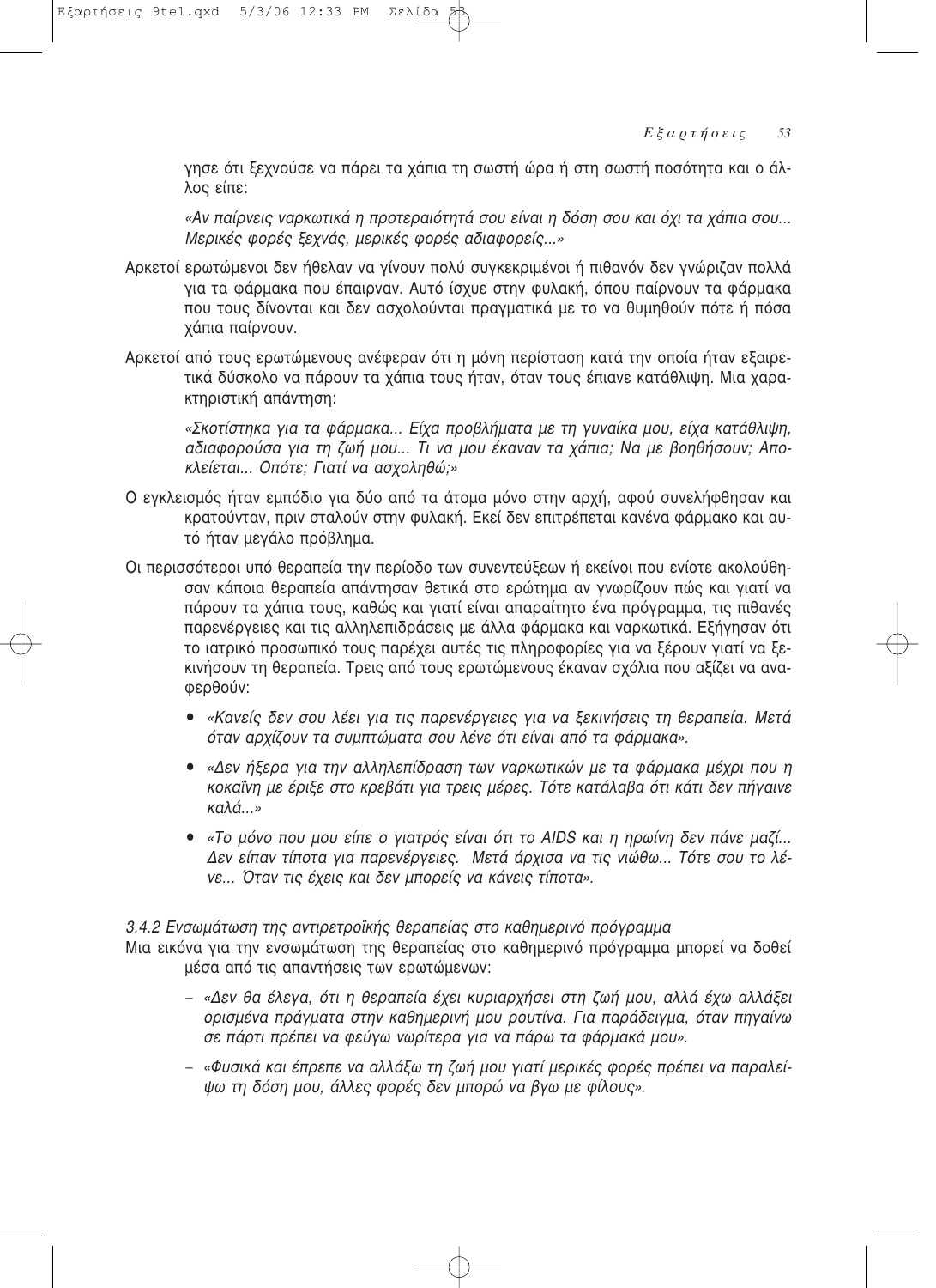γησε ότι ξεχνούσε να πάρει τα χάπια τη σωστή ώρα ή στη σωστή ποσότητα και ο άλλος είπε:

*«Αν παίρνεις ναρκωτικά η προτεραιότητά σου είναι η δόση σου και όχι τα χάπια σου... Μερικές φορές ξεχνάς, μερικές φορές αδιαφορείς...»*

Αρκετοί ερωτώμενοι δεν ήθελαν να γίνουν πολύ συγκεκριμένοι ή πιθανόν δεν γνώριζαν πολλά για τα φάρμακα που έπαιρναν. Αυτό ίσχυε στην φυλακή, όπου παίρνουν τα φάρμακα που τους δίνονται και δεν ασχολούνται πραγματικά με το να θυμηθούν πότε ή πόσα χάπια παίρνουν.

Αρκετοί από τους ερωτώμενους ανέφεραν ότι η μόνη περίσταση κατά την οποία ήταν εξαιρετικά δύσκολο να πάρουν τα χάπια τους ήταν, όταν τους έπιανε κατάθλιψη. Μια χαρακτηριστική απάντηση:

*«Σκοτίστηκα για τα φάρμακα... Είχα προβλήματα με τη γυναίκα μου, είχα κατάθλιψη, αδιαφορούσα για τη ζωή μου... Τι να μου έκαναν τα χάπια; Να με βοηθήσουν; Αποκλείεται... Οπότε; Γιατί να ασχοληθώ;»*

Ο εγκλεισμός ήταν εμπόδιο για δύο από τα άτομα μόνο στην αρχή, αφού συνελήφθησαν και κρατούνταν, πριν σταλούν στην φυλακή. Εκεί δεν επιτρέπεται κανένα φάρμακο και αυτό ήταν μεγάλο πρόβλημα.

Οι περισσότεροι υπό θεραπεία την περίοδο των συνεντεύξεων ή εκείνοι που ενίοτε ακολούθησαν κάποια θεραπεία απάντησαν θετικά στο ερώτημα αν γνωρίζουν πώς και γιατί να πάρουν τα χάπια τους, καθώς και γιατί είναι απαραίτητο ένα πρόγραμμα, τις πιθανές παρενέργειες και τις αλληλεπιδράσεις με άλλα φάρμακα και ναρκωτικά. Εξήγησαν ότι το ιατρικό προσωπικό τους παρέχει αυτές τις πληροφορίες για να ξέρουν γιατί να ξεκινήσουν τη θεραπεία. Τρεις από τους ερωτώμενους έκαναν σχόλια που αξίζει να αναφερθούν:

- *«Κανείς δεν σου λέει για τις παρενέργειες για να ξεκινήσεις τη θεραπεία. Μετά όταν αρχίζουν τα συμπτώματα σου λένε ότι είναι από τα φάρμακα».*
- *«Δεν ήξερα για την αλληλεπίδραση των ναρκωτικών με τα φάρμακα μέχρι που η κοκαΐνη με έριξε στο κρεβάτι για τρεις μέρες. Τότε κατάλαβα ότι κάτι δεν πήγαινε καλά...»*
- *«Το μόνο που μου είπε ο γιατρός είναι ότι το AIDS και η ηρωίνη δεν πάνε μαζί... Δεν είπαν τίποτα για παρενέργειες. Μετά άρχισα να τις νιώθω... Τότε σου το λένε... Όταν τις έχεις και δεν μπορείς να κάνεις τίποτα».*

*3.4.2 Ενσωμάτωση της αντιρετροϊκής θεραπείας στο καθημερινό πρόγραμμα*

Μια εικόνα για την ενσωμάτωση της θεραπείας στο καθημερινό πρόγραμμα μπορεί να δοθεί μέσα από τις απαντήσεις των ερωτώμενων:

- *«Δεν θα έλεγα, ότι η θεραπεία έχει κυριαρχήσει στη ζωή μου, αλλά έχω αλλάξει ορισμένα πράγματα στην καθημερινή μου ρουτίνα. Για παράδειγμα, όταν πηγαίνω σε πάρτι πρέπει να φεύγω νωρίτερα για να πάρω τα φάρμακά μου».*
- *«Φυσικά και έπρεπε να αλλάξω τη ζωή μου γιατί μερικές φορές πρέπει να παραλείψω τη δόση μου, άλλες φορές δεν μπορώ να βγω με φίλους».*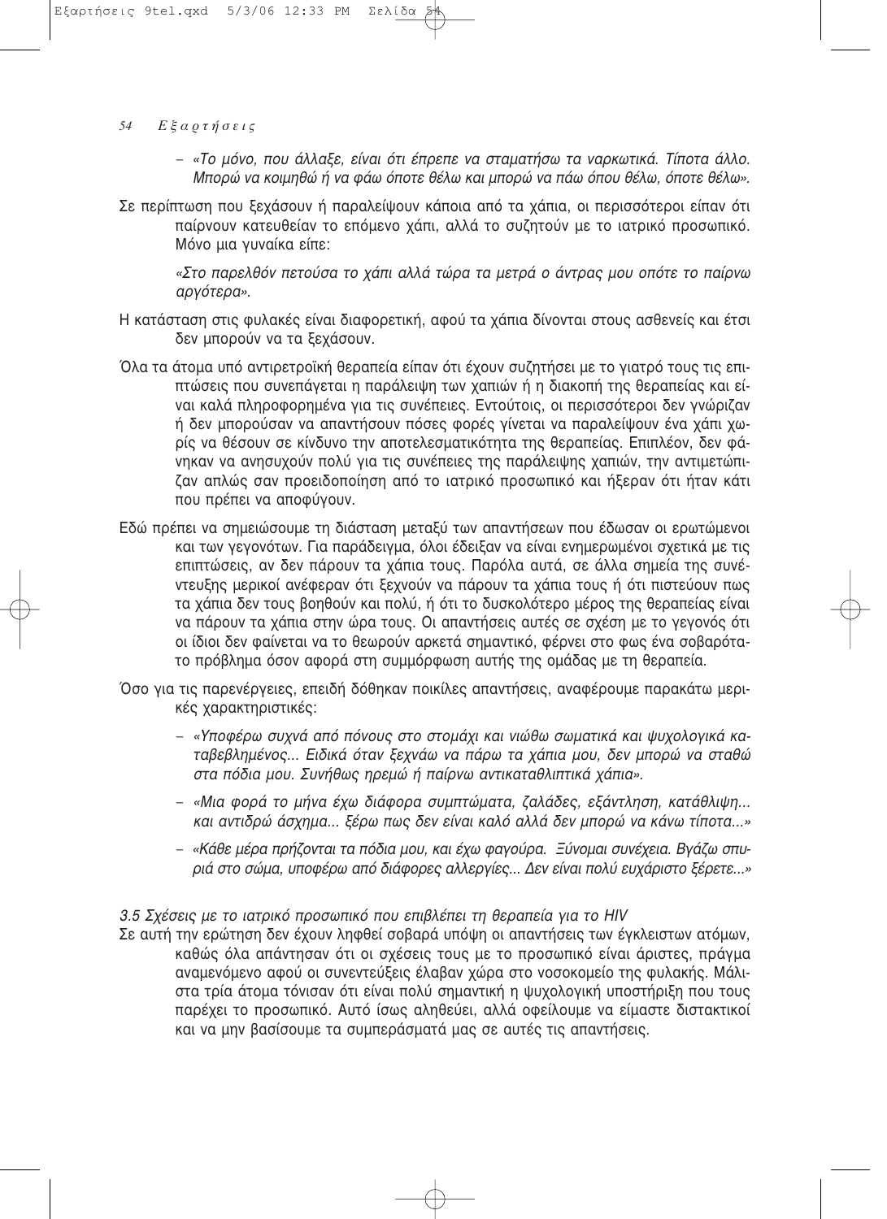- *«Το μόνο, που άλλαξε, είναι ότι έπρεπε να σταματήσω τα ναρκωτικά. Τίποτα άλλο. Μπορώ να κοιμηθώ ή να φάω όποτε θέλω και μπορώ να πάω όπου θέλω, όποτε θέλω».*

Σε περίπτωση που ξεχάσουν ή παραλείψουν κάποια από τα χάπια, οι περισσότεροι είπαν ότι παίρνουν κατευθείαν το επόμενο χάπι, αλλά το συζητούν με το ιατρικό προσωπικό. Μόνο μια γυναίκα είπε:

*«Στο παρελθόν πετούσα το χάπι αλλά τώρα τα μετρά ο άντρας μου οπότε το παίρνω αργότερα».*

Η κατάσταση στις φυλακές είναι διαφορετική, αφού τα χάπια δίνονται στους ασθενείς και έτσι δεν μπορούν να τα ξεχάσουν.

Όλα τα άτομα υπό αντιρετροϊκή θεραπεία είπαν ότι έχουν συζητήσει με το γιατρό τους τις επιπτώσεις που συνεπάγεται η παράλειψη των χαπιών ή η διακοπή της θεραπείας και είναι καλά πληροφορημένα για τις συνέπειες. Εντούτοις, οι περισσότεροι δεν γνώριζαν ή δεν μπορούσαν να απαντήσουν πόσες φορές γίνεται να παραλείψουν ένα χάπι χωρίς να θέσουν σε κίνδυνο την αποτελεσματικότητα της θεραπείας. Επιπλέον, δεν φάνηκαν να ανησυχούν πολύ για τις συνέπειες της παράλειψης χαπιών, την αντιμετώπιζαν απλώς σαν προειδοποίηση από το ιατρικό προσωπικό και ήξεραν ότι ήταν κάτι που πρέπει να αποφύγουν.

Εδώ πρέπει να σημειώσουμε τη διάσταση μεταξύ των απαντήσεων που έδωσαν οι ερωτώμενοι και των γεγονότων. Για παράδειγμα, όλοι έδειξαν να είναι ενημερωμένοι σχετικά με τις επιπτώσεις, αν δεν πάρουν τα χάπια τους. Παρόλα αυτά, σε άλλα σημεία της συνέντευξης μερικοί ανέφεραν ότι ξεχνούν να πάρουν τα χάπια τους ή ότι πιστεύουν πως τα χάπια δεν τους βοηθούν και πολύ, ή ότι το δυσκολότερο μέρος της θεραπείας είναι να πάρουν τα χάπια στην ώρα τους. Οι απαντήσεις αυτές σε σχέση με το γεγονός ότι οι ίδιοι δεν φαίνεται να το θεωρούν αρκετά σημαντικό, φέρνει στο φως ένα σοβαρότατο πρόβλημα όσον αφορά στη συμμόρφωση αυτής της ομάδας με τη θεραπεία.

Όσο για τις παρενέργειες, επειδή δόθηκαν ποικίλες απαντήσεις, αναφέρουμε παρακάτω μερικές χαρακτηριστικές:

- *«Υποφέρω συχνά από πόνους στο στομάχι και νιώθω σωματικά και ψυχολογικά καταβεβλημένος... Ειδικά όταν ξεχνάω να πάρω τα χάπια μου, δεν μπορώ να σταθώ στα πόδια μου. Συνήθως ηρεμώ ή παίρνω αντικαταθλιπτικά χάπια».*
- *«Μια φορά το μήνα έχω διάφορα συμπτώματα, ζαλάδες, εξάντληση, κατάθλιψη... και αντιδρώ άσχημα... ξέρω πως δεν είναι καλό αλλά δεν μπορώ να κάνω τίποτα...»*
- *«Κάθε μέρα πρήζονται τα πόδια μου, και έχω φαγούρα. Ξύνομαι συνέχεια. Βγάζω σπυριά στο σώμα, υποφέρω από διάφορες αλλεργίες... Δεν είναι πολύ ευχάριστο ξέρετε...»*

### *3.5 Σχέσεις με το ιατρικό προσωπικό που επιβλέπει τη θεραπεία για το HIV*

Σε αυτή την ερώτηση δεν έχουν ληφθεί σοβαρά υπόψη οι απαντήσεις των έγκλειστων ατόμων, καθώς όλα απάντησαν ότι οι σχέσεις τους με το προσωπικό είναι άριστες, πράγμα αναμενόμενο αφού οι συνεντεύξεις έλαβαν χώρα στο νοσοκομείο της φυλακής. Μάλιστα τρία άτομα τόνισαν ότι είναι πολύ σημαντική η ψυχολογική υποστήριξη που τους παρέχει το προσωπικό. Αυτό ίσως αληθεύει, αλλά οφείλουμε να είμαστε διστακτικοί και να μην βασίσουμε τα συμπεράσματά μας σε αυτές τις απαντήσεις.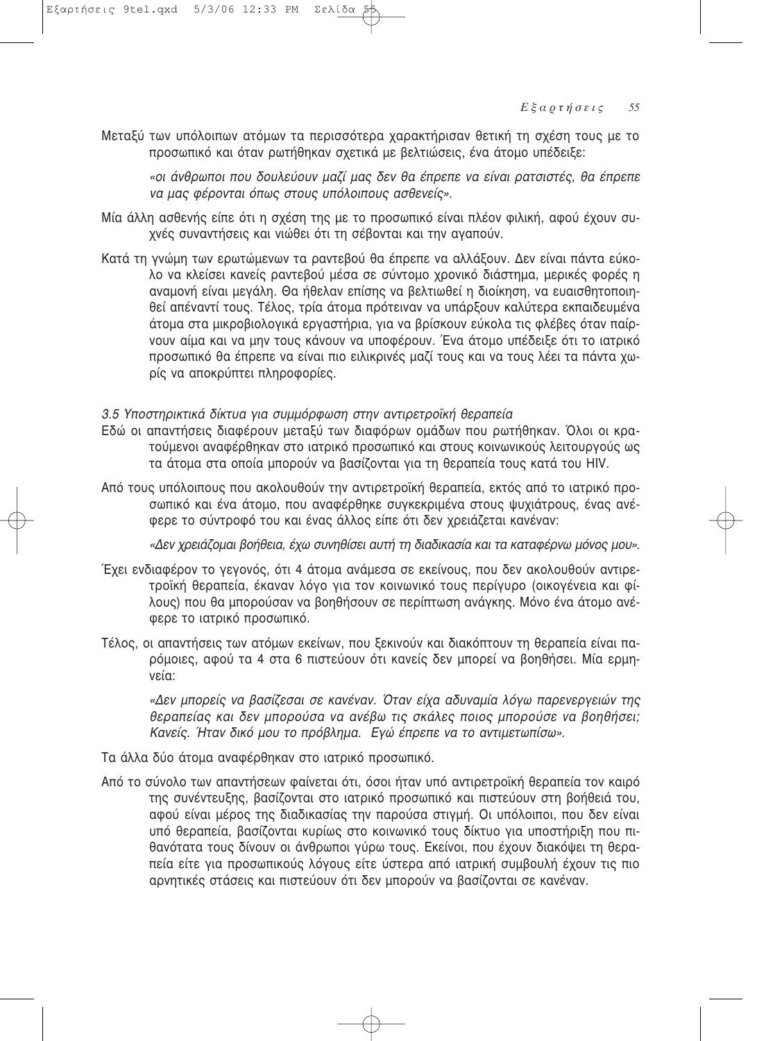Μεταξύ των υπόλοιπων ατόμων τα περισσότερα χαρακτήρισαν θετική τη σχέση τους με το προσωπικό και όταν ρωτήθηκαν σχετικά με βελτιώσεις, ένα άτομο υπέδειξε:

> *«οι άνθρωποι που δουλεύουν μαζί μας δεν θα έπρεπε να είναι ρατσιστές, θα έπρεπε να μας φέρονται όπως στους υπόλοιπους ασθενείς».*

Μία άλλη ασθενής είπε ότι η σχέση της με το προσωπικό είναι πλέον φιλική, αφού έχουν συχνές συναντήσεις και νιώθει ότι τη σέβονται και την αγαπούν.

Κατά τη γνώμη των ερωτώμενων τα ραντεβού θα έπρεπε να αλλάξουν. Δεν είναι πάντα εύκολο να κλείσει κανείς ραντεβού μέσα σε σύντομο χρονικό διάστημα, μερικές φορές η αναμονή είναι μεγάλη. Θα ήθελαν επίσης να βελτιωθεί η διοίκηση, να ευαισθητοποιηθεί απέναντί τους. Τέλος, τρία άτομα πρότειναν να υπάρξουν καλύτερα εκπαιδευμένα άτομα στα μικροβιολογικά εργαστήρια, για να βρίσκουν εύκολα τις φλέβες όταν παίρνουν αίμα και να μην τους κάνουν να υποφέρουν. Ένα άτομο υπέδειξε ότι το ιατρικό προσωπικό θα έπρεπε να είναι πιο ειλικρινές μαζί τους και να τους λέει τα πάντα χωρίς να αποκρύπτει πληροφορίες.

*3.5 Υποστηρικτικά δίκτυα για συμμόρφωση στην αντιρετροϊκή θεραπεία*

Εδώ οι απαντήσεις διαφέρουν μεταξύ των διαφόρων ομάδων που ρωτήθηκαν. Όλοι οι κρατούμενοι αναφέρθηκαν στο ιατρικό προσωπικό και στους κοινωνικούς λειτουργούς ως τα άτομα στα οποία μπορούν να βασίζονται για τη θεραπεία τους κατά του HIV.

Από τους υπόλοιπους που ακολουθούν την αντιρετροϊκή θεραπεία, εκτός από το ιατρικό προσωπικό και ένα άτομο, που αναφέρθηκε συγκεκριμένα στους ψυχιάτρους, ένας ανέφερε το σύντροφό του και ένας άλλος είπε ότι δεν χρειάζεται κανέναν:

> *«Δεν χρειάζομαι βοήθεια, έχω συνηθίσει αυτή τη διαδικασία και τα καταφέρνω μόνος μου».*

Έχει ενδιαφέρον το γεγονός, ότι 4 άτομα ανάμεσα σε εκείνους, που δεν ακολουθούν αντιρετροϊκή θεραπεία, έκαναν λόγο για τον κοινωνικό τους περίγυρο (οικογένεια και φίλους) που θα μπορούσαν να βοηθήσουν σε περίπτωση ανάγκης. Μόνο ένα άτομο ανέφερε το ιατρικό προσωπικό.

Τέλος, οι απαντήσεις των ατόμων εκείνων, που ξεκινούν και διακόπτουν τη θεραπεία είναι παρόμοιες, αφού τα 4 στα 6 πιστεύουν ότι κανείς δεν μπορεί να βοηθήσει. Μία ερμηνεία:

> *«Δεν μπορείς να βασίζεσαι σε κανέναν. Όταν είχα αδυναμία λόγω παρενεργειών της θεραπείας και δεν μπορούσα να ανέβω τις σκάλες ποιος μπορούσε να βοηθήσει; Κανείς. Ήταν δικό μου το πρόβλημα. Εγώ έπρεπε να το αντιμετωπίσω».*

Τα άλλα δύο άτομα αναφέρθηκαν στο ιατρικό προσωπικό.

Από το σύνολο των απαντήσεων φαίνεται ότι, όσοι ήταν υπό αντιρετροϊκή θεραπεία τον καιρό της συνέντευξης, βασίζονται στο ιατρικό προσωπικό και πιστεύουν στη βοήθειά του, αφού είναι μέρος της διαδικασίας την παρούσα στιγμή. Οι υπόλοιποι, που δεν είναι υπό θεραπεία, βασίζονται κυρίως στο κοινωνικό τους δίκτυο για υποστήριξη που πιθανότατα τους δίνουν οι άνθρωποι γύρω τους. Εκείνοι, που έχουν διακόψει τη θεραπεία είτε για προσωπικούς λόγους είτε ύστερα από ιατρική συμβουλή έχουν τις πιο αρνητικές στάσεις και πιστεύουν ότι δεν μπορούν να βασίζονται σε κανέναν.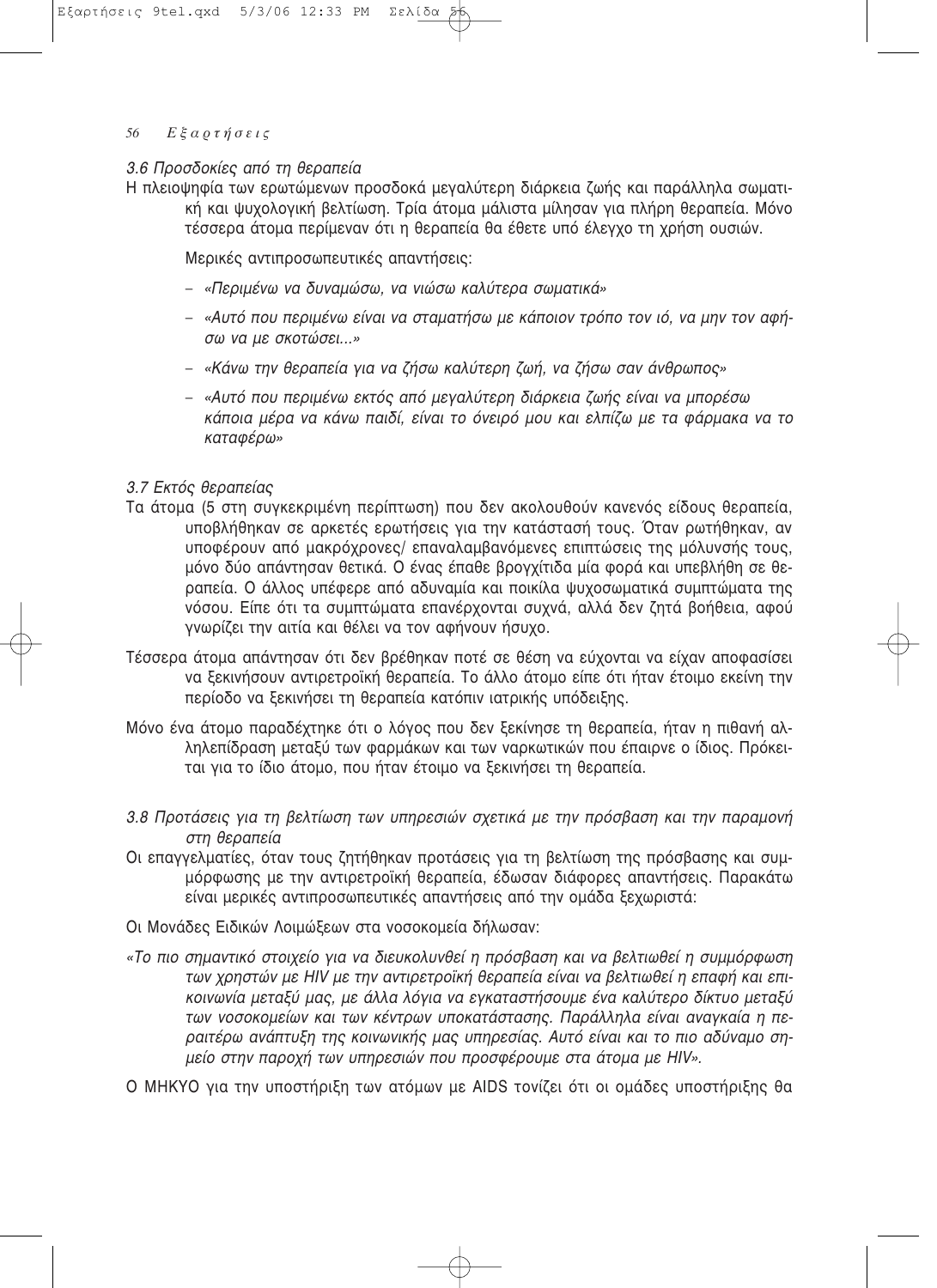### *3.6 Προσδοκίες από τη θεραπεία*

Η πλειοψηφία των ερωτώμενων προσδοκά μεγαλύτερη διάρκεια ζωής και παράλληλα σωματική και ψυχολογική βελτίωση. Τρία άτομα μάλιστα μίλησαν για πλήρη θεραπεία. Μόνο τέσσερα άτομα περίμεναν ότι η θεραπεία θα έθετε υπό έλεγχο τη χρήση ουσιών.

Μερικές αντιπροσωπευτικές απαντήσεις:

- *«Περιμένω να δυναμώσω, να νιώσω καλύτερα σωματικά»*
- *«Αυτό που περιμένω είναι να σταματήσω με κάποιον τρόπο τον ιό, να μην τον αφήσω να με σκοτώσει...»*
- *«Κάνω την θεραπεία για να ζήσω καλύτερη ζωή, να ζήσω σαν άνθρωπος»*
- *«Αυτό που περιμένω εκτός από μεγαλύτερη διάρκεια ζωής είναι να μπορέσω κάποια μέρα να κάνω παιδί, είναι το όνειρό μου και ελπίζω με τα φάρμακα να το καταφέρω»*

### *3.7 Εκτός θεραπείας*

Τα άτομα (5 στη συγκεκριμένη περίπτωση) που δεν ακολουθούν κανενός είδους θεραπεία, υποβλήθηκαν σε αρκετές ερωτήσεις για την κατάστασή τους. Όταν ρωτήθηκαν, αν υποφέρουν από μακρόχρονες/ επαναλαμβανόμενες επιπτώσεις της μόλυνσής τους, μόνο δύο απάντησαν θετικά. Ο ένας έπαθε βρογχίτιδα μία φορά και υπεβλήθη σε θεραπεία. Ο άλλος υπέφερε από αδυναμία και ποικίλα ψυχοσωματικά συμπτώματα της νόσου. Είπε ότι τα συμπτώματα επανέρχονται συχνά, αλλά δεν ζητά βοήθεια, αφού γνωρίζει την αιτία και θέλει να τον αφήνουν ήσυχο.

Τέσσερα άτομα απάντησαν ότι δεν βρέθηκαν ποτέ σε θέση να εύχονται να είχαν αποφασίσει να ξεκινήσουν αντιρετροϊκή θεραπεία. Το άλλο άτομο είπε ότι ήταν έτοιμο εκείνη την περίοδο να ξεκινήσει τη θεραπεία κατόπιν ιατρικής υπόδειξης.

Μόνο ένα άτομο παραδέχτηκε ότι ο λόγος που δεν ξεκίνησε τη θεραπεία, ήταν η πιθανή αλληλεπίδραση μεταξύ των φαρμάκων και των ναρκωτικών που έπαιρνε ο ίδιος. Πρόκειται για το ίδιο άτομο, που ήταν έτοιμο να ξεκινήσει τη θεραπεία.

### *3.8 Προτάσεις για τη βελτίωση των υπηρεσιών σχετικά με την πρόσβαση και την παραμονή στη θεραπεία*

Οι επαγγελματίες, όταν τους ζητήθηκαν προτάσεις για τη βελτίωση της πρόσβασης και συμμόρφωσης με την αντιρετροϊκή θεραπεία, έδωσαν διάφορες απαντήσεις. Παρακάτω είναι μερικές αντιπροσωπευτικές απαντήσεις από την ομάδα ξεχωριστά:

Οι Μονάδες Ειδικών Λοιμώξεων στα νοσοκομεία δήλωσαν:

*«Το πιο σημαντικό στοιχείο για να διευκολυνθεί η πρόσβαση και να βελτιωθεί η συμμόρφωση των χρηστών με HIV με την αντιρετροϊκή θεραπεία είναι να βελτιωθεί η επαφή και επικοινωνία μεταξύ μας, με άλλα λόγια να εγκαταστήσουμε ένα καλύτερο δίκτυο μεταξύ των νοσοκομείων και των κέντρων υποκατάστασης. Παράλληλα είναι αναγκαία η περαιτέρω ανάπτυξη της κοινωνικής μας υπηρεσίας. Αυτό είναι και το πιο αδύναμο σημείο στην παροχή των υπηρεσιών που προσφέρουμε στα άτομα με HIV».*

Ο ΜΗΚΥΟ για την υποστήριξη των ατόμων με AIDS τονίζει ότι οι ομάδες υποστήριξης θα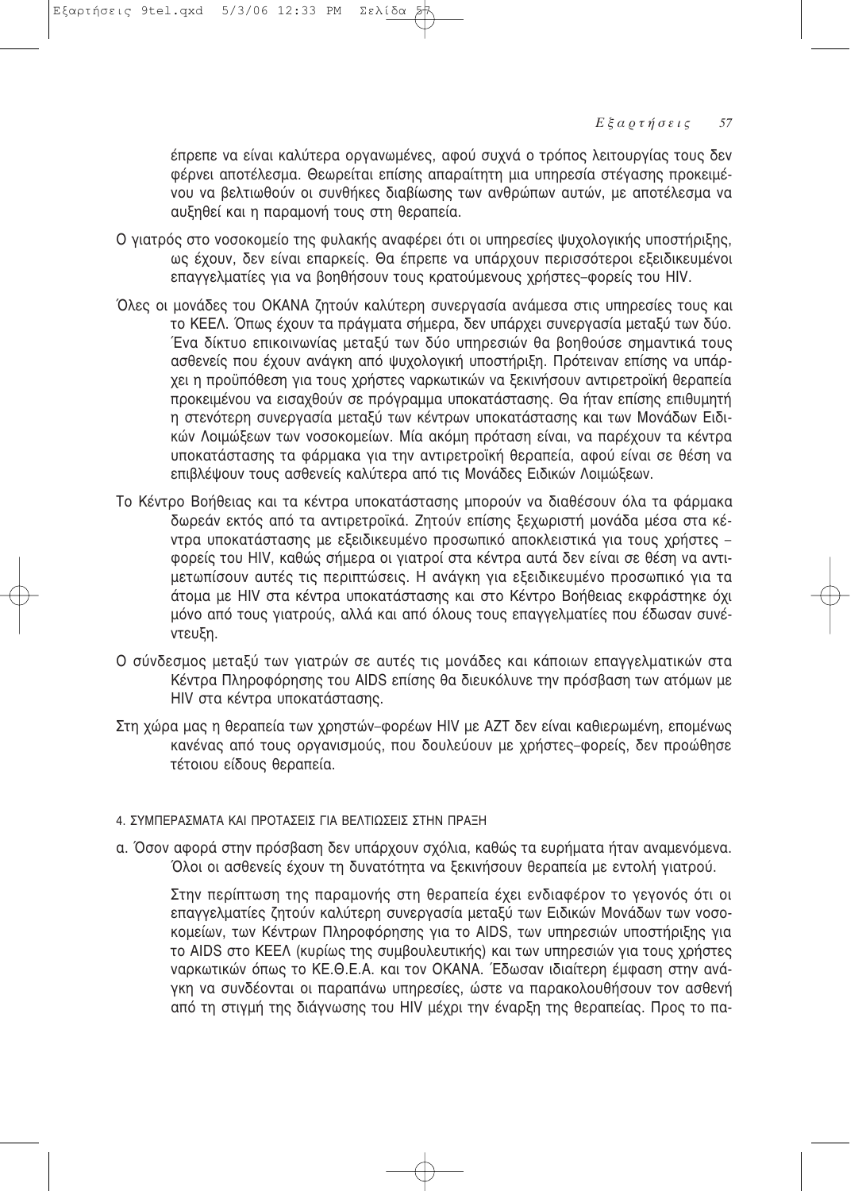έπρεπε να είναι καλύτερα οργανωμένες, αφού συχνά ο τρόπος λειτουργίας τους δεν φέρνει αποτέλεσμα. Θεωρείται επίσης απαραίτητη μια υπηρεσία στέγασης προκειμένου να βελτιωθούν οι συνθήκες διαβίωσης των ανθρώπων αυτών, με αποτέλεσμα να αυξηθεί και η παραμονή τους στη θεραπεία.

Ο γιατρός στο νοσοκομείο της φυλακής αναφέρει ότι οι υπηρεσίες ψυχολογικής υποστήριξης, ως έχουν, δεν είναι επαρκείς. Θα έπρεπε να υπάρχουν περισσότεροι εξειδικευμένοι επαγγελματίες για να βοηθήσουν τους κρατούμενους χρήστες–φορείς του HIV.

Όλες οι μονάδες του ΟΚΑΝΑ ζητούν καλύτερη συνεργασία ανάμεσα στις υπηρεσίες τους και το ΚΕΕΛ. Όπως έχουν τα πράγματα σήμερα, δεν υπάρχει συνεργασία μεταξύ των δύο. Ένα δίκτυο επικοινωνίας μεταξύ των δύο υπηρεσιών θα βοηθούσε σημαντικά τους ασθενείς που έχουν ανάγκη από ψυχολογική υποστήριξη. Πρότειναν επίσης να υπάρχει η προϋπόθεση για τους χρήστες ναρκωτικών να ξεκινήσουν αντιρετροϊκή θεραπεία προκειμένου να εισαχθούν σε πρόγραμμα υποκατάστασης. Θα ήταν επίσης επιθυμητή η στενότερη συνεργασία μεταξύ των κέντρων υποκατάστασης και των Μονάδων Ειδικών Λοιμώξεων των νοσοκομείων. Μία ακόμη πρόταση είναι, να παρέχουν τα κέντρα υποκατάστασης τα φάρμακα για την αντιρετροϊκή θεραπεία, αφού είναι σε θέση να επιβλέψουν τους ασθενείς καλύτερα από τις Μονάδες Ειδικών Λοιμώξεων.

Το Κέντρο Βοήθειας και τα κέντρα υποκατάστασης μπορούν να διαθέσουν όλα τα φάρμακα δωρεάν εκτός από τα αντιρετροϊκά. Ζητούν επίσης ξεχωριστή μονάδα μέσα στα κέντρα υποκατάστασης με εξειδικευμένο προσωπικό αποκλειστικά για τους χρήστες – φορείς του HIV, καθώς σήμερα οι γιατροί στα κέντρα αυτά δεν είναι σε θέση να αντιμετωπίσουν αυτές τις περιπτώσεις. Η ανάγκη για εξειδικευμένο προσωπικό για τα άτομα με HIV στα κέντρα υποκατάστασης και στο Κέντρο Βοήθειας εκφράστηκε όχι μόνο από τους γιατρούς, αλλά και από όλους τους επαγγελματίες που έδωσαν συνέντευξη.

Ο σύνδεσμος μεταξύ των γιατρών σε αυτές τις μονάδες και κάποιων επαγγελματικών στα Κέντρα Πληροφόρησης του AIDS επίσης θα διευκόλυνε την πρόσβαση των ατόμων με HIV στα κέντρα υποκατάστασης.

Στη χώρα μας η θεραπεία των χρηστών–φορέων HIV με AZT δεν είναι καθιερωμένη, επομένως κανένας από τους οργανισμούς, που δουλεύουν με χρήστες–φορείς, δεν προώθησε τέτοιου είδους θεραπεία.

#### 4. ΣΥΜΠΕΡΑΣΜΑΤΑ ΚΑΙ ΠΡΟΤΑΣΕΙΣ ΓΙΑ ΒΕΛΤΙΩΣΕΙΣ ΣΤΗΝ ΠΡΑΞΗ

α. Όσον αφορά στην πρόσβαση δεν υπάρχουν σχόλια, καθώς τα ευρήματα ήταν αναμενόμενα. Όλοι οι ασθενείς έχουν τη δυνατότητα να ξεκινήσουν θεραπεία με εντολή γιατρού.

Στην περίπτωση της παραμονής στη θεραπεία έχει ενδιαφέρον το γεγονός ότι οι επαγγελματίες ζητούν καλύτερη συνεργασία μεταξύ των Ειδικών Μονάδων των νοσοκομείων, των Κέντρων Πληροφόρησης για το AIDS, των υπηρεσιών υποστήριξης για το AIDS στο ΚΕΕΛ (κυρίως της συμβουλευτικής) και των υπηρεσιών για τους χρήστες ναρκωτικών όπως το ΚΕ.Θ.Ε.Α. και τον ΟΚΑΝΑ. Έδωσαν ιδιαίτερη έμφαση στην ανάγκη να συνδέονται οι παραπάνω υπηρεσίες, ώστε να παρακολουθήσουν τον ασθενή από τη στιγμή της διάγνωσης του HIV μέχρι την έναρξη της θεραπείας. Προς το πα-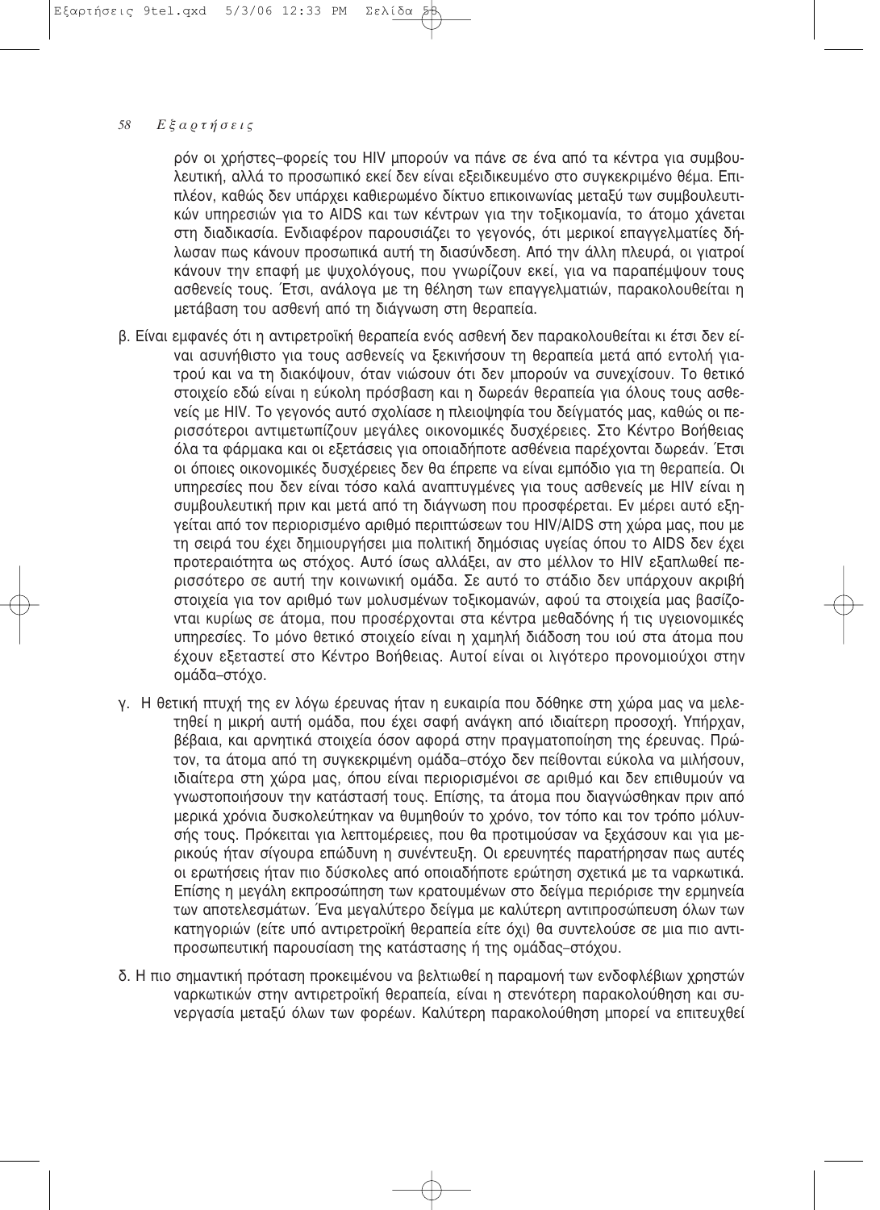ρόν οι χρήστες–φορείς του HIV μπορούν να πάνε σε ένα από τα κέντρα για συμβουλευτική, αλλά το προσωπικό εκεί δεν είναι εξειδικευμένο στο συγκεκριμένο θέμα. Επιπλέον, καθώς δεν υπάρχει καθιερωμένο δίκτυο επικοινωνίας μεταξύ των συμβουλευτικών υπηρεσιών για το AIDS και των κέντρων για την τοξικομανία, το άτομο χάνεται στη διαδικασία. Ενδιαφέρον παρουσιάζει το γεγονός, ότι μερικοί επαγγελματίες δήλωσαν πως κάνουν προσωπικά αυτή τη διασύνδεση. Από την άλλη πλευρά, οι γιατροί κάνουν την επαφή με ψυχολόγους, που γνωρίζουν εκεί, για να παραπέμψουν τους ασθενείς τους. Έτσι, ανάλογα με τη θέληση των επαγγελματιών, παρακολουθείται η μετάβαση του ασθενή από τη διάγνωση στη θεραπεία.

β. Είναι εμφανές ότι η αντιρετροϊκή θεραπεία ενός ασθενή δεν παρακολουθείται κι έτσι δεν είναι ασυνήθιστο για τους ασθενείς να ξεκινήσουν τη θεραπεία μετά από εντολή γιατρού και να τη διακόψουν, όταν νιώσουν ότι δεν μπορούν να συνεχίσουν. Το θετικό στοιχείο εδώ είναι η εύκολη πρόσβαση και η δωρεάν θεραπεία για όλους τους ασθενείς με HIV. Το γεγονός αυτό σχολίασε η πλειοψηφία του δείγματός μας, καθώς οι περισσότεροι αντιμετωπίζουν μεγάλες οικονομικές δυσχέρειες. Στο Κέντρο Βοήθειας όλα τα φάρμακα και οι εξετάσεις για οποιαδήποτε ασθένεια παρέχονται δωρεάν. Έτσι οι όποιες οικονομικές δυσχέρειες δεν θα έπρεπε να είναι εμπόδιο για τη θεραπεία. Οι υπηρεσίες που δεν είναι τόσο καλά αναπτυγμένες για τους ασθενείς με HIV είναι η συμβουλευτική πριν και μετά από τη διάγνωση που προσφέρεται. Εν μέρει αυτό εξηγείται από τον περιορισμένο αριθμό περιπτώσεων του HIV/AIDS στη χώρα μας, που με τη σειρά του έχει δημιουργήσει μια πολιτική δημόσιας υγείας όπου το AIDS δεν έχει προτεραιότητα ως στόχος. Αυτό ίσως αλλάξει, αν στο μέλλον το HIV εξαπλωθεί περισσότερο σε αυτή την κοινωνική ομάδα. Σε αυτό το στάδιο δεν υπάρχουν ακριβή στοιχεία για τον αριθμό των μολυσμένων τοξικομανών, αφού τα στοιχεία μας βασίζονται κυρίως σε άτομα, που προσέρχονται στα κέντρα μεθαδόνης ή τις υγειονομικές υπηρεσίες. Το μόνο θετικό στοιχείο είναι η χαμηλή διάδοση του ιού στα άτομα που έχουν εξεταστεί στο Κέντρο Βοήθειας. Αυτοί είναι οι λιγότερο προνομιούχοι στην ομάδα–στόχο.

γ. Η θετική πτυχή της εν λόγω έρευνας ήταν η ευκαιρία που δόθηκε στη χώρα μας να μελετηθεί η μικρή αυτή ομάδα, που έχει σαφή ανάγκη από ιδιαίτερη προσοχή. Υπήρχαν, βέβαια, και αρνητικά στοιχεία όσον αφορά στην πραγματοποίηση της έρευνας. Πρώτον, τα άτομα από τη συγκεκριμένη ομάδα–στόχο δεν πείθονται εύκολα να μιλήσουν, ιδιαίτερα στη χώρα μας, όπου είναι περιορισμένοι σε αριθμό και δεν επιθυμούν να γνωστοποιήσουν την κατάστασή τους. Επίσης, τα άτομα που διαγνώσθηκαν πριν από μερικά χρόνια δυσκολεύτηκαν να θυμηθούν το χρόνο, τον τόπο και τον τρόπο μόλυνσής τους. Πρόκειται για λεπτομέρειες, που θα προτιμούσαν να ξεχάσουν και για μερικούς ήταν σίγουρα επώδυνη η συνέντευξη. Οι ερευνητές παρατήρησαν πως αυτές οι ερωτήσεις ήταν πιο δύσκολες από οποιαδήποτε ερώτηση σχετικά με τα ναρκωτικά. Επίσης η μεγάλη εκπροσώπηση των κρατουμένων στο δείγμα περιόρισε την ερμηνεία των αποτελεσμάτων. Ένα μεγαλύτερο δείγμα με καλύτερη αντιπροσώπευση όλων των κατηγοριών (είτε υπό αντιρετροϊκή θεραπεία είτε όχι) θα συντελούσε σε μια πιο αντιπροσωπευτική παρουσίαση της κατάστασης ή της ομάδας–στόχου.

δ. Η πιο σημαντική πρόταση προκειμένου να βελτιωθεί η παραμονή των ενδοφλέβιων χρηστών ναρκωτικών στην αντιρετροϊκή θεραπεία, είναι η στενότερη παρακολούθηση και συνεργασία μεταξύ όλων των φορέων. Καλύτερη παρακολούθηση μπορεί να επιτευχθεί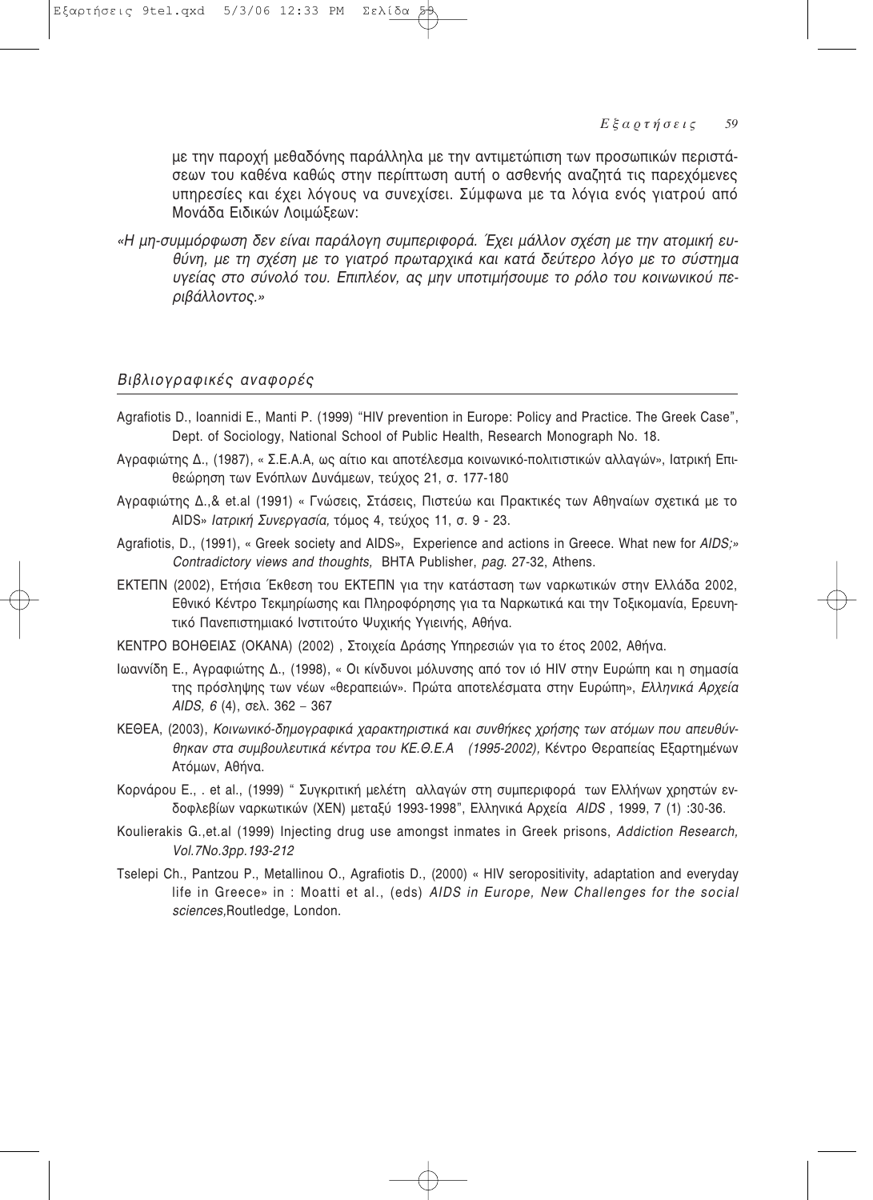με την παροχή μεθαδόνης παράλληλα με την αντιμετώπιση των προσωπικών περιστάσεων του καθένα καθώς στην περίπτωση αυτή ο ασθενής αναζητά τις παρεχόμενες υπηρεσίες και έχει λόγους να συνεχίσει. Σύμφωνα με τα λόγια ενός γιατρού από Μονάδα Ειδικών Λοιμώξεων:

*«Η μη-συμμόρφωση δεν είναι παράλογη συμπεριφορά. Έχει μάλλον σχέση με την ατομική ευθύνη, με τη σχέση με το γιατρό πρωταρχικά και κατά δεύτερο λόγο με το σύστημα υγείας στο σύνολό του. Επιπλέον, ας μην υποτιμήσουμε το ρόλο του κοινωνικού περιβάλλοντος.»*

## *Βιβλιογραφικές αναφορές*

Agrafiotis D., Ioannidi E., Manti P. (1999) "HIV prevention in Europe: Policy and Practice. The Greek Case", Dept. of Sociology, National School of Public Health, Research Monograph No. 18.

Αγραφιώτης Δ., (1987), « Σ.Ε.Α.Α, ως αίτιο και αποτέλεσμα κοινωνικό-πολιτιστικών αλλαγών», Ιατρική Επιθεώρηση των Ενόπλων Δυνάμεων, τεύχος 21, σ. 177-180

Αγραφιώτης Δ.,& et.al (1991) « Γνώσεις, Στάσεις, Πιστεύω και Πρακτικές των Αθηναίων σχετικά με το AIDS» *Ιατρική Συνεργασία,* τόμος 4, τεύχος 11, σ. 9 - 23.

Agrafiotis, D., (1991), « Greek society and AIDS», Experience and actions in Greece. What new for *AIDS;» Contradictory views and thoughts,* BHTA Publisher, *pag.* 27-32, Athens.

ΕΚΤΕΠΝ (2002), Ετήσια Έκθεση του ΕΚΤΕΠΝ για την κατάσταση των ναρκωτικών στην Ελλάδα 2002, Εθνικό Κέντρο Τεκμηρίωσης και Πληροφόρησης για τα Ναρκωτικά και την Τοξικομανία, Ερευνητικό Πανεπιστημιακό Ινστιτούτο Ψυχικής Υγιεινής, Αθήνα.

ΚΕΝΤΡΟ ΒΟΗΘΕΙΑΣ (ΟΚΑΝΑ) (2002) , Στοιχεία Δράσης Υπηρεσιών για το έτος 2002, Αθήνα.

Ιωαννίδη Ε., Αγραφιώτης Δ., (1998), « Οι κίνδυνοι μόλυνσης από τον ιό HIV στην Ευρώπη και η σημασία της πρόσληψης των νέων «θεραπειών». Πρώτα αποτελέσματα στην Ευρώπη», *Ελληνικά Αρχεία AIDS, 6* (4), σελ. 362 – 367

ΚΕΘΕΑ, (2003), *Κοινωνικό-δημογραφικά χαρακτηριστικά και συνθήκες χρήσης των ατόμων που απευθύνθηκαν στα συμβουλευτικά κέντρα του ΚΕ.Θ.Ε.Α (1995-2002),* Κέντρο Θεραπείας Εξαρτημένων Ατόμων, Αθήνα.

Κορνάρου Ε., . et al., (1999) " Συγκριτική μελέτη αλλαγών στη συμπεριφορά των Ελλήνων χρηστών ενδοφλεβίων ναρκωτικών (ΧΕΝ) μεταξύ 1993-1998", Ελληνικά Αρχεία *AIDS* , 1999, 7 (1) :30-36.

Koulierakis G.,et.al (1999) Injecting drug use amongst inmates in Greek prisons, *Addiction Research, Vol.7No.3pp.193-212*

Tselepi Ch., Pantzou P., Metallinou O., Agrafiotis D., (2000) « HIV seropositivity, adaptation and everyday life in Greece» in : Moatti et al., (eds) *AIDS in Europe, New Challenges for the social sciences,*Routledge, London.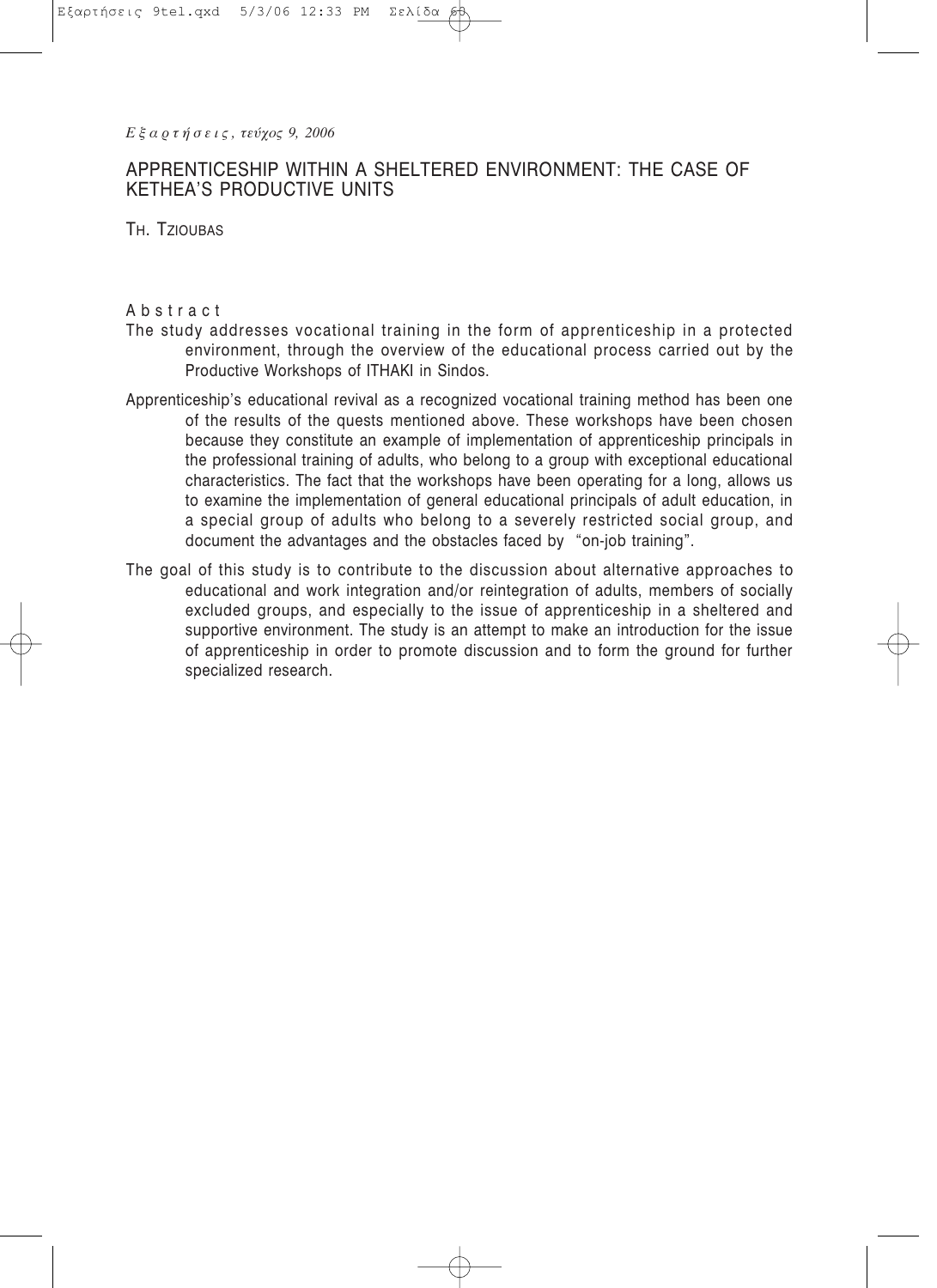# APPRENTICESHIP WITHIN A SHELTERED ENVIRONMENT: THE CASE OF KETHEA'S PRODUCTIVE UNITS

TH. TZIOUBAS

**Abstract**

The study addresses vocational training in the form of apprenticeship in a protected environment, through the overview of the educational process carried out by the Productive Workshops of ITHAKI in Sindos.

Apprenticeship's educational revival as a recognized vocational training method has been one of the results of the quests mentioned above. These workshops have been chosen because they constitute an example of implementation of apprenticeship principals in the professional training of adults, who belong to a group with exceptional educational characteristics. The fact that the workshops have been operating for a long, allows us to examine the implementation of general educational principals of adult education, in a special group of adults who belong to a severely restricted social group, and document the advantages and the obstacles faced by "on-job training".

The goal of this study is to contribute to the discussion about alternative approaches to educational and work integration and/or reintegration of adults, members of socially excluded groups, and especially to the issue of apprenticeship in a sheltered and supportive environment. The study is an attempt to make an introduction for the issue of apprenticeship in order to promote discussion and to form the ground for further specialized research.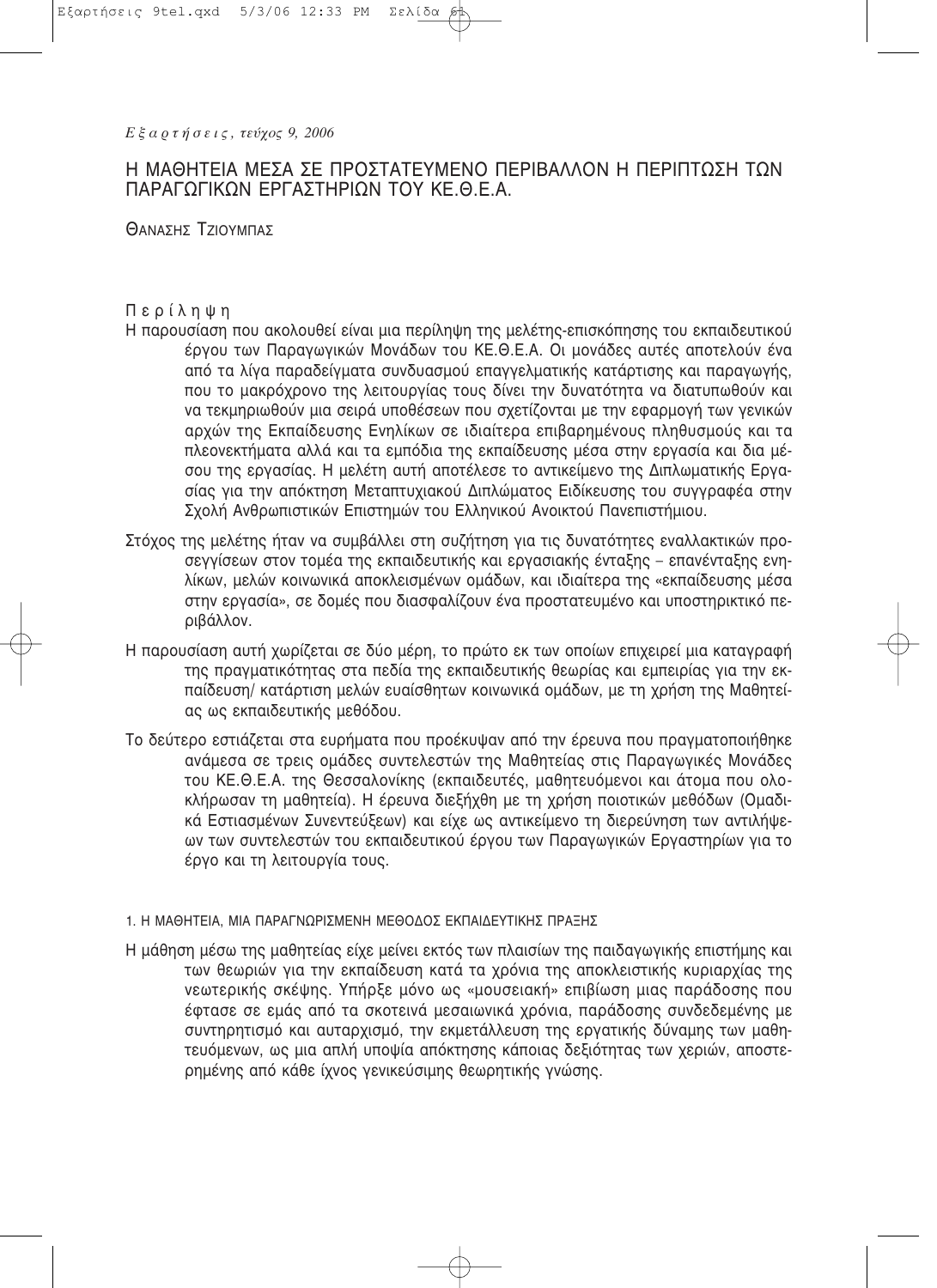*Εξαρτήσεις, τεύχος 9, 2006*

# Η ΜΑΘΗΤΕΙΑ ΜΕΣΑ ΣΕ ΠΡΟΣΤΑΤΕΥΜΕΝΟ ΠΕΡΙΒΑΛΛΟΝ Η ΠΕΡΙΠΤΩΣΗ ΤΩΝ ΠΑΡΑΓΩΓΙΚΩΝ ΕΡΓΑΣΤΗΡΙΩΝ ΤΟΥ ΚΕ.Θ.Ε.Α.

ΘΑΝΑΣΗΣ ΤΖΙΟΥΜΠΑΣ

## Περίληψη

Η παρουσίαση που ακολουθεί είναι μια περίληψη της μελέτης-επισκόπησης του εκπαιδευτικού έργου των Παραγωγικών Μονάδων του ΚΕ.Θ.Ε.Α. Οι μονάδες αυτές αποτελούν ένα από τα λίγα παραδείγματα συνδυασμού επαγγελματικής κατάρτισης και παραγωγής, που το μακρόχρονο της λειτουργίας τους δίνει την δυνατότητα να διατυπωθούν και να τεκμηριωθούν μια σειρά υποθέσεων που σχετίζονται με την εφαρμογή των γενικών αρχών της Εκπαίδευσης Ενηλίκων σε ιδιαίτερα επιβαρημένους πληθυσμούς και τα πλεονεκτήματα αλλά και τα εμπόδια της εκπαίδευσης μέσα στην εργασία και δια μέσου της εργασίας. Η μελέτη αυτή αποτέλεσε το αντικείμενο της Διπλωματικής Εργασίας για την απόκτηση Μεταπτυχιακού Διπλώματος Ειδίκευσης του συγγραφέα στην Σχολή Ανθρωπιστικών Επιστημών του Ελληνικού Ανοικτού Πανεπιστήμιου.

Στόχος της μελέτης ήταν να συμβάλλει στη συζήτηση για τις δυνατότητες εναλλακτικών προσεγγίσεων στον τομέα της εκπαιδευτικής και εργασιακής ένταξης – επανένταξης ενηλίκων, μελών κοινωνικά αποκλεισμένων ομάδων, και ιδιαίτερα της «εκπαίδευσης μέσα στην εργασία», σε δομές που διασφαλίζουν ένα προστατευμένο και υποστηρικτικό περιβάλλον.

Η παρουσίαση αυτή χωρίζεται σε δύο μέρη, το πρώτο εκ των οποίων επιχειρεί μια καταγραφή της πραγματικότητας στα πεδία της εκπαιδευτικής θεωρίας και εμπειρίας για την εκπαίδευση/ κατάρτιση μελών ευαίσθητων κοινωνικά ομάδων, με τη χρήση της Μαθητείας ως εκπαιδευτικής μεθόδου.

Το δεύτερο εστιάζεται στα ευρήματα που προέκυψαν από την έρευνα που πραγματοποιήθηκε ανάμεσα σε τρεις ομάδες συντελεστών της Μαθητείας στις Παραγωγικές Μονάδες του ΚΕ.Θ.Ε.Α. της Θεσσαλονίκης (εκπαιδευτές, μαθητευόμενοι και άτομα που ολοκλήρωσαν τη μαθητεία). Η έρευνα διεξήχθη με τη χρήση ποιοτικών μεθόδων (Ομαδικά Εστιασμένων Συνεντεύξεων) και είχε ως αντικείμενο τη διερεύνηση των αντιλήψεων των συντελεστών του εκπαιδευτικού έργου των Παραγωγικών Εργαστηρίων για το έργο και τη λειτουργία τους.

### 1. Η ΜΑΘΗΤΕΙΑ, ΜΙΑ ΠΑΡΑΓΝΩΡΙΣΜΕΝΗ ΜΕΘΟΔΟΣ ΕΚΠΑΙΔΕΥΤΙΚΗΣ ΠΡΑΞΗΣ

Η μάθηση μέσω της μαθητείας είχε μείνει εκτός των πλαισίων της παιδαγωγικής επιστήμης και των θεωριών για την εκπαίδευση κατά τα χρόνια της αποκλειστικής κυριαρχίας της νεωτερικής σκέψης. Υπήρξε μόνο ως «μουσειακή» επιβίωση μιας παράδοσης που έφτασε σε εμάς από τα σκοτεινά μεσαιωνικά χρόνια, παράδοσης συνδεδεμένης με συντηρητισμό και αυταρχισμό, την εκμετάλλευση της εργατικής δύναμης των μαθητευόμενων, ως μια απλή υποψία απόκτησης κάποιας δεξιότητας των χεριών, αποστερημένης από κάθε ίχνος γενικεύσιμης θεωρητικής γνώσης.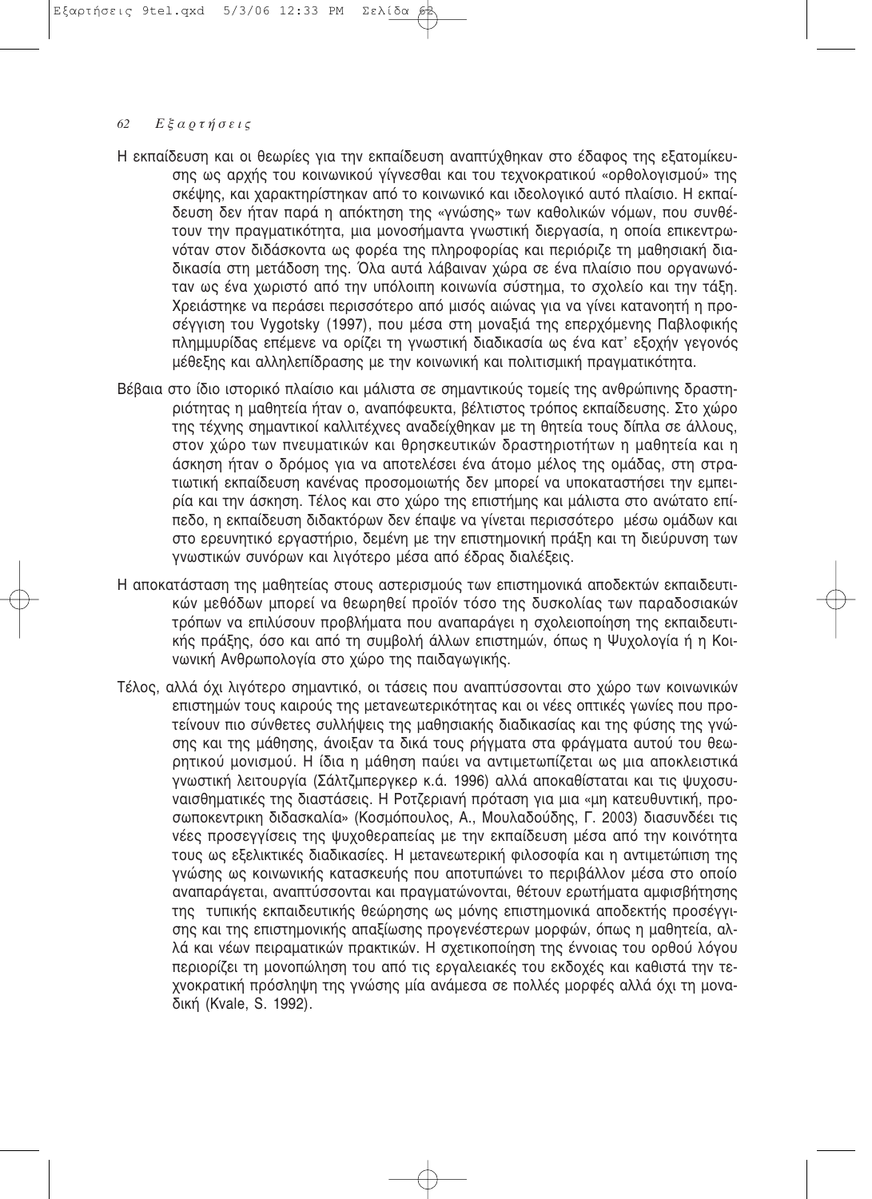Η εκπαίδευση και οι θεωρίες για την εκπαίδευση αναπτύχθηκαν στο έδαφος της εξατομίκευσης ως αρχής του κοινωνικού γίγνεσθαι και του τεχνοκρατικού «ορθολογισμού» της σκέψης, και χαρακτηρίστηκαν από το κοινωνικό και ιδεολογικό αυτό πλαίσιο. Η εκπαίδευση δεν ήταν παρά η απόκτηση της «γνώσης» των καθολικών νόμων, που συνθέτουν την πραγματικότητα, μια μονοσήμαντα γνωστική διεργασία, η οποία επικεντρωνόταν στον διδάσκοντα ως φορέα της πληροφορίας και περιόριζε τη μαθησιακή διαδικασία στη μετάδοση της. Όλα αυτά λάβαιναν χώρα σε ένα πλαίσιο που οργανωνόταν ως ένα χωριστό από την υπόλοιπη κοινωνία σύστημα, το σχολείο και την τάξη. Χρειάστηκε να περάσει περισσότερο από μισός αιώνας για να γίνει κατανοητή η προσέγγιση του Vygotsky (1997), που μέσα στη μοναξιά της επερχόμενης Παβλοφικής πλημμυρίδας επέμενε να ορίζει τη γνωστική διαδικασία ως ένα κατ' εξοχήν γεγονός μέθεξης και αλληλεπίδρασης με την κοινωνική και πολιτισμική πραγματικότητα.

Βέβαια στο ίδιο ιστορικό πλαίσιο και μάλιστα σε σημαντικούς τομείς της ανθρώπινης δραστηριότητας η μαθητεία ήταν ο, αναπόφευκτα, βέλτιστος τρόπος εκπαίδευσης. Στο χώρο της τέχνης σημαντικοί καλλιτέχνες αναδείχθηκαν με τη θητεία τους δίπλα σε άλλους, στον χώρο των πνευματικών και θρησκευτικών δραστηριοτήτων η μαθητεία και η άσκηση ήταν ο δρόμος για να αποτελέσει ένα άτομο μέλος της ομάδας, στη στρατιωτική εκπαίδευση κανένας προσομοιωτής δεν μπορεί να υποκαταστήσει την εμπειρία και την άσκηση. Τέλος και στο χώρο της επιστήμης και μάλιστα στο ανώτατο επίπεδο, η εκπαίδευση διδακτόρων δεν έπαψε να γίνεται περισσότερο μέσω ομάδων και στο ερευνητικό εργαστήριο, δεμένη με την επιστημονική πράξη και τη διεύρυνση των γνωστικών συνόρων και λιγότερο μέσα από έδρας διαλέξεις.

Η αποκατάσταση της μαθητείας στους αστερισμούς των επιστημονικά αποδεκτών εκπαιδευτικών μεθόδων μπορεί να θεωρηθεί προϊόν τόσο της δυσκολίας των παραδοσιακών τρόπων να επιλύσουν προβλήματα που αναπαράγει η σχολειοποίηση της εκπαιδευτικής πράξης, όσο και από τη συμβολή άλλων επιστημών, όπως η Ψυχολογία ή η Κοινωνική Ανθρωπολογία στο χώρο της παιδαγωγικής.

Τέλος, αλλά όχι λιγότερο σημαντικό, οι τάσεις που αναπτύσσονται στο χώρο των κοινωνικών επιστημών τους καιρούς της μετανεωτερικότητας και οι νέες οπτικές γωνίες που προτείνουν πιο σύνθετες συλλήψεις της μαθησιακής διαδικασίας και της φύσης της γνώσης και της μάθησης, άνοιξαν τα δικά τους ρήγματα στα φράγματα αυτού του θεωρητικού μονισμού. Η ίδια η μάθηση παύει να αντιμετωπίζεται ως μια αποκλειστικά γνωστική λειτουργία (Σάλτζμπεργκερ κ.ά. 1996) αλλά αποκαθίσταται και τις ψυχοσυναισθηματικές της διαστάσεις. Η Ροτζεριανή πρόταση για μια «μη κατευθυντική, προσωποκεντρικη διδασκαλία» (Κοσμόπουλος, Α., Μουλαδούδης, Γ. 2003) διασυνδέει τις νέες προσεγγίσεις της ψυχοθεραπείας με την εκπαίδευση μέσα από την κοινότητα τους ως εξελικτικές διαδικασίες. Η μετανεωτερική φιλοσοφία και η αντιμετώπιση της γνώσης ως κοινωνικής κατασκευής που αποτυπώνει το περιβάλλον μέσα στο οποίο αναπαράγεται, αναπτύσσονται και πραγματώνονται, θέτουν ερωτήματα αμφισβήτησης της τυπικής εκπαιδευτικής θεώρησης ως μόνης επιστημονικά αποδεκτής προσέγγισης και της επιστημονικής απαξίωσης προγενέστερων μορφών, όπως η μαθητεία, αλλά και νέων πειραματικών πρακτικών. Η σχετικοποίηση της έννοιας του ορθού λόγου περιορίζει τη μονοπώληση του από τις εργαλειακές του εκδοχές και καθιστά την τεχνοκρατική πρόσληψη της γνώσης μία ανάμεσα σε πολλές μορφές αλλά όχι τη μοναδική (Kvale, S. 1992).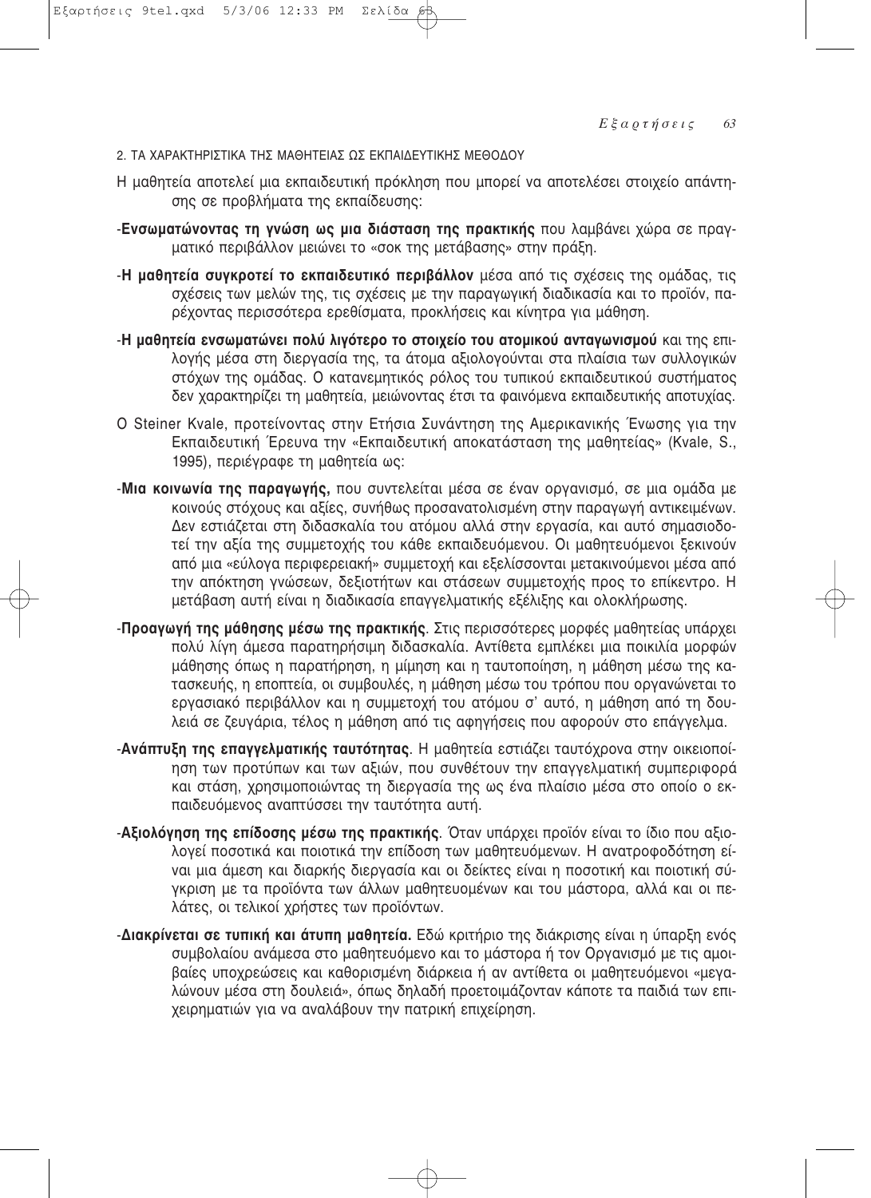## 2. ΤΑ ΧΑΡΑΚΤΗΡΙΣΤΙΚΑ ΤΗΣ ΜΑΘΗΤΕΙΑΣ ΩΣ ΕΚΠΑΙΔΕΥΤΙΚΗΣ ΜΕΘΟΔΟΥ

Η μαθητεία αποτελεί μια εκπαιδευτική πρόκληση που μπορεί να αποτελέσει στοιχείο απάντησης σε προβλήματα της εκπαίδευσης:

-**Ενσωματώνοντας τη γνώση ως μια διάσταση της πρακτικής** που λαμβάνει χώρα σε πραγματικό περιβάλλον μειώνει το «σοκ της μετάβασης» στην πράξη.

-**Η μαθητεία συγκροτεί το εκπαιδευτικό περιβάλλον** μέσα από τις σχέσεις της ομάδας, τις σχέσεις των μελών της, τις σχέσεις με την παραγωγική διαδικασία και το προϊόν, παρέχοντας περισσότερα ερεθίσματα, προκλήσεις και κίνητρα για μάθηση.

-**Η μαθητεία ενσωματώνει πολύ λιγότερο το στοιχείο του ατομικού ανταγωνισμού** και της επιλογής μέσα στη διεργασία της, τα άτομα αξιολογούνται στα πλαίσια των συλλογικών στόχων της ομάδας. Ο κατανεμητικός ρόλος του τυπικού εκπαιδευτικού συστήματος δεν χαρακτηρίζει τη μαθητεία, μειώνοντας έτσι τα φαινόμενα εκπαιδευτικής αποτυχίας.

Ο Steiner Kvale, προτείνοντας στην Ετήσια Συνάντηση της Αμερικανικής Ένωσης για την Εκπαιδευτική Έρευνα την «Εκπαιδευτική αποκατάσταση της μαθητείας» (Kvale, S., 1995), περιέγραφε τη μαθητεία ως:

-**Μια κοινωνία της παραγωγής,** που συντελείται μέσα σε έναν οργανισμό, σε μια ομάδα με κοινούς στόχους και αξίες, συνήθως προσανατολισμένη στην παραγωγή αντικειμένων. Δεν εστιάζεται στη διδασκαλία του ατόμου αλλά στην εργασία, και αυτό σημασιοδοτεί την αξία της συμμετοχής του κάθε εκπαιδευόμενου. Οι μαθητευόμενοι ξεκινούν από μια «εύλογα περιφερειακή» συμμετοχή και εξελίσσονται μετακινούμενοι μέσα από την απόκτηση γνώσεων, δεξιοτήτων και στάσεων συμμετοχής προς το επίκεντρο. Η μετάβαση αυτή είναι η διαδικασία επαγγελματικής εξέλιξης και ολοκλήρωσης.

-**Προαγωγή της μάθησης μέσω της πρακτικής**. Στις περισσότερες μορφές μαθητείας υπάρχει πολύ λίγη άμεσα παρατηρήσιμη διδασκαλία. Αντίθετα εμπλέκει μια ποικιλία μορφών μάθησης όπως η παρατήρηση, η μίμηση και η ταυτοποίηση, η μάθηση μέσω της κατασκευής, η εποπτεία, οι συμβουλές, η μάθηση μέσω του τρόπου που οργανώνεται το εργασιακό περιβάλλον και η συμμετοχή του ατόμου σ' αυτό, η μάθηση από τη δουλειά σε ζευγάρια, τέλος η μάθηση από τις αφηγήσεις που αφορούν στο επάγγελμα.

-**Ανάπτυξη της επαγγελματικής ταυτότητας**. Η μαθητεία εστιάζει ταυτόχρονα στην οικειοποίηση των προτύπων και των αξιών, που συνθέτουν την επαγγελματική συμπεριφορά και στάση, χρησιμοποιώντας τη διεργασία της ως ένα πλαίσιο μέσα στο οποίο ο εκπαιδευόμενος αναπτύσσει την ταυτότητα αυτή.

-**Αξιολόγηση της επίδοσης μέσω της πρακτικής**. Όταν υπάρχει προϊόν είναι το ίδιο που αξιολογεί ποσοτικά και ποιοτικά την επίδοση των μαθητευόμενων. Η ανατροφοδότηση είναι μια άμεση και διαρκής διεργασία και οι δείκτες είναι η ποσοτική και ποιοτική σύγκριση με τα προϊόντα των άλλων μαθητευομένων και του μάστορα, αλλά και οι πελάτες, οι τελικοί χρήστες των προϊόντων.

-**Διακρίνεται σε τυπική και άτυπη μαθητεία.** Εδώ κριτήριο της διάκρισης είναι η ύπαρξη ενός συμβολαίου ανάμεσα στο μαθητευόμενο και το μάστορα ή τον Οργανισμό με τις αμοιβαίες υποχρεώσεις και καθορισμένη διάρκεια ή αν αντίθετα οι μαθητευόμενοι «μεγαλώνουν μέσα στη δουλειά», όπως δηλαδή προετοιμάζονταν κάποτε τα παιδιά των επιχειρηματιών για να αναλάβουν την πατρική επιχείρηση.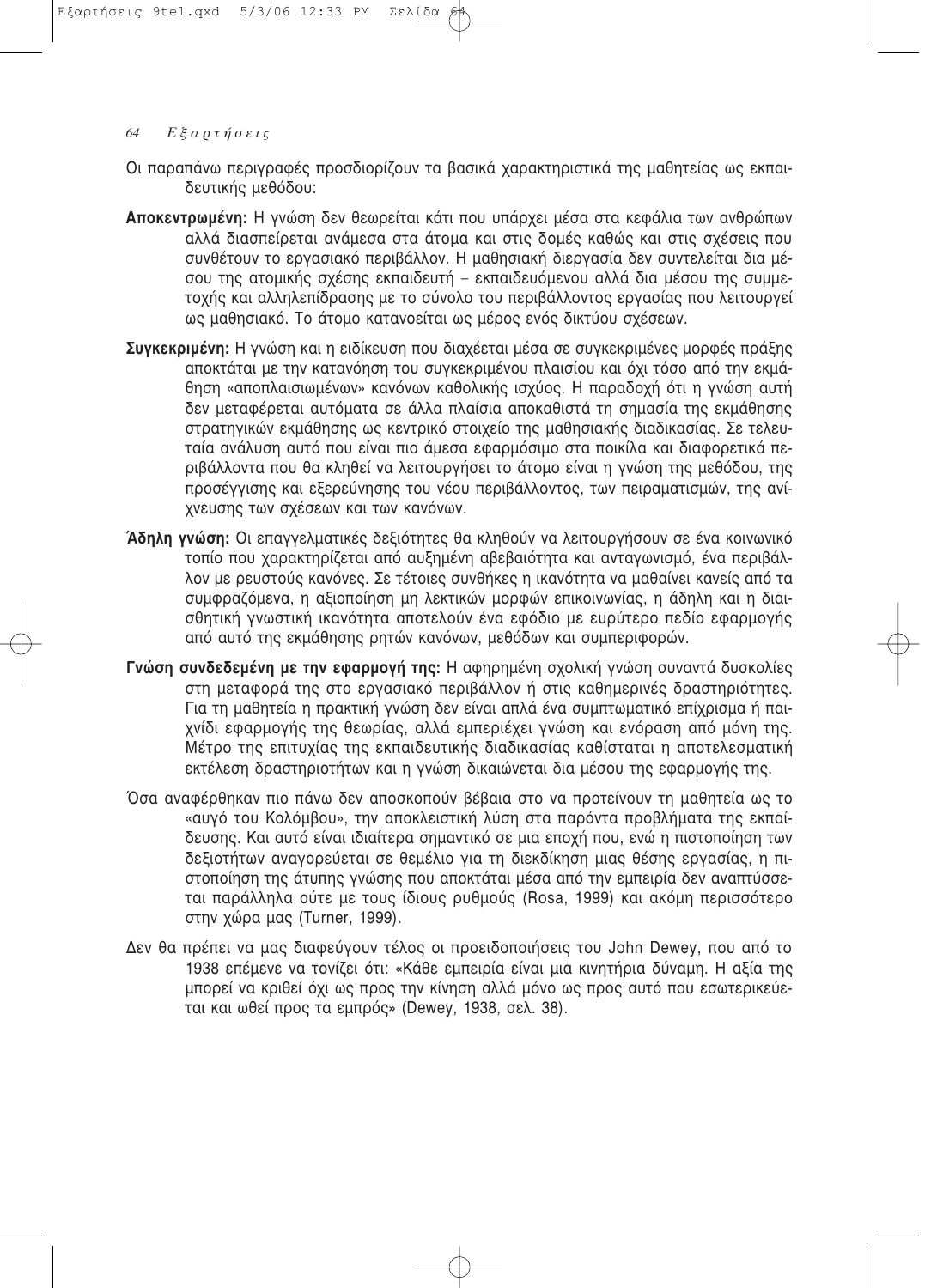Οι παραπάνω περιγραφές προσδιορίζουν τα βασικά χαρακτηριστικά της μαθητείας ως εκπαιδευτικής μεθόδου:

**Αποκεντρωμένη:** Η γνώση δεν θεωρείται κάτι που υπάρχει μέσα στα κεφάλια των ανθρώπων αλλά διασπείρεται ανάμεσα στα άτομα και στις δομές καθώς και στις σχέσεις που συνθέτουν το εργασιακό περιβάλλον. Η μαθησιακή διεργασία δεν συντελείται δια μέσου της ατομικής σχέσης εκπαιδευτή – εκπαιδευόμενου αλλά δια μέσου της συμμετοχής και αλληλεπίδρασης με το σύνολο του περιβάλλοντος εργασίας που λειτουργεί ως μαθησιακό. Το άτομο κατανοείται ως μέρος ενός δικτύου σχέσεων.

**Συγκεκριμένη:** Η γνώση και η ειδίκευση που διαχέεται μέσα σε συγκεκριμένες μορφές πράξης αποκτάται με την κατανόηση του συγκεκριμένου πλαισίου και όχι τόσο από την εκμάθηση «αποπλαισιωμένων» κανόνων καθολικής ισχύος. Η παραδοχή ότι η γνώση αυτή δεν μεταφέρεται αυτόματα σε άλλα πλαίσια αποκαθιστά τη σημασία της εκμάθησης στρατηγικών εκμάθησης ως κεντρικό στοιχείο της μαθησιακής διαδικασίας. Σε τελευταία ανάλυση αυτό που είναι πιο άμεσα εφαρμόσιμο στα ποικίλα και διαφορετικά περιβάλλοντα που θα κληθεί να λειτουργήσει το άτομο είναι η γνώση της μεθόδου, της προσέγγισης και εξερεύνησης του νέου περιβάλλοντος, των πειραματισμών, της ανίχνευσης των σχέσεων και των κανόνων.

**Άδηλη γνώση:** Οι επαγγελματικές δεξιότητες θα κληθούν να λειτουργήσουν σε ένα κοινωνικό τοπίο που χαρακτηρίζεται από αυξημένη αβεβαιότητα και ανταγωνισμό, ένα περιβάλλον με ρευστούς κανόνες. Σε τέτοιες συνθήκες η ικανότητα να μαθαίνει κανείς από τα συμφραζόμενα, η αξιοποίηση μη λεκτικών μορφών επικοινωνίας, η άδηλη και η διαισθητική γνωστική ικανότητα αποτελούν ένα εφόδιο με ευρύτερο πεδίο εφαρμογής από αυτό της εκμάθησης ρητών κανόνων, μεθόδων και συμπεριφορών.

**Γνώση συνδεδεμένη με την εφαρμογή της:** Η αφηρημένη σχολική γνώση συναντά δυσκολίες στη μεταφορά της στο εργασιακό περιβάλλον ή στις καθημερινές δραστηριότητες. Για τη μαθητεία η πρακτική γνώση δεν είναι απλά ένα συμπτωματικό επίχρισμα ή παιχνίδι εφαρμογής της θεωρίας, αλλά εμπεριέχει γνώση και ενόραση από μόνη της. Μέτρο της επιτυχίας της εκπαιδευτικής διαδικασίας καθίσταται η αποτελεσματική εκτέλεση δραστηριοτήτων και η γνώση δικαιώνεται δια μέσου της εφαρμογής της.

Όσα αναφέρθηκαν πιο πάνω δεν αποσκοπούν βέβαια στο να προτείνουν τη μαθητεία ως το «αυγό του Κολόμβου», την αποκλειστική λύση στα παρόντα προβλήματα της εκπαίδευσης. Και αυτό είναι ιδιαίτερα σημαντικό σε μια εποχή που, ενώ η πιστοποίηση των δεξιοτήτων αναγορεύεται σε θεμέλιο για τη διεκδίκηση μιας θέσης εργασίας, η πιστοποίηση της άτυπης γνώσης που αποκτάται μέσα από την εμπειρία δεν αναπτύσσεται παράλληλα ούτε με τους ίδιους ρυθμούς (Rosa, 1999) και ακόμη περισσότερο στην χώρα μας (Turner, 1999).

Δεν θα πρέπει να μας διαφεύγουν τέλος οι προειδοποιήσεις του John Dewey, που από το 1938 επέμενε να τονίζει ότι: «Κάθε εμπειρία είναι μια κινητήρια δύναμη. Η αξία της μπορεί να κριθεί όχι ως προς την κίνηση αλλά μόνο ως προς αυτό που εσωτερικεύεται και ωθεί προς τα εμπρός» (Dewey, 1938, σελ. 38).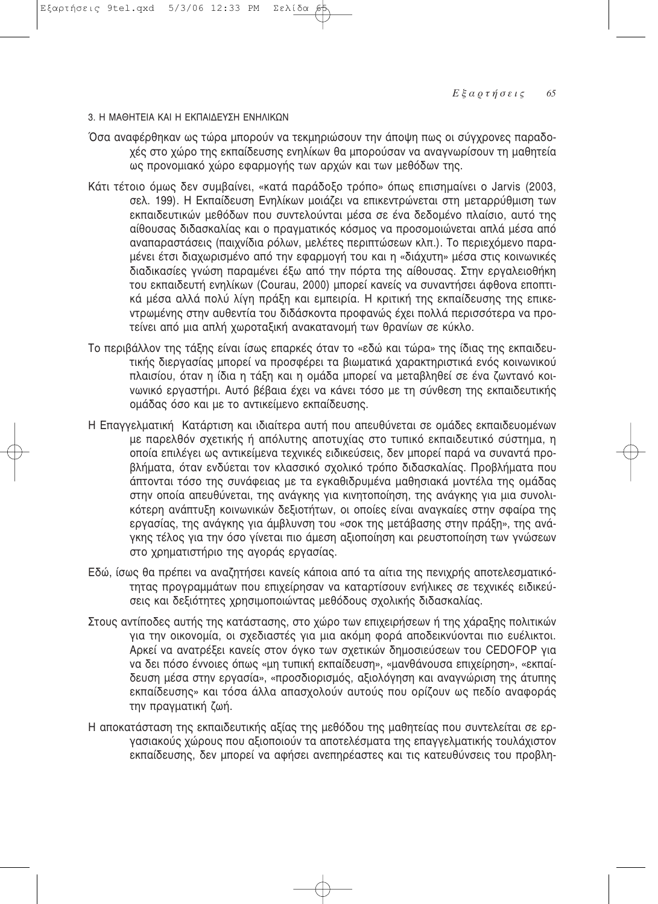### 3. Η ΜΑΘΗΤΕΙΑ ΚΑΙ Η ΕΚΠΑΙΔΕΥΣΗ ΕΝΗΛΙΚΩΝ

Όσα αναφέρθηκαν ως τώρα μπορούν να τεκμηριώσουν την άποψη πως οι σύγχρονες παραδοχές στο χώρο της εκπαίδευσης ενηλίκων θα μπορούσαν να αναγνωρίσουν τη μαθητεία ως προνομιακό χώρο εφαρμογής των αρχών και των μεθόδων της.

Κάτι τέτοιο όμως δεν συμβαίνει, «κατά παράδοξο τρόπο» όπως επισημαίνει ο Jarvis (2003, σελ. 199). Η Εκπαίδευση Ενηλίκων μοιάζει να επικεντρώνεται στη μεταρρύθμιση των εκπαιδευτικών μεθόδων που συντελούνται μέσα σε ένα δεδομένο πλαίσιο, αυτό της αίθουσας διδασκαλίας και ο πραγματικός κόσμος να προσομοιώνεται απλά μέσα από αναπαραστάσεις (παιχνίδια ρόλων, μελέτες περιπτώσεων κλπ.). Το περιεχόμενο παραμένει έτσι διαχωρισμένο από την εφαρμογή του και η «διάχυτη» μέσα στις κοινωνικές διαδικασίες γνώση παραμένει έξω από την πόρτα της αίθουσας. Στην εργαλειοθήκη του εκπαιδευτή ενηλίκων (Courau, 2000) μπορεί κανείς να συναντήσει άφθονα εποπτικά μέσα αλλά πολύ λίγη πράξη και εμπειρία. Η κριτική της εκπαίδευσης της επικεντρωμένης στην αυθεντία του διδάσκοντα προφανώς έχει πολλά περισσότερα να προτείνει από μια απλή χωροταξική ανακατανομή των θρανίων σε κύκλο.

Το περιβάλλον της τάξης είναι ίσως επαρκές όταν το «εδώ και τώρα» της ίδιας της εκπαιδευτικής διεργασίας μπορεί να προσφέρει τα βιωματικά χαρακτηριστικά ενός κοινωνικού πλαισίου, όταν η ίδια η τάξη και η ομάδα μπορεί να μεταβληθεί σε ένα ζωντανό κοινωνικό εργαστήρι. Αυτό βέβαια έχει να κάνει τόσο με τη σύνθεση της εκπαιδευτικής ομάδας όσο και με το αντικείμενο εκπαίδευσης.

Η Επαγγελματική Κατάρτιση και ιδιαίτερα αυτή που απευθύνεται σε ομάδες εκπαιδευομένων με παρελθόν σχετικής ή απόλυτης αποτυχίας στο τυπικό εκπαιδευτικό σύστημα, η οποία επιλέγει ως αντικείμενα τεχνικές ειδικεύσεις, δεν μπορεί παρά να συναντά προβλήματα, όταν ενδύεται τον κλασσικό σχολικό τρόπο διδασκαλίας. Προβλήματα που άπτονται τόσο της συνάφειας με τα εγκαθιδρυμένα μαθησιακά μοντέλα της ομάδας στην οποία απευθύνεται, της ανάγκης για κινητοποίηση, της ανάγκης για μια συνολικότερη ανάπτυξη κοινωνικών δεξιοτήτων, οι οποίες είναι αναγκαίες στην σφαίρα της εργασίας, της ανάγκης για άμβλυνση του «σοκ της μετάβασης στην πράξη», της ανάγκης τέλος για την όσο γίνεται πιο άμεση αξιοποίηση και ρευστοποίηση των γνώσεων στο χρηματιστήριο της αγοράς εργασίας.

Εδώ, ίσως θα πρέπει να αναζητήσει κανείς κάποια από τα αίτια της πενιχρής αποτελεσματικότητας προγραμμάτων που επιχείρησαν να καταρτίσουν ενήλικες σε τεχνικές ειδικεύσεις και δεξιότητες χρησιμοποιώντας μεθόδους σχολικής διδασκαλίας.

Στους αντίποδες αυτής της κατάστασης, στο χώρο των επιχειρήσεων ή της χάραξης πολιτικών για την οικονομία, οι σχεδιαστές για μια ακόμη φορά αποδεικνύονται πιο ευέλικτοι. Αρκεί να ανατρέξει κανείς στον όγκο των σχετικών δημοσιεύσεων του CEDEFOP για να δει πόσο έννοιες όπως «μη τυπική εκπαίδευση», «μανθάνουσα επιχείρηση», «εκπαίδευση μέσα στην εργασία», «προσδιορισμός, αξιολόγηση και αναγνώριση της άτυπης εκπαίδευσης» και τόσα άλλα απασχολούν αυτούς που ορίζουν ως πεδίο αναφοράς την πραγματική ζωή.

Η αποκατάσταση της εκπαιδευτικής αξίας της μεθόδου της μαθητείας που συντελείται σε εργασιακούς χώρους που αξιοποιούν τα αποτελέσματα της επαγγελματικής τουλάχιστον εκπαίδευσης, δεν μπορεί να αφήσει ανεπηρέαστες και τις κατευθύνσεις του προβλη-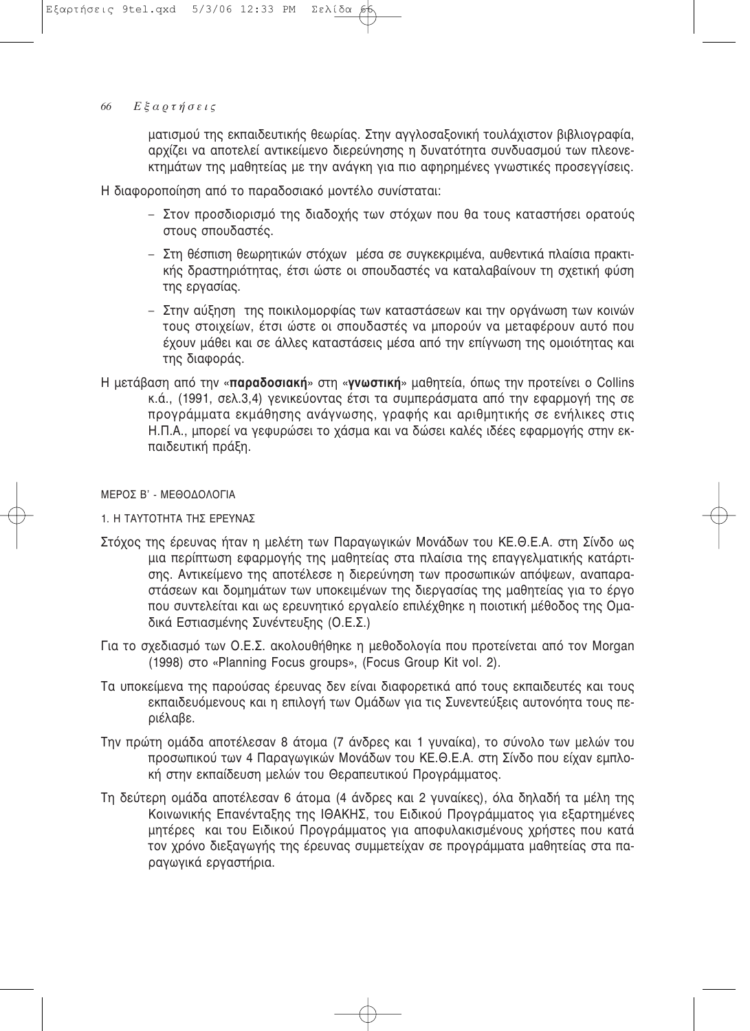ματισμού της εκπαιδευτικής θεωρίας. Στην αγγλοσαξονική τουλάχιστον βιβλιογραφία, αρχίζει να αποτελεί αντικείμενο διερεύνησης η δυνατότητα συνδυασμού των πλεονεκτημάτων της μαθητείας με την ανάγκη για πιο αφηρημένες γνωστικές προσεγγίσεις.

Η διαφοροποίηση από το παραδοσιακό μοντέλο συνίσταται:

- Στον προσδιορισμό της διαδοχής των στόχων που θα τους καταστήσει ορατούς στους σπουδαστές.
- Στη θέσπιση θεωρητικών στόχων μέσα σε συγκεκριμένα, αυθεντικά πλαίσια πρακτικής δραστηριότητας, έτσι ώστε οι σπουδαστές να καταλαβαίνουν τη σχετική φύση της εργασίας.
- Στην αύξηση της ποικιλομορφίας των καταστάσεων και την οργάνωση των κοινών τους στοιχείων, έτσι ώστε οι σπουδαστές να μπορούν να μεταφέρουν αυτό που έχουν μάθει και σε άλλες καταστάσεις μέσα από την επίγνωση της ομοιότητας και της διαφοράς.

Η μετάβαση από την «**παραδοσιακή**» στη «**γνωστική**» μαθητεία, όπως την προτείνει ο Collins κ.ά., (1991, σελ.3,4) γενικεύοντας έτσι τα συμπεράσματα από την εφαρμογή της σε προγράμματα εκμάθησης ανάγνωσης, γραφής και αριθμητικής σε ενήλικες στις Η.Π.Α., μπορεί να γεφυρώσει το χάσμα και να δώσει καλές ιδέες εφαρμογής στην εκπαιδευτική πράξη.

## ΜΕΡΟΣ Β' - ΜΕΘΟΔΟΛΟΓΙΑ

### 1. Η ΤΑΥΤΟΤΗΤΑ ΤΗΣ ΕΡΕΥΝΑΣ

Στόχος της έρευνας ήταν η μελέτη των Παραγωγικών Μονάδων του ΚΕ.Θ.Ε.Α. στη Σίνδο ως μια περίπτωση εφαρμογής της μαθητείας στα πλαίσια της επαγγελματικής κατάρτισης. Αντικείμενο της αποτέλεσε η διερεύνηση των προσωπικών απόψεων, αναπαραστάσεων και δομημάτων των υποκειμένων της διεργασίας της μαθητείας για το έργο που συντελείται και ως ερευνητικό εργαλείο επιλέχθηκε η ποιοτική μέθοδος της Ομαδικά Εστιασμένης Συνέντευξης (Ο.Ε.Σ.)

Για το σχεδιασμό των Ο.Ε.Σ. ακολουθήθηκε η μεθοδολογία που προτείνεται από τον Morgan (1998) στο «Planning Focus groups», (Focus Group Kit vol. 2).

Τα υποκείμενα της παρούσας έρευνας δεν είναι διαφορετικά από τους εκπαιδευτές και τους εκπαιδευόμενους και η επιλογή των Ομάδων για τις Συνεντεύξεις αυτονόητα τους περιέλαβε.

Την πρώτη ομάδα αποτέλεσαν 8 άτομα (7 άνδρες και 1 γυναίκα), το σύνολο των μελών του προσωπικού των 4 Παραγωγικών Μονάδων του ΚΕ.Θ.Ε.Α. στη Σίνδο που είχαν εμπλοκή στην εκπαίδευση μελών του Θεραπευτικού Προγράμματος.

Τη δεύτερη ομάδα αποτέλεσαν 6 άτομα (4 άνδρες και 2 γυναίκες), όλα δηλαδή τα μέλη της Κοινωνικής Επανένταξης της ΙΘΑΚΗΣ, του Ειδικού Προγράμματος για εξαρτημένες μητέρες και του Ειδικού Προγράμματος για αποφυλακισμένους χρήστες που κατά τον χρόνο διεξαγωγής της έρευνας συμμετείχαν σε προγράμματα μαθητείας στα παραγωγικά εργαστήρια.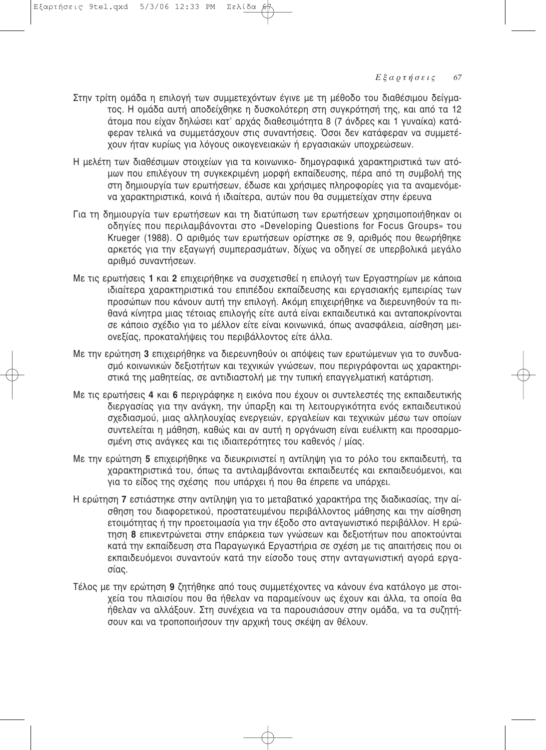Στην τρίτη ομάδα η επιλογή των συμμετεχόντων έγινε με τη μέθοδο του διαθέσιμου δείγματος. Η ομάδα αυτή αποδείχθηκε η δυσκολότερη στη συγκρότησή της, και από τα 12 άτομα που είχαν δηλώσει κατ' αρχάς διαθεσιμότητα 8 (7 άνδρες και 1 γυναίκα) κατάφεραν τελικά να συμμετάσχουν στις συναντήσεις. Όσοι δεν κατάφεραν να συμμετέχουν ήταν κυρίως για λόγους οικογενειακών ή εργασιακών υποχρεώσεων.

Η μελέτη των διαθέσιμων στοιχείων για τα κοινωνικο- δημογραφικά χαρακτηριστικά των ατόμων που επιλέγουν τη συγκεκριμένη μορφή εκπαίδευσης, πέρα από τη συμβολή της στη δημιουργία των ερωτήσεων, έδωσε και χρήσιμες πληροφορίες για τα αναμενόμενα χαρακτηριστικά, κοινά ή ιδιαίτερα, αυτών που θα συμμετείχαν στην έρευνα

Για τη δημιουργία των ερωτήσεων και τη διατύπωση των ερωτήσεων χρησιμοποιήθηκαν οι οδηγίες που περιλαμβάνονται στο «Developing Questions for Focus Groups» του Krueger (1988). Ο αριθμός των ερωτήσεων ορίστηκε σε 9, αριθμός που θεωρήθηκε αρκετός για την εξαγωγή συμπερασμάτων, δίχως να οδηγεί σε υπερβολικά μεγάλο αριθμό συναντήσεων.

Με τις ερωτήσεις **1** και **2** επιχειρήθηκε να συσχετισθεί η επιλογή των Εργαστηρίων με κάποια ιδιαίτερα χαρακτηριστικά του επιπέδου εκπαίδευσης και εργασιακής εμπειρίας των προσώπων που κάνουν αυτή την επιλογή. Ακόμη επιχειρήθηκε να διερευνηθούν τα πιθανά κίνητρα μιας τέτοιας επιλογής είτε αυτά είναι εκπαιδευτικά και ανταποκρίνονται σε κάποιο σχέδιο για το μέλλον είτε είναι κοινωνικά, όπως ανασφάλεια, αίσθηση μειονεξίας, προκαταλήψεις του περιβάλλοντος είτε άλλα.

Με την ερώτηση **3** επιχειρήθηκε να διερευνηθούν οι απόψεις των ερωτώμενων για το συνδυασμό κοινωνικών δεξιοτήτων και τεχνικών γνώσεων, που περιγράφονται ως χαρακτηριστικά της μαθητείας, σε αντιδιαστολή με την τυπική επαγγελματική κατάρτιση.

Με τις ερωτήσεις **4** και **6** περιγράφηκε η εικόνα που έχουν οι συντελεστές της εκπαιδευτικής διεργασίας για την ανάγκη, την ύπαρξη και τη λειτουργικότητα ενός εκπαιδευτικού σχεδιασμού, μιας αλληλουχίας ενεργειών, εργαλείων και τεχνικών μέσω των οποίων συντελείται η μάθηση, καθώς και αν αυτή η οργάνωση είναι ευέλικτη και προσαρμοσμένη στις ανάγκες και τις ιδιαιτερότητες του καθενός / μίας.

Με την ερώτηση **5** επιχειρήθηκε να διευκρινιστεί η αντίληψη για το ρόλο του εκπαιδευτή, τα χαρακτηριστικά του, όπως τα αντιλαμβάνονται εκπαιδευτές και εκπαιδευόμενοι, και για το είδος της σχέσης που υπάρχει ή που θα έπρεπε να υπάρχει.

Η ερώτηση **7** εστιάστηκε στην αντίληψη για το μεταβατικό χαρακτήρα της διαδικασίας, την αίσθηση του διαφορετικού, προστατευμένου περιβάλλοντος μάθησης και την αίσθηση ετοιμότητας ή την προετοιμασία για την έξοδο στο ανταγωνιστικό περιβάλλον. Η ερώτηση **8** επικεντρώνεται στην επάρκεια των γνώσεων και δεξιοτήτων που αποκτούνται κατά την εκπαίδευση στα Παραγωγικά Εργαστήρια σε σχέση με τις απαιτήσεις που οι εκπαιδευόμενοι συναντούν κατά την είσοδο τους στην ανταγωνιστική αγορά εργασίας.

Τέλος με την ερώτηση **9** ζητήθηκε από τους συμμετέχοντες να κάνουν ένα κατάλογο με στοιχεία του πλαισίου που θα ήθελαν να παραμείνουν ως έχουν και άλλα, τα οποία θα ήθελαν να αλλάξουν. Στη συνέχεια να τα παρουσιάσουν στην ομάδα, να τα συζητήσουν και να τροποποιήσουν την αρχική τους σκέψη αν θέλουν.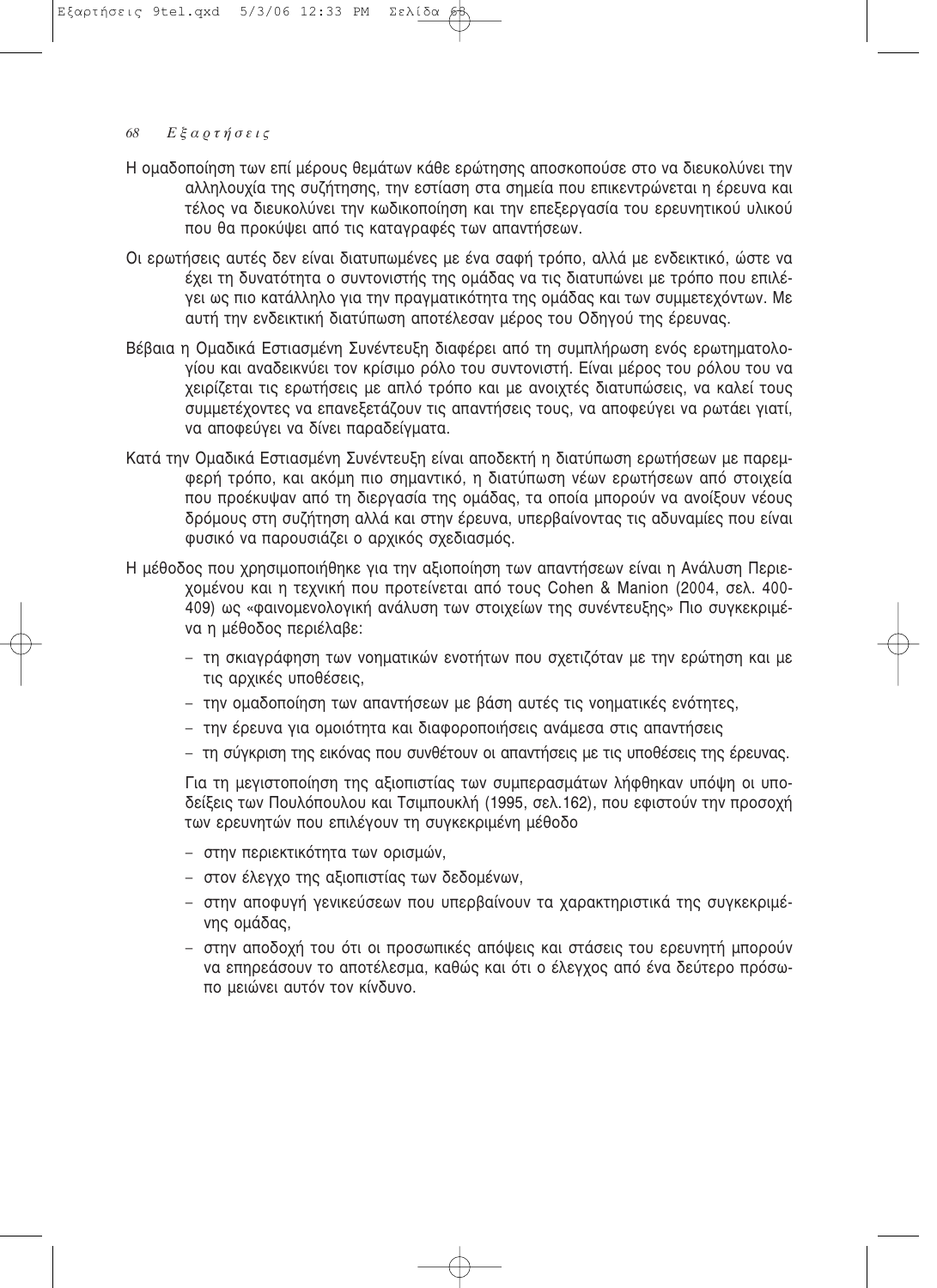Η ομαδοποίηση των επί μέρους θεμάτων κάθε ερώτησης αποσκοπούσε στο να διευκολύνει την αλληλουχία της συζήτησης, την εστίαση στα σημεία που επικεντρώνεται η έρευνα και τέλος να διευκολύνει την κωδικοποίηση και την επεξεργασία του ερευνητικού υλικού που θα προκύψει από τις καταγραφές των απαντήσεων.

Οι ερωτήσεις αυτές δεν είναι διατυπωμένες με ένα σαφή τρόπο, αλλά με ενδεικτικό, ώστε να έχει τη δυνατότητα ο συντονιστής της ομάδας να τις διατυπώνει με τρόπο που επιλέγει ως πιο κατάλληλο για την πραγματικότητα της ομάδας και των συμμετεχόντων. Με αυτή την ενδεικτική διατύπωση αποτέλεσαν μέρος του Οδηγού της έρευνας.

Βέβαια η Ομαδικά Εστιασμένη Συνέντευξη διαφέρει από τη συμπλήρωση ενός ερωτηματολογίου και αναδεικνύει τον κρίσιμο ρόλο του συντονιστή. Είναι μέρος του ρόλου του να χειρίζεται τις ερωτήσεις με απλό τρόπο και με ανοιχτές διατυπώσεις, να καλεί τους συμμετέχοντες να επανεξετάζουν τις απαντήσεις τους, να αποφεύγει να ρωτάει γιατί, να αποφεύγει να δίνει παραδείγματα.

Κατά την Ομαδικά Εστιασμένη Συνέντευξη είναι αποδεκτή η διατύπωση ερωτήσεων με παρεμφερή τρόπο, και ακόμη πιο σημαντικό, η διατύπωση νέων ερωτήσεων από στοιχεία που προέκυψαν από τη διεργασία της ομάδας, τα οποία μπορούν να ανοίξουν νέους δρόμους στη συζήτηση αλλά και στην έρευνα, υπερβαίνοντας τις αδυναμίες που είναι φυσικό να παρουσιάζει ο αρχικός σχεδιασμός.

Η μέθοδος που χρησιμοποιήθηκε για την αξιοποίηση των απαντήσεων είναι η Ανάλυση Περιεχομένου και η τεχνική που προτείνεται από τους Cohen & Manion (2004, σελ. 400-409) ως «φαινομενολογική ανάλυση των στοιχείων της συνέντευξης» Πιο συγκεκριμένα η μέθοδος περιέλαβε:

- τη σκιαγράφηση των νοηματικών ενοτήτων που σχετιζόταν με την ερώτηση και με τις αρχικές υποθέσεις,
- την ομαδοποίηση των απαντήσεων με βάση αυτές τις νοηματικές ενότητες,
- την έρευνα για ομοιότητα και διαφοροποιήσεις ανάμεσα στις απαντήσεις
- τη σύγκριση της εικόνας που συνθέτουν οι απαντήσεις με τις υποθέσεις της έρευνας.

Για τη μεγιστοποίηση της αξιοπιστίας των συμπερασμάτων λήφθηκαν υπόψη οι υποδείξεις των Πουλόπουλου και Τσιμπουκλή (1995, σελ.162), που εφιστούν την προσοχή των ερευνητών που επιλέγουν τη συγκεκριμένη μέθοδο

- στην περιεκτικότητα των ορισμών,
- στον έλεγχο της αξιοπιστίας των δεδομένων,
- στην αποφυγή γενικεύσεων που υπερβαίνουν τα χαρακτηριστικά της συγκεκριμένης ομάδας,
- στην αποδοχή του ότι οι προσωπικές απόψεις και στάσεις του ερευνητή μπορούν να επηρεάσουν το αποτέλεσμα, καθώς και ότι ο έλεγχος από ένα δεύτερο πρόσωπο μειώνει αυτόν τον κίνδυνο.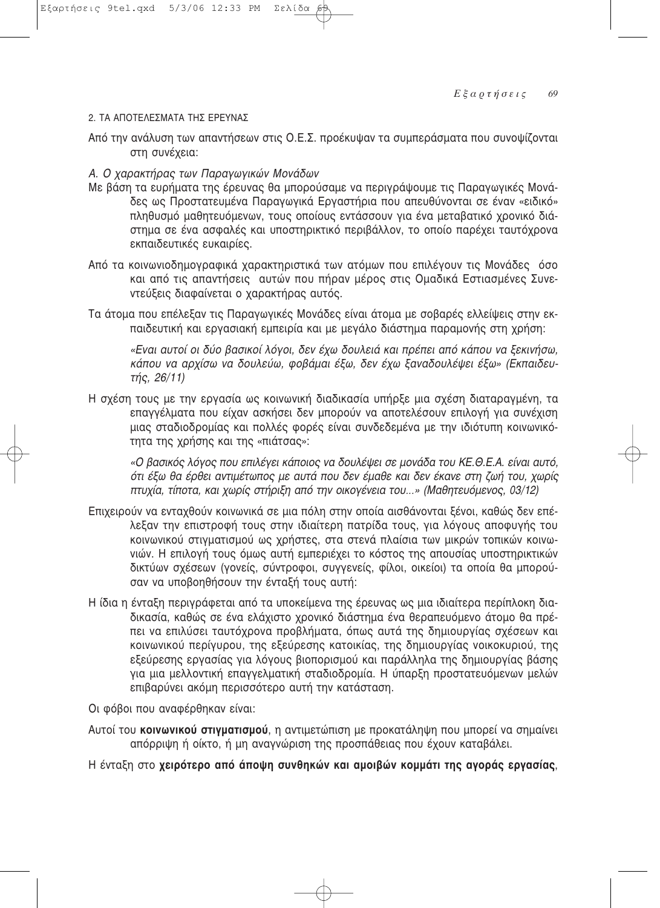## 2. ΤΑ ΑΠΟΤΕΛΕΣΜΑΤΑ ΤΗΣ ΕΡΕΥΝΑΣ

Από την ανάλυση των απαντήσεων στις Ο.Ε.Σ. προέκυψαν τα συμπεράσματα που συνοψίζονται στη συνέχεια:

### *Α. Ο χαρακτήρας των Παραγωγικών Μονάδων*

Με βάση τα ευρήματα της έρευνας θα μπορούσαμε να περιγράψουμε τις Παραγωγικές Μονάδες ως Προστατευμένα Παραγωγικά Εργαστήρια που απευθύνονται σε έναν «ειδικό» πληθυσμό μαθητευόμενων, τους οποίους εντάσσουν για ένα μεταβατικό χρονικό διάστημα σε ένα ασφαλές και υποστηρικτικό περιβάλλον, το οποίο παρέχει ταυτόχρονα εκπαιδευτικές ευκαιρίες.

Από τα κοινωνιοδημογραφικά χαρακτηριστικά των ατόμων που επιλέγουν τις Μονάδες όσο και από τις απαντήσεις αυτών που πήραν μέρος στις Ομαδικά Εστιασμένες Συνεντεύξεις διαφαίνεται ο χαρακτήρας αυτός.

Τα άτομα που επέλεξαν τις Παραγωγικές Μονάδες είναι άτομα με σοβαρές ελλείψεις στην εκπαιδευτική και εργασιακή εμπειρία και με μεγάλο διάστημα παραμονής στη χρήση:

> *«Εναι αυτοί οι δύο βασικοί λόγοι, δεν έχω δουλειά και πρέπει από κάπου να ξεκινήσω, κάπου να αρχίσω να δουλεύω, φοβάμαι έξω, δεν έχω ξαναδουλέψει έξω» (Εκπαιδευτής, 26/11)*

Η σχέση τους με την εργασία ως κοινωνική διαδικασία υπήρξε μια σχέση διαταραγμένη, τα επαγγέλματα που είχαν ασκήσει δεν μπορούν να αποτελέσουν επιλογή για συνέχιση μιας σταδιοδρομίας και πολλές φορές είναι συνδεδεμένα με την ιδιότυπη κοινωνικότητα της χρήσης και της «πιάτσας»:

> *«Ο βασικός λόγος που επιλέγει κάποιος να δουλέψει σε μονάδα του ΚΕ.Θ.Ε.Α. είναι αυτό, ότι έξω θα έρθει αντιμέτωπος με αυτά που δεν έμαθε και δεν έκανε στη ζωή του, χωρίς πτυχία, τίποτα, και χωρίς στήριξη από την οικογένεια του...» (Μαθητευόμενος, 03/12)*

Επιχειρούν να ενταχθούν κοινωνικά σε μια πόλη στην οποία αισθάνονται ξένοι, καθώς δεν επέλεξαν την επιστροφή τους στην ιδιαίτερη πατρίδα τους, για λόγους αποφυγής του κοινωνικού στιγματισμού ως χρήστες, στα στενά πλαίσια των μικρών τοπικών κοινωνιών. Η επιλογή τους όμως αυτή εμπεριέχει το κόστος της απουσίας υποστηρικτικών δικτύων σχέσεων (γονείς, σύντροφοι, συγγενείς, φίλοι, οικείοι) τα οποία θα μπορούσαν να υποβοηθήσουν την ένταξή τους αυτή:

Η ίδια η ένταξη περιγράφεται από τα υποκείμενα της έρευνας ως μια ιδιαίτερα περίπλοκη διαδικασία, καθώς σε ένα ελάχιστο χρονικό διάστημα ένα θεραπευόμενο άτομο θα πρέπει να επιλύσει ταυτόχρονα προβλήματα, όπως αυτά της δημιουργίας σχέσεων και κοινωνικού περίγυρου, της εξεύρεσης κατοικίας, της δημιουργίας νοικοκυριού, της εξεύρεσης εργασίας για λόγους βιοπορισμού και παράλληλα της δημιουργίας βάσης για μια μελλοντική επαγγελματική σταδιοδρομία. Η ύπαρξη προστατευόμενων μελών επιβαρύνει ακόμη περισσότερο αυτή την κατάσταση.

Οι φόβοι που αναφέρθηκαν είναι:

Αυτοί του **κοινωνικού στιγματισμού**, η αντιμετώπιση με προκατάληψη που μπορεί να σημαίνει απόρριψη ή οίκτο, ή μη αναγνώριση της προσπάθειας που έχουν καταβάλει.

Η ένταξη στο **χειρότερο από άποψη συνθηκών και αμοιβών κομμάτι της αγοράς εργασίας**,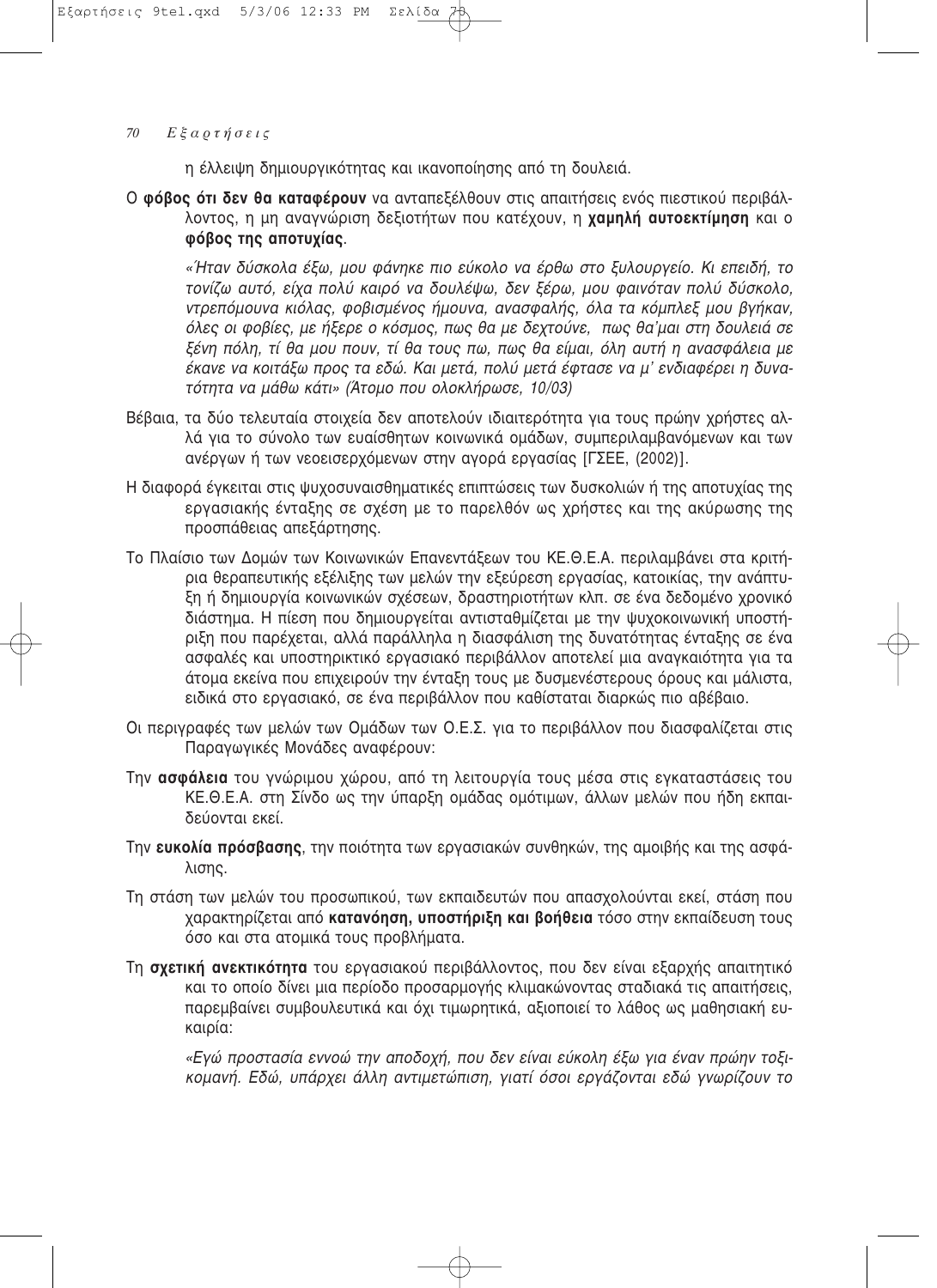η έλλειψη δημιουργικότητας και ικανοποίησης από τη δουλειά.

Ο **φόβος ότι δεν θα καταφέρουν** να ανταπεξέλθουν στις απαιτήσεις ενός πιεστικού περιβάλλοντος, η μη αναγνώριση δεξιοτήτων που κατέχουν, η **χαμηλή αυτοεκτίμηση** και ο **φόβος της αποτυχίας**.

> *«Ήταν δύσκολα έξω, μου φάνηκε πιο εύκολο να έρθω στο ξυλουργείο. Κι επειδή, το τονίζω αυτό, είχα πολύ καιρό να δουλέψω, δεν ξέρω, μου φαινόταν πολύ δύσκολο, ντρεπόμουνα κιόλας, φοβισμένος ήμουνα, ανασφαλής, όλα τα κόμπλεξ μου βγήκαν, όλες οι φοβίες, με ήξερε ο κόσμος, πως θα με δεχτούνε, πως θα'μαι στη δουλειά σε ξένη πόλη, τί θα μου πουν, τί θα τους πω, πως θα είμαι, όλη αυτή η ανασφάλεια με έκανε να κοιτάξω προς τα εδώ. Και μετά, πολύ μετά έφτασε να μ' ενδιαφέρει η δυνατότητα να μάθω κάτι» (Άτομο που ολοκλήρωσε, 10/03)*

Βέβαια, τα δύο τελευταία στοιχεία δεν αποτελούν ιδιαιτερότητα για τους πρώην χρήστες αλλά για το σύνολο των ευαίσθητων κοινωνικά ομάδων, συμπεριλαμβανόμενων και των ανέργων ή των νεοεισερχόμενων στην αγορά εργασίας [ΓΣΕΕ, (2002)].

Η διαφορά έγκειται στις ψυχοσυναισθηματικές επιπτώσεις των δυσκολιών ή της αποτυχίας της εργασιακής ένταξης σε σχέση με το παρελθόν ως χρήστες και της ακύρωσης της προσπάθειας απεξάρτησης.

Το Πλαίσιο των Δομών των Κοινωνικών Επανεντάξεων του ΚΕ.Θ.Ε.Α. περιλαμβάνει στα κριτήρια θεραπευτικής εξέλιξης των μελών την εξεύρεση εργασίας, κατοικίας, την ανάπτυξη ή δημιουργία κοινωνικών σχέσεων, δραστηριοτήτων κλπ. σε ένα δεδομένο χρονικό διάστημα. Η πίεση που δημιουργείται αντισταθμίζεται με την ψυχοκοινωνική υποστήριξη που παρέχεται, αλλά παράλληλα η διασφάλιση της δυνατότητας ένταξης σε ένα ασφαλές και υποστηρικτικό εργασιακό περιβάλλον αποτελεί μια αναγκαιότητα για τα άτομα εκείνα που επιχειρούν την ένταξη τους με δυσμενέστερους όρους και μάλιστα, ειδικά στο εργασιακό, σε ένα περιβάλλον που καθίσταται διαρκώς πιο αβέβαιο.

Οι περιγραφές των μελών των Ομάδων των Ο.Ε.Σ. για το περιβάλλον που διασφαλίζεται στις Παραγωγικές Μονάδες αναφέρουν:

Την **ασφάλεια** του γνώριμου χώρου, από τη λειτουργία τους μέσα στις εγκαταστάσεις του ΚΕ.Θ.Ε.Α. στη Σίνδο ως την ύπαρξη ομάδας ομότιμων, άλλων μελών που ήδη εκπαιδεύονται εκεί.

Την **ευκολία πρόσβασης**, την ποιότητα των εργασιακών συνθηκών, της αμοιβής και της ασφάλισης.

Τη στάση των μελών του προσωπικού, των εκπαιδευτών που απασχολούνται εκεί, στάση που χαρακτηρίζεται από **κατανόηση, υποστήριξη και βοήθεια** τόσο στην εκπαίδευση τους όσο και στα ατομικά τους προβλήματα.

Τη **σχετική ανεκτικότητα** του εργασιακού περιβάλλοντος, που δεν είναι εξαρχής απαιτητικό και το οποίο δίνει μια περίοδο προσαρμογής κλιμακώνοντας σταδιακά τις απαιτήσεις, παρεμβαίνει συμβουλευτικά και όχι τιμωρητικά, αξιοποιεί το λάθος ως μαθησιακή ευκαιρία:

> *«Εγώ προστασία εννοώ την αποδοχή, που δεν είναι εύκολη έξω για έναν πρώην τοξικομανή. Εδώ, υπάρχει άλλη αντιμετώπιση, γιατί όσοι εργάζονται εδώ γνωρίζουν το*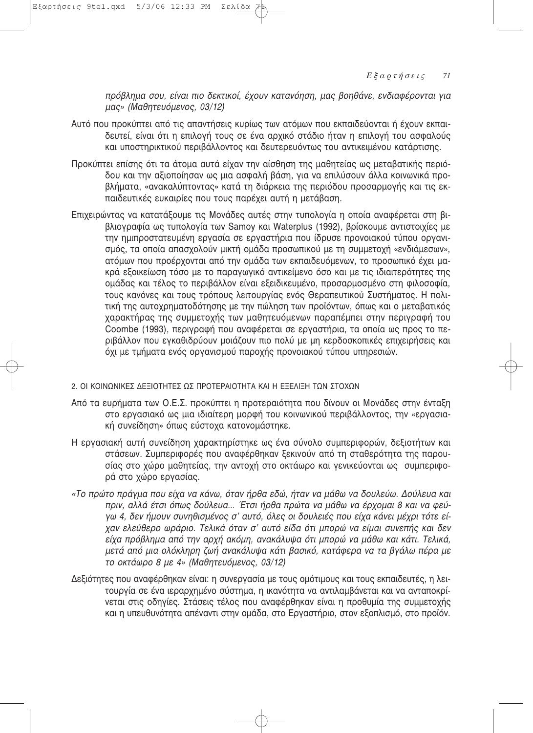*πρόβλημα σου, είναι πιο δεκτικοί, έχουν κατανόηση, μας βοηθάνε, ενδιαφέρονται για μας» (Μαθητευόμενος, 03/12)*

Αυτό που προκύπτει από τις απαντήσεις κυρίως των ατόμων που εκπαιδεύονται ή έχουν εκπαιδευτεί, είναι ότι η επιλογή τους σε ένα αρχικό στάδιο ήταν η επιλογή του ασφαλούς και υποστηρικτικού περιβάλλοντος και δευτερευόντως του αντικειμένου κατάρτισης.

Προκύπτει επίσης ότι τα άτομα αυτά είχαν την αίσθηση της μαθητείας ως μεταβατικής περιόδου και την αξιοποίησαν ως μια ασφαλή βάση, για να επιλύσουν άλλα κοινωνικά προβλήματα, «ανακαλύπτοντας» κατά τη διάρκεια της περιόδου προσαρμογής και τις εκπαιδευτικές ευκαιρίες που τους παρέχει αυτή η μετάβαση.

Επιχειρώντας να κατατάξουμε τις Μονάδες αυτές στην τυπολογία η οποία αναφέρεται στη βιβλιογραφία ως τυπολογία των Samoy και Waterplus (1992), βρίσκουμε αντιστοιχίες με την ημιπροστατευμένη εργασία σε εργαστήρια που ίδρυσε προνοιακού τύπου οργανισμός, τα οποία απασχολούν μικτή ομάδα προσωπικού με τη συμμετοχή «ενδιάμεσων», ατόμων που προέρχονται από την ομάδα των εκπαιδευόμενων, το προσωπικό έχει μακρά εξοικείωση τόσο με το παραγωγικό αντικείμενο όσο και με τις ιδιαιτερότητες της ομάδας και τέλος το περιβάλλον είναι εξειδικευμένο, προσαρμοσμένο στη φιλοσοφία, τους κανόνες και τους τρόπους λειτουργίας ενός Θεραπευτικού Συστήματος. Η πολιτική της αυτοχρηματοδότησης με την πώληση των προϊόντων, όπως και ο μεταβατικός χαρακτήρας της συμμετοχής των μαθητευόμενων παραπέμπει στην περιγραφή του Coombe (1993), περιγραφή που αναφέρεται σε εργαστήρια, τα οποία ως προς το περιβάλλον που εγκαθιδρύουν μοιάζουν πιο πολύ με μη κερδοσκοπικές επιχειρήσεις και όχι με τμήματα ενός οργανισμού παροχής προνοιακού τύπου υπηρεσιών.

## 2. ΟΙ ΚΟΙΝΩΝΙΚΕΣ ΔΕΞΙΟΤΗΤΕΣ ΩΣ ΠΡΟΤΕΡΑΙΟΤΗΤΑ ΚΑΙ Η ΕΞΕΛΙΞΗ ΤΩΝ ΣΤΟΧΩΝ

Από τα ευρήματα των Ο.Ε.Σ. προκύπτει η προτεραιότητα που δίνουν οι Μονάδες στην ένταξη στο εργασιακό ως μια ιδιαίτερη μορφή του κοινωνικού περιβάλλοντος, την «εργασιακή συνείδηση» όπως εύστοχα κατονομάστηκε.

Η εργασιακή αυτή συνείδηση χαρακτηρίστηκε ως ένα σύνολο συμπεριφορών, δεξιοτήτων και στάσεων. Συμπεριφορές που αναφέρθηκαν ξεκινούν από τη σταθερότητα της παρουσίας στο χώρο μαθητείας, την αντοχή στο οκτάωρο και γενικεύονται ως συμπεριφορά στο χώρο εργασίας.

*«Το πρώτο πράγμα που είχα να κάνω, όταν ήρθα εδώ, ήταν να μάθω να δουλεύω. Δούλευα και πριν, αλλά έτσι όπως δούλευα... Έτσι ήρθα πρώτα να μάθω να έρχομαι 8 και να φεύγω 4, δεν ήμουν συνηθισμένος σ' αυτό, όλες οι δουλειές που είχα κάνει μέχρι τότε είχαν ελεύθερο ωράριο. Τελικά όταν σ' αυτό είδα ότι μπορώ να είμαι συνεπής και δεν είχα πρόβλημα από την αρχή ακόμη, ανακάλυψα ότι μπορώ να μάθω και κάτι. Τελικά, μετά από μια ολόκληρη ζωή ανακάλυψα κάτι βασικό, κατάφερα να τα βγάλω πέρα με το οκτάωρο 8 με 4» (Μαθητευόμενος, 03/12)*

Δεξιότητες που αναφέρθηκαν είναι: η συνεργασία με τους ομότιμους και τους εκπαιδευτές, η λειτουργία σε ένα ιεραρχημένο σύστημα, η ικανότητα να αντιλαμβάνεται και να ανταποκρίνεται στις οδηγίες. Στάσεις τέλος που αναφέρθηκαν είναι η προθυμία της συμμετοχής και η υπευθυνότητα απέναντι στην ομάδα, στο Εργαστήριο, στον εξοπλισμό, στο προϊόν.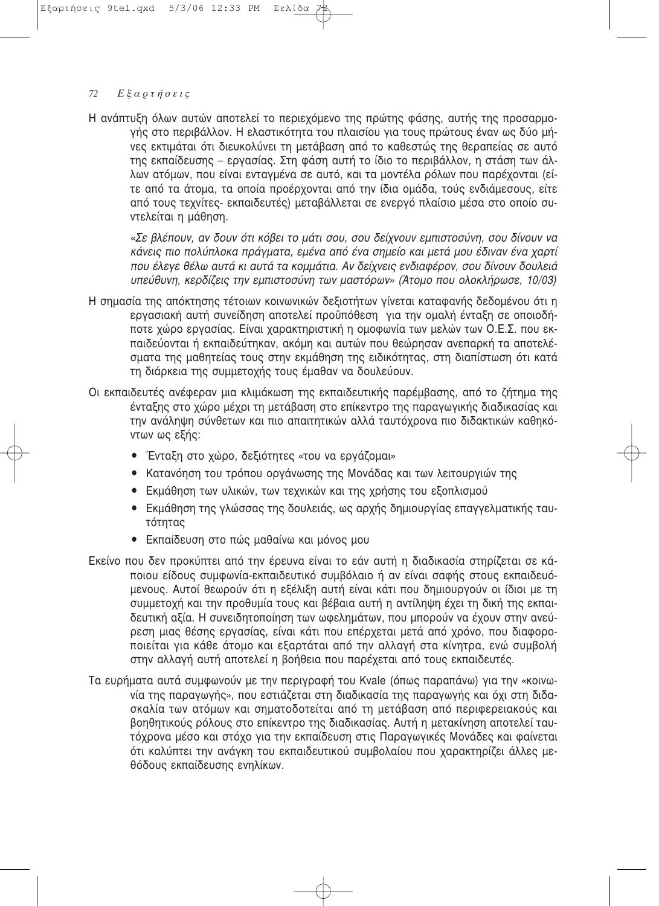Η ανάπτυξη όλων αυτών αποτελεί το περιεχόμενο της πρώτης φάσης, αυτής της προσαρμογής στο περιβάλλον. Η ελαστικότητα του πλαισίου για τους πρώτους έναν ως δύο μήνες εκτιμάται ότι διευκολύνει τη μετάβαση από το καθεστώς της θεραπείας σε αυτό της εκπαίδευσης – εργασίας. Στη φάση αυτή το ίδιο το περιβάλλον, η στάση των άλλων ατόμων, που είναι ενταγμένα σε αυτό, και τα μοντέλα ρόλων που παρέχονται (είτε από τα άτομα, τα οποία προέρχονται από την ίδια ομάδα, τούς ενδιάμεσους, είτε από τους τεχνίτες- εκπαιδευτές) μεταβάλλεται σε ενεργό πλαίσιο μέσα στο οποίο συντελείται η μάθηση.

*«Σε βλέπουν, αν δουν ότι κόβει το μάτι σου, σου δείχνουν εμπιστοσύνη, σου δίνουν να κάνεις πιο πολύπλοκα πράγματα, εμένα από ένα σημείο και μετά μου έδιναν ένα χαρτί που έλεγε θέλω αυτά κι αυτά τα κομμάτια. Αν δείχνεις ενδιαφέρον, σου δίνουν δουλειά υπεύθυνη, κερδίζεις την εμπιστοσύνη των μαστόρων» (Άτομο που ολοκλήρωσε, 10/03)*

Η σημασία της απόκτησης τέτοιων κοινωνικών δεξιοτήτων γίνεται καταφανής δεδομένου ότι η εργασιακή αυτή συνείδηση αποτελεί προϋπόθεση για την ομαλή ένταξη σε οποιοδήποτε χώρο εργασίας. Είναι χαρακτηριστική η ομοφωνία των μελών των Ο.Ε.Σ. που εκπαιδεύονται ή εκπαιδεύτηκαν, ακόμη και αυτών που θεώρησαν ανεπαρκή τα αποτελέσματα της μαθητείας τους στην εκμάθηση της ειδικότητας, στη διαπίστωση ότι κατά τη διάρκεια της συμμετοχής τους έμαθαν να δουλεύουν.

Οι εκπαιδευτές ανέφεραν μια κλιμάκωση της εκπαιδευτικής παρέμβασης, από το ζήτημα της ένταξης στο χώρο μέχρι τη μετάβαση στο επίκεντρο της παραγωγικής διαδικασίας και την ανάληψη σύνθετων και πιο απαιτητικών αλλά ταυτόχρονα πιο διδακτικών καθηκόντων ως εξής:

- Ένταξη στο χώρο, δεξιότητες «του να εργάζομαι»
- Κατανόηση του τρόπου οργάνωσης της Μονάδας και των λειτουργιών της
- Εκμάθηση των υλικών, των τεχνικών και της χρήσης του εξοπλισμού
- Εκμάθηση της γλώσσας της δουλειάς, ως αρχής δημιουργίας επαγγελματικής ταυτότητας
- Εκπαίδευση στο πώς μαθαίνω και μόνος μου

Εκείνο που δεν προκύπτει από την έρευνα είναι το εάν αυτή η διαδικασία στηρίζεται σε κάποιου είδους συμφωνία-εκπαιδευτικό συμβόλαιο ή αν είναι σαφής στους εκπαιδευόμενους. Αυτοί θεωρούν ότι η εξέλιξη αυτή είναι κάτι που δημιουργούν οι ίδιοι με τη συμμετοχή και την προθυμία τους και βέβαια αυτή η αντίληψη έχει τη δική της εκπαιδευτική αξία. Η συνειδητοποίηση των ωφελημάτων, που μπορούν να έχουν στην ανεύρεση μιας θέσης εργασίας, είναι κάτι που επέρχεται μετά από χρόνο, που διαφοροποιείται για κάθε άτομο και εξαρτάται από την αλλαγή στα κίνητρα, ενώ συμβολή στην αλλαγή αυτή αποτελεί η βοήθεια που παρέχεται από τους εκπαιδευτές.

Τα ευρήματα αυτά συμφωνούν με την περιγραφή του Kvale (όπως παραπάνω) για την «κοινωνία της παραγωγής», που εστιάζεται στη διαδικασία της παραγωγής και όχι στη διδασκαλία των ατόμων και σηματοδοτείται από τη μετάβαση από περιφερειακούς και βοηθητικούς ρόλους στο επίκεντρο της διαδικασίας. Αυτή η μετακίνηση αποτελεί ταυτόχρονα μέσο και στόχο για την εκπαίδευση στις Παραγωγικές Μονάδες και φαίνεται ότι καλύπτει την ανάγκη του εκπαιδευτικού συμβολαίου που χαρακτηρίζει άλλες μεθόδους εκπαίδευσης ενηλίκων.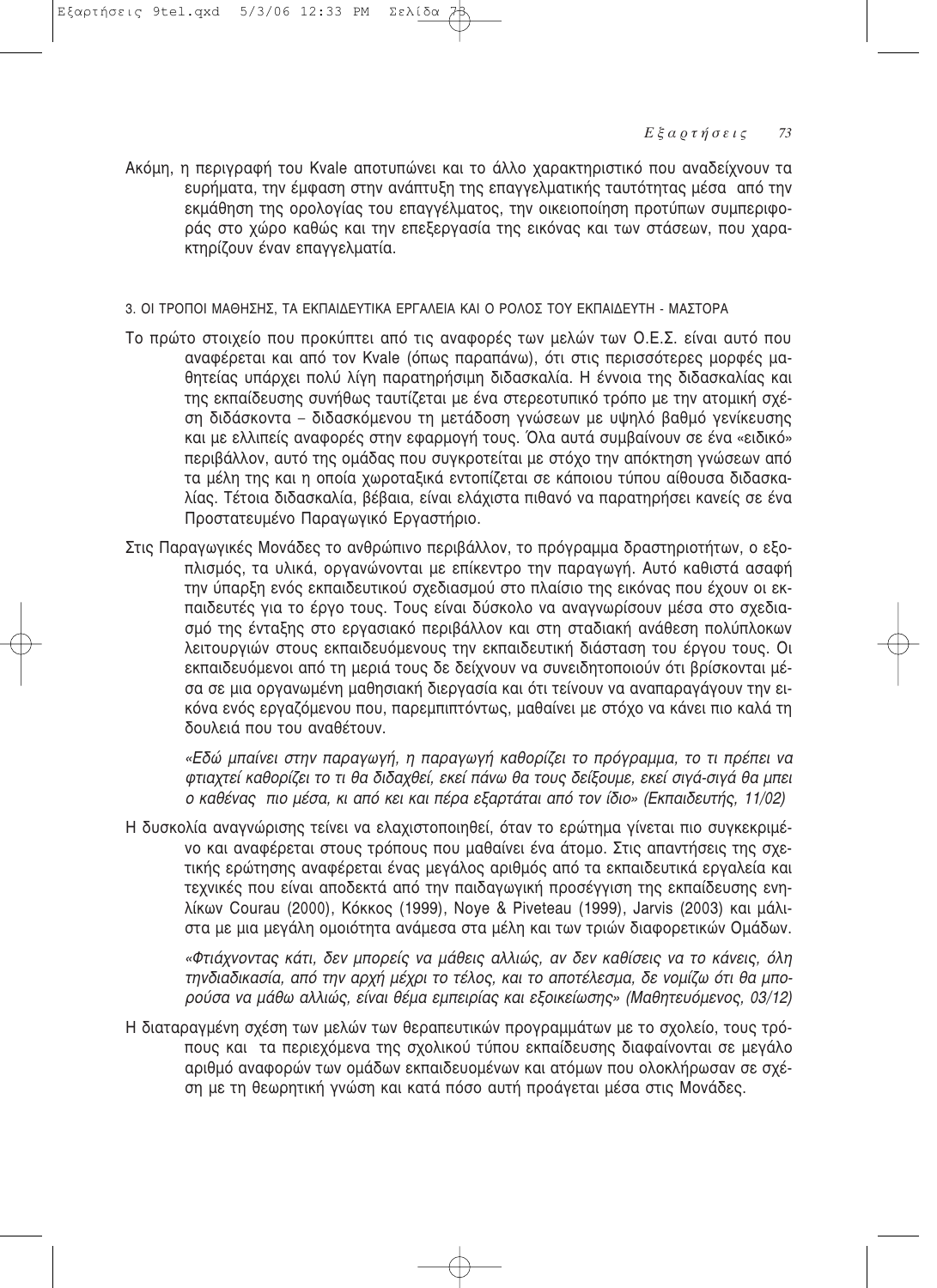Ακόμη, η περιγραφή του Kvale αποτυπώνει και το άλλο χαρακτηριστικό που αναδείχνουν τα ευρήματα, την έμφαση στην ανάπτυξη της επαγγελματικής ταυτότητας μέσα από την εκμάθηση της ορολογίας του επαγγέλματος, την οικειοποίηση προτύπων συμπεριφοράς στο χώρο καθώς και την επεξεργασία της εικόνας και των στάσεων, που χαρακτηρίζουν έναν επαγγελματία.

### 3. ΟΙ ΤΡΟΠΟΙ ΜΑΘΗΣΗΣ, ΤΑ ΕΚΠΑΙΔΕΥΤΙΚΑ ΕΡΓΑΛΕΙΑ ΚΑΙ Ο ΡΟΛΟΣ ΤΟΥ ΕΚΠΑΙΔΕΥΤΗ - ΜΑΣΤΟΡΑ

Το πρώτο στοιχείο που προκύπτει από τις αναφορές των μελών των Ο.Ε.Σ. είναι αυτό που αναφέρεται και από τον Kvale (όπως παραπάνω), ότι στις περισσότερες μορφές μαθητείας υπάρχει πολύ λίγη παρατηρήσιμη διδασκαλία. Η έννοια της διδασκαλίας και της εκπαίδευσης συνήθως ταυτίζεται με ένα στερεοτυπικό τρόπο με την ατομική σχέση διδάσκοντα – διδασκόμενου τη μετάδοση γνώσεων με υψηλό βαθμό γενίκευσης και με ελλιπείς αναφορές στην εφαρμογή τους. Όλα αυτά συμβαίνουν σε ένα «ειδικό» περιβάλλον, αυτό της ομάδας που συγκροτείται με στόχο την απόκτηση γνώσεων από τα μέλη της και η οποία χωροταξικά εντοπίζεται σε κάποιου τύπου αίθουσα διδασκαλίας. Τέτοια διδασκαλία, βέβαια, είναι ελάχιστα πιθανό να παρατηρήσει κανείς σε ένα Προστατευμένο Παραγωγικό Εργαστήριο.

Στις Παραγωγικές Μονάδες το ανθρώπινο περιβάλλον, το πρόγραμμα δραστηριοτήτων, ο εξοπλισμός, τα υλικά, οργανώνονται με επίκεντρο την παραγωγή. Αυτό καθιστά ασαφή την ύπαρξη ενός εκπαιδευτικού σχεδιασμού στο πλαίσιο της εικόνας που έχουν οι εκπαιδευτές για το έργο τους. Τους είναι δύσκολο να αναγνωρίσουν μέσα στο σχεδιασμό της ένταξης στο εργασιακό περιβάλλον και στη σταδιακή ανάθεση πολύπλοκων λειτουργιών στους εκπαιδευόμενους την εκπαιδευτική διάσταση του έργου τους. Οι εκπαιδευόμενοι από τη μεριά τους δε δείχνουν να συνειδητοποιούν ότι βρίσκονται μέσα σε μια οργανωμένη μαθησιακή διεργασία και ότι τείνουν να αναπαραγάγουν την εικόνα ενός εργαζόμενου που, παρεμπιπτόντως, μαθαίνει με στόχο να κάνει πιο καλά τη δουλειά που του αναθέτουν.

> *«Εδώ μπαίνει στην παραγωγή, η παραγωγή καθορίζει το πρόγραμμα, το τι πρέπει να φτιαχτεί καθορίζει το τι θα διδαχθεί, εκεί πάνω θα τους δείξουμε, εκεί σιγά-σιγά θα μπει ο καθένας πιο μέσα, κι από κει και πέρα εξαρτάται από τον ίδιο» (Εκπαιδευτής, 11/02)*

Η δυσκολία αναγνώρισης τείνει να ελαχιστοποιηθεί, όταν το ερώτημα γίνεται πιο συγκεκριμένο και αναφέρεται στους τρόπους που μαθαίνει ένα άτομο. Στις απαντήσεις της σχετικής ερώτησης αναφέρεται ένας μεγάλος αριθμός από τα εκπαιδευτικά εργαλεία και τεχνικές που είναι αποδεκτά από την παιδαγωγική προσέγγιση της εκπαίδευσης ενηλίκων Courau (2000), Κόκκος (1999), Noye & Piveteau (1999), Jarvis (2003) και μάλιστα με μια μεγάλη ομοιότητα ανάμεσα στα μέλη και των τριών διαφορετικών Ομάδων.

> *«Φτιάχνοντας κάτι, δεν μπορείς να μάθεις αλλιώς, αν δεν καθίσεις να το κάνεις, όλη τηνδιαδικασία, από την αρχή μέχρι το τέλος, και το αποτέλεσμα, δε νομίζω ότι θα μπορούσα να μάθω αλλιώς, είναι θέμα εμπειρίας και εξοικείωσης» (Μαθητευόμενος, 03/12)*

Η διαταραγμένη σχέση των μελών των θεραπευτικών προγραμμάτων με το σχολείο, τους τρόπους και τα περιεχόμενα της σχολικού τύπου εκπαίδευσης διαφαίνονται σε μεγάλο αριθμό αναφορών των ομάδων εκπαιδευομένων και ατόμων που ολοκλήρωσαν σε σχέση με τη θεωρητική γνώση και κατά πόσο αυτή προάγεται μέσα στις Μονάδες.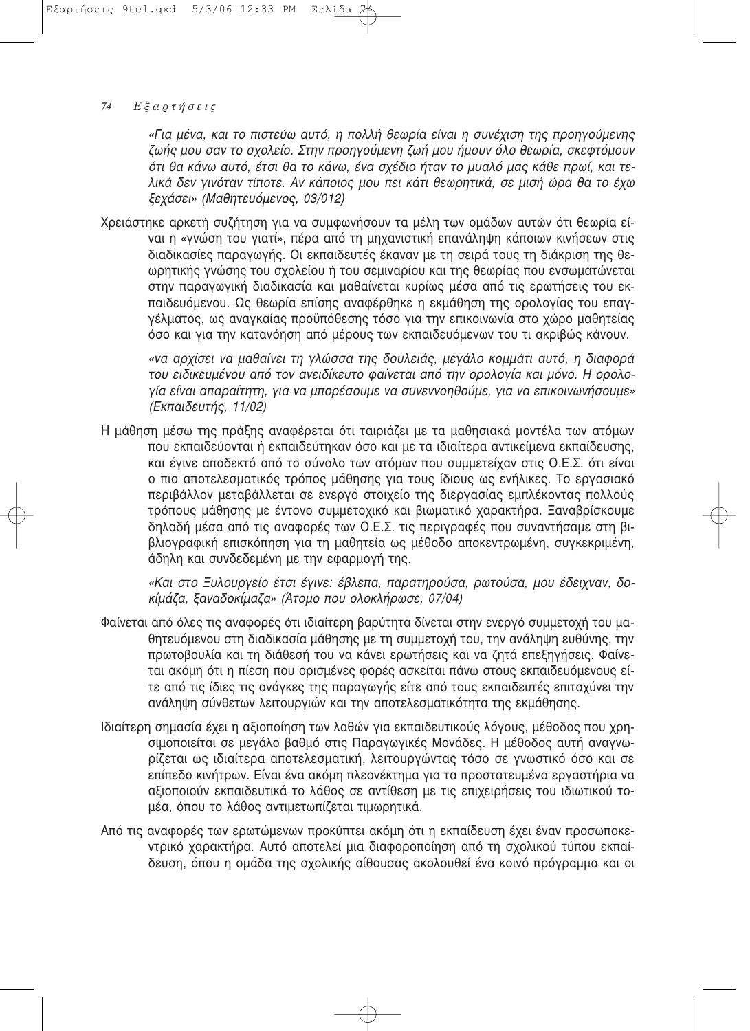*«Για μένα, και το πιστεύω αυτό, η πολλή θεωρία είναι η συνέχιση της προηγούμενης ζωής μου σαν το σχολείο. Στην προηγούμενη ζωή μου ήμουν όλο θεωρία, σκεφτόμουν ότι θα κάνω αυτό, έτσι θα το κάνω, ένα σχέδιο ήταν το μυαλό μας κάθε πρωί, και τελικά δεν γινόταν τίποτε. Αν κάποιος μου πει κάτι θεωρητικά, σε μισή ώρα θα το έχω ξεχάσει» (Μαθητευόμενος, 03/012)*

Χρειάστηκε αρκετή συζήτηση για να συμφωνήσουν τα μέλη των ομάδων αυτών ότι θεωρία είναι η «γνώση του γιατί», πέρα από τη μηχανιστική επανάληψη κάποιων κινήσεων στις διαδικασίες παραγωγής. Οι εκπαιδευτές έκαναν με τη σειρά τους τη διάκριση της θεωρητικής γνώσης του σχολείου ή του σεμιναρίου και της θεωρίας που ενσωματώνεται στην παραγωγική διαδικασία και μαθαίνεται κυρίως μέσα από τις ερωτήσεις του εκπαιδευόμενου. Ως θεωρία επίσης αναφέρθηκε η εκμάθηση της ορολογίας του επαγγέλματος, ως αναγκαίας προϋπόθεσης τόσο για την επικοινωνία στο χώρο μαθητείας όσο και για την κατανόηση από μέρους των εκπαιδευόμενων του τι ακριβώς κάνουν.

*«να αρχίσει να μαθαίνει τη γλώσσα της δουλειάς, μεγάλο κομμάτι αυτό, η διαφορά του ειδικευμένου από τον ανειδίκευτο φαίνεται από την ορολογία και μόνο. Η ορολογία είναι απαραίτητη, για να μπορέσουμε να συνεννοηθούμε, για να επικοινωνήσουμε» (Εκπαιδευτής, 11/02)*

Η μάθηση μέσω της πράξης αναφέρεται ότι ταιριάζει με τα μαθησιακά μοντέλα των ατόμων που εκπαιδεύονται ή εκπαιδεύτηκαν όσο και με τα ιδιαίτερα αντικείμενα εκπαίδευσης, και έγινε αποδεκτό από το σύνολο των ατόμων που συμμετείχαν στις Ο.Ε.Σ. ότι είναι ο πιο αποτελεσματικός τρόπος μάθησης για τους ίδιους ως ενήλικες. Το εργασιακό περιβάλλον μεταβάλλεται σε ενεργό στοιχείο της διεργασίας εμπλέκοντας πολλούς τρόπους μάθησης με έντονο συμμετοχικό και βιωματικό χαρακτήρα. Ξαναβρίσκουμε δηλαδή μέσα από τις αναφορές των Ο.Ε.Σ. τις περιγραφές που συναντήσαμε στη βιβλιογραφική επισκόπηση για τη μαθητεία ως μέθοδο αποκεντρωμένη, συγκεκριμένη, άδηλη και συνδεδεμένη με την εφαρμογή της.

*«Και στο Ξυλουργείο έτσι έγινε: έβλεπα, παρατηρούσα, ρωτούσα, μου έδειχναν, δοκίμαζα, ξαναδοκίμαζα» (Άτομο που ολοκλήρωσε, 07/04)*

Φαίνεται από όλες τις αναφορές ότι ιδιαίτερη βαρύτητα δίνεται στην ενεργό συμμετοχή του μαθητευόμενου στη διαδικασία μάθησης με τη συμμετοχή του, την ανάληψη ευθύνης, την πρωτοβουλία και τη διάθεσή του να κάνει ερωτήσεις και να ζητά επεξηγήσεις. Φαίνεται ακόμη ότι η πίεση που ορισμένες φορές ασκείται πάνω στους εκπαιδευόμενους είτε από τις ίδιες τις ανάγκες της παραγωγής είτε από τους εκπαιδευτές επιταχύνει την ανάληψη σύνθετων λειτουργιών και την αποτελεσματικότητα της εκμάθησης.

Ιδιαίτερη σημασία έχει η αξιοποίηση των λαθών για εκπαιδευτικούς λόγους, μέθοδος που χρησιμοποιείται σε μεγάλο βαθμό στις Παραγωγικές Μονάδες. Η μέθοδος αυτή αναγνωρίζεται ως ιδιαίτερα αποτελεσματική, λειτουργώντας τόσο σε γνωστικό όσο και σε επίπεδο κινήτρων. Είναι ένα ακόμη πλεονέκτημα για τα προστατευμένα εργαστήρια να αξιοποιούν εκπαιδευτικά το λάθος σε αντίθεση με τις επιχειρήσεις του ιδιωτικού τομέα, όπου το λάθος αντιμετωπίζεται τιμωρητικά.

Από τις αναφορές των ερωτώμενων προκύπτει ακόμη ότι η εκπαίδευση έχει έναν προσωποκεντρικό χαρακτήρα. Αυτό αποτελεί μια διαφοροποίηση από τη σχολικού τύπου εκπαίδευση, όπου η ομάδα της σχολικής αίθουσας ακολουθεί ένα κοινό πρόγραμμα και οι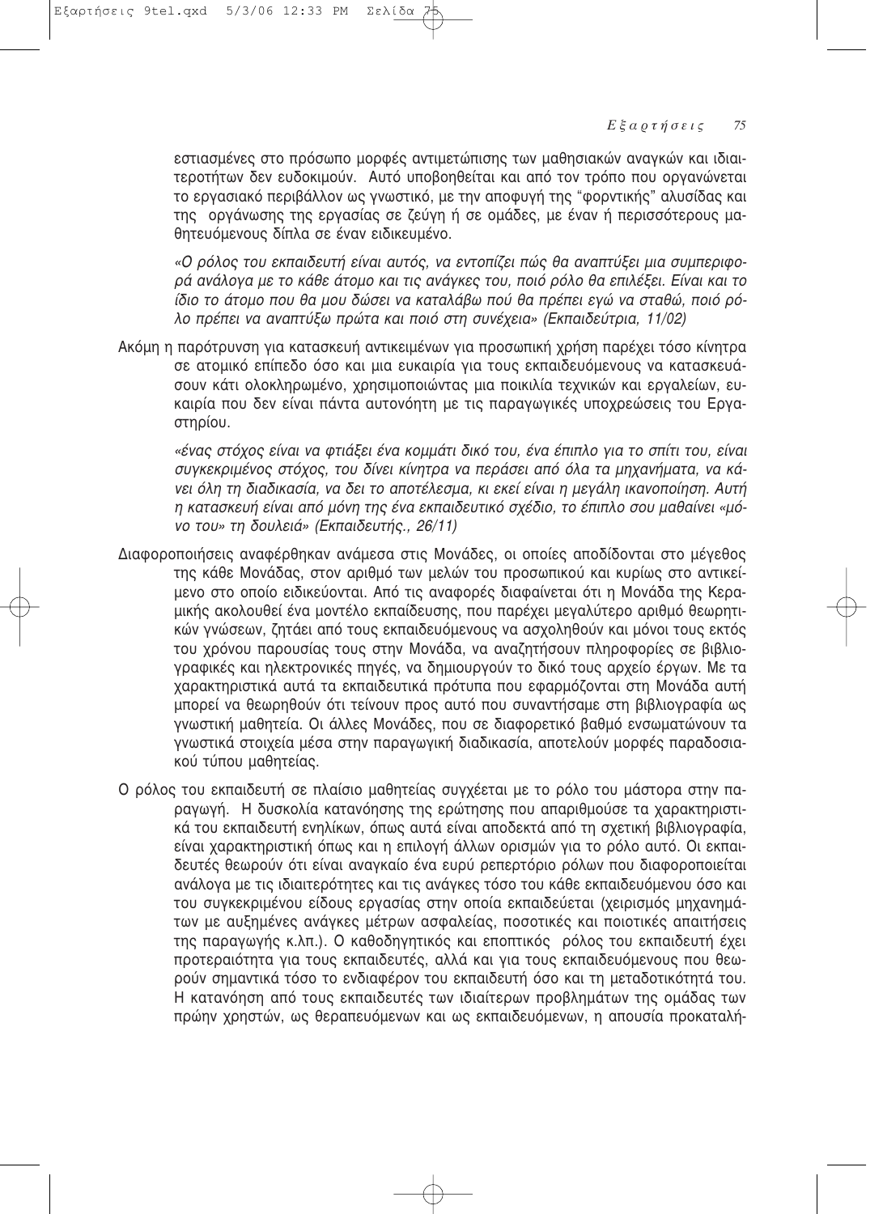εστιασμένες στο πρόσωπο μορφές αντιμετώπισης των μαθησιακών αναγκών και ιδιαιτεροτήτων δεν ευδοκιμούν. Αυτό υποβοηθείται και από τον τρόπο που οργανώνεται το εργασιακό περιβάλλον ως γνωστικό, με την αποφυγή της "φορντικής" αλυσίδας και της οργάνωσης της εργασίας σε ζεύγη ή σε ομάδες, με έναν ή περισσότερους μαθητευόμενους δίπλα σε έναν ειδικευμένο.

*«Ο ρόλος του εκπαιδευτή είναι αυτός, να εντοπίζει πώς θα αναπτύξει μια συμπεριφορά ανάλογα με το κάθε άτομο και τις ανάγκες του, ποιό ρόλο θα επιλέξει. Είναι και το ίδιο το άτομο που θα μου δώσει να καταλάβω πού θα πρέπει εγώ να σταθώ, ποιό ρόλο πρέπει να αναπτύξω πρώτα και ποιό στη συνέχεια» (Εκπαιδεύτρια, 11/02)*

Ακόμη η παρότρυνση για κατασκευή αντικειμένων για προσωπική χρήση παρέχει τόσο κίνητρα σε ατομικό επίπεδο όσο και μια ευκαιρία για τους εκπαιδευόμενους να κατασκευάσουν κάτι ολοκληρωμένο, χρησιμοποιώντας μια ποικιλία τεχνικών και εργαλείων, ευκαιρία που δεν είναι πάντα αυτονόητη με τις παραγωγικές υποχρεώσεις του Εργαστηρίου.

*«ένας στόχος είναι να φτιάξει ένα κομμάτι δικό του, ένα έπιπλο για το σπίτι του, είναι συγκεκριμένος στόχος, του δίνει κίνητρα να περάσει από όλα τα μηχανήματα, να κάνει όλη τη διαδικασία, να δει το αποτέλεσμα, κι εκεί είναι η μεγάλη ικανοποίηση. Αυτή η κατασκευή είναι από μόνη της ένα εκπαιδευτικό σχέδιο, το έπιπλο σου μαθαίνει «μόνο του» τη δουλειά» (Εκπαιδευτής., 26/11)*

Διαφοροποιήσεις αναφέρθηκαν ανάμεσα στις Μονάδες, οι οποίες αποδίδονται στο μέγεθος της κάθε Μονάδας, στον αριθμό των μελών του προσωπικού και κυρίως στο αντικείμενο στο οποίο ειδικεύονται. Από τις αναφορές διαφαίνεται ότι η Μονάδα της Κεραμικής ακολουθεί ένα μοντέλο εκπαίδευσης, που παρέχει μεγαλύτερο αριθμό θεωρητικών γνώσεων, ζητάει από τους εκπαιδευόμενους να ασχοληθούν και μόνοι τους εκτός του χρόνου παρουσίας τους στην Μονάδα, να αναζητήσουν πληροφορίες σε βιβλιογραφικές και ηλεκτρονικές πηγές, να δημιουργούν το δικό τους αρχείο έργων. Με τα χαρακτηριστικά αυτά τα εκπαιδευτικά πρότυπα που εφαρμόζονται στη Μονάδα αυτή μπορεί να θεωρηθούν ότι τείνουν προς αυτό που συναντήσαμε στη βιβλιογραφία ως γνωστική μαθητεία. Οι άλλες Μονάδες, που σε διαφορετικό βαθμό ενσωματώνουν τα γνωστικά στοιχεία μέσα στην παραγωγική διαδικασία, αποτελούν μορφές παραδοσιακού τύπου μαθητείας.

Ο ρόλος του εκπαιδευτή σε πλαίσιο μαθητείας συγχέεται με το ρόλο του μάστορα στην παραγωγή. Η δυσκολία κατανόησης της ερώτησης που απαριθμούσε τα χαρακτηριστικά του εκπαιδευτή ενηλίκων, όπως αυτά είναι αποδεκτά από τη σχετική βιβλιογραφία, είναι χαρακτηριστική όπως και η επιλογή άλλων ορισμών για το ρόλο αυτό. Οι εκπαιδευτές θεωρούν ότι είναι αναγκαίο ένα ευρύ ρεπερτόριο ρόλων που διαφοροποιείται ανάλογα με τις ιδιαιτερότητες και τις ανάγκες τόσο του κάθε εκπαιδευόμενου όσο και του συγκεκριμένου είδους εργασίας στην οποία εκπαιδεύεται (χειρισμός μηχανημάτων με αυξημένες ανάγκες μέτρων ασφαλείας, ποσοτικές και ποιοτικές απαιτήσεις της παραγωγής κ.λπ.). Ο καθοδηγητικός και εποπτικός ρόλος του εκπαιδευτή έχει προτεραιότητα για τους εκπαιδευτές, αλλά και για τους εκπαιδευόμενους που θεωρούν σημαντικά τόσο το ενδιαφέρον του εκπαιδευτή όσο και τη μεταδοτικότητά του. Η κατανόηση από τους εκπαιδευτές των ιδιαίτερων προβλημάτων της ομάδας των πρώην χρηστών, ως θεραπευόμενων και ως εκπαιδευόμενων, η απουσία προκαταλή-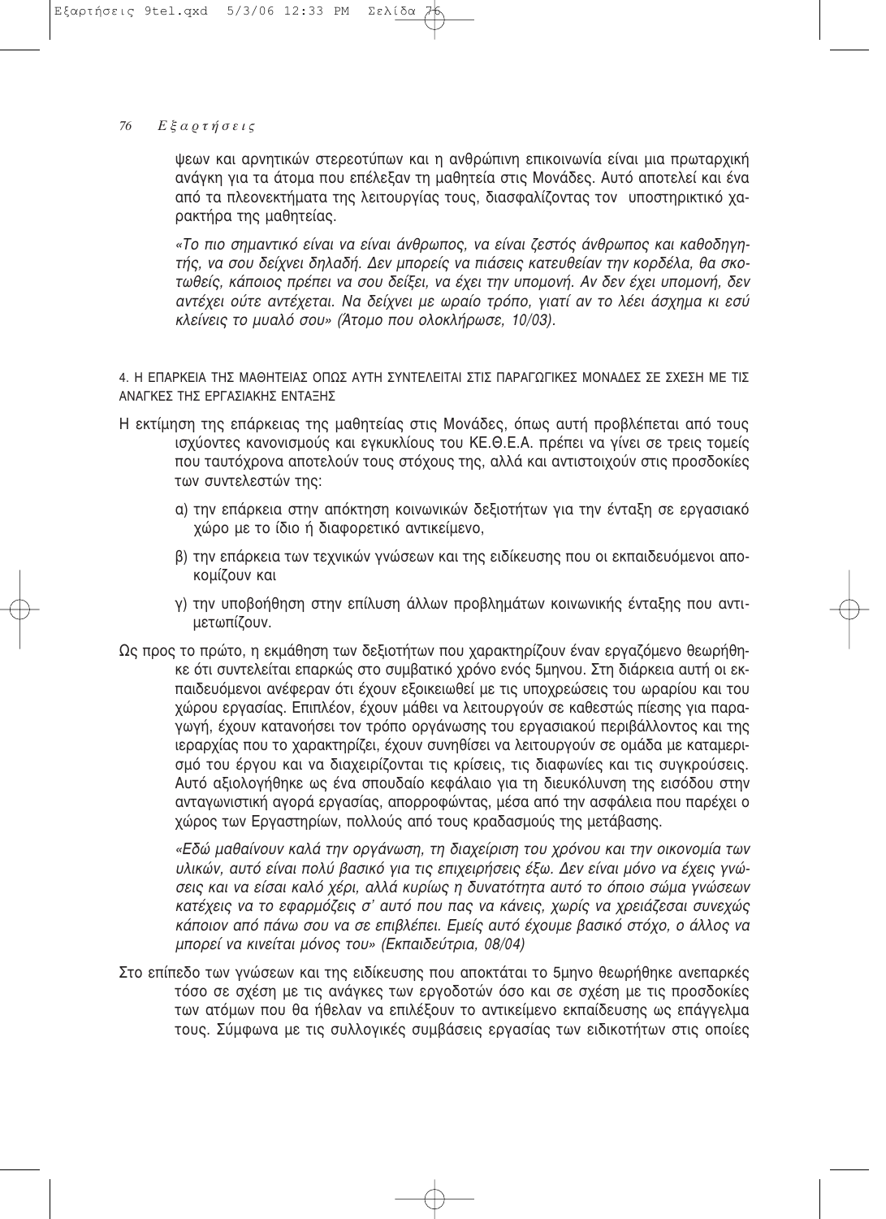ψεων και αρνητικών στερεοτύπων και η ανθρώπινη επικοινωνία είναι μια πρωταρχική ανάγκη για τα άτομα που επέλεξαν τη μαθητεία στις Μονάδες. Αυτό αποτελεί και ένα από τα πλεονεκτήματα της λειτουργίας τους, διασφαλίζοντας τον υποστηρικτικό χαρακτήρα της μαθητείας.

*«Το πιο σημαντικό είναι να είναι άνθρωπος, να είναι ζεστός άνθρωπος και καθοδηγητής, να σου δείχνει δηλαδή. Δεν μπορείς να πιάσεις κατευθείαν την κορδέλα, θα σκοτωθείς, κάποιος πρέπει να σου δείξει, να έχει την υπομονή. Αν δεν έχει υπομονή, δεν αντέχει ούτε αντέχεται. Να δείχνει με ωραίο τρόπο, γιατί αν το λέει άσχημα κι εσύ κλείνεις το μυαλό σου» (Άτομο που ολοκλήρωσε, 10/03).*

#### 4. Η ΕΠΑΡΚΕΙΑ ΤΗΣ ΜΑΘΗΤΕΙΑΣ ΟΠΩΣ ΑΥΤΗ ΣΥΝΤΕΛΕΙΤΑΙ ΣΤΙΣ ΠΑΡΑΓΩΓΙΚΕΣ ΜΟΝΑΔΕΣ ΣΕ ΣΧΕΣΗ ΜΕ ΤΙΣ ΑΝΑΓΚΕΣ ΤΗΣ ΕΡΓΑΣΙΑΚΗΣ ΕΝΤΑΞΗΣ

Η εκτίμηση της επάρκειας της μαθητείας στις Μονάδες, όπως αυτή προβλέπεται από τους ισχύοντες κανονισμούς και εγκυκλίους του ΚΕ.Θ.Ε.Α. πρέπει να γίνει σε τρεις τομείς που ταυτόχρονα αποτελούν τους στόχους της, αλλά και αντιστοιχούν στις προσδοκίες των συντελεστών της:

α) την επάρκεια στην απόκτηση κοινωνικών δεξιοτήτων για την ένταξη σε εργασιακό χώρο με το ίδιο ή διαφορετικό αντικείμενο,

β) την επάρκεια των τεχνικών γνώσεων και της ειδίκευσης που οι εκπαιδευόμενοι αποκομίζουν και

γ) την υποβοήθηση στην επίλυση άλλων προβλημάτων κοινωνικής ένταξης που αντιμετωπίζουν.

Ως προς το πρώτο, η εκμάθηση των δεξιοτήτων που χαρακτηρίζουν έναν εργαζόμενο θεωρήθηκε ότι συντελείται επαρκώς στο συμβατικό χρόνο ενός 5μηνου. Στη διάρκεια αυτή οι εκπαιδευόμενοι ανέφεραν ότι έχουν εξοικειωθεί με τις υποχρεώσεις του ωραρίου και του χώρου εργασίας. Επιπλέον, έχουν μάθει να λειτουργούν σε καθεστώς πίεσης για παραγωγή, έχουν κατανοήσει τον τρόπο οργάνωσης του εργασιακού περιβάλλοντος και της ιεραρχίας που το χαρακτηρίζει, έχουν συνηθίσει να λειτουργούν σε ομάδα με καταμερισμό του έργου και να διαχειρίζονται τις κρίσεις, τις διαφωνίες και τις συγκρούσεις. Αυτό αξιολογήθηκε ως ένα σπουδαίο κεφάλαιο για τη διευκόλυνση της εισόδου στην ανταγωνιστική αγορά εργασίας, απορροφώντας, μέσα από την ασφάλεια που παρέχει ο χώρος των Εργαστηρίων, πολλούς από τους κραδασμούς της μετάβασης.

*«Εδώ μαθαίνουν καλά την οργάνωση, τη διαχείριση του χρόνου και την οικονομία των υλικών, αυτό είναι πολύ βασικό για τις επιχειρήσεις έξω. Δεν είναι μόνο να έχεις γνώσεις και να είσαι καλό χέρι, αλλά κυρίως η δυνατότητα αυτό το όποιο σώμα γνώσεων κατέχεις να το εφαρμόζεις σ' αυτό που πας να κάνεις, χωρίς να χρειάζεσαι συνεχώς κάποιον από πάνω σου να σε επιβλέπει. Εμείς αυτό έχουμε βασικό στόχο, ο άλλος να μπορεί να κινείται μόνος του» (Εκπαιδεύτρια, 08/04)*

Στο επίπεδο των γνώσεων και της ειδίκευσης που αποκτάται το 5μηνο θεωρήθηκε ανεπαρκές τόσο σε σχέση με τις ανάγκες των εργοδοτών όσο και σε σχέση με τις προσδοκίες των ατόμων που θα ήθελαν να επιλέξουν το αντικείμενο εκπαίδευσης ως επάγγελμα τους. Σύμφωνα με τις συλλογικές συμβάσεις εργασίας των ειδικοτήτων στις οποίες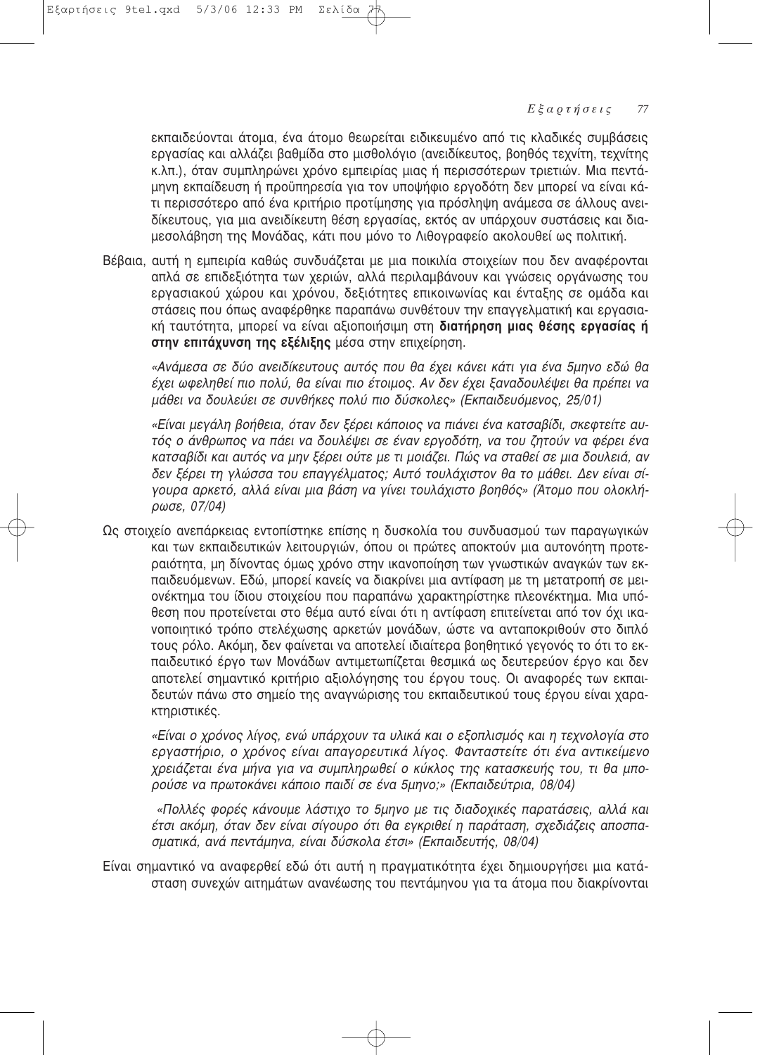εκπαιδεύονται άτομα, ένα άτομο θεωρείται ειδικευμένο από τις κλαδικές συμβάσεις εργασίας και αλλάζει βαθμίδα στο μισθολόγιο (ανειδίκευτος, βοηθός τεχνίτη, τεχνίτης κ.λπ.), όταν συμπληρώνει χρόνο εμπειρίας μιας ή περισσότερων τριετιών. Μια πεντάμηνη εκπαίδευση ή προϋπηρεσία για τον υποψήφιο εργοδότη δεν μπορεί να είναι κάτι περισσότερο από ένα κριτήριο προτίμησης για πρόσληψη ανάμεσα σε άλλους ανειδίκευτους, για μια ανειδίκευτη θέση εργασίας, εκτός αν υπάρχουν συστάσεις και διαμεσολάβηση της Μονάδας, κάτι που μόνο το Λιθογραφείο ακολουθεί ως πολιτική.

Βέβαια, αυτή η εμπειρία καθώς συνδυάζεται με μια ποικιλία στοιχείων που δεν αναφέρονται απλά σε επιδεξιότητα των χεριών, αλλά περιλαμβάνουν και γνώσεις οργάνωσης του εργασιακού χώρου και χρόνου, δεξιότητες επικοινωνίας και ένταξης σε ομάδα και στάσεις που όπως αναφέρθηκε παραπάνω συνθέτουν την επαγγελματική και εργασιακή ταυτότητα, μπορεί να είναι αξιοποιήσιμη στη **διατήρηση μιας θέσης εργασίας ή στην επιτάχυνση της εξέλιξης** μέσα στην επιχείρηση.

*«Ανάμεσα σε δύο ανειδίκευτους αυτός που θα έχει κάνει κάτι για ένα 5μηνο εδώ θα έχει ωφεληθεί πιο πολύ, θα είναι πιο έτοιμος. Αν δεν έχει ξαναδουλέψει θα πρέπει να μάθει να δουλεύει σε συνθήκες πολύ πιο δύσκολες» (Εκπαιδευόμενος, 25/01)*

*«Είναι μεγάλη βοήθεια, όταν δεν ξέρει κάποιος να πιάνει ένα κατσαβίδι, σκεφτείτε αυτός ο άνθρωπος να πάει να δουλέψει σε έναν εργοδότη, να του ζητούν να φέρει ένα κατσαβίδι και αυτός να μην ξέρει ούτε με τι μοιάζει. Πώς να σταθεί σε μια δουλειά, αν δεν ξέρει τη γλώσσα του επαγγέλματος; Αυτό τουλάχιστον θα το μάθει. Δεν είναι σίγουρα αρκετό, αλλά είναι μια βάση να γίνει τουλάχιστο βοηθός» (Άτομο που ολοκλήρωσε, 07/04)*

Ως στοιχείο ανεπάρκειας εντοπίστηκε επίσης η δυσκολία του συνδυασμού των παραγωγικών και των εκπαιδευτικών λειτουργιών, όπου οι πρώτες αποκτούν μια αυτονόητη προτεραιότητα, μη δίνοντας όμως χρόνο στην ικανοποίηση των γνωστικών αναγκών των εκπαιδευόμενων. Εδώ, μπορεί κανείς να διακρίνει μια αντίφαση με τη μετατροπή σε μειονέκτημα του ίδιου στοιχείου που παραπάνω χαρακτηρίστηκε πλεονέκτημα. Μια υπόθεση που προτείνεται στο θέμα αυτό είναι ότι η αντίφαση επιτείνεται από τον όχι ικανοποιητικό τρόπο στελέχωσης αρκετών μονάδων, ώστε να ανταποκριθούν στο διπλό τους ρόλο. Ακόμη, δεν φαίνεται να αποτελεί ιδιαίτερα βοηθητικό γεγονός το ότι το εκπαιδευτικό έργο των Μονάδων αντιμετωπίζεται θεσμικά ως δευτερεύον έργο και δεν αποτελεί σημαντικό κριτήριο αξιολόγησης του έργου τους. Οι αναφορές των εκπαιδευτών πάνω στο σημείο της αναγνώρισης του εκπαιδευτικού τους έργου είναι χαρακτηριστικές.

*«Είναι ο χρόνος λίγος, ενώ υπάρχουν τα υλικά και ο εξοπλισμός και η τεχνολογία στο εργαστήριο, ο χρόνος είναι απαγορευτικά λίγος. Φανταστείτε ότι ένα αντικείμενο χρειάζεται ένα μήνα για να συμπληρωθεί ο κύκλος της κατασκευής του, τι θα μπορούσε να πρωτοκάνει κάποιο παιδί σε ένα 5μηνο;» (Εκπαιδεύτρια, 08/04)*

*«Πολλές φορές κάνουμε λάστιχο το 5μηνο με τις διαδοχικές παρατάσεις, αλλά και έτσι ακόμη, όταν δεν είναι σίγουρο ότι θα εγκριθεί η παράταση, σχεδιάζεις αποσπασματικά, ανά πεντάμηνα, είναι δύσκολα έτσι» (Εκπαιδευτής, 08/04)*

Είναι σημαντικό να αναφερθεί εδώ ότι αυτή η πραγματικότητα έχει δημιουργήσει μια κατάσταση συνεχών αιτημάτων ανανέωσης του πεντάμηνου για τα άτομα που διακρίνονται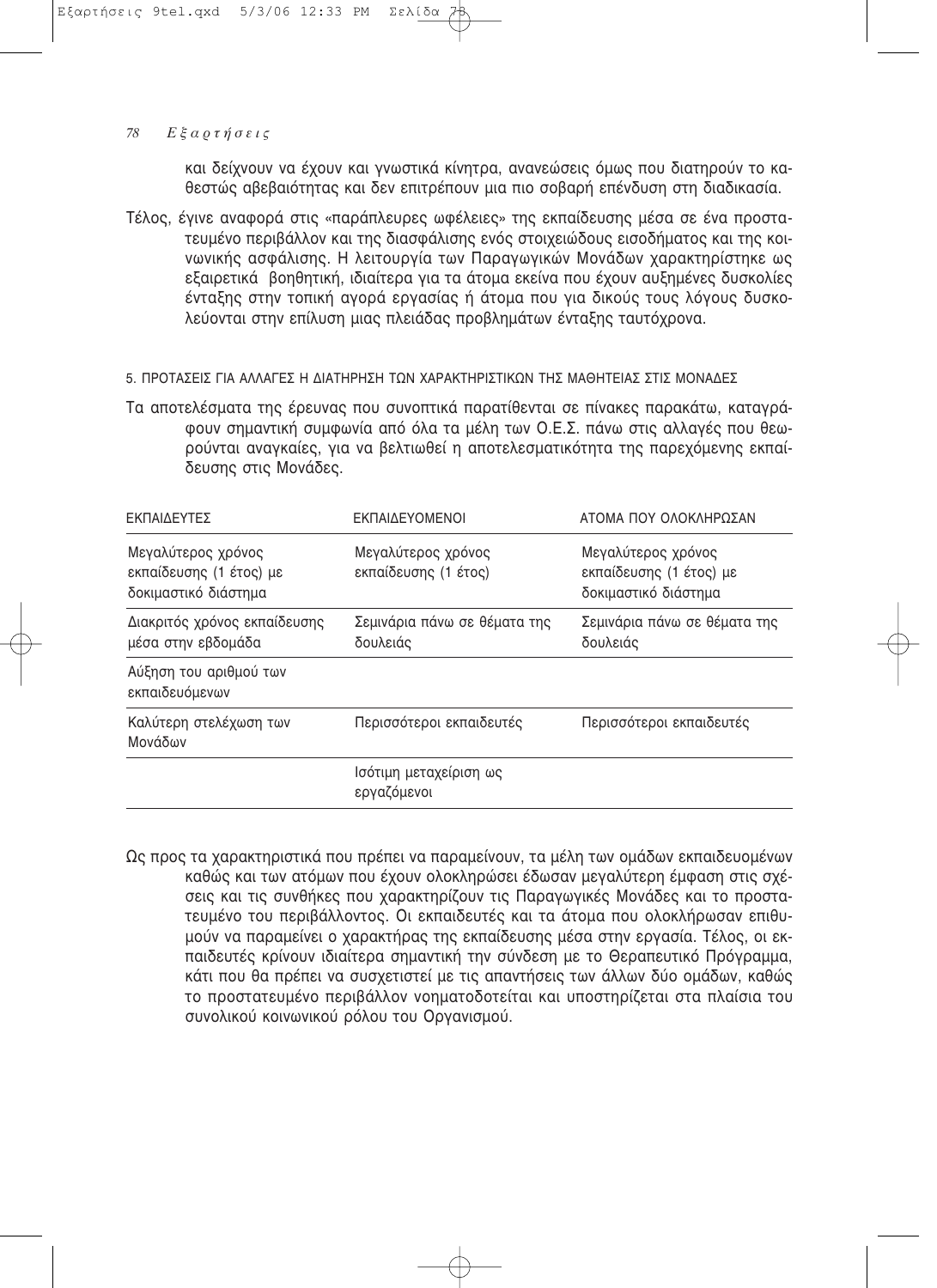και δείχνουν να έχουν και γνωστικά κίνητρα, ανανεώσεις όμως που διατηρούν το καθεστώς αβεβαιότητας και δεν επιτρέπουν μια πιο σοβαρή επένδυση στη διαδικασία.

Τέλος, έγινε αναφορά στις «παράπλευρες ωφέλειες» της εκπαίδευσης μέσα σε ένα προστατευμένο περιβάλλον και της διασφάλισης ενός στοιχειώδους εισοδήματος και της κοινωνικής ασφάλισης. Η λειτουργία των Παραγωγικών Μονάδων χαρακτηρίστηκε ως εξαιρετικά βοηθητική, ιδιαίτερα για τα άτομα εκείνα που έχουν αυξημένες δυσκολίες ένταξης στην τοπική αγορά εργασίας ή άτομα που για δικούς τους λόγους δυσκολεύονται στην επίλυση μιας πλειάδας προβλημάτων ένταξης ταυτόχρονα.

### 5. ΠΡΟΤΑΣΕΙΣ ΓΙΑ ΑΛΛΑΓΕΣ Η ΔΙΑΤΗΡΗΣΗ ΤΩΝ ΧΑΡΑΚΤΗΡΙΣΤΙΚΩΝ ΤΗΣ ΜΑΘΗΤΕΙΑΣ ΣΤΙΣ ΜΟΝΑΔΕΣ

Τα αποτελέσματα της έρευνας που συνοπτικά παρατίθενται σε πίνακες παρακάτω, καταγράφουν σημαντική συμφωνία από όλα τα μέλη των Ο.Ε.Σ. πάνω στις αλλαγές που θεωρούνται αναγκαίες, για να βελτιωθεί η αποτελεσματικότητα της παρεχόμενης εκπαίδευσης στις Μονάδες.

| ΕΚΠΑΙΔΕΥΤΕΣ | ΕΚΠΑΙΔΕΥΟΜΕΝΟΙ | ΑΤΟΜΑ ΠΟΥ ΟΛΟΚΛΗΡΩΣΑΝ |
|---|---|---|
| Μεγαλύτερος χρόνος εκπαίδευσης (1 έτος) με δοκιμαστικό διάστημα | Μεγαλύτερος χρόνος εκπαίδευσης (1 έτος) | Μεγαλύτερος χρόνος εκπαίδευσης (1 έτος) με δοκιμαστικό διάστημα |
| Διακριτός χρόνος εκπαίδευσης μέσα στην εβδομάδα | Σεμινάρια πάνω σε θέματα της δουλειάς | Σεμινάρια πάνω σε θέματα της δουλειάς |
| Αύξηση του αριθμού των εκπαιδευόμενων | | |
| Καλύτερη στελέχωση των Μονάδων | Περισσότεροι εκπαιδευτές | Περισσότεροι εκπαιδευτές |
| | Ισότιμη μεταχείριση ως εργαζόμενοι | |

Ως προς τα χαρακτηριστικά που πρέπει να παραμείνουν, τα μέλη των ομάδων εκπαιδευομένων καθώς και των ατόμων που έχουν ολοκληρώσει έδωσαν μεγαλύτερη έμφαση στις σχέσεις και τις συνθήκες που χαρακτηρίζουν τις Παραγωγικές Μονάδες και το προστατευμένο του περιβάλλοντος. Οι εκπαιδευτές και τα άτομα που ολοκλήρωσαν επιθυμούν να παραμείνει ο χαρακτήρας της εκπαίδευσης μέσα στην εργασία. Τέλος, οι εκπαιδευτές κρίνουν ιδιαίτερα σημαντική την σύνδεση με το Θεραπευτικό Πρόγραμμα, κάτι που θα πρέπει να συσχετιστεί με τις απαντήσεις των άλλων δύο ομάδων, καθώς το προστατευμένο περιβάλλον νοηματοδοτείται και υποστηρίζεται στα πλαίσια του συνολικού κοινωνικού ρόλου του Οργανισμού.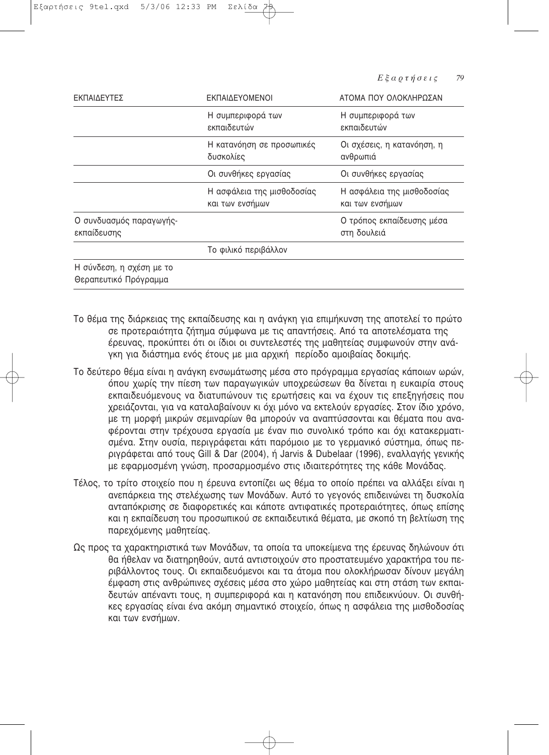| ΕΚΠΑΙΔΕΥΤΕΣ | ΕΚΠΑΙΔΕΥΟΜΕΝΟΙ | ΑΤΟΜΑ ΠΟΥ ΟΛΟΚΛΗΡΩΣΑΝ |
|---|---|---|
| | Η συμπεριφορά των εκπαιδευτών | Η συμπεριφορά των εκπαιδευτών |
| | Η κατανόηση σε προσωπικές δυσκολίες | Οι σχέσεις, η κατανόηση, η ανθρωπιά |
| | Οι συνθήκες εργασίας | Οι συνθήκες εργασίας |
| | Η ασφάλεια της μισθοδοσίας και των ενσήμων | Η ασφάλεια της μισθοδοσίας και των ενσήμων |
| Ο συνδυασμός παραγωγής-εκπαίδευσης | | Ο τρόπος εκπαίδευσης μέσα στη δουλειά |
| | Το φιλικό περιβάλλον | |
| Η σύνδεση, η σχέση με το Θεραπευτικό Πρόγραμμα | | |

Το θέμα της διάρκειας της εκπαίδευσης και η ανάγκη για επιμήκυνση της αποτελεί το πρώτο σε προτεραιότητα ζήτημα σύμφωνα με τις απαντήσεις. Από τα αποτελέσματα της έρευνας, προκύπτει ότι οι ίδιοι οι συντελεστές της μαθητείας συμφωνούν στην ανάγκη για διάστημα ενός έτους με μια αρχική περίοδο αμοιβαίας δοκιμής.

Το δεύτερο θέμα είναι η ανάγκη ενσωμάτωσης μέσα στο πρόγραμμα εργασίας κάποιων ωρών, όπου χωρίς την πίεση των παραγωγικών υποχρεώσεων θα δίνεται η ευκαιρία στους εκπαιδευόμενους να διατυπώνουν τις ερωτήσεις και να έχουν τις επεξηγήσεις που χρειάζονται, για να καταλαβαίνουν κι όχι μόνο να εκτελούν εργασίες. Στον ίδιο χρόνο, με τη μορφή μικρών σεμιναρίων θα μπορούν να αναπτύσσονται και θέματα που αναφέρονται στην τρέχουσα εργασία με έναν πιο συνολικό τρόπο και όχι κατακερματισμένα. Στην ουσία, περιγράφεται κάτι παρόμοιο με το γερμανικό σύστημα, όπως περιγράφεται από τους Gill & Dar (2004), ή Jarvis & Dubelaar (1996), εναλλαγής γενικής με εφαρμοσμένη γνώση, προσαρμοσμένο στις ιδιαιτερότητες της κάθε Μονάδας.

Τέλος, το τρίτο στοιχείο που η έρευνα εντοπίζει ως θέμα το οποίο πρέπει να αλλάξει είναι η ανεπάρκεια της στελέχωσης των Μονάδων. Αυτό το γεγονός επιδεινώνει τη δυσκολία ανταπόκρισης σε διαφορετικές και κάποτε αντιφατικές προτεραιότητες, όπως επίσης και η εκπαίδευση του προσωπικού σε εκπαιδευτικά θέματα, με σκοπό τη βελτίωση της παρεχόμενης μαθητείας.

Ως προς τα χαρακτηριστικά των Μονάδων, τα οποία τα υποκείμενα της έρευνας δηλώνουν ότι θα ήθελαν να διατηρηθούν, αυτά αντιστοιχούν στο προστατευμένο χαρακτήρα του περιβάλλοντος τους. Οι εκπαιδευόμενοι και τα άτομα που ολοκλήρωσαν δίνουν μεγάλη έμφαση στις ανθρώπινες σχέσεις μέσα στο χώρο μαθητείας και στη στάση των εκπαιδευτών απέναντι τους, η συμπεριφορά και η κατανόηση που επιδεικνύουν. Οι συνθήκες εργασίας είναι ένα ακόμη σημαντικό στοιχείο, όπως η ασφάλεια της μισθοδοσίας και των ενσήμων.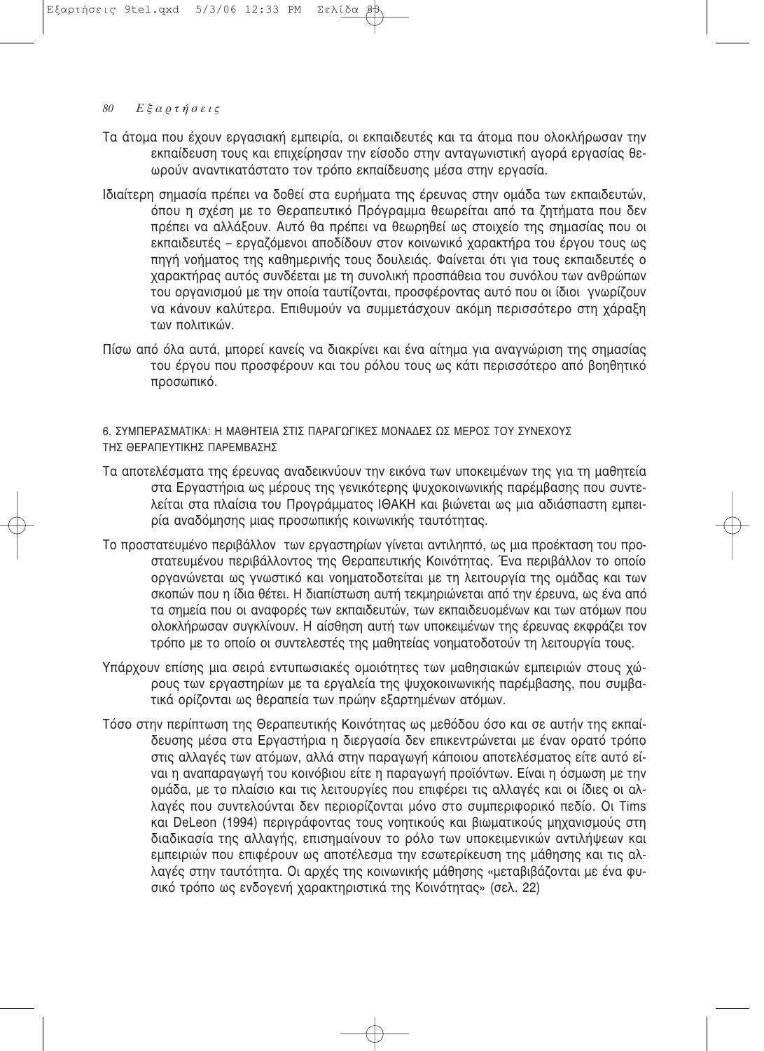Τα άτομα που έχουν εργασιακή εμπειρία, οι εκπαιδευτές και τα άτομα που ολοκλήρωσαν την εκπαίδευση τους και επιχείρησαν την είσοδο στην ανταγωνιστική αγορά εργασίας θεωρούν αναντικατάστατο τον τρόπο εκπαίδευσης μέσα στην εργασία.

Ιδιαίτερη σημασία πρέπει να δοθεί στα ευρήματα της έρευνας στην ομάδα των εκπαιδευτών, όπου η σχέση με το Θεραπευτικό Πρόγραμμα θεωρείται από τα ζητήματα που δεν πρέπει να αλλάξουν. Αυτό θα πρέπει να θεωρηθεί ως στοιχείο της σημασίας που οι εκπαιδευτές – εργαζόμενοι αποδίδουν στον κοινωνικό χαρακτήρα του έργου τους ως πηγή νοήματος της καθημερινής τους δουλειάς. Φαίνεται ότι για τους εκπαιδευτές ο χαρακτήρας αυτός συνδέεται με τη συνολική προσπάθεια του συνόλου των ανθρώπων του οργανισμού με την οποία ταυτίζονται, προσφέροντας αυτό που οι ίδιοι γνωρίζουν να κάνουν καλύτερα. Επιθυμούν να συμμετάσχουν ακόμη περισσότερο στη χάραξη των πολιτικών.

Πίσω από όλα αυτά, μπορεί κανείς να διακρίνει και ένα αίτημα για αναγνώριση της σημασίας του έργου που προσφέρουν και του ρόλου τους ως κάτι περισσότερο από βοηθητικό προσωπικό.

## 6. ΣΥΜΠΕΡΑΣΜΑΤΙΚΑ: Η ΜΑΘΗΤΕΙΑ ΣΤΙΣ ΠΑΡΑΓΩΓΙΚΕΣ ΜΟΝΑΔΕΣ ΩΣ ΜΕΡΟΣ ΤΟΥ ΣΥΝΕΧΟΥΣ ΤΗΣ ΘΕΡΑΠΕΥΤΙΚΗΣ ΠΑΡΕΜΒΑΣΗΣ

Τα αποτελέσματα της έρευνας αναδεικνύουν την εικόνα των υποκειμένων της για τη μαθητεία στα Εργαστήρια ως μέρους της γενικότερης ψυχοκοινωνικής παρέμβασης που συντελείται στα πλαίσια του Προγράμματος ΙΘΑΚΗ και βιώνεται ως μια αδιάσπαστη εμπειρία αναδόμησης μιας προσωπικής κοινωνικής ταυτότητας.

Το προστατευμένο περιβάλλον των εργαστηρίων γίνεται αντιληπτό, ως μια προέκταση του προστατευμένου περιβάλλοντος της Θεραπευτικής Κοινότητας. Ένα περιβάλλον το οποίο οργανώνεται ως γνωστικό και νοηματοδοτείται με τη λειτουργία της ομάδας και των σκοπών που η ίδια θέτει. Η διαπίστωση αυτή τεκμηριώνεται από την έρευνα, ως ένα από τα σημεία που οι αναφορές των εκπαιδευτών, των εκπαιδευομένων και των ατόμων που ολοκλήρωσαν συγκλίνουν. Η αίσθηση αυτή των υποκειμένων της έρευνας εκφράζει τον τρόπο με το οποίο οι συντελεστές της μαθητείας νοηματοδοτούν τη λειτουργία τους.

Υπάρχουν επίσης μια σειρά εντυπωσιακές ομοιότητες των μαθησιακών εμπειριών στους χώρους των εργαστηρίων με τα εργαλεία της ψυχοκοινωνικής παρέμβασης, που συμβατικά ορίζονται ως θεραπεία των πρώην εξαρτημένων ατόμων.

Τόσο στην περίπτωση της Θεραπευτικής Κοινότητας ως μεθόδου όσο και σε αυτήν της εκπαίδευσης μέσα στα Εργαστήρια η διεργασία δεν επικεντρώνεται με έναν ορατό τρόπο στις αλλαγές των ατόμων, αλλά στην παραγωγή κάποιου αποτελέσματος είτε αυτό είναι η αναπαραγωγή του κοινόβιου είτε η παραγωγή προϊόντων. Είναι η όσμωση με την ομάδα, με το πλαίσιο και τις λειτουργίες που επιφέρει τις αλλαγές και οι ίδιες οι αλλαγές που συντελούνται δεν περιορίζονται μόνο στο συμπεριφορικό πεδίο. Οι Tims και DeLeon (1994) περιγράφοντας τους νοητικούς και βιωματικούς μηχανισμούς στη διαδικασία της αλλαγής, επισημαίνουν το ρόλο των υποκειμενικών αντιλήψεων και εμπειριών που επιφέρουν ως αποτέλεσμα την εσωτερίκευση της μάθησης και τις αλλαγές στην ταυτότητα. Οι αρχές της κοινωνικής μάθησης «μεταβιβάζονται με ένα φυσικό τρόπο ως ενδογενή χαρακτηριστικά της Κοινότητας» (σελ. 22)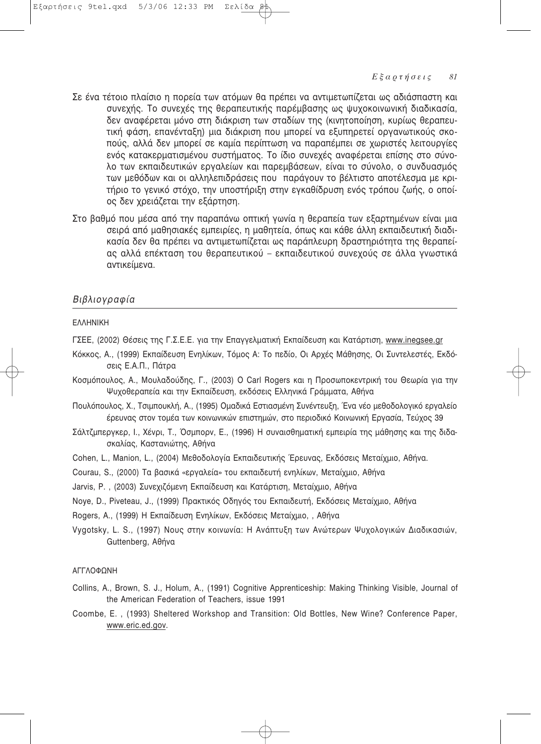Σε ένα τέτοιο πλαίσιο η πορεία των ατόμων θα πρέπει να αντιμετωπίζεται ως αδιάσπαστη και συνεχής. Το συνεχές της θεραπευτικής παρέμβασης ως ψυχοκοινωνική διαδικασία, δεν αναφέρεται μόνο στη διάκριση των σταδίων της (κινητοποίηση, κυρίως θεραπευτική φάση, επανένταξη) μια διάκριση που μπορεί να εξυπηρετεί οργανωτικούς σκοπούς, αλλά δεν μπορεί σε καμία περίπτωση να παραπέμπει σε χωριστές λειτουργίες ενός κατακερματισμένου συστήματος. Το ίδιο συνεχές αναφέρεται επίσης στο σύνολο των εκπαιδευτικών εργαλείων και παρεμβάσεων, είναι το σύνολο, ο συνδυασμός των μεθόδων και οι αλληλεπιδράσεις που παράγουν το βέλτιστο αποτέλεσμα με κριτήριο το γενικό στόχο, την υποστήριξη στην εγκαθίδρυση ενός τρόπου ζωής, ο οποίος δεν χρειάζεται την εξάρτηση.

Στο βαθμό που μέσα από την παραπάνω οπτική γωνία η θεραπεία των εξαρτημένων είναι μια σειρά από μαθησιακές εμπειρίες, η μαθητεία, όπως και κάθε άλλη εκπαιδευτική διαδικασία δεν θα πρέπει να αντιμετωπίζεται ως παράπλευρη δραστηριότητα της θεραπείας αλλά επέκταση του θεραπευτικού – εκπαιδευτικού συνεχούς σε άλλα γνωστικά αντικείμενα.

## *Βιβλιογραφία*

ΕΛΛΗΝΙΚΗ

ΓΣΕΕ, (2002) Θέσεις της Γ.Σ.Ε.Ε. για την Επαγγελματική Εκπαίδευση και Κατάρτιση, www.inegsee.gr

Κόκκος, Α., (1999) Εκπαίδευση Ενηλίκων, Τόμος Α: Το πεδίο, Οι Αρχές Μάθησης, Οι Συντελεστές, Εκδόσεις Ε.Α.Π., Πάτρα

Κοσμόπουλος, Α., Μουλαδούδης, Γ., (2003) Ο Carl Rogers και η Προσωποκεντρική του Θεωρία για την Ψυχοθεραπεία και την Εκπαίδευση, εκδόσεις Ελληνικά Γράμματα, Αθήνα

Πουλόπουλος, Χ., Τσιμπουκλή, Α., (1995) Ομαδικά Εστιασμένη Συνέντευξη, Ένα νέο μεθοδολογικό εργαλείο έρευνας στον τομέα των κοινωνικών επιστημών, στο περιοδικό Κοινωνική Εργασία, Τεύχος 39

Σάλτζμπεργκερ, Ι., Χένρι, Τ., Όσμπορν, Ε., (1996) Η συναισθηματική εμπειρία της μάθησης και της διδασκαλίας, Καστανιώτης, Αθήνα

Cohen, L., Manion, L., (2004) Μεθοδολογία Εκπαιδευτικής Έρευνας, Εκδόσεις Μεταίχμιο, Αθήνα.

Courau, S., (2000) Τα βασικά «εργαλεία» του εκπαιδευτή ενηλίκων, Μεταίχμιο, Αθήνα

Jarvis, P. , (2003) Συνεχιζόμενη Εκπαίδευση και Κατάρτιση, Μεταίχμιο, Αθήνα

Noye, D., Piveteau, J., (1999) Πρακτικός Οδηγός του Εκπαιδευτή, Εκδόσεις Μεταίχμιο, Αθήνα

Rogers, A., (1999) Η Εκπαίδευση Ενηλίκων, Εκδόσεις Μεταίχμιο, , Αθήνα

Vygotsky, L. S., (1997) Νους στην κοινωνία: Η Ανάπτυξη των Ανώτερων Ψυχολογικών Διαδικασιών, Guttenberg, Αθήνα

ΑΓΓΛΟΦΩΝΗ

Collins, A., Brown, S. J., Holum, A., (1991) Cognitive Apprenticeship: Making Thinking Visible, Journal of the American Federation of Teachers, issue 1991

Coombe, E. , (1993) Sheltered Workshop and Transition: Old Bottles, New Wine? Conference Paper, www.eric.ed.gov.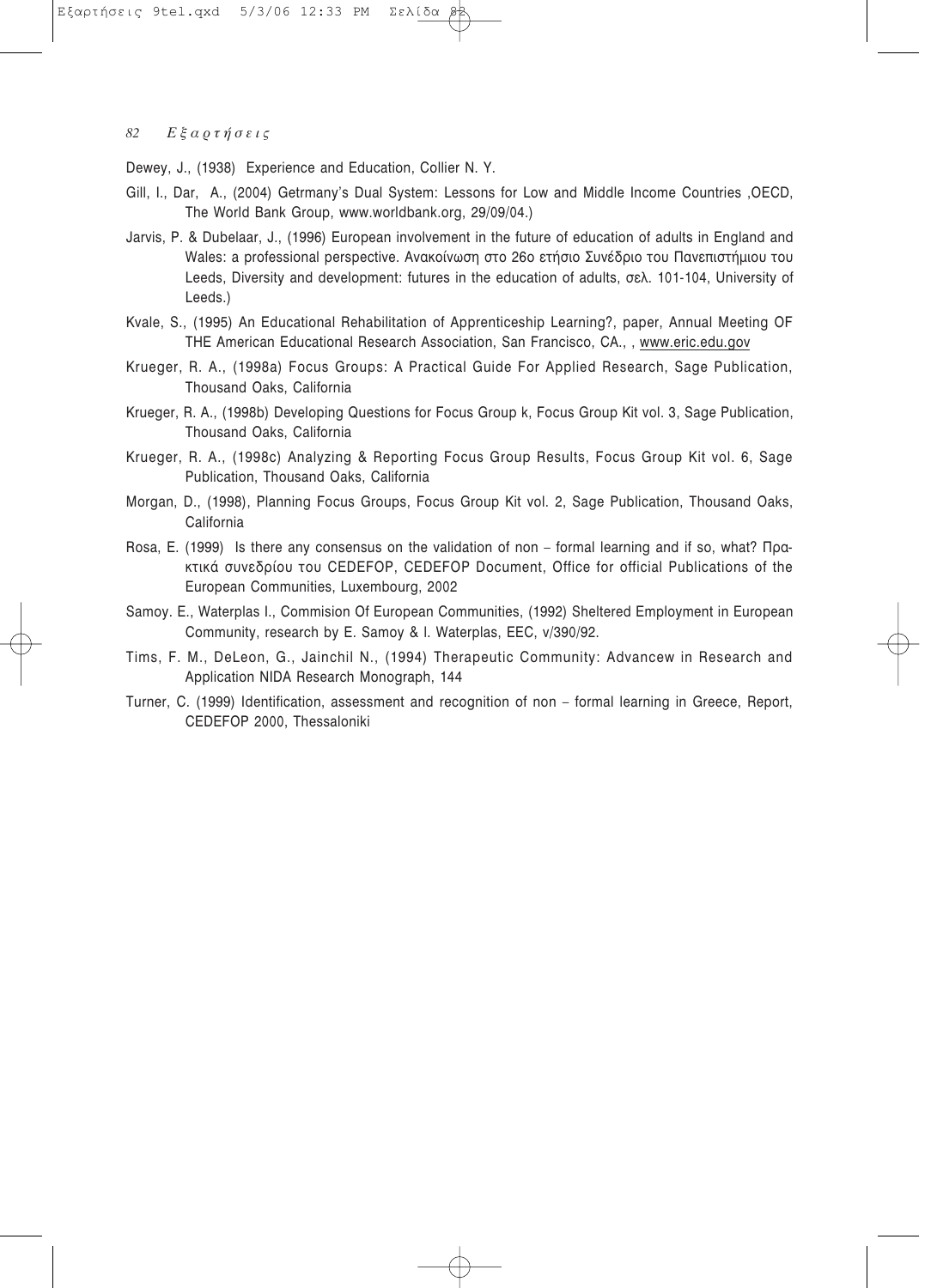Dewey, J., (1938) Experience and Education, Collier N. Y.

Gill, I., Dar, A., (2004) Getrmany's Dual System: Lessons for Low and Middle Income Countries ,OECD, The World Bank Group, www.worldbank.org, 29/09/04.)

Jarvis, P. & Dubelaar, J., (1996) European involvement in the future of education of adults in England and Wales: a professional perspective. Ανακοίνωση στο 26ο ετήσιο Συνέδριο του Πανεπιστήμιου του Leeds, Diversity and development: futures in the education of adults, σελ. 101-104, University of Leeds.)

Kvale, S., (1995) An Educational Rehabilitation of Apprenticeship Learning?, paper, Annual Meeting OF THE American Educational Research Association, San Francisco, CA., , www.eric.edu.gov

Krueger, R. A., (1998a) Focus Groups: A Practical Guide For Applied Research, Sage Publication, Thousand Oaks, California

Krueger, R. A., (1998b) Developing Questions for Focus Group k, Focus Group Kit vol. 3, Sage Publication, Thousand Oaks, California

Krueger, R. A., (1998c) Analyzing & Reporting Focus Group Results, Focus Group Kit vol. 6, Sage Publication, Thousand Oaks, California

Morgan, D., (1998), Planning Focus Groups, Focus Group Kit vol. 2, Sage Publication, Thousand Oaks, California

Rosa, E. (1999) Is there any consensus on the validation of non – formal learning and if so, what? Πρακτικά συνεδρίου του CEDEFOP, CEDEFOP Document, Office for official Publications of the European Communities, Luxembourg, 2002

Samoy. E., Waterplas I., Commision Of European Communities, (1992) Sheltered Employment in European Community, research by E. Samoy & I. Waterplas, EEC, v/390/92.

Tims, F. M., DeLeon, G., Jainchil N., (1994) Therapeutic Community: Advancew in Research and Application NIDA Research Monograph, 144

Turner, C. (1999) Identification, assessment and recognition of non – formal learning in Greece, Report, CEDEFOP 2000, Thessaloniki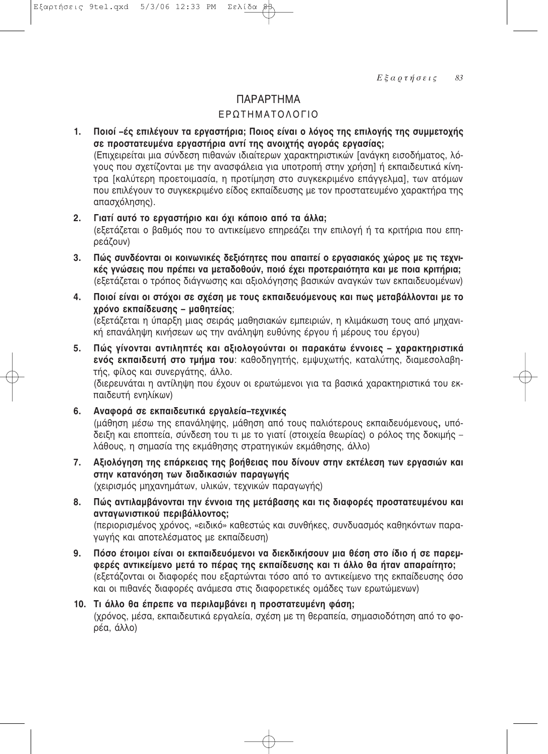# ΠΑΡΑΡΤΗΜΑ

## ΕΡΩΤΗΜΑΤΟΛΟΓΙΟ

1. **Ποιοί –ές επιλέγουν τα εργαστήρια; Ποιος είναι ο λόγος της επιλογής της συμμετοχής σε προστατευμένα εργαστήρια αντί της ανοιχτής αγοράς εργασίας;**
   (Επιχειρείται μια σύνδεση πιθανών ιδιαίτερων χαρακτηριστικών [ανάγκη εισοδήματος, λόγους που σχετίζονται με την ανασφάλεια για υποτροπή στην χρήση] ή εκπαιδευτικά κίνητρα [καλύτερη προετοιμασία, η προτίμηση στο συγκεκριμένο επάγγελμα], των ατόμων που επιλέγουν το συγκεκριμένο είδος εκπαίδευσης με τον προστατευμένο χαρακτήρα της απασχόλησης).

2. **Γιατί αυτό το εργαστήριο και όχι κάποιο από τα άλλα;**
   (εξετάζεται ο βαθμός που το αντικείμενο επηρεάζει την επιλογή ή τα κριτήρια που επηρεάζουν)

3. **Πώς συνδέονται οι κοινωνικές δεξιότητες που απαιτεί ο εργασιακός χώρος με τις τεχνικές γνώσεις που πρέπει να μεταδοθούν, ποιό έχει προτεραιότητα και με ποια κριτήρια;**
   (εξετάζεται ο τρόπος διάγνωσης και αξιολόγησης βασικών αναγκών των εκπαιδευομένων)

4. **Ποιοί είναι οι στόχοι σε σχέση με τους εκπαιδευόμενους και πως μεταβάλλονται με το χρόνο εκπαίδευσης – μαθητείας**;
   (εξετάζεται η ύπαρξη μιας σειράς μαθησιακών εμπειριών, η κλιμάκωση τους από μηχανική επανάληψη κινήσεων ως την ανάληψη ευθύνης έργου ή μέρους του έργου)

5. **Πώς γίνονται αντιληπτές και αξιολογούνται οι παρακάτω έννοιες – χαρακτηριστικά ενός εκπαιδευτή στο τμήμα του**: καθοδηγητής, εμψυχωτής, καταλύτης, διαμεσολαβητής, φίλος και συνεργάτης, άλλο.
   (διερευνάται η αντίληψη που έχουν οι ερωτώμενοι για τα βασικά χαρακτηριστικά του εκπαιδευτή ενηλίκων)

6. **Αναφορά σε εκπαιδευτικά εργαλεία–τεχνικές**
   (μάθηση μέσω της επανάληψης, μάθηση από τους παλιότερους εκπαιδευόμενους, υπόδειξη και εποπτεία, σύνδεση του τι με το γιατί (στοιχεία θεωρίας) ο ρόλος της δοκιμής – λάθους, η σημασία της εκμάθησης στρατηγικών εκμάθησης, άλλο)

7. **Αξιολόγηση της επάρκειας της βοήθειας που δίνουν στην εκτέλεση των εργασιών και στην κατανόηση των διαδικασιών παραγωγής**
   (χειρισμός μηχανημάτων, υλικών, τεχνικών παραγωγής)

8. **Πώς αντιλαμβάνονται την έννοια της μετάβασης και τις διαφορές προστατευμένου και ανταγωνιστικού περιβάλλοντος;**
   (περιορισμένος χρόνος, «ειδικό» καθεστώς και συνθήκες, συνδυασμός καθηκόντων παραγωγής και αποτελέσματος με εκπαίδευση)

9. **Πόσο έτοιμοι είναι οι εκπαιδευόμενοι να διεκδικήσουν μια θέση στο ίδιο ή σε παρεμφερές αντικείμενο μετά το πέρας της εκπαίδευσης και τι άλλο θα ήταν απαραίτητο;**
   (εξετάζονται οι διαφορές που εξαρτώνται τόσο από το αντικείμενο της εκπαίδευσης όσο και οι πιθανές διαφορές ανάμεσα στις διαφορετικές ομάδες των ερωτώμενων)

10. **Τι άλλο θα έπρεπε να περιλαμβάνει η προστατευμένη φάση;**
    (χρόνος, μέσα, εκπαιδευτικά εργαλεία, σχέση με τη θεραπεία, σημασιοδότηση από το φορέα, άλλο)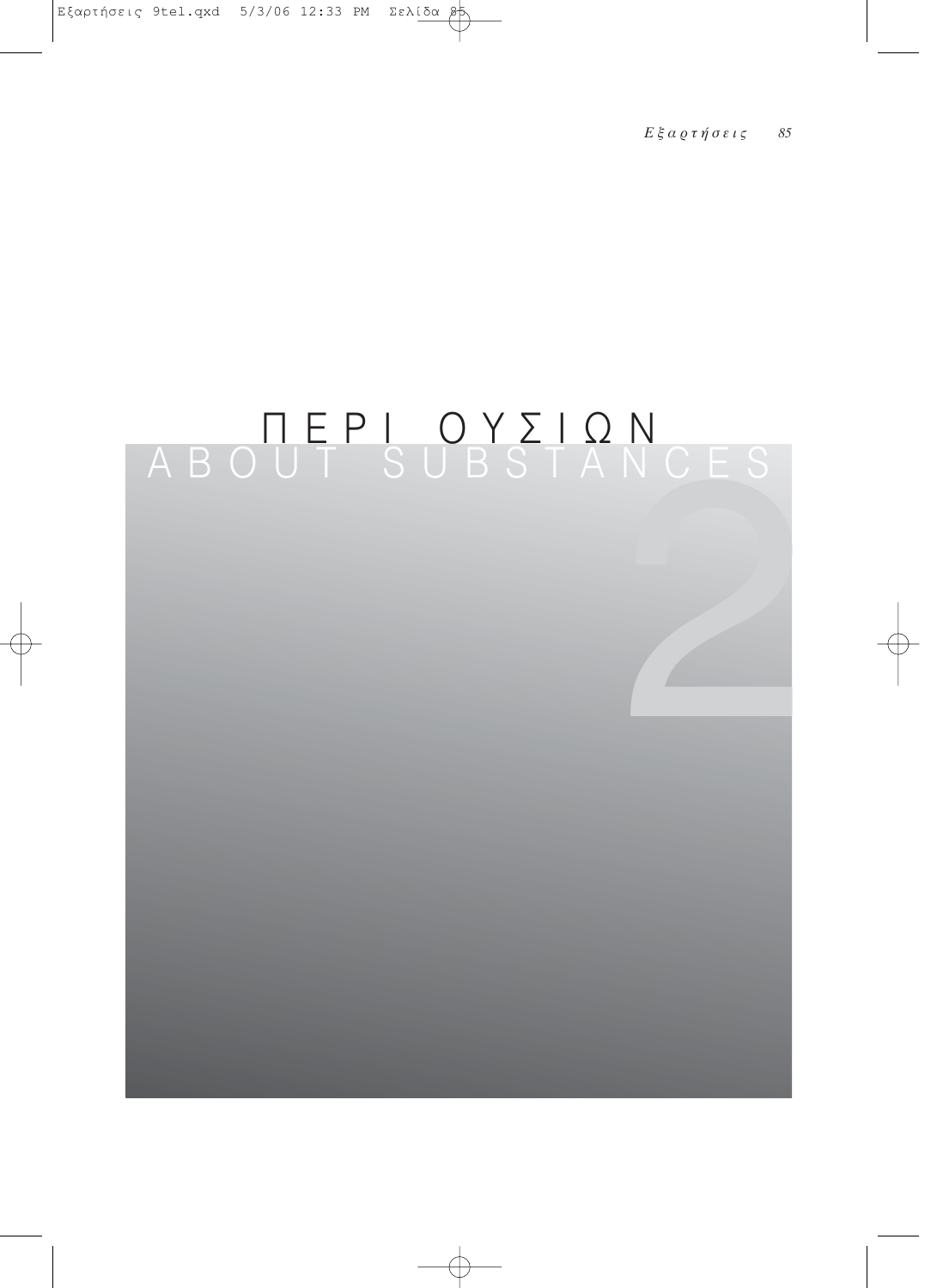# ΠΕΡΙ ΟΥΣΙΩΝ
# ABOUT SUBSTANCES

2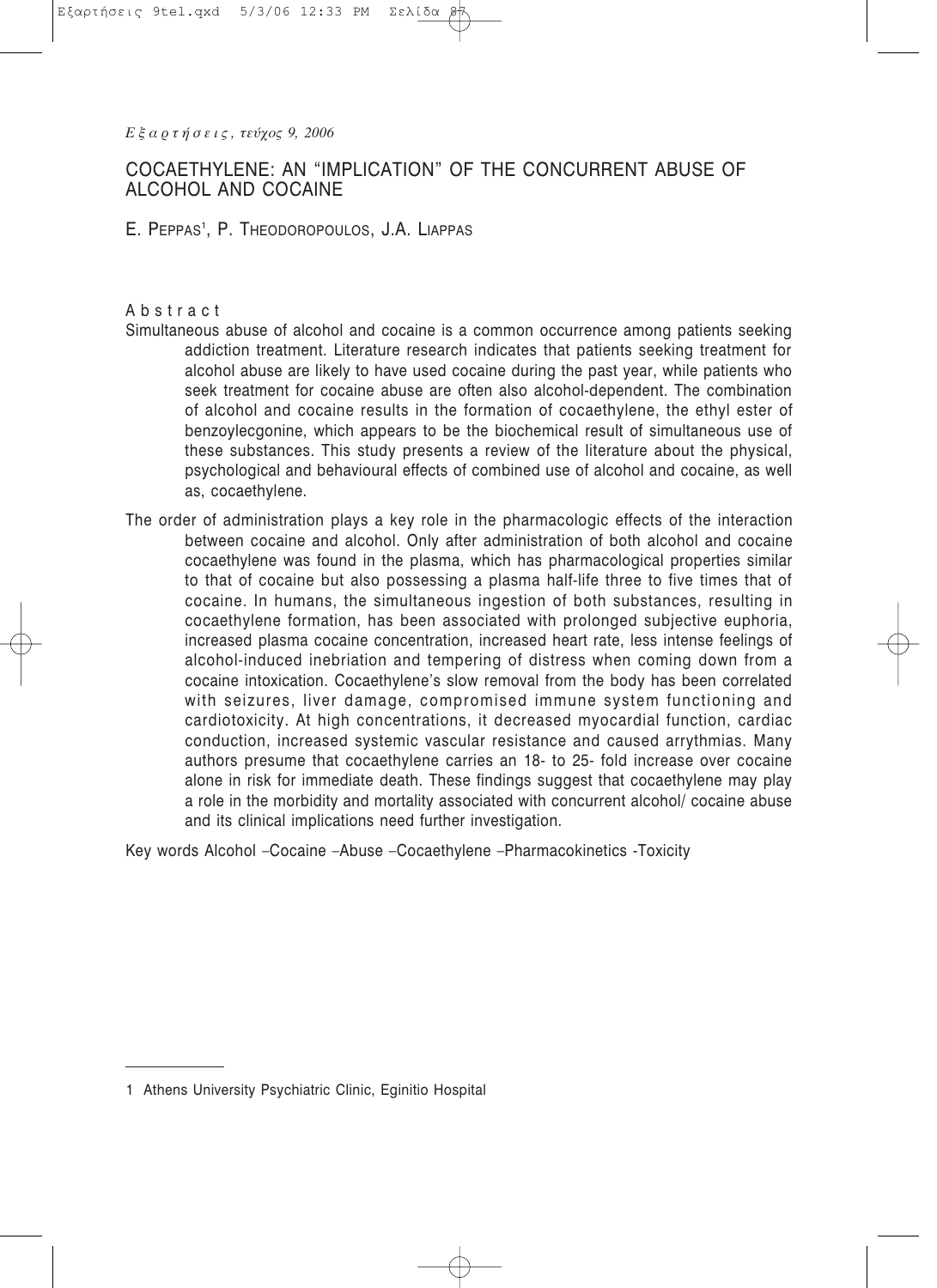# COCAETHYLENE: AN "IMPLICATION" OF THE CONCURRENT ABUSE OF ALCOHOL AND COCAINE

E. PEPPAS[1], P. THEODOROPOULOS, J.A. LIAPPAS

## Abstract

Simultaneous abuse of alcohol and cocaine is a common occurrence among patients seeking addiction treatment. Literature research indicates that patients seeking treatment for alcohol abuse are likely to have used cocaine during the past year, while patients who seek treatment for cocaine abuse are often also alcohol-dependent. The combination of alcohol and cocaine results in the formation of cocaethylene, the ethyl ester of benzoylecgonine, which appears to be the biochemical result of simultaneous use of these substances. This study presents a review of the literature about the physical, psychological and behavioural effects of combined use of alcohol and cocaine, as well as, cocaethylene.

The order of administration plays a key role in the pharmacologic effects of the interaction between cocaine and alcohol. Only after administration of both alcohol and cocaine cocaethylene was found in the plasma, which has pharmacological properties similar to that of cocaine but also possessing a plasma half-life three to five times that of cocaine. In humans, the simultaneous ingestion of both substances, resulting in cocaethylene formation, has been associated with prolonged subjective euphoria, increased plasma cocaine concentration, increased heart rate, less intense feelings of alcohol-induced inebriation and tempering of distress when coming down from a cocaine intoxication. Cocaethylene's slow removal from the body has been correlated with seizures, liver damage, compromised immune system functioning and cardiotoxicity. At high concentrations, it decreased myocardial function, cardiac conduction, increased systemic vascular resistance and caused arrythmias. Many authors presume that cocaethylene carries an 18- to 25- fold increase over cocaine alone in risk for immediate death. These findings suggest that cocaethylene may play a role in the morbidity and mortality associated with concurrent alcohol/ cocaine abuse and its clinical implications need further investigation.

Key words Alcohol –Cocaine –Abuse –Cocaethylene –Pharmacokinetics -Toxicity

---

[1] Athens University Psychiatric Clinic, Eginitio Hospital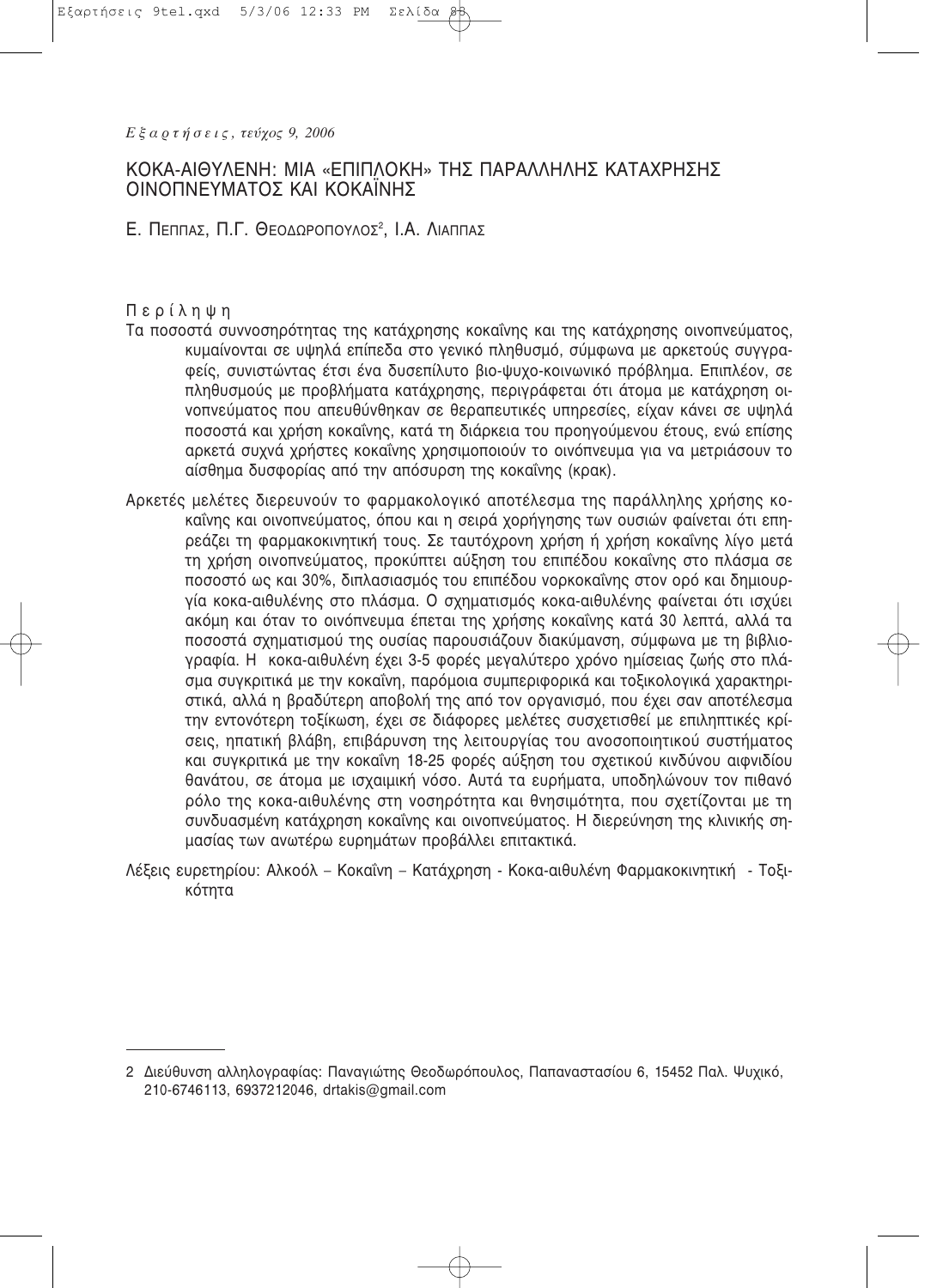*Εξαρτήσεις, τεύχος 9, 2006*

# ΚΟΚΑ-ΑΙΘΥΛΕΝΗ: ΜΙΑ «ΕΠΙΠΛΟΚΗ» ΤΗΣ ΠΑΡΑΛΛΗΛΗΣ ΚΑΤΑΧΡΗΣΗΣ ΟΙΝΟΠΝΕΥΜΑΤΟΣ ΚΑΙ ΚΟΚΑΪΝΗΣ

Ε. ΠΕΠΠΑΣ, Π.Γ. ΘΕΟΔΩΡΟΠΟΥΛΟΣ[2], Ι.Α. ΛΙΑΠΠΑΣ

## Περίληψη

Τα ποσοστά συννοσηρότητας της κατάχρησης κοκαΐνης και της κατάχρησης οινοπνεύματος, κυμαίνονται σε υψηλά επίπεδα στο γενικό πληθυσμό, σύμφωνα με αρκετούς συγγραφείς, συνιστώντας έτσι ένα δυσεπίλυτο βιο-ψυχο-κοινωνικό πρόβλημα. Επιπλέον, σε πληθυσμούς με προβλήματα κατάχρησης, περιγράφεται ότι άτομα με κατάχρηση οινοπνεύματος που απευθύνθηκαν σε θεραπευτικές υπηρεσίες, είχαν κάνει σε υψηλά ποσοστά και χρήση κοκαΐνης, κατά τη διάρκεια του προηγούμενου έτους, ενώ επίσης αρκετά συχνά χρήστες κοκαΐνης χρησιμοποιούν το οινόπνευμα για να μετριάσουν το αίσθημα δυσφορίας από την απόσυρση της κοκαΐνης (κρακ).

Αρκετές μελέτες διερευνούν το φαρμακολογικό αποτέλεσμα της παράλληλης χρήσης κοκαΐνης και οινοπνεύματος, όπου και η σειρά χορήγησης των ουσιών φαίνεται ότι επηρεάζει τη φαρμακοκινητική τους. Σε ταυτόχρονη χρήση ή χρήση κοκαΐνης λίγο μετά τη χρήση οινοπνεύματος, προκύπτει αύξηση του επιπέδου κοκαΐνης στο πλάσμα σε ποσοστό ως και 30%, διπλασιασμός του επιπέδου νορκοκαΐνης στον ορό και δημιουργία κοκα-αιθυλένης στο πλάσμα. Ο σχηματισμός κοκα-αιθυλένης φαίνεται ότι ισχύει ακόμη και όταν το οινόπνευμα έπεται της χρήσης κοκαΐνης κατά 30 λεπτά, αλλά τα ποσοστά σχηματισμού της ουσίας παρουσιάζουν διακύμανση, σύμφωνα με τη βιβλιογραφία. Η κοκα-αιθυλένη έχει 3-5 φορές μεγαλύτερο χρόνο ημίσειας ζωής στο πλάσμα συγκριτικά με την κοκαΐνη, παρόμοια συμπεριφορικά και τοξικολογικά χαρακτηριστικά, αλλά η βραδύτερη αποβολή της από τον οργανισμό, που έχει σαν αποτέλεσμα την εντονότερη τοξίκωση, έχει σε διάφορες μελέτες συσχετισθεί με επιληπτικές κρίσεις, ηπατική βλάβη, επιβάρυνση της λειτουργίας του ανοσοποιητικού συστήματος και συγκριτικά με την κοκαΐνη 18-25 φορές αύξηση του σχετικού κινδύνου αιφνιδίου θανάτου, σε άτομα με ισχαιμική νόσο. Αυτά τα ευρήματα, υποδηλώνουν τον πιθανό ρόλο της κοκα-αιθυλένης στη νοσηρότητα και θνησιμότητα, που σχετίζονται με τη συνδυασμένη κατάχρηση κοκαΐνης και οινοπνεύματος. Η διερεύνηση της κλινικής σημασίας των ανωτέρω ευρημάτων προβάλλει επιτακτικά.

Λέξεις ευρετηρίου: Αλκοόλ – Κοκαΐνη – Κατάχρηση - Κοκα-αιθυλένη Φαρμακοκινητική - Τοξικότητα

---

2 Διεύθυνση αλληλογραφίας: Παναγιώτης Θεοδωρόπουλος, Παπαναστασίου 6, 15452 Παλ. Ψυχικό, 210-6746113, 6937212046, drtakis@gmail.com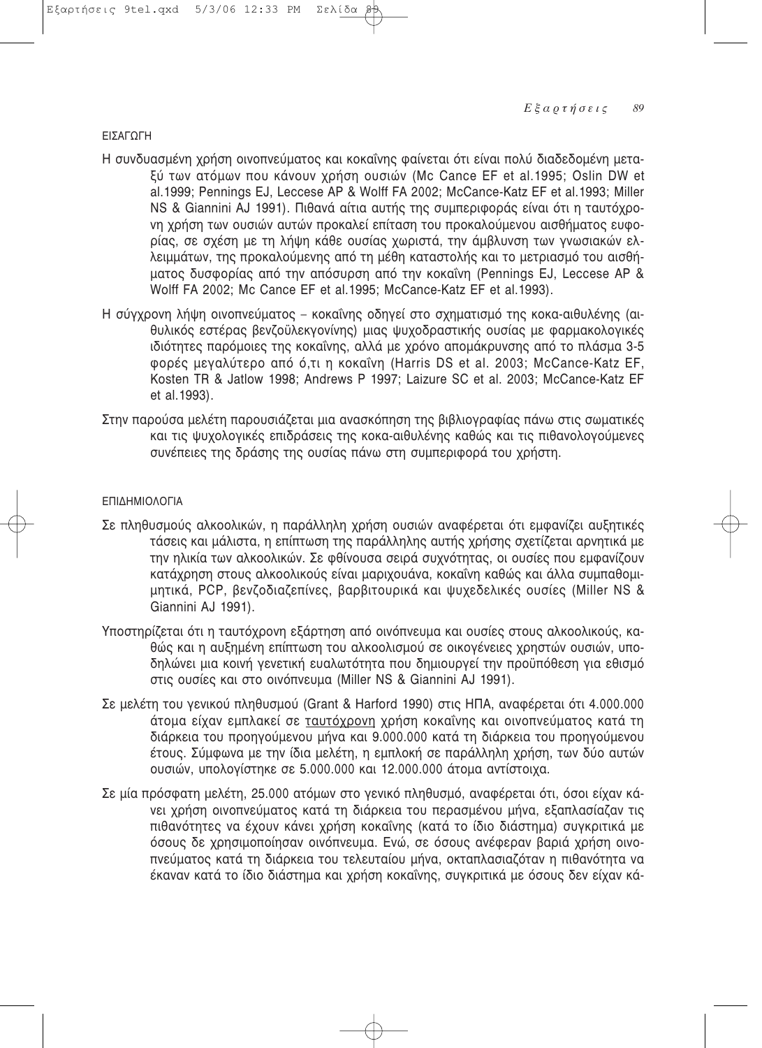## ΕΙΣΑΓΩΓΗ

Η συνδυασμένη χρήση οινοπνεύματος και κοκαΐνης φαίνεται ότι είναι πολύ διαδεδομένη μεταξύ των ατόμων που κάνουν χρήση ουσιών (Mc Cance EF et al.1995; Oslin DW et al.1999; Pennings EJ, Leccese AP & Wolff FA 2002; McCance-Katz EF et al.1993; Miller NS & Giannini AJ 1991). Πιθανά αίτια αυτής της συμπεριφοράς είναι ότι η ταυτόχρονη χρήση των ουσιών αυτών προκαλεί επίταση του προκαλούμενου αισθήματος ευφορίας, σε σχέση με τη λήψη κάθε ουσίας χωριστά, την άμβλυνση των γνωσιακών ελλειμμάτων, της προκαλούμενης από τη μέθη καταστολής και το μετριασμό του αισθήματος δυσφορίας από την απόσυρση από την κοκαΐνη (Pennings EJ, Leccese AP & Wolff FA 2002; Mc Cance EF et al.1995; McCance-Katz EF et al.1993).

Η σύγχρονη λήψη οινοπνεύματος – κοκαΐνης οδηγεί στο σχηματισμό της κοκα-αιθυλένης (αιθυλικός εστέρας βενζοϋλεκγονίνης) μιας ψυχοδραστικής ουσίας με φαρμακολογικές ιδιότητες παρόμοιες της κοκαΐνης, αλλά με χρόνο απομάκρυνσης από το πλάσμα 3-5 φορές μεγαλύτερο από ό,τι η κοκαΐνη (Harris DS et al. 2003; McCance-Katz EF, Kosten TR & Jatlow 1998; Andrews P 1997; Laizure SC et al. 2003; McCance-Katz EF et al.1993).

Στην παρούσα μελέτη παρουσιάζεται μια ανασκόπηση της βιβλιογραφίας πάνω στις σωματικές και τις ψυχολογικές επιδράσεις της κοκα-αιθυλένης καθώς και τις πιθανολογούμενες συνέπειες της δράσης της ουσίας πάνω στη συμπεριφορά του χρήστη.

## ΕΠΙΔΗΜΙΟΛΟΓΙΑ

Σε πληθυσμούς αλκοολικών, η παράλληλη χρήση ουσιών αναφέρεται ότι εμφανίζει αυξητικές τάσεις και μάλιστα, η επίπτωση της παράλληλης αυτής χρήσης σχετίζεται αρνητικά με την ηλικία των αλκοολικών. Σε φθίνουσα σειρά συχνότητας, οι ουσίες που εμφανίζουν κατάχρηση στους αλκοολικούς είναι μαριχουάνα, κοκαΐνη καθώς και άλλα συμπαθομιμητικά, PCP, βενζοδιαζεπίνες, βαρβιτουρικά και ψυχεδελικές ουσίες (Miller NS & Giannini AJ 1991).

Υποστηρίζεται ότι η ταυτόχρονη εξάρτηση από οινόπνευμα και ουσίες στους αλκοολικούς, καθώς και η αυξημένη επίπτωση του αλκοολισμού σε οικογένειες χρηστών ουσιών, υποδηλώνει μια κοινή γενετική ευαλωτότητα που δημιουργεί την προϋπόθεση για εθισμό στις ουσίες και στο οινόπνευμα (Miller NS & Giannini AJ 1991).

Σε μελέτη του γενικού πληθυσμού (Grant & Harford 1990) στις ΗΠΑ, αναφέρεται ότι 4.000.000 άτομα είχαν εμπλακεί σε <u>ταυτόχρονη</u> χρήση κοκαΐνης και οινοπνεύματος κατά τη διάρκεια του προηγούμενου μήνα και 9.000.000 κατά τη διάρκεια του προηγούμενου έτους. Σύμφωνα με την ίδια μελέτη, η εμπλοκή σε παράλληλη χρήση, των δύο αυτών ουσιών, υπολογίστηκε σε 5.000.000 και 12.000.000 άτομα αντίστοιχα.

Σε μία πρόσφατη μελέτη, 25.000 ατόμων στο γενικό πληθυσμό, αναφέρεται ότι, όσοι είχαν κάνει χρήση οινοπνεύματος κατά τη διάρκεια του περασμένου μήνα, εξαπλασίαζαν τις πιθανότητες να έχουν κάνει χρήση κοκαΐνης (κατά το ίδιο διάστημα) συγκριτικά με όσους δε χρησιμοποίησαν οινόπνευμα. Ενώ, σε όσους ανέφεραν βαριά χρήση οινοπνεύματος κατά τη διάρκεια του τελευταίου μήνα, οκταπλασιαζόταν η πιθανότητα να έκαναν κατά το ίδιο διάστημα και χρήση κοκαΐνης, συγκριτικά με όσους δεν είχαν κά-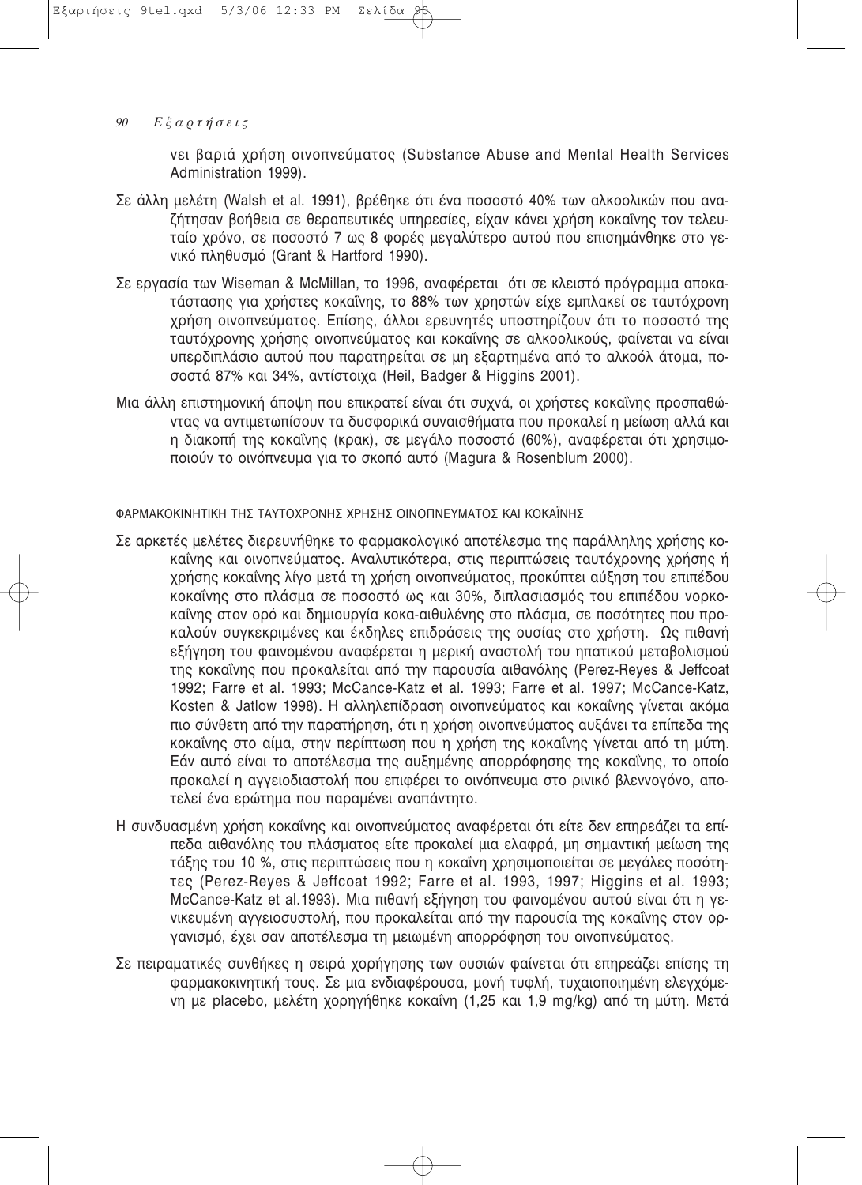νει βαριά χρήση οινοπνεύματος (Substance Abuse and Mental Health Services Administration 1999).

Σε άλλη μελέτη (Walsh et al. 1991), βρέθηκε ότι ένα ποσοστό 40% των αλκοολικών που αναζήτησαν βοήθεια σε θεραπευτικές υπηρεσίες, είχαν κάνει χρήση κοκαΐνης τον τελευταίο χρόνο, σε ποσοστό 7 ως 8 φορές μεγαλύτερο αυτού που επισημάνθηκε στο γενικό πληθυσμό (Grant & Hartford 1990).

Σε εργασία των Wiseman & McMillan, το 1996, αναφέρεται ότι σε κλειστό πρόγραμμα αποκατάστασης για χρήστες κοκαΐνης, το 88% των χρηστών είχε εμπλακεί σε ταυτόχρονη χρήση οινοπνεύματος. Επίσης, άλλοι ερευνητές υποστηρίζουν ότι το ποσοστό της ταυτόχρονης χρήσης οινοπνεύματος και κοκαΐνης σε αλκοολικούς, φαίνεται να είναι υπερδιπλάσιο αυτού που παρατηρείται σε μη εξαρτημένα από το αλκοόλ άτομα, ποσοστά 87% και 34%, αντίστοιχα (Heil, Badger & Higgins 2001).

Μια άλλη επιστημονική άποψη που επικρατεί είναι ότι συχνά, οι χρήστες κοκαΐνης προσπαθώντας να αντιμετωπίσουν τα δυσφορικά συναισθήματα που προκαλεί η μείωση αλλά και η διακοπή της κοκαΐνης (κρακ), σε μεγάλο ποσοστό (60%), αναφέρεται ότι χρησιμοποιούν το οινόπνευμα για το σκοπό αυτό (Magura & Rosenblum 2000).

## ΦΑΡΜΑΚΟΚΙΝΗΤΙΚΗ ΤΗΣ ΤΑΥΤΟΧΡΟΝΗΣ ΧΡΗΣΗΣ ΟΙΝΟΠΝΕΥΜΑΤΟΣ ΚΑΙ ΚΟΚΑΪΝΗΣ

Σε αρκετές μελέτες διερευνήθηκε το φαρμακολογικό αποτέλεσμα της παράλληλης χρήσης κοκαΐνης και οινοπνεύματος. Αναλυτικότερα, στις περιπτώσεις ταυτόχρονης χρήσης ή χρήσης κοκαΐνης λίγο μετά τη χρήση οινοπνεύματος, προκύπτει αύξηση του επιπέδου κοκαΐνης στο πλάσμα σε ποσοστό ως και 30%, διπλασιασμός του επιπέδου νορκοκαΐνης στον ορό και δημιουργία κοκα-αιθυλένης στο πλάσμα, σε ποσότητες που προκαλούν συγκεκριμένες και έκδηλες επιδράσεις της ουσίας στο χρήστη. Ως πιθανή εξήγηση του φαινομένου αναφέρεται η μερική αναστολή του ηπατικού μεταβολισμού της κοκαΐνης που προκαλείται από την παρουσία αιθανόλης (Perez-Reyes & Jeffcoat 1992; Farre et al. 1993; McCance-Katz et al. 1993; Farre et al. 1997; McCance-Katz, Kosten & Jatlow 1998). Η αλληλεπίδραση οινοπνεύματος και κοκαΐνης γίνεται ακόμα πιο σύνθετη από την παρατήρηση, ότι η χρήση οινοπνεύματος αυξάνει τα επίπεδα της κοκαΐνης στο αίμα, στην περίπτωση που η χρήση της κοκαΐνης γίνεται από τη μύτη. Εάν αυτό είναι το αποτέλεσμα της αυξημένης απορρόφησης της κοκαΐνης, το οποίο προκαλεί η αγγειοδιαστολή που επιφέρει το οινόπνευμα στο ρινικό βλεννογόνο, αποτελεί ένα ερώτημα που παραμένει αναπάντητο.

Η συνδυασμένη χρήση κοκαΐνης και οινοπνεύματος αναφέρεται ότι είτε δεν επηρεάζει τα επίπεδα αιθανόλης του πλάσματος είτε προκαλεί μια ελαφρά, μη σημαντική μείωση της τάξης του 10 %, στις περιπτώσεις που η κοκαΐνη χρησιμοποιείται σε μεγάλες ποσότητες (Perez-Reyes & Jeffcoat 1992; Farre et al. 1993, 1997; Higgins et al. 1993; McCance-Katz et al.1993). Μια πιθανή εξήγηση του φαινομένου αυτού είναι ότι η γενικευμένη αγγειοσυστολή, που προκαλείται από την παρουσία της κοκαΐνης στον οργανισμό, έχει σαν αποτέλεσμα τη μειωμένη απορρόφηση του οινοπνεύματος.

Σε πειραματικές συνθήκες η σειρά χορήγησης των ουσιών φαίνεται ότι επηρεάζει επίσης τη φαρμακοκινητική τους. Σε μια ενδιαφέρουσα, μονή τυφλή, τυχαιοποιημένη ελεγχόμενη με placebo, μελέτη χορηγήθηκε κοκαΐνη (1,25 και 1,9 mg/kg) από τη μύτη. Μετά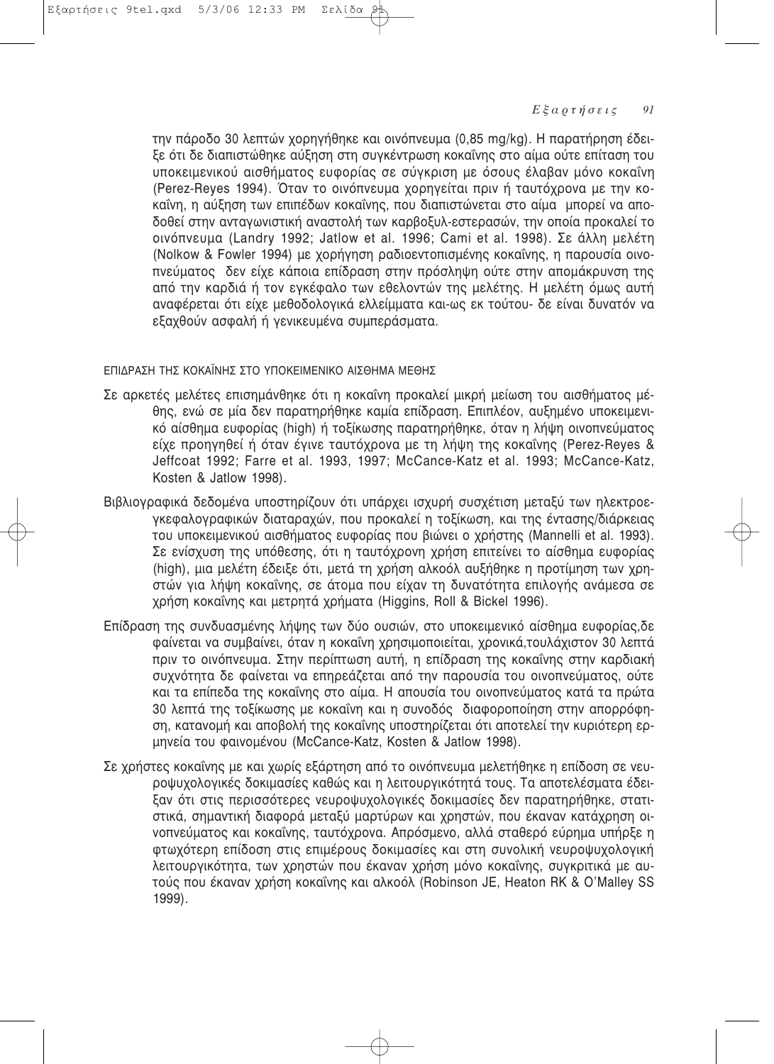την πάροδο 30 λεπτών χορηγήθηκε και οινόπνευμα (0,85 mg/kg). Η παρατήρηση έδειξε ότι δε διαπιστώθηκε αύξηση στη συγκέντρωση κοκαΐνης στο αίμα ούτε επίταση του υποκειμενικού αισθήματος ευφορίας σε σύγκριση με όσους έλαβαν μόνο κοκαΐνη (Perez-Reyes 1994). Όταν το οινόπνευμα χορηγείται πριν ή ταυτόχρονα με την κοκαΐνη, η αύξηση των επιπέδων κοκαΐνης, που διαπιστώνεται στο αίμα μπορεί να αποδοθεί στην ανταγωνιστική αναστολή των καρβοξυλ-εστερασών, την οποία προκαλεί το οινόπνευμα (Landry 1992; Jatlow et al. 1996; Cami et al. 1998). Σε άλλη μελέτη (Nolkow & Fowler 1994) με χορήγηση ραδιοεντοπισμένης κοκαΐνης, η παρουσία οινοπνεύματος δεν είχε κάποια επίδραση στην πρόσληψη ούτε στην απομάκρυνση της από την καρδιά ή τον εγκέφαλο των εθελοντών της μελέτης. Η μελέτη όμως αυτή αναφέρεται ότι είχε μεθοδολογικά ελλείμματα και-ως εκ τούτου- δε είναι δυνατόν να εξαχθούν ασφαλή ή γενικευμένα συμπεράσματα.

ΕΠΙΔΡΑΣΗ ΤΗΣ ΚΟΚΑΪΝΗΣ ΣΤΟ ΥΠΟΚΕΙΜΕΝΙΚΟ ΑΙΣΘΗΜΑ ΜΕΘΗΣ

Σε αρκετές μελέτες επισημάνθηκε ότι η κοκαΐνη προκαλεί μικρή μείωση του αισθήματος μέθης, ενώ σε μία δεν παρατηρήθηκε καμία επίδραση. Επιπλέον, αυξημένο υποκειμενικό αίσθημα ευφορίας (high) ή τοξίκωσης παρατηρήθηκε, όταν η λήψη οινοπνεύματος είχε προηγηθεί ή όταν έγινε ταυτόχρονα με τη λήψη της κοκαΐνης (Perez-Reyes & Jeffcoat 1992; Farre et al. 1993, 1997; McCance-Katz et al. 1993; McCance-Katz, Kosten & Jatlow 1998).

Βιβλιογραφικά δεδομένα υποστηρίζουν ότι υπάρχει ισχυρή συσχέτιση μεταξύ των ηλεκτροεγκεφαλογραφικών διαταραχών, που προκαλεί η τοξίκωση, και της έντασης/διάρκειας του υποκειμενικού αισθήματος ευφορίας που βιώνει ο χρήστης (Mannelli et al. 1993). Σε ενίσχυση της υπόθεσης, ότι η ταυτόχρονη χρήση επιτείνει το αίσθημα ευφορίας (high), μια μελέτη έδειξε ότι, μετά τη χρήση αλκοόλ αυξήθηκε η προτίμηση των χρηστών για λήψη κοκαΐνης, σε άτομα που είχαν τη δυνατότητα επιλογής ανάμεσα σε χρήση κοκαΐνης και μετρητά χρήματα (Higgins, Roll & Bickel 1996).

Επίδραση της συνδυασμένης λήψης των δύο ουσιών, στο υποκειμενικό αίσθημα ευφορίας,δε φαίνεται να συμβαίνει, όταν η κοκαΐνη χρησιμοποιείται, χρονικά,τουλάχιστον 30 λεπτά πριν το οινόπνευμα. Στην περίπτωση αυτή, η επίδραση της κοκαΐνης στην καρδιακή συχνότητα δε φαίνεται να επηρεάζεται από την παρουσία του οινοπνεύματος, ούτε και τα επίπεδα της κοκαΐνης στο αίμα. Η απουσία του οινοπνεύματος κατά τα πρώτα 30 λεπτά της τοξίκωσης με κοκαΐνη και η συνοδός διαφοροποίηση στην απορρόφηση, κατανομή και αποβολή της κοκαΐνης υποστηρίζεται ότι αποτελεί την κυριότερη ερμηνεία του φαινομένου (McCance-Katz, Kosten & Jatlow 1998).

Σε χρήστες κοκαΐνης με και χωρίς εξάρτηση από το οινόπνευμα μελετήθηκε η επίδοση σε νευροψυχολογικές δοκιμασίες καθώς και η λειτουργικότητά τους. Τα αποτελέσματα έδειξαν ότι στις περισσότερες νευροψυχολογικές δοκιμασίες δεν παρατηρήθηκε, στατιστικά, σημαντική διαφορά μεταξύ μαρτύρων και χρηστών, που έκαναν κατάχρηση οινοπνεύματος και κοκαΐνης, ταυτόχρονα. Απρόσμενο, αλλά σταθερό εύρημα υπήρξε η φτωχότερη επίδοση στις επιμέρους δοκιμασίες και στη συνολική νευροψυχολογική λειτουργικότητα, των χρηστών που έκαναν χρήση μόνο κοκαΐνης, συγκριτικά με αυτούς που έκαναν χρήση κοκαΐνης και αλκοόλ (Robinson JE, Heaton RK & O'Malley SS 1999).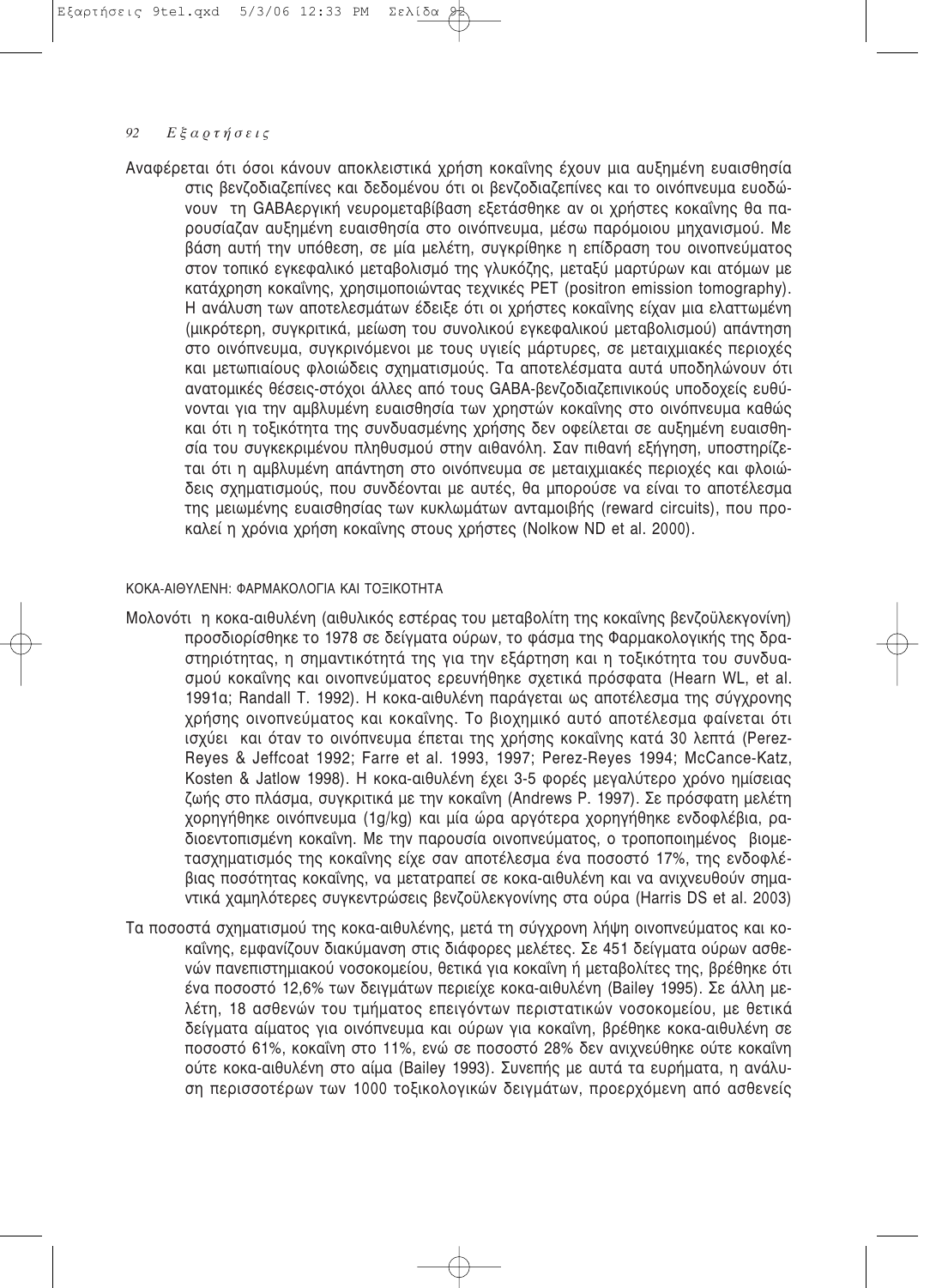Αναφέρεται ότι όσοι κάνουν αποκλειστικά χρήση κοκαΐνης έχουν μια αυξημένη ευαισθησία στις βενζοδιαζεπίνες και δεδομένου ότι οι βενζοδιαζεπίνες και το οινόπνευμα ευοδώνουν τη GABAεργική νευρομεταβίβαση εξετάσθηκε αν οι χρήστες κοκαΐνης θα παρουσίαζαν αυξημένη ευαισθησία στο οινόπνευμα, μέσω παρόμοιου μηχανισμού. Με βάση αυτή την υπόθεση, σε μία μελέτη, συγκρίθηκε η επίδραση του οινοπνεύματος στον τοπικό εγκεφαλικό μεταβολισμό της γλυκόζης, μεταξύ μαρτύρων και ατόμων με κατάχρηση κοκαΐνης, χρησιμοποιώντας τεχνικές PET (positron emission tomography). Η ανάλυση των αποτελεσμάτων έδειξε ότι οι χρήστες κοκαΐνης είχαν μια ελαττωμένη (μικρότερη, συγκριτικά, μείωση του συνολικού εγκεφαλικού μεταβολισμού) απάντηση στο οινόπνευμα, συγκρινόμενοι με τους υγιείς μάρτυρες, σε μεταιχμιακές περιοχές και μετωπιαίους φλοιώδεις σχηματισμούς. Τα αποτελέσματα αυτά υποδηλώνουν ότι ανατομικές θέσεις-στόχοι άλλες από τους GABA-βενζοδιαζεπινικούς υποδοχείς ευθύνονται για την αμβλυμένη ευαισθησία των χρηστών κοκαΐνης στο οινόπνευμα καθώς και ότι η τοξικότητα της συνδυασμένης χρήσης δεν οφείλεται σε αυξημένη ευαισθησία του συγκεκριμένου πληθυσμού στην αιθανόλη. Σαν πιθανή εξήγηση, υποστηρίζεται ότι η αμβλυμένη απάντηση στο οινόπνευμα σε μεταιχμιακές περιοχές και φλοιώδεις σχηματισμούς, που συνδέονται με αυτές, θα μπορούσε να είναι το αποτέλεσμα της μειωμένης ευαισθησίας των κυκλωμάτων ανταμοιβής (reward circuits), που προκαλεί η χρόνια χρήση κοκαΐνης στους χρήστες (Nolkow ND et al. 2000).

### ΚΟΚΑ-ΑΙΘΥΛΕΝΗ: ΦΑΡΜΑΚΟΛΟΓΙΑ ΚΑΙ ΤΟΞΙΚΟΤΗΤΑ

Μολονότι η κοκα-αιθυλένη (αιθυλικός εστέρας του μεταβολίτη της κοκαΐνης βενζοϋλεκγονίνη) προσδιορίσθηκε το 1978 σε δείγματα ούρων, το φάσμα της Φαρμακολογικής της δραστηριότητας, η σημαντικότητά της για την εξάρτηση και η τοξικότητα του συνδυασμού κοκαΐνης και οινοπνεύματος ερευνήθηκε σχετικά πρόσφατα (Hearn WL, et al. 1991α; Randall T. 1992). Η κοκα-αιθυλένη παράγεται ως αποτέλεσμα της σύγχρονης χρήσης οινοπνεύματος και κοκαΐνης. Το βιοχημικό αυτό αποτέλεσμα φαίνεται ότι ισχύει και όταν το οινόπνευμα έπεται της χρήσης κοκαΐνης κατά 30 λεπτά (Perez-Reyes & Jeffcoat 1992; Farre et al. 1993, 1997; Perez-Reyes 1994; McCance-Katz, Kosten & Jatlow 1998). Η κοκα-αιθυλένη έχει 3-5 φορές μεγαλύτερο χρόνο ημίσειας ζωής στο πλάσμα, συγκριτικά με την κοκαΐνη (Andrews P. 1997). Σε πρόσφατη μελέτη χορηγήθηκε οινόπνευμα (1g/kg) και μία ώρα αργότερα χορηγήθηκε ενδοφλέβια, ραδιοεντοπισμένη κοκαΐνη. Με την παρουσία οινοπνεύματος, ο τροποποιημένος βιομετασχηματισμός της κοκαΐνης είχε σαν αποτέλεσμα ένα ποσοστό 17%, της ενδοφλέβιας ποσότητας κοκαΐνης, να μετατραπεί σε κοκα-αιθυλένη και να ανιχνευθούν σημαντικά χαμηλότερες συγκεντρώσεις βενζοϋλεκγονίνης στα ούρα (Harris DS et al. 2003)

Τα ποσοστά σχηματισμού της κοκα-αιθυλένης, μετά τη σύγχρονη λήψη οινοπνεύματος και κοκαΐνης, εμφανίζουν διακύμανση στις διάφορες μελέτες. Σε 451 δείγματα ούρων ασθενών πανεπιστημιακού νοσοκομείου, θετικά για κοκαΐνη ή μεταβολίτες της, βρέθηκε ότι ένα ποσοστό 12,6% των δειγμάτων περιείχε κοκα-αιθυλένη (Bailey 1995). Σε άλλη μελέτη, 18 ασθενών του τμήματος επειγόντων περιστατικών νοσοκομείου, με θετικά δείγματα αίματος για οινόπνευμα και ούρων για κοκαΐνη, βρέθηκε κοκα-αιθυλένη σε ποσοστό 61%, κοκαΐνη στο 11%, ενώ σε ποσοστό 28% δεν ανιχνεύθηκε ούτε κοκαΐνη ούτε κοκα-αιθυλένη στο αίμα (Bailey 1993). Συνεπής με αυτά τα ευρήματα, η ανάλυση περισσοτέρων των 1000 τοξικολογικών δειγμάτων, προερχόμενη από ασθενείς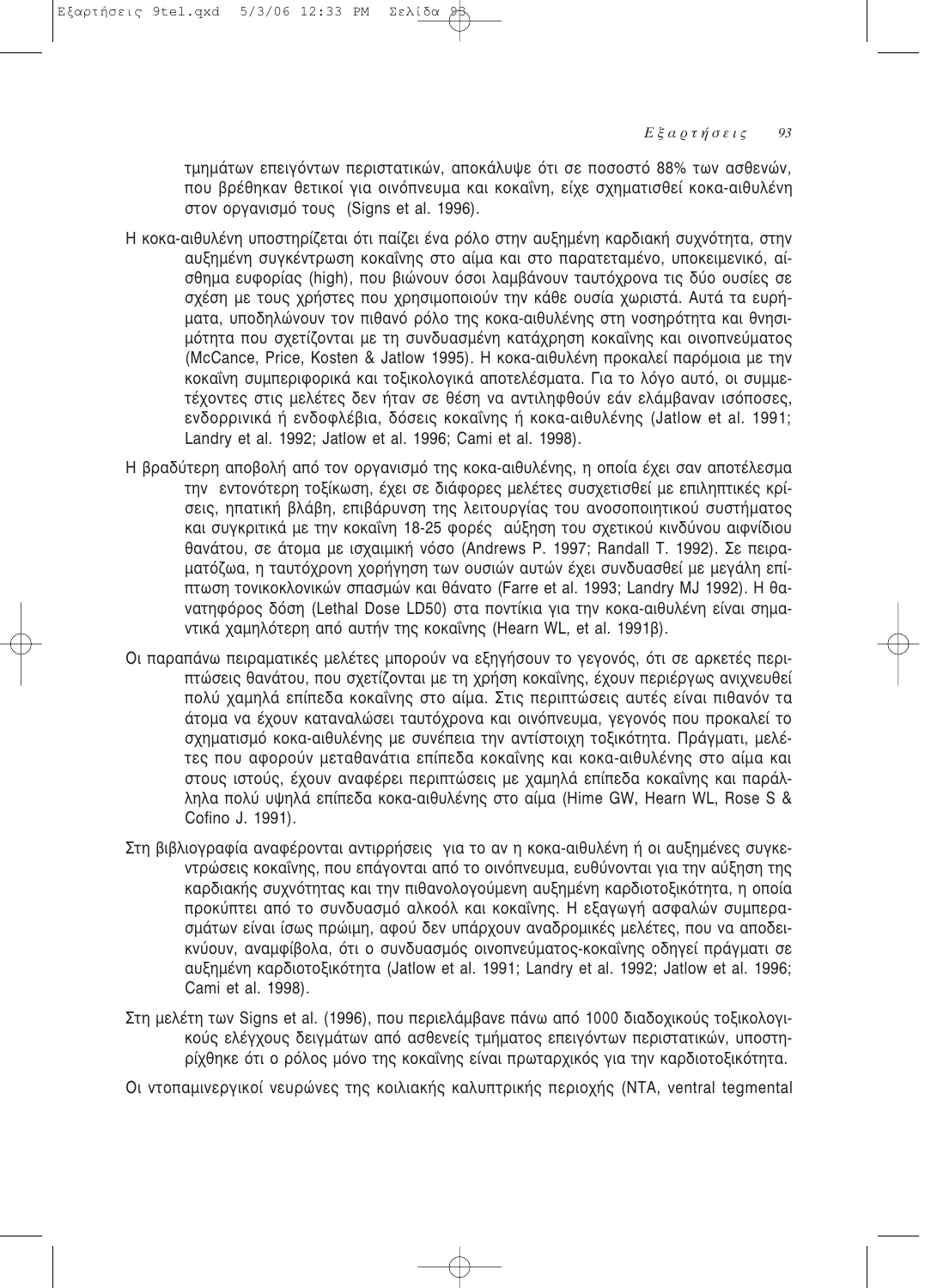τμημάτων επειγόντων περιστατικών, αποκάλυψε ότι σε ποσοστό 88% των ασθενών, που βρέθηκαν θετικοί για οινόπνευμα και κοκαΐνη, είχε σχηματισθεί κοκα-αιθυλένη στον οργανισμό τους (Signs et al. 1996).

Η κοκα-αιθυλένη υποστηρίζεται ότι παίζει ένα ρόλο στην αυξημένη καρδιακή συχνότητα, στην αυξημένη συγκέντρωση κοκαΐνης στο αίμα και στο παρατεταμένο, υποκειμενικό, αίσθημα ευφορίας (high), που βιώνουν όσοι λαμβάνουν ταυτόχρονα τις δύο ουσίες σε σχέση με τους χρήστες που χρησιμοποιούν την κάθε ουσία χωριστά. Αυτά τα ευρήματα, υποδηλώνουν τον πιθανό ρόλο της κοκα-αιθυλένης στη νοσηρότητα και θνησιμότητα που σχετίζονται με τη συνδυασμένη κατάχρηση κοκαΐνης και οινοπνεύματος (McCance, Price, Kosten & Jatlow 1995). Η κοκα-αιθυλένη προκαλεί παρόμοια με την κοκαΐνη συμπεριφορικά και τοξικολογικά αποτελέσματα. Για το λόγο αυτό, οι συμμετέχοντες στις μελέτες δεν ήταν σε θέση να αντιληφθούν εάν ελάμβαναν ισόποσες, ενδορρινικά ή ενδοφλέβια, δόσεις κοκαΐνης ή κοκα-αιθυλένης (Jatlow et al. 1991; Landry et al. 1992; Jatlow et al. 1996; Cami et al. 1998).

Η βραδύτερη αποβολή από τον οργανισμό της κοκα-αιθυλένης, η οποία έχει σαν αποτέλεσμα την εντονότερη τοξίκωση, έχει σε διάφορες μελέτες συσχετισθεί με επιληπτικές κρίσεις, ηπατική βλάβη, επιβάρυνση της λειτουργίας του ανοσοποιητικού συστήματος και συγκριτικά με την κοκαΐνη 18-25 φορές αύξηση του σχετικού κινδύνου αιφνίδιου θανάτου, σε άτομα με ισχαιμική νόσο (Andrews P. 1997; Randall T. 1992). Σε πειραματόζωα, η ταυτόχρονη χορήγηση των ουσιών αυτών έχει συνδυασθεί με μεγάλη επίπτωση τονικοκλονικών σπασμών και θάνατο (Farre et al. 1993; Landry MJ 1992). Η θανατηφόρος δόση (Lethal Dose LD50) στα ποντίκια για την κοκα-αιθυλένη είναι σημαντικά χαμηλότερη από αυτήν της κοκαΐνης (Hearn WL, et al. 1991β).

Οι παραπάνω πειραματικές μελέτες μπορούν να εξηγήσουν το γεγονός, ότι σε αρκετές περιπτώσεις θανάτου, που σχετίζονται με τη χρήση κοκαΐνης, έχουν περιέργως ανιχνευθεί πολύ χαμηλά επίπεδα κοκαΐνης στο αίμα. Στις περιπτώσεις αυτές είναι πιθανόν τα άτομα να έχουν καταναλώσει ταυτόχρονα και οινόπνευμα, γεγονός που προκαλεί το σχηματισμό κοκα-αιθυλένης με συνέπεια την αντίστοιχη τοξικότητα. Πράγματι, μελέτες που αφορούν μεταθανάτια επίπεδα κοκαΐνης και κοκα-αιθυλένης στο αίμα και στους ιστούς, έχουν αναφέρει περιπτώσεις με χαμηλά επίπεδα κοκαΐνης και παράλληλα πολύ υψηλά επίπεδα κοκα-αιθυλένης στο αίμα (Hime GW, Hearn WL, Rose S & Cofino J. 1991).

Στη βιβλιογραφία αναφέρονται αντιρρήσεις για το αν η κοκα-αιθυλένη ή οι αυξημένες συγκεντρώσεις κοκαΐνης, που επάγονται από το οινόπνευμα, ευθύνονται για την αύξηση της καρδιακής συχνότητας και την πιθανολογούμενη αυξημένη καρδιοτοξικότητα, η οποία προκύπτει από το συνδυασμό αλκοόλ και κοκαΐνης. Η εξαγωγή ασφαλών συμπερασμάτων είναι ίσως πρώιμη, αφού δεν υπάρχουν αναδρομικές μελέτες, που να αποδεικνύουν, αναμφίβολα, ότι ο συνδυασμός οινοπνεύματος-κοκαΐνης οδηγεί πράγματι σε αυξημένη καρδιοτοξικότητα (Jatlow et al. 1991; Landry et al. 1992; Jatlow et al. 1996; Cami et al. 1998).

Στη μελέτη των Signs et al. (1996), που περιελάμβανε πάνω από 1000 διαδοχικούς τοξικολογικούς ελέγχους δειγμάτων από ασθενείς τμήματος επειγόντων περιστατικών, υποστηρίχθηκε ότι ο ρόλος μόνο της κοκαΐνης είναι πρωταρχικός για την καρδιοτοξικότητα.

Οι ντοπαμινεργικοί νευρώνες της κοιλιακής καλυπτρικής περιοχής (ΝΤΑ, ventral tegmental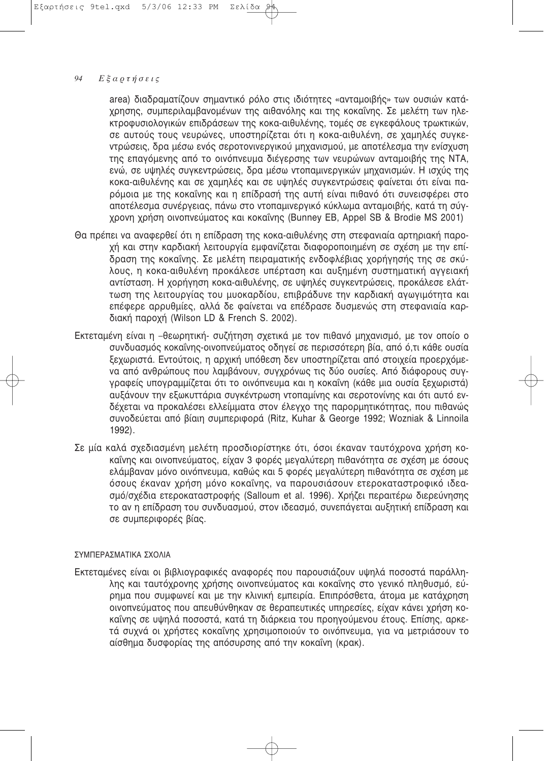area) διαδραματίζουν σημαντικό ρόλο στις ιδιότητες «ανταμοιβής» των ουσιών κατάχρησης, συμπεριλαμβανομένων της αιθανόλης και της κοκαΐνης. Σε μελέτη των ηλεκτροφυσιολογικών επιδράσεων της κοκα-αιθυλένης, τομές σε εγκεφάλους τρωκτικών, σε αυτούς τους νευρώνες, υποστηρίζεται ότι η κοκα-αιθυλένη, σε χαμηλές συγκεντρώσεις, δρα μέσω ενός σεροτονινεργικού μηχανισμού, με αποτέλεσμα την ενίσχυση της επαγόμενης από το οινόπνευμα διέγερσης των νευρώνων ανταμοιβής της ΝΤΑ, ενώ, σε υψηλές συγκεντρώσεις, δρα μέσω ντοπαμινεργικών μηχανισμών. Η ισχύς της κοκα-αιθυλένης και σε χαμηλές και σε υψηλές συγκεντρώσεις φαίνεται ότι είναι παρόμοια με της κοκαΐνης και η επίδρασή της αυτή είναι πιθανό ότι συνεισφέρει στο αποτέλεσμα συνέργειας, πάνω στο ντοπαμινεργικό κύκλωμα ανταμοιβής, κατά τη σύγχρονη χρήση οινοπνεύματος και κοκαΐνης (Bunney EB, Appel SB & Brodie MS 2001)

Θα πρέπει να αναφερθεί ότι η επίδραση της κοκα-αιθυλένης στη στεφανιαία αρτηριακή παροχή και στην καρδιακή λειτουργία εμφανίζεται διαφοροποιημένη σε σχέση με την επίδραση της κοκαΐνης. Σε μελέτη πειραματικής ενδοφλέβιας χορήγησής της σε σκύλους, η κοκα-αιθυλένη προκάλεσε υπέρταση και αυξημένη συστηματική αγγειακή αντίσταση. Η χορήγηση κοκα-αιθυλένης, σε υψηλές συγκεντρώσεις, προκάλεσε ελάττωση της λειτουργίας του μυοκαρδίου, επιβράδυνε την καρδιακή αγωγιμότητα και επέφερε αρρυθμίες, αλλά δε φαίνεται να επέδρασε δυσμενώς στη στεφανιαία καρδιακή παροχή (Wilson LD & French S. 2002).

Εκτεταμένη είναι η –θεωρητική- συζήτηση σχετικά με τον πιθανό μηχανισμό, με τον οποίο ο συνδυασμός κοκαΐνης-οινοπνεύματος οδηγεί σε περισσότερη βία, από ό,τι κάθε ουσία ξεχωριστά. Εντούτοις, η αρχική υπόθεση δεν υποστηρίζεται από στοιχεία προερχόμενα από ανθρώπους που λαμβάνουν, συγχρόνως τις δύο ουσίες. Από διάφορους συγγραφείς υπογραμμίζεται ότι το οινόπνευμα και η κοκαΐνη (κάθε μια ουσία ξεχωριστά) αυξάνουν την εξωκυττάρια συγκέντρωση ντοπαμίνης και σεροτονίνης και ότι αυτό ενδέχεται να προκαλέσει ελλείμματα στον έλεγχο της παρορμητικότητας, που πιθανώς συνοδεύεται από βίαιη συμπεριφορά (Ritz, Kuhar & George 1992; Wozniak & Linnoila 1992).

Σε μία καλά σχεδιασμένη μελέτη προσδιορίστηκε ότι, όσοι έκαναν ταυτόχρονα χρήση κοκαΐνης και οινοπνεύματος, είχαν 3 φορές μεγαλύτερη πιθανότητα σε σχέση με όσους ελάμβαναν μόνο οινόπνευμα, καθώς και 5 φορές μεγαλύτερη πιθανότητα σε σχέση με όσους έκαναν χρήση μόνο κοκαΐνης, να παρουσιάσουν ετεροκαταστροφικό ιδεασμό/σχέδια ετεροκαταστροφής (Salloum et al. 1996). Χρήζει περαιτέρω διερεύνησης το αν η επίδραση του συνδυασμού, στον ιδεασμό, συνεπάγεται αυξητική επίδραση και σε συμπεριφορές βίας.

### ΣΥΜΠΕΡΑΣΜΑΤΙΚΑ ΣΧΟΛΙΑ

Εκτεταμένες είναι οι βιβλιογραφικές αναφορές που παρουσιάζουν υψηλά ποσοστά παράλληλης και ταυτόχρονης χρήσης οινοπνεύματος και κοκαΐνης στο γενικό πληθυσμό, εύρημα που συμφωνεί και με την κλινική εμπειρία. Επιπρόσθετα, άτομα με κατάχρηση οινοπνεύματος που απευθύνθηκαν σε θεραπευτικές υπηρεσίες, είχαν κάνει χρήση κοκαΐνης σε υψηλά ποσοστά, κατά τη διάρκεια του προηγούμενου έτους. Επίσης, αρκετά συχνά οι χρήστες κοκαΐνης χρησιμοποιούν το οινόπνευμα, για να μετριάσουν το αίσθημα δυσφορίας της απόσυρσης από την κοκαΐνη (κρακ).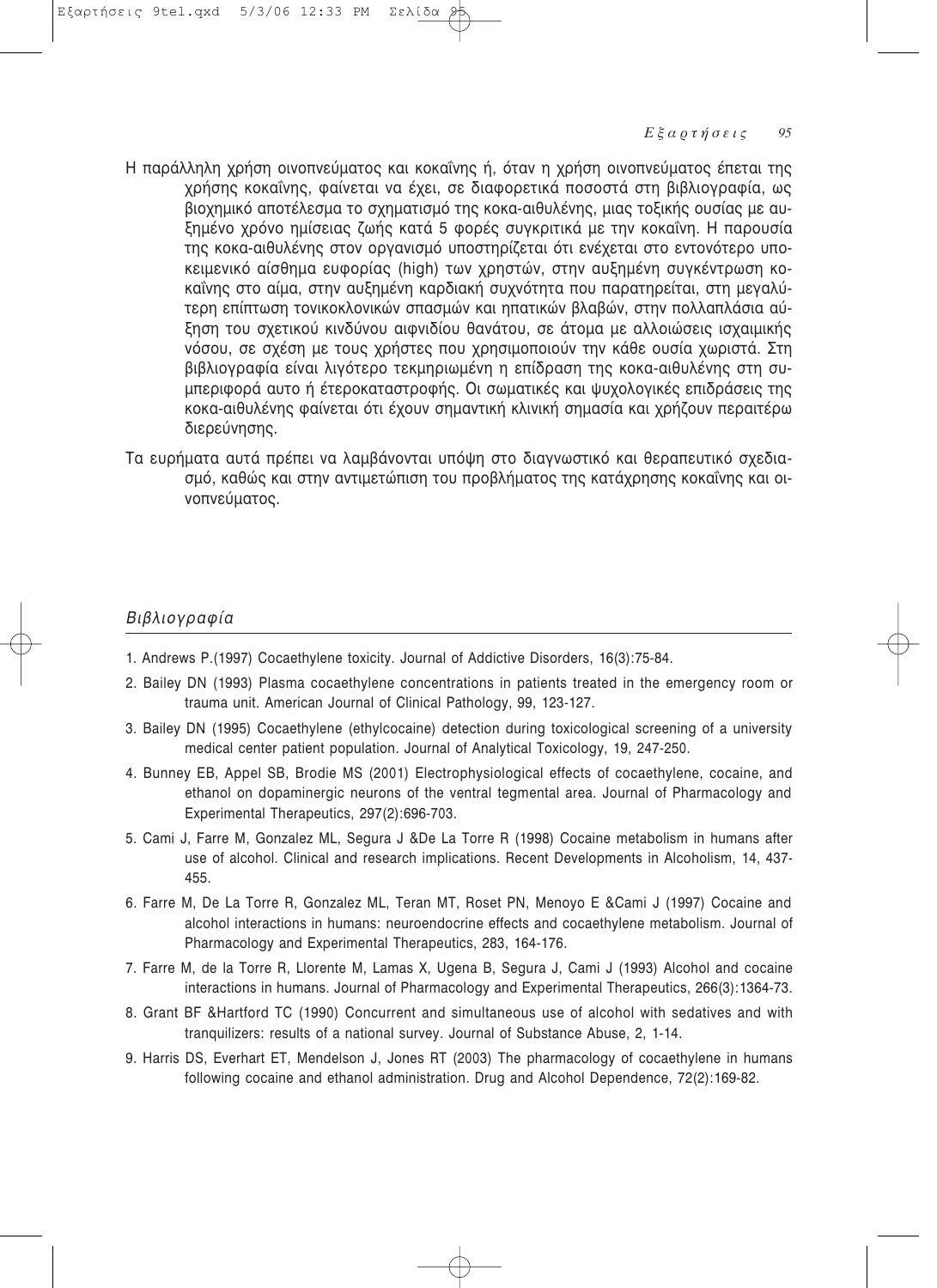Η παράλληλη χρήση οινοπνεύματος και κοκαΐνης ή, όταν η χρήση οινοπνεύματος έπεται της χρήσης κοκαΐνης, φαίνεται να έχει, σε διαφορετικά ποσοστά στη βιβλιογραφία, ως βιοχημικό αποτέλεσμα το σχηματισμό της κοκα-αιθυλένης, μιας τοξικής ουσίας με αυξημένο χρόνο ημίσειας ζωής κατά 5 φορές συγκριτικά με την κοκαΐνη. Η παρουσία της κοκα-αιθυλένης στον οργανισμό υποστηρίζεται ότι ενέχεται στο εντονότερο υποκειμενικό αίσθημα ευφορίας (high) των χρηστών, στην αυξημένη συγκέντρωση κοκαΐνης στο αίμα, στην αυξημένη καρδιακή συχνότητα που παρατηρείται, στη μεγαλύτερη επίπτωση τονικοκλονικών σπασμών και ηπατικών βλαβών, στην πολλαπλάσια αύξηση του σχετικού κινδύνου αιφνιδίου θανάτου, σε άτομα με αλλοιώσεις ισχαιμικής νόσου, σε σχέση με τους χρήστες που χρησιμοποιούν την κάθε ουσία χωριστά. Στη βιβλιογραφία είναι λιγότερο τεκμηριωμένη η επίδραση της κοκα-αιθυλένης στη συμπεριφορά αυτο ή έτεροκαταστροφής. Οι σωματικές και ψυχολογικές επιδράσεις της κοκα-αιθυλένης φαίνεται ότι έχουν σημαντική κλινική σημασία και χρήζουν περαιτέρω διερεύνησης.

Τα ευρήματα αυτά πρέπει να λαμβάνονται υπόψη στο διαγνωστικό και θεραπευτικό σχεδιασμό, καθώς και στην αντιμετώπιση του προβλήματος της κατάχρησης κοκαΐνης και οινοπνεύματος.

## *Βιβλιογραφία*

1. Andrews P.(1997) Cocaethylene toxicity. Journal of Addictive Disorders, 16(3):75-84.
2. Bailey DN (1993) Plasma cocaethylene concentrations in patients treated in the emergency room or trauma unit. American Journal of Clinical Pathology, 99, 123-127.
3. Bailey DN (1995) Cocaethylene (ethylcocaine) detection during toxicological screening of a university medical center patient population. Journal of Analytical Toxicology, 19, 247-250.
4. Bunney EB, Appel SB, Brodie MS (2001) Electrophysiological effects of cocaethylene, cocaine, and ethanol on dopaminergic neurons of the ventral tegmental area. Journal of Pharmacology and Experimental Therapeutics, 297(2):696-703.
5. Cami J, Farre M, Gonzalez ML, Segura J &De La Torre R (1998) Cocaine metabolism in humans after use of alcohol. Clinical and research implications. Recent Developments in Alcoholism, 14, 437-455.
6. Farre M, De La Torre R, Gonzalez ML, Teran MT, Roset PN, Menoyo E &Cami J (1997) Cocaine and alcohol interactions in humans: neuroendocrine effects and cocaethylene metabolism. Journal of Pharmacology and Experimental Therapeutics, 283, 164-176.
7. Farre M, de la Torre R, Llorente M, Lamas X, Ugena B, Segura J, Cami J (1993) Alcohol and cocaine interactions in humans. Journal of Pharmacology and Experimental Therapeutics, 266(3):1364-73.
8. Grant BF &Hartford TC (1990) Concurrent and simultaneous use of alcohol with sedatives and with tranquilizers: results of a national survey. Journal of Substance Abuse, 2, 1-14.
9. Harris DS, Everhart ET, Mendelson J, Jones RT (2003) The pharmacology of cocaethylene in humans following cocaine and ethanol administration. Drug and Alcohol Dependence, 72(2):169-82.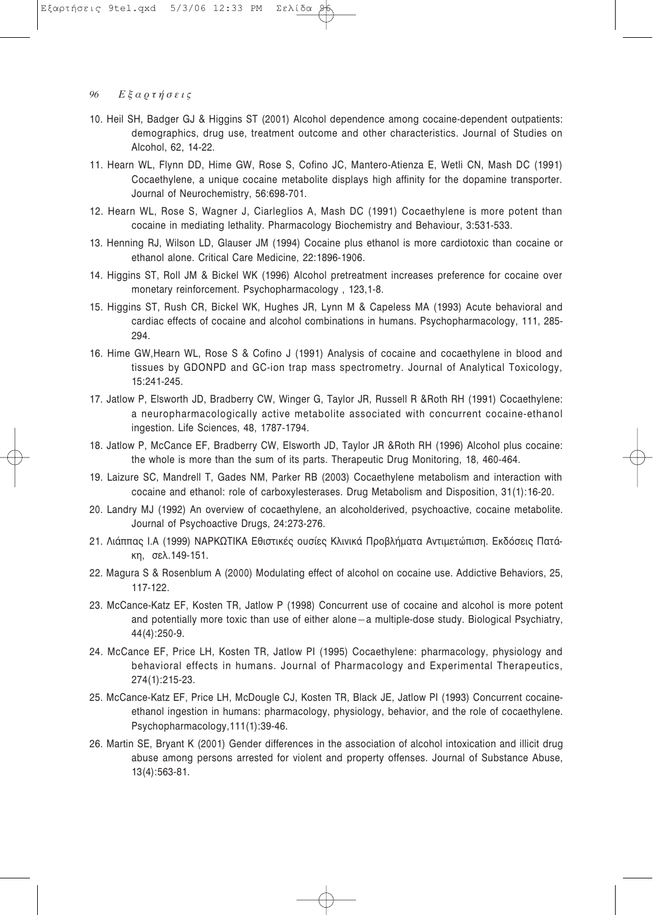10. Heil SH, Badger GJ & Higgins ST (2001) Alcohol dependence among cocaine-dependent outpatients: demographics, drug use, treatment outcome and other characteristics. Journal of Studies on Alcohol, 62, 14-22.
11. Hearn WL, Flynn DD, Hime GW, Rose S, Cofino JC, Mantero-Atienza E, Wetli CN, Mash DC (1991) Cocaethylene, a unique cocaine metabolite displays high affinity for the dopamine transporter. Journal of Neurochemistry, 56:698-701.
12. Hearn WL, Rose S, Wagner J, Ciarleglios A, Mash DC (1991) Cocaethylene is more potent than cocaine in mediating lethality. Pharmacology Biochemistry and Behaviour, 3:531-533.
13. Henning RJ, Wilson LD, Glauser JM (1994) Cocaine plus ethanol is more cardiotoxic than cocaine or ethanol alone. Critical Care Medicine, 22:1896-1906.
14. Higgins ST, Roll JM & Bickel WK (1996) Alcohol pretreatment increases preference for cocaine over monetary reinforcement. Psychopharmacology , 123,1-8.
15. Higgins ST, Rush CR, Bickel WK, Hughes JR, Lynn M & Capeless MA (1993) Acute behavioral and cardiac effects of cocaine and alcohol combinations in humans. Psychopharmacology, 111, 285-294.
16. Hime GW,Hearn WL, Rose S & Cofino J (1991) Analysis of cocaine and cocaethylene in blood and tissues by GDONPD and GC-ion trap mass spectrometry. Journal of Analytical Toxicology, 15:241-245.
17. Jatlow P, Elsworth JD, Bradberry CW, Winger G, Taylor JR, Russell R &Roth RH (1991) Cocaethylene: a neuropharmacologically active metabolite associated with concurrent cocaine-ethanol ingestion. Life Sciences, 48, 1787-1794.
18. Jatlow P, McCance EF, Bradberry CW, Elsworth JD, Taylor JR &Roth RH (1996) Alcohol plus cocaine: the whole is more than the sum of its parts. Therapeutic Drug Monitoring, 18, 460-464.
19. Laizure SC, Mandrell T, Gades NM, Parker RB (2003) Cocaethylene metabolism and interaction with cocaine and ethanol: role of carboxylesterases. Drug Metabolism and Disposition, 31(1):16-20.
20. Landry MJ (1992) An overview of cocaethylene, an alcoholderived, psychoactive, cocaine metabolite. Journal of Psychoactive Drugs, 24:273-276.
21. Λιάππας Ι.Α (1999) ΝΑΡΚΩΤΙΚΑ Εθιστικές ουσίες Κλινικά Προβλήματα Αντιμετώπιση. Εκδόσεις Πατάκη, σελ.149-151.
22. Magura S & Rosenblum A (2000) Modulating effect of alcohol on cocaine use. Addictive Behaviors, 25, 117-122.
23. McCance-Katz EF, Kosten TR, Jatlow P (1998) Concurrent use of cocaine and alcohol is more potent and potentially more toxic than use of either alone – a multiple-dose study. Biological Psychiatry, 44(4):250-9.
24. McCance EF, Price LH, Kosten TR, Jatlow PI (1995) Cocaethylene: pharmacology, physiology and behavioral effects in humans. Journal of Pharmacology and Experimental Therapeutics, 274(1):215-23.
25. McCance-Katz EF, Price LH, McDougle CJ, Kosten TR, Black JE, Jatlow PI (1993) Concurrent cocaine-ethanol ingestion in humans: pharmacology, physiology, behavior, and the role of cocaethylene. Psychopharmacology,111(1):39-46.
26. Martin SE, Bryant K (2001) Gender differences in the association of alcohol intoxication and illicit drug abuse among persons arrested for violent and property offenses. Journal of Substance Abuse, 13(4):563-81.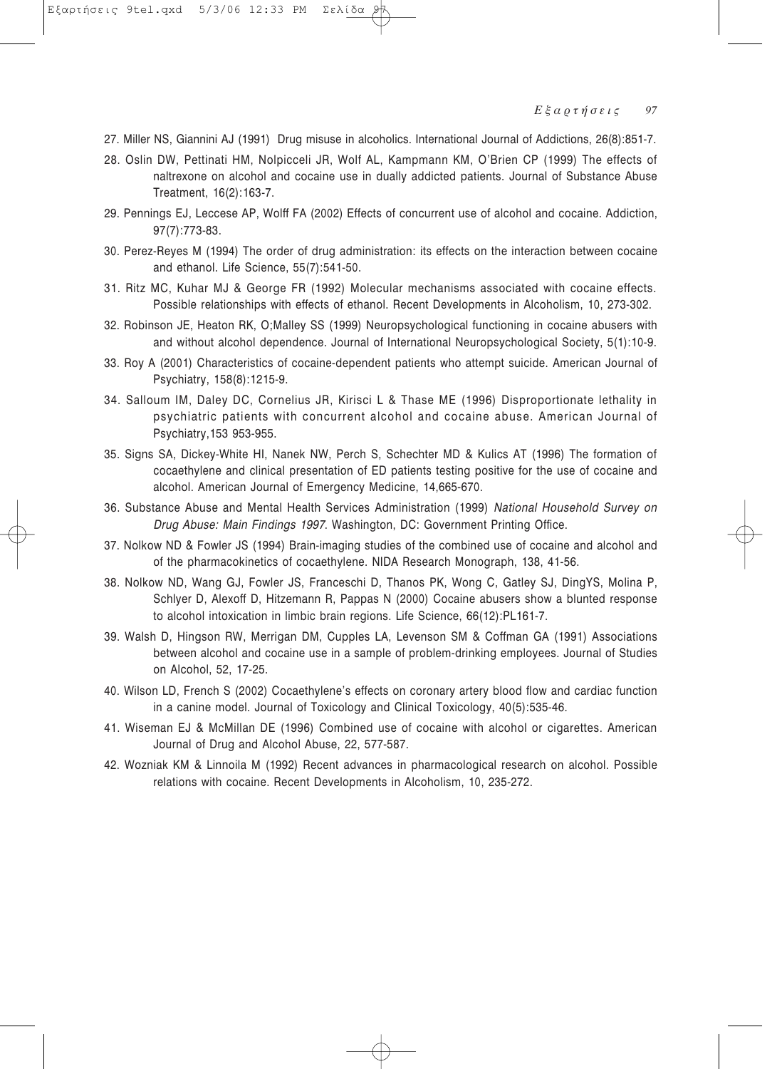27. Miller NS, Giannini AJ (1991) Drug misuse in alcoholics. International Journal of Addictions, 26(8):851-7.

28. Oslin DW, Pettinati HM, Nolpicceli JR, Wolf AL, Kampmann KM, O'Brien CP (1999) The effects of naltrexone on alcohol and cocaine use in dually addicted patients. Journal of Substance Abuse Treatment, 16(2):163-7.

29. Pennings EJ, Leccese AP, Wolff FA (2002) Effects of concurrent use of alcohol and cocaine. Addiction, 97(7):773-83.

30. Perez-Reyes M (1994) The order of drug administration: its effects on the interaction between cocaine and ethanol. Life Science, 55(7):541-50.

31. Ritz MC, Kuhar MJ & George FR (1992) Molecular mechanisms associated with cocaine effects. Possible relationships with effects of ethanol. Recent Developments in Alcoholism, 10, 273-302.

32. Robinson JE, Heaton RK, O;Malley SS (1999) Neuropsychological functioning in cocaine abusers with and without alcohol dependence. Journal of International Neuropsychological Society, 5(1):10-9.

33. Roy A (2001) Characteristics of cocaine-dependent patients who attempt suicide. American Journal of Psychiatry, 158(8):1215-9.

34. Salloum IM, Daley DC, Cornelius JR, Kirisci L & Thase ME (1996) Disproportionate lethality in psychiatric patients with concurrent alcohol and cocaine abuse. American Journal of Psychiatry,153 953-955.

35. Signs SA, Dickey-White HI, Nanek NW, Perch S, Schechter MD & Kulics AT (1996) The formation of cocaethylene and clinical presentation of ED patients testing positive for the use of cocaine and alcohol. American Journal of Emergency Medicine, 14,665-670.

36. Substance Abuse and Mental Health Services Administration (1999) *National Household Survey on Drug Abuse: Main Findings 1997*. Washington, DC: Government Printing Office.

37. Nolkow ND & Fowler JS (1994) Brain-imaging studies of the combined use of cocaine and alcohol and of the pharmacokinetics of cocaethylene. NIDA Research Monograph, 138, 41-56.

38. Nolkow ND, Wang GJ, Fowler JS, Franceschi D, Thanos PK, Wong C, Gatley SJ, DingYS, Molina P, Schlyer D, Alexoff D, Hitzemann R, Pappas N (2000) Cocaine abusers show a blunted response to alcohol intoxication in limbic brain regions. Life Science, 66(12):PL161-7.

39. Walsh D, Hingson RW, Merrigan DM, Cupples LA, Levenson SM & Coffman GA (1991) Associations between alcohol and cocaine use in a sample of problem-drinking employees. Journal of Studies on Alcohol, 52, 17-25.

40. Wilson LD, French S (2002) Cocaethylene's effects on coronary artery blood flow and cardiac function in a canine model. Journal of Toxicology and Clinical Toxicology, 40(5):535-46.

41. Wiseman EJ & McMillan DE (1996) Combined use of cocaine with alcohol or cigarettes. American Journal of Drug and Alcohol Abuse, 22, 577-587.

42. Wozniak KM & Linnoila M (1992) Recent advances in pharmacological research on alcohol. Possible relations with cocaine. Recent Developments in Alcoholism, 10, 235-272.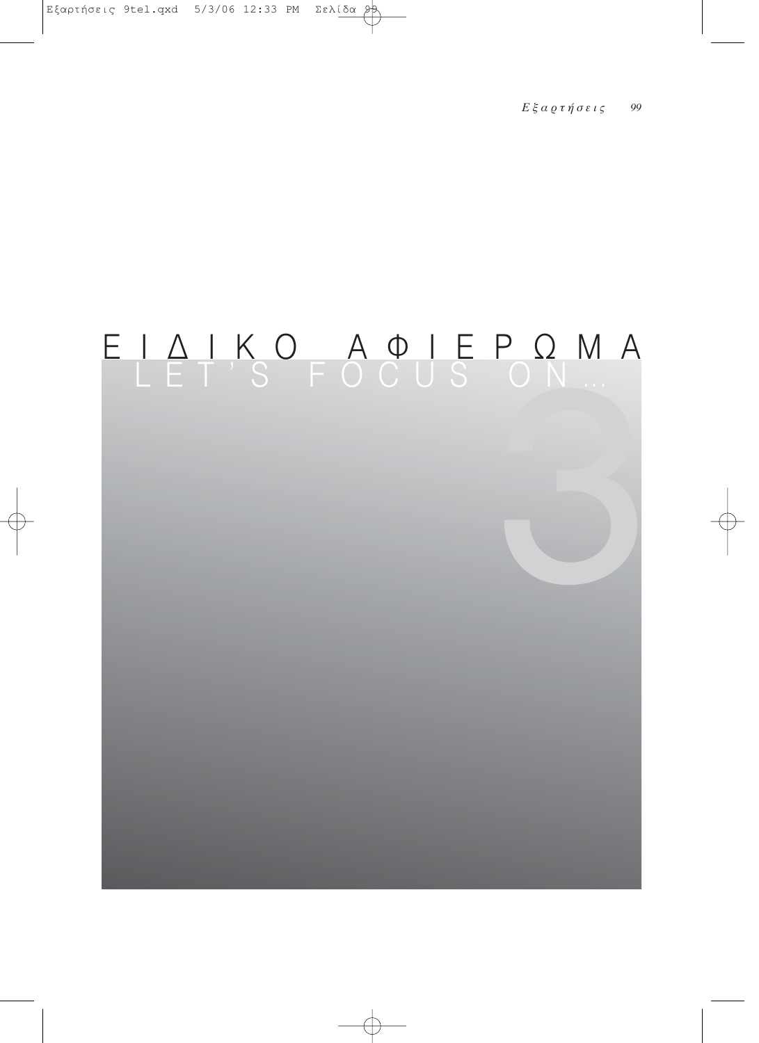# ΕΙΔΙΚΟ ΑΦΙΕΡΩΜΑ

## LET'S FOCUS ON...

3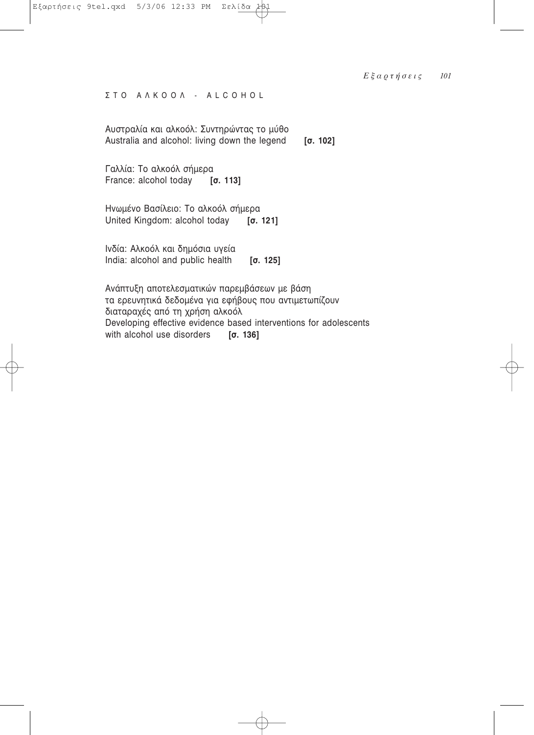# ΣΤΟ ΑΛΚΟΟΛ - ALCOHOL

Αυστραλία και αλκοόλ: Συντηρώντας το μύθο
Australia and alcohol: living down the legend **[σ. 102]**

Γαλλία: Το αλκοόλ σήμερα
France: alcohol today **[σ. 113]**

Ηνωμένο Βασίλειο: Το αλκοόλ σήμερα
United Kingdom: alcohol today **[σ. 121]**

Ινδία: Αλκοόλ και δημόσια υγεία
India: alcohol and public health **[σ. 125]**

Ανάπτυξη αποτελεσματικών παρεμβάσεων με βάση τα ερευνητικά δεδομένα για εφήβους που αντιμετωπίζουν διαταραχές από τη χρήση αλκοόλ
Developing effective evidence based interventions for adolescents with alcohol use disorders **[σ. 136]**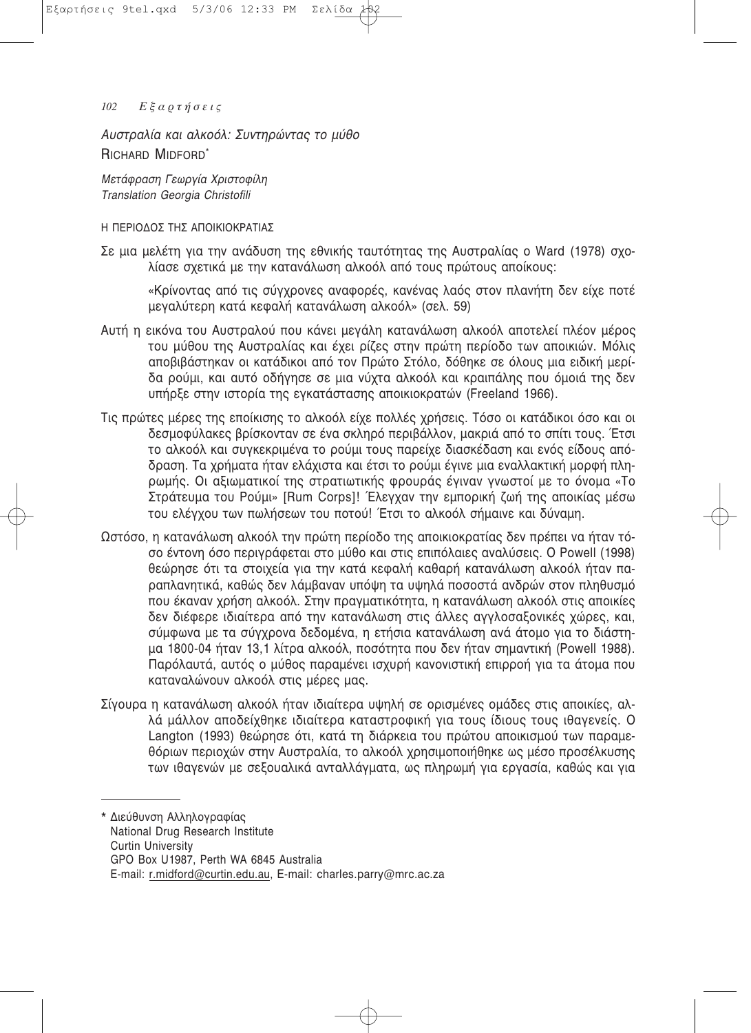*Αυστραλία και αλκοόλ: Συντηρώντας το μύθο*

RICHARD MIDFORD*

*Μετάφραση Γεωργία Χριστοφίλη*
*Translation Georgia Christofili*

## Η ΠΕΡΙΟΔΟΣ ΤΗΣ ΑΠΟΙΚΙΟΚΡΑΤΙΑΣ

Σε μια μελέτη για την ανάδυση της εθνικής ταυτότητας της Αυστραλίας ο Ward (1978) σχολίασε σχετικά με την κατανάλωση αλκοόλ από τους πρώτους αποίκους:

> «Κρίνοντας από τις σύγχρονες αναφορές, κανένας λαός στον πλανήτη δεν είχε ποτέ μεγαλύτερη κατά κεφαλή κατανάλωση αλκοόλ» (σελ. 59)

Αυτή η εικόνα του Αυστραλού που κάνει μεγάλη κατανάλωση αλκοόλ αποτελεί πλέον μέρος του μύθου της Αυστραλίας και έχει ρίζες στην πρώτη περίοδο των αποικιών. Μόλις αποβιβάστηκαν οι κατάδικοι από τον Πρώτο Στόλο, δόθηκε σε όλους μια ειδική μερίδα ρούμι, και αυτό οδήγησε σε μια νύχτα αλκοόλ και κραιπάλης που όμοιά της δεν υπήρξε στην ιστορία της εγκατάστασης αποικιοκρατών (Freeland 1966).

Τις πρώτες μέρες της εποίκισης το αλκοόλ είχε πολλές χρήσεις. Τόσο οι κατάδικοι όσο και οι δεσμοφύλακες βρίσκονταν σε ένα σκληρό περιβάλλον, μακριά από το σπίτι τους. Έτσι το αλκοόλ και συγκεκριμένα το ρούμι τους παρείχε διασκέδαση και ενός είδους απόδραση. Τα χρήματα ήταν ελάχιστα και έτσι το ρούμι έγινε μια εναλλακτική μορφή πληρωμής. Οι αξιωματικοί της στρατιωτικής φρουράς έγιναν γνωστοί με το όνομα «Το Στράτευμα του Ρούμι» [Rum Corps]! Έλεγχαν την εμπορική ζωή της αποικίας μέσω του ελέγχου των πωλήσεων του ποτού! Έτσι το αλκοόλ σήμαινε και δύναμη.

Ωστόσο, η κατανάλωση αλκοόλ την πρώτη περίοδο της αποικιοκρατίας δεν πρέπει να ήταν τόσο έντονη όσο περιγράφεται στο μύθο και στις επιπόλαιες αναλύσεις. Ο Powell (1998) θεώρησε ότι τα στοιχεία για την κατά κεφαλή καθαρή κατανάλωση αλκοόλ ήταν παραπλανητικά, καθώς δεν λάμβαναν υπόψη τα υψηλά ποσοστά ανδρών στον πληθυσμό που έκαναν χρήση αλκοόλ. Στην πραγματικότητα, η κατανάλωση αλκοόλ στις αποικίες δεν διέφερε ιδιαίτερα από την κατανάλωση στις άλλες αγγλοσαξονικές χώρες, και, σύμφωνα με τα σύγχρονα δεδομένα, η ετήσια κατανάλωση ανά άτομο για το διάστημα 1800-04 ήταν 13,1 λίτρα αλκοόλ, ποσότητα που δεν ήταν σημαντική (Powell 1988). Παρόλαυτά, αυτός ο μύθος παραμένει ισχυρή κανονιστική επιρροή για τα άτομα που καταναλώνουν αλκοόλ στις μέρες μας.

Σίγουρα η κατανάλωση αλκοόλ ήταν ιδιαίτερα υψηλή σε ορισμένες ομάδες στις αποικίες, αλλά μάλλον αποδείχθηκε ιδιαίτερα καταστροφική για τους ίδιους τους ιθαγενείς. Ο Langton (1993) θεώρησε ότι, κατά τη διάρκεια του πρώτου αποικισμού των παραμεθόριων περιοχών στην Αυστραλία, το αλκοόλ χρησιμοποιήθηκε ως μέσο προσέλκυσης των ιθαγενών με σεξουαλικά ανταλλάγματα, ως πληρωμή για εργασία, καθώς και για

---

\* Διεύθυνση Αλληλογραφίας
National Drug Research Institute
Curtin University
GPO Box U1987, Perth WA 6845 Australia
E-mail: r.midford@curtin.edu.au, E-mail: charles.parry@mrc.ac.za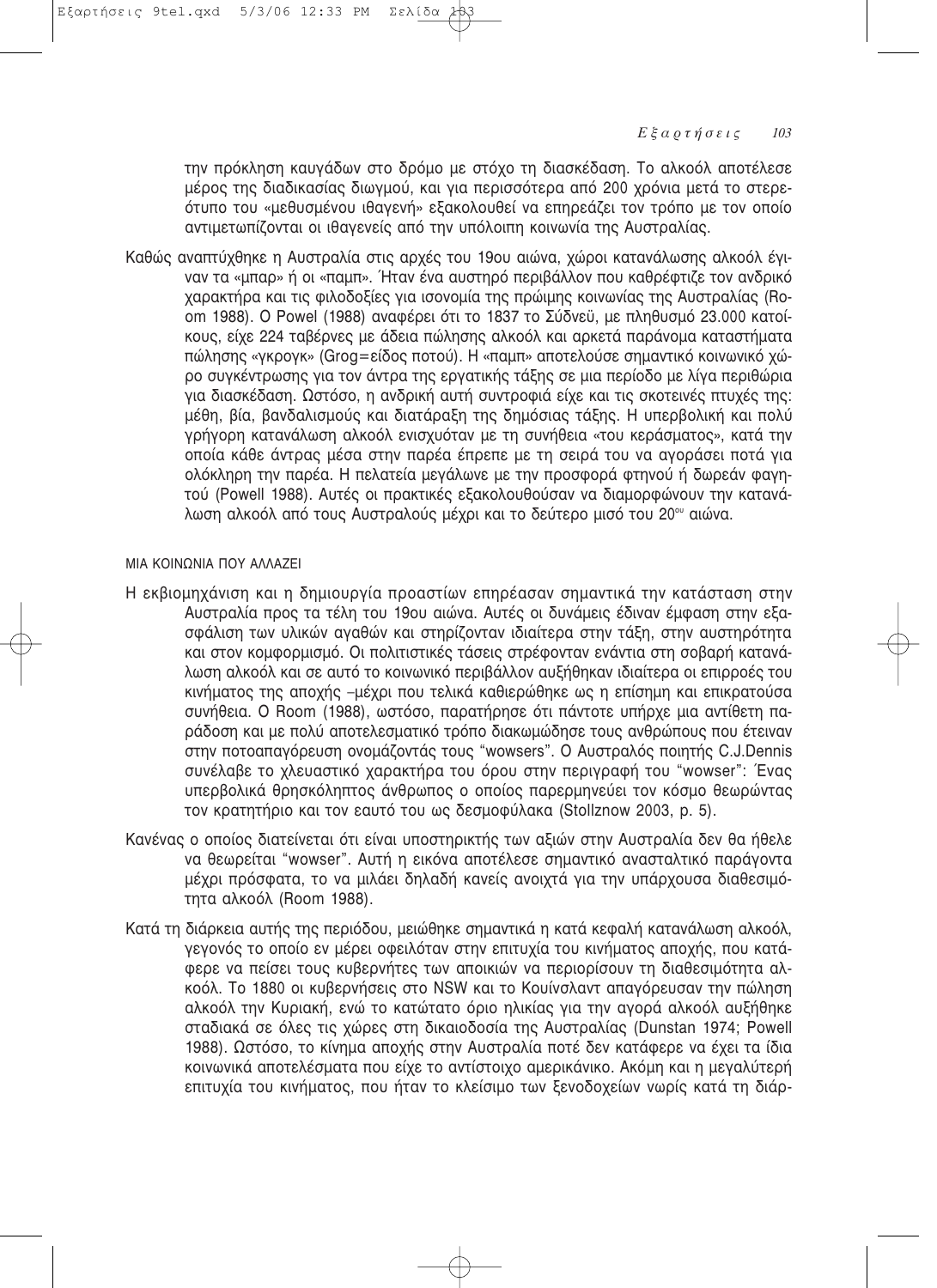την πρόκληση καυγάδων στο δρόμο με στόχο τη διασκέδαση. Το αλκοόλ αποτέλεσε μέρος της διαδικασίας διωγμού, και για περισσότερα από 200 χρόνια μετά το στερεότυπο του «μεθυσμένου ιθαγενή» εξακολουθεί να επηρεάζει τον τρόπο με τον οποίο αντιμετωπίζονται οι ιθαγενείς από την υπόλοιπη κοινωνία της Αυστραλίας.

Καθώς αναπτύχθηκε η Αυστραλία στις αρχές του 19ου αιώνα, χώροι κατανάλωσης αλκοόλ έγιναν τα «μπαρ» ή οι «παμπ». Ήταν ένα αυστηρό περιβάλλον που καθρέφτιζε τον ανδρικό χαρακτήρα και τις φιλοδοξίες για ισονομία της πρώιμης κοινωνίας της Αυστραλίας (Room 1988). Ο Powel (1988) αναφέρει ότι το 1837 το Σύδνεϋ, με πληθυσμό 23.000 κατοίκους, είχε 224 ταβέρνες με άδεια πώλησης αλκοόλ και αρκετά παράνομα καταστήματα πώλησης «γκρογκ» (Grog=είδος ποτού). Η «παμπ» αποτελούσε σημαντικό κοινωνικό χώρο συγκέντρωσης για τον άντρα της εργατικής τάξης σε μια περίοδο με λίγα περιθώρια για διασκέδαση. Ωστόσο, η ανδρική αυτή συντροφιά είχε και τις σκοτεινές πτυχές της: μέθη, βία, βανδαλισμούς και διατάραξη της δημόσιας τάξης. Η υπερβολική και πολύ γρήγορη κατανάλωση αλκοόλ ενισχυόταν με τη συνήθεια «του κεράσματος», κατά την οποία κάθε άντρας μέσα στην παρέα έπρεπε με τη σειρά του να αγοράσει ποτά για ολόκληρη την παρέα. Η πελατεία μεγάλωνε με την προσφορά φτηνού ή δωρεάν φαγητού (Powell 1988). Αυτές οι πρακτικές εξακολουθούσαν να διαμορφώνουν την κατανάλωση αλκοόλ από τους Αυστραλούς μέχρι και το δεύτερο μισό του 20ου αιώνα.

## ΜΙΑ ΚΟΙΝΩΝΙΑ ΠΟΥ ΑΛΛΑΖΕΙ

Η εκβιομηχάνιση και η δημιουργία προαστίων επηρέασαν σημαντικά την κατάσταση στην Αυστραλία προς τα τέλη του 19ου αιώνα. Αυτές οι δυνάμεις έδιναν έμφαση στην εξασφάλιση των υλικών αγαθών και στηρίζονταν ιδιαίτερα στην τάξη, στην αυστηρότητα και στον κομφορμισμό. Οι πολιτιστικές τάσεις στρέφονταν ενάντια στη σοβαρή κατανάλωση αλκοόλ και σε αυτό το κοινωνικό περιβάλλον αυξήθηκαν ιδιαίτερα οι επιρροές του κινήματος της αποχής –μέχρι που τελικά καθιερώθηκε ως η επίσημη και επικρατούσα συνήθεια. Ο Room (1988), ωστόσο, παρατήρησε ότι πάντοτε υπήρχε μια αντίθετη παράδοση και με πολύ αποτελεσματικό τρόπο διακωμώδησε τους ανθρώπους που έτειναν στην ποτοαπαγόρευση ονομάζοντάς τους "wowsers". Ο Αυστραλός ποιητής C.J.Dennis συνέλαβε το χλευαστικό χαρακτήρα του όρου στην περιγραφή του "wowser": Ένας υπερβολικά θρησκόληπτος άνθρωπος ο οποίος παρερμηνεύει τον κόσμο θεωρώντας τον κρατητήριο και τον εαυτό του ως δεσμοφύλακα (Stollznow 2003, p. 5).

Κανένας ο οποίος διατείνεται ότι είναι υποστηρικτής των αξιών στην Αυστραλία δεν θα ήθελε να θεωρείται "wowser". Αυτή η εικόνα αποτέλεσε σημαντικό ανασταλτικό παράγοντα μέχρι πρόσφατα, το να μιλάει δηλαδή κανείς ανοιχτά για την υπάρχουσα διαθεσιμότητα αλκοόλ (Room 1988).

Κατά τη διάρκεια αυτής της περιόδου, μειώθηκε σημαντικά η κατά κεφαλή κατανάλωση αλκοόλ, γεγονός το οποίο εν μέρει οφειλόταν στην επιτυχία του κινήματος αποχής, που κατάφερε να πείσει τους κυβερνήτες των αποικιών να περιορίσουν τη διαθεσιμότητα αλκοόλ. Το 1880 οι κυβερνήσεις στο NSW και το Κουίνσλαντ απαγόρευσαν την πώληση αλκοόλ την Κυριακή, ενώ το κατώτατο όριο ηλικίας για την αγορά αλκοόλ αυξήθηκε σταδιακά σε όλες τις χώρες στη δικαιοδοσία της Αυστραλίας (Dunstan 1974; Powell 1988). Ωστόσο, το κίνημα αποχής στην Αυστραλία ποτέ δεν κατάφερε να έχει τα ίδια κοινωνικά αποτελέσματα που είχε το αντίστοιχο αμερικάνικο. Ακόμη και η μεγαλύτερή επιτυχία του κινήματος, που ήταν το κλείσιμο των ξενοδοχείων νωρίς κατά τη διάρ-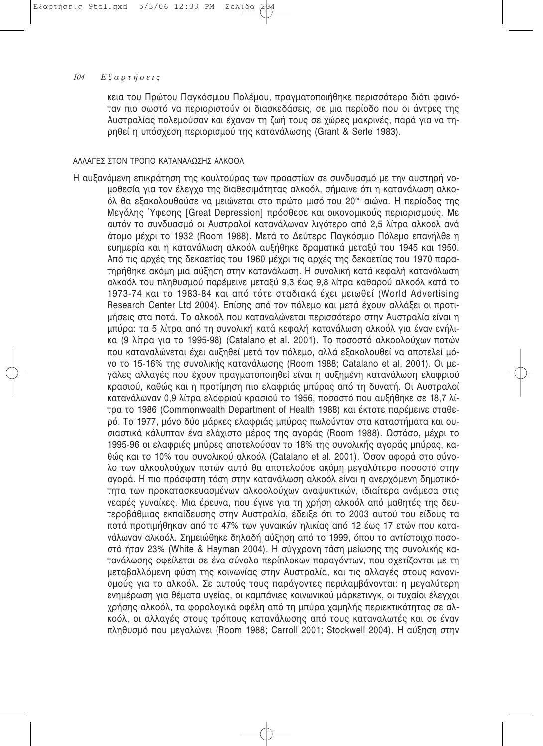κεια του Πρώτου Παγκόσμιου Πολέμου, πραγματοποιήθηκε περισσότερο διότι φαινόταν πιο σωστό να περιοριστούν οι διασκεδάσεις, σε μια περίοδο που οι άντρες της Αυστραλίας πολεμούσαν και έχαναν τη ζωή τους σε χώρες μακρινές, παρά για να τηρηθεί η υπόσχεση περιορισμού της κατανάλωσης (Grant & Serle 1983).

### ΑΛΛΑΓΕΣ ΣΤΟΝ ΤΡΟΠΟ ΚΑΤΑΝΑΛΩΣΗΣ ΑΛΚΟΟΛ

Η αυξανόμενη επικράτηση της κουλτούρας των προαστίων σε συνδυασμό με την αυστηρή νομοθεσία για τον έλεγχο της διαθεσιμότητας αλκοόλ, σήμαινε ότι η κατανάλωση αλκοόλ θα εξακολουθούσε να μειώνεται στο πρώτο μισό του 20ου αιώνα. Η περίοδος της Μεγάλης Ύφεσης [Great Depression] πρόσθεσε και οικονομικούς περιορισμούς. Με αυτόν το συνδυασμό οι Αυστραλοί κατανάλωναν λιγότερο από 2,5 λίτρα αλκοόλ ανά άτομο μέχρι το 1932 (Room 1988). Μετά το Δεύτερο Παγκόσμιο Πόλεμο επανήλθε η ευημερία και η κατανάλωση αλκοόλ αυξήθηκε δραματικά μεταξύ του 1945 και 1950. Από τις αρχές της δεκαετίας του 1960 μέχρι τις αρχές της δεκαετίας του 1970 παρατηρήθηκε ακόμη μια αύξηση στην κατανάλωση. Η συνολική κατά κεφαλή κατανάλωση αλκοόλ του πληθυσμού παρέμεινε μεταξύ 9,3 έως 9,8 λίτρα καθαρού αλκοόλ κατά το 1973-74 και το 1983-84 και από τότε σταδιακά έχει μειωθεί (World Advertising Research Center Ltd 2004). Επίσης από τον πόλεμο και μετά έχουν αλλάξει οι προτιμήσεις στα ποτά. Το αλκοόλ που καταναλώνεται περισσότερο στην Αυστραλία είναι η μπύρα: τα 5 λίτρα από τη συνολική κατά κεφαλή κατανάλωση αλκοόλ για έναν ενήλικα (9 λίτρα για το 1995-98) (Catalano et al. 2001). Το ποσοστό αλκοολούχων ποτών που καταναλώνεται έχει αυξηθεί μετά τον πόλεμο, αλλά εξακολουθεί να αποτελεί μόνο το 15-16% της συνολικής κατανάλωσης (Room 1988; Catalano et al. 2001). Οι μεγάλες αλλαγές που έχουν πραγματοποιηθεί είναι η αυξημένη κατανάλωση ελαφριού κρασιού, καθώς και η προτίμηση πιο ελαφριάς μπύρας από τη δυνατή. Οι Αυστραλοί κατανάλωναν 0,9 λίτρα ελαφριού κρασιού το 1956, ποσοστό που αυξήθηκε σε 18,7 λίτρα το 1986 (Commonwealth Department of Health 1988) και έκτοτε παρέμεινε σταθερό. Το 1977, μόνο δύο μάρκες ελαφριάς μπύρας πωλούνταν στα καταστήματα και ουσιαστικά κάλυπταν ένα ελάχιστο μέρος της αγοράς (Room 1988). Ωστόσο, μέχρι το 1995-96 οι ελαφριές μπύρες αποτελούσαν το 18% της συνολικής αγοράς μπύρας, καθώς και το 10% του συνολικού αλκοόλ (Catalano et al. 2001). Όσον αφορά στο σύνολο των αλκοολούχων ποτών αυτό θα αποτελούσε ακόμη μεγαλύτερο ποσοστό στην αγορά. Η πιο πρόσφατη τάση στην κατανάλωση αλκοόλ είναι η ανερχόμενη δημοτικότητα των προκατασκευασμένων αλκοολούχων αναψυκτικών, ιδιαίτερα ανάμεσα στις νεαρές γυναίκες. Μια έρευνα, που έγινε για τη χρήση αλκοόλ από μαθητές της δευτεροβάθμιας εκπαίδευσης στην Αυστραλία, έδειξε ότι το 2003 αυτού του είδους τα ποτά προτιμήθηκαν από το 47% των γυναικών ηλικίας από 12 έως 17 ετών που κατανάλωναν αλκοόλ. Σημειώθηκε δηλαδή αύξηση από το 1999, όπου το αντίστοιχο ποσοστό ήταν 23% (White & Hayman 2004). Η σύγχρονη τάση μείωσης της συνολικής κατανάλωσης οφείλεται σε ένα σύνολο περίπλοκων παραγόντων, που σχετίζονται με τη μεταβαλλόμενη φύση της κοινωνίας στην Αυστραλία, και τις αλλαγές στους κανονισμούς για το αλκοόλ. Σε αυτούς τους παράγοντες περιλαμβάνονται: η μεγαλύτερη ενημέρωση για θέματα υγείας, οι καμπάνιες κοινωνικού μάρκετινγκ, οι τυχαίοι έλεγχοι χρήσης αλκοόλ, τα φορολογικά οφέλη από τη μπύρα χαμηλής περιεκτικότητας σε αλκοόλ, οι αλλαγές στους τρόπους κατανάλωσης από τους καταναλωτές και σε έναν πληθυσμό που μεγαλώνει (Room 1988; Carroll 2001; Stockwell 2004). Η αύξηση στην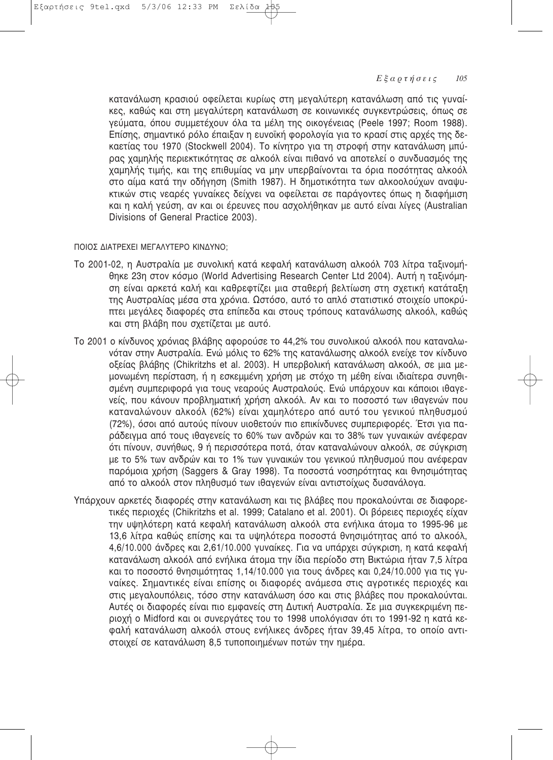κατανάλωση κρασιού οφείλεται κυρίως στη μεγαλύτερη κατανάλωση από τις γυναίκες, καθώς και στη μεγαλύτερη κατανάλωση σε κοινωνικές συγκεντρώσεις, όπως σε γεύματα, όπου συμμετέχουν όλα τα μέλη της οικογένειας (Peele 1997; Room 1988). Επίσης, σημαντικό ρόλο έπαιξαν η ευνοϊκή φορολογία για το κρασί στις αρχές της δεκαετίας του 1970 (Stockwell 2004). Το κίνητρο για τη στροφή στην κατανάλωση μπύρας χαμηλής περιεκτικότητας σε αλκοόλ είναι πιθανό να αποτελεί ο συνδυασμός της χαμηλής τιμής, και της επιθυμίας να μην υπερβαίνονται τα όρια ποσότητας αλκοόλ στο αίμα κατά την οδήγηση (Smith 1987). Η δημοτικότητα των αλκοολούχων αναψυκτικών στις νεαρές γυναίκες δείχνει να οφείλεται σε παράγοντες όπως η διαφήμιση και η καλή γεύση, αν και οι έρευνες που ασχολήθηκαν με αυτό είναι λίγες (Australian Divisions of General Practice 2003).

ΠΟΙΟΣ ΔΙΑΤΡΕΧΕΙ ΜΕΓΑΛΥΤΕΡΟ ΚΙΝΔΥΝΟ;

Το 2001-02, η Αυστραλία με συνολική κατά κεφαλή κατανάλωση αλκοόλ 703 λίτρα ταξινομήθηκε 23η στον κόσμο (World Advertising Research Center Ltd 2004). Αυτή η ταξινόμηση είναι αρκετά καλή και καθρεφτίζει μια σταθερή βελτίωση στη σχετική κατάταξη της Αυστραλίας μέσα στα χρόνια. Ωστόσο, αυτό το απλό στατιστικό στοιχείο υποκρύπτει μεγάλες διαφορές στα επίπεδα και στους τρόπους κατανάλωσης αλκοόλ, καθώς και στη βλάβη που σχετίζεται με αυτό.

Το 2001 ο κίνδυνος χρόνιας βλάβης αφορούσε το 44,2% του συνολικού αλκοόλ που καταναλωνόταν στην Αυστραλία. Ενώ μόλις το 62% της κατανάλωσης αλκοόλ ενείχε τον κίνδυνο οξείας βλάβης (Chikritzhs et al. 2003). Η υπερβολική κατανάλωση αλκοόλ, σε μια μεμονωμένη περίσταση, ή η εσκεμμένη χρήση με στόχο τη μέθη είναι ιδιαίτερα συνηθισμένη συμπεριφορά για τους νεαρούς Αυστραλούς. Ενώ υπάρχουν και κάποιοι ιθαγενείς, που κάνουν προβληματική χρήση αλκοόλ. Αν και το ποσοστό των ιθαγενών που καταναλώνουν αλκοόλ (62%) είναι χαμηλότερο από αυτό του γενικού πληθυσμού (72%), όσοι από αυτούς πίνουν υιοθετούν πιο επικίνδυνες συμπεριφορές. Έτσι για παράδειγμα από τους ιθαγενείς το 60% των ανδρών και το 38% των γυναικών ανέφεραν ότι πίνουν, συνήθως, 9 ή περισσότερα ποτά, όταν καταναλώνουν αλκοόλ, σε σύγκριση με το 5% των ανδρών και το 1% των γυναικών του γενικού πληθυσμού που ανέφεραν παρόμοια χρήση (Saggers & Gray 1998). Τα ποσοστά νοσηρότητας και θνησιμότητας από το αλκοόλ στον πληθυσμό των ιθαγενών είναι αντιστοίχως δυσανάλογα.

Υπάρχουν αρκετές διαφορές στην κατανάλωση και τις βλάβες που προκαλούνται σε διαφορετικές περιοχές (Chikritzhs et al. 1999; Catalano et al. 2001). Οι βόρειες περιοχές είχαν την υψηλότερη κατά κεφαλή κατανάλωση αλκοόλ στα ενήλικα άτομα το 1995-96 με 13,6 λίτρα καθώς επίσης και τα υψηλότερα ποσοστά θνησιμότητας από το αλκοόλ, 4,6/10.000 άνδρες και 2,61/10.000 γυναίκες. Για να υπάρχει σύγκριση, η κατά κεφαλή κατανάλωση αλκοόλ από ενήλικα άτομα την ίδια περίοδο στη Βικτώρια ήταν 7,5 λίτρα και το ποσοστό θνησιμότητας 1,14/10.000 για τους άνδρες και 0,24/10.000 για τις γυναίκες. Σημαντικές είναι επίσης οι διαφορές ανάμεσα στις αγροτικές περιοχές και στις μεγαλουπόλεις, τόσο στην κατανάλωση όσο και στις βλάβες που προκαλούνται. Αυτές οι διαφορές είναι πιο εμφανείς στη Δυτική Αυστραλία. Σε μια συγκεκριμένη περιοχή ο Midford και οι συνεργάτες του το 1998 υπολόγισαν ότι το 1991-92 η κατά κεφαλή κατανάλωση αλκοόλ στους ενήλικες άνδρες ήταν 39,45 λίτρα, το οποίο αντιστοιχεί σε κατανάλωση 8,5 τυποποιημένων ποτών την ημέρα.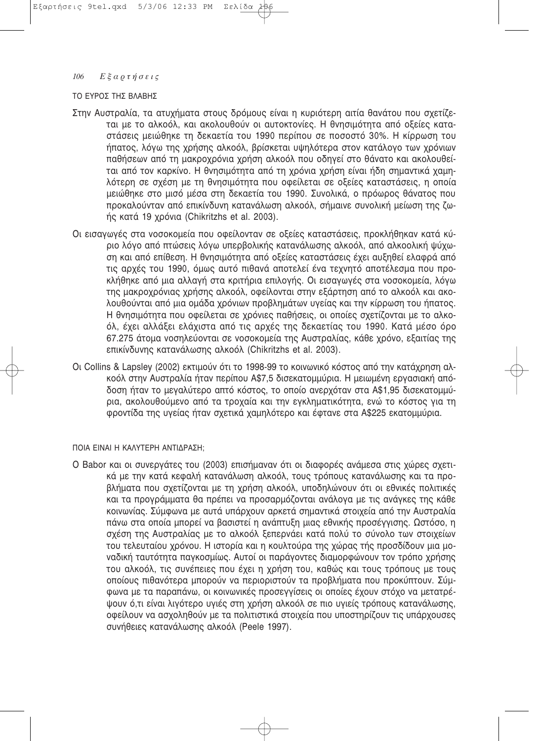## ΤΟ ΕΥΡΟΣ ΤΗΣ ΒΛΑΒΗΣ

Στην Αυστραλία, τα ατυχήματα στους δρόμους είναι η κυριότερη αιτία θανάτου που σχετίζεται με το αλκοόλ, και ακολουθούν οι αυτοκτονίες. Η θνησιμότητα από οξείες καταστάσεις μειώθηκε τη δεκαετία του 1990 περίπου σε ποσοστό 30%. Η κίρρωση του ήπατος, λόγω της χρήσης αλκοόλ, βρίσκεται υψηλότερα στον κατάλογο των χρόνιων παθήσεων από τη μακροχρόνια χρήση αλκοόλ που οδηγεί στο θάνατο και ακολουθείται από τον καρκίνο. Η θνησιμότητα από τη χρόνια χρήση είναι ήδη σημαντικά χαμηλότερη σε σχέση με τη θνησιμότητα που οφείλεται σε οξείες καταστάσεις, η οποία μειώθηκε στο μισό μέσα στη δεκαετία του 1990. Συνολικά, ο πρόωρος θάνατος που προκαλούνταν από επικίνδυνη κατανάλωση αλκοόλ, σήμαινε συνολική μείωση της ζωής κατά 19 χρόνια (Chikritzhs et al. 2003).

Οι εισαγωγές στα νοσοκομεία που οφείλονταν σε οξείες καταστάσεις, προκλήθηκαν κατά κύριο λόγο από πτώσεις λόγω υπερβολικής κατανάλωσης αλκοόλ, από αλκοολική ψύχωση και από επίθεση. Η θνησιμότητα από οξείες καταστάσεις έχει αυξηθεί ελαφρά από τις αρχές του 1990, όμως αυτό πιθανά αποτελεί ένα τεχνητό αποτέλεσμα που προκλήθηκε από μια αλλαγή στα κριτήρια επιλογής. Οι εισαγωγές στα νοσοκομεία, λόγω της μακροχρόνιας χρήσης αλκοόλ, οφείλονται στην εξάρτηση από το αλκοόλ και ακολουθούνται από μια ομάδα χρόνιων προβλημάτων υγείας και την κίρρωση του ήπατος. Η θνησιμότητα που οφείλεται σε χρόνιες παθήσεις, οι οποίες σχετίζονται με το αλκοόλ, έχει αλλάξει ελάχιστα από τις αρχές της δεκαετίας του 1990. Κατά μέσο όρο 67.275 άτομα νοσηλεύονται σε νοσοκομεία της Αυστραλίας, κάθε χρόνο, εξαιτίας της επικίνδυνης κατανάλωσης αλκοόλ (Chikritzhs et al. 2003).

Οι Collins & Lapsley (2002) εκτιμούν ότι το 1998-99 το κοινωνικό κόστος από την κατάχρηση αλκοόλ στην Αυστραλία ήταν περίπου A$7,5 δισεκατομμύρια. Η μειωμένη εργασιακή απόδοση ήταν το μεγαλύτερο απτό κόστος, το οποίο ανερχόταν στα A$1,95 δισεκατομμύρια, ακολουθούμενο από τα τροχαία και την εγκληματικότητα, ενώ το κόστος για τη φροντίδα της υγείας ήταν σχετικά χαμηλότερο και έφτανε στα A$225 εκατομμύρια.

## ΠΟΙΑ ΕΙΝΑΙ Η ΚΑΛΥΤΕΡΗ ΑΝΤΙΔΡΑΣΗ;

Ο Babor και οι συνεργάτες του (2003) επισήμαναν ότι οι διαφορές ανάμεσα στις χώρες σχετικά με την κατά κεφαλή κατανάλωση αλκοόλ, τους τρόπους κατανάλωσης και τα προβλήματα που σχετίζονται με τη χρήση αλκοόλ, υποδηλώνουν ότι οι εθνικές πολιτικές και τα προγράμματα θα πρέπει να προσαρμόζονται ανάλογα με τις ανάγκες της κάθε κοινωνίας. Σύμφωνα με αυτά υπάρχουν αρκετά σημαντικά στοιχεία από την Αυστραλία πάνω στα οποία μπορεί να βασιστεί η ανάπτυξη μιας εθνικής προσέγγισης. Ωστόσο, η σχέση της Αυστραλίας με το αλκοόλ ξεπερνάει κατά πολύ το σύνολο των στοιχείων του τελευταίου χρόνου. Η ιστορία και η κουλτούρα της χώρας τής προσδίδουν μια μοναδική ταυτότητα παγκοσμίως. Αυτοί οι παράγοντες διαμορφώνουν τον τρόπο χρήσης του αλκοόλ, τις συνέπειες που έχει η χρήση του, καθώς και τους τρόπους με τους οποίους πιθανότερα μπορούν να περιοριστούν τα προβλήματα που προκύπτουν. Σύμφωνα με τα παραπάνω, οι κοινωνικές προσεγγίσεις οι οποίες έχουν στόχο να μετατρέψουν ό,τι είναι λιγότερο υγιές στη χρήση αλκοόλ σε πιο υγιείς τρόπους κατανάλωσης, οφείλουν να ασχοληθούν με τα πολιτιστικά στοιχεία που υποστηρίζουν τις υπάρχουσες συνήθειες κατανάλωσης αλκοόλ (Peele 1997).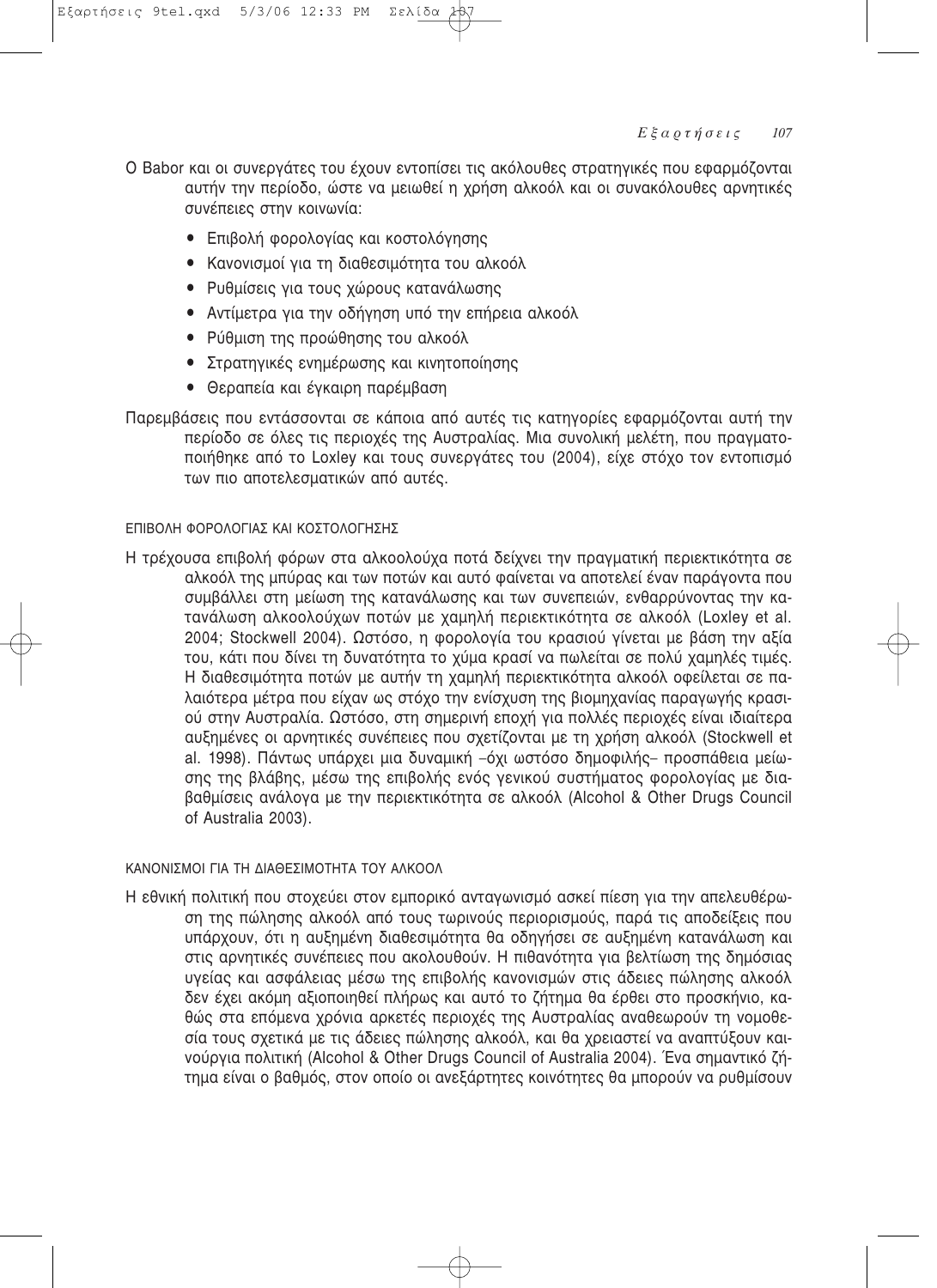Ο Babor και οι συνεργάτες του έχουν εντοπίσει τις ακόλουθες στρατηγικές που εφαρμόζονται αυτήν την περίοδο, ώστε να μειωθεί η χρήση αλκοόλ και οι συνακόλουθες αρνητικές συνέπειες στην κοινωνία:

- Επιβολή φορολογίας και κοστολόγησης
- Κανονισμοί για τη διαθεσιμότητα του αλκοόλ
- Ρυθμίσεις για τους χώρους κατανάλωσης
- Αντίμετρα για την οδήγηση υπό την επήρεια αλκοόλ
- Ρύθμιση της προώθησης του αλκοόλ
- Στρατηγικές ενημέρωσης και κινητοποίησης
- Θεραπεία και έγκαιρη παρέμβαση

Παρεμβάσεις που εντάσσονται σε κάποια από αυτές τις κατηγορίες εφαρμόζονται αυτή την περίοδο σε όλες τις περιοχές της Αυστραλίας. Μια συνολική μελέτη, που πραγματοποιήθηκε από το Loxley και τους συνεργάτες του (2004), είχε στόχο τον εντοπισμό των πιο αποτελεσματικών από αυτές.

### ΕΠΙΒΟΛΗ ΦΟΡΟΛΟΓΙΑΣ ΚΑΙ ΚΟΣΤΟΛΟΓΗΣΗΣ

Η τρέχουσα επιβολή φόρων στα αλκοολούχα ποτά δείχνει την πραγματική περιεκτικότητα σε αλκοόλ της μπύρας και των ποτών και αυτό φαίνεται να αποτελεί έναν παράγοντα που συμβάλλει στη μείωση της κατανάλωσης και των συνεπειών, ενθαρρύνοντας την κατανάλωση αλκοολούχων ποτών με χαμηλή περιεκτικότητα σε αλκοόλ (Loxley et al. 2004; Stockwell 2004). Ωστόσο, η φορολογία του κρασιού γίνεται με βάση την αξία του, κάτι που δίνει τη δυνατότητα το χύμα κρασί να πωλείται σε πολύ χαμηλές τιμές. Η διαθεσιμότητα ποτών με αυτήν τη χαμηλή περιεκτικότητα αλκοόλ οφείλεται σε παλαιότερα μέτρα που είχαν ως στόχο την ενίσχυση της βιομηχανίας παραγωγής κρασιού στην Αυστραλία. Ωστόσο, στη σημερινή εποχή για πολλές περιοχές είναι ιδιαίτερα αυξημένες οι αρνητικές συνέπειες που σχετίζονται με τη χρήση αλκοόλ (Stockwell et al. 1998). Πάντως υπάρχει μια δυναμική –όχι ωστόσο δημοφιλής– προσπάθεια μείωσης της βλάβης, μέσω της επιβολής ενός γενικού συστήματος φορολογίας με διαβαθμίσεις ανάλογα με την περιεκτικότητα σε αλκοόλ (Alcohol & Other Drugs Council of Australia 2003).

### ΚΑΝΟΝΙΣΜΟΙ ΓΙΑ ΤΗ ΔΙΑΘΕΣΙΜΟΤΗΤΑ ΤΟΥ ΑΛΚΟΟΛ

Η εθνική πολιτική που στοχεύει στον εμπορικό ανταγωνισμό ασκεί πίεση για την απελευθέρωση της πώλησης αλκοόλ από τους τωρινούς περιορισμούς, παρά τις αποδείξεις που υπάρχουν, ότι η αυξημένη διαθεσιμότητα θα οδηγήσει σε αυξημένη κατανάλωση και στις αρνητικές συνέπειες που ακολουθούν. Η πιθανότητα για βελτίωση της δημόσιας υγείας και ασφάλειας μέσω της επιβολής κανονισμών στις άδειες πώλησης αλκοόλ δεν έχει ακόμη αξιοποιηθεί πλήρως και αυτό το ζήτημα θα έρθει στο προσκήνιο, καθώς στα επόμενα χρόνια αρκετές περιοχές της Αυστραλίας αναθεωρούν τη νομοθεσία τους σχετικά με τις άδειες πώλησης αλκοόλ, και θα χρειαστεί να αναπτύξουν καινούργια πολιτική (Alcohol & Other Drugs Council of Australia 2004). Ένα σημαντικό ζήτημα είναι ο βαθμός, στον οποίο οι ανεξάρτητες κοινότητες θα μπορούν να ρυθμίσουν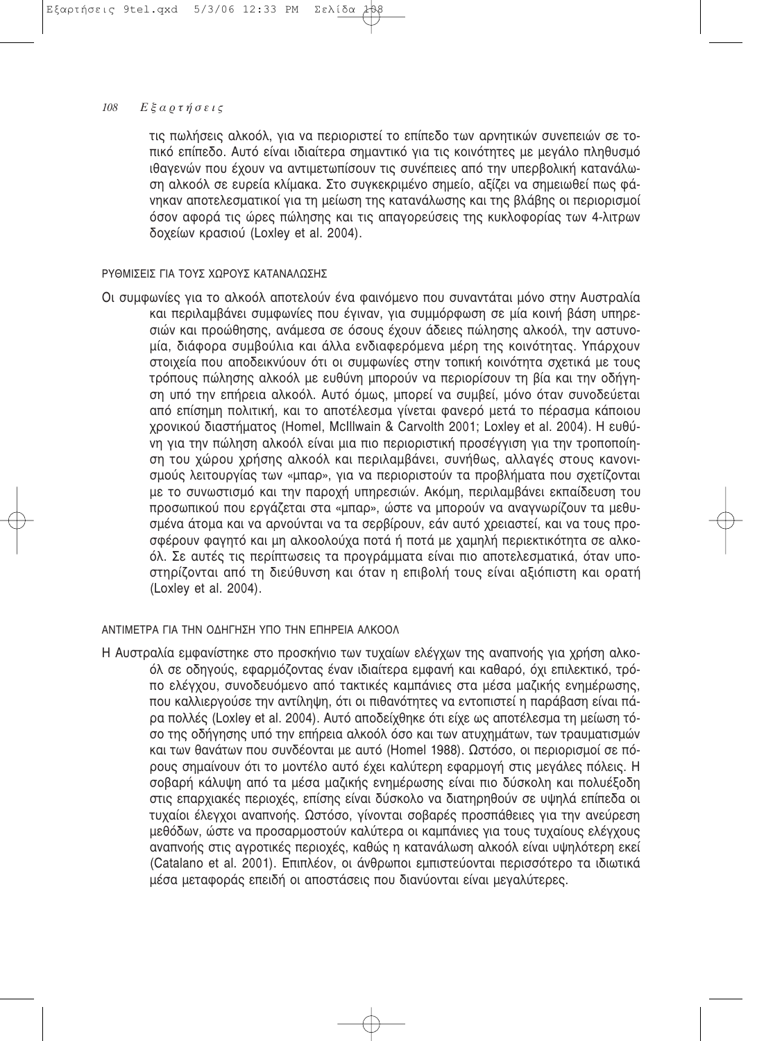τις πωλήσεις αλκοόλ, για να περιοριστεί το επίπεδο των αρνητικών συνεπειών σε τοπικό επίπεδο. Αυτό είναι ιδιαίτερα σημαντικό για τις κοινότητες με μεγάλο πληθυσμό ιθαγενών που έχουν να αντιμετωπίσουν τις συνέπειες από την υπερβολική κατανάλωση αλκοόλ σε ευρεία κλίμακα. Στο συγκεκριμένο σημείο, αξίζει να σημειωθεί πως φάνηκαν αποτελεσματικοί για τη μείωση της κατανάλωσης και της βλάβης οι περιορισμοί όσον αφορά τις ώρες πώλησης και τις απαγορεύσεις της κυκλοφορίας των 4-λιτρων δοχείων κρασιού (Loxley et al. 2004).

### ΡΥΘΜΙΣΕΙΣ ΓΙΑ ΤΟΥΣ ΧΩΡΟΥΣ ΚΑΤΑΝΑΛΩΣΗΣ

Οι συμφωνίες για το αλκοόλ αποτελούν ένα φαινόμενο που συναντάται μόνο στην Αυστραλία και περιλαμβάνει συμφωνίες που έγιναν, για συμμόρφωση σε μία κοινή βάση υπηρεσιών και προώθησης, ανάμεσα σε όσους έχουν άδειες πώλησης αλκοόλ, την αστυνομία, διάφορα συμβούλια και άλλα ενδιαφερόμενα μέρη της κοινότητας. Υπάρχουν στοιχεία που αποδεικνύουν ότι οι συμφωνίες στην τοπική κοινότητα σχετικά με τους τρόπους πώλησης αλκοόλ με ευθύνη μπορούν να περιορίσουν τη βία και την οδήγηση υπό την επήρεια αλκοόλ. Αυτό όμως, μπορεί να συμβεί, μόνο όταν συνοδεύεται από επίσημη πολιτική, και το αποτέλεσμα γίνεται φανερό μετά το πέρασμα κάποιου χρονικού διαστήματος (Homel, McIllwain & Carvolth 2001; Loxley et al. 2004). Η ευθύνη για την πώληση αλκοόλ είναι μια πιο περιοριστική προσέγγιση για την τροποποίηση του χώρου χρήσης αλκοόλ και περιλαμβάνει, συνήθως, αλλαγές στους κανονισμούς λειτουργίας των «μπαρ», για να περιοριστούν τα προβλήματα που σχετίζονται με το συνωστισμό και την παροχή υπηρεσιών. Ακόμη, περιλαμβάνει εκπαίδευση του προσωπικού που εργάζεται στα «μπαρ», ώστε να μπορούν να αναγνωρίζουν τα μεθυσμένα άτομα και να αρνούνται να τα σερβίρουν, εάν αυτό χρειαστεί, και να τους προσφέρουν φαγητό και μη αλκοολούχα ποτά ή ποτά με χαμηλή περιεκτικότητα σε αλκοόλ. Σε αυτές τις περίπτωσεις τα προγράμματα είναι πιο αποτελεσματικά, όταν υποστηρίζονται από τη διεύθυνση και όταν η επιβολή τους είναι αξιόπιστη και ορατή (Loxley et al. 2004).

### ΑΝΤΙΜΕΤΡΑ ΓΙΑ ΤΗΝ ΟΔΗΓΗΣΗ ΥΠΟ ΤΗΝ ΕΠΗΡΕΙΑ ΑΛΚΟΟΛ

Η Αυστραλία εμφανίστηκε στο προσκήνιο των τυχαίων ελέγχων της αναπνοής για χρήση αλκοόλ σε οδηγούς, εφαρμόζοντας έναν ιδιαίτερα εμφανή και καθαρό, όχι επιλεκτικό, τρόπο ελέγχου, συνοδευόμενο από τακτικές καμπάνιες στα μέσα μαζικής ενημέρωσης, που καλλιεργούσε την αντίληψη, ότι οι πιθανότητες να εντοπιστεί η παράβαση είναι πάρα πολλές (Loxley et al. 2004). Αυτό αποδείχθηκε ότι είχε ως αποτέλεσμα τη μείωση τόσο της οδήγησης υπό την επήρεια αλκοόλ όσο και των ατυχημάτων, των τραυματισμών και των θανάτων που συνδέονται με αυτό (Homel 1988). Ωστόσο, οι περιορισμοί σε πόρους σημαίνουν ότι το μοντέλο αυτό έχει καλύτερη εφαρμογή στις μεγάλες πόλεις. Η σοβαρή κάλυψη από τα μέσα μαζικής ενημέρωσης είναι πιο δύσκολη και πολυέξοδη στις επαρχιακές περιοχές, επίσης είναι δύσκολο να διατηρηθούν σε υψηλά επίπεδα οι τυχαίοι έλεγχοι αναπνοής. Ωστόσο, γίνονται σοβαρές προσπάθειες για την ανεύρεση μεθόδων, ώστε να προσαρμοστούν καλύτερα οι καμπάνιες για τους τυχαίους ελέγχους αναπνοής στις αγροτικές περιοχές, καθώς η κατανάλωση αλκοόλ είναι υψηλότερη εκεί (Catalano et al. 2001). Επιπλέον, οι άνθρωποι εμπιστεύονται περισσότερο τα ιδιωτικά μέσα μεταφοράς επειδή οι αποστάσεις που διανύονται είναι μεγαλύτερες.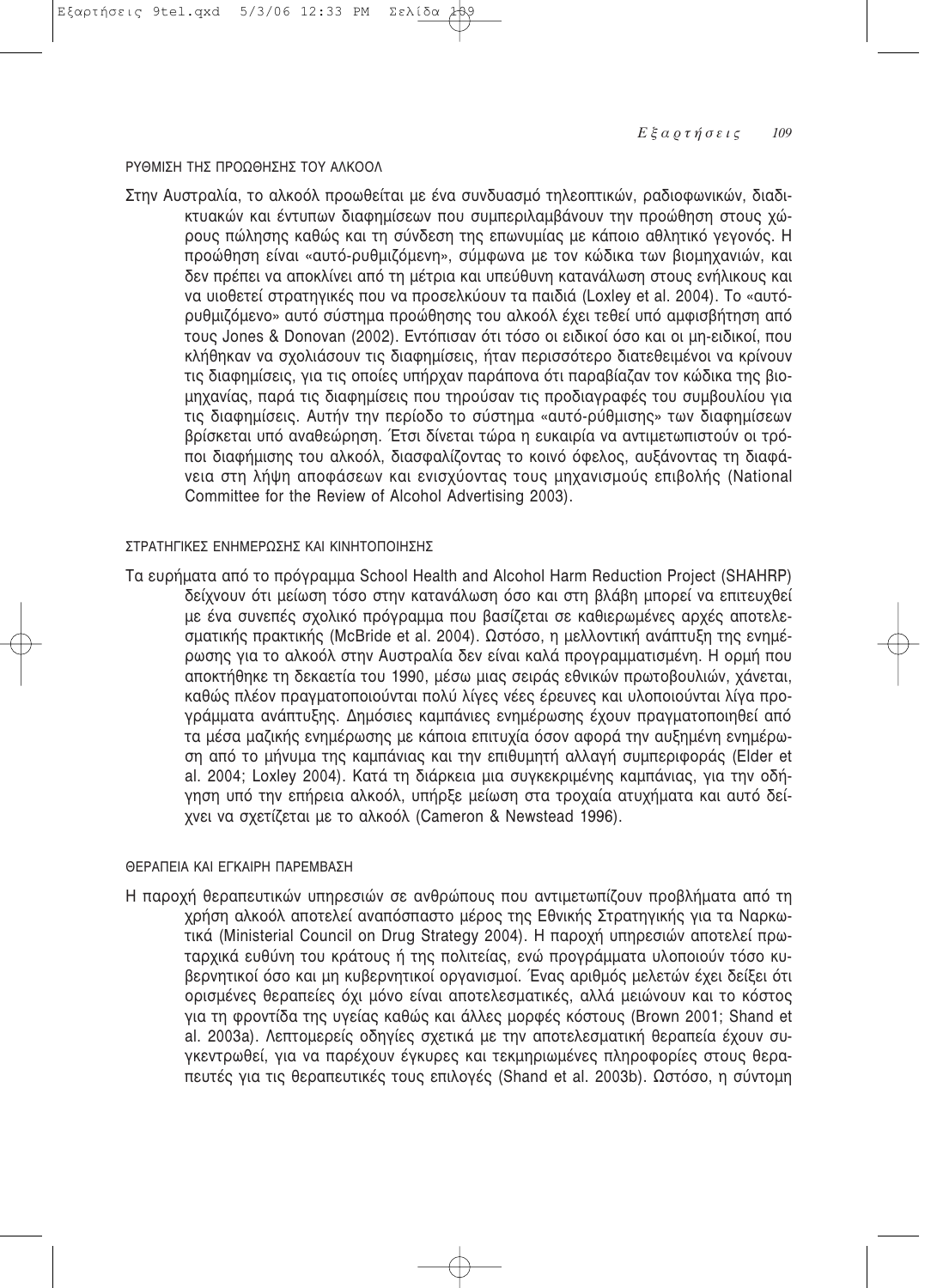### ΡΥΘΜΙΣΗ ΤΗΣ ΠΡΟΩΘΗΣΗΣ ΤΟΥ ΑΛΚΟΟΛ

Στην Αυστραλία, το αλκοόλ προωθείται με ένα συνδυασμό τηλεοπτικών, ραδιοφωνικών, διαδικτυακών και έντυπων διαφημίσεων που συμπεριλαμβάνουν την προώθηση στους χώρους πώλησης καθώς και τη σύνδεση της επωνυμίας με κάποιο αθλητικό γεγονός. Η προώθηση είναι «αυτό-ρυθμιζόμενη», σύμφωνα με τον κώδικα των βιομηχανιών, και δεν πρέπει να αποκλίνει από τη μέτρια και υπεύθυνη κατανάλωση στους ενήλικους και να υιοθετεί στρατηγικές που να προσελκύουν τα παιδιά (Loxley et al. 2004). Το «αυτόρυθμιζόμενο» αυτό σύστημα προώθησης του αλκοόλ έχει τεθεί υπό αμφισβήτηση από τους Jones & Donovan (2002). Εντόπισαν ότι τόσο οι ειδικοί όσο και οι μη-ειδικοί, που κλήθηκαν να σχολιάσουν τις διαφημίσεις, ήταν περισσότερο διατεθειμένοι να κρίνουν τις διαφημίσεις, για τις οποίες υπήρχαν παράπονα ότι παραβίαζαν τον κώδικα της βιομηχανίας, παρά τις διαφημίσεις που τηρούσαν τις προδιαγραφές του συμβουλίου για τις διαφημίσεις. Αυτήν την περίοδο το σύστημα «αυτό-ρύθμισης» των διαφημίσεων βρίσκεται υπό αναθεώρηση. Έτσι δίνεται τώρα η ευκαιρία να αντιμετωπιστούν οι τρόποι διαφήμισης του αλκοόλ, διασφαλίζοντας το κοινό όφελος, αυξάνοντας τη διαφάνεια στη λήψη αποφάσεων και ενισχύοντας τους μηχανισμούς επιβολής (National Committee for the Review of Alcohol Advertising 2003).

### ΣΤΡΑΤΗΓΙΚΕΣ ΕΝΗΜΕΡΩΣΗΣ ΚΑΙ ΚΙΝΗΤΟΠΟΙΗΣΗΣ

Τα ευρήματα από το πρόγραμμα School Health and Alcohol Harm Reduction Project (SHAHRP) δείχνουν ότι μείωση τόσο στην κατανάλωση όσο και στη βλάβη μπορεί να επιτευχθεί με ένα συνεπές σχολικό πρόγραμμα που βασίζεται σε καθιερωμένες αρχές αποτελεσματικής πρακτικής (McBride et al. 2004). Ωστόσο, η μελλοντική ανάπτυξη της ενημέρωσης για το αλκοόλ στην Αυστραλία δεν είναι καλά προγραμματισμένη. Η ορμή που αποκτήθηκε τη δεκαετία του 1990, μέσω μιας σειράς εθνικών πρωτοβουλιών, χάνεται, καθώς πλέον πραγματοποιούνται πολύ λίγες νέες έρευνες και υλοποιούνται λίγα προγράμματα ανάπτυξης. Δημόσιες καμπάνιες ενημέρωσης έχουν πραγματοποιηθεί από τα μέσα μαζικής ενημέρωσης με κάποια επιτυχία όσον αφορά την αυξημένη ενημέρωση από το μήνυμα της καμπάνιας και την επιθυμητή αλλαγή συμπεριφοράς (Elder et al. 2004; Loxley 2004). Κατά τη διάρκεια μια συγκεκριμένης καμπάνιας, για την οδήγηση υπό την επήρεια αλκοόλ, υπήρξε μείωση στα τροχαία ατυχήματα και αυτό δείχνει να σχετίζεται με το αλκοόλ (Cameron & Newstead 1996).

### ΘΕΡΑΠΕΙΑ ΚΑΙ ΕΓΚΑΙΡΗ ΠΑΡΕΜΒΑΣΗ

Η παροχή θεραπευτικών υπηρεσιών σε ανθρώπους που αντιμετωπίζουν προβλήματα από τη χρήση αλκοόλ αποτελεί αναπόσπαστο μέρος της Εθνικής Στρατηγικής για τα Ναρκωτικά (Ministerial Council on Drug Strategy 2004). Η παροχή υπηρεσιών αποτελεί πρωταρχικά ευθύνη του κράτους ή της πολιτείας, ενώ προγράμματα υλοποιούν τόσο κυβερνητικοί όσο και μη κυβερνητικοί οργανισμοί. Ένας αριθμός μελετών έχει δείξει ότι ορισμένες θεραπείες όχι μόνο είναι αποτελεσματικές, αλλά μειώνουν και το κόστος για τη φροντίδα της υγείας καθώς και άλλες μορφές κόστους (Brown 2001; Shand et al. 2003a). Λεπτομερείς οδηγίες σχετικά με την αποτελεσματική θεραπεία έχουν συγκεντρωθεί, για να παρέχουν έγκυρες και τεκμηριωμένες πληροφορίες στους θεραπευτές για τις θεραπευτικές τους επιλογές (Shand et al. 2003b). Ωστόσο, η σύντομη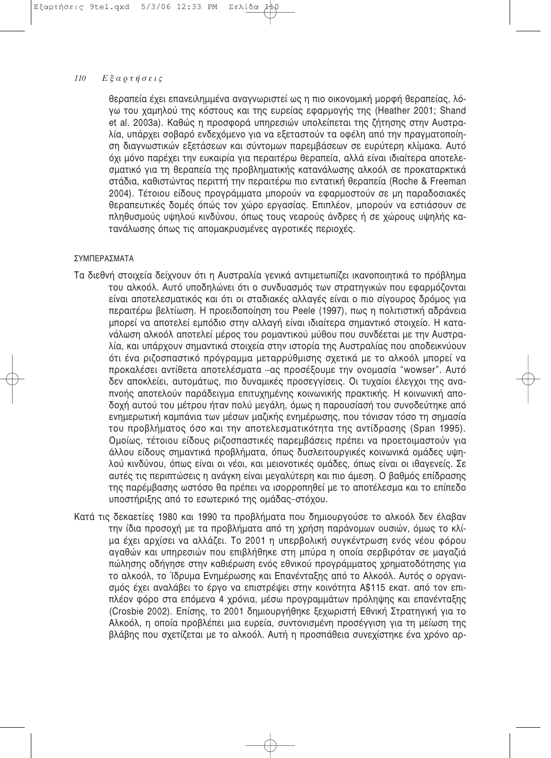θεραπεία έχει επανειλημμένα αναγνωριστεί ως η πιο οικονομική μορφή θεραπείας, λόγω του χαμηλού της κόστους και της ευρείας εφαρμογής της (Heather 2001; Shand et al. 2003a). Καθώς η προσφορά υπηρεσιών υπολείπεται της ζήτησης στην Αυστραλία, υπάρχει σοβαρό ενδεχόμενο για να εξεταστούν τα οφέλη από την πραγματοποίηση διαγνωστικών εξετάσεων και σύντομων παρεμβάσεων σε ευρύτερη κλίμακα. Αυτό όχι μόνο παρέχει την ευκαιρία για περαιτέρω θεραπεία, αλλά είναι ιδιαίτερα αποτελεσματικό για τη θεραπεία της προβληματικής κατανάλωσης αλκοόλ σε προκαταρκτικά στάδια, καθιστώντας περιττή την περαιτέρω πιο εντατική θεραπεία (Roche & Freeman 2004). Τέτοιου είδους προγράμματα μπορούν να εφαρμοστούν σε μη παραδοσιακές θεραπευτικές δομές όπώς τον χώρο εργασίας. Επιπλέον, μπορούν να εστιάσουν σε πληθυσμούς υψηλού κινδύνου, όπως τους νεαρούς άνδρες ή σε χώρους υψηλής κατανάλωσης όπως τις απομακρυσμένες αγροτικές περιοχές.

## ΣΥΜΠΕΡΑΣΜΑΤΑ

Τα διεθνή στοιχεία δείχνουν ότι η Αυστραλία γενικά αντιμετωπίζει ικανοποιητικά το πρόβλημα του αλκοόλ. Αυτό υποδηλώνει ότι ο συνδυασμός των στρατηγικών που εφαρμόζονται είναι αποτελεσματικός και ότι οι σταδιακές αλλαγές είναι ο πιο σίγουρος δρόμος για περαιτέρω βελτίωση. Η προειδοποίηση του Peele (1997), πως η πολιτιστική αδράνεια μπορεί να αποτελεί εμπόδιο στην αλλαγή είναι ιδιαίτερα σημαντικό στοιχείο. Η κατανάλωση αλκοόλ αποτελεί μέρος του ρομαντικού μύθου που συνδέεται με την Αυστραλία, και υπάρχουν σημαντικά στοιχεία στην ιστορία της Αυστραλίας που αποδεικνύουν ότι ένα ριζοσπαστικό πρόγραμμα μεταρρύθμισης σχετικά με το αλκοόλ μπορεί να προκαλέσει αντίθετα αποτελέσματα –ας προσέξουμε την ονομασία "wowser". Αυτό δεν αποκλείει, αυτομάτως, πιο δυναμικές προσεγγίσεις. Οι τυχαίοι έλεγχοι της αναπνοής αποτελούν παράδειγμα επιτυχημένης κοινωνικής πρακτικής. Η κοινωνική αποδοχή αυτού του μέτρου ήταν πολύ μεγάλη, όμως η παρουσίασή του συνοδεύτηκε από ενημερωτική καμπάνια των μέσων μαζικής ενημέρωσης, που τόνισαν τόσο τη σημασία του προβλήματος όσο και την αποτελεσματικότητα της αντίδρασης (Span 1995). Ομοίως, τέτοιου είδους ριζοσπαστικές παρεμβάσεις πρέπει να προετοιμαστούν για άλλου είδους σημαντικά προβλήματα, όπως δυσλειτουργικές κοινωνικά ομάδες υψηλού κινδύνου, όπως είναι οι νέοι, και μειονοτικές ομάδες, όπως είναι οι ιθαγενείς. Σε αυτές τις περιπτώσεις η ανάγκη είναι μεγαλύτερη και πιο άμεση. Ο βαθμός επίδρασης της παρέμβασης ωστόσο θα πρέπει να ισορροπηθεί με το αποτέλεσμα και το επίπεδο υποστήριξης από το εσωτερικό της ομάδας–στόχου.

Κατά τις δεκαετίες 1980 και 1990 τα προβλήματα που δημιουργούσε το αλκοόλ δεν έλαβαν την ίδια προσοχή με τα προβλήματα από τη χρήση παράνομων ουσιών, όμως το κλίμα έχει αρχίσει να αλλάζει. Το 2001 η υπερβολική συγκέντρωση ενός νέου φόρου αγαθών και υπηρεσιών που επιβλήθηκε στη μπύρα η οποία σερβιρόταν σε μαγαζιά πώλησης οδήγησε στην καθιέρωση ενός εθνικού προγράμματος χρηματοδότησης για το αλκοόλ, το Ίδρυμα Ενημέρωσης και Επανένταξης από το Αλκοόλ. Αυτός ο οργανισμός έχει αναλάβει το έργο να επιστρέψει στην κοινότητα A$115 εκατ. από τον επιπλέον φόρο στα επόμενα 4 χρόνια, μέσω προγραμμάτων πρόληψης και επανένταξης (Crosbie 2002). Επίσης, το 2001 δημιουργήθηκε ξεχωριστή Εθνική Στρατηγική για το Αλκοόλ, η οποία προβλέπει μια ευρεία, συντονισμένη προσέγγιση για τη μείωση της βλάβης που σχετίζεται με το αλκοόλ. Αυτή η προσπάθεια συνεχίστηκε ένα χρόνο αρ-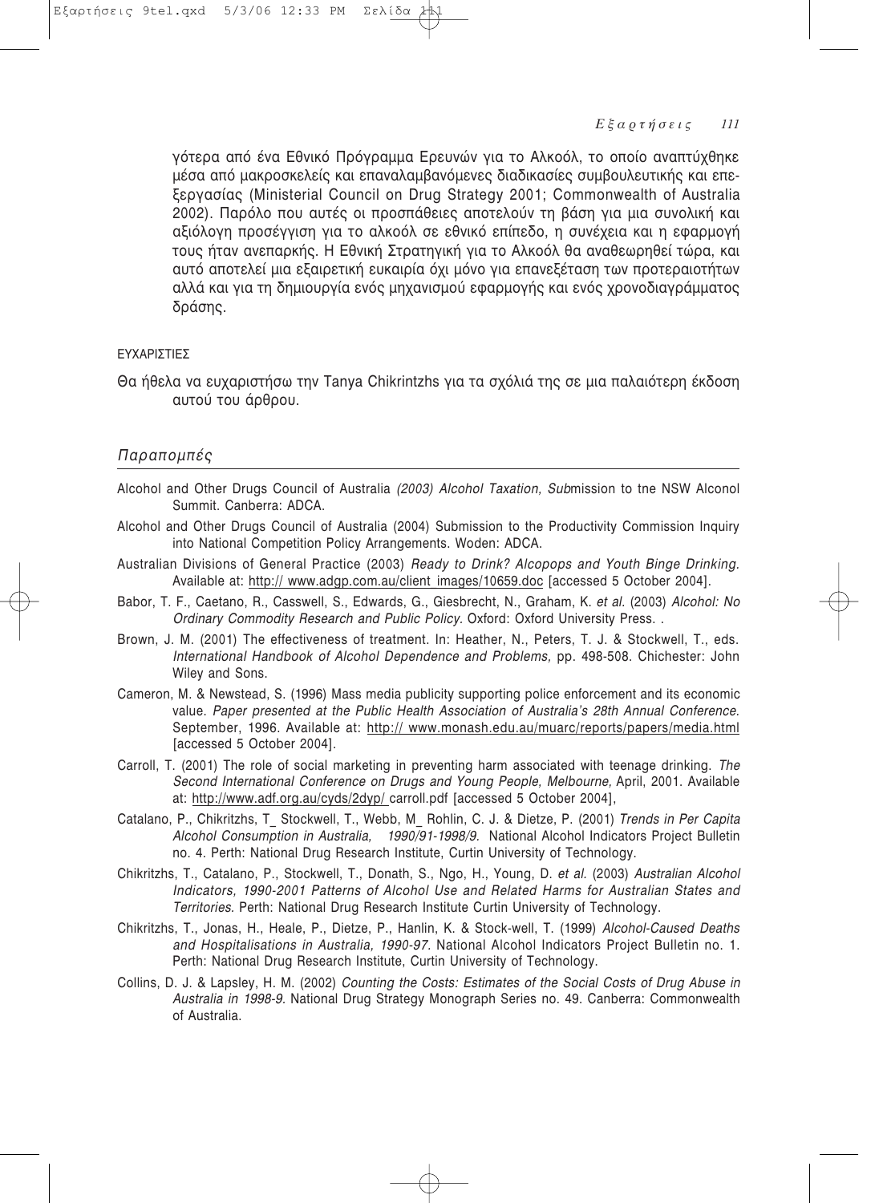γότερα από ένα Εθνικό Πρόγραμμα Ερευνών για το Αλκοόλ, το οποίο αναπτύχθηκε μέσα από μακροσκελείς και επαναλαμβανόμενες διαδικασίες συμβουλευτικής και επεξεργασίας (Ministerial Council on Drug Strategy 2001; Commonwealth of Australia 2002). Παρόλο που αυτές οι προσπάθειες αποτελούν τη βάση για μια συνολική και αξιόλογη προσέγγιση για το αλκοόλ σε εθνικό επίπεδο, η συνέχεια και η εφαρμογή τους ήταν ανεπαρκής. Η Εθνική Στρατηγική για το Αλκοόλ θα αναθεωρηθεί τώρα, και αυτό αποτελεί μια εξαιρετική ευκαιρία όχι μόνο για επανεξέταση των προτεραιοτήτων αλλά και για τη δημιουργία ενός μηχανισμού εφαρμογής και ενός χρονοδιαγράμματος δράσης.

ΕΥΧΑΡΙΣΤΙΕΣ

Θα ήθελα να ευχαριστήσω την Tanya Chikrintzhs για τα σχόλιά της σε μια παλαιότερη έκδοση αυτού του άρθρου.

## *Παραπομπές*

Alcohol and Other Drugs Council of Australia *(2003) Alcohol Taxation, Sub*mission to tne NSW Alconol Summit. Canberra: ADCA.

Alcohol and Other Drugs Council of Australia (2004) Submission to the Productivity Commission Inquiry into National Competition Policy Arrangements. Woden: ADCA.

Australian Divisions of General Practice (2003) *Ready to Drink? Alcopops and Youth Binge Drinking.* Available at: http:// www.adgp.com.au/client images/10659.doc [accessed 5 October 2004].

Babor, T. F., Caetano, R., Casswell, S., Edwards, G., Giesbrecht, N., Graham, K. *et al.* (2003) *Alcohol: No Ordinary Commodity Research and Public Policy.* Oxford: Oxford University Press. .

Brown, J. M. (2001) The effectiveness of treatment. In: Heather, N., Peters, T. J. & Stockwell, T., eds. *International Handbook of Alcohol Dependence and Problems,* pp. 498-508. Chichester: John Wiley and Sons.

Cameron, M. & Newstead, S. (1996) Mass media publicity supporting police enforcement and its economic value. *Paper presented at the Public Health Association of Australia's 28th Annual Conference.* September, 1996. Available at: http:// www.monash.edu.au/muarc/reports/papers/media.html [accessed 5 October 2004].

Carroll, T. (2001) The role of social marketing in preventing harm associated with teenage drinking. *The Second International Conference on Drugs and Young People, Melbourne,* April, 2001. Available at: http://www.adf.org.au/cyds/2dyp/ carroll.pdf [accessed 5 October 2004],

Catalano, P., Chikritzhs, T_ Stockwell, T., Webb, M_ Rohlin, C. J. & Dietze, P. (2001) *Trends in Per Capita Alcohol Consumption in Australia, 1990/91-1998/9.* National Alcohol Indicators Project Bulletin no. 4. Perth: National Drug Research Institute, Curtin University of Technology.

Chikritzhs, T., Catalano, P., Stockwell, T., Donath, S., Ngo, H., Young, D. *et al.* (2003) *Australian Alcohol Indicators, 1990-2001 Patterns of Alcohol Use and Related Harms for Australian States and Territories.* Perth: National Drug Research Institute Curtin University of Technology.

Chikritzhs, T., Jonas, H., Heale, P., Dietze, P., Hanlin, K. & Stock-well, T. (1999) *Alcohol-Caused Deaths and Hospitalisations in Australia, 1990-97.* National Alcohol Indicators Project Bulletin no. 1. Perth: National Drug Research Institute, Curtin University of Technology.

Collins, D. J. & Lapsley, H. M. (2002) *Counting the Costs: Estimates of the Social Costs of Drug Abuse in Australia in 1998-9.* National Drug Strategy Monograph Series no. 49. Canberra: Commonwealth of Australia.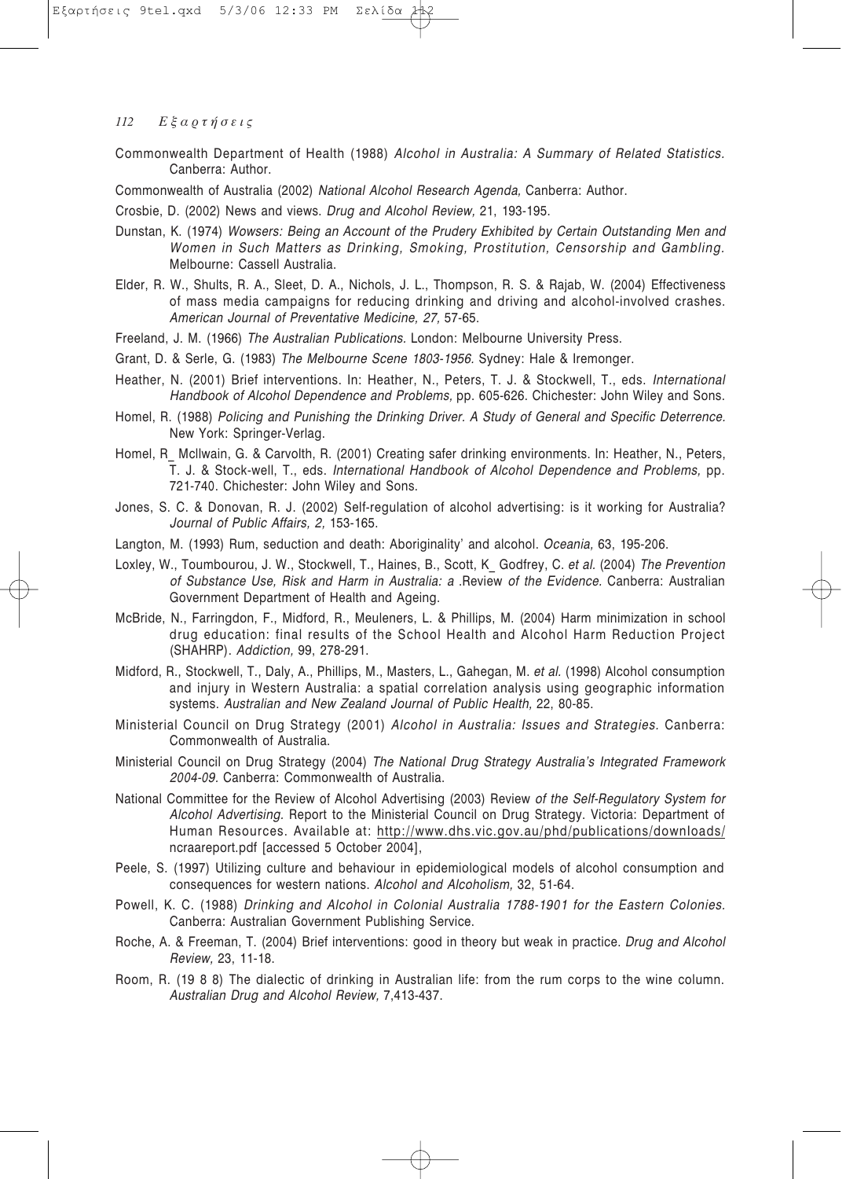Commonwealth Department of Health (1988) *Alcohol in Australia: A Summary of Related Statistics.* Canberra: Author.

Commonwealth of Australia (2002) *National Alcohol Research Agenda,* Canberra: Author.

Crosbie, D. (2002) News and views. *Drug and Alcohol Review,* 21, 193-195.

Dunstan, K. (1974) *Wowsers: Being an Account of the Prudery Exhibited by Certain Outstanding Men and Women in Such Matters as Drinking, Smoking, Prostitution, Censorship and Gambling.* Melbourne: Cassell Australia.

Elder, R. W., Shults, R. A., Sleet, D. A., Nichols, J. L., Thompson, R. S. & Rajab, W. (2004) Effectiveness of mass media campaigns for reducing drinking and driving and alcohol-involved crashes. *American Journal of Preventative Medicine, 27,* 57-65.

Freeland, J. M. (1966) *The Australian Publications.* London: Melbourne University Press.

Grant, D. & Serle, G. (1983) *The Melbourne Scene 1803-1956.* Sydney: Hale & Iremonger.

Heather, N. (2001) Brief interventions. In: Heather, N., Peters, T. J. & Stockwell, T., eds. *International Handbook of Alcohol Dependence and Problems,* pp. 605-626. Chichester: John Wiley and Sons.

Homel, R. (1988) *Policing and Punishing the Drinking Driver. A Study of General and Specific Deterrence.* New York: Springer-Verlag.

Homel, R_ McIlwain, G. & Carvolth, R. (2001) Creating safer drinking environments. In: Heather, N., Peters, T. J. & Stock-well, T., eds. *International Handbook of Alcohol Dependence and Problems,* pp. 721-740. Chichester: John Wiley and Sons.

Jones, S. C. & Donovan, R. J. (2002) Self-regulation of alcohol advertising: is it working for Australia? *Journal of Public Affairs, 2,* 153-165.

Langton, M. (1993) Rum, seduction and death: Aboriginality' and alcohol. *Oceania,* 63, 195-206.

Loxley, W., Toumbourou, J. W., Stockwell, T., Haines, B., Scott, K_ Godfrey, C. *et al.* (2004) *The Prevention of Substance Use, Risk and Harm in Australia: a .Review of the Evidence.* Canberra: Australian Government Department of Health and Ageing.

McBride, N., Farringdon, F., Midford, R., Meuleners, L. & Phillips, M. (2004) Harm minimization in school drug education: final results of the School Health and Alcohol Harm Reduction Project (SHAHRP). *Addiction,* 99, 278-291.

Midford, R., Stockwell, T., Daly, A., Phillips, M., Masters, L., Gahegan, M. *et al.* (1998) Alcohol consumption and injury in Western Australia: a spatial correlation analysis using geographic information systems. *Australian and New Zealand Journal of Public Health,* 22, 80-85.

Ministerial Council on Drug Strategy (2001) *Alcohol in Australia: Issues and Strategies.* Canberra: Commonwealth of Australia.

Ministerial Council on Drug Strategy (2004) *The National Drug Strategy Australia's Integrated Framework 2004-09.* Canberra: Commonwealth of Australia.

National Committee for the Review of Alcohol Advertising (2003) Review *of the Self-Regulatory System for Alcohol Advertising.* Report to the Ministerial Council on Drug Strategy. Victoria: Department of Human Resources. Available at: http://www.dhs.vic.gov.au/phd/publications/downloads/ncraareport.pdf [accessed 5 October 2004],

Peele, S. (1997) Utilizing culture and behaviour in epidemiological models of alcohol consumption and consequences for western nations. *Alcohol and Alcoholism,* 32, 51-64.

Powell, K. C. (1988) *Drinking and Alcohol in Colonial Australia 1788-1901 for the Eastern Colonies.* Canberra: Australian Government Publishing Service.

Roche, A. & Freeman, T. (2004) Brief interventions: good in theory but weak in practice. *Drug and Alcohol Review,* 23, 11-18.

Room, R. (19 8 8) The dialectic of drinking in Australian life: from the rum corps to the wine column. *Australian Drug and Alcohol Review,* 7,413-437.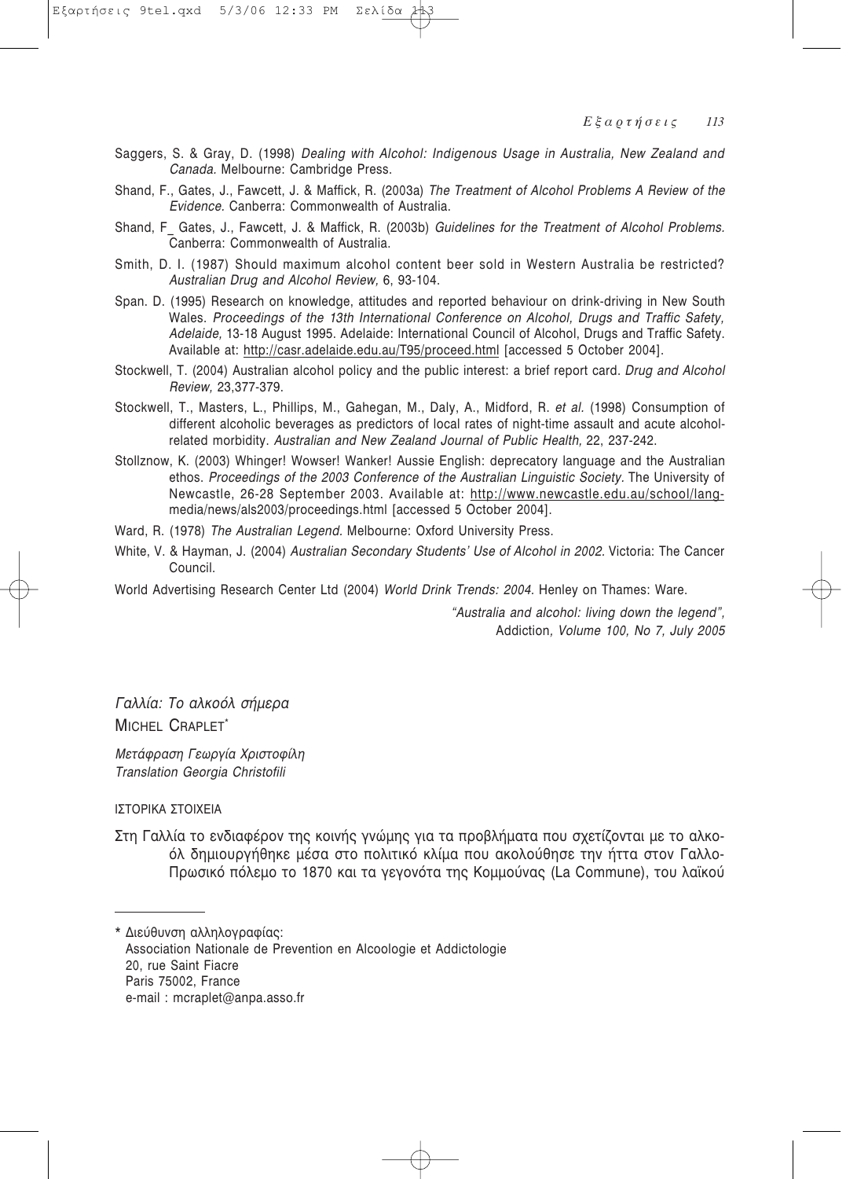Saggers, S. & Gray, D. (1998) *Dealing with Alcohol: Indigenous Usage in Australia, New Zealand and Canada.* Melbourne: Cambridge Press.

Shand, F., Gates, J., Fawcett, J. & Maffick, R. (2003a) *The Treatment of Alcohol Problems A Review of the Evidence.* Canberra: Commonwealth of Australia.

Shand, F_ Gates, J., Fawcett, J. & Maffick, R. (2003b) *Guidelines for the Treatment of Alcohol Problems.* Canberra: Commonwealth of Australia.

Smith, D. I. (1987) Should maximum alcohol content beer sold in Western Australia be restricted? *Australian Drug and Alcohol Review,* 6, 93-104.

Span. D. (1995) Research on knowledge, attitudes and reported behaviour on drink-driving in New South Wales. *Proceedings of the 13th International Conference on Alcohol, Drugs and Traffic Safety, Adelaide,* 13-18 August 1995. Adelaide: International Council of Alcohol, Drugs and Traffic Safety. Available at: http://casr.adelaide.edu.au/T95/proceed.html [accessed 5 October 2004].

Stockwell, T. (2004) Australian alcohol policy and the public interest: a brief report card. *Drug and Alcohol Review,* 23,377-379.

Stockwell, T., Masters, L., Phillips, M., Gahegan, M., Daly, A., Midford, R. *et al.* (1998) Consumption of different alcoholic beverages as predictors of local rates of night-time assault and acute alcohol-related morbidity. *Australian and New Zealand Journal of Public Health,* 22, 237-242.

Stollznow, K. (2003) Whinger! Wowser! Wanker! Aussie English: deprecatory language and the Australian ethos. *Proceedings of the 2003 Conference of the Australian Linguistic Society*. The University of Newcastle, 26-28 September 2003. Available at: http://www.newcastle.edu.au/school/lang-media/news/als2003/proceedings.html [accessed 5 October 2004].

Ward, R. (1978) *The Australian Legend.* Melbourne: Oxford University Press.

White, V. & Hayman, J. (2004) *Australian Secondary Students' Use of Alcohol in 2002.* Victoria: The Cancer Council.

World Advertising Research Center Ltd (2004) *World Drink Trends: 2004.* Henley on Thames: Ware.

*"Australia and alcohol: living down the legend",* Addiction*, Volume 100, No 7, July 2005*

## *Γαλλία: Το αλκοόλ σήμερα*

MICHEL CRAPLET*

*Μετάφραση Γεωργία Χριστοφίλη*
*Translation Georgia Christofili*

### ΙΣΤΟΡΙΚΑ ΣΤΟΙΧΕΙΑ

Στη Γαλλία το ενδιαφέρον της κοινής γνώμης για τα προβλήματα που σχετίζονται με το αλκοόλ δημιουργήθηκε μέσα στο πολιτικό κλίμα που ακολούθησε την ήττα στον Γαλλο-Πρωσικό πόλεμο το 1870 και τα γεγονότα της Κομμούνας (La Commune), του λαϊκού

---

\* Διεύθυνση αλληλογραφίας:
Association Nationale de Prevention en Alcoologie et Addictologie
20, rue Saint Fiacre
Paris 75002, France
e-mail : mcraplet@anpa.asso.fr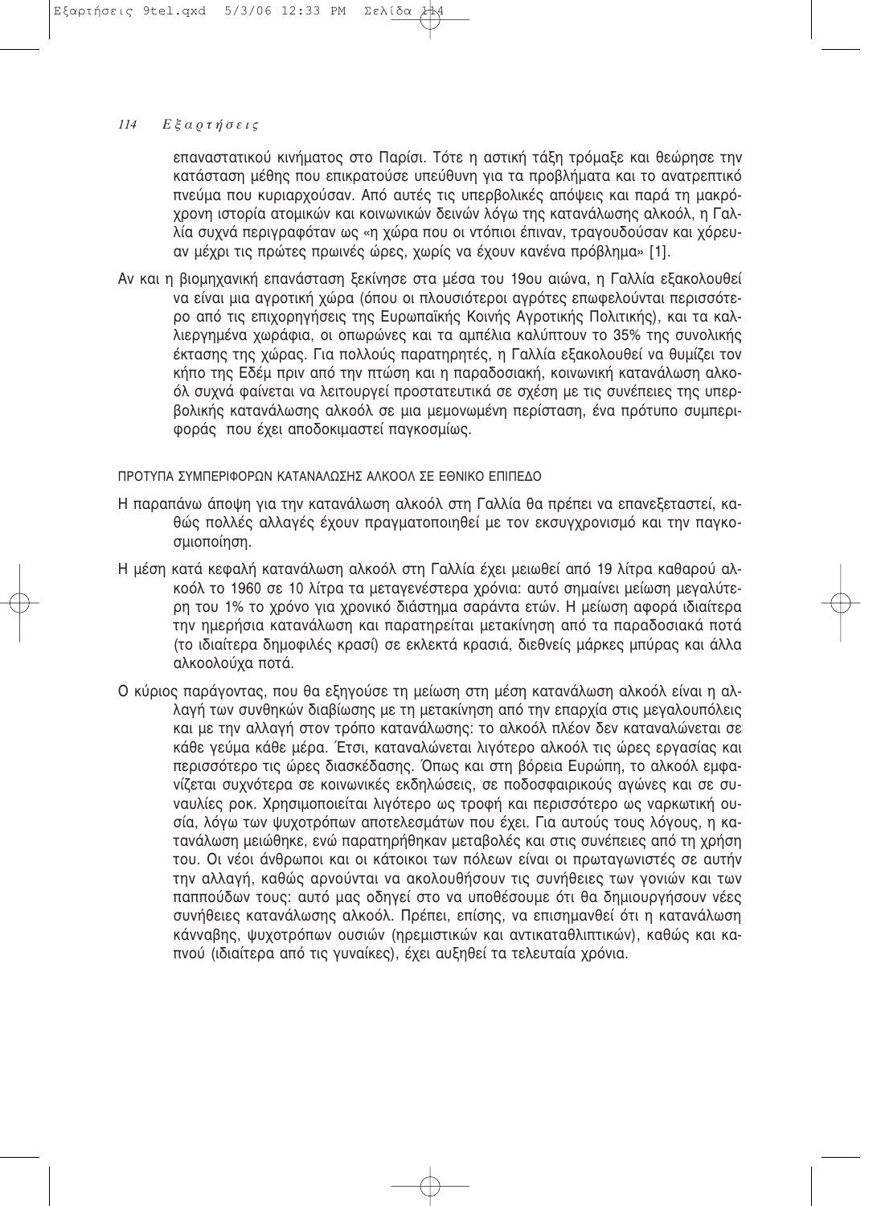επαναστατικού κινήματος στο Παρίσι. Τότε η αστική τάξη τρόμαξε και θεώρησε την κατάσταση μέθης που επικρατούσε υπεύθυνη για τα προβλήματα και το ανατρεπτικό πνεύμα που κυριαρχούσαν. Από αυτές τις υπερβολικές απόψεις και παρά τη μακρόχρονη ιστορία ατομικών και κοινωνικών δεινών λόγω της κατανάλωσης αλκοόλ, η Γαλλία συχνά περιγραφόταν ως «η χώρα που οι ντόπιοι έπιναν, τραγουδούσαν και χόρευαν μέχρι τις πρώτες πρωινές ώρες, χωρίς να έχουν κανένα πρόβλημα» [1].

Αν και η βιομηχανική επανάσταση ξεκίνησε στα μέσα του 19ου αιώνα, η Γαλλία εξακολουθεί να είναι μια αγροτική χώρα (όπου οι πλουσιότεροι αγρότες επωφελούνται περισσότερο από τις επιχορηγήσεις της Ευρωπαϊκής Κοινής Αγροτικής Πολιτικής), και τα καλλιεργημένα χωράφια, οι οπωρώνες και τα αμπέλια καλύπτουν το 35% της συνολικής έκτασης της χώρας. Για πολλούς παρατηρητές, η Γαλλία εξακολουθεί να θυμίζει τον κήπο της Εδέμ πριν από την πτώση και η παραδοσιακή, κοινωνική κατανάλωση αλκοόλ συχνά φαίνεται να λειτουργεί προστατευτικά σε σχέση με τις συνέπειες της υπερβολικής κατανάλωσης αλκοόλ σε μια μεμονωμένη περίσταση, ένα πρότυπο συμπεριφοράς που έχει αποδοκιμαστεί παγκοσμίως.

## ΠΡΟΤΥΠΑ ΣΥΜΠΕΡΙΦΟΡΩΝ ΚΑΤΑΝΑΛΩΣΗΣ ΑΛΚΟΟΛ ΣΕ ΕΘΝΙΚΟ ΕΠΙΠΕΔΟ

Η παραπάνω άποψη για την κατανάλωση αλκοόλ στη Γαλλία θα πρέπει να επανεξεταστεί, καθώς πολλές αλλαγές έχουν πραγματοποιηθεί με τον εκσυγχρονισμό και την παγκοσμιοποίηση.

Η μέση κατά κεφαλή κατανάλωση αλκοόλ στη Γαλλία έχει μειωθεί από 19 λίτρα καθαρού αλκοόλ το 1960 σε 10 λίτρα τα μεταγενέστερα χρόνια: αυτό σημαίνει μείωση μεγαλύτερη του 1% το χρόνο για χρονικό διάστημα σαράντα ετών. Η μείωση αφορά ιδιαίτερα την ημερήσια κατανάλωση και παρατηρείται μετακίνηση από τα παραδοσιακά ποτά (το ιδιαίτερα δημοφιλές κρασί) σε εκλεκτά κρασιά, διεθνείς μάρκες μπύρας και άλλα αλκοολούχα ποτά.

Ο κύριος παράγοντας, που θα εξηγούσε τη μείωση στη μέση κατανάλωση αλκοόλ είναι η αλλαγή των συνθηκών διαβίωσης με τη μετακίνηση από την επαρχία στις μεγαλουπόλεις και με την αλλαγή στον τρόπο κατανάλωσης: το αλκοόλ πλέον δεν καταναλώνεται σε κάθε γεύμα κάθε μέρα. Έτσι, καταναλώνεται λιγότερο αλκοόλ τις ώρες εργασίας και περισσότερο τις ώρες διασκέδασης. Όπως και στη βόρεια Ευρώπη, το αλκοόλ εμφανίζεται συχνότερα σε κοινωνικές εκδηλώσεις, σε ποδοσφαιρικούς αγώνες και σε συναυλίες ροκ. Χρησιμοποιείται λιγότερο ως τροφή και περισσότερο ως ναρκωτική ουσία, λόγω των ψυχοτρόπων αποτελεσμάτων που έχει. Για αυτούς τους λόγους, η κατανάλωση μειώθηκε, ενώ παρατηρήθηκαν μεταβολές και στις συνέπειες από τη χρήση του. Οι νέοι άνθρωποι και οι κάτοικοι των πόλεων είναι οι πρωταγωνιστές σε αυτήν την αλλαγή, καθώς αρνούνται να ακολουθήσουν τις συνήθειες των γονιών και των παππούδων τους: αυτό μας οδηγεί στο να υποθέσουμε ότι θα δημιουργήσουν νέες συνήθειες κατανάλωσης αλκοόλ. Πρέπει, επίσης, να επισημανθεί ότι η κατανάλωση κάνναβης, ψυχοτρόπων ουσιών (ηρεμιστικών και αντικαταθλιπτικών), καθώς και καπνού (ιδιαίτερα από τις γυναίκες), έχει αυξηθεί τα τελευταία χρόνια.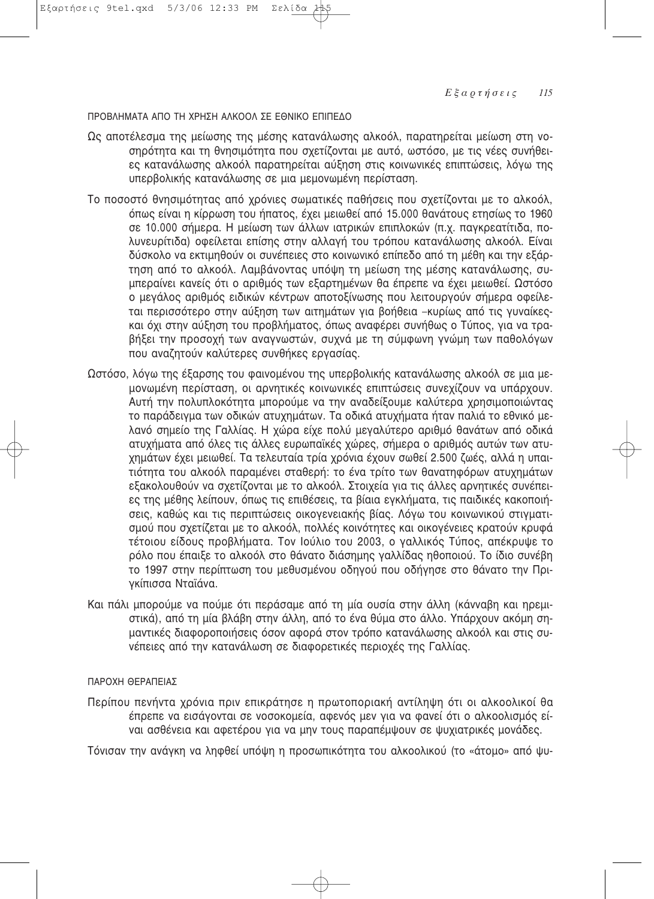### ΠΡΟΒΛΗΜΑΤΑ ΑΠΟ ΤΗ ΧΡΗΣΗ ΑΛΚΟΟΛ ΣΕ ΕΘΝΙΚΟ ΕΠΙΠΕΔΟ

Ως αποτέλεσμα της μείωσης της μέσης κατανάλωσης αλκοόλ, παρατηρείται μείωση στη νοσηρότητα και τη θνησιμότητα που σχετίζονται με αυτό, ωστόσο, με τις νέες συνήθειες κατανάλωσης αλκοόλ παρατηρείται αύξηση στις κοινωνικές επιπτώσεις, λόγω της υπερβολικής κατανάλωσης σε μια μεμονωμένη περίσταση.

Το ποσοστό θνησιμότητας από χρόνιες σωματικές παθήσεις που σχετίζονται με το αλκοόλ, όπως είναι η κίρρωση του ήπατος, έχει μειωθεί από 15.000 θανάτους ετησίως το 1960 σε 10.000 σήμερα. Η μείωση των άλλων ιατρικών επιπλοκών (π.χ. παγκρεατίτιδα, πολυνευρίτιδα) οφείλεται επίσης στην αλλαγή του τρόπου κατανάλωσης αλκοόλ. Είναι δύσκολο να εκτιμηθούν οι συνέπειες στο κοινωνικό επίπεδο από τη μέθη και την εξάρτηση από το αλκοόλ. Λαμβάνοντας υπόψη τη μείωση της μέσης κατανάλωσης, συμπεραίνει κανείς ότι ο αριθμός των εξαρτημένων θα έπρεπε να έχει μειωθεί. Ωστόσο ο μεγάλος αριθμός ειδικών κέντρων αποτοξίνωσης που λειτουργούν σήμερα οφείλεται περισσότερο στην αύξηση των αιτημάτων για βοήθεια –κυρίως από τις γυναίκες- και όχι στην αύξηση του προβλήματος, όπως αναφέρει συνήθως ο Τύπος, για να τραβήξει την προσοχή των αναγνωστών, συχνά με τη σύμφωνη γνώμη των παθολόγων που αναζητούν καλύτερες συνθήκες εργασίας.

Ωστόσο, λόγω της έξαρσης του φαινομένου της υπερβολικής κατανάλωσης αλκοόλ σε μια μεμονωμένη περίσταση, οι αρνητικές κοινωνικές επιπτώσεις συνεχίζουν να υπάρχουν. Αυτή την πολυπλοκότητα μπορούμε να την αναδείξουμε καλύτερα χρησιμοποιώντας το παράδειγμα των οδικών ατυχημάτων. Τα οδικά ατυχήματα ήταν παλιά το εθνικό μελανό σημείο της Γαλλίας. Η χώρα είχε πολύ μεγαλύτερο αριθμό θανάτων από οδικά ατυχήματα από όλες τις άλλες ευρωπαϊκές χώρες, σήμερα ο αριθμός αυτών των ατυχημάτων έχει μειωθεί. Τα τελευταία τρία χρόνια έχουν σωθεί 2.500 ζωές, αλλά η υπαιτιότητα του αλκοόλ παραμένει σταθερή: το ένα τρίτο των θανατηφόρων ατυχημάτων εξακολουθούν να σχετίζονται με το αλκοόλ. Στοιχεία για τις άλλες αρνητικές συνέπειες της μέθης λείπουν, όπως τις επιθέσεις, τα βίαια εγκλήματα, τις παιδικές κακοποιήσεις, καθώς και τις περιπτώσεις οικογενειακής βίας. Λόγω του κοινωνικού στιγματισμού που σχετίζεται με το αλκοόλ, πολλές κοινότητες και οικογένειες κρατούν κρυφά τέτοιου είδους προβλήματα. Τον Ιούλιο του 2003, ο γαλλικός Τύπος, απέκρυψε το ρόλο που έπαιξε το αλκοόλ στο θάνατο διάσημης γαλλίδας ηθοποιού. Το ίδιο συνέβη το 1997 στην περίπτωση του μεθυσμένου οδηγού που οδήγησε στο θάνατο την Πριγκίπισσα Νταϊάνα.

Και πάλι μπορούμε να πούμε ότι περάσαμε από τη μία ουσία στην άλλη (κάνναβη και ηρεμιστικά), από τη μία βλάβη στην άλλη, από το ένα θύμα στο άλλο. Υπάρχουν ακόμη σημαντικές διαφοροποιήσεις όσον αφορά στον τρόπο κατανάλωσης αλκοόλ και στις συνέπειες από την κατανάλωση σε διαφορετικές περιοχές της Γαλλίας.

### ΠΑΡΟΧΗ ΘΕΡΑΠΕΙΑΣ

Περίπου πενήντα χρόνια πριν επικράτησε η πρωτοποριακή αντίληψη ότι οι αλκοολικοί θα έπρεπε να εισάγονται σε νοσοκομεία, αφενός μεν για να φανεί ότι ο αλκοολισμός είναι ασθένεια και αφετέρου για να μην τους παραπέμψουν σε ψυχιατρικές μονάδες.

Τόνισαν την ανάγκη να ληφθεί υπόψη η προσωπικότητα του αλκοολικού (το «άτομο» από ψυ-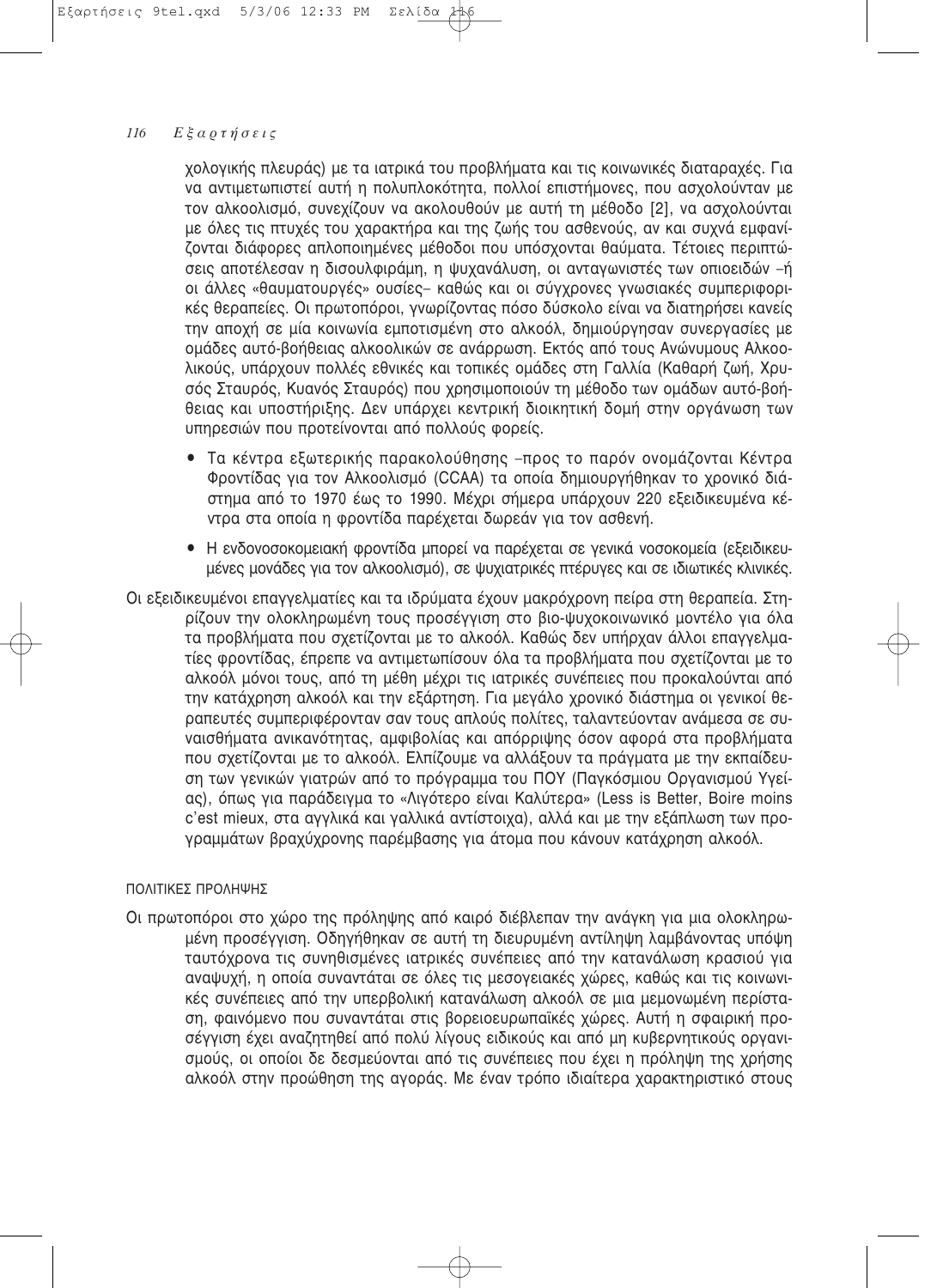χολογικής πλευράς) με τα ιατρικά του προβλήματα και τις κοινωνικές διαταραχές. Για να αντιμετωπιστεί αυτή η πολυπλοκότητα, πολλοί επιστήμονες, που ασχολούνταν με τον αλκοολισμό, συνεχίζουν να ακολουθούν με αυτή τη μέθοδο [2], να ασχολούνται με όλες τις πτυχές του χαρακτήρα και της ζωής του ασθενούς, αν και συχνά εμφανίζονται διάφορες απλοποιημένες μέθοδοι που υπόσχονται θαύματα. Τέτοιες περιπτώσεις αποτέλεσαν η δισουλφιράμη, η ψυχανάλυση, οι ανταγωνιστές των οπιοειδών –ή οι άλλες «θαυματουργές» ουσίες– καθώς και οι σύγχρονες γνωσιακές συμπεριφορικές θεραπείες. Οι πρωτοπόροι, γνωρίζοντας πόσο δύσκολο είναι να διατηρήσει κανείς την αποχή σε μία κοινωνία εμποτισμένη στο αλκοόλ, δημιούργησαν συνεργασίες με ομάδες αυτό-βοήθειας αλκοολικών σε ανάρρωση. Εκτός από τους Ανώνυμους Αλκοολικούς, υπάρχουν πολλές εθνικές και τοπικές ομάδες στη Γαλλία (Καθαρή ζωή, Χρυσός Σταυρός, Κυανός Σταυρός) που χρησιμοποιούν τη μέθοδο των ομάδων αυτό-βοήθειας και υποστήριξης. Δεν υπάρχει κεντρική διοικητική δομή στην οργάνωση των υπηρεσιών που προτείνονται από πολλούς φορείς.

- Τα κέντρα εξωτερικής παρακολούθησης –προς το παρόν ονομάζονται Κέντρα Φροντίδας για τον Αλκοολισμό (CCAA) τα οποία δημιουργήθηκαν το χρονικό διάστημα από το 1970 έως το 1990. Μέχρι σήμερα υπάρχουν 220 εξειδικευμένα κέντρα στα οποία η φροντίδα παρέχεται δωρεάν για τον ασθενή.
- Η ενδονοσοκομειακή φροντίδα μπορεί να παρέχεται σε γενικά νοσοκομεία (εξειδικευμένες μονάδες για τον αλκοολισμό), σε ψυχιατρικές πτέρυγες και σε ιδιωτικές κλινικές.

Οι εξειδικευμένοι επαγγελματίες και τα ιδρύματα έχουν μακρόχρονη πείρα στη θεραπεία. Στηρίζουν την ολοκληρωμένη τους προσέγγιση στο βιο-ψυχοκοινωνικό μοντέλο για όλα τα προβλήματα που σχετίζονται με το αλκοόλ. Καθώς δεν υπήρχαν άλλοι επαγγελματίες φροντίδας, έπρεπε να αντιμετωπίσουν όλα τα προβλήματα που σχετίζονται με το αλκοόλ μόνοι τους, από τη μέθη μέχρι τις ιατρικές συνέπειες που προκαλούνται από την κατάχρηση αλκοόλ και την εξάρτηση. Για μεγάλο χρονικό διάστημα οι γενικοί θεραπευτές συμπεριφέρονταν σαν τους απλούς πολίτες, ταλαντεύονταν ανάμεσα σε συναισθήματα ανικανότητας, αμφιβολίας και απόρριψης όσον αφορά στα προβλήματα που σχετίζονται με το αλκοόλ. Ελπίζουμε να αλλάξουν τα πράγματα με την εκπαίδευση των γενικών γιατρών από το πρόγραμμα του ΠΟΥ (Παγκόσμιου Οργανισμού Υγείας), όπως για παράδειγμα το «Λιγότερο είναι Καλύτερα» (Less is Better, Boire moins c'est mieux, στα αγγλικά και γαλλικά αντίστοιχα), αλλά και με την εξάπλωση των προγραμμάτων βραχύχρονης παρέμβασης για άτομα που κάνουν κατάχρηση αλκοόλ.

ΠΟΛΙΤΙΚΕΣ ΠΡΟΛΗΨΗΣ

Οι πρωτοπόροι στο χώρο της πρόληψης από καιρό διέβλεπαν την ανάγκη για μια ολοκληρωμένη προσέγγιση. Οδηγήθηκαν σε αυτή τη διευρυμένη αντίληψη λαμβάνοντας υπόψη ταυτόχρονα τις συνηθισμένες ιατρικές συνέπειες από την κατανάλωση κρασιού για αναψυχή, η οποία συναντάται σε όλες τις μεσογειακές χώρες, καθώς και τις κοινωνικές συνέπειες από την υπερβολική κατανάλωση αλκοόλ σε μια μεμονωμένη περίσταση, φαινόμενο που συναντάται στις βορειοευρωπαϊκές χώρες. Αυτή η σφαιρική προσέγγιση έχει αναζητηθεί από πολύ λίγους ειδικούς και από μη κυβερνητικούς οργανισμούς, οι οποίοι δε δεσμεύονται από τις συνέπειες που έχει η πρόληψη της χρήσης αλκοόλ στην προώθηση της αγοράς. Με έναν τρόπο ιδιαίτερα χαρακτηριστικό στους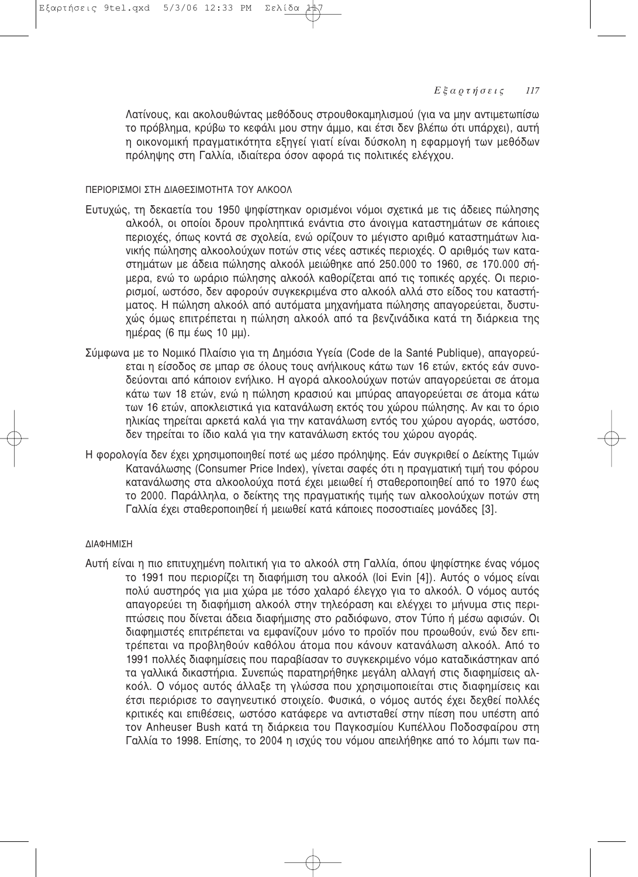Λατίνους, και ακολουθώντας μεθόδους στρουθοκαμηλισμού (για να μην αντιμετωπίσω το πρόβλημα, κρύβω το κεφάλι μου στην άμμο, και έτσι δεν βλέπω ότι υπάρχει), αυτή η οικονομική πραγματικότητα εξηγεί γιατί είναι δύσκολη η εφαρμογή των μεθόδων πρόληψης στη Γαλλία, ιδιαίτερα όσον αφορά τις πολιτικές ελέγχου.

### ΠΕΡΙΟΡΙΣΜΟΙ ΣΤΗ ΔΙΑΘΕΣΙΜΟΤΗΤΑ ΤΟΥ ΑΛΚΟΟΛ

Ευτυχώς, τη δεκαετία του 1950 ψηφίστηκαν ορισμένοι νόμοι σχετικά με τις άδειες πώλησης αλκοόλ, οι οποίοι δρουν προληπτικά ενάντια στο άνοιγμα καταστημάτων σε κάποιες περιοχές, όπως κοντά σε σχολεία, ενώ ορίζουν το μέγιστο αριθμό καταστημάτων λιανικής πώλησης αλκοολούχων ποτών στις νέες αστικές περιοχές. Ο αριθμός των καταστημάτων με άδεια πώλησης αλκοόλ μειώθηκε από 250.000 το 1960, σε 170.000 σήμερα, ενώ το ωράριο πώλησης αλκοόλ καθορίζεται από τις τοπικές αρχές. Οι περιορισμοί, ωστόσο, δεν αφορούν συγκεκριμένα στο αλκοόλ αλλά στο είδος του καταστήματος. Η πώληση αλκοόλ από αυτόματα μηχανήματα πώλησης απαγορεύεται, δυστυχώς όμως επιτρέπεται η πώληση αλκοόλ από τα βενζινάδικα κατά τη διάρκεια της ημέρας (6 πμ έως 10 μμ).

Σύμφωνα με το Νομικό Πλαίσιο για τη Δημόσια Υγεία (Code de la Santé Publique), απαγορεύεται η είσοδος σε μπαρ σε όλους τους ανήλικους κάτω των 16 ετών, εκτός εάν συνοδεύονται από κάποιον ενήλικο. Η αγορά αλκοολούχων ποτών απαγορεύεται σε άτομα κάτω των 18 ετών, ενώ η πώληση κρασιού και μπύρας απαγορεύεται σε άτομα κάτω των 16 ετών, αποκλειστικά για κατανάλωση εκτός του χώρου πώλησης. Αν και το όριο ηλικίας τηρείται αρκετά καλά για την κατανάλωση εντός του χώρου αγοράς, ωστόσο, δεν τηρείται το ίδιο καλά για την κατανάλωση εκτός του χώρου αγοράς.

Η φορολογία δεν έχει χρησιμοποιηθεί ποτέ ως μέσο πρόληψης. Εάν συγκριθεί ο Δείκτης Τιμών Κατανάλωσης (Consumer Price Index), γίνεται σαφές ότι η πραγματική τιμή του φόρου κατανάλωσης στα αλκοολούχα ποτά έχει μειωθεί ή σταθεροποιηθεί από το 1970 έως το 2000. Παράλληλα, ο δείκτης της πραγματικής τιμής των αλκοολούχων ποτών στη Γαλλία έχει σταθεροποιηθεί ή μειωθεί κατά κάποιες ποσοστιαίες μονάδες [3].

### ΔΙΑΦΗΜΙΣΗ

Αυτή είναι η πιο επιτυχημένη πολιτική για το αλκοόλ στη Γαλλία, όπου ψηφίστηκε ένας νόμος το 1991 που περιορίζει τη διαφήμιση του αλκοόλ (loi Evin [4]). Αυτός ο νόμος είναι πολύ αυστηρός για μια χώρα με τόσο χαλαρό έλεγχο για το αλκοόλ. Ο νόμος αυτός απαγορεύει τη διαφήμιση αλκοόλ στην τηλεόραση και ελέγχει το μήνυμα στις περιπτώσεις που δίνεται άδεια διαφήμισης στο ραδιόφωνο, στον Τύπο ή μέσω αφισών. Οι διαφημιστές επιτρέπεται να εμφανίζουν μόνο το προϊόν που προωθούν, ενώ δεν επιτρέπεται να προβληθούν καθόλου άτομα που κάνουν κατανάλωση αλκοόλ. Από το 1991 πολλές διαφημίσεις που παραβίασαν το συγκεκριμένο νόμο καταδικάστηκαν από τα γαλλικά δικαστήρια. Συνεπώς παρατηρήθηκε μεγάλη αλλαγή στις διαφημίσεις αλκοόλ. Ο νόμος αυτός άλλαξε τη γλώσσα που χρησιμοποιείται στις διαφημίσεις και έτσι περιόρισε το σαγηνευτικό στοιχείο. Φυσικά, ο νόμος αυτός έχει δεχθεί πολλές κριτικές και επιθέσεις, ωστόσο κατάφερε να αντισταθεί στην πίεση που υπέστη από τον Anheuser Bush κατά τη διάρκεια του Παγκοσμίου Κυπέλλου Ποδοσφαίρου στη Γαλλία το 1998. Επίσης, το 2004 η ισχύς του νόμου απειλήθηκε από το λόμπι των πα-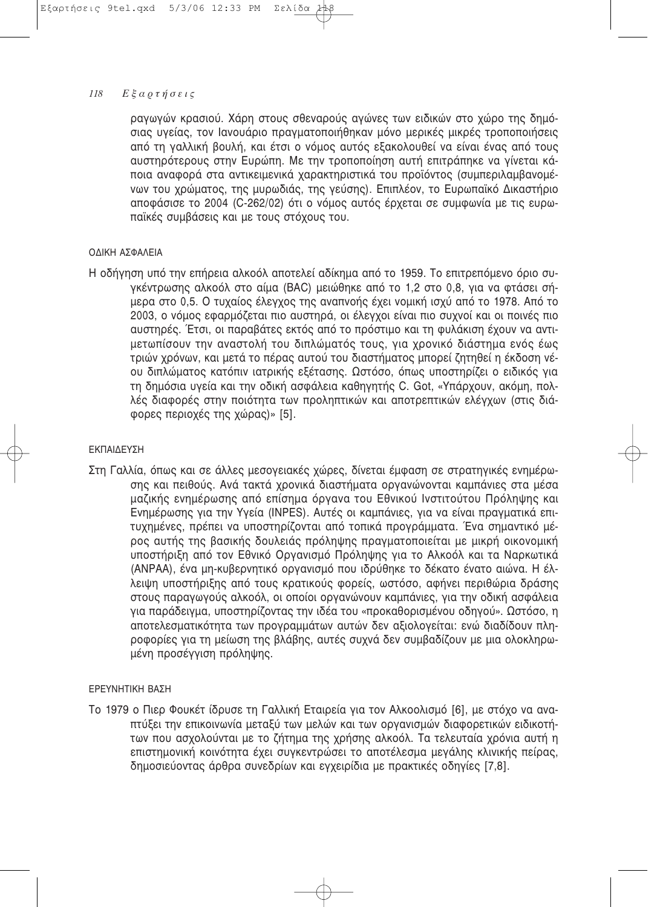ραγωγών κρασιού. Χάρη στους σθεναρούς αγώνες των ειδικών στο χώρο της δημόσιας υγείας, τον Ιανουάριο πραγματοποιήθηκαν μόνο μερικές μικρές τροποποιήσεις από τη γαλλική βουλή, και έτσι ο νόμος αυτός εξακολουθεί να είναι ένας από τους αυστηρότερους στην Ευρώπη. Με την τροποποίηση αυτή επιτράπηκε να γίνεται κάποια αναφορά στα αντικειμενικά χαρακτηριστικά του προϊόντος (συμπεριλαμβανομένων του χρώματος, της μυρωδιάς, της γεύσης). Επιπλέον, το Ευρωπαϊκό Δικαστήριο αποφάσισε το 2004 (C-262/02) ότι ο νόμος αυτός έρχεται σε συμφωνία με τις ευρωπαϊκές συμβάσεις και με τους στόχους του.

## ΟΔΙΚΗ ΑΣΦΑΛΕΙΑ

Η οδήγηση υπό την επήρεια αλκοόλ αποτελεί αδίκημα από το 1959. Το επιτρεπόμενο όριο συγκέντρωσης αλκοόλ στο αίμα (BAC) μειώθηκε από το 1,2 στο 0,8, για να φτάσει σήμερα στο 0,5. Ο τυχαίος έλεγχος της αναπνοής έχει νομική ισχύ από το 1978. Από το 2003, ο νόμος εφαρμόζεται πιο αυστηρά, οι έλεγχοι είναι πιο συχνοί και οι ποινές πιο αυστηρές. Έτσι, οι παραβάτες εκτός από το πρόστιμο και τη φυλάκιση έχουν να αντιμετωπίσουν την αναστολή του διπλώματός τους, για χρονικό διάστημα ενός έως τριών χρόνων, και μετά το πέρας αυτού του διαστήματος μπορεί ζητηθεί η έκδοση νέου διπλώματος κατόπιν ιατρικής εξέτασης. Ωστόσο, όπως υποστηρίζει ο ειδικός για τη δημόσια υγεία και την οδική ασφάλεια καθηγητής C. Got, «Υπάρχουν, ακόμη, πολλές διαφορές στην ποιότητα των προληπτικών και αποτρεπτικών ελέγχων (στις διάφορες περιοχές της χώρας)» [5].

## ΕΚΠΑΙΔΕΥΣΗ

Στη Γαλλία, όπως και σε άλλες μεσογειακές χώρες, δίνεται έμφαση σε στρατηγικές ενημέρωσης και πειθούς. Ανά τακτά χρονικά διαστήματα οργανώνονται καμπάνιες στα μέσα μαζικής ενημέρωσης από επίσημα όργανα του Εθνικού Ινστιτούτου Πρόληψης και Ενημέρωσης για την Υγεία (INPES). Αυτές οι καμπάνιες, για να είναι πραγματικά επιτυχημένες, πρέπει να υποστηρίζονται από τοπικά προγράμματα. Ένα σημαντικό μέρος αυτής της βασικής δουλειάς πρόληψης πραγματοποιείται με μικρή οικονομική υποστήριξη από τον Εθνικό Οργανισμό Πρόληψης για το Αλκοόλ και τα Ναρκωτικά (ANPAA), ένα μη-κυβερνητικό οργανισμό που ιδρύθηκε το δέκατο ένατο αιώνα. Η έλλειψη υποστήριξης από τους κρατικούς φορείς, ωστόσο, αφήνει περιθώρια δράσης στους παραγωγούς αλκοόλ, οι οποίοι οργανώνουν καμπάνιες, για την οδική ασφάλεια για παράδειγμα, υποστηρίζοντας την ιδέα του «προκαθορισμένου οδηγού». Ωστόσο, η αποτελεσματικότητα των προγραμμάτων αυτών δεν αξιολογείται: ενώ διαδίδουν πληροφορίες για τη μείωση της βλάβης, αυτές συχνά δεν συμβαδίζουν με μια ολοκληρωμένη προσέγγιση πρόληψης.

## ΕΡΕΥΝΗΤΙΚΗ ΒΑΣΗ

Το 1979 ο Πιερ Φουκέτ ίδρυσε τη Γαλλική Εταιρεία για τον Αλκοολισμό [6], με στόχο να αναπτύξει την επικοινωνία μεταξύ των μελών και των οργανισμών διαφορετικών ειδικοτήτων που ασχολούνται με το ζήτημα της χρήσης αλκοόλ. Τα τελευταία χρόνια αυτή η επιστημονική κοινότητα έχει συγκεντρώσει το αποτέλεσμα μεγάλης κλινικής πείρας, δημοσιεύοντας άρθρα συνεδρίων και εγχειρίδια με πρακτικές οδηγίες [7,8].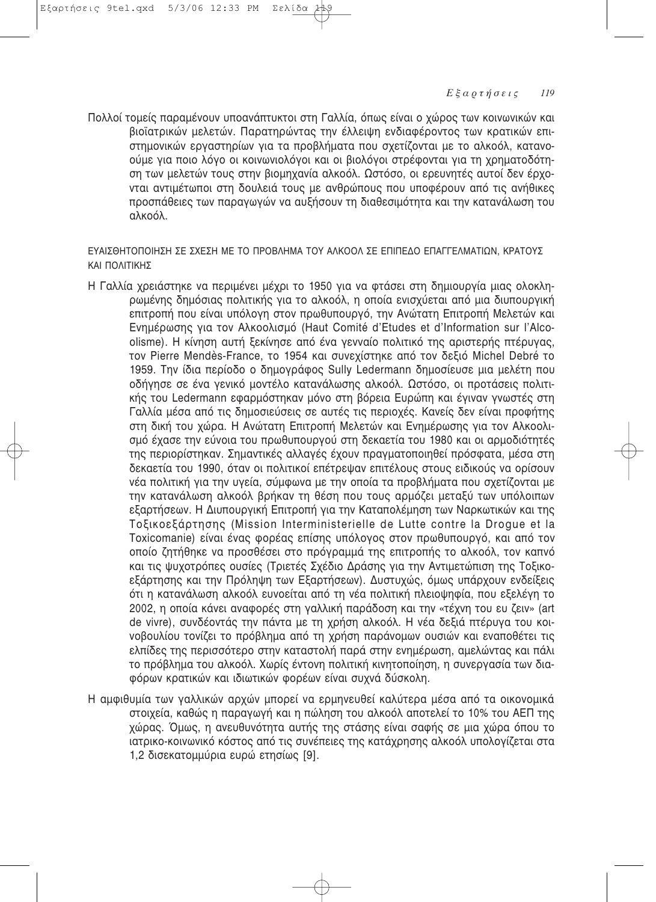Πολλοί τομείς παραμένουν υποανάπτυκτοι στη Γαλλία, όπως είναι ο χώρος των κοινωνικών και βιοϊατρικών μελετών. Παρατηρώντας την έλλειψη ενδιαφέροντος των κρατικών επιστημονικών εργαστηρίων για τα προβλήματα που σχετίζονται με το αλκοόλ, κατανοούμε για ποιο λόγο οι κοινωνιολόγοι και οι βιολόγοι στρέφονται για τη χρηματοδότηση των μελετών τους στην βιομηχανία αλκοόλ. Ωστόσο, οι ερευνητές αυτοί δεν έρχονται αντιμέτωποι στη δουλειά τους με ανθρώπους που υποφέρουν από τις ανήθικες προσπάθειες των παραγωγών να αυξήσουν τη διαθεσιμότητα και την κατανάλωση του αλκοόλ.

ΕΥΑΙΣΘΗΤΟΠΟΙΗΣΗ ΣΕ ΣΧΕΣΗ ΜΕ ΤΟ ΠΡΟΒΛΗΜΑ ΤΟΥ ΑΛΚΟΟΛ ΣΕ ΕΠΙΠΕΔΟ ΕΠΑΓΓΕΛΜΑΤΙΩΝ, ΚΡΑΤΟΥΣ ΚΑΙ ΠΟΛΙΤΙΚΗΣ

Η Γαλλία χρειάστηκε να περιμένει μέχρι το 1950 για να φτάσει στη δημιουργία μιας ολοκληρωμένης δημόσιας πολιτικής για το αλκοόλ, η οποία ενισχύεται από μια διυπουργική επιτροπή που είναι υπόλογη στον πρωθυπουργό, την Ανώτατη Επιτροπή Μελετών και Ενημέρωσης για τον Αλκοολισμό (Haut Comité d'Etudes et d'Information sur l'Alcoolisme). Η κίνηση αυτή ξεκίνησε από ένα γενναίο πολιτικό της αριστερής πτέρυγας, τον Pierre Mendès-France, το 1954 και συνεχίστηκε από τον δεξιό Michel Debré το 1959. Την ίδια περίοδο ο δημογράφος Sully Ledermann δημοσίευσε μια μελέτη που οδήγησε σε ένα γενικό μοντέλο κατανάλωσης αλκοόλ. Ωστόσο, οι προτάσεις πολιτικής του Ledermann εφαρμόστηκαν μόνο στη βόρεια Ευρώπη και έγιναν γνωστές στη Γαλλία μέσα από τις δημοσιεύσεις σε αυτές τις περιοχές. Κανείς δεν είναι προφήτης στη δική του χώρα. Η Ανώτατη Επιτροπή Μελετών και Ενημέρωσης για τον Αλκοολισμό έχασε την εύνοια του πρωθυπουργού στη δεκαετία του 1980 και οι αρμοδιότητές της περιορίστηκαν. Σημαντικές αλλαγές έχουν πραγματοποιηθεί πρόσφατα, μέσα στη δεκαετία του 1990, όταν οι πολιτικοί επέτρεψαν επιτέλους στους ειδικούς να ορίσουν νέα πολιτική για την υγεία, σύμφωνα με την οποία τα προβλήματα που σχετίζονται με την κατανάλωση αλκοόλ βρήκαν τη θέση που τους αρμόζει μεταξύ των υπόλοιπων εξαρτήσεων. Η Διυπουργική Επιτροπή για την Καταπολέμηση των Ναρκωτικών και της Τοξικοεξάρτησης (Mission Interministerielle de Lutte contre la Drogue et la Toxicomanie) είναι ένας φορέας επίσης υπόλογος στον πρωθυπουργό, και από τον οποίο ζητήθηκε να προσθέσει στο πρόγραμμά της επιτροπής το αλκοόλ, τον καπνό και τις ψυχοτρόπες ουσίες (Τριετές Σχέδιο Δράσης για την Αντιμετώπιση της Τοξικοεξάρτησης και την Πρόληψη των Εξαρτήσεων). Δυστυχώς, όμως υπάρχουν ενδείξεις ότι η κατανάλωση αλκοόλ ευνοείται από τη νέα πολιτική πλειοψηφία, που εξελέγη το 2002, η οποία κάνει αναφορές στη γαλλική παράδοση και την «τέχνη του ευ ζειν» (art de vivre), συνδέοντάς την πάντα με τη χρήση αλκοόλ. Η νέα δεξιά πτέρυγα του κοινοβουλίου τονίζει το πρόβλημα από τη χρήση παράνομων ουσιών και εναποθέτει τις ελπίδες της περισσότερο στην καταστολή παρά στην ενημέρωση, αμελώντας και πάλι το πρόβλημα του αλκοόλ. Χωρίς έντονη πολιτική κινητοποίηση, η συνεργασία των διαφόρων κρατικών και ιδιωτικών φορέων είναι συχνά δύσκολη.

Η αμφιθυμία των γαλλικών αρχών μπορεί να ερμηνευθεί καλύτερα μέσα από τα οικονομικά στοιχεία, καθώς η παραγωγή και η πώληση του αλκοόλ αποτελεί το 10% του ΑΕΠ της χώρας. Όμως, η ανευθυνότητα αυτής της στάσης είναι σαφής σε μια χώρα όπου το ιατρικο-κοινωνικό κόστος από τις συνέπειες της κατάχρησης αλκοόλ υπολογίζεται στα 1,2 δισεκατομμύρια ευρώ ετησίως [9].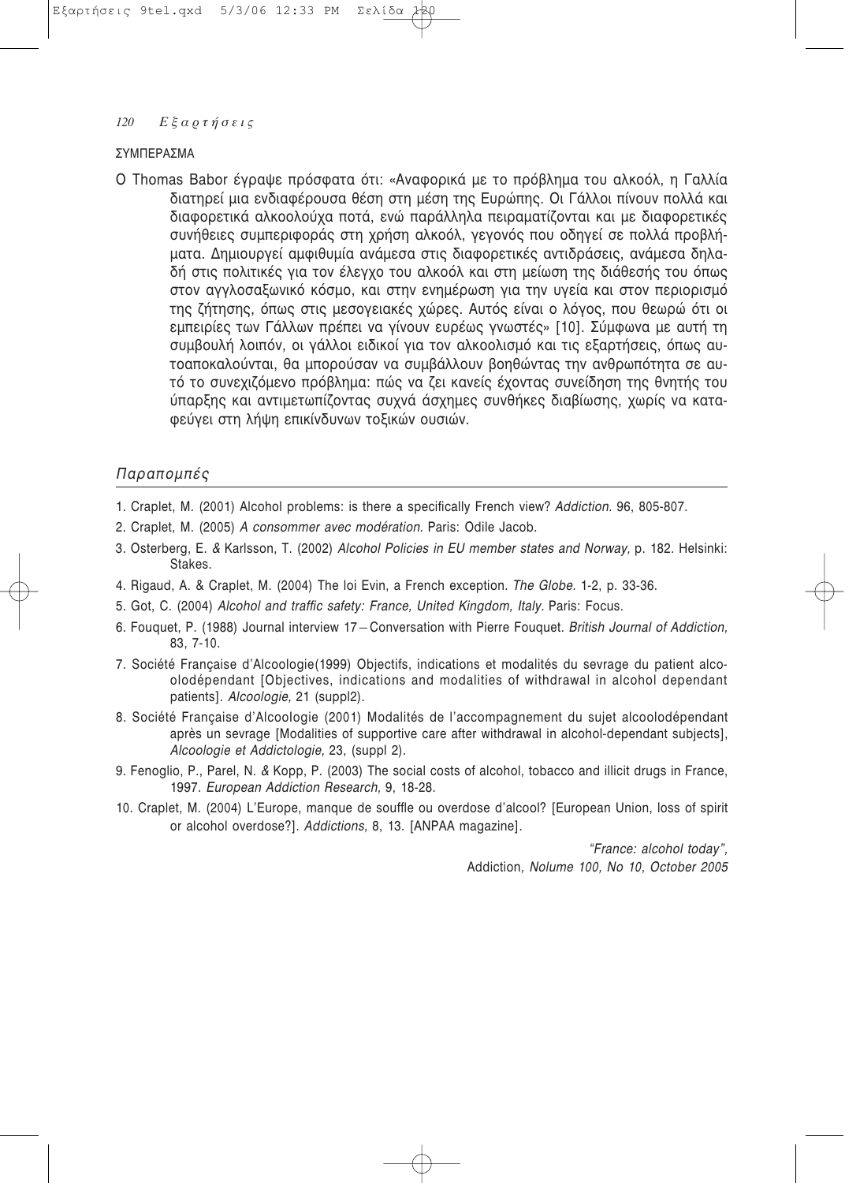## ΣΥΜΠΕΡΑΣΜΑ

Ο Thomas Babor έγραψε πρόσφατα ότι: «Αναφορικά με το πρόβλημα του αλκοόλ, η Γαλλία διατηρεί μια ενδιαφέρουσα θέση στη μέση της Ευρώπης. Οι Γάλλοι πίνουν πολλά και διαφορετικά αλκοολούχα ποτά, ενώ παράλληλα πειραματίζονται και με διαφορετικές συνήθειες συμπεριφοράς στη χρήση αλκοόλ, γεγονός που οδηγεί σε πολλά προβλήματα. Δημιουργεί αμφιθυμία ανάμεσα στις διαφορετικές αντιδράσεις, ανάμεσα δηλαδή στις πολιτικές για τον έλεγχο του αλκοόλ και στη μείωση της διάθεσής του όπως στον αγγλοσαξωνικό κόσμο, και στην ενημέρωση για την υγεία και στον περιορισμό της ζήτησης, όπως στις μεσογειακές χώρες. Αυτός είναι ο λόγος, που θεωρώ ότι οι εμπειρίες των Γάλλων πρέπει να γίνουν ευρέως γνωστές» [10]. Σύμφωνα με αυτή τη συμβουλή λοιπόν, οι γάλλοι ειδικοί για τον αλκοολισμό και τις εξαρτήσεις, όπως αυτοαποκαλούνται, θα μπορούσαν να συμβάλλουν βοηθώντας την ανθρωπότητα σε αυτό το συνεχιζόμενο πρόβλημα: πώς να ζει κανείς έχοντας συνείδηση της θνητής του ύπαρξης και αντιμετωπίζοντας συχνά άσχημες συνθήκες διαβίωσης, χωρίς να καταφεύγει στη λήψη επικίνδυνων τοξικών ουσιών.

## *Παραπομπές*

1. Craplet, M. (2001) Alcohol problems: is there a specifically French view? *Addiction.* 96, 805-807.
2. Craplet, M. (2005) *A consommer avec modération.* Paris: Odile Jacob.
3. Osterberg, E. & Karlsson, T. (2002) *Alcohol Policies in EU member states and Norway,* p. 182. Helsinki: Stakes.
4. Rigaud, A. & Craplet, M. (2004) The loi Evin, a French exception. *The Globe.* 1-2, p. 33-36.
5. Got, C. (2004) *Alcohol and traffic safety: France, United Kingdom, Italy.* Paris: Focus.
6. Fouquet, P. (1988) Journal interview 17 – Conversation with Pierre Fouquet. *British Journal of Addiction,* 83, 7-10.
7. Société Française d'Alcoologie(1999) Objectifs, indications et modalités du sevrage du patient alcoolodépendant [Objectives, indications and modalities of withdrawal in alcohol dependant patients]. *Alcoologie,* 21 (suppl2).
8. Société Française d'Alcoologie (2001) Modalités de l'accompagnement du sujet alcoolodépendant après un sevrage [Modalities of supportive care after withdrawal in alcohol-dependant subjects], *Alcoologie et Addictologie,* 23, (suppl 2).
9. Fenoglio, P., Parel, N. & Kopp, P. (2003) The social costs of alcohol, tobacco and illicit drugs in France, 1997. *European Addiction Research,* 9, 18-28.
10. Craplet, M. (2004) L'Europe, manque de souffle ou overdose d'alcool? [European Union, loss of spirit or alcohol overdose?]. *Addictions,* 8, 13. [ANPAA magazine].

*"France: alcohol today",*
Addiction*, Nolume 100, No 10, October 2005*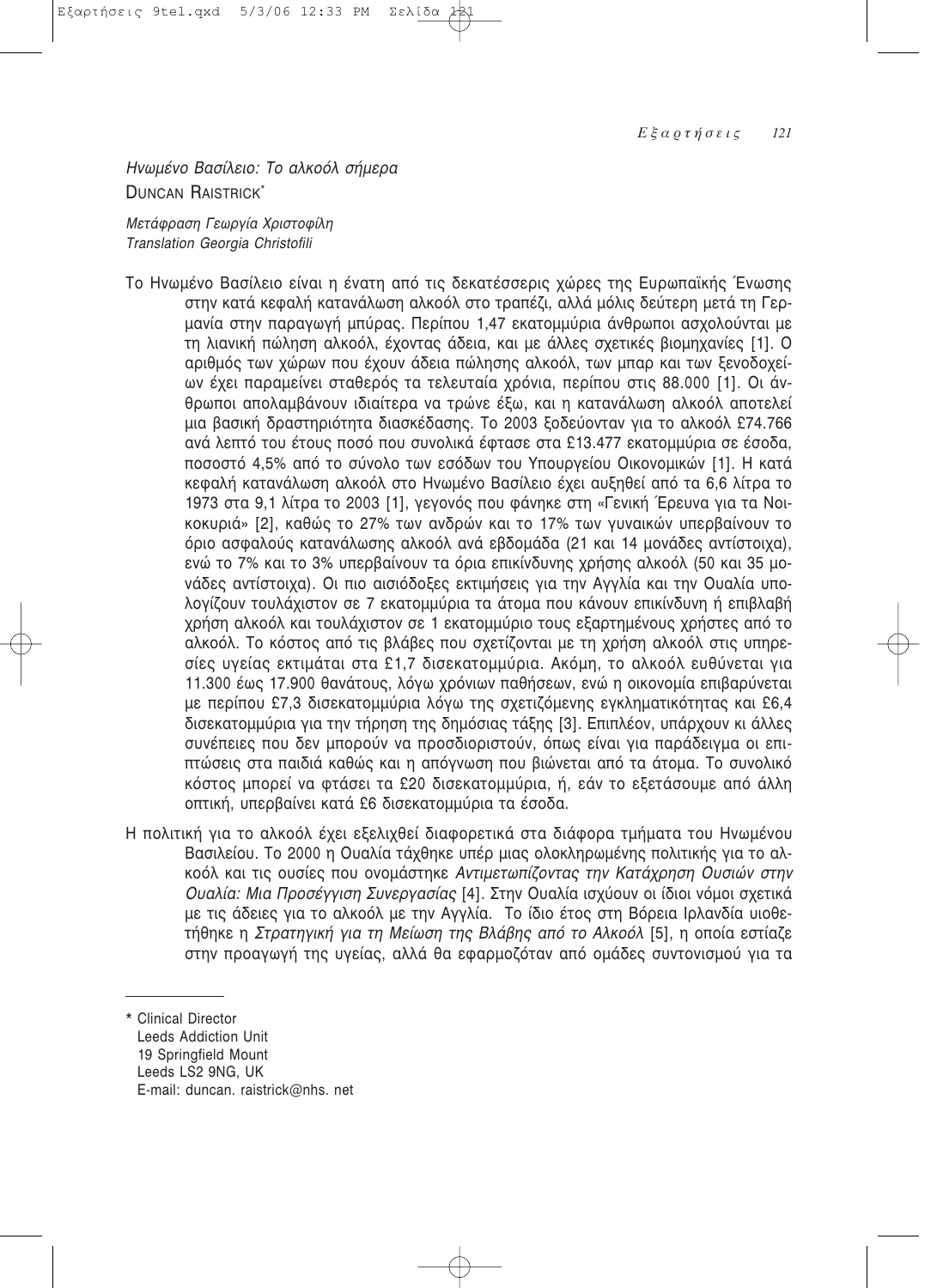*Ηνωμένο Βασίλειο: Το αλκοόλ σήμερα*

DUNCAN RAISTRICK*

*Μετάφραση Γεωργία Χριστοφίλη*
*Translation Georgia Christofili*

Το Ηνωμένο Βασίλειο είναι η ένατη από τις δεκατέσσερις χώρες της Ευρωπαϊκής Ένωσης στην κατά κεφαλή κατανάλωση αλκοόλ στο τραπέζι, αλλά μόλις δεύτερη μετά τη Γερμανία στην παραγωγή μπύρας. Περίπου 1,47 εκατομμύρια άνθρωποι ασχολούνται με τη λιανική πώληση αλκοόλ, έχοντας άδεια, και με άλλες σχετικές βιομηχανίες [1]. Ο αριθμός των χώρων που έχουν άδεια πώλησης αλκοόλ, των μπαρ και των ξενοδοχείων έχει παραμείνει σταθερός τα τελευταία χρόνια, περίπου στις 88.000 [1]. Οι άνθρωποι απολαμβάνουν ιδιαίτερα να τρώνε έξω, και η κατανάλωση αλκοόλ αποτελεί μια βασική δραστηριότητα διασκέδασης. Το 2003 ξοδεύονταν για το αλκοόλ £74.766 ανά λεπτό του έτους ποσό που συνολικά έφτασε στα £13.477 εκατομμύρια σε έσοδα, ποσοστό 4,5% από το σύνολο των εσόδων του Υπουργείου Οικονομικών [1]. Η κατά κεφαλή κατανάλωση αλκοόλ στο Ηνωμένο Βασίλειο έχει αυξηθεί από τα 6,6 λίτρα το 1973 στα 9,1 λίτρα το 2003 [1], γεγονός που φάνηκε στη «Γενική Έρευνα για τα Νοικοκυριά» [2], καθώς το 27% των ανδρών και το 17% των γυναικών υπερβαίνουν το όριο ασφαλούς κατανάλωσης αλκοόλ ανά εβδομάδα (21 και 14 μονάδες αντίστοιχα), ενώ το 7% και το 3% υπερβαίνουν τα όρια επικίνδυνης χρήσης αλκοόλ (50 και 35 μονάδες αντίστοιχα). Οι πιο αισιόδοξες εκτιμήσεις για την Αγγλία και την Ουαλία υπολογίζουν τουλάχιστον σε 7 εκατομμύρια τα άτομα που κάνουν επικίνδυνη ή επιβλαβή χρήση αλκοόλ και τουλάχιστον σε 1 εκατομμύριο τους εξαρτημένους χρήστες από το αλκοόλ. Το κόστος από τις βλάβες που σχετίζονται με τη χρήση αλκοόλ στις υπηρεσίες υγείας εκτιμάται στα £1,7 δισεκατομμύρια. Ακόμη, το αλκοόλ ευθύνεται για 11.300 έως 17.900 θανάτους, λόγω χρόνιων παθήσεων, ενώ η οικονομία επιβαρύνεται με περίπου £7,3 δισεκατομμύρια λόγω της σχετιζόμενης εγκληματικότητας και £6,4 δισεκατομμύρια για την τήρηση της δημόσιας τάξης [3]. Επιπλέον, υπάρχουν κι άλλες συνέπειες που δεν μπορούν να προσδιοριστούν, όπως είναι για παράδειγμα οι επιπτώσεις στα παιδιά καθώς και η απόγνωση που βιώνεται από τα άτομα. Το συνολικό κόστος μπορεί να φτάσει τα £20 δισεκατομμύρια, ή, εάν το εξετάσουμε από άλλη οπτική, υπερβαίνει κατά £6 δισεκατομμύρια τα έσοδα.

Η πολιτική για το αλκοόλ έχει εξελιχθεί διαφορετικά στα διάφορα τμήματα του Ηνωμένου Βασιλείου. Το 2000 η Ουαλία τάχθηκε υπέρ μιας ολοκληρωμένης πολιτικής για το αλκοόλ και τις ουσίες που ονομάστηκε *Αντιμετωπίζοντας την Κατάχρηση Ουσιών στην Ουαλία: Μια Προσέγγιση Συνεργασίας* [4]. Στην Ουαλία ισχύουν οι ίδιοι νόμοι σχετικά με τις άδειες για το αλκοόλ με την Αγγλία. Το ίδιο έτος στη Βόρεια Ιρλανδία υιοθετήθηκε η *Στρατηγική για τη Μείωση της Βλάβης από το Αλκοόλ* [5], η οποία εστίαζε στην προαγωγή της υγείας, αλλά θα εφαρμοζόταν από ομάδες συντονισμού για τα

---

\* Clinical Director
Leeds Addiction Unit
19 Springfield Mount
Leeds LS2 9NG, UK
E-mail: duncan. raistrick@nhs. net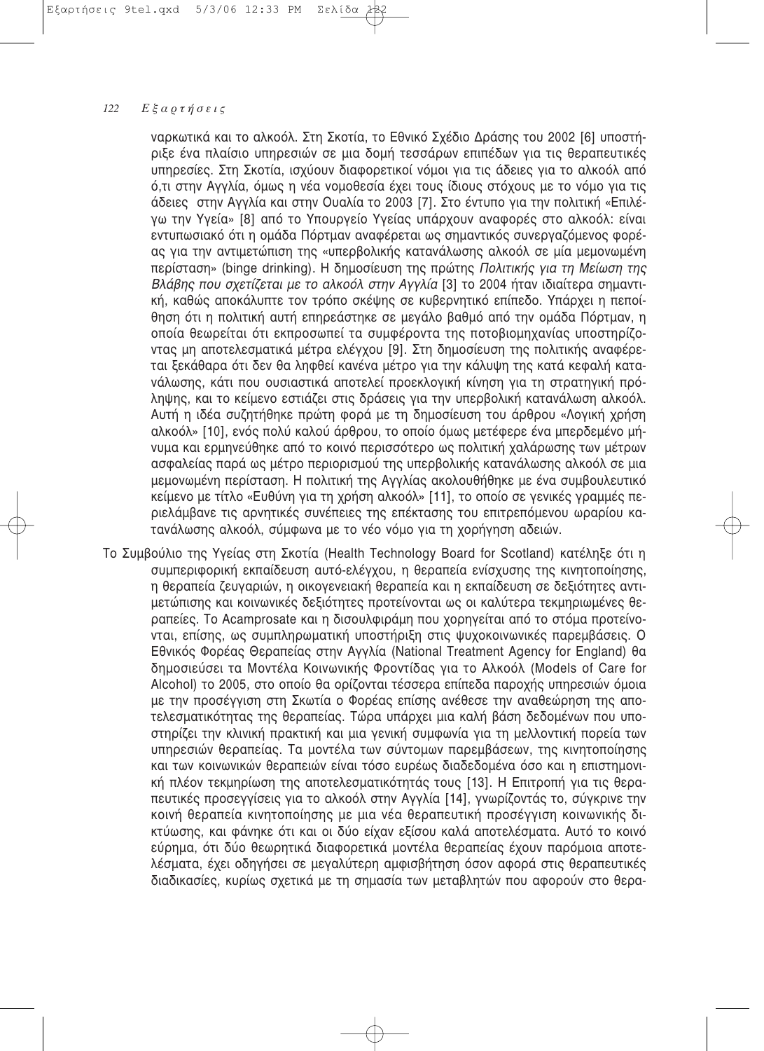ναρκωτικά και το αλκοόλ. Στη Σκοτία, το Εθνικό Σχέδιο Δράσης του 2002 [6] υποστήριξε ένα πλαίσιο υπηρεσιών σε μια δομή τεσσάρων επιπέδων για τις θεραπευτικές υπηρεσίες. Στη Σκοτία, ισχύουν διαφορετικοί νόμοι για τις άδειες για το αλκοόλ από ό,τι στην Αγγλία, όμως η νέα νομοθεσία έχει τους ίδιους στόχους με το νόμο για τις άδειες στην Αγγλία και στην Ουαλία το 2003 [7]. Στο έντυπο για την πολιτική «Επιλέγω την Υγεία» [8] από το Υπουργείο Υγείας υπάρχουν αναφορές στο αλκοόλ: είναι εντυπωσιακό ότι η ομάδα Πόρτμαν αναφέρεται ως σημαντικός συνεργαζόμενος φορέας για την αντιμετώπιση της «υπερβολικής κατανάλωσης αλκοόλ σε μία μεμονωμένη περίσταση» (binge drinking). Η δημοσίευση της πρώτης *Πολιτικής για τη Μείωση της Βλάβης που σχετίζεται με το αλκοόλ στην Αγγλία* [3] το 2004 ήταν ιδιαίτερα σημαντική, καθώς αποκάλυπτε τον τρόπο σκέψης σε κυβερνητικό επίπεδο. Υπάρχει η πεποίθηση ότι η πολιτική αυτή επηρεάστηκε σε μεγάλο βαθμό από την ομάδα Πόρτμαν, η οποία θεωρείται ότι εκπροσωπεί τα συμφέροντα της ποτοβιομηχανίας υποστηρίζοντας μη αποτελεσματικά μέτρα ελέγχου [9]. Στη δημοσίευση της πολιτικής αναφέρεται ξεκάθαρα ότι δεν θα ληφθεί κανένα μέτρο για την κάλυψη της κατά κεφαλή κατανάλωσης, κάτι που ουσιαστικά αποτελεί προεκλογική κίνηση για τη στρατηγική πρόληψης, και το κείμενο εστιάζει στις δράσεις για την υπερβολική κατανάλωση αλκοόλ. Αυτή η ιδέα συζητήθηκε πρώτη φορά με τη δημοσίευση του άρθρου «Λογική χρήση αλκοόλ» [10], ενός πολύ καλού άρθρου, το οποίο όμως μετέφερε ένα μπερδεμένο μήνυμα και ερμηνεύθηκε από το κοινό περισσότερο ως πολιτική χαλάρωσης των μέτρων ασφαλείας παρά ως μέτρο περιορισμού της υπερβολικής κατανάλωσης αλκοόλ σε μια μεμονωμένη περίσταση. Η πολιτική της Αγγλίας ακολουθήθηκε με ένα συμβουλευτικό κείμενο με τίτλο «Ευθύνη για τη χρήση αλκοόλ» [11], το οποίο σε γενικές γραμμές περιελάμβανε τις αρνητικές συνέπειες της επέκτασης του επιτρεπόμενου ωραρίου κατανάλωσης αλκοόλ, σύμφωνα με το νέο νόμο για τη χορήγηση αδειών.

Το Συμβούλιο της Υγείας στη Σκοτία (Health Technology Board for Scotland) κατέληξε ότι η συμπεριφορική εκπαίδευση αυτό-ελέγχου, η θεραπεία ενίσχυσης της κινητοποίησης, η θεραπεία ζευγαριών, η οικογενειακή θεραπεία και η εκπαίδευση σε δεξιότητες αντιμετώπισης και κοινωνικές δεξιότητες προτείνονται ως οι καλύτερα τεκμηριωμένες θεραπείες. Το Acamprosate και η δισουλφιράμη που χορηγείται από το στόμα προτείνονται, επίσης, ως συμπληρωματική υποστήριξη στις ψυχοκοινωνικές παρεμβάσεις. Ο Εθνικός Φορέας Θεραπείας στην Αγγλία (National Treatment Agency for England) θα δημοσιεύσει τα Μοντέλα Κοινωνικής Φροντίδας για το Αλκοόλ (Models of Care for Alcohol) το 2005, στο οποίο θα ορίζονται τέσσερα επίπεδα παροχής υπηρεσιών όμοια με την προσέγγιση στη Σκωτία ο Φορέας επίσης ανέθεσε την αναθεώρηση της αποτελεσματικότητας της θεραπείας. Τώρα υπάρχει μια καλή βάση δεδομένων που υποστηρίζει την κλινική πρακτική και μια γενική συμφωνία για τη μελλοντική πορεία των υπηρεσιών θεραπείας. Τα μοντέλα των σύντομων παρεμβάσεων, της κινητοποίησης και των κοινωνικών θεραπειών είναι τόσο ευρέως διαδεδομένα όσο και η επιστημονική πλέον τεκμηρίωση της αποτελεσματικότητάς τους [13]. Η Επιτροπή για τις θεραπευτικές προσεγγίσεις για το αλκοόλ στην Αγγλία [14], γνωρίζοντάς το, σύγκρινε την κοινή θεραπεία κινητοποίησης με μια νέα θεραπευτική προσέγγιση κοινωνικής δικτύωσης, και φάνηκε ότι και οι δύο είχαν εξίσου καλά αποτελέσματα. Αυτό το κοινό εύρημα, ότι δύο θεωρητικά διαφορετικά μοντέλα θεραπείας έχουν παρόμοια αποτελέσματα, έχει οδηγήσει σε μεγαλύτερη αμφισβήτηση όσον αφορά στις θεραπευτικές διαδικασίες, κυρίως σχετικά με τη σημασία των μεταβλητών που αφορούν στο θερα-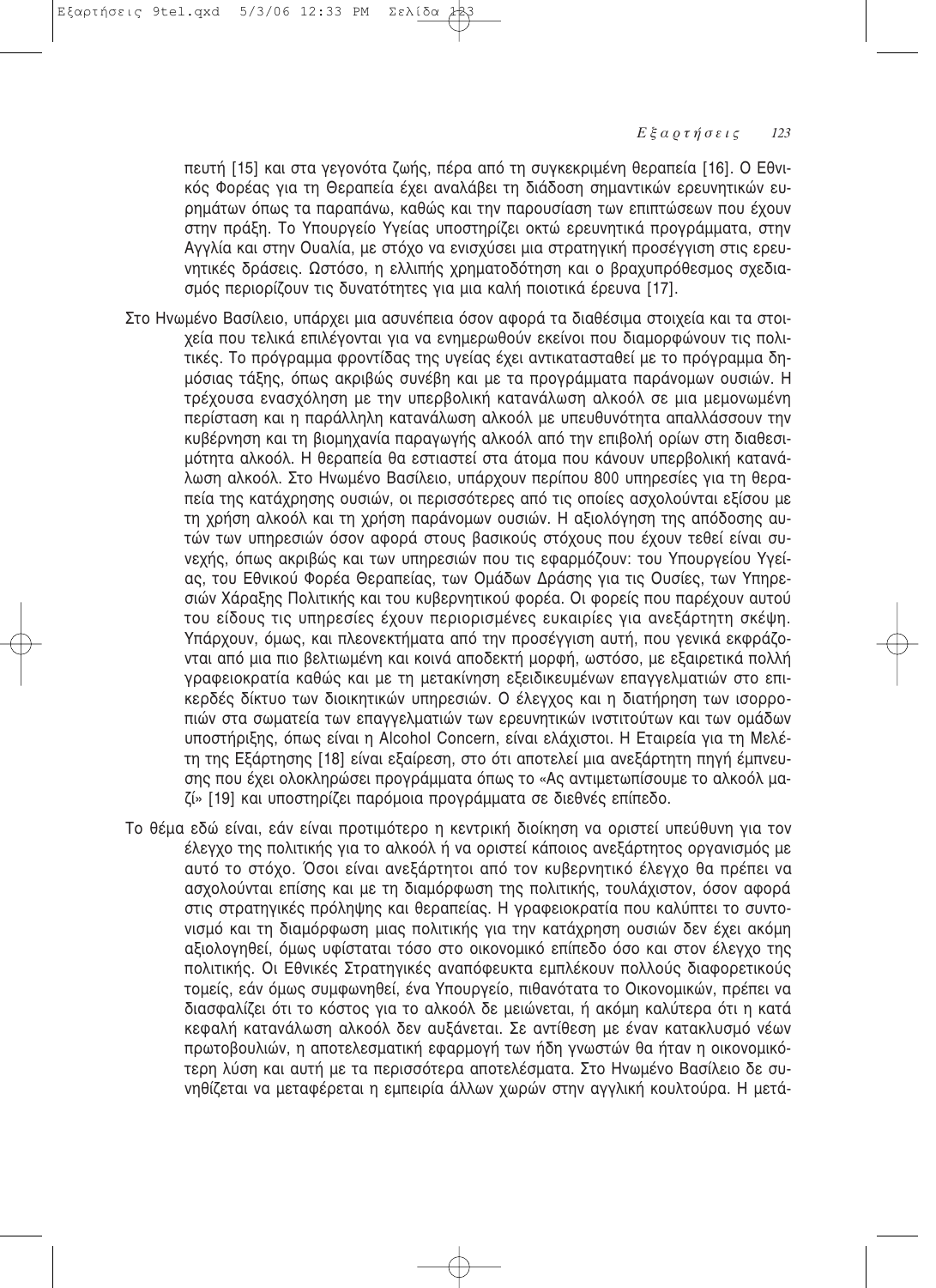πευτή [15] και στα γεγονότα ζωής, πέρα από τη συγκεκριμένη θεραπεία [16]. Ο Εθνικός Φορέας για τη Θεραπεία έχει αναλάβει τη διάδοση σημαντικών ερευνητικών ευρημάτων όπως τα παραπάνω, καθώς και την παρουσίαση των επιπτώσεων που έχουν στην πράξη. Το Υπουργείο Υγείας υποστηρίζει οκτώ ερευνητικά προγράμματα, στην Αγγλία και στην Ουαλία, με στόχο να ενισχύσει μια στρατηγική προσέγγιση στις ερευνητικές δράσεις. Ωστόσο, η ελλιπής χρηματοδότηση και ο βραχυπρόθεσμος σχεδιασμός περιορίζουν τις δυνατότητες για μια καλή ποιοτικά έρευνα [17].

Στο Ηνωμένο Βασίλειο, υπάρχει μια ασυνέπεια όσον αφορά τα διαθέσιμα στοιχεία και τα στοιχεία που τελικά επιλέγονται για να ενημερωθούν εκείνοι που διαμορφώνουν τις πολιτικές. Το πρόγραμμα φροντίδας της υγείας έχει αντικατασταθεί με το πρόγραμμα δημόσιας τάξης, όπως ακριβώς συνέβη και με τα προγράμματα παράνομων ουσιών. Η τρέχουσα ενασχόληση με την υπερβολική κατανάλωση αλκοόλ σε μια μεμονωμένη περίσταση και η παράλληλη κατανάλωση αλκοόλ με υπευθυνότητα απαλλάσσουν την κυβέρνηση και τη βιομηχανία παραγωγής αλκοόλ από την επιβολή ορίων στη διαθεσιμότητα αλκοόλ. Η θεραπεία θα εστιαστεί στα άτομα που κάνουν υπερβολική κατανάλωση αλκοόλ. Στο Ηνωμένο Βασίλειο, υπάρχουν περίπου 800 υπηρεσίες για τη θεραπεία της κατάχρησης ουσιών, οι περισσότερες από τις οποίες ασχολούνται εξίσου με τη χρήση αλκοόλ και τη χρήση παράνομων ουσιών. Η αξιολόγηση της απόδοσης αυτών των υπηρεσιών όσον αφορά στους βασικούς στόχους που έχουν τεθεί είναι συνεχής, όπως ακριβώς και των υπηρεσιών που τις εφαρμόζουν: του Υπουργείου Υγείας, του Εθνικού Φορέα Θεραπείας, των Ομάδων Δράσης για τις Ουσίες, των Υπηρεσιών Χάραξης Πολιτικής και του κυβερνητικού φορέα. Οι φορείς που παρέχουν αυτού του είδους τις υπηρεσίες έχουν περιορισμένες ευκαιρίες για ανεξάρτητη σκέψη. Υπάρχουν, όμως, και πλεονεκτήματα από την προσέγγιση αυτή, που γενικά εκφράζονται από μια πιο βελτιωμένη και κοινά αποδεκτή μορφή, ωστόσο, με εξαιρετικά πολλή γραφειοκρατία καθώς και με τη μετακίνηση εξειδικευμένων επαγγελματιών στο επικερδές δίκτυο των διοικητικών υπηρεσιών. Ο έλεγχος και η διατήρηση των ισορροπιών στα σωματεία των επαγγελματιών των ερευνητικών ινστιτούτων και των ομάδων υποστήριξης, όπως είναι η Alcohol Concern, είναι ελάχιστοι. Η Εταιρεία για τη Μελέτη της Εξάρτησης [18] είναι εξαίρεση, στο ότι αποτελεί μια ανεξάρτητη πηγή έμπνευσης που έχει ολοκληρώσει προγράμματα όπως το «Ας αντιμετωπίσουμε το αλκοόλ μαζί» [19] και υποστηρίζει παρόμοια προγράμματα σε διεθνές επίπεδο.

Το θέμα εδώ είναι, εάν είναι προτιμότερο η κεντρική διοίκηση να οριστεί υπεύθυνη για τον έλεγχο της πολιτικής για το αλκοόλ ή να οριστεί κάποιος ανεξάρτητος οργανισμός με αυτό το στόχο. Όσοι είναι ανεξάρτητοι από τον κυβερνητικό έλεγχο θα πρέπει να ασχολούνται επίσης και με τη διαμόρφωση της πολιτικής, τουλάχιστον, όσον αφορά στις στρατηγικές πρόληψης και θεραπείας. Η γραφειοκρατία που καλύπτει το συντονισμό και τη διαμόρφωση μιας πολιτικής για την κατάχρηση ουσιών δεν έχει ακόμη αξιολογηθεί, όμως υφίσταται τόσο στο οικονομικό επίπεδο όσο και στον έλεγχο της πολιτικής. Οι Εθνικές Στρατηγικές αναπόφευκτα εμπλέκουν πολλούς διαφορετικούς τομείς, εάν όμως συμφωνηθεί, ένα Υπουργείο, πιθανότατα το Οικονομικών, πρέπει να διασφαλίζει ότι το κόστος για το αλκοόλ δε μειώνεται, ή ακόμη καλύτερα ότι η κατά κεφαλή κατανάλωση αλκοόλ δεν αυξάνεται. Σε αντίθεση με έναν κατακλυσμό νέων πρωτοβουλιών, η αποτελεσματική εφαρμογή των ήδη γνωστών θα ήταν η οικονομικότερη λύση και αυτή με τα περισσότερα αποτελέσματα. Στο Ηνωμένο Βασίλειο δε συνηθίζεται να μεταφέρεται η εμπειρία άλλων χωρών στην αγγλική κουλτούρα. Η μετά-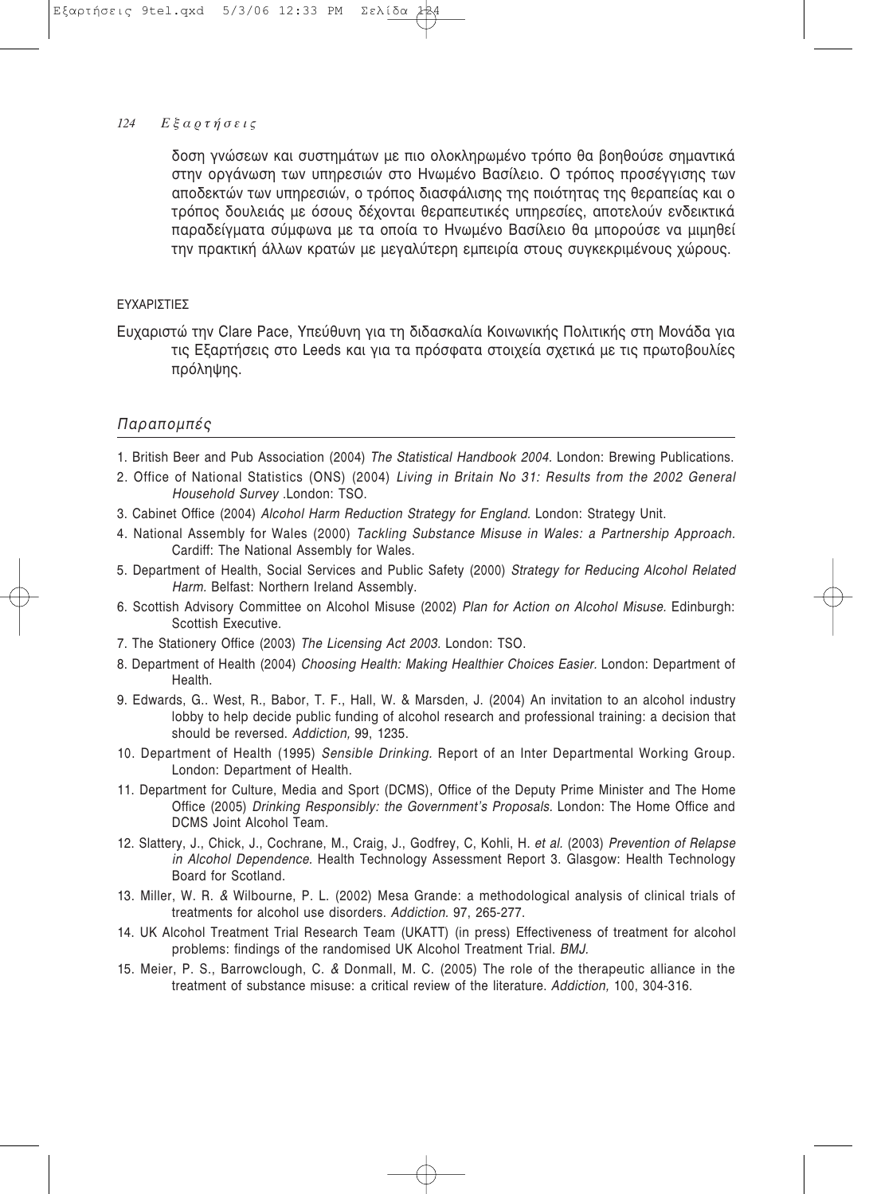δοση γνώσεων και συστημάτων με πιο ολοκληρωμένο τρόπο θα βοηθούσε σημαντικά στην οργάνωση των υπηρεσιών στο Ηνωμένο Βασίλειο. Ο τρόπος προσέγγισης των αποδεκτών των υπηρεσιών, ο τρόπος διασφάλισης της ποιότητας της θεραπείας και ο τρόπος δουλειάς με όσους δέχονται θεραπευτικές υπηρεσίες, αποτελούν ενδεικτικά παραδείγματα σύμφωνα με τα οποία το Ηνωμένο Βασίλειο θα μπορούσε να μιμηθεί την πρακτική άλλων κρατών με μεγαλύτερη εμπειρία στους συγκεκριμένους χώρους.

ΕΥΧΑΡΙΣΤΙΕΣ

Ευχαριστώ την Clare Pace, Υπεύθυνη για τη διδασκαλία Κοινωνικής Πολιτικής στη Μονάδα για τις Εξαρτήσεις στο Leeds και για τα πρόσφατα στοιχεία σχετικά με τις πρωτοβουλίες πρόληψης.

## *Παραπομπές*

1. British Beer and Pub Association (2004) *The Statistical Handbook 2004*. London: Brewing Publications.
2. Office of National Statistics (ONS) (2004) *Living in Britain No 31: Results from the 2002 General Household Survey* .London: TSO.
3. Cabinet Office (2004) *Alcohol Harm Reduction Strategy for England.* London: Strategy Unit.
4. National Assembly for Wales (2000) *Tackling Substance Misuse in Wales: a Partnership Approach.* Cardiff: The National Assembly for Wales.
5. Department of Health, Social Services and Public Safety (2000) *Strategy for Reducing Alcohol Related Harm.* Belfast: Northern Ireland Assembly.
6. Scottish Advisory Committee on Alcohol Misuse (2002) *Plan for Action on Alcohol Misuse.* Edinburgh: Scottish Executive.
7. The Stationery Office (2003) *The Licensing Act 2003.* London: TSO.
8. Department of Health (2004) *Choosing Health: Making Healthier Choices Easier.* London: Department of Health.
9. Edwards, G.. West, R., Babor, T. F., Hall, W. & Marsden, J. (2004) An invitation to an alcohol industry lobby to help decide public funding of alcohol research and professional training: a decision that should be reversed. *Addiction,* 99, 1235.
10. Department of Health (1995) *Sensible Drinking.* Report of an Inter Departmental Working Group. London: Department of Health.
11. Department for Culture, Media and Sport (DCMS), Office of the Deputy Prime Minister and The Home Office (2005) *Drinking Responsibly: the Government's Proposals.* London: The Home Office and DCMS Joint Alcohol Team.
12. Slattery, J., Chick, J., Cochrane, M., Craig, J., Godfrey, C, Kohli, H. *et al.* (2003) *Prevention of Relapse in Alcohol Dependence.* Health Technology Assessment Report 3. Glasgow: Health Technology Board for Scotland.
13. Miller, W. R. & Wilbourne, P. L. (2002) Mesa Grande: a methodological analysis of clinical trials of treatments for alcohol use disorders. *Addiction.* 97, 265-277.
14. UK Alcohol Treatment Trial Research Team (UKATT) (in press) Effectiveness of treatment for alcohol problems: findings of the randomised UK Alcohol Treatment Trial. *BMJ.*
15. Meier, P. S., Barrowclough, C. & Donmall, M. C. (2005) The role of the therapeutic alliance in the treatment of substance misuse: a critical review of the literature. *Addiction,* 100, 304-316.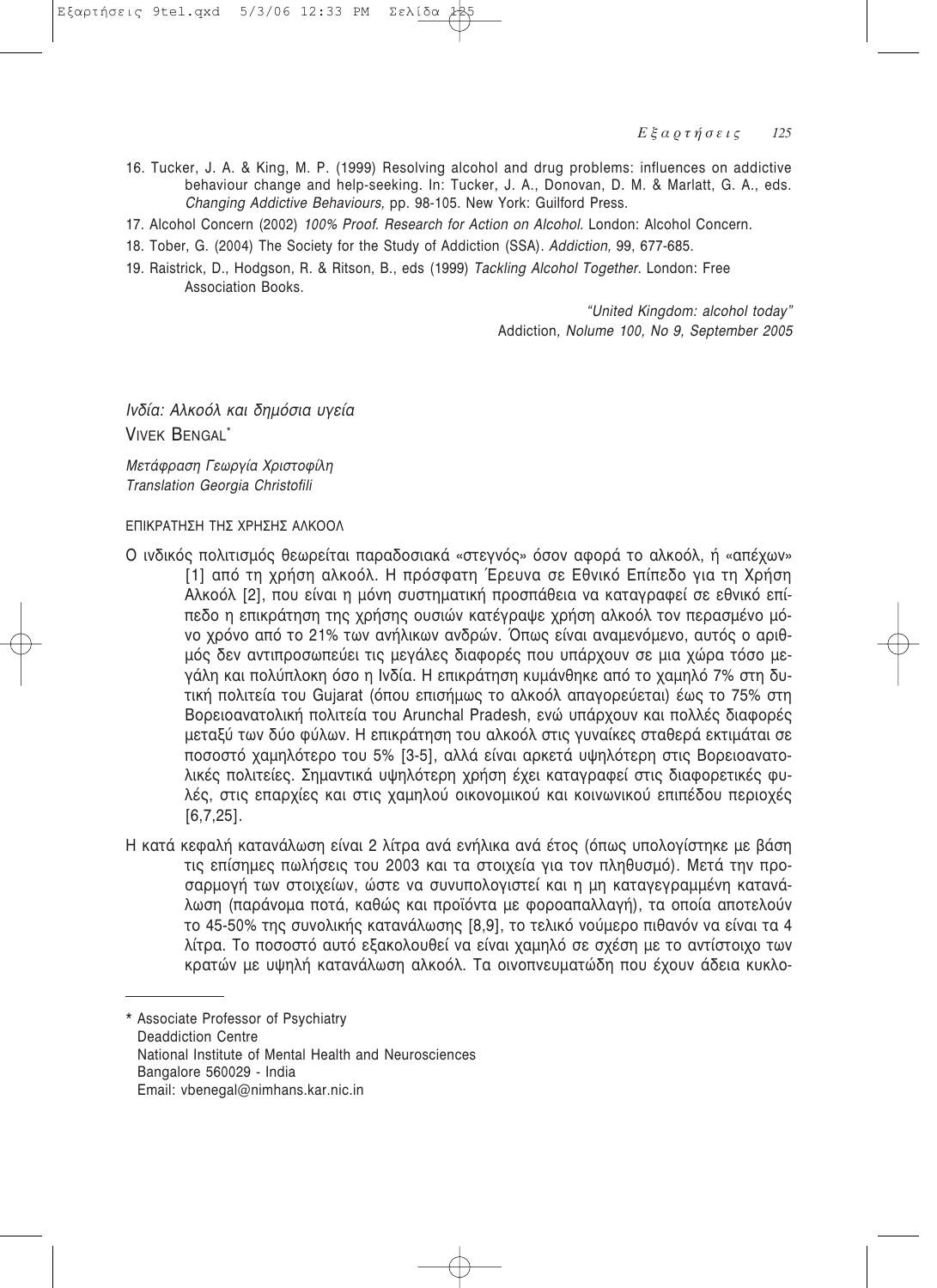16. Tucker, J. A. & King, M. P. (1999) Resolving alcohol and drug problems: influences on addictive behaviour change and help-seeking. In: Tucker, J. A., Donovan, D. M. & Marlatt, G. A., eds. *Changing Addictive Behaviours,* pp. 98-105. New York: Guilford Press.
17. Alcohol Concern (2002) *100% Proof. Research for Action on Alcohol.* London: Alcohol Concern.
18. Tober, G. (2004) The Society for the Study of Addiction (SSA). *Addiction,* 99, 677-685.
19. Raistrick, D., Hodgson, R. & Ritson, B., eds (1999) *Tackling Alcohol Together*. London: Free Association Books.

*"United Kingdom: alcohol today"*
Addiction*, Nolume 100, No 9, September 2005*

## *Ινδία: Αλκοόλ και δημόσια υγεία*

VIVEK BENGAL*

*Μετάφραση Γεωργία Χριστοφίλη*
*Translation Georgia Christofili*

### ΕΠΙΚΡΑΤΗΣΗ ΤΗΣ ΧΡΗΣΗΣ ΑΛΚΟΟΛ

Ο ινδικός πολιτισμός θεωρείται παραδοσιακά «στεγνός» όσον αφορά το αλκοόλ, ή «απέχων» [1] από τη χρήση αλκοόλ. Η πρόσφατη Έρευνα σε Εθνικό Επίπεδο για τη Χρήση Αλκοόλ [2], που είναι η μόνη συστηματική προσπάθεια να καταγραφεί σε εθνικό επίπεδο η επικράτηση της χρήσης ουσιών κατέγραψε χρήση αλκοόλ τον περασμένο μόνο χρόνο από το 21% των ανήλικων ανδρών. Όπως είναι αναμενόμενο, αυτός ο αριθμός δεν αντιπροσωπεύει τις μεγάλες διαφορές που υπάρχουν σε μια χώρα τόσο μεγάλη και πολύπλοκη όσο η Ινδία. Η επικράτηση κυμάνθηκε από το χαμηλό 7% στη δυτική πολιτεία του Gujarat (όπου επισήμως το αλκοόλ απαγορεύεται) έως το 75% στη Βορειοανατολική πολιτεία του Arunchal Pradesh, ενώ υπάρχουν και πολλές διαφορές μεταξύ των δύο φύλων. Η επικράτηση του αλκοόλ στις γυναίκες σταθερά εκτιμάται σε ποσοστό χαμηλότερο του 5% [3-5], αλλά είναι αρκετά υψηλότερη στις Βορειοανατολικές πολιτείες. Σημαντικά υψηλότερη χρήση έχει καταγραφεί στις διαφορετικές φυλές, στις επαρχίες και στις χαμηλού οικονομικού και κοινωνικού επιπέδου περιοχές [6,7,25].

Η κατά κεφαλή κατανάλωση είναι 2 λίτρα ανά ενήλικα ανά έτος (όπως υπολογίστηκε με βάση τις επίσημες πωλήσεις του 2003 και τα στοιχεία για τον πληθυσμό). Μετά την προσαρμογή των στοιχείων, ώστε να συνυπολογιστεί και η μη καταγεγραμμένη κατανάλωση (παράνομα ποτά, καθώς και προϊόντα με φοροαπαλλαγή), τα οποία αποτελούν το 45-50% της συνολικής κατανάλωσης [8,9], το τελικό νούμερο πιθανόν να είναι τα 4 λίτρα. Το ποσοστό αυτό εξακολουθεί να είναι χαμηλό σε σχέση με το αντίστοιχο των κρατών με υψηλή κατανάλωση αλκοόλ. Τα οινοπνευματώδη που έχουν άδεια κυκλο-

---

\* Associate Professor of Psychiatry
Deaddiction Centre
National Institute of Mental Health and Neurosciences
Bangalore 560029 - India
Email: vbenegal@nimhans.kar.nic.in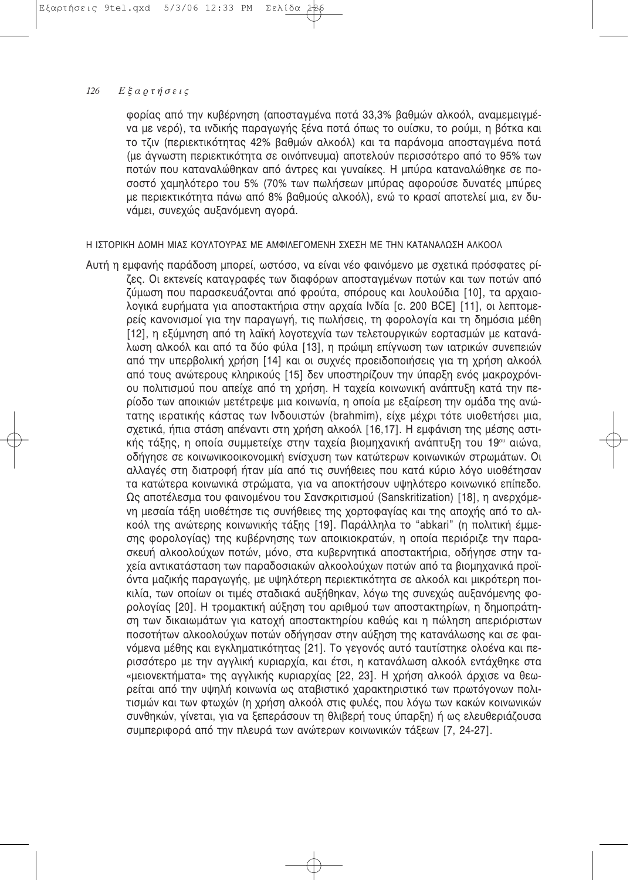φορίας από την κυβέρνηση (αποσταγμένα ποτά 33,3% βαθμών αλκοόλ, αναμεμειγμένα με νερό), τα ινδικής παραγωγής ξένα ποτά όπως το ουίσκυ, το ρούμι, η βότκα και το τζιν (περιεκτικότητας 42% βαθμών αλκοόλ) και τα παράνομα αποσταγμένα ποτά (με άγνωστη περιεκτικότητα σε οινόπνευμα) αποτελούν περισσότερο από το 95% των ποτών που καταναλώθηκαν από άντρες και γυναίκες. Η μπύρα καταναλώθηκε σε ποσοστό χαμηλότερο του 5% (70% των πωλήσεων μπύρας αφορούσε δυνατές μπύρες με περιεκτικότητα πάνω από 8% βαθμούς αλκοόλ), ενώ το κρασί αποτελεί μια, εν δυνάμει, συνεχώς αυξανόμενη αγορά.

## Η ΙΣΤΟΡΙΚΗ ΔΟΜΗ ΜΙΑΣ ΚΟΥΛΤΟΥΡΑΣ ΜΕ ΑΜΦΙΛΕΓΟΜΕΝΗ ΣΧΕΣΗ ΜΕ ΤΗΝ ΚΑΤΑΝΑΛΩΣΗ ΑΛΚΟΟΛ

Αυτή η εμφανής παράδοση μπορεί, ωστόσο, να είναι νέο φαινόμενο με σχετικά πρόσφατες ρίζες. Οι εκτενείς καταγραφές των διαφόρων αποσταγμένων ποτών και των ποτών από ζύμωση που παρασκευάζονται από φρούτα, σπόρους και λουλούδια [10], τα αρχαιολογικά ευρήματα για αποστακτήρια στην αρχαία Ινδία [c. 200 BCE] [11], οι λεπτομερείς κανονισμοί για την παραγωγή, τις πωλήσεις, τη φορολογία και τη δημόσια μέθη [12], η εξύμνηση από τη λαϊκή λογοτεχνία των τελετουργικών εορτασμών με κατανάλωση αλκοόλ και από τα δύο φύλα [13], η πρώιμη επίγνωση των ιατρικών συνεπειών από την υπερβολική χρήση [14] και οι συχνές προειδοποιήσεις για τη χρήση αλκοόλ από τους ανώτερους κληρικούς [15] δεν υποστηρίζουν την ύπαρξη ενός μακροχρόνιου πολιτισμού που απείχε από τη χρήση. Η ταχεία κοινωνική ανάπτυξη κατά την περίοδο των αποικιών μετέτρεψε μια κοινωνία, η οποία με εξαίρεση την ομάδα της ανώτατης ιερατικής κάστας των Ινδουιστών (brahmim), είχε μέχρι τότε υιοθετήσει μια, σχετικά, ήπια στάση απέναντι στη χρήση αλκοόλ [16,17]. Η εμφάνιση της μέσης αστικής τάξης, η οποία συμμετείχε στην ταχεία βιομηχανική ανάπτυξη του 19ου αιώνα, οδήγησε σε κοινωνικοοικονομική ενίσχυση των κατώτερων κοινωνικών στρωμάτων. Οι αλλαγές στη διατροφή ήταν μία από τις συνήθειες που κατά κύριο λόγο υιοθέτησαν τα κατώτερα κοινωνικά στρώματα, για να αποκτήσουν υψηλότερο κοινωνικό επίπεδο. Ως αποτέλεσμα του φαινομένου του Σανσκριτισμού (Sanskritization) [18], η ανερχόμενη μεσαία τάξη υιοθέτησε τις συνήθειες της χορτοφαγίας και της αποχής από το αλκοόλ της ανώτερης κοινωνικής τάξης [19]. Παράλληλα το "abkari" (η πολιτική έμμεσης φορολογίας) της κυβέρνησης των αποικιοκρατών, η οποία περιόριζε την παρασκευή αλκοολούχων ποτών, μόνο, στα κυβερνητικά αποστακτήρια, οδήγησε στην ταχεία αντικατάσταση των παραδοσιακών αλκοολούχων ποτών από τα βιομηχανικά προϊόντα μαζικής παραγωγής, με υψηλότερη περιεκτικότητα σε αλκοόλ και μικρότερη ποικιλία, των οποίων οι τιμές σταδιακά αυξήθηκαν, λόγω της συνεχώς αυξανόμενης φορολογίας [20]. Η τρομακτική αύξηση του αριθμού των αποστακτηρίων, η δημοπράτηση των δικαιωμάτων για κατοχή αποστακτηρίου καθώς και η πώληση απεριόριστων ποσοτήτων αλκοολούχων ποτών οδήγησαν στην αύξηση της κατανάλωσης και σε φαινόμενα μέθης και εγκληματικότητας [21]. Το γεγονός αυτό ταυτίστηκε ολοένα και περισσότερο με την αγγλική κυριαρχία, και έτσι, η κατανάλωση αλκοόλ εντάχθηκε στα «μειονεκτήματα» της αγγλικής κυριαρχίας [22, 23]. Η χρήση αλκοόλ άρχισε να θεωρείται από την υψηλή κοινωνία ως αταβιστικό χαρακτηριστικό των πρωτόγονων πολιτισμών και των φτωχών (η χρήση αλκοόλ στις φυλές, που λόγω των κακών κοινωνικών συνθηκών, γίνεται, για να ξεπεράσουν τη θλιβερή τους ύπαρξη) ή ως ελευθεριάζουσα συμπεριφορά από την πλευρά των ανώτερων κοινωνικών τάξεων [7, 24-27].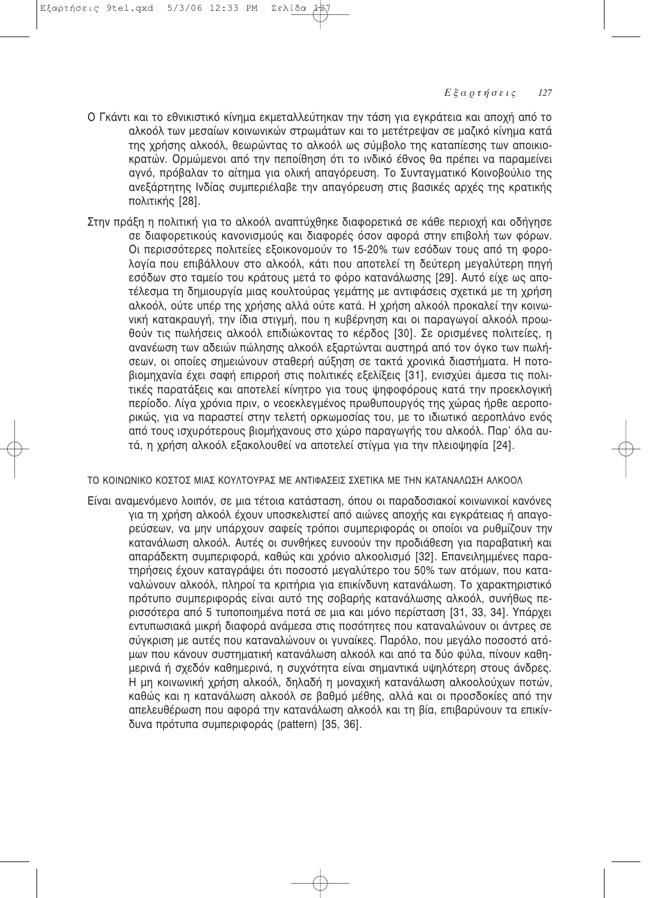Ο Γκάντι και το εθνικιστικό κίνημα εκμεταλλεύτηκαν την τάση για εγκράτεια και αποχή από το αλκοόλ των μεσαίων κοινωνικών στρωμάτων και το μετέτρεψαν σε μαζικό κίνημα κατά της χρήσης αλκοόλ, θεωρώντας το αλκοόλ ως σύμβολο της καταπίεσης των αποικιοκρατών. Ορμώμενοι από την πεποίθηση ότι το ινδικό έθνος θα πρέπει να παραμείνει αγνό, πρόβαλαν το αίτημα για ολική απαγόρευση. Το Συνταγματικό Κοινοβούλιο της ανεξάρτητης Ινδίας συμπεριέλαβε την απαγόρευση στις βασικές αρχές της κρατικής πολιτικής [28].

Στην πράξη η πολιτική για το αλκοόλ αναπτύχθηκε διαφορετικά σε κάθε περιοχή και οδήγησε σε διαφορετικούς κανονισμούς και διαφορές όσον αφορά στην επιβολή των φόρων. Οι περισσότερες πολιτείες εξοικονομούν το 15-20% των εσόδων τους από τη φορολογία που επιβάλλουν στο αλκοόλ, κάτι που αποτελεί τη δεύτερη μεγαλύτερη πηγή εσόδων στο ταμείο του κράτους μετά το φόρο κατανάλωσης [29]. Αυτό είχε ως αποτέλεσμα τη δημιουργία μιας κουλτούρας γεμάτης με αντιφάσεις σχετικά με τη χρήση αλκοόλ, ούτε υπέρ της χρήσης αλλά ούτε κατά. Η χρήση αλκοόλ προκαλεί την κοινωνική κατακραυγή, την ίδια στιγμή, που η κυβέρνηση και οι παραγωγοί αλκοόλ προωθούν τις πωλήσεις αλκοόλ επιδιώκοντας το κέρδος [30]. Σε ορισμένες πολιτείες, η ανανέωση των αδειών πώλησης αλκοόλ εξαρτώνται αυστηρά από τον όγκο των πωλήσεων, οι οποίες σημειώνουν σταθερή αύξηση σε τακτά χρονικά διαστήματα. Η ποτοβιομηχανία έχει σαφή επιρροή στις πολιτικές εξελίξεις [31], ενισχύει άμεσα τις πολιτικές παρατάξεις και αποτελεί κίνητρο για τους ψηφοφόρους κατά την προεκλογική περίοδο. Λίγα χρόνια πριν, ο νεοεκλεγμένος πρωθυπουργός της χώρας ήρθε αεροπορικώς, για να παραστεί στην τελετή ορκωμοσίας του, με το ιδιωτικό αεροπλάνο ενός από τους ισχυρότερους βιομήχανους στο χώρο παραγωγής του αλκοόλ. Παρ' όλα αυτά, η χρήση αλκοόλ εξακολουθεί να αποτελεί στίγμα για την πλειοψηφία [24].

ΤΟ ΚΟΙΝΩΝΙΚΟ ΚΟΣΤΟΣ ΜΙΑΣ ΚΟΥΛΤΟΥΡΑΣ ΜΕ ΑΝΤΙΦΑΣΕΙΣ ΣΧΕΤΙΚΑ ΜΕ ΤΗΝ ΚΑΤΑΝΑΛΩΣΗ ΑΛΚΟΟΛ

Είναι αναμενόμενο λοιπόν, σε μια τέτοια κατάσταση, όπου οι παραδοσιακοί κοινωνικοί κανόνες για τη χρήση αλκοόλ έχουν υποσκελιστεί από αιώνες αποχής και εγκράτειας ή απαγορεύσεων, να μην υπάρχουν σαφείς τρόποι συμπεριφοράς οι οποίοι να ρυθμίζουν την κατανάλωση αλκοόλ. Αυτές οι συνθήκες ευνοούν την προδιάθεση για παραβατική και απαράδεκτη συμπεριφορά, καθώς και χρόνιο αλκοολισμό [32]. Επανειλημμένες παρατηρήσεις έχουν καταγράψει ότι ποσοστό μεγαλύτερο του 50% των ατόμων, που καταναλώνουν αλκοόλ, πληροί τα κριτήρια για επικίνδυνη κατανάλωση. Το χαρακτηριστικό πρότυπο συμπεριφοράς είναι αυτό της σοβαρής κατανάλωσης αλκοόλ, συνήθως περισσότερα από 5 τυποποιημένα ποτά σε μια και μόνο περίσταση [31, 33, 34]. Υπάρχει εντυπωσιακά μικρή διαφορά ανάμεσα στις ποσότητες που καταναλώνουν οι άντρες σε σύγκριση με αυτές που καταναλώνουν οι γυναίκες. Παρόλο, που μεγάλο ποσοστό ατόμων που κάνουν συστηματική κατανάλωση αλκοόλ και από τα δύο φύλα, πίνουν καθημερινά ή σχεδόν καθημερινά, η συχνότητα είναι σημαντικά υψηλότερη στους άνδρες. Η μη κοινωνική χρήση αλκοόλ, δηλαδή η μοναχική κατανάλωση αλκοολούχων ποτών, καθώς και η κατανάλωση αλκοόλ σε βαθμό μέθης, αλλά και οι προσδοκίες από την απελευθέρωση που αφορά την κατανάλωση αλκοόλ και τη βία, επιβαρύνουν τα επικίνδυνα πρότυπα συμπεριφοράς (pattern) [35, 36].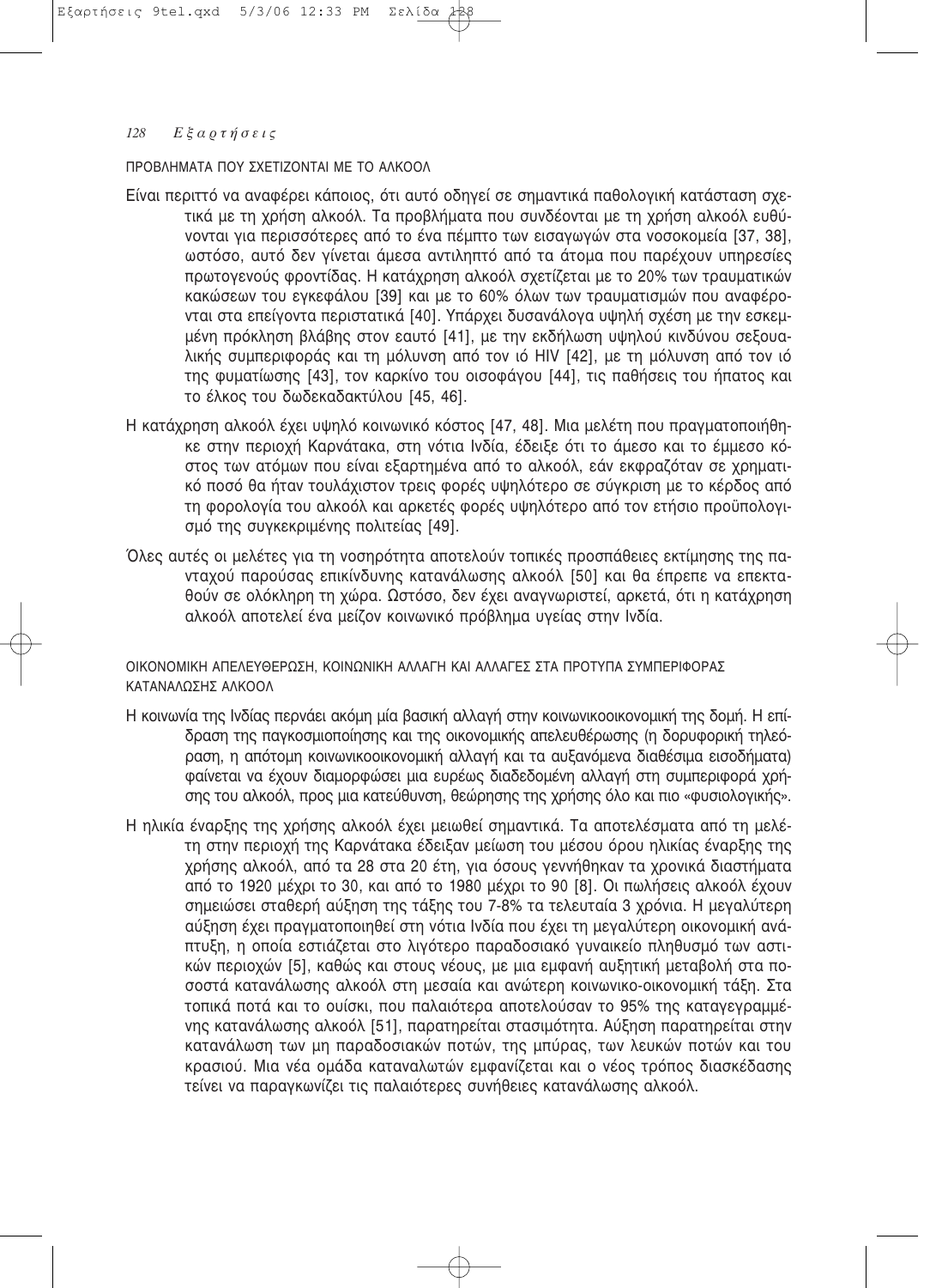## ΠΡΟΒΛΗΜΑΤΑ ΠΟΥ ΣΧΕΤΙΖΟΝΤΑΙ ΜΕ ΤΟ ΑΛΚΟΟΛ

Είναι περιττό να αναφέρει κάποιος, ότι αυτό οδηγεί σε σημαντικά παθολογική κατάσταση σχετικά με τη χρήση αλκοόλ. Τα προβλήματα που συνδέονται με τη χρήση αλκοόλ ευθύνονται για περισσότερες από το ένα πέμπτο των εισαγωγών στα νοσοκομεία [37, 38], ωστόσο, αυτό δεν γίνεται άμεσα αντιληπτό από τα άτομα που παρέχουν υπηρεσίες πρωτογενούς φροντίδας. Η κατάχρηση αλκοόλ σχετίζεται με το 20% των τραυματικών κακώσεων του εγκεφάλου [39] και με το 60% όλων των τραυματισμών που αναφέρονται στα επείγοντα περιστατικά [40]. Υπάρχει δυσανάλογα υψηλή σχέση με την εσκεμμένη πρόκληση βλάβης στον εαυτό [41], με την εκδήλωση υψηλού κινδύνου σεξουαλικής συμπεριφοράς και τη μόλυνση από τον ιό HIV [42], με τη μόλυνση από τον ιό της φυματίωσης [43], τον καρκίνο του οισοφάγου [44], τις παθήσεις του ήπατος και το έλκος του δωδεκαδακτύλου [45, 46].

Η κατάχρηση αλκοόλ έχει υψηλό κοινωνικό κόστος [47, 48]. Μια μελέτη που πραγματοποιήθηκε στην περιοχή Καρνάτακα, στη νότια Ινδία, έδειξε ότι το άμεσο και το έμμεσο κόστος των ατόμων που είναι εξαρτημένα από το αλκοόλ, εάν εκφραζόταν σε χρηματικό ποσό θα ήταν τουλάχιστον τρεις φορές υψηλότερο σε σύγκριση με το κέρδος από τη φορολογία του αλκοόλ και αρκετές φορές υψηλότερο από τον ετήσιο προϋπολογισμό της συγκεκριμένης πολιτείας [49].

Όλες αυτές οι μελέτες για τη νοσηρότητα αποτελούν τοπικές προσπάθειες εκτίμησης της πανταχού παρούσας επικίνδυνης κατανάλωσης αλκοόλ [50] και θα έπρεπε να επεκταθούν σε ολόκληρη τη χώρα. Ωστόσο, δεν έχει αναγνωριστεί, αρκετά, ότι η κατάχρηση αλκοόλ αποτελεί ένα μείζον κοινωνικό πρόβλημα υγείας στην Ινδία.

## ΟΙΚΟΝΟΜΙΚΗ ΑΠΕΛΕΥΘΕΡΩΣΗ, ΚΟΙΝΩΝΙΚΗ ΑΛΛΑΓΗ ΚΑΙ ΑΛΛΑΓΕΣ ΣΤΑ ΠΡΟΤΥΠΑ ΣΥΜΠΕΡΙΦΟΡΑΣ ΚΑΤΑΝΑΛΩΣΗΣ ΑΛΚΟΟΛ

Η κοινωνία της Ινδίας περνάει ακόμη μία βασική αλλαγή στην κοινωνικοοικονομική της δομή. Η επίδραση της παγκοσμιοποίησης και της οικονομικής απελευθέρωσης (η δορυφορική τηλεόραση, η απότομη κοινωνικοοικονομική αλλαγή και τα αυξανόμενα διαθέσιμα εισοδήματα) φαίνεται να έχουν διαμορφώσει μια ευρέως διαδεδομένη αλλαγή στη συμπεριφορά χρήσης του αλκοόλ, προς μια κατεύθυνση, θεώρησης της χρήσης όλο και πιο «φυσιολογικής».

Η ηλικία έναρξης της χρήσης αλκοόλ έχει μειωθεί σημαντικά. Τα αποτελέσματα από τη μελέτη στην περιοχή της Καρνάτακα έδειξαν μείωση του μέσου όρου ηλικίας έναρξης της χρήσης αλκοόλ, από τα 28 στα 20 έτη, για όσους γεννήθηκαν τα χρονικά διαστήματα από το 1920 μέχρι το 30, και από το 1980 μέχρι το 90 [8]. Οι πωλήσεις αλκοόλ έχουν σημειώσει σταθερή αύξηση της τάξης του 7-8% τα τελευταία 3 χρόνια. Η μεγαλύτερη αύξηση έχει πραγματοποιηθεί στη νότια Ινδία που έχει τη μεγαλύτερη οικονομική ανάπτυξη, η οποία εστιάζεται στο λιγότερο παραδοσιακό γυναικείο πληθυσμό των αστικών περιοχών [5], καθώς και στους νέους, με μια εμφανή αυξητική μεταβολή στα ποσοστά κατανάλωσης αλκοόλ στη μεσαία και ανώτερη κοινωνικο-οικονομική τάξη. Στα τοπικά ποτά και το ουίσκι, που παλαιότερα αποτελούσαν το 95% της καταγεγραμμένης κατανάλωσης αλκοόλ [51], παρατηρείται στασιμότητα. Αύξηση παρατηρείται στην κατανάλωση των μη παραδοσιακών ποτών, της μπύρας, των λευκών ποτών και του κρασιού. Μια νέα ομάδα καταναλωτών εμφανίζεται και ο νέος τρόπος διασκέδασης τείνει να παραγκωνίζει τις παλαιότερες συνήθειες κατανάλωσης αλκοόλ.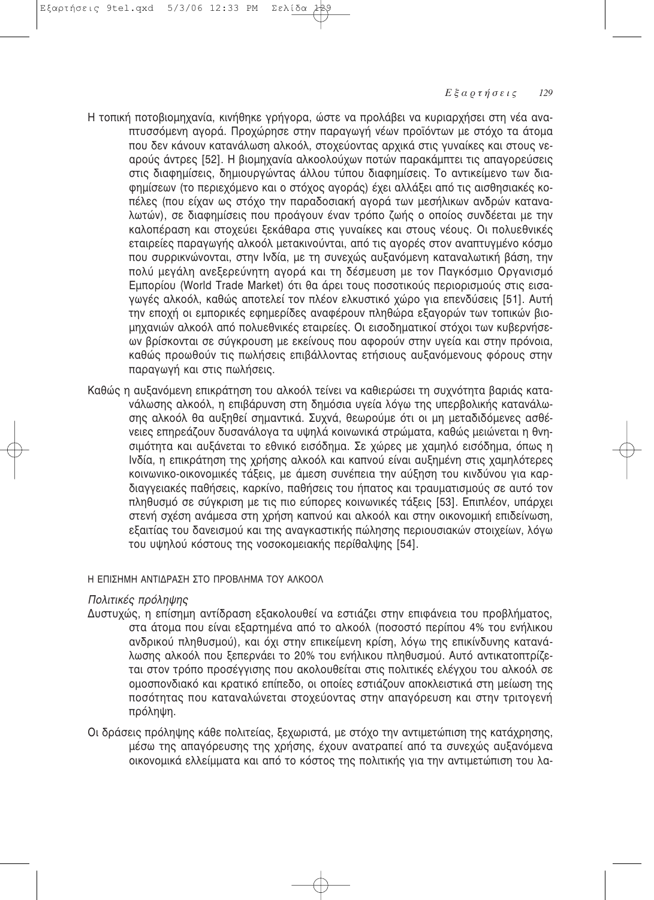Η τοπική ποτοβιομηχανία, κινήθηκε γρήγορα, ώστε να προλάβει να κυριαρχήσει στη νέα αναπτυσσόμενη αγορά. Προχώρησε στην παραγωγή νέων προϊόντων με στόχο τα άτομα που δεν κάνουν κατανάλωση αλκοόλ, στοχεύοντας αρχικά στις γυναίκες και στους νεαρούς άντρες [52]. Η βιομηχανία αλκοολούχων ποτών παρακάμπτει τις απαγορεύσεις στις διαφημίσεις, δημιουργώντας άλλου τύπου διαφημίσεις. Το αντικείμενο των διαφημίσεων (το περιεχόμενο και ο στόχος αγοράς) έχει αλλάξει από τις αισθησιακές κοπέλες (που είχαν ως στόχο την παραδοσιακή αγορά των μεσήλικων ανδρών καταναλωτών), σε διαφημίσεις που προάγουν έναν τρόπο ζωής ο οποίος συνδέεται με την καλοπέραση και στοχεύει ξεκάθαρα στις γυναίκες και στους νέους. Οι πολυεθνικές εταιρείες παραγωγής αλκοόλ μετακινούνται, από τις αγορές στον αναπτυγμένο κόσμο που συρρικνώνονται, στην Ινδία, με τη συνεχώς αυξανόμενη καταναλωτική βάση, την πολύ μεγάλη ανεξερεύνητη αγορά και τη δέσμευση με τον Παγκόσμιο Οργανισμό Εμπορίου (World Trade Market) ότι θα άρει τους ποσοτικούς περιορισμούς στις εισαγωγές αλκοόλ, καθώς αποτελεί τον πλέον ελκυστικό χώρο για επενδύσεις [51]. Αυτή την εποχή οι εμπορικές εφημερίδες αναφέρουν πληθώρα εξαγορών των τοπικών βιομηχανιών αλκοόλ από πολυεθνικές εταιρείες. Οι εισοδηματικοί στόχοι των κυβερνήσεων βρίσκονται σε σύγκρουση με εκείνους που αφορούν στην υγεία και στην πρόνοια, καθώς προωθούν τις πωλήσεις επιβάλλοντας ετήσιους αυξανόμενους φόρους στην παραγωγή και στις πωλήσεις.

Καθώς η αυξανόμενη επικράτηση του αλκοόλ τείνει να καθιερώσει τη συχνότητα βαριάς κατανάλωσης αλκοόλ, η επιβάρυνση στη δημόσια υγεία λόγω της υπερβολικής κατανάλωσης αλκοόλ θα αυξηθεί σημαντικά. Συχνά, θεωρούμε ότι οι μη μεταδιδόμενες ασθένειες επηρεάζουν δυσανάλογα τα υψηλά κοινωνικά στρώματα, καθώς μειώνεται η θνησιμότητα και αυξάνεται το εθνικό εισόδημα. Σε χώρες με χαμηλό εισόδημα, όπως η Ινδία, η επικράτηση της χρήσης αλκοόλ και καπνού είναι αυξημένη στις χαμηλότερες κοινωνικο-οικονομικές τάξεις, με άμεση συνέπεια την αύξηση του κινδύνου για καρδιαγγειακές παθήσεις, καρκίνο, παθήσεις του ήπατος και τραυματισμούς σε αυτό τον πληθυσμό σε σύγκριση με τις πιο εύπορες κοινωνικές τάξεις [53]. Επιπλέον, υπάρχει στενή σχέση ανάμεσα στη χρήση καπνού και αλκοόλ και στην οικονομική επιδείνωση, εξαιτίας του δανεισμού και της αναγκαστικής πώλησης περιουσιακών στοιχείων, λόγω του υψηλού κόστους της νοσοκομειακής περίθαλψης [54].

## Η ΕΠΙΣΗΜΗ ΑΝΤΙΔΡΑΣΗ ΣΤΟ ΠΡΟΒΛΗΜΑ ΤΟΥ ΑΛΚΟΟΛ

### *Πολιτικές πρόληψης*

Δυστυχώς, η επίσημη αντίδραση εξακολουθεί να εστιάζει στην επιφάνεια του προβλήματος, στα άτομα που είναι εξαρτημένα από το αλκοόλ (ποσοστό περίπου 4% του ενήλικου ανδρικού πληθυσμού), και όχι στην επικείμενη κρίση, λόγω της επικίνδυνης κατανάλωσης αλκοόλ που ξεπερνάει το 20% του ενήλικου πληθυσμού. Αυτό αντικατοπτρίζεται στον τρόπο προσέγγισης που ακολουθείται στις πολιτικές ελέγχου του αλκοόλ σε ομοσπονδιακό και κρατικό επίπεδο, οι οποίες εστιάζουν αποκλειστικά στη μείωση της ποσότητας που καταναλώνεται στοχεύοντας στην απαγόρευση και στην τριτογενή πρόληψη.

Οι δράσεις πρόληψης κάθε πολιτείας, ξεχωριστά, με στόχο την αντιμετώπιση της κατάχρησης, μέσω της απαγόρευσης της χρήσης, έχουν ανατραπεί από τα συνεχώς αυξανόμενα οικονομικά ελλείμματα και από το κόστος της πολιτικής για την αντιμετώπιση του λα-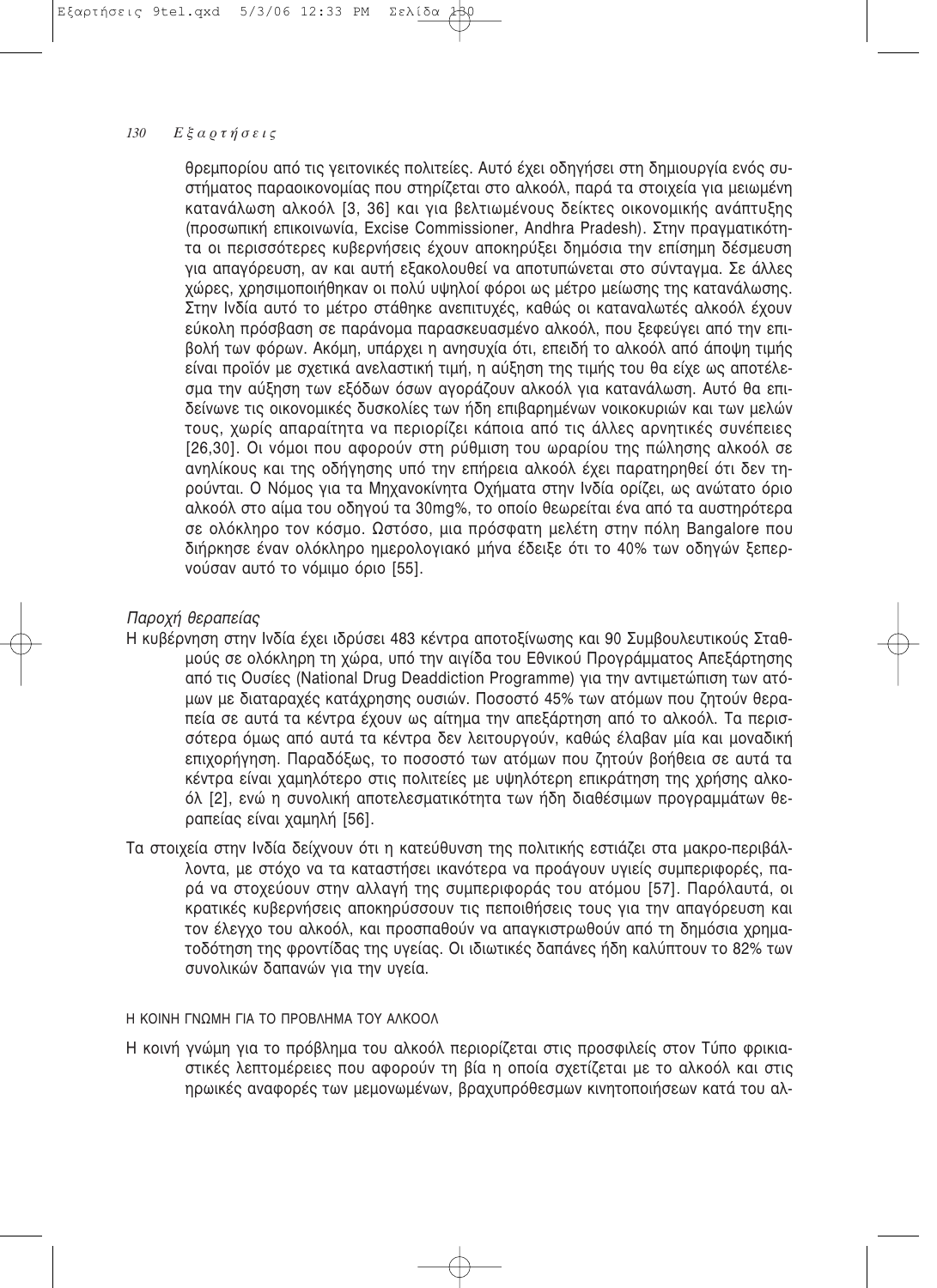θρεμπορίου από τις γειτονικές πολιτείες. Αυτό έχει οδηγήσει στη δημιουργία ενός συστήματος παραοικονομίας που στηρίζεται στο αλκοόλ, παρά τα στοιχεία για μειωμένη κατανάλωση αλκοόλ [3, 36] και για βελτιωμένους δείκτες οικονομικής ανάπτυξης (προσωπική επικοινωνία, Excise Commissioner, Andhra Pradesh). Στην πραγματικότητα οι περισσότερες κυβερνήσεις έχουν αποκηρύξει δημόσια την επίσημη δέσμευση για απαγόρευση, αν και αυτή εξακολουθεί να αποτυπώνεται στο σύνταγμα. Σε άλλες χώρες, χρησιμοποιήθηκαν οι πολύ υψηλοί φόροι ως μέτρο μείωσης της κατανάλωσης. Στην Ινδία αυτό το μέτρο στάθηκε ανεπιτυχές, καθώς οι καταναλωτές αλκοόλ έχουν εύκολη πρόσβαση σε παράνομα παρασκευασμένο αλκοόλ, που ξεφεύγει από την επιβολή των φόρων. Ακόμη, υπάρχει η ανησυχία ότι, επειδή το αλκοόλ από άποψη τιμής είναι προϊόν με σχετικά ανελαστική τιμή, η αύξηση της τιμής του θα είχε ως αποτέλεσμα την αύξηση των εξόδων όσων αγοράζουν αλκοόλ για κατανάλωση. Αυτό θα επιδείνωνε τις οικονομικές δυσκολίες των ήδη επιβαρημένων νοικοκυριών και των μελών τους, χωρίς απαραίτητα να περιορίζει κάποια από τις άλλες αρνητικές συνέπειες [26,30]. Οι νόμοι που αφορούν στη ρύθμιση του ωραρίου της πώλησης αλκοόλ σε ανηλίκους και της οδήγησης υπό την επήρεια αλκοόλ έχει παρατηρηθεί ότι δεν τηρούνται. Ο Νόμος για τα Μηχανοκίνητα Οχήματα στην Ινδία ορίζει, ως ανώτατο όριο αλκοόλ στο αίμα του οδηγού τα 30mg%, το οποίο θεωρείται ένα από τα αυστηρότερα σε ολόκληρο τον κόσμο. Ωστόσο, μια πρόσφατη μελέτη στην πόλη Bangalore που διήρκησε έναν ολόκληρο ημερολογιακό μήνα έδειξε ότι το 40% των οδηγών ξεπερνούσαν αυτό το νόμιμο όριο [55].

*Παροχή θεραπείας*

Η κυβέρνηση στην Ινδία έχει ιδρύσει 483 κέντρα αποτοξίνωσης και 90 Συμβουλευτικούς Σταθμούς σε ολόκληρη τη χώρα, υπό την αιγίδα του Εθνικού Προγράμματος Απεξάρτησης από τις Ουσίες (National Drug Deaddiction Programme) για την αντιμετώπιση των ατόμων με διαταραχές κατάχρησης ουσιών. Ποσοστό 45% των ατόμων που ζητούν θεραπεία σε αυτά τα κέντρα έχουν ως αίτημα την απεξάρτηση από το αλκοόλ. Τα περισσότερα όμως από αυτά τα κέντρα δεν λειτουργούν, καθώς έλαβαν μία και μοναδική επιχορήγηση. Παραδόξως, το ποσοστό των ατόμων που ζητούν βοήθεια σε αυτά τα κέντρα είναι χαμηλότερο στις πολιτείες με υψηλότερη επικράτηση της χρήσης αλκοόλ [2], ενώ η συνολική αποτελεσματικότητα των ήδη διαθέσιμων προγραμμάτων θεραπείας είναι χαμηλή [56].

Τα στοιχεία στην Ινδία δείχνουν ότι η κατεύθυνση της πολιτικής εστιάζει στα μακρο-περιβάλλοντα, με στόχο να τα καταστήσει ικανότερα να προάγουν υγιείς συμπεριφορές, παρά να στοχεύουν στην αλλαγή της συμπεριφοράς του ατόμου [57]. Παρόλαυτά, οι κρατικές κυβερνήσεις αποκηρύσσουν τις πεποιθήσεις τους για την απαγόρευση και τον έλεγχο του αλκοόλ, και προσπαθούν να απαγκιστρωθούν από τη δημόσια χρηματοδότηση της φροντίδας της υγείας. Οι ιδιωτικές δαπάνες ήδη καλύπτουν το 82% των συνολικών δαπανών για την υγεία.

## Η ΚΟΙΝΗ ΓΝΩΜΗ ΓΙΑ ΤΟ ΠΡΟΒΛΗΜΑ ΤΟΥ ΑΛΚΟΟΛ

Η κοινή γνώμη για το πρόβλημα του αλκοόλ περιορίζεται στις προσφιλείς στον Τύπο φρικιαστικές λεπτομέρειες που αφορούν τη βία η οποία σχετίζεται με το αλκοόλ και στις ηρωικές αναφορές των μεμονωμένων, βραχυπρόθεσμων κινητοποιήσεων κατά του αλ-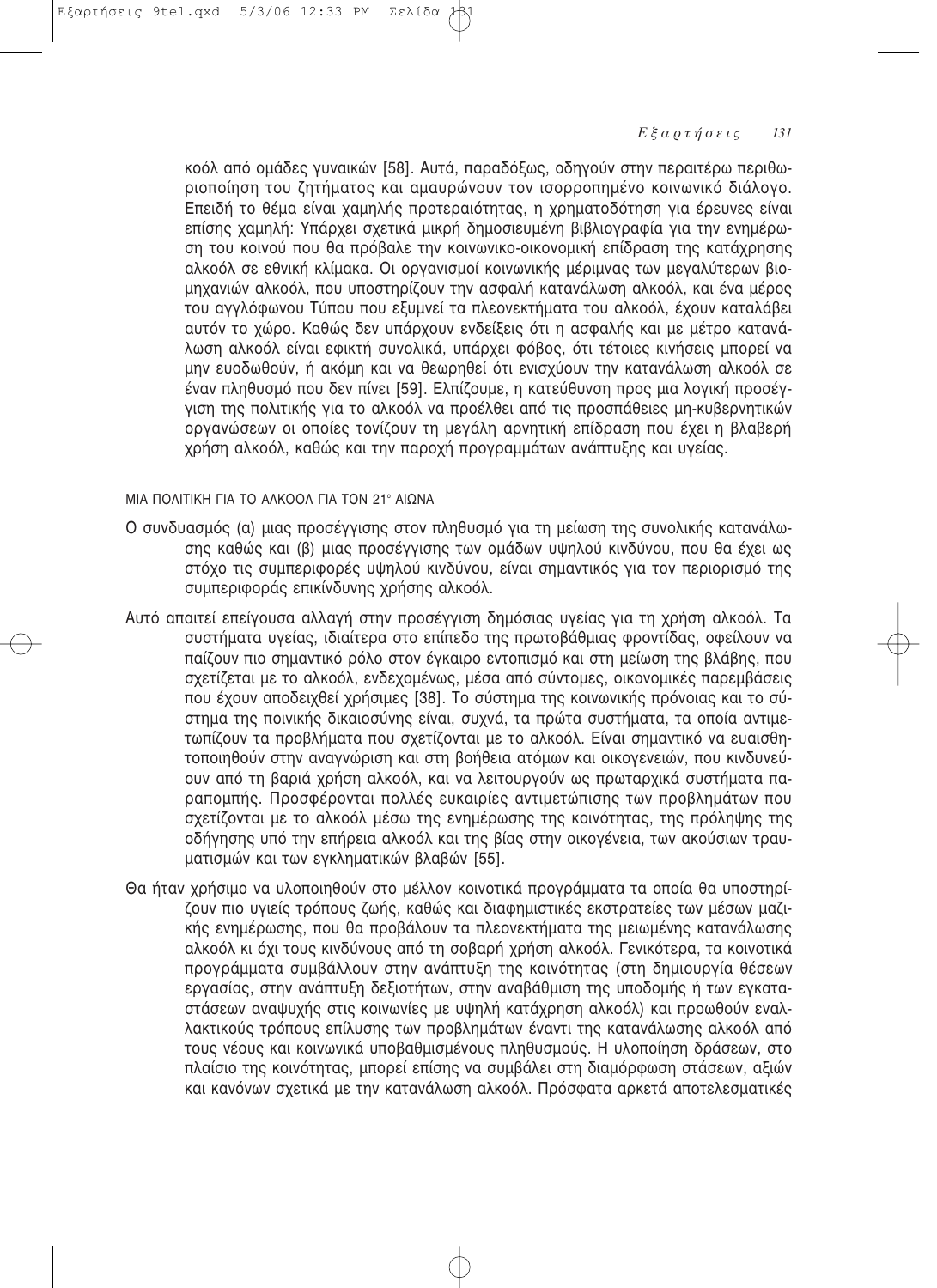κοόλ από ομάδες γυναικών [58]. Αυτά, παραδόξως, οδηγούν στην περαιτέρω περιθωριοποίηση του ζητήματος και αμαυρώνουν τον ισορροπημένο κοινωνικό διάλογο. Επειδή το θέμα είναι χαμηλής προτεραιότητας, η χρηματοδότηση για έρευνες είναι επίσης χαμηλή: Υπάρχει σχετικά μικρή δημοσιευμένη βιβλιογραφία για την ενημέρωση του κοινού που θα πρόβαλε την κοινωνικο-οικονομική επίδραση της κατάχρησης αλκοόλ σε εθνική κλίμακα. Οι οργανισμοί κοινωνικής μέριμνας των μεγαλύτερων βιομηχανιών αλκοόλ, που υποστηρίζουν την ασφαλή κατανάλωση αλκοόλ, και ένα μέρος του αγγλόφωνου Τύπου που εξυμνεί τα πλεονεκτήματα του αλκοόλ, έχουν καταλάβει αυτόν το χώρο. Καθώς δεν υπάρχουν ενδείξεις ότι η ασφαλής και με μέτρο κατανάλωση αλκοόλ είναι εφικτή συνολικά, υπάρχει φόβος, ότι τέτοιες κινήσεις μπορεί να μην ευοδωθούν, ή ακόμη και να θεωρηθεί ότι ενισχύουν την κατανάλωση αλκοόλ σε έναν πληθυσμό που δεν πίνει [59]. Ελπίζουμε, η κατεύθυνση προς μια λογική προσέγγιση της πολιτικής για το αλκοόλ να προέλθει από τις προσπάθειες μη-κυβερνητικών οργανώσεων οι οποίες τονίζουν τη μεγάλη αρνητική επίδραση που έχει η βλαβερή χρήση αλκοόλ, καθώς και την παροχή προγραμμάτων ανάπτυξης και υγείας.

## ΜΙΑ ΠΟΛΙΤΙΚΗ ΓΙΑ ΤΟ ΑΛΚΟΟΛ ΓΙΑ ΤΟΝ 21° ΑΙΩΝΑ

Ο συνδυασμός (α) μιας προσέγγισης στον πληθυσμό για τη μείωση της συνολικής κατανάλωσης καθώς και (β) μιας προσέγγισης των ομάδων υψηλού κινδύνου, που θα έχει ως στόχο τις συμπεριφορές υψηλού κινδύνου, είναι σημαντικός για τον περιορισμό της συμπεριφοράς επικίνδυνης χρήσης αλκοόλ.

Αυτό απαιτεί επείγουσα αλλαγή στην προσέγγιση δημόσιας υγείας για τη χρήση αλκοόλ. Τα συστήματα υγείας, ιδιαίτερα στο επίπεδο της πρωτοβάθμιας φροντίδας, οφείλουν να παίζουν πιο σημαντικό ρόλο στον έγκαιρο εντοπισμό και στη μείωση της βλάβης, που σχετίζεται με το αλκοόλ, ενδεχομένως, μέσα από σύντομες, οικονομικές παρεμβάσεις που έχουν αποδειχθεί χρήσιμες [38]. Το σύστημα της κοινωνικής πρόνοιας και το σύστημα της ποινικής δικαιοσύνης είναι, συχνά, τα πρώτα συστήματα, τα οποία αντιμετωπίζουν τα προβλήματα που σχετίζονται με το αλκοόλ. Είναι σημαντικό να ευαισθητοποιηθούν στην αναγνώριση και στη βοήθεια ατόμων και οικογενειών, που κινδυνεύουν από τη βαριά χρήση αλκοόλ, και να λειτουργούν ως πρωταρχικά συστήματα παραπομπής. Προσφέρονται πολλές ευκαιρίες αντιμετώπισης των προβλημάτων που σχετίζονται με το αλκοόλ μέσω της ενημέρωσης της κοινότητας, της πρόληψης της οδήγησης υπό την επήρεια αλκοόλ και της βίας στην οικογένεια, των ακούσιων τραυματισμών και των εγκληματικών βλαβών [55].

Θα ήταν χρήσιμο να υλοποιηθούν στο μέλλον κοινοτικά προγράμματα τα οποία θα υποστηρίζουν πιο υγιείς τρόπους ζωής, καθώς και διαφημιστικές εκστρατείες των μέσων μαζικής ενημέρωσης, που θα προβάλουν τα πλεονεκτήματα της μειωμένης κατανάλωσης αλκοόλ κι όχι τους κινδύνους από τη σοβαρή χρήση αλκοόλ. Γενικότερα, τα κοινοτικά προγράμματα συμβάλλουν στην ανάπτυξη της κοινότητας (στη δημιουργία θέσεων εργασίας, στην ανάπτυξη δεξιοτήτων, στην αναβάθμιση της υποδομής ή των εγκαταστάσεων αναψυχής στις κοινωνίες με υψηλή κατάχρηση αλκοόλ) και προωθούν εναλλακτικούς τρόπους επίλυσης των προβλημάτων έναντι της κατανάλωσης αλκοόλ από τους νέους και κοινωνικά υποβαθμισμένους πληθυσμούς. Η υλοποίηση δράσεων, στο πλαίσιο της κοινότητας, μπορεί επίσης να συμβάλει στη διαμόρφωση στάσεων, αξιών και κανόνων σχετικά με την κατανάλωση αλκοόλ. Πρόσφατα αρκετά αποτελεσματικές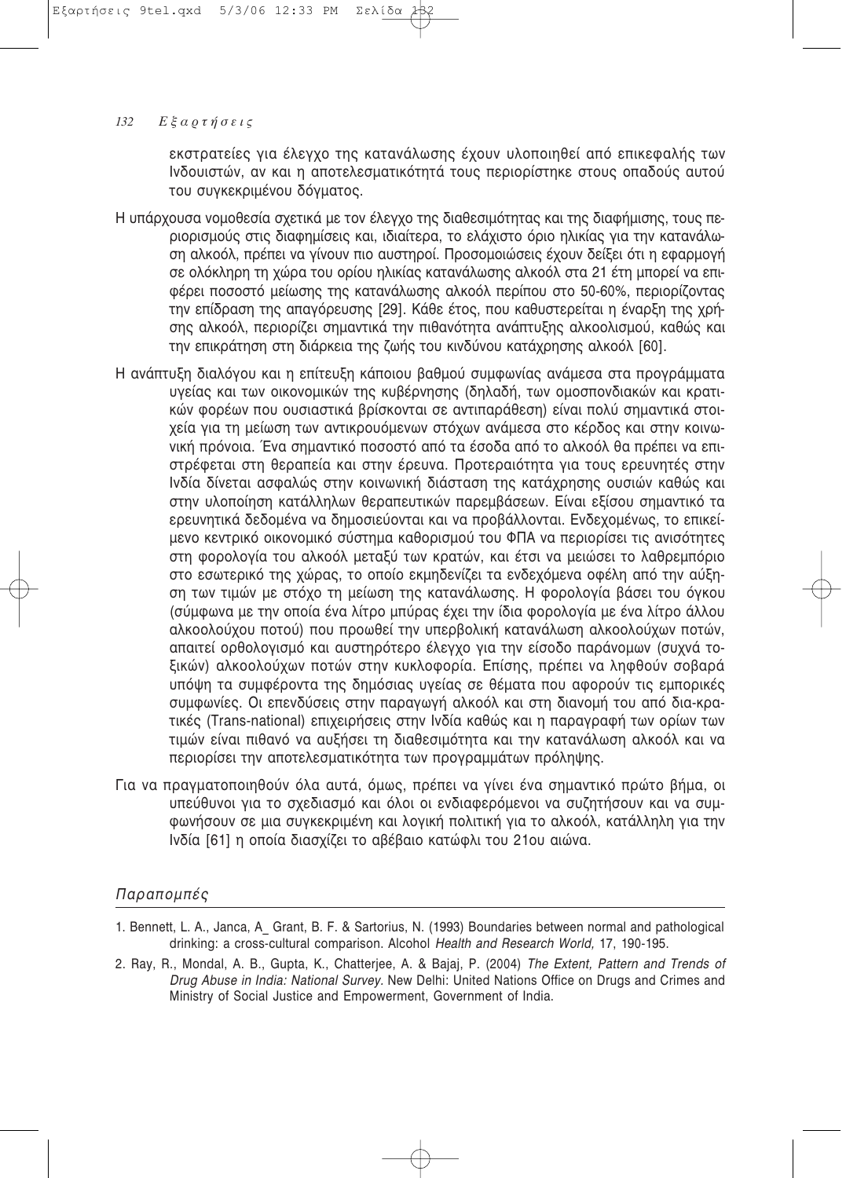εκστρατείες για έλεγχο της κατανάλωσης έχουν υλοποιηθεί από επικεφαλής των Ινδουιστών, αν και η αποτελεσματικότητά τους περιορίστηκε στους οπαδούς αυτού του συγκεκριμένου δόγματος.

Η υπάρχουσα νομοθεσία σχετικά με τον έλεγχο της διαθεσιμότητας και της διαφήμισης, τους περιορισμούς στις διαφημίσεις και, ιδιαίτερα, το ελάχιστο όριο ηλικίας για την κατανάλωση αλκοόλ, πρέπει να γίνουν πιο αυστηροί. Προσομοιώσεις έχουν δείξει ότι η εφαρμογή σε ολόκληρη τη χώρα του ορίου ηλικίας κατανάλωσης αλκοόλ στα 21 έτη μπορεί να επιφέρει ποσοστό μείωσης της κατανάλωσης αλκοόλ περίπου στο 50-60%, περιορίζοντας την επίδραση της απαγόρευσης [29]. Κάθε έτος, που καθυστερείται η έναρξη της χρήσης αλκοόλ, περιορίζει σημαντικά την πιθανότητα ανάπτυξης αλκοολισμού, καθώς και την επικράτηση στη διάρκεια της ζωής του κινδύνου κατάχρησης αλκοόλ [60].

Η ανάπτυξη διαλόγου και η επίτευξη κάποιου βαθμού συμφωνίας ανάμεσα στα προγράμματα υγείας και των οικονομικών της κυβέρνησης (δηλαδή, των ομοσπονδιακών και κρατικών φορέων που ουσιαστικά βρίσκονται σε αντιπαράθεση) είναι πολύ σημαντικά στοιχεία για τη μείωση των αντικρουόμενων στόχων ανάμεσα στο κέρδος και στην κοινωνική πρόνοια. Ένα σημαντικό ποσοστό από τα έσοδα από το αλκοόλ θα πρέπει να επιστρέφεται στη θεραπεία και στην έρευνα. Προτεραιότητα για τους ερευνητές στην Ινδία δίνεται ασφαλώς στην κοινωνική διάσταση της κατάχρησης ουσιών καθώς και στην υλοποίηση κατάλληλων θεραπευτικών παρεμβάσεων. Είναι εξίσου σημαντικό τα ερευνητικά δεδομένα να δημοσιεύονται και να προβάλλονται. Ενδεχομένως, το επικείμενο κεντρικό οικονομικό σύστημα καθορισμού του ΦΠΑ να περιορίσει τις ανισότητες στη φορολογία του αλκοόλ μεταξύ των κρατών, και έτσι να μειώσει το λαθρεμπόριο στο εσωτερικό της χώρας, το οποίο εκμηδενίζει τα ενδεχόμενα οφέλη από την αύξηση των τιμών με στόχο τη μείωση της κατανάλωσης. Η φορολογία βάσει του όγκου (σύμφωνα με την οποία ένα λίτρο μπύρας έχει την ίδια φορολογία με ένα λίτρο άλλου αλκοολούχου ποτού) που προωθεί την υπερβολική κατανάλωση αλκοολούχων ποτών, απαιτεί ορθολογισμό και αυστηρότερο έλεγχο για την είσοδο παράνομων (συχνά τοξικών) αλκοολούχων ποτών στην κυκλοφορία. Επίσης, πρέπει να ληφθούν σοβαρά υπόψη τα συμφέροντα της δημόσιας υγείας σε θέματα που αφορούν τις εμπορικές συμφωνίες. Οι επενδύσεις στην παραγωγή αλκοόλ και στη διανομή του από δια-κρατικές (Trans-national) επιχειρήσεις στην Ινδία καθώς και η παραγραφή των ορίων των τιμών είναι πιθανό να αυξήσει τη διαθεσιμότητα και την κατανάλωση αλκοόλ και να περιορίσει την αποτελεσματικότητα των προγραμμάτων πρόληψης.

Για να πραγματοποιηθούν όλα αυτά, όμως, πρέπει να γίνει ένα σημαντικό πρώτο βήμα, οι υπεύθυνοι για το σχεδιασμό και όλοι οι ενδιαφερόμενοι να συζητήσουν και να συμφωνήσουν σε μια συγκεκριμένη και λογική πολιτική για το αλκοόλ, κατάλληλη για την Ινδία [61] η οποία διασχίζει το αβέβαιο κατώφλι του 21ου αιώνα.

## *Παραπομπές*

1. Bennett, L. A., Janca, A_ Grant, B. F. & Sartorius, N. (1993) Boundaries between normal and pathological drinking: a cross-cultural comparison. Alcohol *Health and Research World,* 17, 190-195.
2. Ray, R., Mondal, A. B., Gupta, K., Chatterjee, A. & Bajaj, P. (2004) *The Extent, Pattern and Trends of Drug Abuse in India: National Survey.* New Delhi: United Nations Office on Drugs and Crimes and Ministry of Social Justice and Empowerment, Government of India.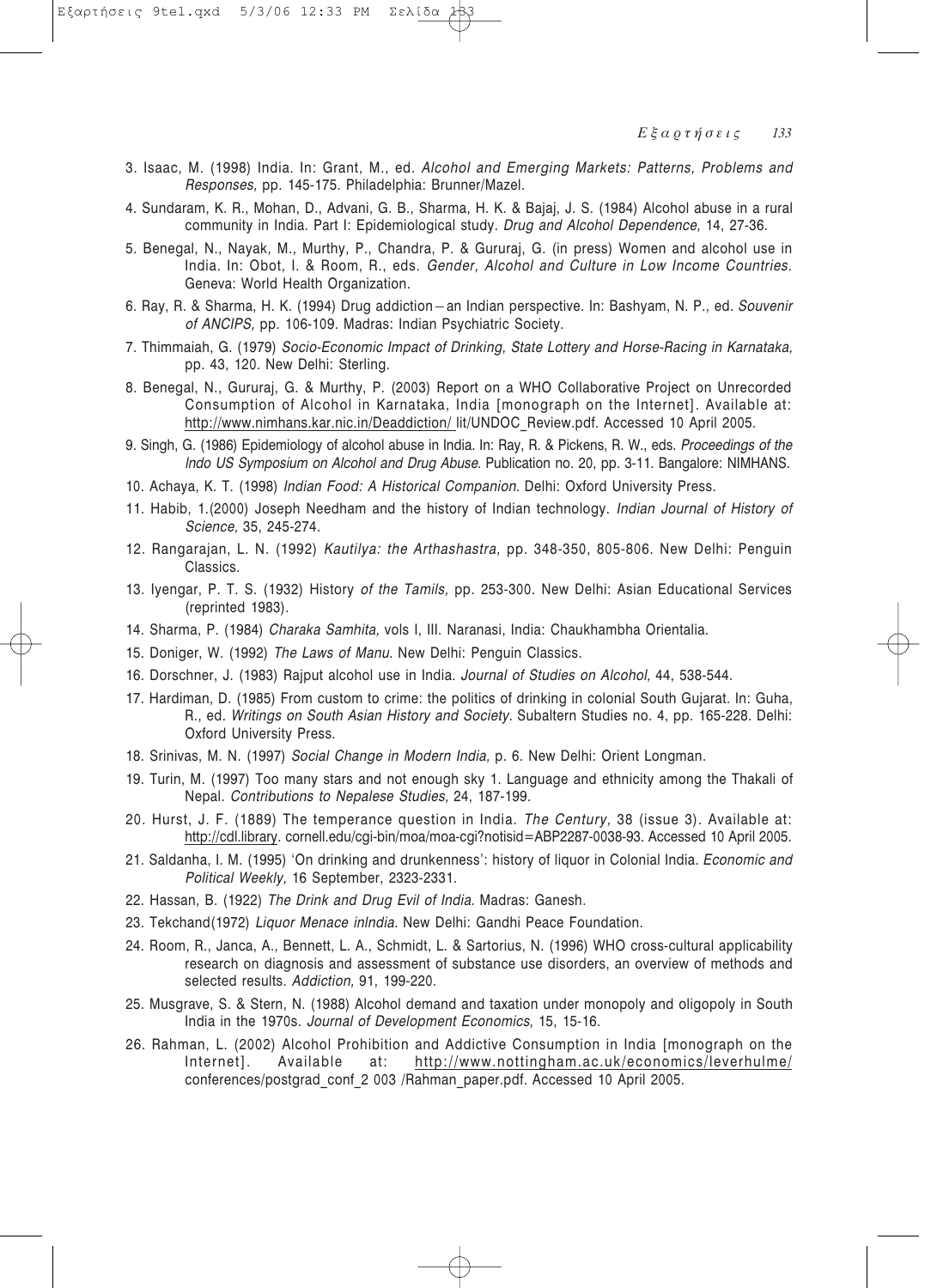3. Isaac, M. (1998) India. In: Grant, M., ed. *Alcohol and Emerging Markets: Patterns, Problems and Responses,* pp. 145-175. Philadelphia: Brunner/Mazel.

4. Sundaram, K. R., Mohan, D., Advani, G. B., Sharma, H. K. & Bajaj, J. S. (1984) Alcohol abuse in a rural community in India. Part I: Epidemiological study. *Drug and Alcohol Dependence,* 14, 27-36.

5. Benegal, N., Nayak, M., Murthy, P., Chandra, P. & Gururaj, G. (in press) Women and alcohol use in India. In: Obot, I. & Room, R., eds. *Gender, Alcohol and Culture in Low Income Countries.* Geneva: World Health Organization.

6. Ray, R. & Sharma, H. K. (1994) Drug addiction—an Indian perspective. In: Bashyam, N. P., ed. *Souvenir of ANCIPS,* pp. 106-109. Madras: Indian Psychiatric Society.

7. Thimmaiah, G. (1979) *Socio-Economic Impact of Drinking, State Lottery and Horse-Racing in Karnataka,* pp. 43, 120. New Delhi: Sterling.

8. Benegal, N., Gururaj, G. & Murthy, P. (2003) Report on a WHO Collaborative Project on Unrecorded Consumption of Alcohol in Karnataka, India [monograph on the Internet]. Available at: http://www.nimhans.kar.nic.in/Deaddiction/ lit/UNDOC_Review.pdf. Accessed 10 April 2005.

9. Singh, G. (1986) Epidemiology of alcohol abuse in India. In: Ray, R. & Pickens, R. W., eds. *Proceedings of the Indo US Symposium on Alcohol and Drug Abuse.* Publication no. 20, pp. 3-11. Bangalore: NIMHANS.

10. Achaya, K. T. (1998) *Indian Food: A Historical Companion.* Delhi: Oxford University Press.

11. Habib, 1.(2000) Joseph Needham and the history of Indian technology. *Indian Journal of History of Science,* 35, 245-274.

12. Rangarajan, L. N. (1992) *Kautilya: the Arthashastra,* pp. 348-350, 805-806. New Delhi: Penguin Classics.

13. Iyengar, P. T. S. (1932) History *of the Tamils,* pp. 253-300. New Delhi: Asian Educational Services (reprinted 1983).

14. Sharma, P. (1984) *Charaka Samhita,* vols I, III. Naranasi, India: Chaukhambha Orientalia.

15. Doniger, W. (1992) *The Laws of Manu.* New Delhi: Penguin Classics.

16. Dorschner, J. (1983) Rajput alcohol use in India. *Journal of Studies on Alcohol,* 44, 538-544.

17. Hardiman, D. (1985) From custom to crime: the politics of drinking in colonial South Gujarat. In: Guha, R., ed. *Writings on South Asian History and Society.* Subaltern Studies no. 4, pp. 165-228. Delhi: Oxford University Press.

18. Srinivas, M. N. (1997) *Social Change in Modern India,* p. 6. New Delhi: Orient Longman.

19. Turin, M. (1997) Too many stars and not enough sky 1. Language and ethnicity among the Thakali of Nepal. *Contributions to Nepalese Studies,* 24, 187-199.

20. Hurst, J. F. (1889) The temperance question in India. *The Century,* 38 (issue 3). Available at: http://cdl.library. cornell.edu/cgi-bin/moa/moa-cgi?notisid=ABP2287-0038-93. Accessed 10 April 2005.

21. Saldanha, I. M. (1995) 'On drinking and drunkenness': history of liquor in Colonial India. *Economic and Political Weekly,* 16 September, 2323-2331.

22. Hassan, B. (1922) *The Drink and Drug Evil of India.* Madras: Ganesh.

23. Tekchand(1972) *Liquor Menace inIndia.* New Delhi: Gandhi Peace Foundation.

24. Room, R., Janca, A., Bennett, L. A., Schmidt, L. & Sartorius, N. (1996) WHO cross-cultural applicability research on diagnosis and assessment of substance use disorders, an overview of methods and selected results. *Addiction,* 91, 199-220.

25. Musgrave, S. & Stern, N. (1988) Alcohol demand and taxation under monopoly and oligopoly in South India in the 1970s. *Journal of Development Economics,* 15, 15-16.

26. Rahman, L. (2002) Alcohol Prohibition and Addictive Consumption in India [monograph on the Internet]. Available at: http://www.nottingham.ac.uk/economics/leverhulme/ conferences/postgrad_conf_2 003 /Rahman_paper.pdf. Accessed 10 April 2005.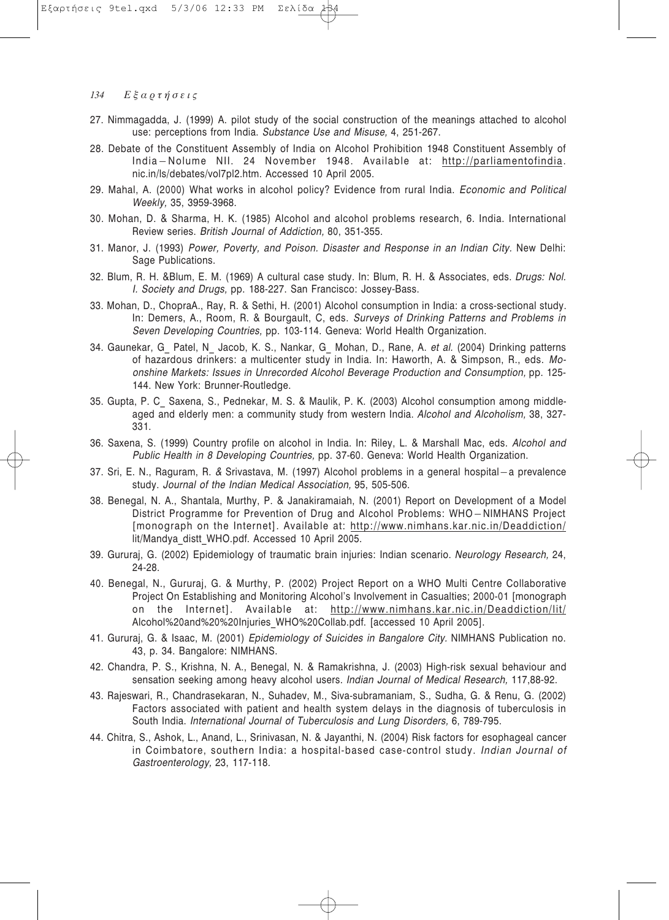27. Nimmagadda, J. (1999) A. pilot study of the social construction of the meanings attached to alcohol use: perceptions from India. *Substance Use and Misuse,* 4, 251-267.
28. Debate of the Constituent Assembly of India on Alcohol Prohibition 1948 Constituent Assembly of India – Nolume NII. 24 November 1948. Available at: http://parliamentofindia.nic.in/ls/debates/vol7pl2.htm. Accessed 10 April 2005.
29. Mahal, A. (2000) What works in alcohol policy? Evidence from rural India. *Economic and Political Weekly,* 35, 3959-3968.
30. Mohan, D. & Sharma, H. K. (1985) Alcohol and alcohol problems research, 6. India. International Review series. *British Journal of Addiction,* 80, 351-355.
31. Manor, J. (1993) *Power, Poverty, and Poison. Disaster and Response in an Indian City*. New Delhi: Sage Publications.
32. Blum, R. H. &Blum, E. M. (1969) A cultural case study. In: Blum, R. H. & Associates, eds. *Drugs: Nol. I. Society and Drugs,* pp. 188-227. San Francisco: Jossey-Bass.
33. Mohan, D., ChopraA., Ray, R. & Sethi, H. (2001) Alcohol consumption in India: a cross-sectional study. In: Demers, A., Room, R. & Bourgault, C, eds. *Surveys of Drinking Patterns and Problems in Seven Developing Countries,* pp. 103-114. Geneva: World Health Organization.
34. Gaunekar, G_ Patel, N_ Jacob, K. S., Nankar, G_ Mohan, D., Rane, A. *et al.* (2004) Drinking patterns of hazardous drinkers: a multicenter study in India. In: Haworth, A. & Simpson, R., eds. *Moonshine Markets: Issues in Unrecorded Alcohol Beverage Production and Consumption,* pp. 125-144. New York: Brunner-Routledge.
35. Gupta, P. C_ Saxena, S., Pednekar, M. S. & Maulik, P. K. (2003) Alcohol consumption among middle-aged and elderly men: a community study from western India. *Alcohol and Alcoholism,* 38, 327-331.
36. Saxena, S. (1999) Country profile on alcohol in India. In: Riley, L. & Marshall Mac, eds. *Alcohol and Public Health in 8 Developing Countries,* pp. 37-60. Geneva: World Health Organization.
37. Sri, E. N., Raguram, R. & Srivastava, M. (1997) Alcohol problems in a general hospital – a prevalence study. *Journal of the Indian Medical Association,* 95, 505-506.
38. Benegal, N. A., Shantala, Murthy, P. & Janakiramaiah, N. (2001) Report on Development of a Model District Programme for Prevention of Drug and Alcohol Problems: WHO – NIMHANS Project [monograph on the Internet]. Available at: http://www.nimhans.kar.nic.in/Deaddiction/lit/Mandya_distt_WHO.pdf. Accessed 10 April 2005.
39. Gururaj, G. (2002) Epidemiology of traumatic brain injuries: Indian scenario. *Neurology Research,* 24, 24-28.
40. Benegal, N., Gururaj, G. & Murthy, P. (2002) Project Report on a WHO Multi Centre Collaborative Project On Establishing and Monitoring Alcohol's Involvement in Casualties; 2000-01 [monograph on the Internet]. Available at: http://www.nimhans.kar.nic.in/Deaddiction/lit/Alcohol%20and%20%20Injuries_WHO%20Collab.pdf. [accessed 10 April 2005].
41. Gururaj, G. & Isaac, M. (2001) *Epidemiology of Suicides in Bangalore City.* NIMHANS Publication no. 43, p. 34. Bangalore: NIMHANS.
42. Chandra, P. S., Krishna, N. A., Benegal, N. & Ramakrishna, J. (2003) High-risk sexual behaviour and sensation seeking among heavy alcohol users. *Indian Journal of Medical Research,* 117,88-92.
43. Rajeswari, R., Chandrasekaran, N., Suhadev, M., Siva-subramaniam, S., Sudha, G. & Renu, G. (2002) Factors associated with patient and health system delays in the diagnosis of tuberculosis in South India. *International Journal of Tuberculosis and Lung Disorders,* 6, 789-795.
44. Chitra, S., Ashok, L., Anand, L., Srinivasan, N. & Jayanthi, N. (2004) Risk factors for esophageal cancer in Coimbatore, southern India: a hospital-based case-control study. *Indian Journal of Gastroenterology,* 23, 117-118.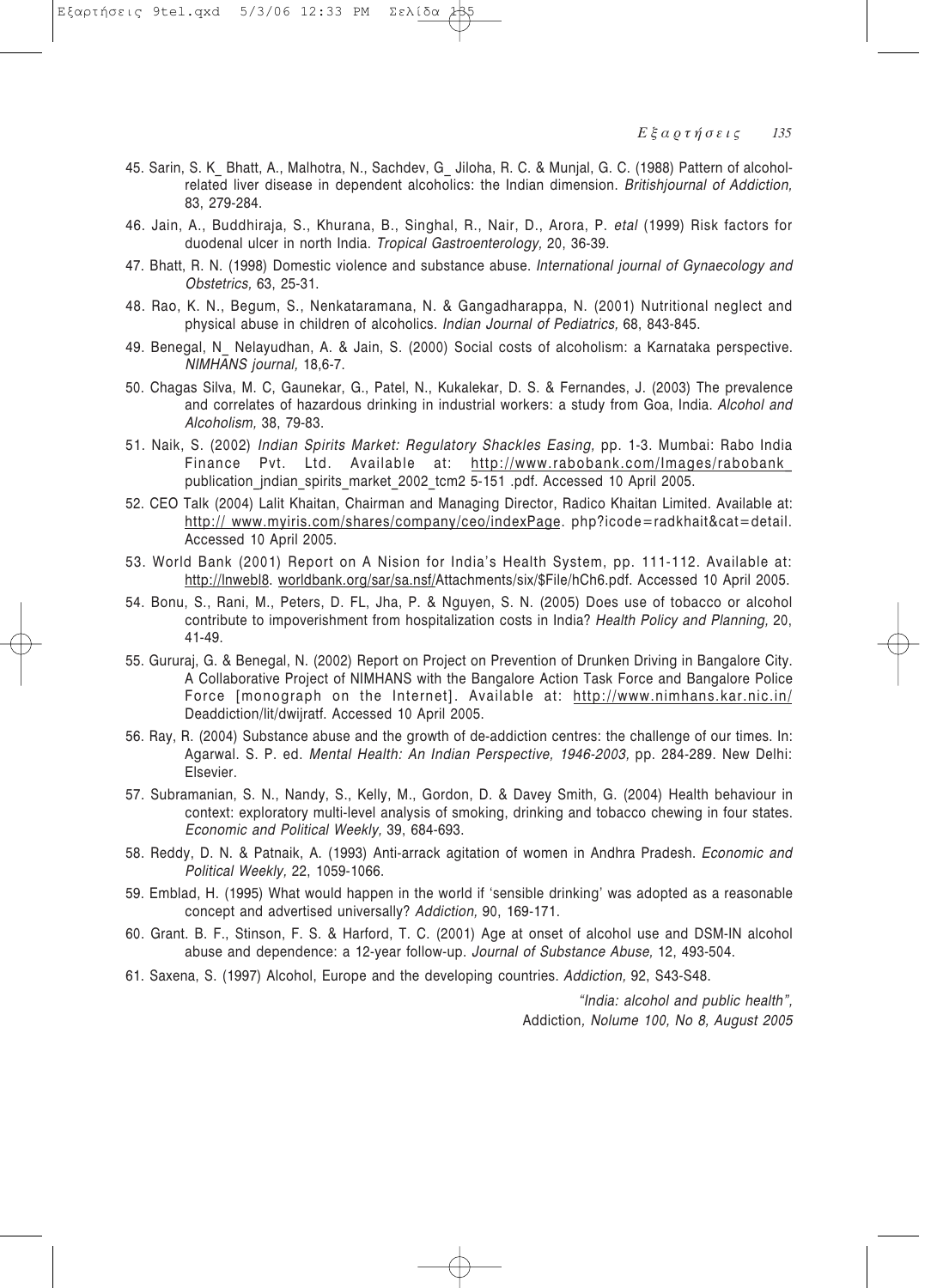45. Sarin, S. K_ Bhatt, A., Malhotra, N., Sachdev, G_ Jiloha, R. C. & Munjal, G. C. (1988) Pattern of alcohol-related liver disease in dependent alcoholics: the Indian dimension. *Britishjournal of Addiction,* 83, 279-284.

46. Jain, A., Buddhiraja, S., Khurana, B., Singhal, R., Nair, D., Arora, P. *etal* (1999) Risk factors for duodenal ulcer in north India. *Tropical Gastroenterology,* 20, 36-39.

47. Bhatt, R. N. (1998) Domestic violence and substance abuse. *International journal of Gynaecology and Obstetrics,* 63, 25-31.

48. Rao, K. N., Begum, S., Nenkataramana, N. & Gangadharappa, N. (2001) Nutritional neglect and physical abuse in children of alcoholics. *Indian Journal of Pediatrics,* 68, 843-845.

49. Benegal, N_ Nelayudhan, A. & Jain, S. (2000) Social costs of alcoholism: a Karnataka perspective. *NIMHANS journal,* 18,6-7.

50. Chagas Silva, M. C, Gaunekar, G., Patel, N., Kukalekar, D. S. & Fernandes, J. (2003) The prevalence and correlates of hazardous drinking in industrial workers: a study from Goa, India. *Alcohol and Alcoholism,* 38, 79-83.

51. Naik, S. (2002) *Indian Spirits Market: Regulatory Shackles Easing,* pp. 1-3. Mumbai: Rabo India Finance Pvt. Ltd. Available at: http://www.rabobank.com/Images/rabobank_ publication_jndian_spirits_market_2002_tcm2 5-151 .pdf. Accessed 10 April 2005.

52. CEO Talk (2004) Lalit Khaitan, Chairman and Managing Director, Radico Khaitan Limited. Available at: http:// www.myiris.com/shares/company/ceo/indexPage. php?icode=radkhait&cat=detail. Accessed 10 April 2005.

53. World Bank (2001) Report on A Nision for India's Health System, pp. 111-112. Available at: http://lnwebl8. worldbank.org/sar/sa.nsf/Attachments/six/$File/hCh6.pdf. Accessed 10 April 2005.

54. Bonu, S., Rani, M., Peters, D. FL, Jha, P. & Nguyen, S. N. (2005) Does use of tobacco or alcohol contribute to impoverishment from hospitalization costs in India? *Health Policy and Planning,* 20, 41-49.

55. Gururaj, G. & Benegal, N. (2002) Report on Project on Prevention of Drunken Driving in Bangalore City. A Collaborative Project of NIMHANS with the Bangalore Action Task Force and Bangalore Police Force [monograph on the Internet]. Available at: http://www.nimhans.kar.nic.in/ Deaddiction/lit/dwijratf. Accessed 10 April 2005.

56. Ray, R. (2004) Substance abuse and the growth of de-addiction centres: the challenge of our times. In: Agarwal. S. P. ed. *Mental Health: An Indian Perspective, 1946-2003,* pp. 284-289. New Delhi: Elsevier.

57. Subramanian, S. N., Nandy, S., Kelly, M., Gordon, D. & Davey Smith, G. (2004) Health behaviour in context: exploratory multi-level analysis of smoking, drinking and tobacco chewing in four states. *Economic and Political Weekly,* 39, 684-693.

58. Reddy, D. N. & Patnaik, A. (1993) Anti-arrack agitation of women in Andhra Pradesh. *Economic and Political Weekly,* 22, 1059-1066.

59. Emblad, H. (1995) What would happen in the world if 'sensible drinking' was adopted as a reasonable concept and advertised universally? *Addiction,* 90, 169-171.

60. Grant. B. F., Stinson, F. S. & Harford, T. C. (2001) Age at onset of alcohol use and DSM-IN alcohol abuse and dependence: a 12-year follow-up. *Journal of Substance Abuse,* 12, 493-504.

61. Saxena, S. (1997) Alcohol, Europe and the developing countries. *Addiction,* 92, S43-S48.

*"India: alcohol and public health",*
Addiction*, Nolume 100, No 8, August 2005*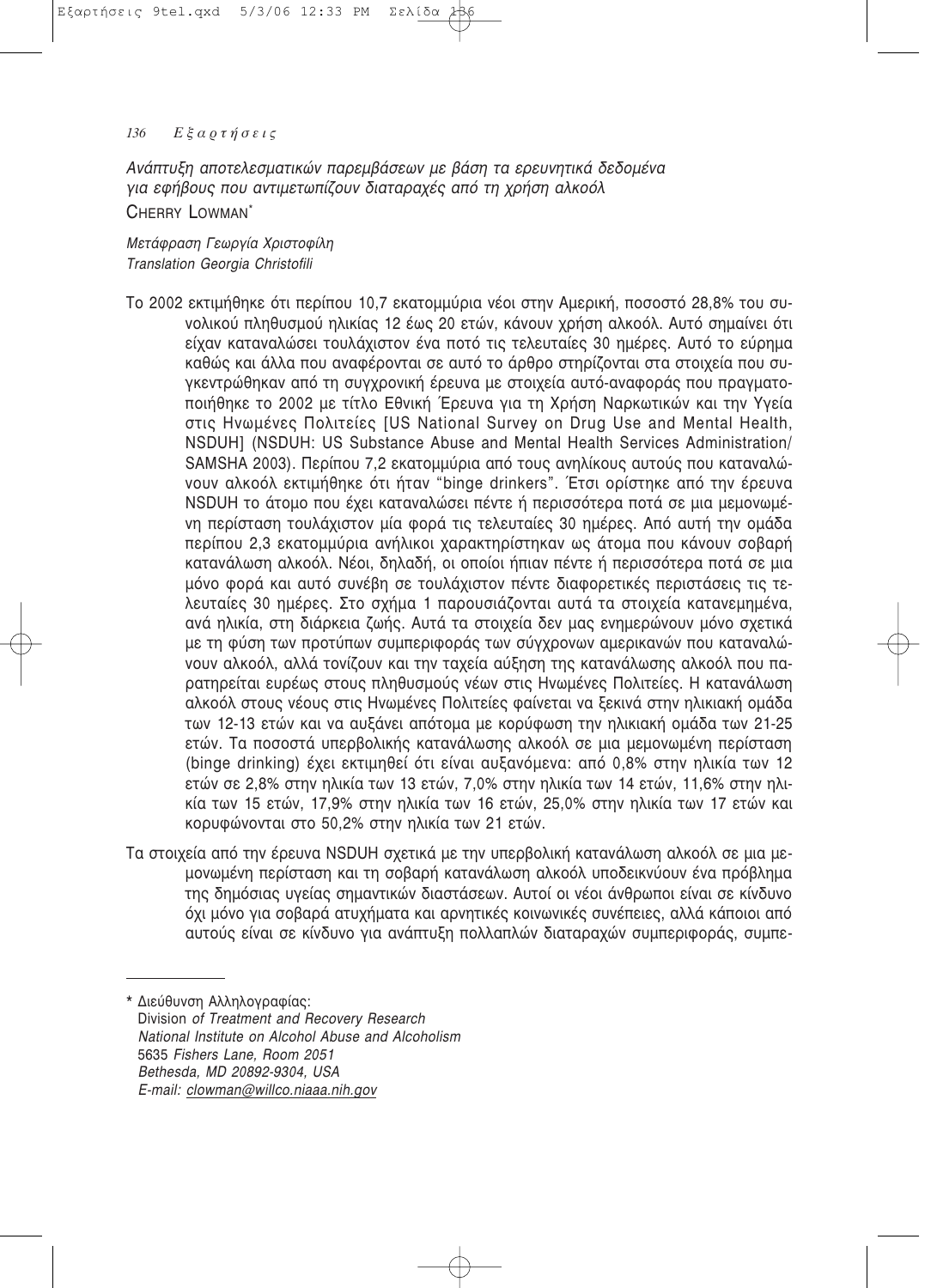*Ανάπτυξη αποτελεσματικών παρεμβάσεων με βάση τα ερευνητικά δεδομένα για εφήβους που αντιμετωπίζουν διαταραχές από τη χρήση αλκοόλ*

CHERRY LOWMAN*

*Μετάφραση Γεωργία Χριστοφίλη*
*Translation Georgia Christofili*

Το 2002 εκτιμήθηκε ότι περίπου 10,7 εκατομμύρια νέοι στην Αμερική, ποσοστό 28,8% του συνολικού πληθυσμού ηλικίας 12 έως 20 ετών, κάνουν χρήση αλκοόλ. Αυτό σημαίνει ότι είχαν καταναλώσει τουλάχιστον ένα ποτό τις τελευταίες 30 ημέρες. Αυτό το εύρημα καθώς και άλλα που αναφέρονται σε αυτό το άρθρο στηρίζονται στα στοιχεία που συγκεντρώθηκαν από τη συγχρονική έρευνα με στοιχεία αυτό-αναφοράς που πραγματοποιήθηκε το 2002 με τίτλο Εθνική Έρευνα για τη Χρήση Ναρκωτικών και την Υγεία στις Ηνωμένες Πολιτείες [US National Survey on Drug Use and Mental Health, NSDUH] (NSDUH: US Substance Abuse and Mental Health Services Administration/SAMSHA 2003). Περίπου 7,2 εκατομμύρια από τους ανηλίκους αυτούς που καταναλώνουν αλκοόλ εκτιμήθηκε ότι ήταν "binge drinkers". Έτσι ορίστηκε από την έρευνα NSDUH το άτομο που έχει καταναλώσει πέντε ή περισσότερα ποτά σε μια μεμονωμένη περίσταση τουλάχιστον μία φορά τις τελευταίες 30 ημέρες. Από αυτή την ομάδα περίπου 2,3 εκατομμύρια ανήλικοι χαρακτηρίστηκαν ως άτομα που κάνουν σοβαρή κατανάλωση αλκοόλ. Νέοι, δηλαδή, οι οποίοι ήπιαν πέντε ή περισσότερα ποτά σε μια μόνο φορά και αυτό συνέβη σε τουλάχιστον πέντε διαφορετικές περιστάσεις τις τελευταίες 30 ημέρες. Στο σχήμα 1 παρουσιάζονται αυτά τα στοιχεία κατανεμημένα, ανά ηλικία, στη διάρκεια ζωής. Αυτά τα στοιχεία δεν μας ενημερώνουν μόνο σχετικά με τη φύση των προτύπων συμπεριφοράς των σύγχρονων αμερικανών που καταναλώνουν αλκοόλ, αλλά τονίζουν και την ταχεία αύξηση της κατανάλωσης αλκοόλ που παρατηρείται ευρέως στους πληθυσμούς νέων στις Ηνωμένες Πολιτείες. Η κατανάλωση αλκοόλ στους νέους στις Ηνωμένες Πολιτείες φαίνεται να ξεκινά στην ηλικιακή ομάδα των 12-13 ετών και να αυξάνει απότομα με κορύφωση την ηλικιακή ομάδα των 21-25 ετών. Τα ποσοστά υπερβολικής κατανάλωσης αλκοόλ σε μια μεμονωμένη περίσταση (binge drinking) έχει εκτιμηθεί ότι είναι αυξανόμενα: από 0,8% στην ηλικία των 12 ετών σε 2,8% στην ηλικία των 13 ετών, 7,0% στην ηλικία των 14 ετών, 11,6% στην ηλικία των 15 ετών, 17,9% στην ηλικία των 16 ετών, 25,0% στην ηλικία των 17 ετών και κορυφώνονται στο 50,2% στην ηλικία των 21 ετών.

Τα στοιχεία από την έρευνα NSDUH σχετικά με την υπερβολική κατανάλωση αλκοόλ σε μια μεμονωμένη περίσταση και τη σοβαρή κατανάλωση αλκοόλ υποδεικνύουν ένα πρόβλημα της δημόσιας υγείας σημαντικών διαστάσεων. Αυτοί οι νέοι άνθρωποι είναι σε κίνδυνο όχι μόνο για σοβαρά ατυχήματα και αρνητικές κοινωνικές συνέπειες, αλλά κάποιοι από αυτούς είναι σε κίνδυνο για ανάπτυξη πολλαπλών διαταραχών συμπεριφοράς, συμπε-

---

\* Διεύθυνση Αλληλογραφίας:
Division *of Treatment and Recovery Research*
*National Institute on Alcohol Abuse and Alcoholism*
5635 *Fishers Lane, Room 2051*
*Bethesda, MD 20892-9304, USA*
*E-mail: clowman@willco.niaaa.nih.gov*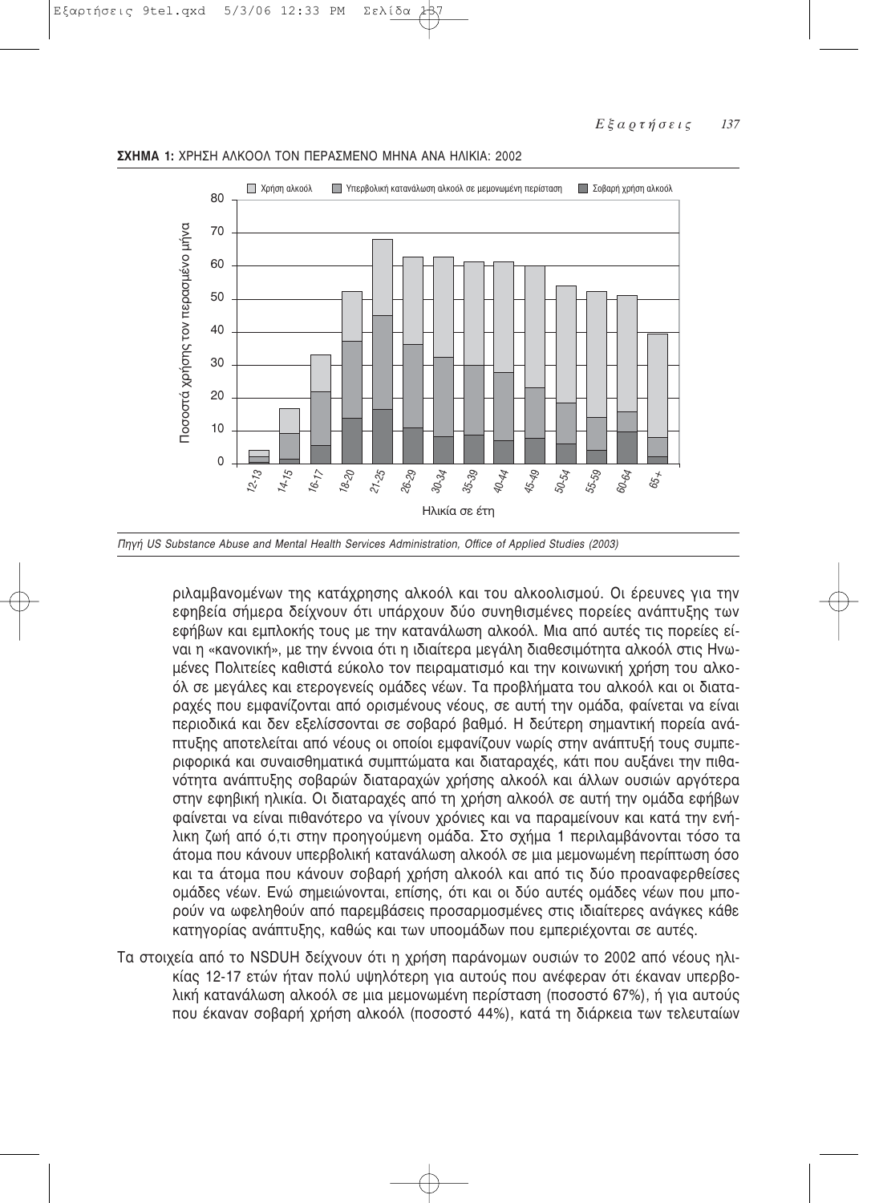**ΣΧΗΜΑ 1:** ΧΡΗΣΗ ΑΛΚΟΟΛ ΤΟΝ ΠΕΡΑΣΜΕΝΟ ΜΗΝΑ ΑΝΑ ΗΛΙΚΙΑ: 2002

*Πηγή US Substance Abuse and Mental Health Services Administration, Office of Applied Studies (2003)*

ριλαμβανομένων της κατάχρησης αλκοόλ και του αλκοολισμού. Οι έρευνες για την εφηβεία σήμερα δείχνουν ότι υπάρχουν δύο συνηθισμένες πορείες ανάπτυξης των εφήβων και εμπλοκής τους με την κατανάλωση αλκοόλ. Μια από αυτές τις πορείες είναι η «κανονική», με την έννοια ότι η ιδιαίτερα μεγάλη διαθεσιμότητα αλκοόλ στις Ηνωμένες Πολιτείες καθιστά εύκολο τον πειραματισμό και την κοινωνική χρήση του αλκοόλ σε μεγάλες και ετερογενείς ομάδες νέων. Τα προβλήματα του αλκοόλ και οι διαταραχές που εμφανίζονται από ορισμένους νέους, σε αυτή την ομάδα, φαίνεται να είναι περιοδικά και δεν εξελίσσονται σε σοβαρό βαθμό. Η δεύτερη σημαντική πορεία ανάπτυξης αποτελείται από νέους οι οποίοι εμφανίζουν νωρίς στην ανάπτυξή τους συμπεριφορικά και συναισθηματικά συμπτώματα και διαταραχές, κάτι που αυξάνει την πιθανότητα ανάπτυξης σοβαρών διαταραχών χρήσης αλκοόλ και άλλων ουσιών αργότερα στην εφηβική ηλικία. Οι διαταραχές από τη χρήση αλκοόλ σε αυτή την ομάδα εφήβων φαίνεται να είναι πιθανότερο να γίνουν χρόνιες και να παραμείνουν και κατά την ενήλικη ζωή από ό,τι στην προηγούμενη ομάδα. Στο σχήμα 1 περιλαμβάνονται τόσο τα άτομα που κάνουν υπερβολική κατανάλωση αλκοόλ σε μια μεμονωμένη περίπτωση όσο και τα άτομα που κάνουν σοβαρή χρήση αλκοόλ και από τις δύο προαναφερθείσες ομάδες νέων. Ενώ σημειώνονται, επίσης, ότι και οι δύο αυτές ομάδες νέων που μπορούν να ωφεληθούν από παρεμβάσεις προσαρμοσμένες στις ιδιαίτερες ανάγκες κάθε κατηγορίας ανάπτυξης, καθώς και των υποομάδων που εμπεριέχονται σε αυτές.

Τα στοιχεία από το NSDUH δείχνουν ότι η χρήση παράνομων ουσιών το 2002 από νέους ηλικίας 12-17 ετών ήταν πολύ υψηλότερη για αυτούς που ανέφεραν ότι έκαναν υπερβολική κατανάλωση αλκοόλ σε μια μεμονωμένη περίσταση (ποσοστό 67%), ή για αυτούς που έκαναν σοβαρή χρήση αλκοόλ (ποσοστό 44%), κατά τη διάρκεια των τελευταίων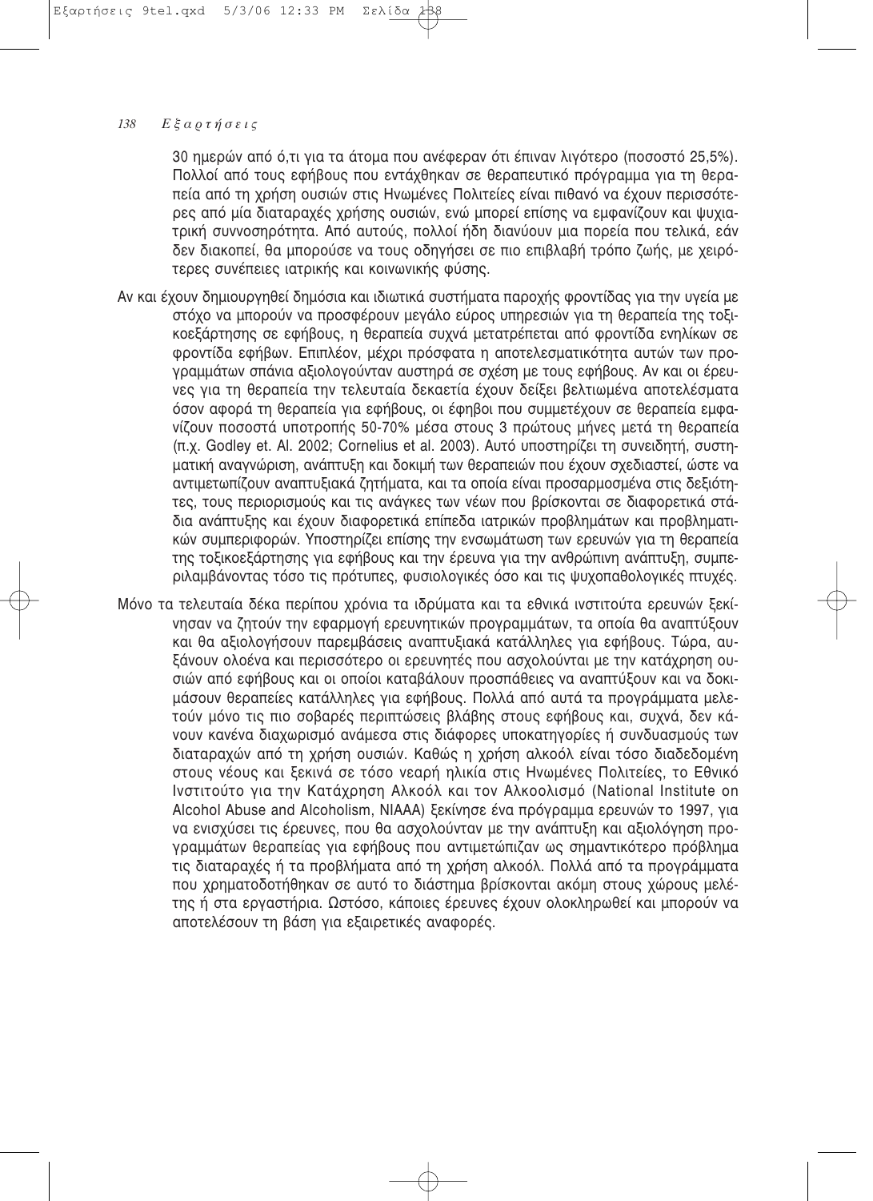30 ημερών από ό,τι για τα άτομα που ανέφεραν ότι έπιναν λιγότερο (ποσοστό 25,5%). Πολλοί από τους εφήβους που εντάχθηκαν σε θεραπευτικό πρόγραμμα για τη θεραπεία από τη χρήση ουσιών στις Ηνωμένες Πολιτείες είναι πιθανό να έχουν περισσότερες από μία διαταραχές χρήσης ουσιών, ενώ μπορεί επίσης να εμφανίζουν και ψυχιατρική συννοσηρότητα. Από αυτούς, πολλοί ήδη διανύουν μια πορεία που τελικά, εάν δεν διακοπεί, θα μπορούσε να τους οδηγήσει σε πιο επιβλαβή τρόπο ζωής, με χειρότερες συνέπειες ιατρικής και κοινωνικής φύσης.

Αν και έχουν δημιουργηθεί δημόσια και ιδιωτικά συστήματα παροχής φροντίδας για την υγεία με στόχο να μπορούν να προσφέρουν μεγάλο εύρος υπηρεσιών για τη θεραπεία της τοξικοεξάρτησης σε εφήβους, η θεραπεία συχνά μετατρέπεται από φροντίδα ενηλίκων σε φροντίδα εφήβων. Επιπλέον, μέχρι πρόσφατα η αποτελεσματικότητα αυτών των προγραμμάτων σπάνια αξιολογούνταν αυστηρά σε σχέση με τους εφήβους. Αν και οι έρευνες για τη θεραπεία την τελευταία δεκαετία έχουν δείξει βελτιωμένα αποτελέσματα όσον αφορά τη θεραπεία για εφήβους, οι έφηβοι που συμμετέχουν σε θεραπεία εμφανίζουν ποσοστά υποτροπής 50-70% μέσα στους 3 πρώτους μήνες μετά τη θεραπεία (π.χ. Godley et. Al. 2002; Cornelius et al. 2003). Αυτό υποστηρίζει τη συνειδητή, συστηματική αναγνώριση, ανάπτυξη και δοκιμή των θεραπειών που έχουν σχεδιαστεί, ώστε να αντιμετωπίζουν αναπτυξιακά ζητήματα, και τα οποία είναι προσαρμοσμένα στις δεξιότητες, τους περιορισμούς και τις ανάγκες των νέων που βρίσκονται σε διαφορετικά στάδια ανάπτυξης και έχουν διαφορετικά επίπεδα ιατρικών προβλημάτων και προβληματικών συμπεριφορών. Υποστηρίζει επίσης την ενσωμάτωση των ερευνών για τη θεραπεία της τοξικοεξάρτησης για εφήβους και την έρευνα για την ανθρώπινη ανάπτυξη, συμπεριλαμβάνοντας τόσο τις πρότυπες, φυσιολογικές όσο και τις ψυχοπαθολογικές πτυχές.

Μόνο τα τελευταία δέκα περίπου χρόνια τα ιδρύματα και τα εθνικά ινστιτούτα ερευνών ξεκίνησαν να ζητούν την εφαρμογή ερευνητικών προγραμμάτων, τα οποία θα αναπτύξουν και θα αξιολογήσουν παρεμβάσεις αναπτυξιακά κατάλληλες για εφήβους. Τώρα, αυξάνουν ολοένα και περισσότερο οι ερευνητές που ασχολούνται με την κατάχρηση ουσιών από εφήβους και οι οποίοι καταβάλουν προσπάθειες να αναπτύξουν και να δοκιμάσουν θεραπείες κατάλληλες για εφήβους. Πολλά από αυτά τα προγράμματα μελετούν μόνο τις πιο σοβαρές περιπτώσεις βλάβης στους εφήβους και, συχνά, δεν κάνουν κανένα διαχωρισμό ανάμεσα στις διάφορες υποκατηγορίες ή συνδυασμούς των διαταραχών από τη χρήση ουσιών. Καθώς η χρήση αλκοόλ είναι τόσο διαδεδομένη στους νέους και ξεκινά σε τόσο νεαρή ηλικία στις Ηνωμένες Πολιτείες, το Εθνικό Ινστιτούτο για την Κατάχρηση Αλκοόλ και τον Αλκοολισμό (National Institute on Alcohol Abuse and Alcoholism, NIAAA) ξεκίνησε ένα πρόγραμμα ερευνών το 1997, για να ενισχύσει τις έρευνες, που θα ασχολούνταν με την ανάπτυξη και αξιολόγηση προγραμμάτων θεραπείας για εφήβους που αντιμετώπιζαν ως σημαντικότερο πρόβλημα τις διαταραχές ή τα προβλήματα από τη χρήση αλκοόλ. Πολλά από τα προγράμματα που χρηματοδοτήθηκαν σε αυτό το διάστημα βρίσκονται ακόμη στους χώρους μελέτης ή στα εργαστήρια. Ωστόσο, κάποιες έρευνες έχουν ολοκληρωθεί και μπορούν να αποτελέσουν τη βάση για εξαιρετικές αναφορές.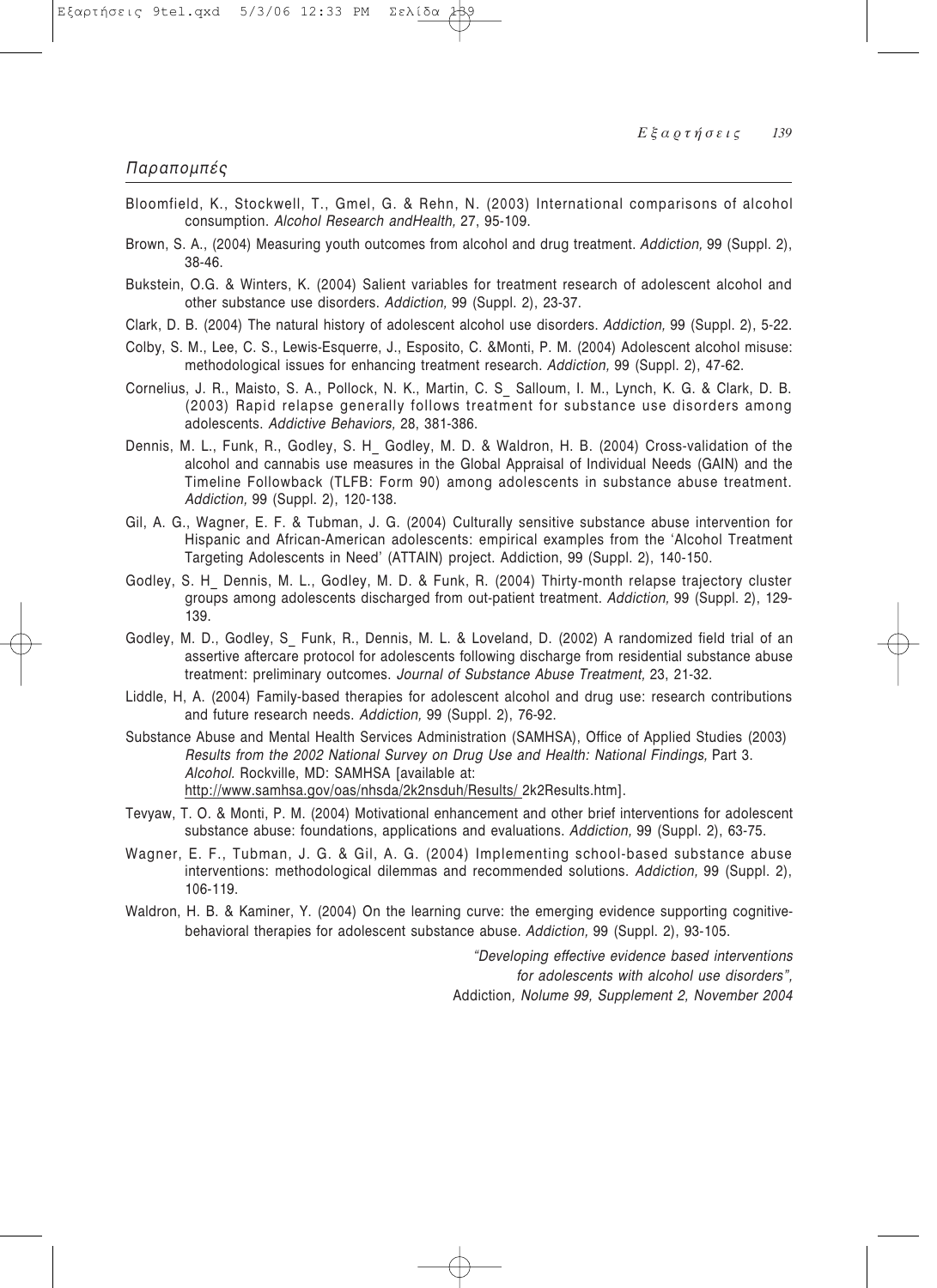## Παραπομπές

Bloomfield, K., Stockwell, T., Gmel, G. & Rehn, N. (2003) International comparisons of alcohol consumption. *Alcohol Research andHealth,* 27, 95-109.

Brown, S. A., (2004) Measuring youth outcomes from alcohol and drug treatment. *Addiction,* 99 (Suppl. 2), 38-46.

Bukstein, O.G. & Winters, K. (2004) Salient variables for treatment research of adolescent alcohol and other substance use disorders. *Addiction,* 99 (Suppl. 2), 23-37.

Clark, D. B. (2004) The natural history of adolescent alcohol use disorders. *Addiction,* 99 (Suppl. 2), 5-22.

Colby, S. M., Lee, C. S., Lewis-Esquerre, J., Esposito, C. &Monti, P. M. (2004) Adolescent alcohol misuse: methodological issues for enhancing treatment research. *Addiction,* 99 (Suppl. 2), 47-62.

Cornelius, J. R., Maisto, S. A., Pollock, N. K., Martin, C. S_ Salloum, I. M., Lynch, K. G. & Clark, D. B. (2003) Rapid relapse generally follows treatment for substance use disorders among adolescents. *Addictive Behaviors,* 28, 381-386.

Dennis, M. L., Funk, R., Godley, S. H_ Godley, M. D. & Waldron, H. B. (2004) Cross-validation of the alcohol and cannabis use measures in the Global Appraisal of Individual Needs (GAIN) and the Timeline Followback (TLFB: Form 90) among adolescents in substance abuse treatment. *Addiction,* 99 (Suppl. 2), 120-138.

Gil, A. G., Wagner, E. F. & Tubman, J. G. (2004) Culturally sensitive substance abuse intervention for Hispanic and African-American adolescents: empirical examples from the 'Alcohol Treatment Targeting Adolescents in Need' (ATTAIN) project. Addiction, 99 (Suppl. 2), 140-150.

Godley, S. H_ Dennis, M. L., Godley, M. D. & Funk, R. (2004) Thirty-month relapse trajectory cluster groups among adolescents discharged from out-patient treatment. *Addiction,* 99 (Suppl. 2), 129-139.

Godley, M. D., Godley, S_ Funk, R., Dennis, M. L. & Loveland, D. (2002) A randomized field trial of an assertive aftercare protocol for adolescents following discharge from residential substance abuse treatment: preliminary outcomes. *Journal of Substance Abuse Treatment,* 23, 21-32.

Liddle, H, A. (2004) Family-based therapies for adolescent alcohol and drug use: research contributions and future research needs. *Addiction,* 99 (Suppl. 2), 76-92.

Substance Abuse and Mental Health Services Administration (SAMHSA), Office of Applied Studies (2003) *Results from the 2002 National Survey on Drug Use and Health: National Findings,* Part 3. *Alcohol*. Rockville, MD: SAMHSA [available at: http://www.samhsa.gov/oas/nhsda/2k2nsduh/Results/ 2k2Results.htm].

Tevyaw, T. O. & Monti, P. M. (2004) Motivational enhancement and other brief interventions for adolescent substance abuse: foundations, applications and evaluations. *Addiction,* 99 (Suppl. 2), 63-75.

Wagner, E. F., Tubman, J. G. & Gil, A. G. (2004) Implementing school-based substance abuse interventions: methodological dilemmas and recommended solutions. *Addiction,* 99 (Suppl. 2), 106-119.

Waldron, H. B. & Kaminer, Y. (2004) On the learning curve: the emerging evidence supporting cognitive-behavioral therapies for adolescent substance abuse. *Addiction,* 99 (Suppl. 2), 93-105.

*"Developing effective evidence based interventions for adolescents with alcohol use disorders",*
Addiction*, Nolume 99, Supplement 2, November 2004*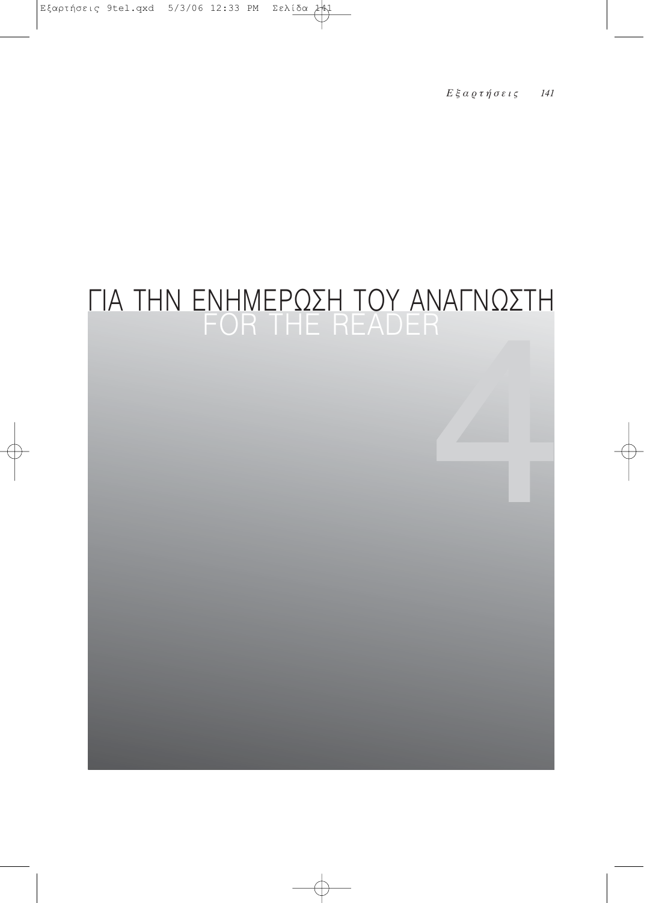# ΓΙΑ ΤΗΝ ΕΝΗΜΕΡΩΣΗ ΤΟΥ ΑΝΑΓΝΩΣΤΗ
## FOR THE READER

4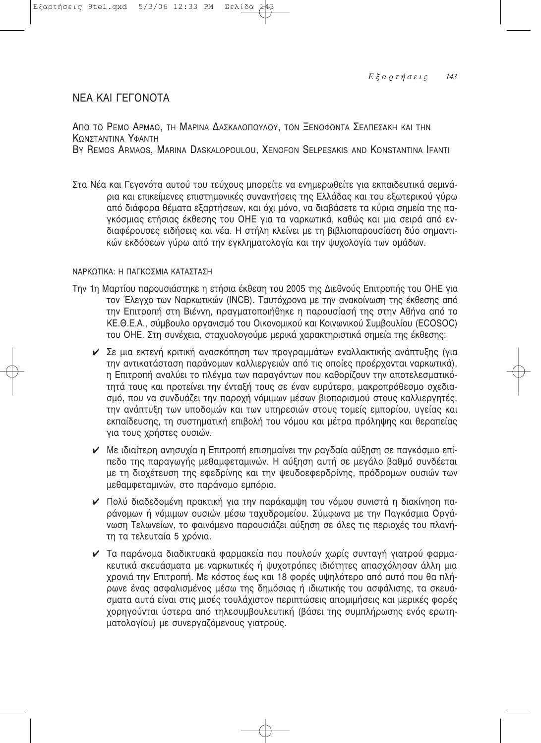# ΝΕΑ ΚΑΙ ΓΕΓΟΝΟΤΑ

ΑΠΟ ΤΟ ΡΕΜΟ ΑΡΜΑΟ, ΤΗ ΜΑΡΙΝΑ ΔΑΣΚΑΛΟΠΟΥΛΟΥ, ΤΟΝ ΞΕΝΟΦΩΝΤΑ ΣΕΛΠΕΣΑΚΗ ΚΑΙ ΤΗΝ ΚΩΝΣΤΑΝΤΙΝΑ ΥΦΑΝΤΗ

BY REMOS ARMAOS, MARINA DASKALOPOULOU, XENOFON SELPESAKIS AND KONSTANTINA IFANTI

Στα Νέα και Γεγονότα αυτού του τεύχους μπορείτε να ενημερωθείτε για εκπαιδευτικά σεμινάρια και επικείμενες επιστημονικές συναντήσεις της Ελλάδας και του εξωτερικού γύρω από διάφορα θέματα εξαρτήσεων, και όχι μόνο, να διαβάσετε τα κύρια σημεία της παγκόσμιας ετήσιας έκθεσης του ΟΗΕ για τα ναρκωτικά, καθώς και μια σειρά από ενδιαφέρουσες ειδήσεις και νέα. Η στήλη κλείνει με τη βιβλιοπαρουσίαση δύο σημαντικών εκδόσεων γύρω από την εγκληματολογία και την ψυχολογία των ομάδων.

## ΝΑΡΚΩΤΙΚΑ: Η ΠΑΓΚΟΣΜΙΑ ΚΑΤΑΣΤΑΣΗ

Την 1η Μαρτίου παρουσιάστηκε η ετήσια έκθεση του 2005 της Διεθνούς Επιτροπής του ΟΗΕ για τον Έλεγχο των Ναρκωτικών (INCB). Ταυτόχρονα με την ανακοίνωση της έκθεσης από την Επιτροπή στη Βιέννη, πραγματοποιήθηκε η παρουσίασή της στην Αθήνα από το ΚΕ.Θ.Ε.Α., σύμβουλο οργανισμό του Οικονομικού και Κοινωνικού Συμβουλίου (ECOSOC) του ΟΗΕ. Στη συνέχεια, σταχυολογούμε μερικά χαρακτηριστικά σημεία της έκθεσης:

- ✔ Σε μια εκτενή κριτική ανασκόπηση των προγραμμάτων εναλλακτικής ανάπτυξης (για την αντικατάσταση παράνομων καλλιεργειών από τις οποίες προέρχονται ναρκωτικά), η Επιτροπή αναλύει το πλέγμα των παραγόντων που καθορίζουν την αποτελεσματικότητά τους και προτείνει την ένταξή τους σε έναν ευρύτερο, μακροπρόθεσμο σχεδιασμό, που να συνδυάζει την παροχή νόμιμων μέσων βιοπορισμού στους καλλιεργητές, την ανάπτυξη των υποδομών και των υπηρεσιών στους τομείς εμπορίου, υγείας και εκπαίδευσης, τη συστηματική επιβολή του νόμου και μέτρα πρόληψης και θεραπείας για τους χρήστες ουσιών.
- ✔ Με ιδιαίτερη ανησυχία η Επιτροπή επισημαίνει την ραγδαία αύξηση σε παγκόσμιο επίπεδο της παραγωγής μεθαμφεταμινών. Η αύξηση αυτή σε μεγάλο βαθμό συνδέεται με τη διοχέτευση της εφεδρίνης και την ψευδοεφερδρίνης, πρόδρομων ουσιών των μεθαμφεταμινών, στο παράνομο εμπόριο.
- ✔ Πολύ διαδεδομένη πρακτική για την παράκαμψη του νόμου συνιστά η διακίνηση παράνομων ή νόμιμων ουσιών μέσω ταχυδρομείου. Σύμφωνα με την Παγκόσμια Οργάνωση Τελωνείων, το φαινόμενο παρουσιάζει αύξηση σε όλες τις περιοχές του πλανήτη τα τελευταία 5 χρόνια.
- ✔ Τα παράνομα διαδικτυακά φαρμακεία που πουλούν χωρίς συνταγή γιατρού φαρμακευτικά σκευάσματα με ναρκωτικές ή ψυχοτρόπες ιδιότητες απασχόλησαν άλλη μια χρονιά την Επιτροπή. Με κόστος έως και 18 φορές υψηλότερο από αυτό που θα πλήρωνε ένας ασφαλισμένος μέσω της δημόσιας ή ιδιωτικής του ασφάλισης, τα σκευάσματα αυτά είναι στις μισές τουλάχιστον περιπτώσεις απομιμήσεις και μερικές φορές χορηγούνται ύστερα από τηλεσυμβουλευτική (βάσει της συμπλήρωσης ενός ερωτηματολογίου) με συνεργαζόμενους γιατρούς.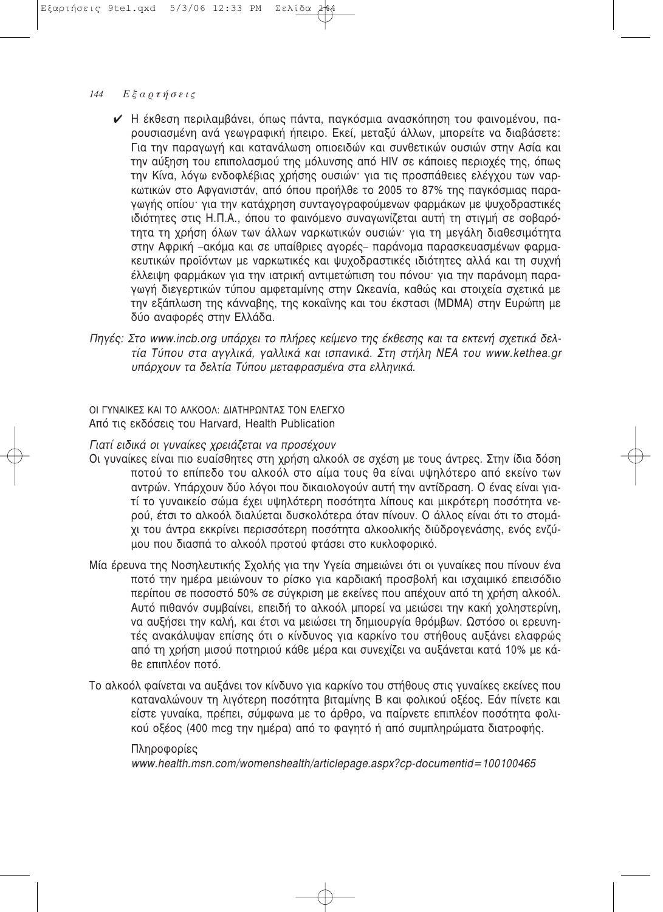- ✔ Η έκθεση περιλαμβάνει, όπως πάντα, παγκόσμια ανασκόπηση του φαινομένου, παρουσιασμένη ανά γεωγραφική ήπειρο. Εκεί, μεταξύ άλλων, μπορείτε να διαβάσετε: Για την παραγωγή και κατανάλωση οπιοειδών και συνθετικών ουσιών στην Ασία και την αύξηση του επιπολασμού της μόλυνσης από HIV σε κάποιες περιοχές της, όπως την Κίνα, λόγω ενδοφλέβιας χρήσης ουσιών· για τις προσπάθειες ελέγχου των ναρκωτικών στο Αφγανιστάν, από όπου προήλθε το 2005 το 87% της παγκόσμιας παραγωγής οπίου· για την κατάχρηση συνταγογραφούμενων φαρμάκων με ψυχοδραστικές ιδιότητες στις Η.Π.Α., όπου το φαινόμενο συναγωνίζεται αυτή τη στιγμή σε σοβαρότητα τη χρήση όλων των άλλων ναρκωτικών ουσιών· για τη μεγάλη διαθεσιμότητα στην Αφρική –ακόμα και σε υπαίθριες αγορές– παράνομα παρασκευασμένων φαρμακευτικών προϊόντων με ναρκωτικές και ψυχοδραστικές ιδιότητες αλλά και τη συχνή έλλειψη φαρμάκων για την ιατρική αντιμετώπιση του πόνου· για την παράνομη παραγωγή διεγερτικών τύπου αμφεταμίνης στην Ωκεανία, καθώς και στοιχεία σχετικά με την εξάπλωση της κάνναβης, της κοκαΐνης και του έκσταση (MDMA) στην Ευρώπη με δύο αναφορές στην Ελλάδα.

*Πηγές: Στο www.incb.org υπάρχει το πλήρες κείμενο της έκθεσης και τα εκτενή σχετικά δελτία Τύπου στα αγγλικά, γαλλικά και ισπανικά. Στη στήλη ΝΕΑ του www.kethea.gr υπάρχουν τα δελτία Τύπου μεταφρασμένα στα ελληνικά.*

## ΟΙ ΓΥΝΑΙΚΕΣ ΚΑΙ ΤΟ ΑΛΚΟΟΛ: ΔΙΑΤΗΡΩΝΤΑΣ ΤΟΝ ΕΛΕΓΧΟ

Από τις εκδόσεις του Harvard, Health Publication

*Γιατί ειδικά οι γυναίκες χρειάζεται να προσέχουν*

Οι γυναίκες είναι πιο ευαίσθητες στη χρήση αλκοόλ σε σχέση με τους άντρες. Στην ίδια δόση ποτού το επίπεδο του αλκοόλ στο αίμα τους θα είναι υψηλότερο από εκείνο των αντρών. Υπάρχουν δύο λόγοι που δικαιολογούν αυτή την αντίδραση. Ο ένας είναι γιατί το γυναικείο σώμα έχει υψηλότερη ποσότητα λίπους και μικρότερη ποσότητα νερού, έτσι το αλκοόλ διαλύεται δυσκολότερα όταν πίνουν. Ο άλλος είναι ότι το στομάχι του άντρα εκκρίνει περισσότερη ποσότητα αλκοολικής διϋδρογενάσης, ενός ενζύμου που διασπά το αλκοόλ προτού φτάσει στο κυκλοφορικό.

Μία έρευνα της Νοσηλευτικής Σχολής για την Υγεία σημειώνει ότι οι γυναίκες που πίνουν ένα ποτό την ημέρα μειώνουν το ρίσκο για καρδιακή προσβολή και ισχαιμικό επεισόδιο περίπου σε ποσοστό 50% σε σύγκριση με εκείνες που απέχουν από τη χρήση αλκοόλ. Αυτό πιθανόν συμβαίνει, επειδή το αλκοόλ μπορεί να μειώσει την κακή χοληστερίνη, να αυξήσει την καλή, και έτσι να μειώσει τη δημιουργία θρόμβων. Ωστόσο οι ερευνητές ανακάλυψαν επίσης ότι ο κίνδυνος για καρκίνο του στήθους αυξάνει ελαφρώς από τη χρήση μισού ποτηριού κάθε μέρα και συνεχίζει να αυξάνεται κατά 10% με κάθε επιπλέον ποτό.

Το αλκοόλ φαίνεται να αυξάνει τον κίνδυνο για καρκίνο του στήθους στις γυναίκες εκείνες που καταναλώνουν τη λιγότερη ποσότητα βιταμίνης Β και φολικού οξέος. Εάν πίνετε και είστε γυναίκα, πρέπει, σύμφωνα με το άρθρο, να παίρνετε επιπλέον ποσότητα φολικού οξέος (400 mcg την ημέρα) από το φαγητό ή από συμπληρώματα διατροφής.

Πληροφορίες
*www.health.msn.com/womenshealth/articlepage.aspx?cp-documentid=100100465*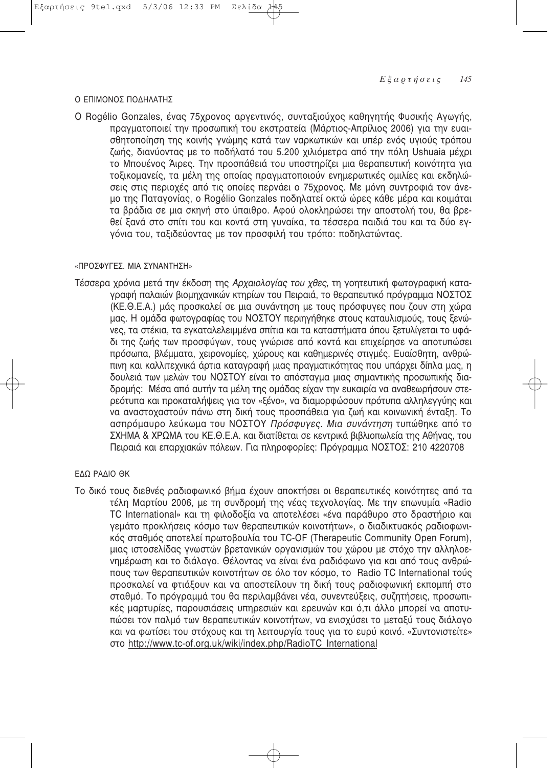## Ο ΕΠΙΜΟΝΟΣ ΠΟΔΗΛΑΤΗΣ

Ο Rogélio Gonzales, ένας 75χρονος αργεντινός, συνταξιούχος καθηγητής Φυσικής Αγωγής, πραγματοποιεί την προσωπική του εκστρατεία (Μάρτιος-Απρίλιος 2006) για την ευαισθητοποίηση της κοινής γνώμης κατά των ναρκωτικών και υπέρ ενός υγιούς τρόπου ζωής, διανύοντας με το ποδήλατό του 5.200 χιλιόμετρα από την πόλη Ushuaia μέχρι το Μπουένος Άιρες. Την προσπάθειά του υποστηρίζει μια θεραπευτική κοινότητα για τοξικομανείς, τα μέλη της οποίας πραγματοποιούν ενημερωτικές ομιλίες και εκδηλώσεις στις περιοχές από τις οποίες περνάει ο 75χρονος. Με μόνη συντροφιά τον άνεμο της Παταγονίας, ο Rogélio Gonzales ποδηλατεί οκτώ ώρες κάθε μέρα και κοιμάται τα βράδια σε μια σκηνή στο ύπαιθρο. Αφού ολοκληρώσει την αποστολή του, θα βρεθεί ξανά στο σπίτι του και κοντά στη γυναίκα, τα τέσσερα παιδιά του και τα δύο εγγόνια του, ταξιδεύοντας με τον προσφιλή του τρόπο: ποδηλατώντας.

## «ΠΡΟΣΦΥΓΕΣ. ΜΙΑ ΣΥΝΑΝΤΗΣΗ»

Τέσσερα χρόνια μετά την έκδοση της *Αρχαιολογίας του χθες*, τη γοητευτική φωτογραφική καταγραφή παλαιών βιομηχανικών κτηρίων του Πειραιά, το θεραπευτικό πρόγραμμα ΝΟΣΤΟΣ (ΚΕ.Θ.Ε.Α.) μάς προσκαλεί σε μια συνάντηση με τους πρόσφυγες που ζουν στη χώρα μας. Η ομάδα φωτογραφίας του ΝΟΣΤΟΥ περιηγήθηκε στους καταυλισμούς, τους ξενώνες, τα στέκια, τα εγκαταλελειμμένα σπίτια και τα καταστήματα όπου ξετυλίγεται το υφάδι της ζωής των προσφύγων, τους γνώρισε από κοντά και επιχείρησε να αποτυπώσει πρόσωπα, βλέμματα, χειρονομίες, χώρους και καθημερινές στιγμές. Ευαίσθητη, ανθρώπινη και καλλιτεχνικά άρτια καταγραφή μιας πραγματικότητας που υπάρχει δίπλα μας, η δουλειά των μελών του ΝΟΣΤΟΥ είναι το απόσταγμα μιας σημαντικής προσωπικής διαδρομής: Μέσα από αυτήν τα μέλη της ομάδας είχαν την ευκαιρία να αναθεωρήσουν στερεότυπα και προκαταλήψεις για τον «ξένο», να διαμορφώσουν πρότυπα αλληλεγγύης και να αναστοχαστούν πάνω στη δική τους προσπάθεια για ζωή και κοινωνική ένταξη. Το ασπρόμαυρο λεύκωμα του ΝΟΣΤΟΥ *Πρόσφυγες. Μια συνάντηση* τυπώθηκε από το ΣΧΗΜΑ & ΧΡΩΜΑ του ΚΕ.Θ.Ε.Α. και διατίθεται σε κεντρικά βιβλιοπωλεία της Αθήνας, του Πειραιά και επαρχιακών πόλεων. Για πληροφορίες: Πρόγραμμα ΝΟΣΤΟΣ: 210 4220708

## ΕΔΩ ΡΑΔΙΟ ΘΚ

Το δικό τους διεθνές ραδιοφωνικό βήμα έχουν αποκτήσει οι θεραπευτικές κοινότητες από τα τέλη Μαρτίου 2006, με τη συνδρομή της νέας τεχνολογίας. Με την επωνυμία «Radio TC International» και τη φιλοδοξία να αποτελέσει «ένα παράθυρο στο δραστήριο και γεμάτο προκλήσεις κόσμο των θεραπευτικών κοινοτήτων», ο διαδικτυακός ραδιοφωνικός σταθμός αποτελεί πρωτοβουλία του TC-OF (Therapeutic Community Open Forum), μιας ιστοσελίδας γνωστών βρετανικών οργανισμών του χώρου με στόχο την αλληλοενημέρωση και το διάλογο. Θέλοντας να είναι ένα ραδιόφωνο για και από τους ανθρώπους των θεραπευτικών κοινοτήτων σε όλο τον κόσμο, το Radio TC International τούς προσκαλεί να φτιάξουν και να αποστείλουν τη δική τους ραδιοφωνική εκπομπή στο σταθμό. Το πρόγραμμά του θα περιλαμβάνει νέα, συνεντεύξεις, συζητήσεις, προσωπικές μαρτυρίες, παρουσιάσεις υπηρεσιών και ερευνών και ό,τι άλλο μπορεί να αποτυπώσει τον παλμό των θεραπευτικών κοινοτήτων, να ενισχύσει το μεταξύ τους διάλογο και να φωτίσει τους στόχους και τη λειτουργία τους για το ευρύ κοινό. «Συντονιστείτε» στο http://www.tc-of.org.uk/wiki/index.php/RadioTC_International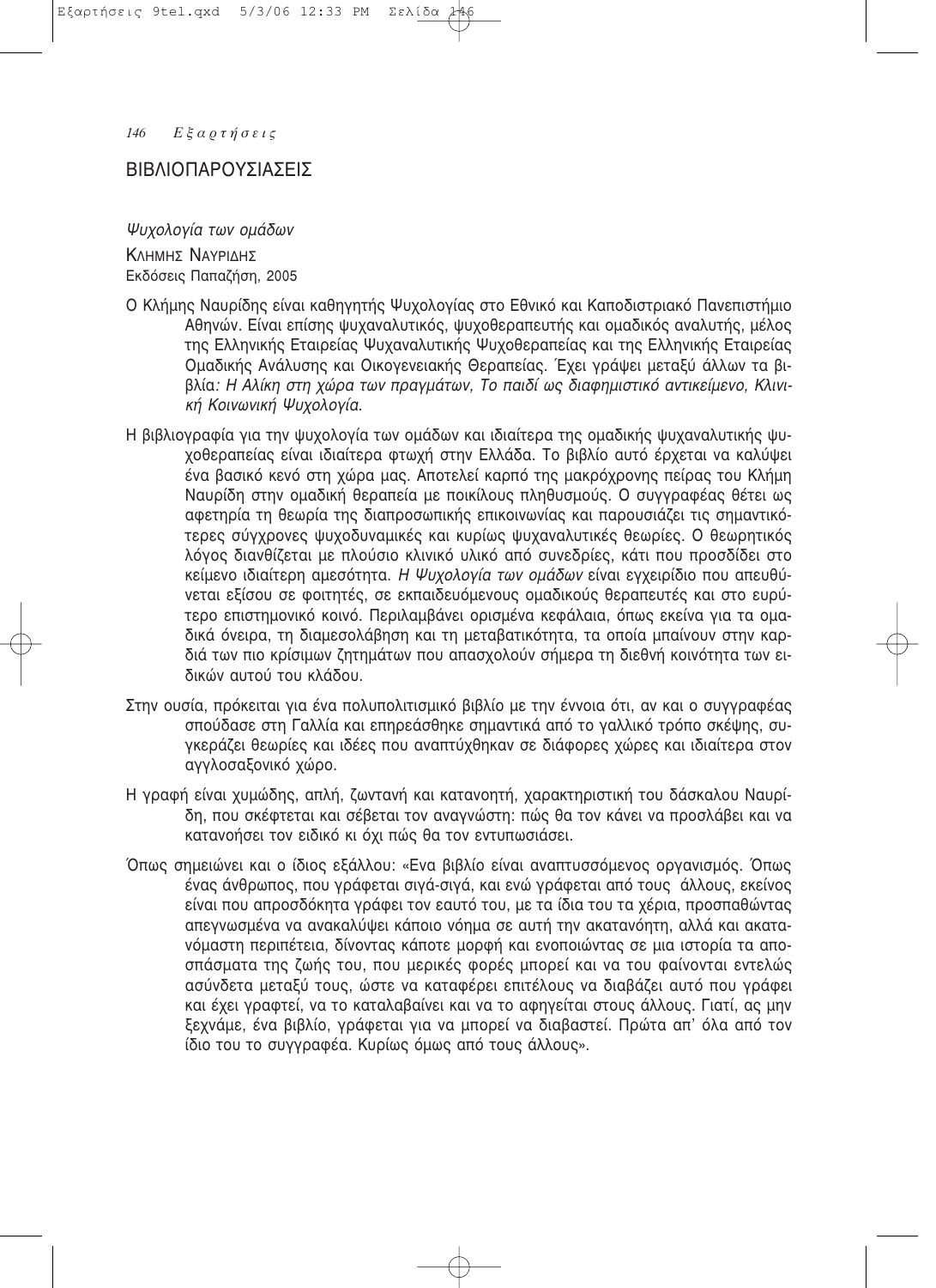## ΒΙΒΛΙΟΠΑΡΟΥΣΙΑΣΕΙΣ

*Ψυχολογία των ομάδων*

ΚΛΗΜΗΣ ΝΑΥΡΙΔΗΣ
Εκδόσεις Παπαζήση, 2005

Ο Κλήμης Ναυρίδης είναι καθηγητής Ψυχολογίας στο Εθνικό και Καποδιστριακό Πανεπιστήμιο Αθηνών. Είναι επίσης ψυχαναλυτικός, ψυχοθεραπευτής και ομαδικός αναλυτής, μέλος της Ελληνικής Εταιρείας Ψυχαναλυτικής Ψυχοθεραπείας και της Ελληνικής Εταιρείας Ομαδικής Ανάλυσης και Οικογενειακής Θεραπείας. Έχει γράψει μεταξύ άλλων τα βιβλία: *Η Αλίκη στη χώρα των πραγμάτων, Το παιδί ως διαφημιστικό αντικείμενο, Κλινική Κοινωνική Ψυχολογία.*

Η βιβλιογραφία για την ψυχολογία των ομάδων και ιδιαίτερα της ομαδικής ψυχαναλυτικής ψυχοθεραπείας είναι ιδιαίτερα φτωχή στην Ελλάδα. Το βιβλίο αυτό έρχεται να καλύψει ένα βασικό κενό στη χώρα μας. Αποτελεί καρπό της μακρόχρονης πείρας του Κλήμη Ναυρίδη στην ομαδική θεραπεία με ποικίλους πληθυσμούς. Ο συγγραφέας θέτει ως αφετηρία τη θεωρία της διαπροσωπικής επικοινωνίας και παρουσιάζει τις σημαντικότερες σύγχρονες ψυχοδυναμικές και κυρίως ψυχαναλυτικές θεωρίες. Ο θεωρητικός λόγος διανθίζεται με πλούσιο κλινικό υλικό από συνεδρίες, κάτι που προσδίδει στο κείμενο ιδιαίτερη αμεσότητα. *Η Ψυχολογία των ομάδων* είναι εγχειρίδιο που απευθύνεται εξίσου σε φοιτητές, σε εκπαιδευόμενους ομαδικούς θεραπευτές και στο ευρύτερο επιστημονικό κοινό. Περιλαμβάνει ορισμένα κεφάλαια, όπως εκείνα για τα ομαδικά όνειρα, τη διαμεσολάβηση και τη μεταβατικότητα, τα οποία μπαίνουν στην καρδιά των πιο κρίσιμων ζητημάτων που απασχολούν σήμερα τη διεθνή κοινότητα των ειδικών αυτού του κλάδου.

Στην ουσία, πρόκειται για ένα πολυπολιτισμικό βιβλίο με την έννοια ότι, αν και ο συγγραφέας σπούδασε στη Γαλλία και επηρεάσθηκε σημαντικά από το γαλλικό τρόπο σκέψης, συγκεράζει θεωρίες και ιδέες που αναπτύχθηκαν σε διάφορες χώρες και ιδιαίτερα στον αγγλοσαξονικό χώρο.

Η γραφή είναι χυμώδης, απλή, ζωντανή και κατανοητή, χαρακτηριστική του δάσκαλου Ναυρίδη, που σκέφτεται και σέβεται τον αναγνώστη: πώς θα τον κάνει να προσλάβει και να κατανοήσει τον ειδικό κι όχι πώς θα τον εντυπωσιάσει.

Όπως σημειώνει και ο ίδιος εξάλλου: «Ενα βιβλίο είναι αναπτυσσόμενος οργανισμός. Όπως ένας άνθρωπος, που γράφεται σιγά-σιγά, και ενώ γράφεται από τους άλλους, εκείνος είναι που απροσδόκητα γράφει τον εαυτό του, με τα ίδια του τα χέρια, προσπαθώντας απεγνωσμένα να ανακαλύψει κάποιο νόημα σε αυτή την ακατανόητη, αλλά και ακατανόμαστη περιπέτεια, δίνοντας κάποτε μορφή και ενοποιώντας σε μια ιστορία τα αποσπάσματα της ζωής του, που μερικές φορές μπορεί και να του φαίνονται εντελώς ασύνδετα μεταξύ τους, ώστε να καταφέρει επιτέλους να διαβάζει αυτό που γράφει και έχει γραφτεί, να το καταλαβαίνει και να το αφηγείται στους άλλους. Γιατί, ας μην ξεχνάμε, ένα βιβλίο, γράφεται για να μπορεί να διαβαστεί. Πρώτα απ' όλα από τον ίδιο του το συγγραφέα. Κυρίως όμως από τους άλλους».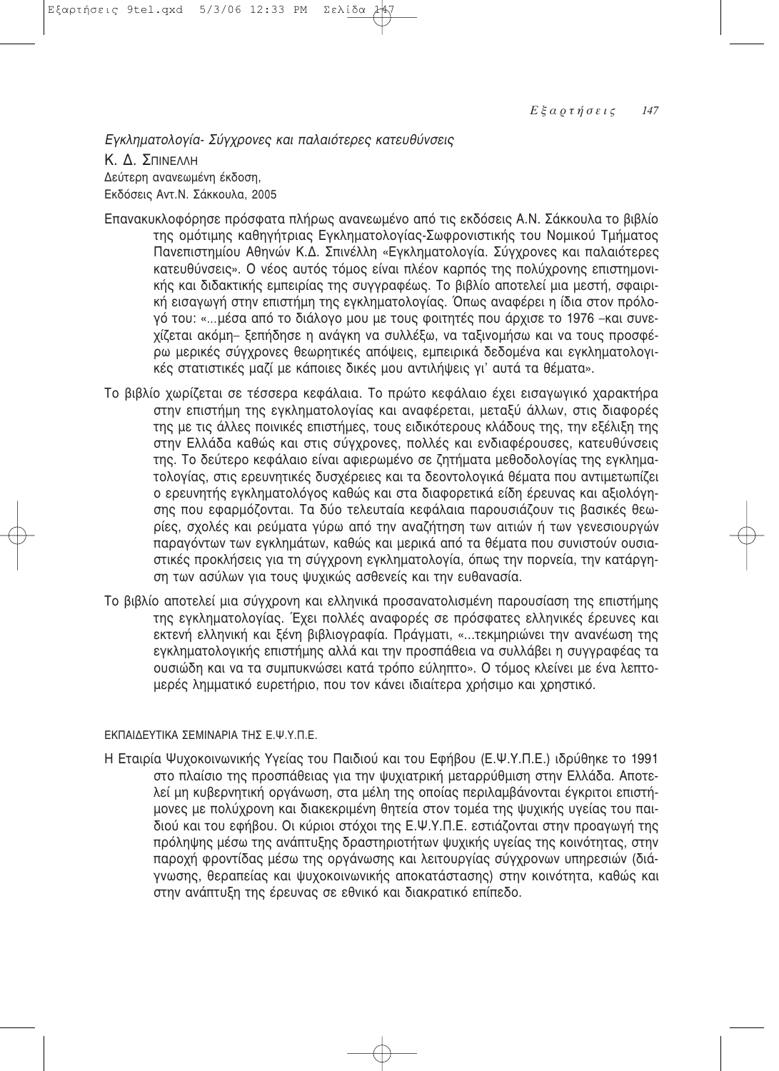*Εγκληματολογία- Σύγχρονες και παλαιότερες κατευθύνσεις*

Κ. Δ. Σπινέλλη
Δεύτερη ανανεωμένη έκδοση,
Εκδόσεις Αντ.Ν. Σάκκουλα, 2005

Επανακυκλοφόρησε πρόσφατα πλήρως ανανεωμένο από τις εκδόσεις Α.Ν. Σάκκουλα το βιβλίο της ομότιμης καθηγήτριας Εγκληματολογίας-Σωφρονιστικής του Νομικού Τμήματος Πανεπιστημίου Αθηνών Κ.Δ. Σπινέλλη «Εγκληματολογία. Σύγχρονες και παλαιότερες κατευθύνσεις». Ο νέος αυτός τόμος είναι πλέον καρπός της πολύχρονης επιστημονικής και διδακτικής εμπειρίας της συγγραφέως. Το βιβλίο αποτελεί μια μεστή, σφαιρική εισαγωγή στην επιστήμη της εγκληματολογίας. Όπως αναφέρει η ίδια στον πρόλογό του: «...μέσα από το διάλογο μου με τους φοιτητές που άρχισε το 1976 –και συνεχίζεται ακόμη– ξεπήδησε η ανάγκη να συλλέξω, να ταξινομήσω και να τους προσφέρω μερικές σύγχρονες θεωρητικές απόψεις, εμπειρικά δεδομένα και εγκληματολογικές στατιστικές μαζί με κάποιες δικές μου αντιλήψεις γι' αυτά τα θέματα».

Το βιβλίο χωρίζεται σε τέσσερα κεφάλαια. Το πρώτο κεφάλαιο έχει εισαγωγικό χαρακτήρα στην επιστήμη της εγκληματολογίας και αναφέρεται, μεταξύ άλλων, στις διαφορές της με τις άλλες ποινικές επιστήμες, τους ειδικότερους κλάδους της, την εξέλιξη της στην Ελλάδα καθώς και στις σύγχρονες, πολλές και ενδιαφέρουσες, κατευθύνσεις της. Το δεύτερο κεφάλαιο είναι αφιερωμένο σε ζητήματα μεθοδολογίας της εγκληματολογίας, στις ερευνητικές δυσχέρειες και τα δεοντολογικά θέματα που αντιμετωπίζει ο ερευνητής εγκληματολόγος καθώς και στα διαφορετικά είδη έρευνας και αξιολόγησης που εφαρμόζονται. Τα δύο τελευταία κεφάλαια παρουσιάζουν τις βασικές θεωρίες, σχολές και ρεύματα γύρω από την αναζήτηση των αιτιών ή των γενεσιουργών παραγόντων των εγκλημάτων, καθώς και μερικά από τα θέματα που συνιστούν ουσιαστικές προκλήσεις για τη σύγχρονη εγκληματολογία, όπως την πορνεία, την κατάργηση των ασύλων για τους ψυχικώς ασθενείς και την ευθανασία.

Το βιβλίο αποτελεί μια σύγχρονη και ελληνικά προσανατολισμένη παρουσίαση της επιστήμης της εγκληματολογίας. Έχει πολλές αναφορές σε πρόσφατες ελληνικές έρευνες και εκτενή ελληνική και ξένη βιβλιογραφία. Πράγματι, «...τεκμηριώνει την ανανέωση της εγκληματολογικής επιστήμης αλλά και την προσπάθεια να συλλάβει η συγγραφέας τα ουσιώδη και να τα συμπυκνώσει κατά τρόπο εύληπτο». Ο τόμος κλείνει με ένα λεπτομερές λημματικό ευρετήριο, που τον κάνει ιδιαίτερα χρήσιμο και χρηστικό.

ΕΚΠΑΙΔΕΥΤΙΚΑ ΣΕΜΙΝΑΡΙΑ ΤΗΣ Ε.Ψ.Υ.Π.Ε.

Η Εταιρία Ψυχοκοινωνικής Υγείας του Παιδιού και του Εφήβου (Ε.Ψ.Υ.Π.Ε.) ιδρύθηκε το 1991 στο πλαίσιο της προσπάθειας για την ψυχιατρική μεταρρύθμιση στην Ελλάδα. Αποτελεί μη κυβερνητική οργάνωση, στα μέλη της οποίας περιλαμβάνονται έγκριτοι επιστήμονες με πολύχρονη και διακεκριμένη θητεία στον τομέα της ψυχικής υγείας του παιδιού και του εφήβου. Οι κύριοι στόχοι της Ε.Ψ.Υ.Π.Ε. εστιάζονται στην προαγωγή της πρόληψης μέσω της ανάπτυξης δραστηριοτήτων ψυχικής υγείας της κοινότητας, στην παροχή φροντίδας μέσω της οργάνωσης και λειτουργίας σύγχρονων υπηρεσιών (διάγνωσης, θεραπείας και ψυχοκοινωνικής αποκατάστασης) στην κοινότητα, καθώς και στην ανάπτυξη της έρευνας σε εθνικό και διακρατικό επίπεδο.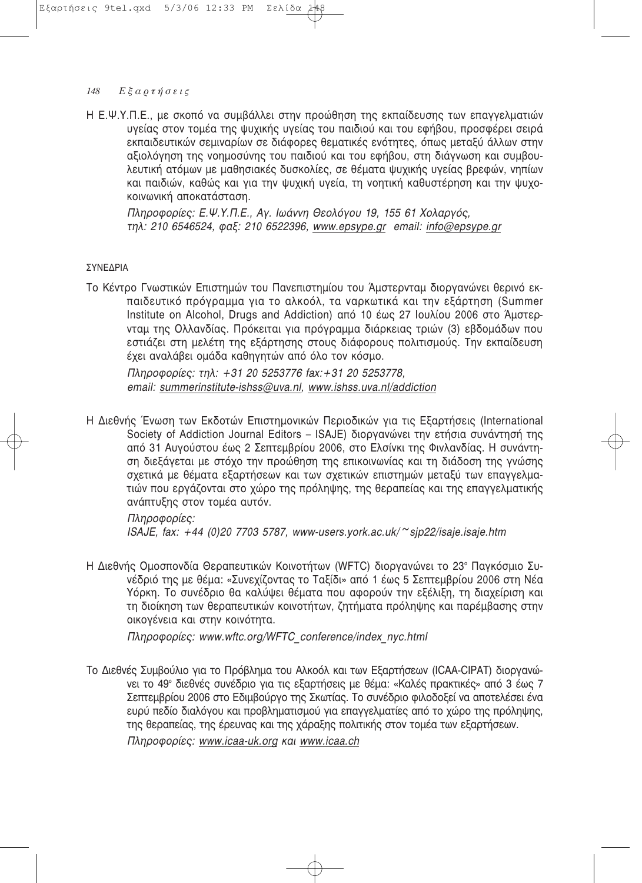Η Ε.Ψ.Υ.Π.Ε., με σκοπό να συμβάλλει στην προώθηση της εκπαίδευσης των επαγγελματιών υγείας στον τομέα της ψυχικής υγείας του παιδιού και του εφήβου, προσφέρει σειρά εκπαιδευτικών σεμιναρίων σε διάφορες θεματικές ενότητες, όπως μεταξύ άλλων στην αξιολόγηση της νοημοσύνης του παιδιού και του εφήβου, στη διάγνωση και συμβουλευτική ατόμων με μαθησιακές δυσκολίες, σε θέματα ψυχικής υγείας βρεφών, νηπίων και παιδιών, καθώς και για την ψυχική υγεία, τη νοητική καθυστέρηση και την ψυχοκοινωνική αποκατάσταση.

*Πληροφορίες: Ε.Ψ.Υ.Π.Ε., Αγ. Ιωάννη Θεολόγου 19, 155 61 Χολαργός, τηλ: 210 6546524, φαξ: 210 6522396, www.epsype.gr email: info@epsype.gr*

## ΣΥΝΕΔΡΙΑ

Το Κέντρο Γνωστικών Επιστημών του Πανεπιστημίου του Άμστερνταμ διοργανώνει θερινό εκπαιδευτικό πρόγραμμα για το αλκοόλ, τα ναρκωτικά και την εξάρτηση (Summer Institute on Alcohol, Drugs and Addiction) από 10 έως 27 Ιουλίου 2006 στο Άμστερνταμ της Ολλανδίας. Πρόκειται για πρόγραμμα διάρκειας τριών (3) εβδομάδων που εστιάζει στη μελέτη της εξάρτησης στους διάφορους πολιτισμούς. Την εκπαίδευση έχει αναλάβει ομάδα καθηγητών από όλο τον κόσμο.

*Πληροφορίες: τηλ: +31 20 5253776 fax:+31 20 5253778, email: summerinstitute-ishss@uva.nl, www.ishss.uva.nl/addiction*

Η Διεθνής Ένωση των Εκδοτών Επιστημονικών Περιοδικών για τις Εξαρτήσεις (International Society of Addiction Journal Editors – ISAJE) διοργανώνει την ετήσια συνάντησή της από 31 Αυγούστου έως 2 Σεπτεμβρίου 2006, στο Ελσίνκι της Φινλανδίας. Η συνάντηση διεξάγεται με στόχο την προώθηση της επικοινωνίας και τη διάδοση της γνώσης σχετικά με θέματα εξαρτήσεων και των σχετικών επιστημών μεταξύ των επαγγελματιών που εργάζονται στο χώρο της πρόληψης, της θεραπείας και της επαγγελματικής ανάπτυξης στον τομέα αυτόν.

*Πληροφορίες:*
*ISAJE, fax: +44 (0)20 7703 5787, www-users.york.ac.uk/~sjp22/isaje.isaje.htm*

Η Διεθνής Ομοσπονδία Θεραπευτικών Κοινοτήτων (WFTC) διοργανώνει το 23ο Παγκόσμιο Συνέδριό της με θέμα: «Συνεχίζοντας το Ταξίδι» από 1 έως 5 Σεπτεμβρίου 2006 στη Νέα Υόρκη. Το συνέδριο θα καλύψει θέματα που αφορούν την εξέλιξη, τη διαχείριση και τη διοίκηση των θεραπευτικών κοινοτήτων, ζητήματα πρόληψης και παρέμβασης στην οικογένεια και στην κοινότητα.

*Πληροφορίες: www.wftc.org/WFTC_conference/index_nyc.html*

Το Διεθνές Συμβούλιο για το Πρόβλημα του Αλκοόλ και των Εξαρτήσεων (ICAA-CIPAT) διοργανώνει το 49ο διεθνές συνέδριο για τις εξαρτήσεις με θέμα: «Καλές πρακτικές» από 3 έως 7 Σεπτεμβρίου 2006 στο Εδιμβούργο της Σκωτίας. Το συνέδριο φιλοδοξεί να αποτελέσει ένα ευρύ πεδίο διαλόγου και προβληματισμού για επαγγελματίες από το χώρο της πρόληψης, της θεραπείας, της έρευνας και της χάραξης πολιτικής στον τομέα των εξαρτήσεων.

*Πληροφορίες: www.icaa-uk.org και www.icaa.ch*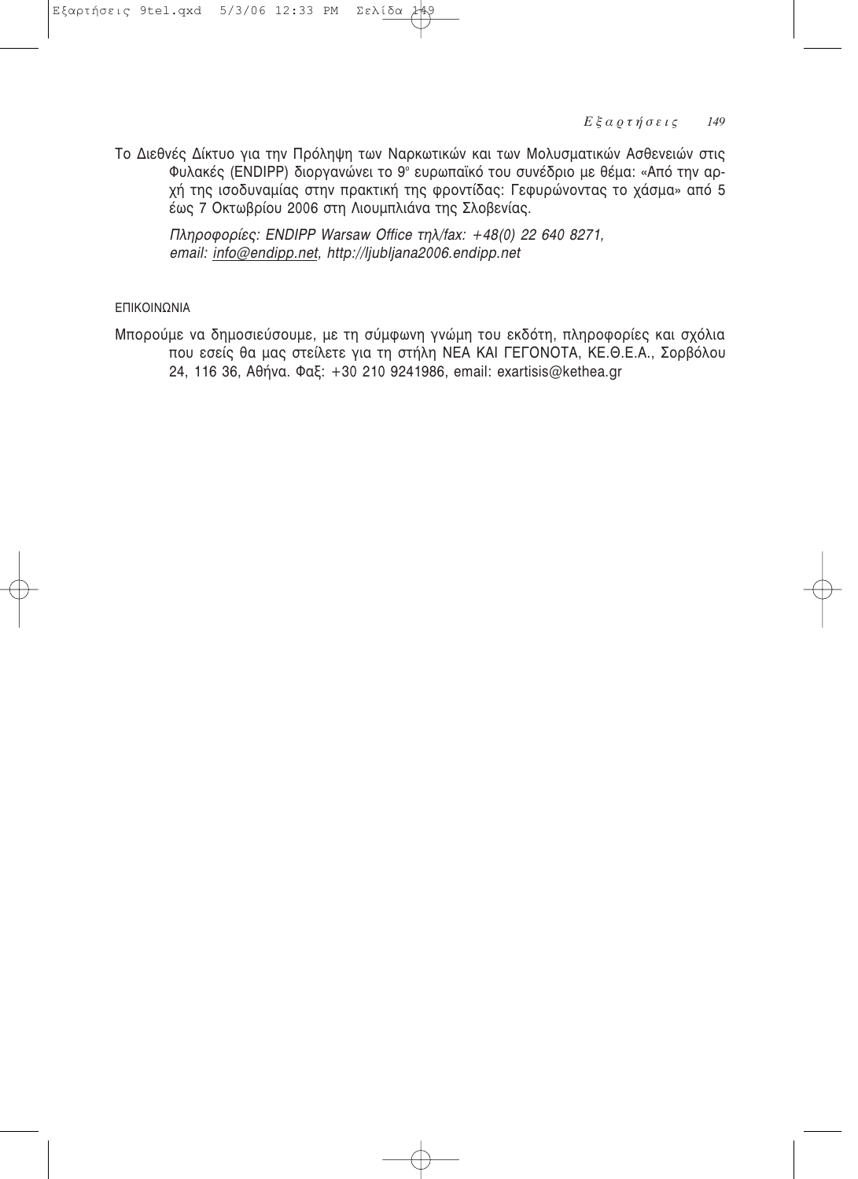Το Διεθνές Δίκτυο για την Πρόληψη των Ναρκωτικών και των Μολυσματικών Ασθενειών στις Φυλακές (ENDIPP) διοργανώνει το 9ο ευρωπαϊκό του συνέδριο με θέμα: «Από την αρχή της ισοδυναμίας στην πρακτική της φροντίδας: Γεφυρώνοντας το χάσμα» από 5 έως 7 Οκτωβρίου 2006 στη Λιουμπλιάνα της Σλοβενίας.

*Πληροφορίες: ENDIPP Warsaw Office τηλ/fax: +48(0) 22 640 8271, email: info@endipp.net, http://ljubljana2006.endipp.net*

ΕΠΙΚΟΙΝΩΝΙΑ

Μπορούμε να δημοσιεύσουμε, με τη σύμφωνη γνώμη του εκδότη, πληροφορίες και σχόλια που εσείς θα μας στείλετε για τη στήλη ΝΕΑ ΚΑΙ ΓΕΓΟΝΟΤΑ, ΚΕ.Θ.Ε.Α., Σορβόλου 24, 116 36, Αθήνα. Φαξ: +30 210 9241986, email: exartisis@kethea.gr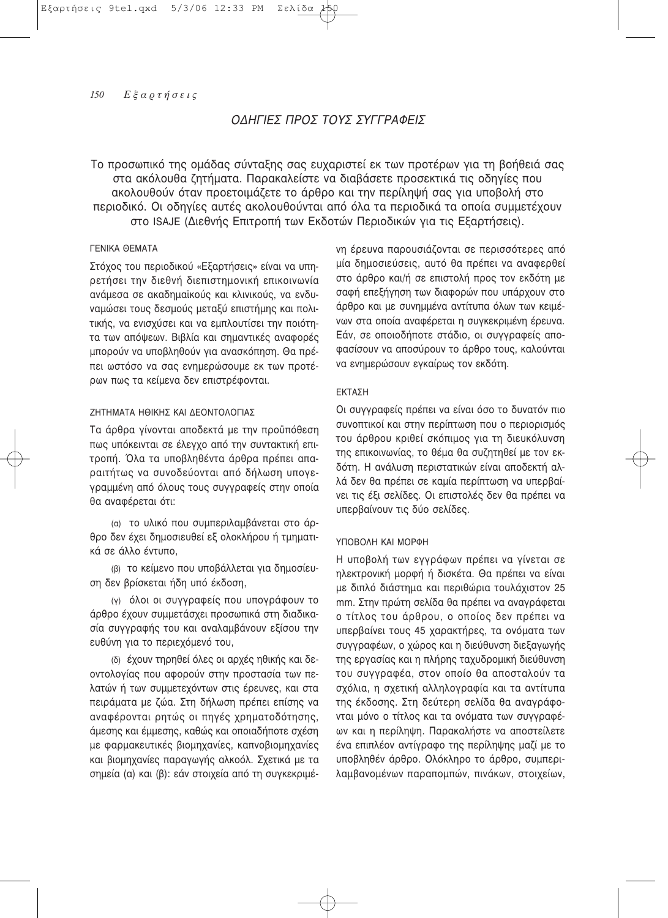## ΟΔΗΓΙΕΣ ΠΡΟΣ ΤΟΥΣ ΣΥΓΓΡΑΦΕΙΣ

Το προσωπικό της ομάδας σύνταξης σας ευχαριστεί εκ των προτέρων για τη βοήθειά σας στα ακόλουθα ζητήματα. Παρακαλείστε να διαβάσετε προσεκτικά τις οδηγίες που ακολουθούν όταν προετοιμάζετε το άρθρο και την περίληψή σας για υποβολή στο περιοδικό. Οι οδηγίες αυτές ακολουθούνται από όλα τα περιοδικά τα οποία συμμετέχουν στο ISAJE (Διεθνής Επιτροπή των Εκδοτών Περιοδικών για τις Εξαρτήσεις).

### ΓΕΝΙΚΑ ΘΕΜΑΤΑ

Στόχος του περιοδικού «Εξαρτήσεις» είναι να υπηρετήσει την διεθνή διεπιστημονική επικοινωνία ανάμεσα σε ακαδημαϊκούς και κλινικούς, να ενδυναμώσει τους δεσμούς μεταξύ επιστήμης και πολιτικής, να ενισχύσει και να εμπλουτίσει την ποιότητα των απόψεων. Βιβλία και σημαντικές αναφορές μπορούν να υποβληθούν για ανασκόπηση. Θα πρέπει ωστόσο να σας ενημερώσουμε εκ των προτέρων πως τα κείμενα δεν επιστρέφονται.

### ΖΗΤΗΜΑΤΑ ΗΘΙΚΗΣ ΚΑΙ ΔΕΟΝΤΟΛΟΓΙΑΣ

Τα άρθρα γίνονται αποδεκτά με την προϋπόθεση πως υπόκεινται σε έλεγχο από την συντακτική επιτροπή. Όλα τα υποβληθέντα άρθρα πρέπει απαραιτήτως να συνοδεύονται από δήλωση υπογεγραμμένη από όλους τους συγγραφείς στην οποία θα αναφέρεται ότι:

(α) το υλικό που συμπεριλαμβάνεται στο άρθρο δεν έχει δημοσιευθεί εξ ολοκλήρου ή τμηματικά σε άλλο έντυπο,

(β) το κείμενο που υποβάλλεται για δημοσίευση δεν βρίσκεται ήδη υπό έκδοση,

(γ) όλοι οι συγγραφείς που υπογράφουν το άρθρο έχουν συμμετάσχει προσωπικά στη διαδικασία συγγραφής του και αναλαμβάνουν εξίσου την ευθύνη για το περιεχόμενό του,

(δ) έχουν τηρηθεί όλες οι αρχές ηθικής και δεοντολογίας που αφορούν στην προστασία των πελατών ή των συμμετεχόντων στις έρευνες, και στα πειράματα με ζώα. Στη δήλωση πρέπει επίσης να αναφέρονται ρητώς οι πηγές χρηματοδότησης, άμεσης και έμμεσης, καθώς και οποιαδήποτε σχέση με φαρμακευτικές βιομηχανίες, καπνοβιομηχανίες και βιομηχανίες παραγωγής αλκοόλ. Σχετικά με τα σημεία (α) και (β): εάν στοιχεία από τη συγκεκριμένη έρευνα παρουσιάζονται σε περισσότερες από μία δημοσιεύσεις, αυτό θα πρέπει να αναφερθεί στο άρθρο και/ή σε επιστολή προς τον εκδότη με σαφή επεξήγηση των διαφορών που υπάρχουν στο άρθρο και με συνημμένα αντίτυπα όλων των κειμένων στα οποία αναφέρεται η συγκεκριμένη έρευνα. Εάν, σε οποιοδήποτε στάδιο, οι συγγραφείς αποφασίσουν να αποσύρουν το άρθρο τους, καλούνται να ενημερώσουν εγκαίρως τον εκδότη.

### ΕΚΤΑΣΗ

Οι συγγραφείς πρέπει να είναι όσο το δυνατόν πιο συνοπτικοί και στην περίπτωση που ο περιορισμός του άρθρου κριθεί σκόπιμος για τη διευκόλυνση της επικοινωνίας, το θέμα θα συζητηθεί με τον εκδότη. Η ανάλυση περιστατικών είναι αποδεκτή αλλά δεν θα πρέπει σε καμία περίπτωση να υπερβαίνει τις έξι σελίδες. Οι επιστολές δεν θα πρέπει να υπερβαίνουν τις δύο σελίδες.

### ΥΠΟΒΟΛΗ ΚΑΙ ΜΟΡΦΗ

Η υποβολή των εγγράφων πρέπει να γίνεται σε ηλεκτρονική μορφή ή δισκέτα. Θα πρέπει να είναι με διπλό διάστημα και περιθώρια τουλάχιστον 25 mm. Στην πρώτη σελίδα θα πρέπει να αναγράφεται ο τίτλος του άρθρου, ο οποίος δεν πρέπει να υπερβαίνει τους 45 χαρακτήρες, τα ονόματα των συγγραφέων, ο χώρος και η διεύθυνση διεξαγωγής της εργασίας και η πλήρης ταχυδρομική διεύθυνση του συγγραφέα, στον οποίο θα αποσταλούν τα σχόλια, η σχετική αλληλογραφία και τα αντίτυπα της έκδοσης. Στη δεύτερη σελίδα θα αναγράφονται μόνο ο τίτλος και τα ονόματα των συγγραφέων και η περίληψη. Παρακαλήστε να αποστείλετε ένα επιπλέον αντίγραφο της περίληψης μαζί με το υποβληθέν άρθρο. Ολόκληρο το άρθρο, συμπεριλαμβανομένων παραπομπών, πινάκων, στοιχείων,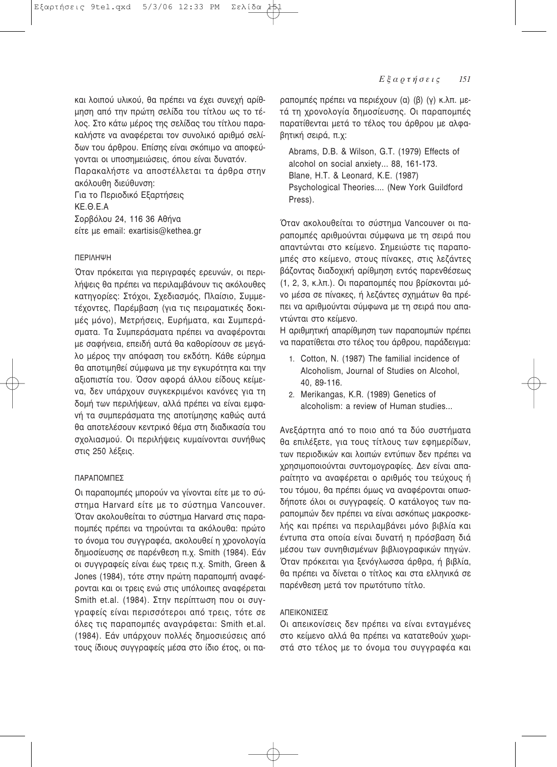και λοιπού υλικού, θα πρέπει να έχει συνεχή αρίθμηση από την πρώτη σελίδα του τίτλου ως το τέλος. Στο κάτω μέρος της σελίδας του τίτλου παρακαλήστε να αναφέρεται τον συνολικό αριθμό σελίδων του άρθρου. Επίσης είναι σκόπιμο να αποφεύγονται οι υποσημειώσεις, όπου είναι δυνατόν.

Παρακαλήστε να αποστέλλεται τα άρθρα στην ακόλουθη διεύθυνση:

Για το Περιοδικό Εξαρτήσεις
ΚΕ.Θ.Ε.Α
Σορβόλου 24, 116 36 Αθήνα
είτε με email: exartisis@kethea.gr

### ΠΕΡΙΛΗΨΗ

Όταν πρόκειται για περιγραφές ερευνών, οι περιλήψεις θα πρέπει να περιλαμβάνουν τις ακόλουθες κατηγορίες: Στόχοι, Σχεδιασμός, Πλαίσιο, Συμμετέχοντες, Παρέμβαση (για τις πειραματικές δοκιμές μόνο), Μετρήσεις, Ευρήματα, και Συμπεράσματα. Τα Συμπεράσματα πρέπει να αναφέρονται με σαφήνεια, επειδή αυτά θα καθορίσουν σε μεγάλο μέρος την απόφαση του εκδότη. Κάθε εύρημα θα αποτιμηθεί σύμφωνα με την εγκυρότητα και την αξιοπιστία του. Όσον αφορά άλλου είδους κείμενα, δεν υπάρχουν συγκεκριμένοι κανόνες για τη δομή των περιλήψεων, αλλά πρέπει να είναι εμφανή τα συμπεράσματα της αποτίμησης καθώς αυτά θα αποτελέσουν κεντρικό θέμα στη διαδικασία του σχολιασμού. Οι περιλήψεις κυμαίνονται συνήθως στις 250 λέξεις.

### ΠΑΡΑΠΟΜΠΕΣ

Οι παραπομπές μπορούν να γίνονται είτε με το σύστημα Harvard είτε με το σύστημα Vancouver. Όταν ακολουθείται το σύστημα Harvard στις παραπομπές πρέπει να τηρούνται τα ακόλουθα: πρώτο το όνομα του συγγραφέα, ακολουθεί η χρονολογία δημοσίευσης σε παρένθεση π.χ. Smith (1984). Εάν οι συγγραφείς είναι έως τρεις π.χ. Smith, Green & Jones (1984), τότε στην πρώτη παραπομπή αναφέρονται και οι τρεις ενώ στις υπόλοιπες αναφέρεται Smith et.al. (1984). Στην περίπτωση που οι συγγραφείς είναι περισσότεροι από τρεις, τότε σε όλες τις παραπομπές αναγράφεται: Smith et.al. (1984). Εάν υπάρχουν πολλές δημοσιεύσεις από τους ίδιους συγγραφείς μέσα στο ίδιο έτος, οι παραπομπές πρέπει να περιέχουν (α) (β) (γ) κ.λπ. μετά τη χρονολογία δημοσίευσης. Οι παραπομπές παρατίθενται μετά το τέλος του άρθρου με αλφαβητική σειρά, π.χ:

Abrams, D.B. & Wilson, G.T. (1979) Effects of alcohol on social anxiety... 88, 161-173.
Blane, H.T. & Leonard, K.E. (1987) Psychological Theories.... (New York Guildford Press).

Όταν ακολουθείται το σύστημα Vancouver οι παραπομπές αριθμούνται σύμφωνα με τη σειρά που απαντώνται στο κείμενο. Σημειώστε τις παραπομπές στο κείμενο, στους πίνακες, στις λεζάντες βάζοντας διαδοχική αρίθμηση εντός παρενθέσεως (1, 2, 3, κ.λπ.). Οι παραπομπές που βρίσκονται μόνο μέσα σε πίνακες, ή λεζάντες σχημάτων θα πρέπει να αριθμούνται σύμφωνα με τη σειρά που απαντώνται στο κείμενο.

Η αριθμητική απαρίθμηση των παραπομπών πρέπει να παρατίθεται στο τέλος του άρθρου, παράδειγμα:

1. Cotton, N. (1987) The familial incidence of Alcoholism, Journal of Studies on Alcohol, 40, 89-116.
2. Merikangas, K.R. (1989) Genetics of alcoholism: a review of Human studies...

Ανεξάρτητα από το ποιο από τα δύο συστήματα θα επιλέξετε, για τους τίτλους των εφημερίδων, των περιοδικών και λοιπών εντύπων δεν πρέπει να χρησιμοποιούνται συντομογραφίες. Δεν είναι απαραίτητο να αναφέρεται ο αριθμός του τεύχους ή του τόμου, θα πρέπει όμως να αναφέρονται οπωσδήποτε όλοι οι συγγραφείς. Ο κατάλογος των παραπομπών δεν πρέπει να είναι ασκόπως μακροσκελής και πρέπει να περιλαμβάνει μόνο βιβλία και έντυπα στα οποία είναι δυνατή η πρόσβαση διά μέσου των συνηθισμένων βιβλιογραφικών πηγών. Όταν πρόκειται για ξενόγλωσσα άρθρα, ή βιβλία, θα πρέπει να δίνεται ο τίτλος και στα ελληνικά σε παρένθεση μετά τον πρωτότυπο τίτλο.

### ΑΠΕΙΚΟΝΙΣΕΙΣ

Οι απεικονίσεις δεν πρέπει να είναι ενταγμένες στο κείμενο αλλά θα πρέπει να κατατεθούν χωριστά στο τέλος με το όνομα του συγγραφέα και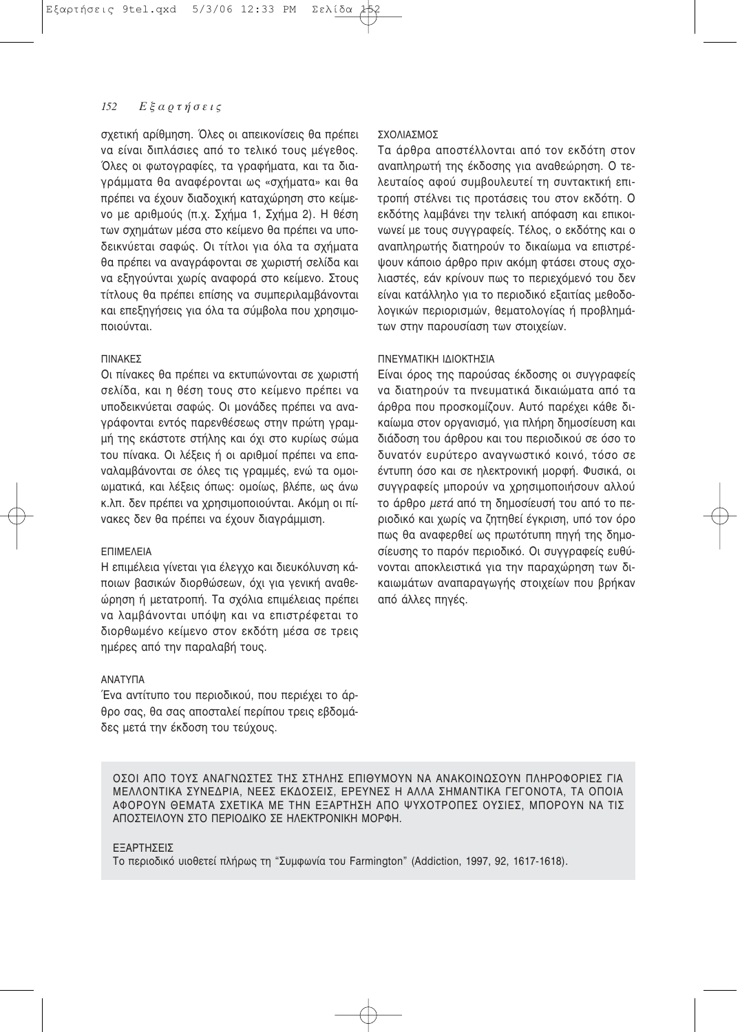σχετική αρίθμηση. Όλες οι απεικονίσεις θα πρέπει να είναι διπλάσιες από το τελικό τους μέγεθος. Όλες οι φωτογραφίες, τα γραφήματα, και τα διαγράμματα θα αναφέρονται ως «σχήματα» και θα πρέπει να έχουν διαδοχική καταχώρηση στο κείμενο με αριθμούς (π.χ. Σχήμα 1, Σχήμα 2). Η θέση των σχημάτων μέσα στο κείμενο θα πρέπει να υποδεικνύεται σαφώς. Οι τίτλοι για όλα τα σχήματα θα πρέπει να αναγράφονται σε χωριστή σελίδα και να εξηγούνται χωρίς αναφορά στο κείμενο. Στους τίτλους θα πρέπει επίσης να συμπεριλαμβάνονται και επεξηγήσεις για όλα τα σύμβολα που χρησιμοποιούνται.

### ΠΙΝΑΚΕΣ

Οι πίνακες θα πρέπει να εκτυπώνονται σε χωριστή σελίδα, και η θέση τους στο κείμενο πρέπει να υποδεικνύεται σαφώς. Οι μονάδες πρέπει να αναγράφονται εντός παρενθέσεως στην πρώτη γραμμή της εκάστοτε στήλης και όχι στο κυρίως σώμα του πίνακα. Οι λέξεις ή οι αριθμοί πρέπει να επαναλαμβάνονται σε όλες τις γραμμές, ενώ τα ομοιωματικά, και λέξεις όπως: ομοίως, βλέπε, ως άνω κ.λπ. δεν πρέπει να χρησιμοποιούνται. Ακόμη οι πίνακες δεν θα πρέπει να έχουν διαγράμμιση.

### ΕΠΙΜΕΛΕΙΑ

Η επιμέλεια γίνεται για έλεγχο και διευκόλυνση κάποιων βασικών διορθώσεων, όχι για γενική αναθεώρηση ή μετατροπή. Τα σχόλια επιμέλειας πρέπει να λαμβάνονται υπόψη και να επιστρέφεται το διορθωμένο κείμενο στον εκδότη μέσα σε τρεις ημέρες από την παραλαβή τους.

### ΑΝΑΤΥΠΑ

Ένα αντίτυπο του περιοδικού, που περιέχει το άρθρο σας, θα σας αποσταλεί περίπου τρεις εβδομάδες μετά την έκδοση του τεύχους.

### ΣΧΟΛΙΑΣΜΟΣ

Τα άρθρα αποστέλλονται από τον εκδότη στον αναπληρωτή της έκδοσης για αναθεώρηση. Ο τελευταίος αφού συμβουλευτεί τη συντακτική επιτροπή στέλνει τις προτάσεις του στον εκδότη. Ο εκδότης λαμβάνει την τελική απόφαση και επικοινωνεί με τους συγγραφείς. Τέλος, ο εκδότης και ο αναπληρωτής διατηρούν το δικαίωμα να επιστρέψουν κάποιο άρθρο πριν ακόμη φτάσει στους σχολιαστές, εάν κρίνουν πως το περιεχόμενό του δεν είναι κατάλληλο για το περιοδικό εξαιτίας μεθοδολογικών περιορισμών, θεματολογίας ή προβλημάτων στην παρουσίαση των στοιχείων.

### ΠΝΕΥΜΑΤΙΚΗ ΙΔΙΟΚΤΗΣΙΑ

Είναι όρος της παρούσας έκδοσης οι συγγραφείς να διατηρούν τα πνευματικά δικαιώματα από τα άρθρα που προσκομίζουν. Αυτό παρέχει κάθε δικαίωμα στον οργανισμό, για πλήρη δημοσίευση και διάδοση του άρθρου και του περιοδικού σε όσο το δυνατόν ευρύτερο αναγνωστικό κοινό, τόσο σε έντυπη όσο και σε ηλεκτρονική μορφή. Φυσικά, οι συγγραφείς μπορούν να χρησιμοποιήσουν αλλού το άρθρο *μετά* από τη δημοσίευσή του από το περιοδικό και χωρίς να ζητηθεί έγκριση, υπό τον όρο πως θα αναφερθεί ως πρωτότυπη πηγή της δημοσίευσης το παρόν περιοδικό. Οι συγγραφείς ευθύνονται αποκλειστικά για την παραχώρηση των δικαιωμάτων αναπαραγωγής στοιχείων που βρήκαν από άλλες πηγές.

ΟΣΟΙ ΑΠΟ ΤΟΥΣ ΑΝΑΓΝΩΣΤΕΣ ΤΗΣ ΣΤΗΛΗΣ ΕΠΙΘΥΜΟΥΝ ΝΑ ΑΝΑΚΟΙΝΩΣΟΥΝ ΠΛΗΡΟΦΟΡΙΕΣ ΓΙΑ ΜΕΛΛΟΝΤΙΚΑ ΣΥΝΕΔΡΙΑ, ΝΕΕΣ ΕΚΔΟΣΕΙΣ, ΕΡΕΥΝΕΣ Η ΑΛΛΑ ΣΗΜΑΝΤΙΚΑ ΓΕΓΟΝΟΤΑ, ΤΑ ΟΠΟΙΑ ΑΦΟΡΟΥΝ ΘΕΜΑΤΑ ΣΧΕΤΙΚΑ ΜΕ ΤΗΝ ΕΞΑΡΤΗΣΗ ΑΠΟ ΨΥΧΟΤΡΟΠΕΣ ΟΥΣΙΕΣ, ΜΠΟΡΟΥΝ ΝΑ ΤΙΣ ΑΠΟΣΤΕΙΛΟΥΝ ΣΤΟ ΠΕΡΙΟΔΙΚΟ ΣΕ ΗΛΕΚΤΡΟΝΙΚΗ ΜΟΡΦΗ.

ΕΞΑΡΤΗΣΕΙΣ

Το περιοδικό υιοθετεί πλήρως τη "Συμφωνία του Farmington" (Addiction, 1997, 92, 1617-1618).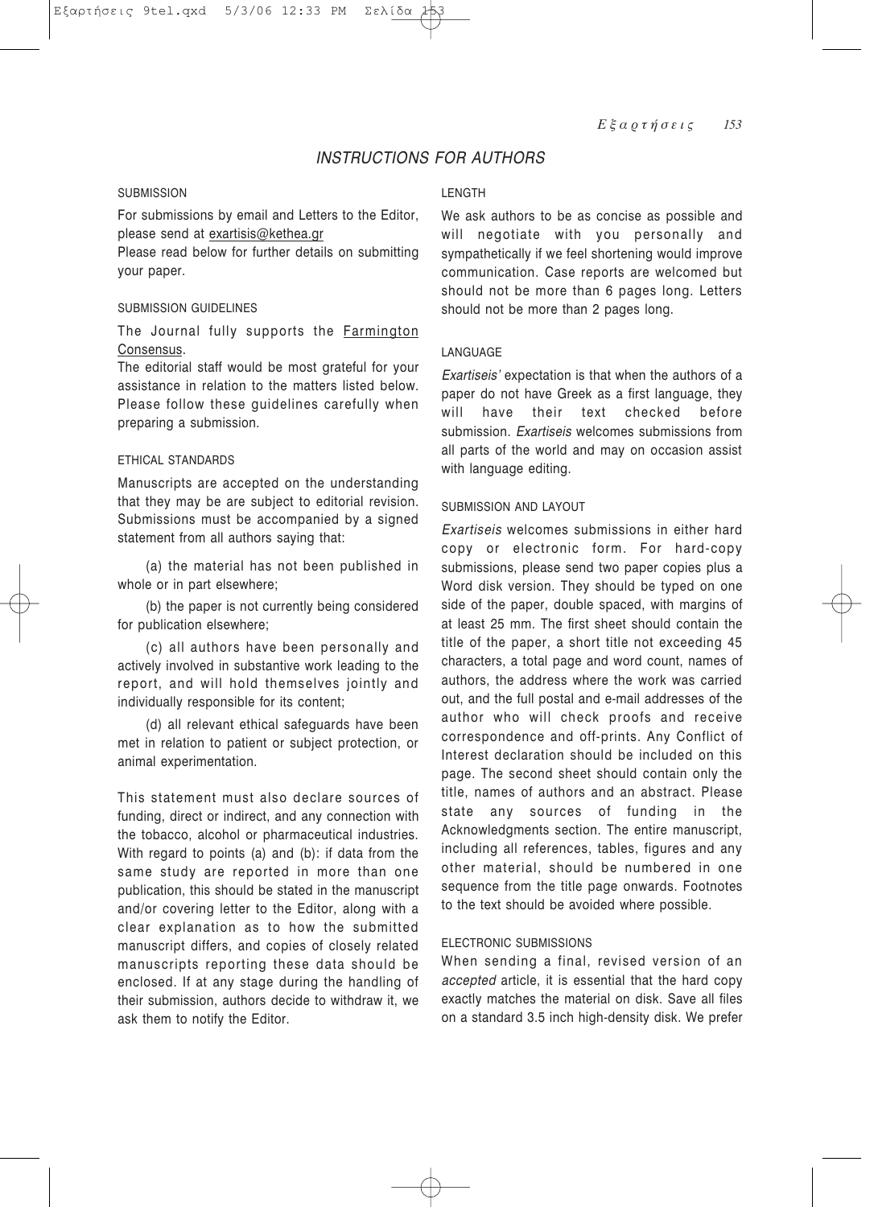# *INSTRUCTIONS FOR AUTHORS*

## SUBMISSION

For submissions by email and Letters to the Editor, please send at exartisis@kethea.gr

Please read below for further details on submitting your paper.

## SUBMISSION GUIDELINES

The Journal fully supports the Farmington Consensus.

The editorial staff would be most grateful for your assistance in relation to the matters listed below. Please follow these guidelines carefully when preparing a submission.

## ETHICAL STANDARDS

Manuscripts are accepted on the understanding that they may be are subject to editorial revision. Submissions must be accompanied by a signed statement from all authors saying that:

(a) the material has not been published in whole or in part elsewhere;

(b) the paper is not currently being considered for publication elsewhere;

(c) all authors have been personally and actively involved in substantive work leading to the report, and will hold themselves jointly and individually responsible for its content;

(d) all relevant ethical safeguards have been met in relation to patient or subject protection, or animal experimentation.

This statement must also declare sources of funding, direct or indirect, and any connection with the tobacco, alcohol or pharmaceutical industries. With regard to points (a) and (b): if data from the same study are reported in more than one publication, this should be stated in the manuscript and/or covering letter to the Editor, along with a clear explanation as to how the submitted manuscript differs, and copies of closely related manuscripts reporting these data should be enclosed. If at any stage during the handling of their submission, authors decide to withdraw it, we ask them to notify the Editor.

## LENGTH

We ask authors to be as concise as possible and will negotiate with you personally and sympathetically if we feel shortening would improve communication. Case reports are welcomed but should not be more than 6 pages long. Letters should not be more than 2 pages long.

## LANGUAGE

*Exartiseis'* expectation is that when the authors of a paper do not have Greek as a first language, they will have their text checked before submission. *Exartiseis* welcomes submissions from all parts of the world and may on occasion assist with language editing.

## SUBMISSION AND LAYOUT

*Exartiseis* welcomes submissions in either hard copy or electronic form. For hard-copy submissions, please send two paper copies plus a Word disk version. They should be typed on one side of the paper, double spaced, with margins of at least 25 mm. The first sheet should contain the title of the paper, a short title not exceeding 45 characters, a total page and word count, names of authors, the address where the work was carried out, and the full postal and e-mail addresses of the author who will check proofs and receive correspondence and off-prints. Any Conflict of Interest declaration should be included on this page. The second sheet should contain only the title, names of authors and an abstract. Please state any sources of funding in the Acknowledgments section. The entire manuscript, including all references, tables, figures and any other material, should be numbered in one sequence from the title page onwards. Footnotes to the text should be avoided where possible.

## ELECTRONIC SUBMISSIONS

When sending a final, revised version of an *accepted* article, it is essential that the hard copy exactly matches the material on disk. Save all files on a standard 3.5 inch high-density disk. We prefer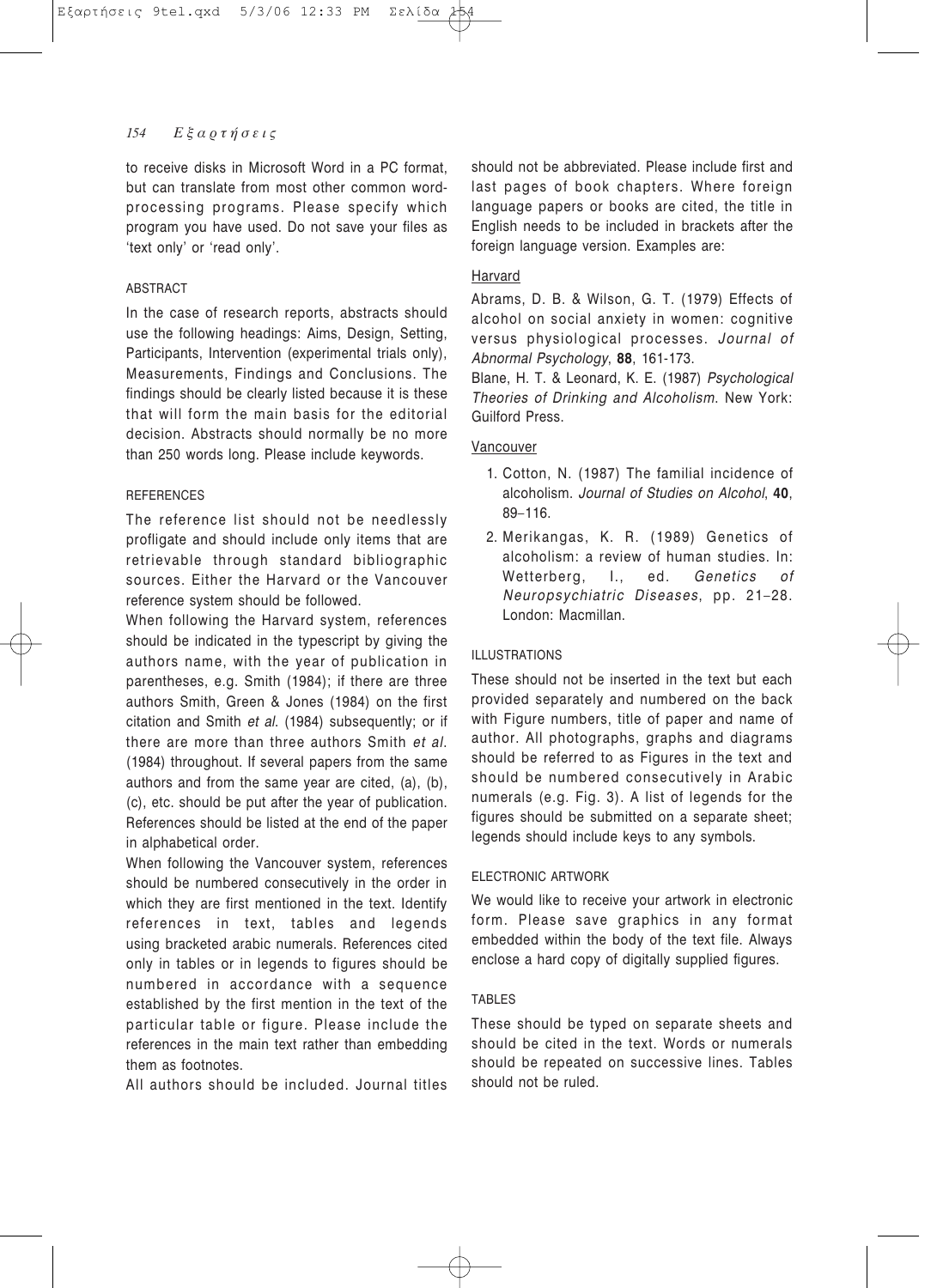to receive disks in Microsoft Word in a PC format, but can translate from most other common word-processing programs. Please specify which program you have used. Do not save your files as 'text only' or 'read only'.

### ABSTRACT

In the case of research reports, abstracts should use the following headings: Aims, Design, Setting, Participants, Intervention (experimental trials only), Measurements, Findings and Conclusions. The findings should be clearly listed because it is these that will form the main basis for the editorial decision. Abstracts should normally be no more than 250 words long. Please include keywords.

### REFERENCES

The reference list should not be needlessly profligate and should include only items that are retrievable through standard bibliographic sources. Either the Harvard or the Vancouver reference system should be followed.

When following the Harvard system, references should be indicated in the typescript by giving the authors name, with the year of publication in parentheses, e.g. Smith (1984); if there are three authors Smith, Green & Jones (1984) on the first citation and Smith *et al.* (1984) subsequently; or if there are more than three authors Smith *et al.* (1984) throughout. If several papers from the same authors and from the same year are cited, (a), (b), (c), etc. should be put after the year of publication. References should be listed at the end of the paper in alphabetical order.

When following the Vancouver system, references should be numbered consecutively in the order in which they are first mentioned in the text. Identify references in text, tables and legends using bracketed arabic numerals. References cited only in tables or in legends to figures should be numbered in accordance with a sequence established by the first mention in the text of the particular table or figure. Please include the references in the main text rather than embedding them as footnotes.

All authors should be included. Journal titles should not be abbreviated. Please include first and last pages of book chapters. Where foreign language papers or books are cited, the title in English needs to be included in brackets after the foreign language version. Examples are:

Harvard

Abrams, D. B. & Wilson, G. T. (1979) Effects of alcohol on social anxiety in women: cognitive versus physiological processes. *Journal of Abnormal Psychology*, **88**, 161-173.

Blane, H. T. & Leonard, K. E. (1987) *Psychological Theories of Drinking and Alcoholism*. New York: Guilford Press.

Vancouver

1. Cotton, N. (1987) The familial incidence of alcoholism. *Journal of Studies on Alcohol*, **40**, 89–116.
2. Merikangas, K. R. (1989) Genetics of alcoholism: a review of human studies. In: Wetterberg, I., ed. *Genetics of Neuropsychiatric Diseases*, pp. 21–28. London: Macmillan.

### ILLUSTRATIONS

These should not be inserted in the text but each provided separately and numbered on the back with Figure numbers, title of paper and name of author. All photographs, graphs and diagrams should be referred to as Figures in the text and should be numbered consecutively in Arabic numerals (e.g. Fig. 3). A list of legends for the figures should be submitted on a separate sheet; legends should include keys to any symbols.

### ELECTRONIC ARTWORK

We would like to receive your artwork in electronic form. Please save graphics in any format embedded within the body of the text file. Always enclose a hard copy of digitally supplied figures.

### TABLES

These should be typed on separate sheets and should be cited in the text. Words or numerals should be repeated on successive lines. Tables should not be ruled.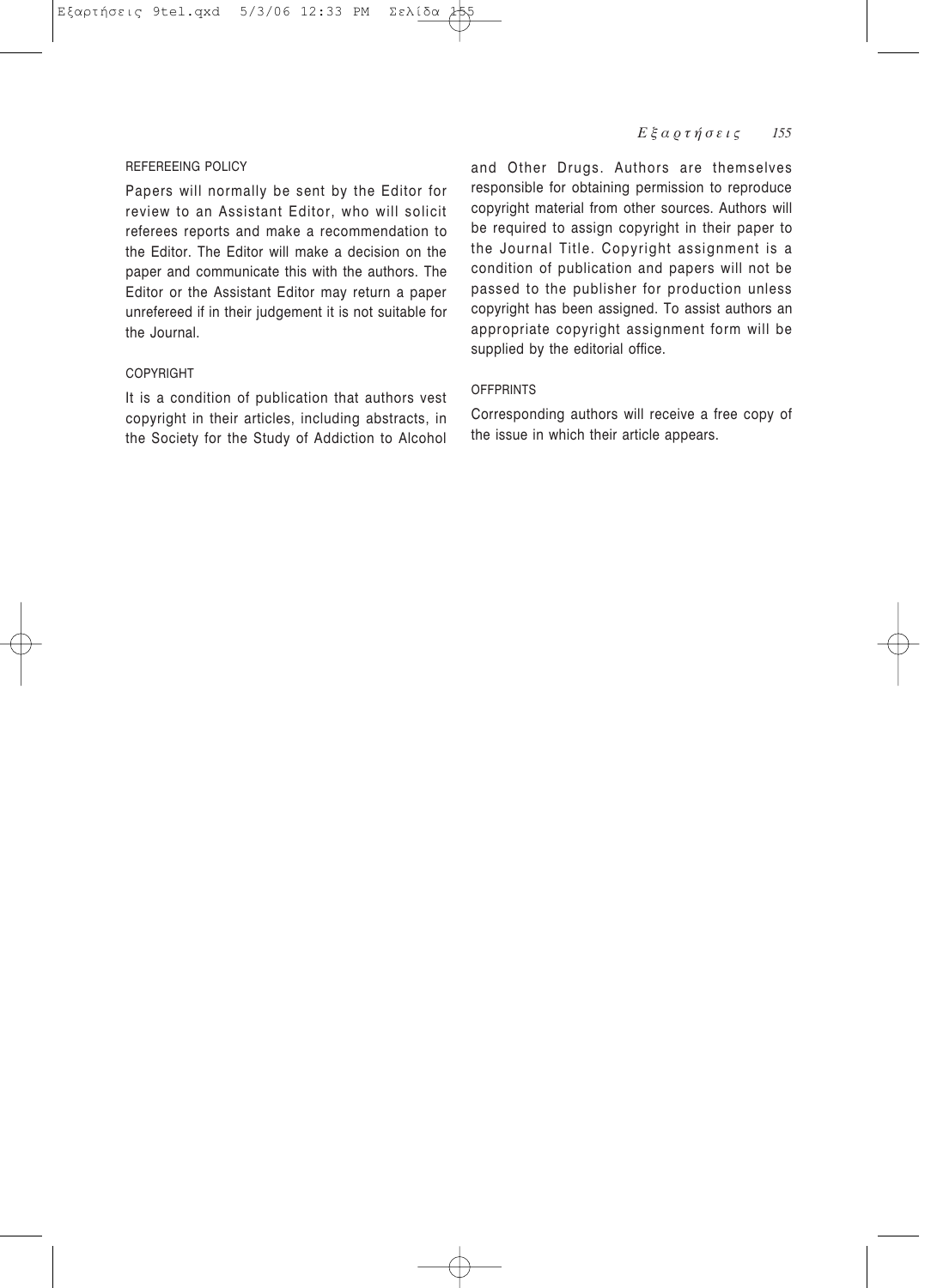### REFEREEING POLICY

Papers will normally be sent by the Editor for review to an Assistant Editor, who will solicit referees reports and make a recommendation to the Editor. The Editor will make a decision on the paper and communicate this with the authors. The Editor or the Assistant Editor may return a paper unrefereed if in their judgement it is not suitable for the Journal.

### COPYRIGHT

It is a condition of publication that authors vest copyright in their articles, including abstracts, in the Society for the Study of Addiction to Alcohol and Other Drugs. Authors are themselves responsible for obtaining permission to reproduce copyright material from other sources. Authors will be required to assign copyright in their paper to the Journal Title. Copyright assignment is a condition of publication and papers will not be passed to the publisher for production unless copyright has been assigned. To assist authors an appropriate copyright assignment form will be supplied by the editorial office.

### OFFPRINTS

Corresponding authors will receive a free copy of the issue in which their article appears.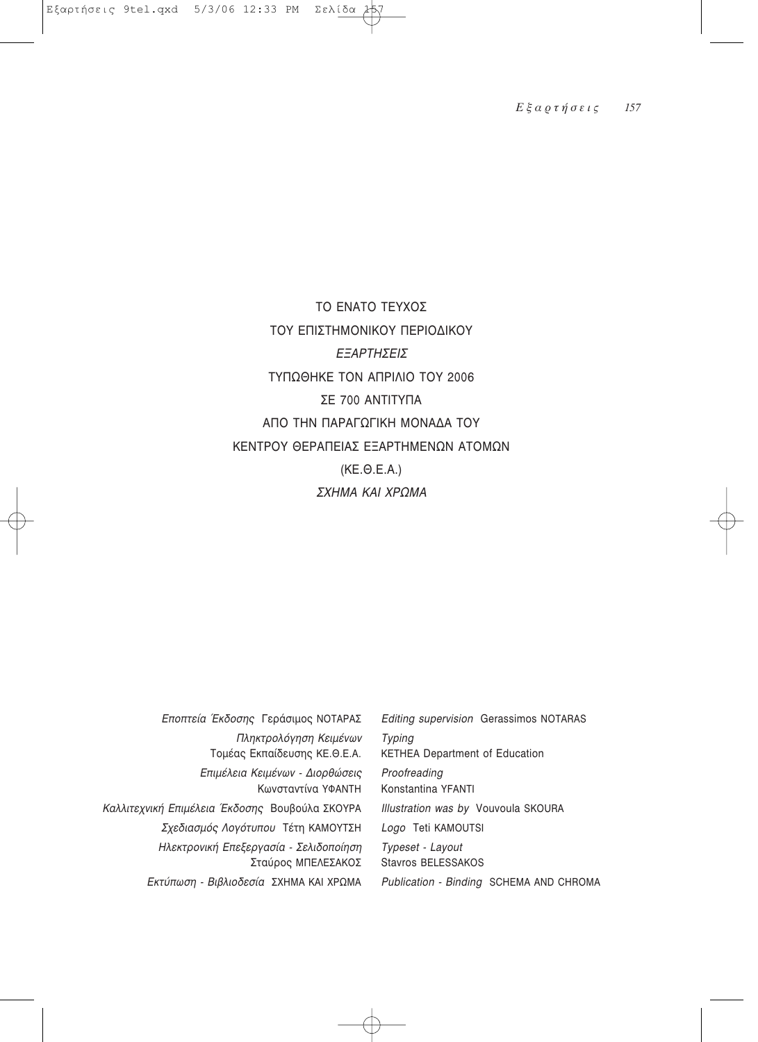ΤΟ ΕΝΑΤΟ ΤΕΥΧΟΣ

ΤΟΥ ΕΠΙΣΤΗΜΟΝΙΚΟΥ ΠΕΡΙΟΔΙΚΟΥ

*ΕΞΑΡΤΗΣΕΙΣ*

ΤΥΠΩΘΗΚΕ ΤΟΝ ΑΠΡΙΛΙΟ ΤΟΥ 2006

ΣΕ 700 ΑΝΤΙΤΥΠΑ

ΑΠΟ ΤΗΝ ΠΑΡΑΓΩΓΙΚΗ ΜΟΝΑΔΑ ΤΟΥ

ΚΕΝΤΡΟΥ ΘΕΡΑΠΕΙΑΣ ΕΞΑΡΤΗΜΕΝΩΝ ΑΤΟΜΩΝ

(ΚΕ.Θ.Ε.Α.)

*ΣΧΗΜΑ ΚΑΙ ΧΡΩΜΑ*

| | |
|---|---|
| *Εποπτεία Έκδοσης* Γεράσιμος ΝΟΤΑΡΑΣ | *Editing supervision* Gerassimos NOTARAS |
| *Πληκτρολόγηση Κειμένων* Τομέας Εκπαίδευσης ΚΕ.Θ.Ε.Α. | *Typing* KETHEA Department of Education |
| *Επιμέλεια Κειμένων - Διορθώσεις* Κωνσταντίνα ΥΦΑΝΤΗ | *Proofreading* Konstantina YFANTI |
| *Καλλιτεχνική Επιμέλεια Έκδοσης* Βουβούλα ΣΚΟΥΡΑ | *Illustration was by* Vouvoula SKOURA |
| *Σχεδιασμός Λογότυπου* Τέτη ΚΑΜΟΥΤΣΗ | *Logo* Teti KAMOUTSI |
| *Ηλεκτρονική Επεξεργασία - Σελιδοποίηση* Σταύρος ΜΠΕΛΕΣΑΚΟΣ | *Typeset - Layout* Stavros BELESSAKOS |
| *Εκτύπωση - Βιβλιοδεσία* ΣΧΗΜΑ ΚΑΙ ΧΡΩΜΑ | *Publication - Binding* SCHEMA AND CHROMA |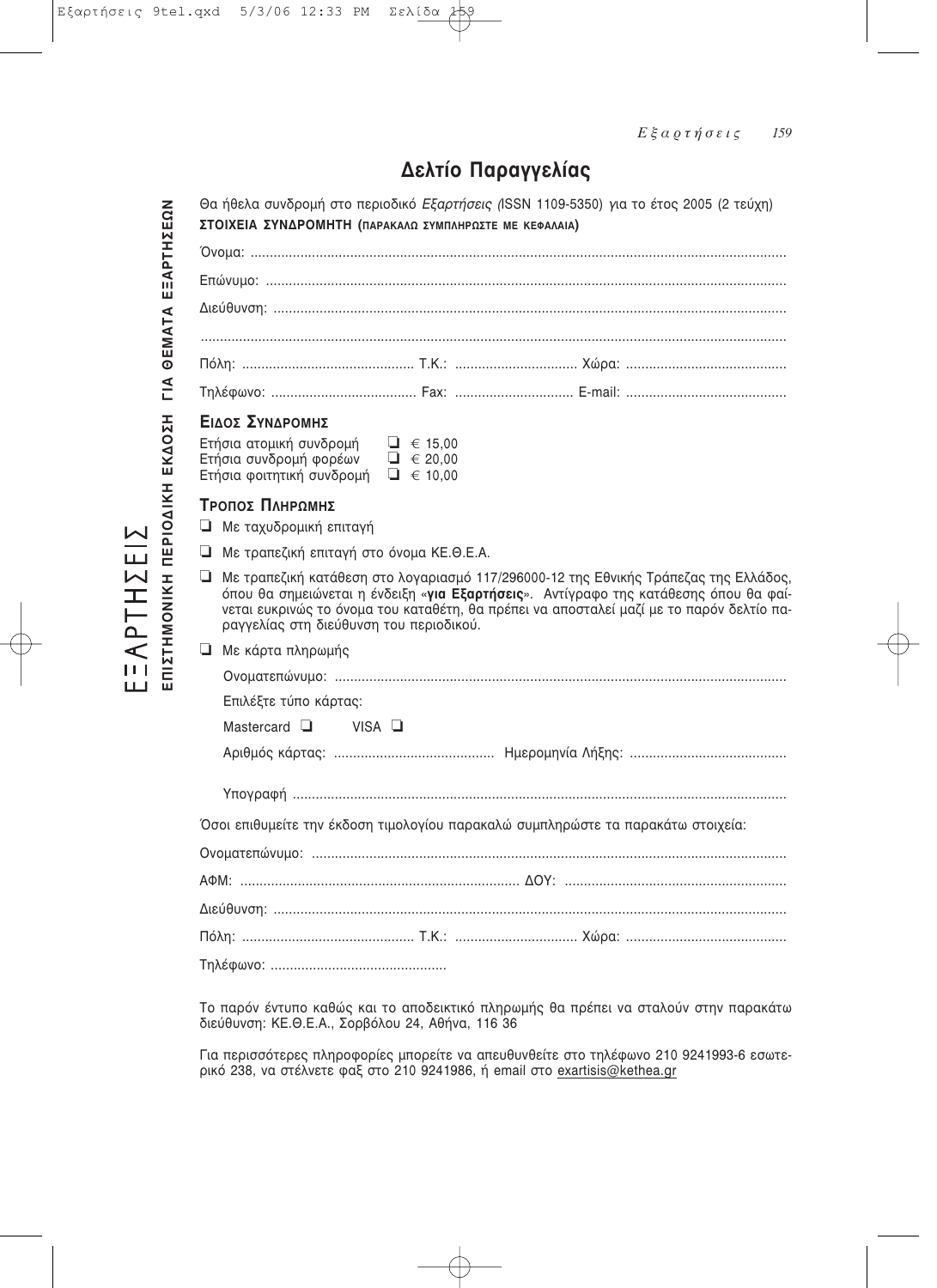# Δελτίο Παραγγελίας

Θα ήθελα συνδρομή στο περιοδικό *Εξαρτήσεις (*ISSN 1109-5350) για το έτος 2005 (2 τεύχη)

**ΣΤΟΙΧΕΙΑ ΣΥΝΔΡΟΜΗΤΗ (ΠΑΡΑΚΑΛΩ ΣΥΜΠΛΗΡΩΣΤΕ ΜΕ ΚΕΦΑΛΑΙΑ)**

Όνομα: ..........................................................................................................................................

Επώνυμο: .......................................................................................................................................

Διεύθυνση: .....................................................................................................................................

.......................................................................................................................................................

Πόλη: ............................................. Τ.Κ.: ................................ Χώρα: ..........................................

Τηλέφωνο: ...................................... Fax: ............................... E-mail: ..........................................

### ΕΙΔΟΣ ΣΥΝΔΡΟΜΗΣ

Ετήσια ατομική συνδρομή ❑ € 15,00
Ετήσια συνδρομή φορέων ❑ € 20,00
Ετήσια φοιτητική συνδρομή ❑ € 10,00

### ΤΡΟΠΟΣ ΠΛΗΡΩΜΗΣ

❑ Με ταχυδρομική επιταγή

❑ Με τραπεζική επιταγή στο όνομα ΚΕ.Θ.Ε.Α.

❑ Με τραπεζική κατάθεση στο λογαριασμό 117/296000-12 της Εθνικής Τράπεζας της Ελλάδος, όπου θα σημειώνεται η ένδειξη «**για Εξαρτήσεις**». Αντίγραφο της κατάθεσης όπου θα φαίνεται ευκρινώς το όνομα του καταθέτη, θα πρέπει να αποσταλεί μαζί με το παρόν δελτίο παραγγελίας στη διεύθυνση του περιοδικού.

❑ Με κάρτα πληρωμής

Ονοματεπώνυμο: .....................................................................................................................

Επιλέξτε τύπο κάρτας:

Mastercard ❑ VISA ❑

Αριθμός κάρτας: .......................................... Ημερομηνία Λήξης: .........................................

Υπογραφή .................................................................................................................................

Όσοι επιθυμείτε την έκδοση τιμολογίου παρακαλώ συμπληρώστε τα παρακάτω στοιχεία:

Ονοματεπώνυμο: ...........................................................................................................................

ΑΦΜ: ......................................................................... ΔΟΥ: .........................................................

Διεύθυνση: .....................................................................................................................................

Πόλη: ............................................. Τ.Κ.: ................................ Χώρα: ..........................................

Τηλέφωνο: ..............................................

Το παρόν έντυπο καθώς και το αποδεικτικό πληρωμής θα πρέπει να σταλούν στην παρακάτω διεύθυνση: ΚΕ.Θ.Ε.Α., Σορβόλου 24, Αθήνα, 116 36

Για περισσότερες πληροφορίες μπορείτε να απευθυνθείτε στο τηλέφωνο 210 9241993-6 εσωτερικό 238, να στέλνετε φαξ στο 210 9241986, ή email στο exartisis@kethea.gr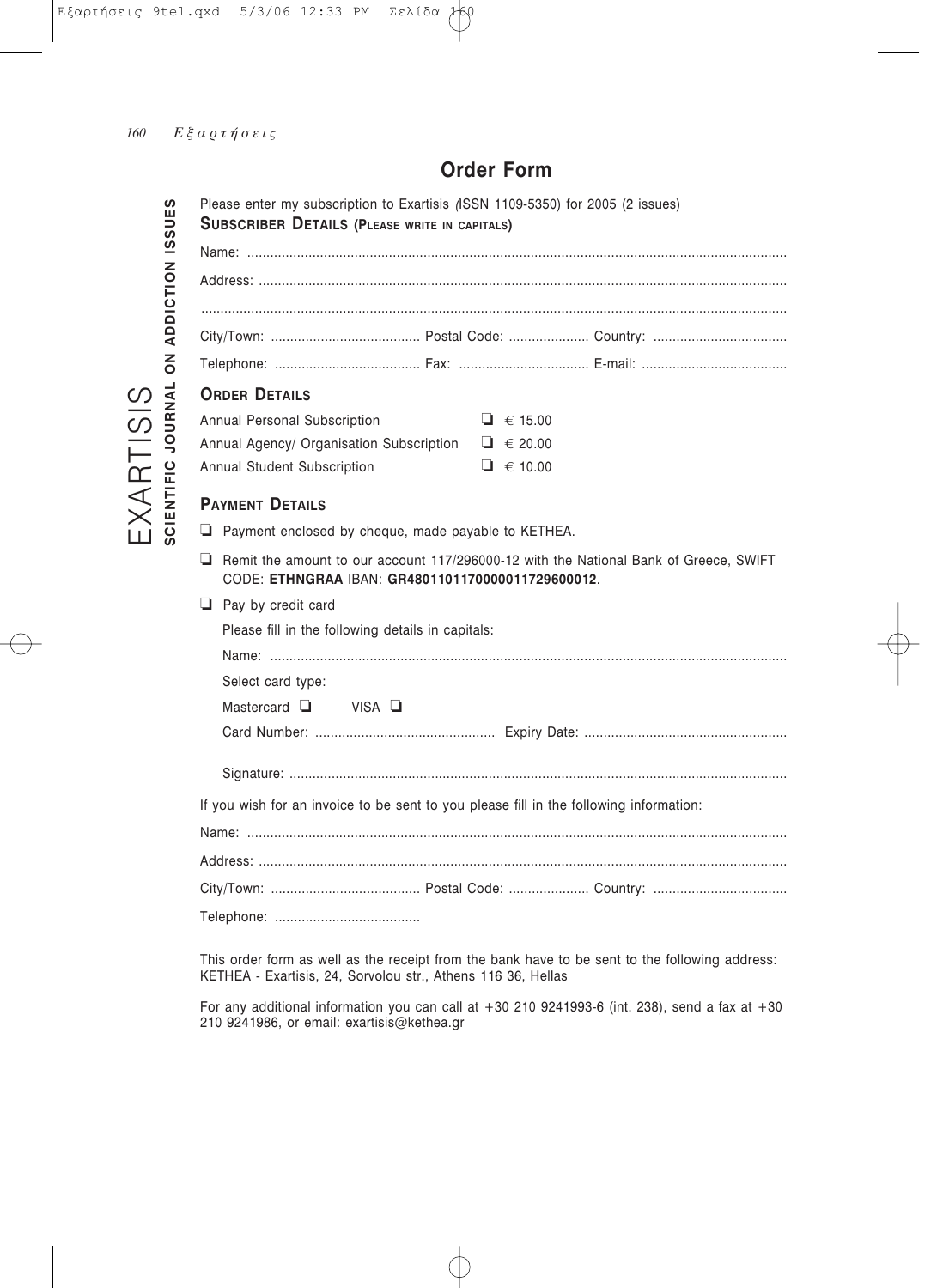## Order Form

EXARTISIS
**SCIENTIFIC JOURNAL ON ADDICTION ISSUES**

Please enter my subscription to Exartisis (ISSN 1109-5350) for 2005 (2 issues)

**SUBSCRIBER DETAILS (PLEASE WRITE IN CAPITALS)**

Name: ..........................................................................................................................................

Address: .......................................................................................................................................

.....................................................................................................................................................

City/Town: ....................................... Postal Code: ..................... Country: ...................................

Telephone: ...................................... Fax: .................................. E-mail: ......................................

**ORDER DETAILS**

| | |
|---|---|
| Annual Personal Subscription | ❑ € 15.00 |
| Annual Agency/ Organisation Subscription | ❑ € 20.00 |
| Annual Student Subscription | ❑ € 10.00 |

**PAYMENT DETAILS**

❑ Payment enclosed by cheque, made payable to KETHEA.

❑ Remit the amount to our account 117/296000-12 with the National Bank of Greece, SWIFT CODE: **ETHNGRAA** IBAN: **GR4801101170000011729600012**.

❑ Pay by credit card

Please fill in the following details in capitals:

Name: ..........................................................................................................................................

Select card type:

Mastercard ❑ VISA ❑

Card Number: ............................................... Expiry Date: .....................................................

Signature: .....................................................................................................................................

If you wish for an invoice to be sent to you please fill in the following information:

Name: ..........................................................................................................................................

Address: .......................................................................................................................................

City/Town: ....................................... Postal Code: ..................... Country: ...................................

Telephone: ......................................

This order form as well as the receipt from the bank have to be sent to the following address: KETHEA - Exartisis, 24, Sorvolou str., Athens 116 36, Hellas

For any additional information you can call at +30 210 9241993-6 (int. 238), send a fax at +30 210 9241986, or email: exartisis@kethea.gr